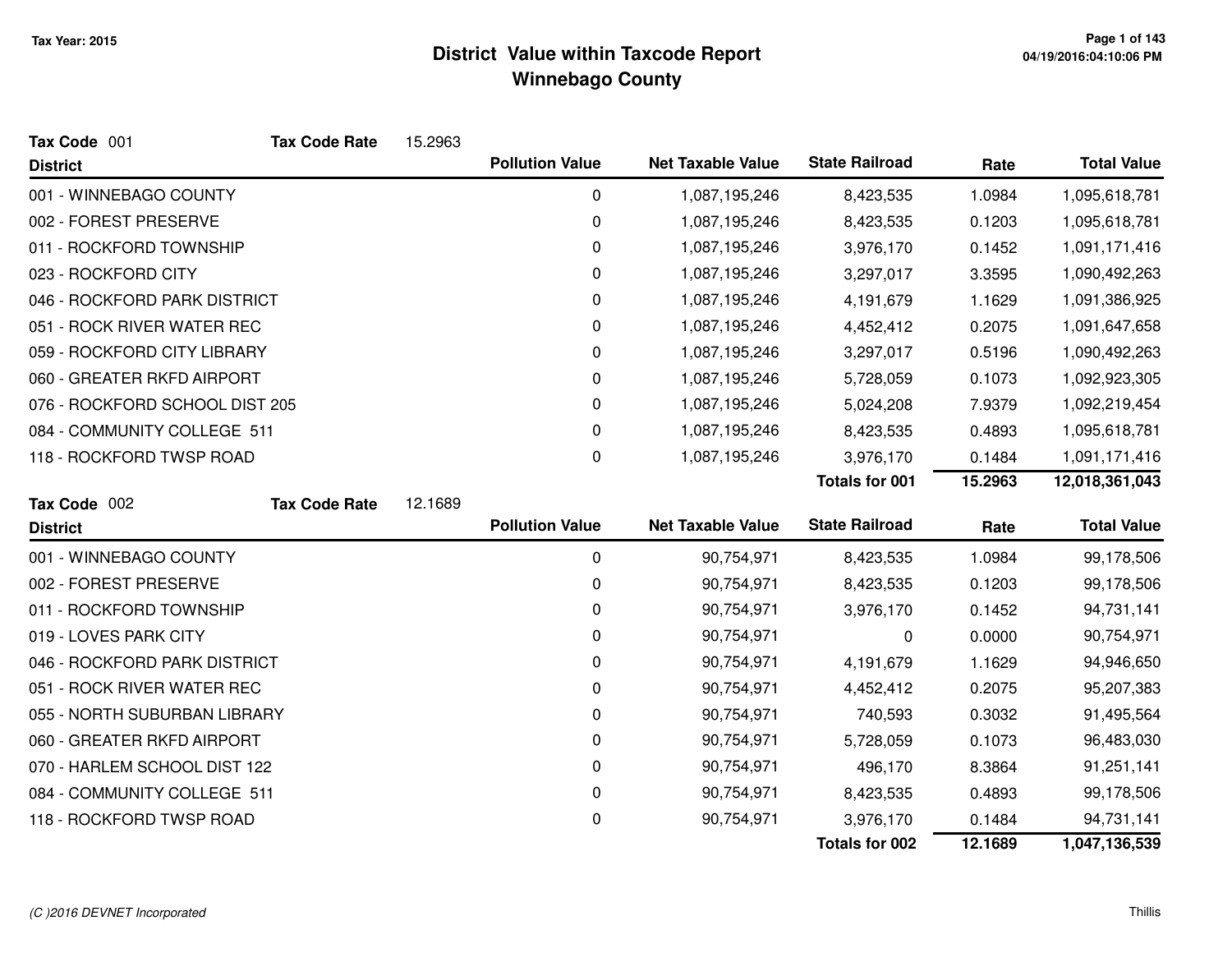# District Value within Taxcode Report
## Winnebago County

Tax Year: 2015

**Tax Code** 001 **Tax Code Rate** 15.2963

| District | Pollution Value | Net Taxable Value | State Railroad | Rate | Total Value |
|---|---|---|---|---|---|
| 001 - WINNEBAGO COUNTY | 0 | 1,087,195,246 | 8,423,535 | 1.0984 | 1,095,618,781 |
| 002 - FOREST PRESERVE | 0 | 1,087,195,246 | 8,423,535 | 0.1203 | 1,095,618,781 |
| 011 - ROCKFORD TOWNSHIP | 0 | 1,087,195,246 | 3,976,170 | 0.1452 | 1,091,171,416 |
| 023 - ROCKFORD CITY | 0 | 1,087,195,246 | 3,297,017 | 3.3595 | 1,090,492,263 |
| 046 - ROCKFORD PARK DISTRICT | 0 | 1,087,195,246 | 4,191,679 | 1.1629 | 1,091,386,925 |
| 051 - ROCK RIVER WATER REC | 0 | 1,087,195,246 | 4,452,412 | 0.2075 | 1,091,647,658 |
| 059 - ROCKFORD CITY LIBRARY | 0 | 1,087,195,246 | 3,297,017 | 0.5196 | 1,090,492,263 |
| 060 - GREATER RKFD AIRPORT | 0 | 1,087,195,246 | 5,728,059 | 0.1073 | 1,092,923,305 |
| 076 - ROCKFORD SCHOOL DIST 205 | 0 | 1,087,195,246 | 5,024,208 | 7.9379 | 1,092,219,454 |
| 084 - COMMUNITY COLLEGE 511 | 0 | 1,087,195,246 | 8,423,535 | 0.4893 | 1,095,618,781 |
| 118 - ROCKFORD TWSP ROAD | 0 | 1,087,195,246 | 3,976,170 | 0.1484 | 1,091,171,416 |
| | | | **Totals for 001** | **15.2963** | **12,018,361,043** |

**Tax Code** 002 **Tax Code Rate** 12.1689

| District | Pollution Value | Net Taxable Value | State Railroad | Rate | Total Value |
|---|---|---|---|---|---|
| 001 - WINNEBAGO COUNTY | 0 | 90,754,971 | 8,423,535 | 1.0984 | 99,178,506 |
| 002 - FOREST PRESERVE | 0 | 90,754,971 | 8,423,535 | 0.1203 | 99,178,506 |
| 011 - ROCKFORD TOWNSHIP | 0 | 90,754,971 | 3,976,170 | 0.1452 | 94,731,141 |
| 019 - LOVES PARK CITY | 0 | 90,754,971 | 0 | 0.0000 | 90,754,971 |
| 046 - ROCKFORD PARK DISTRICT | 0 | 90,754,971 | 4,191,679 | 1.1629 | 94,946,650 |
| 051 - ROCK RIVER WATER REC | 0 | 90,754,971 | 4,452,412 | 0.2075 | 95,207,383 |
| 055 - NORTH SUBURBAN LIBRARY | 0 | 90,754,971 | 740,593 | 0.3032 | 91,495,564 |
| 060 - GREATER RKFD AIRPORT | 0 | 90,754,971 | 5,728,059 | 0.1073 | 96,483,030 |
| 070 - HARLEM SCHOOL DIST 122 | 0 | 90,754,971 | 496,170 | 8.3864 | 91,251,141 |
| 084 - COMMUNITY COLLEGE 511 | 0 | 90,754,971 | 8,423,535 | 0.4893 | 99,178,506 |
| 118 - ROCKFORD TWSP ROAD | 0 | 90,754,971 | 3,976,170 | 0.1484 | 94,731,141 |
| | | | **Totals for 002** | **12.1689** | **1,047,136,539** |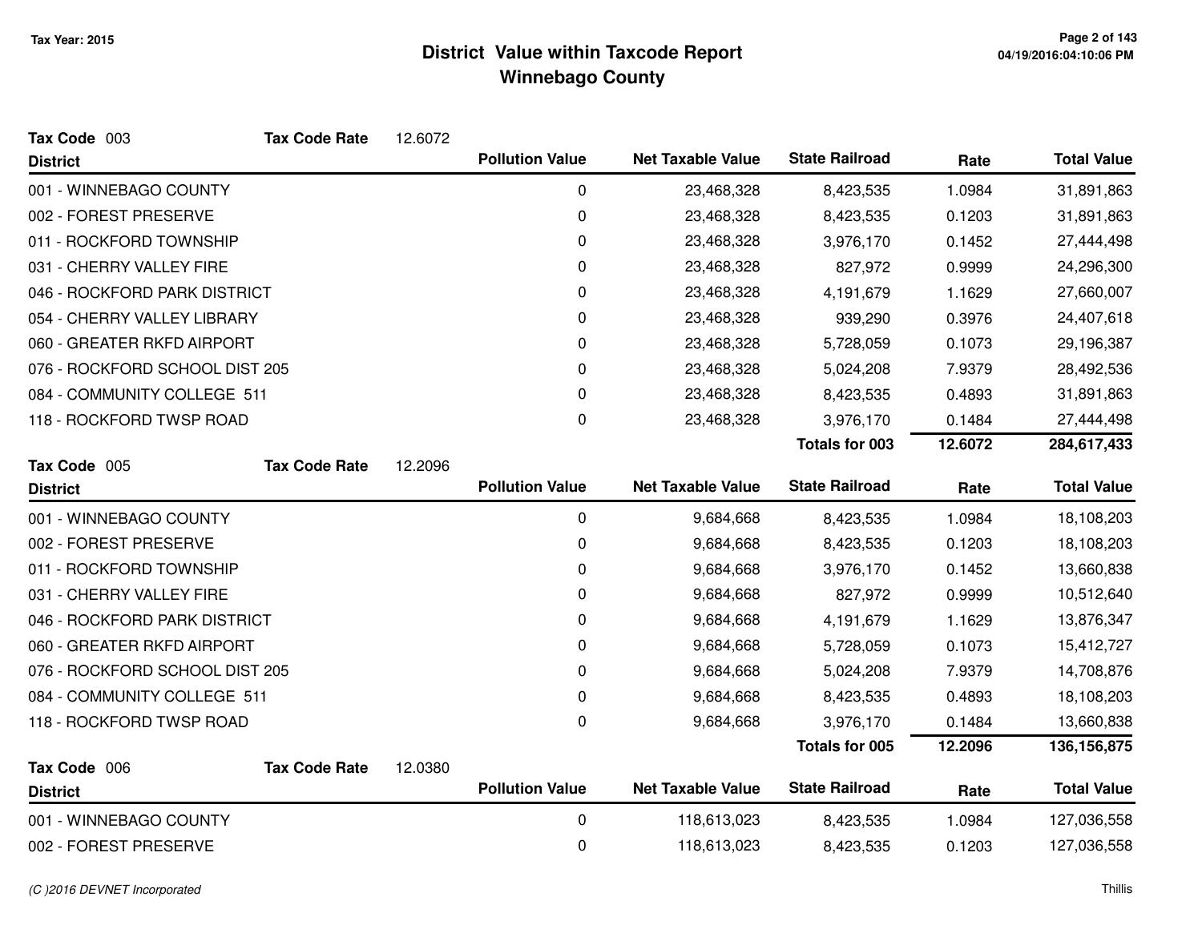# District Value within Taxcode Report
## Winnebago County

Tax Year: 2015

**Tax Code** 003 **Tax Code Rate** 12.6072

| District | Pollution Value | Net Taxable Value | State Railroad | Rate | Total Value |
|---|---|---|---|---|---|
| 001 - WINNEBAGO COUNTY | 0 | 23,468,328 | 8,423,535 | 1.0984 | 31,891,863 |
| 002 - FOREST PRESERVE | 0 | 23,468,328 | 8,423,535 | 0.1203 | 31,891,863 |
| 011 - ROCKFORD TOWNSHIP | 0 | 23,468,328 | 3,976,170 | 0.1452 | 27,444,498 |
| 031 - CHERRY VALLEY FIRE | 0 | 23,468,328 | 827,972 | 0.9999 | 24,296,300 |
| 046 - ROCKFORD PARK DISTRICT | 0 | 23,468,328 | 4,191,679 | 1.1629 | 27,660,007 |
| 054 - CHERRY VALLEY LIBRARY | 0 | 23,468,328 | 939,290 | 0.3976 | 24,407,618 |
| 060 - GREATER RKFD AIRPORT | 0 | 23,468,328 | 5,728,059 | 0.1073 | 29,196,387 |
| 076 - ROCKFORD SCHOOL DIST 205 | 0 | 23,468,328 | 5,024,208 | 7.9379 | 28,492,536 |
| 084 - COMMUNITY COLLEGE 511 | 0 | 23,468,328 | 8,423,535 | 0.4893 | 31,891,863 |
| 118 - ROCKFORD TWSP ROAD | 0 | 23,468,328 | 3,976,170 | 0.1484 | 27,444,498 |
| | | | **Totals for 003** | **12.6072** | **284,617,433** |

**Tax Code** 005 **Tax Code Rate** 12.2096

| District | Pollution Value | Net Taxable Value | State Railroad | Rate | Total Value |
|---|---|---|---|---|---|
| 001 - WINNEBAGO COUNTY | 0 | 9,684,668 | 8,423,535 | 1.0984 | 18,108,203 |
| 002 - FOREST PRESERVE | 0 | 9,684,668 | 8,423,535 | 0.1203 | 18,108,203 |
| 011 - ROCKFORD TOWNSHIP | 0 | 9,684,668 | 3,976,170 | 0.1452 | 13,660,838 |
| 031 - CHERRY VALLEY FIRE | 0 | 9,684,668 | 827,972 | 0.9999 | 10,512,640 |
| 046 - ROCKFORD PARK DISTRICT | 0 | 9,684,668 | 4,191,679 | 1.1629 | 13,876,347 |
| 060 - GREATER RKFD AIRPORT | 0 | 9,684,668 | 5,728,059 | 0.1073 | 15,412,727 |
| 076 - ROCKFORD SCHOOL DIST 205 | 0 | 9,684,668 | 5,024,208 | 7.9379 | 14,708,876 |
| 084 - COMMUNITY COLLEGE 511 | 0 | 9,684,668 | 8,423,535 | 0.4893 | 18,108,203 |
| 118 - ROCKFORD TWSP ROAD | 0 | 9,684,668 | 3,976,170 | 0.1484 | 13,660,838 |
| | | | **Totals for 005** | **12.2096** | **136,156,875** |

**Tax Code** 006 **Tax Code Rate** 12.0380

| District | Pollution Value | Net Taxable Value | State Railroad | Rate | Total Value |
|---|---|---|---|---|---|
| 001 - WINNEBAGO COUNTY | 0 | 118,613,023 | 8,423,535 | 1.0984 | 127,036,558 |
| 002 - FOREST PRESERVE | 0 | 118,613,023 | 8,423,535 | 0.1203 | 127,036,558 |

*(C )2016 DEVNET Incorporated*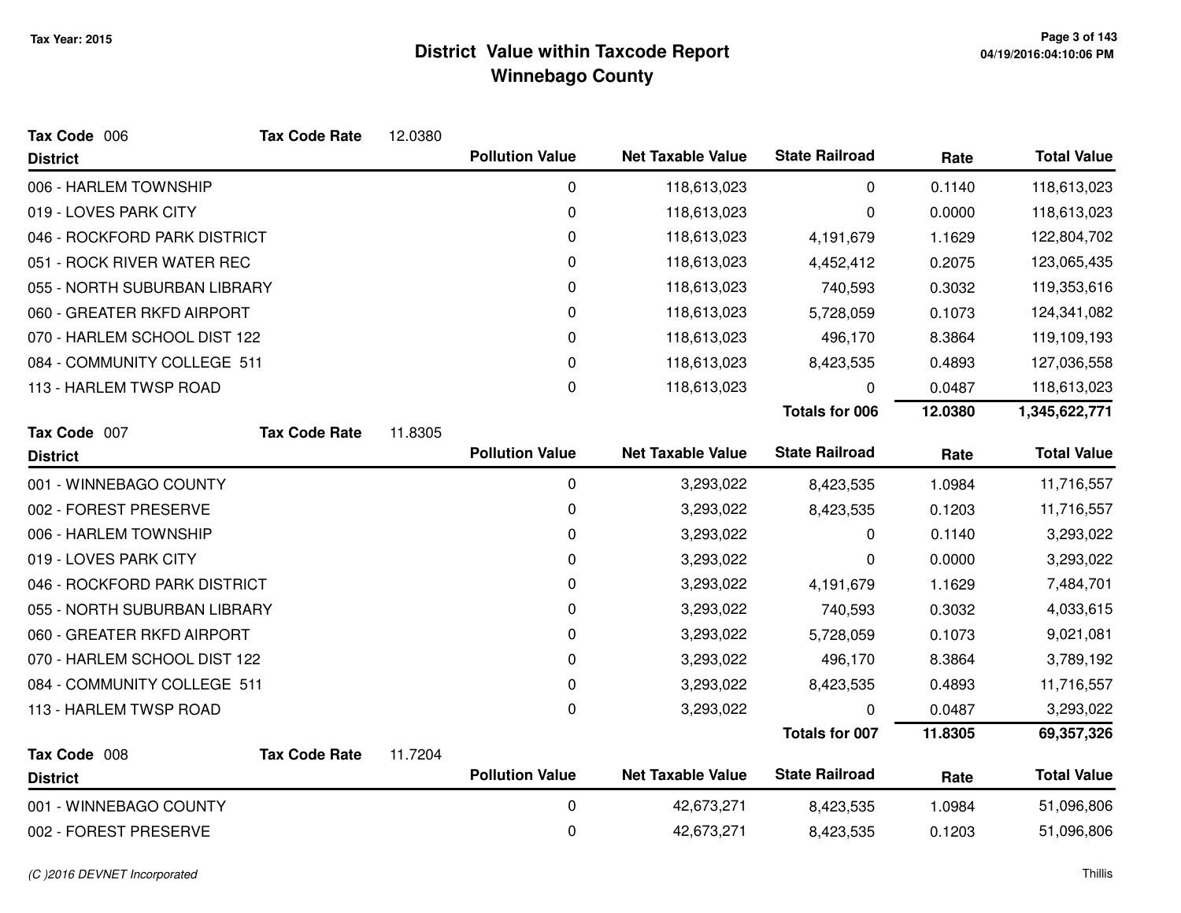**Tax Year: 2015**

# District Value within Taxcode Report
## Winnebago County

**Tax Code** 006 **Tax Code Rate** 12.0380

| District | Pollution Value | Net Taxable Value | State Railroad | Rate | Total Value |
|---|---|---|---|---|---|
| 006 - HARLEM TOWNSHIP | 0 | 118,613,023 | 0 | 0.1140 | 118,613,023 |
| 019 - LOVES PARK CITY | 0 | 118,613,023 | 0 | 0.0000 | 118,613,023 |
| 046 - ROCKFORD PARK DISTRICT | 0 | 118,613,023 | 4,191,679 | 1.1629 | 122,804,702 |
| 051 - ROCK RIVER WATER REC | 0 | 118,613,023 | 4,452,412 | 0.2075 | 123,065,435 |
| 055 - NORTH SUBURBAN LIBRARY | 0 | 118,613,023 | 740,593 | 0.3032 | 119,353,616 |
| 060 - GREATER RKFD AIRPORT | 0 | 118,613,023 | 5,728,059 | 0.1073 | 124,341,082 |
| 070 - HARLEM SCHOOL DIST 122 | 0 | 118,613,023 | 496,170 | 8.3864 | 119,109,193 |
| 084 - COMMUNITY COLLEGE 511 | 0 | 118,613,023 | 8,423,535 | 0.4893 | 127,036,558 |
| 113 - HARLEM TWSP ROAD | 0 | 118,613,023 | 0 | 0.0487 | 118,613,023 |
| | | | **Totals for 006** | **12.0380** | **1,345,622,771** |

**Tax Code** 007 **Tax Code Rate** 11.8305

| District | Pollution Value | Net Taxable Value | State Railroad | Rate | Total Value |
|---|---|---|---|---|---|
| 001 - WINNEBAGO COUNTY | 0 | 3,293,022 | 8,423,535 | 1.0984 | 11,716,557 |
| 002 - FOREST PRESERVE | 0 | 3,293,022 | 8,423,535 | 0.1203 | 11,716,557 |
| 006 - HARLEM TOWNSHIP | 0 | 3,293,022 | 0 | 0.1140 | 3,293,022 |
| 019 - LOVES PARK CITY | 0 | 3,293,022 | 0 | 0.0000 | 3,293,022 |
| 046 - ROCKFORD PARK DISTRICT | 0 | 3,293,022 | 4,191,679 | 1.1629 | 7,484,701 |
| 055 - NORTH SUBURBAN LIBRARY | 0 | 3,293,022 | 740,593 | 0.3032 | 4,033,615 |
| 060 - GREATER RKFD AIRPORT | 0 | 3,293,022 | 5,728,059 | 0.1073 | 9,021,081 |
| 070 - HARLEM SCHOOL DIST 122 | 0 | 3,293,022 | 496,170 | 8.3864 | 3,789,192 |
| 084 - COMMUNITY COLLEGE 511 | 0 | 3,293,022 | 8,423,535 | 0.4893 | 11,716,557 |
| 113 - HARLEM TWSP ROAD | 0 | 3,293,022 | 0 | 0.0487 | 3,293,022 |
| | | | **Totals for 007** | **11.8305** | **69,357,326** |

**Tax Code** 008 **Tax Code Rate** 11.7204

| District | Pollution Value | Net Taxable Value | State Railroad | Rate | Total Value |
|---|---|---|---|---|---|
| 001 - WINNEBAGO COUNTY | 0 | 42,673,271 | 8,423,535 | 1.0984 | 51,096,806 |
| 002 - FOREST PRESERVE | 0 | 42,673,271 | 8,423,535 | 0.1203 | 51,096,806 |

*(C )2016 DEVNET Incorporated*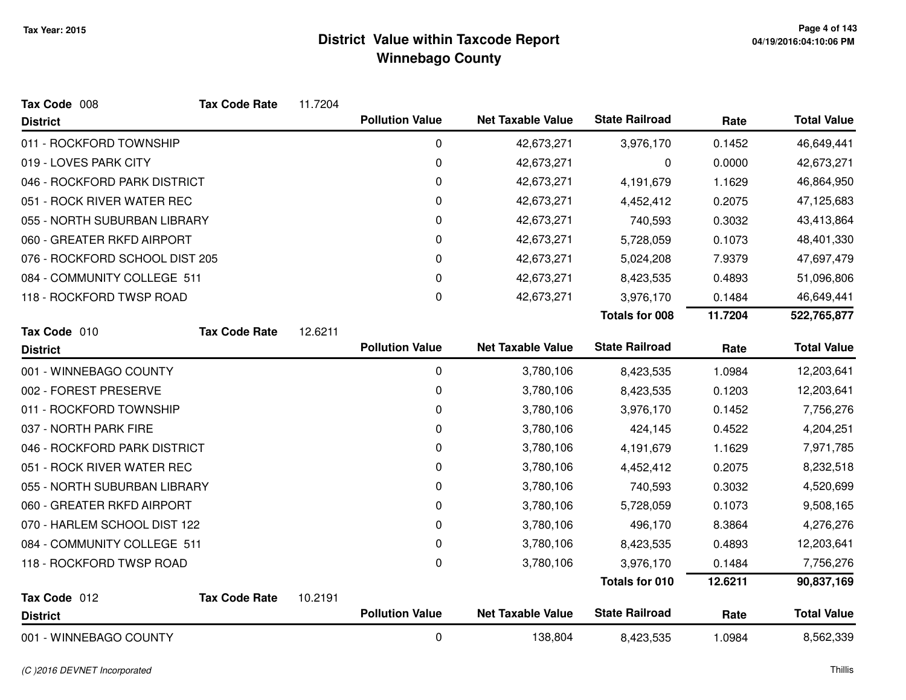# District Value within Taxcode Report
## Winnebago County

Tax Year: 2015

**Tax Code** 008 **Tax Code Rate** 11.7204

| District | Pollution Value | Net Taxable Value | State Railroad | Rate | Total Value |
|---|---|---|---|---|---|
| 011 - ROCKFORD TOWNSHIP | 0 | 42,673,271 | 3,976,170 | 0.1452 | 46,649,441 |
| 019 - LOVES PARK CITY | 0 | 42,673,271 | 0 | 0.0000 | 42,673,271 |
| 046 - ROCKFORD PARK DISTRICT | 0 | 42,673,271 | 4,191,679 | 1.1629 | 46,864,950 |
| 051 - ROCK RIVER WATER REC | 0 | 42,673,271 | 4,452,412 | 0.2075 | 47,125,683 |
| 055 - NORTH SUBURBAN LIBRARY | 0 | 42,673,271 | 740,593 | 0.3032 | 43,413,864 |
| 060 - GREATER RKFD AIRPORT | 0 | 42,673,271 | 5,728,059 | 0.1073 | 48,401,330 |
| 076 - ROCKFORD SCHOOL DIST 205 | 0 | 42,673,271 | 5,024,208 | 7.9379 | 47,697,479 |
| 084 - COMMUNITY COLLEGE 511 | 0 | 42,673,271 | 8,423,535 | 0.4893 | 51,096,806 |
| 118 - ROCKFORD TWSP ROAD | 0 | 42,673,271 | 3,976,170 | 0.1484 | 46,649,441 |
| | | | **Totals for 008** | **11.7204** | **522,765,877** |

**Tax Code** 010 **Tax Code Rate** 12.6211

| District | Pollution Value | Net Taxable Value | State Railroad | Rate | Total Value |
|---|---|---|---|---|---|
| 001 - WINNEBAGO COUNTY | 0 | 3,780,106 | 8,423,535 | 1.0984 | 12,203,641 |
| 002 - FOREST PRESERVE | 0 | 3,780,106 | 8,423,535 | 0.1203 | 12,203,641 |
| 011 - ROCKFORD TOWNSHIP | 0 | 3,780,106 | 3,976,170 | 0.1452 | 7,756,276 |
| 037 - NORTH PARK FIRE | 0 | 3,780,106 | 424,145 | 0.4522 | 4,204,251 |
| 046 - ROCKFORD PARK DISTRICT | 0 | 3,780,106 | 4,191,679 | 1.1629 | 7,971,785 |
| 051 - ROCK RIVER WATER REC | 0 | 3,780,106 | 4,452,412 | 0.2075 | 8,232,518 |
| 055 - NORTH SUBURBAN LIBRARY | 0 | 3,780,106 | 740,593 | 0.3032 | 4,520,699 |
| 060 - GREATER RKFD AIRPORT | 0 | 3,780,106 | 5,728,059 | 0.1073 | 9,508,165 |
| 070 - HARLEM SCHOOL DIST 122 | 0 | 3,780,106 | 496,170 | 8.3864 | 4,276,276 |
| 084 - COMMUNITY COLLEGE 511 | 0 | 3,780,106 | 8,423,535 | 0.4893 | 12,203,641 |
| 118 - ROCKFORD TWSP ROAD | 0 | 3,780,106 | 3,976,170 | 0.1484 | 7,756,276 |
| | | | **Totals for 010** | **12.6211** | **90,837,169** |

**Tax Code** 012 **Tax Code Rate** 10.2191

| District | Pollution Value | Net Taxable Value | State Railroad | Rate | Total Value |
|---|---|---|---|---|---|
| 001 - WINNEBAGO COUNTY | 0 | 138,804 | 8,423,535 | 1.0984 | 8,562,339 |

(C )2016 DEVNET Incorporated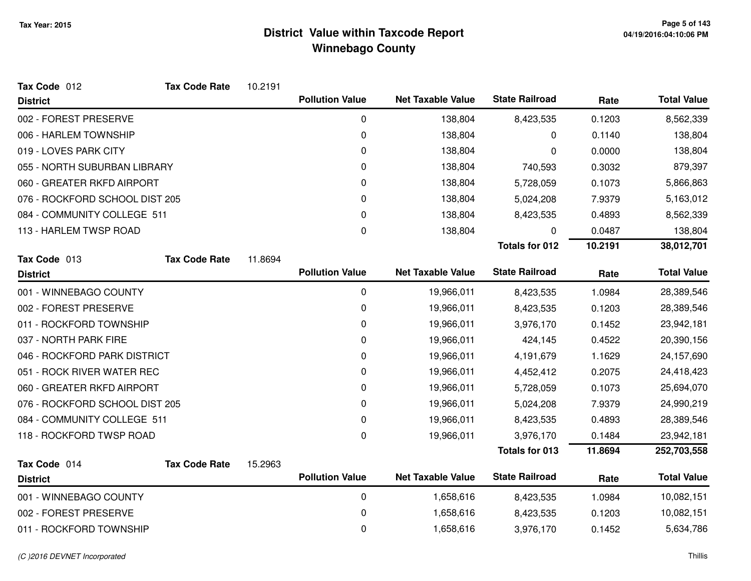# District Value within Taxcode Report
## Winnebago County

Tax Year: 2015

**Tax Code** 012 **Tax Code Rate** 10.2191

| District | Pollution Value | Net Taxable Value | State Railroad | Rate | Total Value |
|---|---|---|---|---|---|
| 002 - FOREST PRESERVE | 0 | 138,804 | 8,423,535 | 0.1203 | 8,562,339 |
| 006 - HARLEM TOWNSHIP | 0 | 138,804 | 0 | 0.1140 | 138,804 |
| 019 - LOVES PARK CITY | 0 | 138,804 | 0 | 0.0000 | 138,804 |
| 055 - NORTH SUBURBAN LIBRARY | 0 | 138,804 | 740,593 | 0.3032 | 879,397 |
| 060 - GREATER RKFD AIRPORT | 0 | 138,804 | 5,728,059 | 0.1073 | 5,866,863 |
| 076 - ROCKFORD SCHOOL DIST 205 | 0 | 138,804 | 5,024,208 | 7.9379 | 5,163,012 |
| 084 - COMMUNITY COLLEGE 511 | 0 | 138,804 | 8,423,535 | 0.4893 | 8,562,339 |
| 113 - HARLEM TWSP ROAD | 0 | 138,804 | 0 | 0.0487 | 138,804 |
| | | | **Totals for 012** | **10.2191** | **38,012,701** |

**Tax Code** 013 **Tax Code Rate** 11.8694

| District | Pollution Value | Net Taxable Value | State Railroad | Rate | Total Value |
|---|---|---|---|---|---|
| 001 - WINNEBAGO COUNTY | 0 | 19,966,011 | 8,423,535 | 1.0984 | 28,389,546 |
| 002 - FOREST PRESERVE | 0 | 19,966,011 | 8,423,535 | 0.1203 | 28,389,546 |
| 011 - ROCKFORD TOWNSHIP | 0 | 19,966,011 | 3,976,170 | 0.1452 | 23,942,181 |
| 037 - NORTH PARK FIRE | 0 | 19,966,011 | 424,145 | 0.4522 | 20,390,156 |
| 046 - ROCKFORD PARK DISTRICT | 0 | 19,966,011 | 4,191,679 | 1.1629 | 24,157,690 |
| 051 - ROCK RIVER WATER REC | 0 | 19,966,011 | 4,452,412 | 0.2075 | 24,418,423 |
| 060 - GREATER RKFD AIRPORT | 0 | 19,966,011 | 5,728,059 | 0.1073 | 25,694,070 |
| 076 - ROCKFORD SCHOOL DIST 205 | 0 | 19,966,011 | 5,024,208 | 7.9379 | 24,990,219 |
| 084 - COMMUNITY COLLEGE 511 | 0 | 19,966,011 | 8,423,535 | 0.4893 | 28,389,546 |
| 118 - ROCKFORD TWSP ROAD | 0 | 19,966,011 | 3,976,170 | 0.1484 | 23,942,181 |
| | | | **Totals for 013** | **11.8694** | **252,703,558** |

**Tax Code** 014 **Tax Code Rate** 15.2963

| District | Pollution Value | Net Taxable Value | State Railroad | Rate | Total Value |
|---|---|---|---|---|---|
| 001 - WINNEBAGO COUNTY | 0 | 1,658,616 | 8,423,535 | 1.0984 | 10,082,151 |
| 002 - FOREST PRESERVE | 0 | 1,658,616 | 8,423,535 | 0.1203 | 10,082,151 |
| 011 - ROCKFORD TOWNSHIP | 0 | 1,658,616 | 3,976,170 | 0.1452 | 5,634,786 |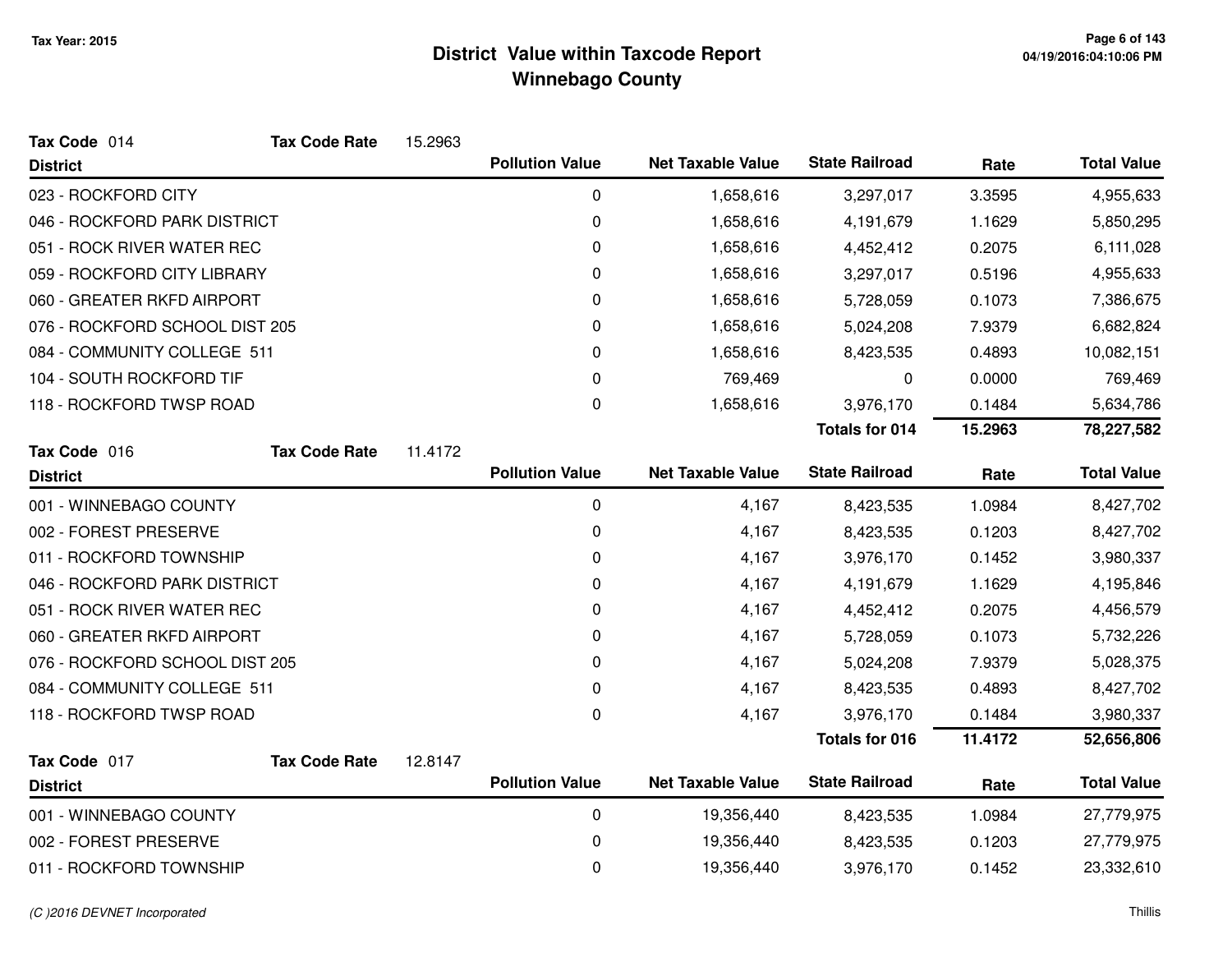# District Value within Taxcode Report
## Winnebago County

Tax Year: 2015

**Tax Code** 014 **Tax Code Rate** 15.2963

| District | Pollution Value | Net Taxable Value | State Railroad | Rate | Total Value |
|---|---|---|---|---|---|
| 023 - ROCKFORD CITY | 0 | 1,658,616 | 3,297,017 | 3.3595 | 4,955,633 |
| 046 - ROCKFORD PARK DISTRICT | 0 | 1,658,616 | 4,191,679 | 1.1629 | 5,850,295 |
| 051 - ROCK RIVER WATER REC | 0 | 1,658,616 | 4,452,412 | 0.2075 | 6,111,028 |
| 059 - ROCKFORD CITY LIBRARY | 0 | 1,658,616 | 3,297,017 | 0.5196 | 4,955,633 |
| 060 - GREATER RKFD AIRPORT | 0 | 1,658,616 | 5,728,059 | 0.1073 | 7,386,675 |
| 076 - ROCKFORD SCHOOL DIST 205 | 0 | 1,658,616 | 5,024,208 | 7.9379 | 6,682,824 |
| 084 - COMMUNITY COLLEGE 511 | 0 | 1,658,616 | 8,423,535 | 0.4893 | 10,082,151 |
| 104 - SOUTH ROCKFORD TIF | 0 | 769,469 | 0 | 0.0000 | 769,469 |
| 118 - ROCKFORD TWSP ROAD | 0 | 1,658,616 | 3,976,170 | 0.1484 | 5,634,786 |
| | | | **Totals for 014** | **15.2963** | **78,227,582** |

**Tax Code** 016 **Tax Code Rate** 11.4172

| District | Pollution Value | Net Taxable Value | State Railroad | Rate | Total Value |
|---|---|---|---|---|---|
| 001 - WINNEBAGO COUNTY | 0 | 4,167 | 8,423,535 | 1.0984 | 8,427,702 |
| 002 - FOREST PRESERVE | 0 | 4,167 | 8,423,535 | 0.1203 | 8,427,702 |
| 011 - ROCKFORD TOWNSHIP | 0 | 4,167 | 3,976,170 | 0.1452 | 3,980,337 |
| 046 - ROCKFORD PARK DISTRICT | 0 | 4,167 | 4,191,679 | 1.1629 | 4,195,846 |
| 051 - ROCK RIVER WATER REC | 0 | 4,167 | 4,452,412 | 0.2075 | 4,456,579 |
| 060 - GREATER RKFD AIRPORT | 0 | 4,167 | 5,728,059 | 0.1073 | 5,732,226 |
| 076 - ROCKFORD SCHOOL DIST 205 | 0 | 4,167 | 5,024,208 | 7.9379 | 5,028,375 |
| 084 - COMMUNITY COLLEGE 511 | 0 | 4,167 | 8,423,535 | 0.4893 | 8,427,702 |
| 118 - ROCKFORD TWSP ROAD | 0 | 4,167 | 3,976,170 | 0.1484 | 3,980,337 |
| | | | **Totals for 016** | **11.4172** | **52,656,806** |

**Tax Code** 017 **Tax Code Rate** 12.8147

| District | Pollution Value | Net Taxable Value | State Railroad | Rate | Total Value |
|---|---|---|---|---|---|
| 001 - WINNEBAGO COUNTY | 0 | 19,356,440 | 8,423,535 | 1.0984 | 27,779,975 |
| 002 - FOREST PRESERVE | 0 | 19,356,440 | 8,423,535 | 0.1203 | 27,779,975 |
| 011 - ROCKFORD TOWNSHIP | 0 | 19,356,440 | 3,976,170 | 0.1452 | 23,332,610 |

*(C )2016 DEVNET Incorporated*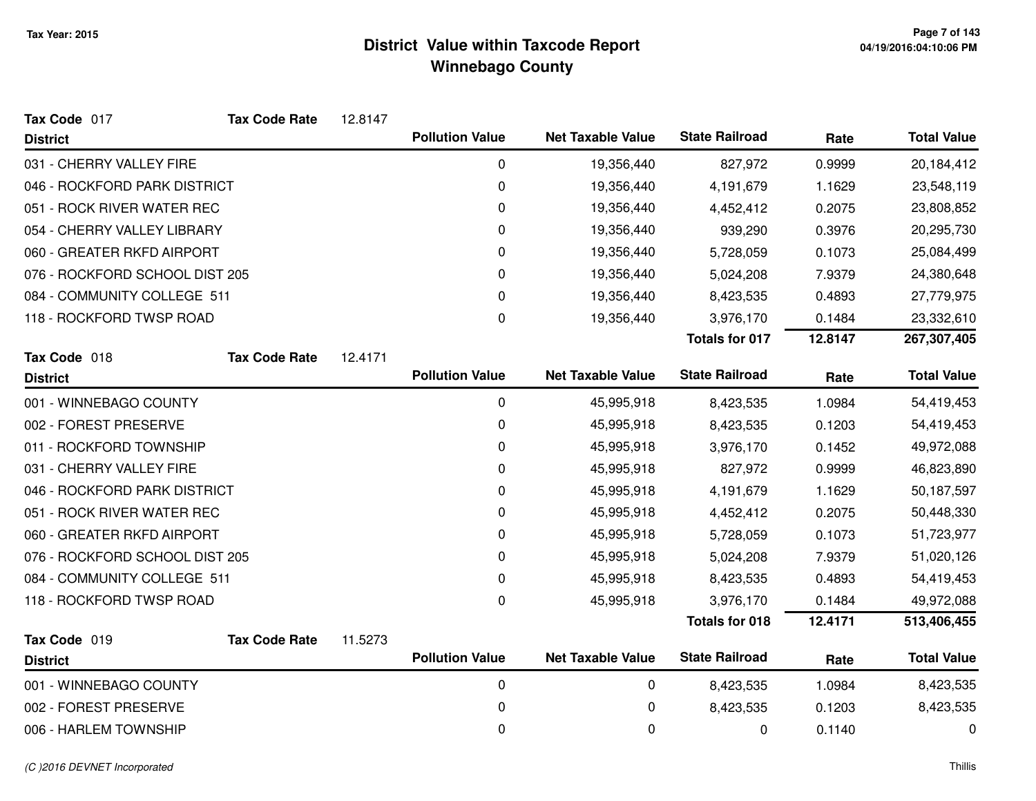# District Value within Taxcode Report
## Winnebago County

Tax Year: 2015

**Tax Code** 017 **Tax Code Rate** 12.8147

| District | Pollution Value | Net Taxable Value | State Railroad | Rate | Total Value |
|---|---|---|---|---|---|
| 031 - CHERRY VALLEY FIRE | 0 | 19,356,440 | 827,972 | 0.9999 | 20,184,412 |
| 046 - ROCKFORD PARK DISTRICT | 0 | 19,356,440 | 4,191,679 | 1.1629 | 23,548,119 |
| 051 - ROCK RIVER WATER REC | 0 | 19,356,440 | 4,452,412 | 0.2075 | 23,808,852 |
| 054 - CHERRY VALLEY LIBRARY | 0 | 19,356,440 | 939,290 | 0.3976 | 20,295,730 |
| 060 - GREATER RKFD AIRPORT | 0 | 19,356,440 | 5,728,059 | 0.1073 | 25,084,499 |
| 076 - ROCKFORD SCHOOL DIST 205 | 0 | 19,356,440 | 5,024,208 | 7.9379 | 24,380,648 |
| 084 - COMMUNITY COLLEGE 511 | 0 | 19,356,440 | 8,423,535 | 0.4893 | 27,779,975 |
| 118 - ROCKFORD TWSP ROAD | 0 | 19,356,440 | 3,976,170 | 0.1484 | 23,332,610 |
| | | | **Totals for 017** | **12.8147** | **267,307,405** |

**Tax Code** 018 **Tax Code Rate** 12.4171

| District | Pollution Value | Net Taxable Value | State Railroad | Rate | Total Value |
|---|---|---|---|---|---|
| 001 - WINNEBAGO COUNTY | 0 | 45,995,918 | 8,423,535 | 1.0984 | 54,419,453 |
| 002 - FOREST PRESERVE | 0 | 45,995,918 | 8,423,535 | 0.1203 | 54,419,453 |
| 011 - ROCKFORD TOWNSHIP | 0 | 45,995,918 | 3,976,170 | 0.1452 | 49,972,088 |
| 031 - CHERRY VALLEY FIRE | 0 | 45,995,918 | 827,972 | 0.9999 | 46,823,890 |
| 046 - ROCKFORD PARK DISTRICT | 0 | 45,995,918 | 4,191,679 | 1.1629 | 50,187,597 |
| 051 - ROCK RIVER WATER REC | 0 | 45,995,918 | 4,452,412 | 0.2075 | 50,448,330 |
| 060 - GREATER RKFD AIRPORT | 0 | 45,995,918 | 5,728,059 | 0.1073 | 51,723,977 |
| 076 - ROCKFORD SCHOOL DIST 205 | 0 | 45,995,918 | 5,024,208 | 7.9379 | 51,020,126 |
| 084 - COMMUNITY COLLEGE 511 | 0 | 45,995,918 | 8,423,535 | 0.4893 | 54,419,453 |
| 118 - ROCKFORD TWSP ROAD | 0 | 45,995,918 | 3,976,170 | 0.1484 | 49,972,088 |
| | | | **Totals for 018** | **12.4171** | **513,406,455** |

**Tax Code** 019 **Tax Code Rate** 11.5273

| District | Pollution Value | Net Taxable Value | State Railroad | Rate | Total Value |
|---|---|---|---|---|---|
| 001 - WINNEBAGO COUNTY | 0 | 0 | 8,423,535 | 1.0984 | 8,423,535 |
| 002 - FOREST PRESERVE | 0 | 0 | 8,423,535 | 0.1203 | 8,423,535 |
| 006 - HARLEM TOWNSHIP | 0 | 0 | 0 | 0.1140 | 0 |

(C )2016 DEVNET Incorporated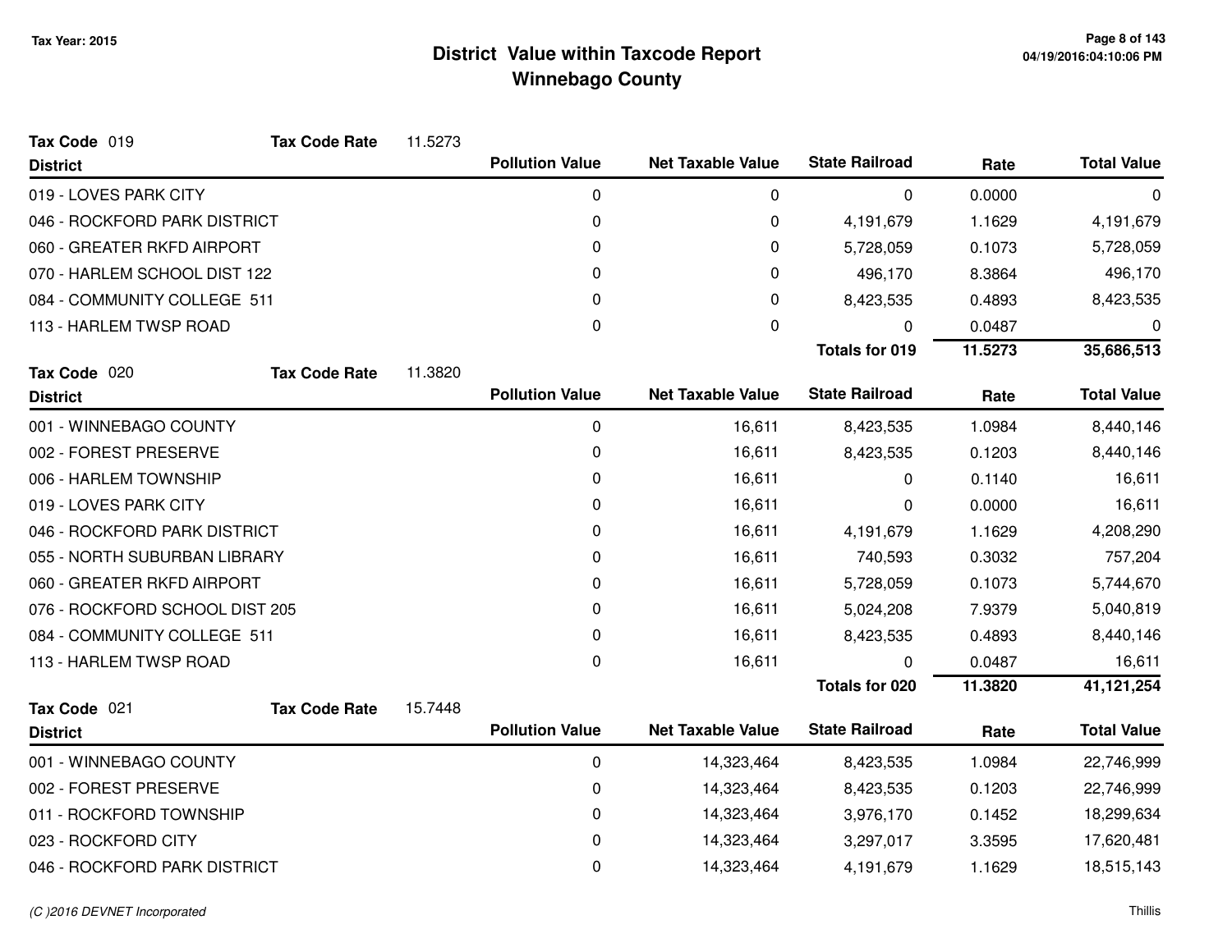# District Value within Taxcode Report
## Winnebago County

Tax Year: 2015

**Tax Code** 019 **Tax Code Rate** 11.5273

| District | Pollution Value | Net Taxable Value | State Railroad | Rate | Total Value |
|---|---|---|---|---|---|
| 019 - LOVES PARK CITY | 0 | 0 | 0 | 0.0000 | 0 |
| 046 - ROCKFORD PARK DISTRICT | 0 | 0 | 4,191,679 | 1.1629 | 4,191,679 |
| 060 - GREATER RKFD AIRPORT | 0 | 0 | 5,728,059 | 0.1073 | 5,728,059 |
| 070 - HARLEM SCHOOL DIST 122 | 0 | 0 | 496,170 | 8.3864 | 496,170 |
| 084 - COMMUNITY COLLEGE 511 | 0 | 0 | 8,423,535 | 0.4893 | 8,423,535 |
| 113 - HARLEM TWSP ROAD | 0 | 0 | 0 | 0.0487 | 0 |
| | | | **Totals for 019** | **11.5273** | **35,686,513** |

**Tax Code** 020 **Tax Code Rate** 11.3820

| District | Pollution Value | Net Taxable Value | State Railroad | Rate | Total Value |
|---|---|---|---|---|---|
| 001 - WINNEBAGO COUNTY | 0 | 16,611 | 8,423,535 | 1.0984 | 8,440,146 |
| 002 - FOREST PRESERVE | 0 | 16,611 | 8,423,535 | 0.1203 | 8,440,146 |
| 006 - HARLEM TOWNSHIP | 0 | 16,611 | 0 | 0.1140 | 16,611 |
| 019 - LOVES PARK CITY | 0 | 16,611 | 0 | 0.0000 | 16,611 |
| 046 - ROCKFORD PARK DISTRICT | 0 | 16,611 | 4,191,679 | 1.1629 | 4,208,290 |
| 055 - NORTH SUBURBAN LIBRARY | 0 | 16,611 | 740,593 | 0.3032 | 757,204 |
| 060 - GREATER RKFD AIRPORT | 0 | 16,611 | 5,728,059 | 0.1073 | 5,744,670 |
| 076 - ROCKFORD SCHOOL DIST 205 | 0 | 16,611 | 5,024,208 | 7.9379 | 5,040,819 |
| 084 - COMMUNITY COLLEGE 511 | 0 | 16,611 | 8,423,535 | 0.4893 | 8,440,146 |
| 113 - HARLEM TWSP ROAD | 0 | 16,611 | 0 | 0.0487 | 16,611 |
| | | | **Totals for 020** | **11.3820** | **41,121,254** |

**Tax Code** 021 **Tax Code Rate** 15.7448

| District | Pollution Value | Net Taxable Value | State Railroad | Rate | Total Value |
|---|---|---|---|---|---|
| 001 - WINNEBAGO COUNTY | 0 | 14,323,464 | 8,423,535 | 1.0984 | 22,746,999 |
| 002 - FOREST PRESERVE | 0 | 14,323,464 | 8,423,535 | 0.1203 | 22,746,999 |
| 011 - ROCKFORD TOWNSHIP | 0 | 14,323,464 | 3,976,170 | 0.1452 | 18,299,634 |
| 023 - ROCKFORD CITY | 0 | 14,323,464 | 3,297,017 | 3.3595 | 17,620,481 |
| 046 - ROCKFORD PARK DISTRICT | 0 | 14,323,464 | 4,191,679 | 1.1629 | 18,515,143 |

(C )2016 DEVNET Incorporated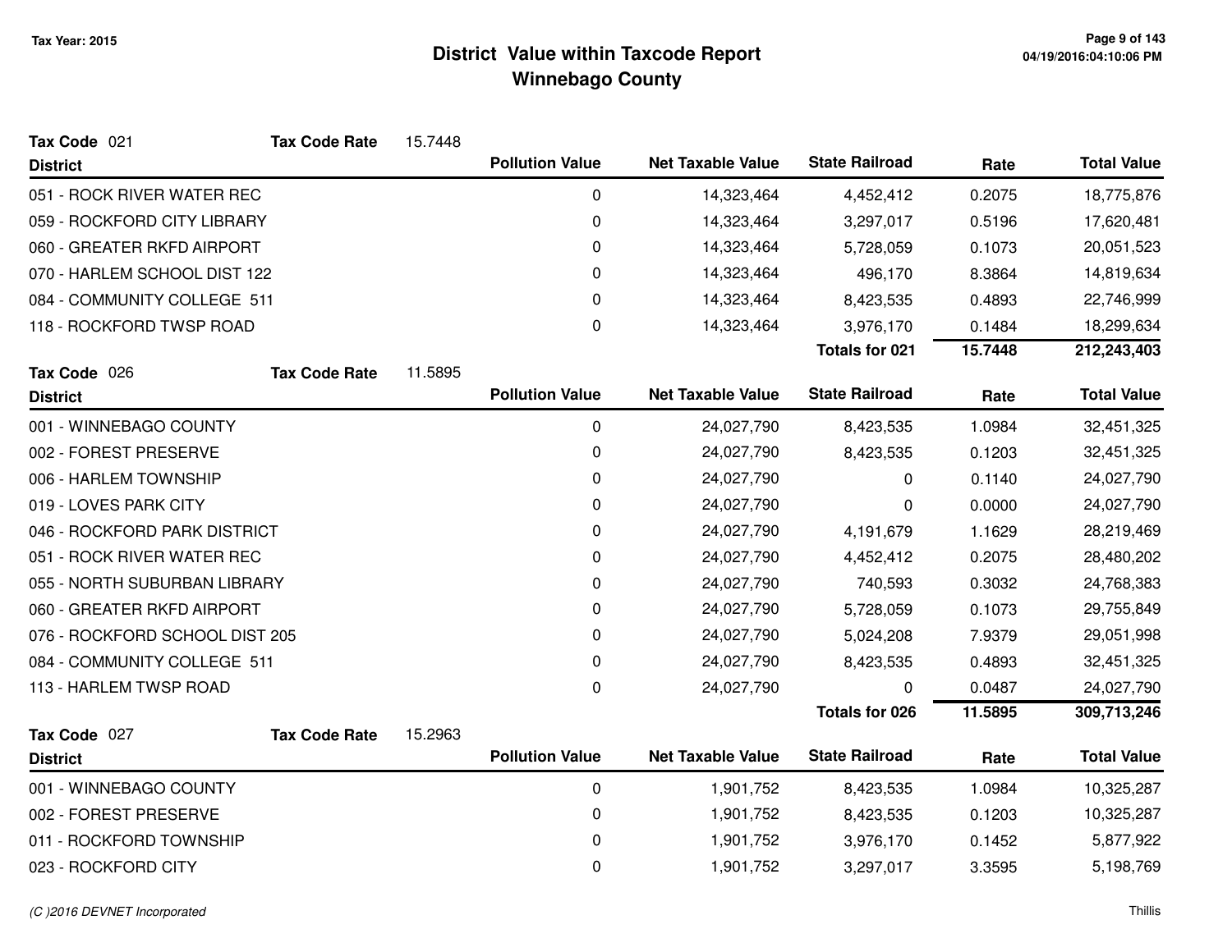# District Value within Taxcode Report
## Winnebago County

Tax Year: 2015

**Tax Code** 021 **Tax Code Rate** 15.7448

| District | Pollution Value | Net Taxable Value | State Railroad | Rate | Total Value |
|---|---|---|---|---|---|
| 051 - ROCK RIVER WATER REC | 0 | 14,323,464 | 4,452,412 | 0.2075 | 18,775,876 |
| 059 - ROCKFORD CITY LIBRARY | 0 | 14,323,464 | 3,297,017 | 0.5196 | 17,620,481 |
| 060 - GREATER RKFD AIRPORT | 0 | 14,323,464 | 5,728,059 | 0.1073 | 20,051,523 |
| 070 - HARLEM SCHOOL DIST 122 | 0 | 14,323,464 | 496,170 | 8.3864 | 14,819,634 |
| 084 - COMMUNITY COLLEGE 511 | 0 | 14,323,464 | 8,423,535 | 0.4893 | 22,746,999 |
| 118 - ROCKFORD TWSP ROAD | 0 | 14,323,464 | 3,976,170 | 0.1484 | 18,299,634 |
| | | | **Totals for 021** | **15.7448** | **212,243,403** |

**Tax Code** 026 **Tax Code Rate** 11.5895

| District | Pollution Value | Net Taxable Value | State Railroad | Rate | Total Value |
|---|---|---|---|---|---|
| 001 - WINNEBAGO COUNTY | 0 | 24,027,790 | 8,423,535 | 1.0984 | 32,451,325 |
| 002 - FOREST PRESERVE | 0 | 24,027,790 | 8,423,535 | 0.1203 | 32,451,325 |
| 006 - HARLEM TOWNSHIP | 0 | 24,027,790 | 0 | 0.1140 | 24,027,790 |
| 019 - LOVES PARK CITY | 0 | 24,027,790 | 0 | 0.0000 | 24,027,790 |
| 046 - ROCKFORD PARK DISTRICT | 0 | 24,027,790 | 4,191,679 | 1.1629 | 28,219,469 |
| 051 - ROCK RIVER WATER REC | 0 | 24,027,790 | 4,452,412 | 0.2075 | 28,480,202 |
| 055 - NORTH SUBURBAN LIBRARY | 0 | 24,027,790 | 740,593 | 0.3032 | 24,768,383 |
| 060 - GREATER RKFD AIRPORT | 0 | 24,027,790 | 5,728,059 | 0.1073 | 29,755,849 |
| 076 - ROCKFORD SCHOOL DIST 205 | 0 | 24,027,790 | 5,024,208 | 7.9379 | 29,051,998 |
| 084 - COMMUNITY COLLEGE 511 | 0 | 24,027,790 | 8,423,535 | 0.4893 | 32,451,325 |
| 113 - HARLEM TWSP ROAD | 0 | 24,027,790 | 0 | 0.0487 | 24,027,790 |
| | | | **Totals for 026** | **11.5895** | **309,713,246** |

**Tax Code** 027 **Tax Code Rate** 15.2963

| District | Pollution Value | Net Taxable Value | State Railroad | Rate | Total Value |
|---|---|---|---|---|---|
| 001 - WINNEBAGO COUNTY | 0 | 1,901,752 | 8,423,535 | 1.0984 | 10,325,287 |
| 002 - FOREST PRESERVE | 0 | 1,901,752 | 8,423,535 | 0.1203 | 10,325,287 |
| 011 - ROCKFORD TOWNSHIP | 0 | 1,901,752 | 3,976,170 | 0.1452 | 5,877,922 |
| 023 - ROCKFORD CITY | 0 | 1,901,752 | 3,297,017 | 3.3595 | 5,198,769 |

(C )2016 DEVNET Incorporated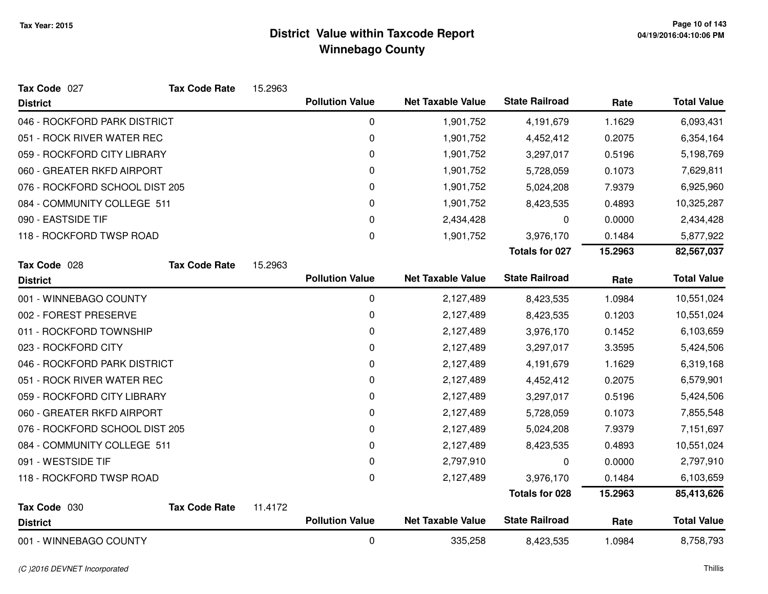# District Value within Taxcode Report
## Winnebago County

Tax Year: 2015

**Tax Code** 027 **Tax Code Rate** 15.2963

| District | Pollution Value | Net Taxable Value | State Railroad | Rate | Total Value |
|---|---|---|---|---|---|
| 046 - ROCKFORD PARK DISTRICT | 0 | 1,901,752 | 4,191,679 | 1.1629 | 6,093,431 |
| 051 - ROCK RIVER WATER REC | 0 | 1,901,752 | 4,452,412 | 0.2075 | 6,354,164 |
| 059 - ROCKFORD CITY LIBRARY | 0 | 1,901,752 | 3,297,017 | 0.5196 | 5,198,769 |
| 060 - GREATER RKFD AIRPORT | 0 | 1,901,752 | 5,728,059 | 0.1073 | 7,629,811 |
| 076 - ROCKFORD SCHOOL DIST 205 | 0 | 1,901,752 | 5,024,208 | 7.9379 | 6,925,960 |
| 084 - COMMUNITY COLLEGE 511 | 0 | 1,901,752 | 8,423,535 | 0.4893 | 10,325,287 |
| 090 - EASTSIDE TIF | 0 | 2,434,428 | 0 | 0.0000 | 2,434,428 |
| 118 - ROCKFORD TWSP ROAD | 0 | 1,901,752 | 3,976,170 | 0.1484 | 5,877,922 |
| | | | **Totals for 027** | **15.2963** | **82,567,037** |

**Tax Code** 028 **Tax Code Rate** 15.2963

| District | Pollution Value | Net Taxable Value | State Railroad | Rate | Total Value |
|---|---|---|---|---|---|
| 001 - WINNEBAGO COUNTY | 0 | 2,127,489 | 8,423,535 | 1.0984 | 10,551,024 |
| 002 - FOREST PRESERVE | 0 | 2,127,489 | 8,423,535 | 0.1203 | 10,551,024 |
| 011 - ROCKFORD TOWNSHIP | 0 | 2,127,489 | 3,976,170 | 0.1452 | 6,103,659 |
| 023 - ROCKFORD CITY | 0 | 2,127,489 | 3,297,017 | 3.3595 | 5,424,506 |
| 046 - ROCKFORD PARK DISTRICT | 0 | 2,127,489 | 4,191,679 | 1.1629 | 6,319,168 |
| 051 - ROCK RIVER WATER REC | 0 | 2,127,489 | 4,452,412 | 0.2075 | 6,579,901 |
| 059 - ROCKFORD CITY LIBRARY | 0 | 2,127,489 | 3,297,017 | 0.5196 | 5,424,506 |
| 060 - GREATER RKFD AIRPORT | 0 | 2,127,489 | 5,728,059 | 0.1073 | 7,855,548 |
| 076 - ROCKFORD SCHOOL DIST 205 | 0 | 2,127,489 | 5,024,208 | 7.9379 | 7,151,697 |
| 084 - COMMUNITY COLLEGE 511 | 0 | 2,127,489 | 8,423,535 | 0.4893 | 10,551,024 |
| 091 - WESTSIDE TIF | 0 | 2,797,910 | 0 | 0.0000 | 2,797,910 |
| 118 - ROCKFORD TWSP ROAD | 0 | 2,127,489 | 3,976,170 | 0.1484 | 6,103,659 |
| | | | **Totals for 028** | **15.2963** | **85,413,626** |

**Tax Code** 030 **Tax Code Rate** 11.4172

| District | Pollution Value | Net Taxable Value | State Railroad | Rate | Total Value |
|---|---|---|---|---|---|
| 001 - WINNEBAGO COUNTY | 0 | 335,258 | 8,423,535 | 1.0984 | 8,758,793 |

*(C )2016 DEVNET Incorporated* Thillis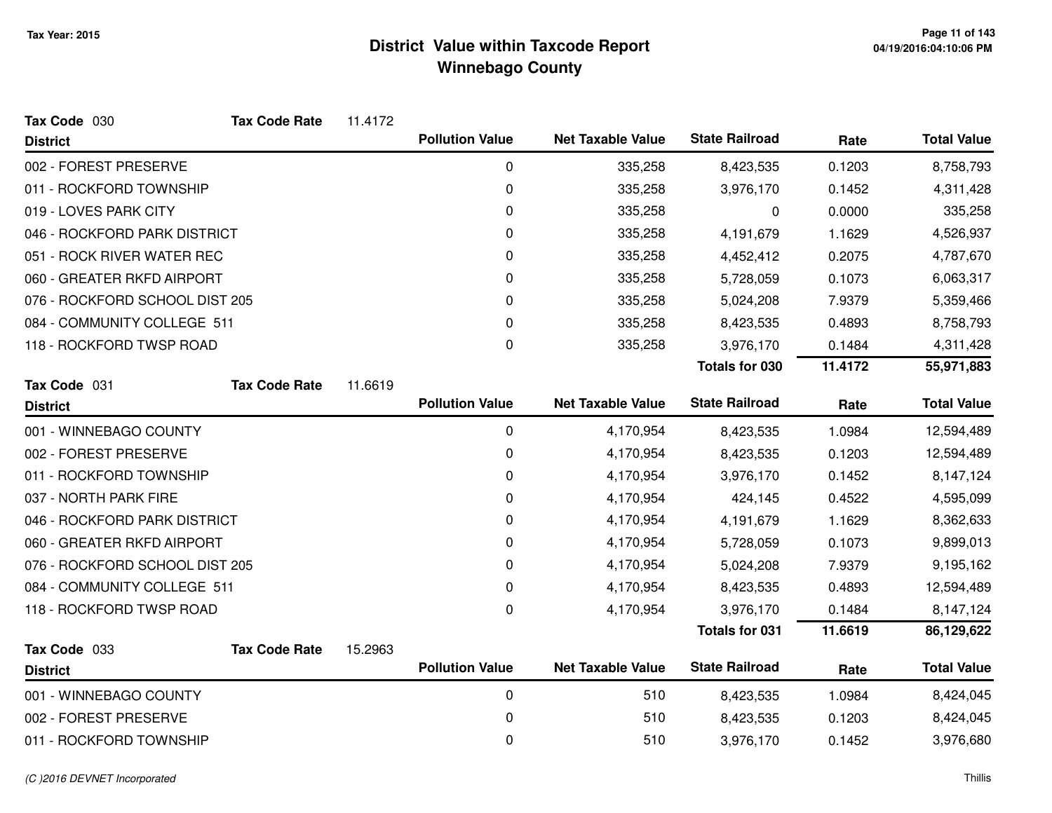# District Value within Taxcode Report
## Winnebago County

Tax Year: 2015

**Tax Code** 030 **Tax Code Rate** 11.4172

| District | Pollution Value | Net Taxable Value | State Railroad | Rate | Total Value |
|---|---|---|---|---|---|
| 002 - FOREST PRESERVE | 0 | 335,258 | 8,423,535 | 0.1203 | 8,758,793 |
| 011 - ROCKFORD TOWNSHIP | 0 | 335,258 | 3,976,170 | 0.1452 | 4,311,428 |
| 019 - LOVES PARK CITY | 0 | 335,258 | 0 | 0.0000 | 335,258 |
| 046 - ROCKFORD PARK DISTRICT | 0 | 335,258 | 4,191,679 | 1.1629 | 4,526,937 |
| 051 - ROCK RIVER WATER REC | 0 | 335,258 | 4,452,412 | 0.2075 | 4,787,670 |
| 060 - GREATER RKFD AIRPORT | 0 | 335,258 | 5,728,059 | 0.1073 | 6,063,317 |
| 076 - ROCKFORD SCHOOL DIST 205 | 0 | 335,258 | 5,024,208 | 7.9379 | 5,359,466 |
| 084 - COMMUNITY COLLEGE 511 | 0 | 335,258 | 8,423,535 | 0.4893 | 8,758,793 |
| 118 - ROCKFORD TWSP ROAD | 0 | 335,258 | 3,976,170 | 0.1484 | 4,311,428 |
| | | | **Totals for 030** | **11.4172** | **55,971,883** |

**Tax Code** 031 **Tax Code Rate** 11.6619

| District | Pollution Value | Net Taxable Value | State Railroad | Rate | Total Value |
|---|---|---|---|---|---|
| 001 - WINNEBAGO COUNTY | 0 | 4,170,954 | 8,423,535 | 1.0984 | 12,594,489 |
| 002 - FOREST PRESERVE | 0 | 4,170,954 | 8,423,535 | 0.1203 | 12,594,489 |
| 011 - ROCKFORD TOWNSHIP | 0 | 4,170,954 | 3,976,170 | 0.1452 | 8,147,124 |
| 037 - NORTH PARK FIRE | 0 | 4,170,954 | 424,145 | 0.4522 | 4,595,099 |
| 046 - ROCKFORD PARK DISTRICT | 0 | 4,170,954 | 4,191,679 | 1.1629 | 8,362,633 |
| 060 - GREATER RKFD AIRPORT | 0 | 4,170,954 | 5,728,059 | 0.1073 | 9,899,013 |
| 076 - ROCKFORD SCHOOL DIST 205 | 0 | 4,170,954 | 5,024,208 | 7.9379 | 9,195,162 |
| 084 - COMMUNITY COLLEGE 511 | 0 | 4,170,954 | 8,423,535 | 0.4893 | 12,594,489 |
| 118 - ROCKFORD TWSP ROAD | 0 | 4,170,954 | 3,976,170 | 0.1484 | 8,147,124 |
| | | | **Totals for 031** | **11.6619** | **86,129,622** |

**Tax Code** 033 **Tax Code Rate** 15.2963

| District | Pollution Value | Net Taxable Value | State Railroad | Rate | Total Value |
|---|---|---|---|---|---|
| 001 - WINNEBAGO COUNTY | 0 | 510 | 8,423,535 | 1.0984 | 8,424,045 |
| 002 - FOREST PRESERVE | 0 | 510 | 8,423,535 | 0.1203 | 8,424,045 |
| 011 - ROCKFORD TOWNSHIP | 0 | 510 | 3,976,170 | 0.1452 | 3,976,680 |

(C )2016 DEVNET Incorporated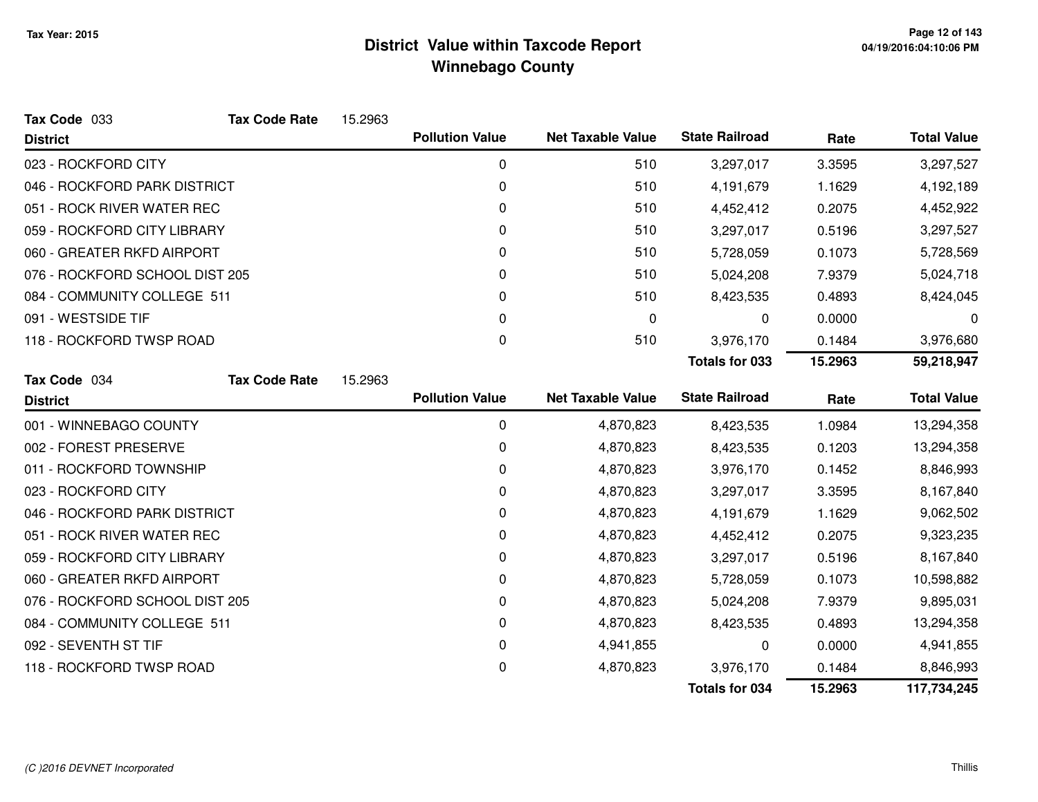# District Value within Taxcode Report
## Winnebago County

Tax Year: 2015

**Tax Code** 033 **Tax Code Rate** 15.2963

| District | Pollution Value | Net Taxable Value | State Railroad | Rate | Total Value |
|---|---|---|---|---|---|
| 023 - ROCKFORD CITY | 0 | 510 | 3,297,017 | 3.3595 | 3,297,527 |
| 046 - ROCKFORD PARK DISTRICT | 0 | 510 | 4,191,679 | 1.1629 | 4,192,189 |
| 051 - ROCK RIVER WATER REC | 0 | 510 | 4,452,412 | 0.2075 | 4,452,922 |
| 059 - ROCKFORD CITY LIBRARY | 0 | 510 | 3,297,017 | 0.5196 | 3,297,527 |
| 060 - GREATER RKFD AIRPORT | 0 | 510 | 5,728,059 | 0.1073 | 5,728,569 |
| 076 - ROCKFORD SCHOOL DIST 205 | 0 | 510 | 5,024,208 | 7.9379 | 5,024,718 |
| 084 - COMMUNITY COLLEGE 511 | 0 | 510 | 8,423,535 | 0.4893 | 8,424,045 |
| 091 - WESTSIDE TIF | 0 | 0 | 0 | 0.0000 | 0 |
| 118 - ROCKFORD TWSP ROAD | 0 | 510 | 3,976,170 | 0.1484 | 3,976,680 |
| | | | **Totals for 033** | **15.2963** | **59,218,947** |

**Tax Code** 034 **Tax Code Rate** 15.2963

| District | Pollution Value | Net Taxable Value | State Railroad | Rate | Total Value |
|---|---|---|---|---|---|
| 001 - WINNEBAGO COUNTY | 0 | 4,870,823 | 8,423,535 | 1.0984 | 13,294,358 |
| 002 - FOREST PRESERVE | 0 | 4,870,823 | 8,423,535 | 0.1203 | 13,294,358 |
| 011 - ROCKFORD TOWNSHIP | 0 | 4,870,823 | 3,976,170 | 0.1452 | 8,846,993 |
| 023 - ROCKFORD CITY | 0 | 4,870,823 | 3,297,017 | 3.3595 | 8,167,840 |
| 046 - ROCKFORD PARK DISTRICT | 0 | 4,870,823 | 4,191,679 | 1.1629 | 9,062,502 |
| 051 - ROCK RIVER WATER REC | 0 | 4,870,823 | 4,452,412 | 0.2075 | 9,323,235 |
| 059 - ROCKFORD CITY LIBRARY | 0 | 4,870,823 | 3,297,017 | 0.5196 | 8,167,840 |
| 060 - GREATER RKFD AIRPORT | 0 | 4,870,823 | 5,728,059 | 0.1073 | 10,598,882 |
| 076 - ROCKFORD SCHOOL DIST 205 | 0 | 4,870,823 | 5,024,208 | 7.9379 | 9,895,031 |
| 084 - COMMUNITY COLLEGE 511 | 0 | 4,870,823 | 8,423,535 | 0.4893 | 13,294,358 |
| 092 - SEVENTH ST TIF | 0 | 4,941,855 | 0 | 0.0000 | 4,941,855 |
| 118 - ROCKFORD TWSP ROAD | 0 | 4,870,823 | 3,976,170 | 0.1484 | 8,846,993 |
| | | | **Totals for 034** | **15.2963** | **117,734,245** |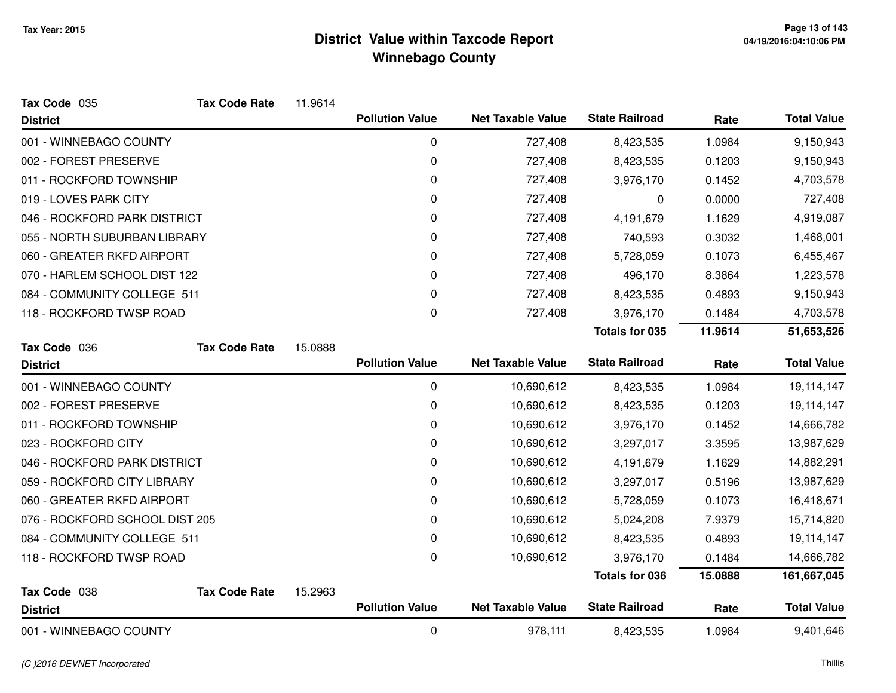# District Value within Taxcode Report
## Winnebago County

Tax Year: 2015

**Tax Code** 035 **Tax Code Rate** 11.9614

| District | Pollution Value | Net Taxable Value | State Railroad | Rate | Total Value |
|---|---|---|---|---|---|
| 001 - WINNEBAGO COUNTY | 0 | 727,408 | 8,423,535 | 1.0984 | 9,150,943 |
| 002 - FOREST PRESERVE | 0 | 727,408 | 8,423,535 | 0.1203 | 9,150,943 |
| 011 - ROCKFORD TOWNSHIP | 0 | 727,408 | 3,976,170 | 0.1452 | 4,703,578 |
| 019 - LOVES PARK CITY | 0 | 727,408 | 0 | 0.0000 | 727,408 |
| 046 - ROCKFORD PARK DISTRICT | 0 | 727,408 | 4,191,679 | 1.1629 | 4,919,087 |
| 055 - NORTH SUBURBAN LIBRARY | 0 | 727,408 | 740,593 | 0.3032 | 1,468,001 |
| 060 - GREATER RKFD AIRPORT | 0 | 727,408 | 5,728,059 | 0.1073 | 6,455,467 |
| 070 - HARLEM SCHOOL DIST 122 | 0 | 727,408 | 496,170 | 8.3864 | 1,223,578 |
| 084 - COMMUNITY COLLEGE 511 | 0 | 727,408 | 8,423,535 | 0.4893 | 9,150,943 |
| 118 - ROCKFORD TWSP ROAD | 0 | 727,408 | 3,976,170 | 0.1484 | 4,703,578 |
| | | | **Totals for 035** | **11.9614** | **51,653,526** |

**Tax Code** 036 **Tax Code Rate** 15.0888

| District | Pollution Value | Net Taxable Value | State Railroad | Rate | Total Value |
|---|---|---|---|---|---|
| 001 - WINNEBAGO COUNTY | 0 | 10,690,612 | 8,423,535 | 1.0984 | 19,114,147 |
| 002 - FOREST PRESERVE | 0 | 10,690,612 | 8,423,535 | 0.1203 | 19,114,147 |
| 011 - ROCKFORD TOWNSHIP | 0 | 10,690,612 | 3,976,170 | 0.1452 | 14,666,782 |
| 023 - ROCKFORD CITY | 0 | 10,690,612 | 3,297,017 | 3.3595 | 13,987,629 |
| 046 - ROCKFORD PARK DISTRICT | 0 | 10,690,612 | 4,191,679 | 1.1629 | 14,882,291 |
| 059 - ROCKFORD CITY LIBRARY | 0 | 10,690,612 | 3,297,017 | 0.5196 | 13,987,629 |
| 060 - GREATER RKFD AIRPORT | 0 | 10,690,612 | 5,728,059 | 0.1073 | 16,418,671 |
| 076 - ROCKFORD SCHOOL DIST 205 | 0 | 10,690,612 | 5,024,208 | 7.9379 | 15,714,820 |
| 084 - COMMUNITY COLLEGE 511 | 0 | 10,690,612 | 8,423,535 | 0.4893 | 19,114,147 |
| 118 - ROCKFORD TWSP ROAD | 0 | 10,690,612 | 3,976,170 | 0.1484 | 14,666,782 |
| | | | **Totals for 036** | **15.0888** | **161,667,045** |

**Tax Code** 038 **Tax Code Rate** 15.2963

| District | Pollution Value | Net Taxable Value | State Railroad | Rate | Total Value |
|---|---|---|---|---|---|
| 001 - WINNEBAGO COUNTY | 0 | 978,111 | 8,423,535 | 1.0984 | 9,401,646 |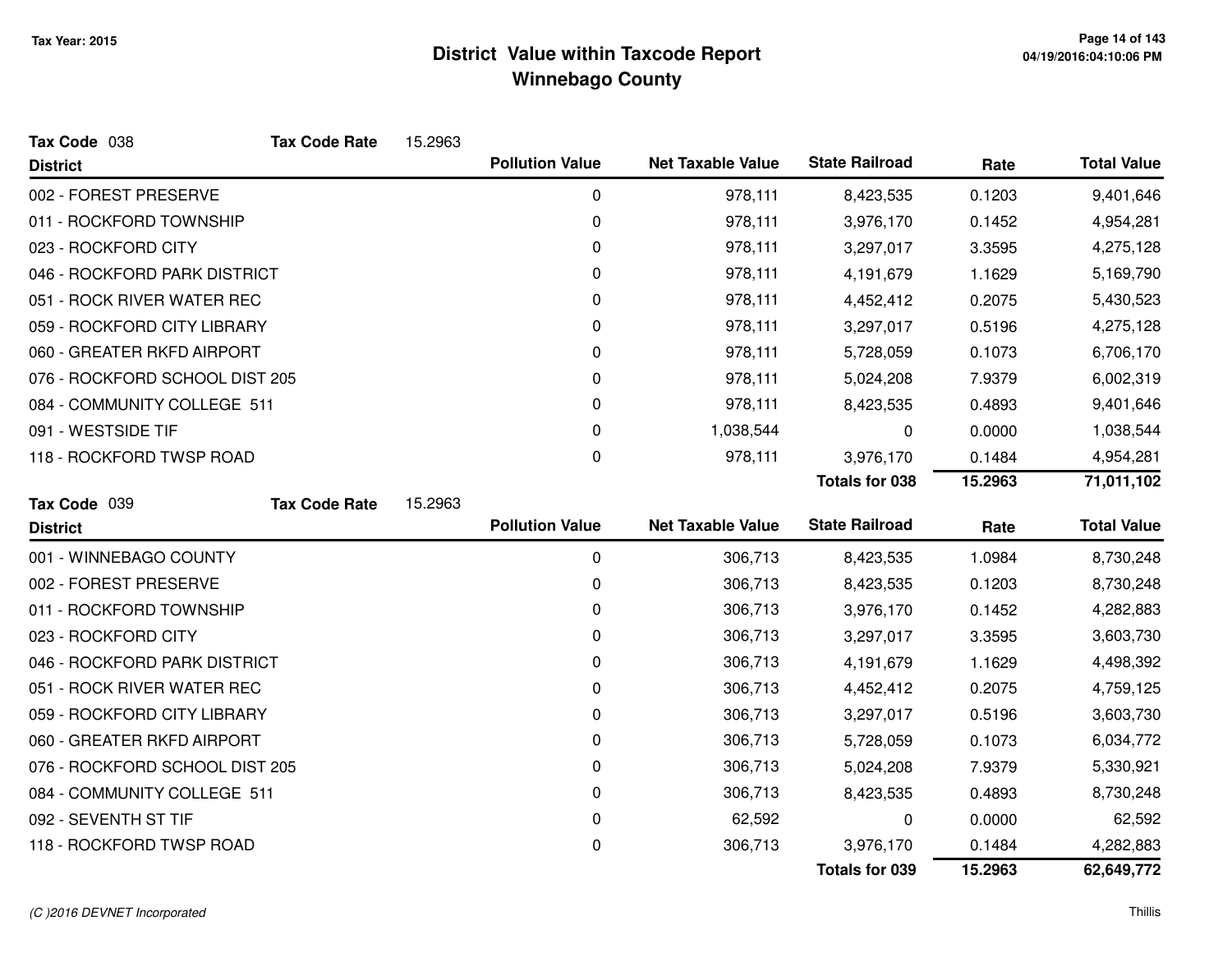# District Value within Taxcode Report
## Winnebago County

Tax Year: 2015

**Tax Code** 038 **Tax Code Rate** 15.2963

| District | Pollution Value | Net Taxable Value | State Railroad | Rate | Total Value |
|---|---|---|---|---|---|
| 002 - FOREST PRESERVE | 0 | 978,111 | 8,423,535 | 0.1203 | 9,401,646 |
| 011 - ROCKFORD TOWNSHIP | 0 | 978,111 | 3,976,170 | 0.1452 | 4,954,281 |
| 023 - ROCKFORD CITY | 0 | 978,111 | 3,297,017 | 3.3595 | 4,275,128 |
| 046 - ROCKFORD PARK DISTRICT | 0 | 978,111 | 4,191,679 | 1.1629 | 5,169,790 |
| 051 - ROCK RIVER WATER REC | 0 | 978,111 | 4,452,412 | 0.2075 | 5,430,523 |
| 059 - ROCKFORD CITY LIBRARY | 0 | 978,111 | 3,297,017 | 0.5196 | 4,275,128 |
| 060 - GREATER RKFD AIRPORT | 0 | 978,111 | 5,728,059 | 0.1073 | 6,706,170 |
| 076 - ROCKFORD SCHOOL DIST 205 | 0 | 978,111 | 5,024,208 | 7.9379 | 6,002,319 |
| 084 - COMMUNITY COLLEGE 511 | 0 | 978,111 | 8,423,535 | 0.4893 | 9,401,646 |
| 091 - WESTSIDE TIF | 0 | 1,038,544 | 0 | 0.0000 | 1,038,544 |
| 118 - ROCKFORD TWSP ROAD | 0 | 978,111 | 3,976,170 | 0.1484 | 4,954,281 |
| | | | **Totals for 038** | **15.2963** | **71,011,102** |

**Tax Code** 039 **Tax Code Rate** 15.2963

| District | Pollution Value | Net Taxable Value | State Railroad | Rate | Total Value |
|---|---|---|---|---|---|
| 001 - WINNEBAGO COUNTY | 0 | 306,713 | 8,423,535 | 1.0984 | 8,730,248 |
| 002 - FOREST PRESERVE | 0 | 306,713 | 8,423,535 | 0.1203 | 8,730,248 |
| 011 - ROCKFORD TOWNSHIP | 0 | 306,713 | 3,976,170 | 0.1452 | 4,282,883 |
| 023 - ROCKFORD CITY | 0 | 306,713 | 3,297,017 | 3.3595 | 3,603,730 |
| 046 - ROCKFORD PARK DISTRICT | 0 | 306,713 | 4,191,679 | 1.1629 | 4,498,392 |
| 051 - ROCK RIVER WATER REC | 0 | 306,713 | 4,452,412 | 0.2075 | 4,759,125 |
| 059 - ROCKFORD CITY LIBRARY | 0 | 306,713 | 3,297,017 | 0.5196 | 3,603,730 |
| 060 - GREATER RKFD AIRPORT | 0 | 306,713 | 5,728,059 | 0.1073 | 6,034,772 |
| 076 - ROCKFORD SCHOOL DIST 205 | 0 | 306,713 | 5,024,208 | 7.9379 | 5,330,921 |
| 084 - COMMUNITY COLLEGE 511 | 0 | 306,713 | 8,423,535 | 0.4893 | 8,730,248 |
| 092 - SEVENTH ST TIF | 0 | 62,592 | 0 | 0.0000 | 62,592 |
| 118 - ROCKFORD TWSP ROAD | 0 | 306,713 | 3,976,170 | 0.1484 | 4,282,883 |
| | | | **Totals for 039** | **15.2963** | **62,649,772** |

*(C )2016 DEVNET Incorporated*

Thillis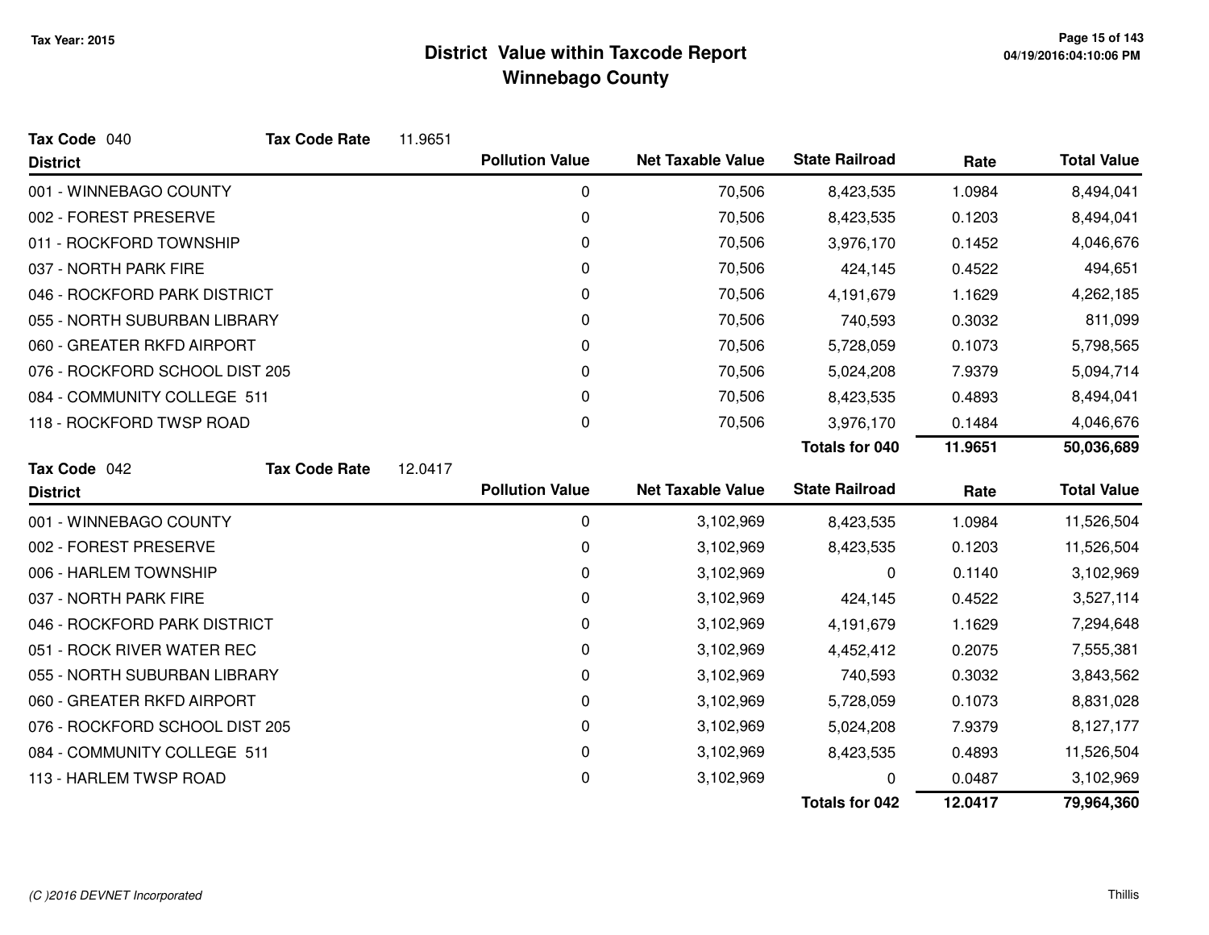# District Value within Taxcode Report
## Winnebago County

Tax Year: 2015

**Tax Code** 040 **Tax Code Rate** 11.9651

| District | Pollution Value | Net Taxable Value | State Railroad | Rate | Total Value |
|---|---|---|---|---|---|
| 001 - WINNEBAGO COUNTY | 0 | 70,506 | 8,423,535 | 1.0984 | 8,494,041 |
| 002 - FOREST PRESERVE | 0 | 70,506 | 8,423,535 | 0.1203 | 8,494,041 |
| 011 - ROCKFORD TOWNSHIP | 0 | 70,506 | 3,976,170 | 0.1452 | 4,046,676 |
| 037 - NORTH PARK FIRE | 0 | 70,506 | 424,145 | 0.4522 | 494,651 |
| 046 - ROCKFORD PARK DISTRICT | 0 | 70,506 | 4,191,679 | 1.1629 | 4,262,185 |
| 055 - NORTH SUBURBAN LIBRARY | 0 | 70,506 | 740,593 | 0.3032 | 811,099 |
| 060 - GREATER RKFD AIRPORT | 0 | 70,506 | 5,728,059 | 0.1073 | 5,798,565 |
| 076 - ROCKFORD SCHOOL DIST 205 | 0 | 70,506 | 5,024,208 | 7.9379 | 5,094,714 |
| 084 - COMMUNITY COLLEGE 511 | 0 | 70,506 | 8,423,535 | 0.4893 | 8,494,041 |
| 118 - ROCKFORD TWSP ROAD | 0 | 70,506 | 3,976,170 | 0.1484 | 4,046,676 |
| | | | **Totals for 040** | **11.9651** | **50,036,689** |

**Tax Code** 042 **Tax Code Rate** 12.0417

| District | Pollution Value | Net Taxable Value | State Railroad | Rate | Total Value |
|---|---|---|---|---|---|
| 001 - WINNEBAGO COUNTY | 0 | 3,102,969 | 8,423,535 | 1.0984 | 11,526,504 |
| 002 - FOREST PRESERVE | 0 | 3,102,969 | 8,423,535 | 0.1203 | 11,526,504 |
| 006 - HARLEM TOWNSHIP | 0 | 3,102,969 | 0 | 0.1140 | 3,102,969 |
| 037 - NORTH PARK FIRE | 0 | 3,102,969 | 424,145 | 0.4522 | 3,527,114 |
| 046 - ROCKFORD PARK DISTRICT | 0 | 3,102,969 | 4,191,679 | 1.1629 | 7,294,648 |
| 051 - ROCK RIVER WATER REC | 0 | 3,102,969 | 4,452,412 | 0.2075 | 7,555,381 |
| 055 - NORTH SUBURBAN LIBRARY | 0 | 3,102,969 | 740,593 | 0.3032 | 3,843,562 |
| 060 - GREATER RKFD AIRPORT | 0 | 3,102,969 | 5,728,059 | 0.1073 | 8,831,028 |
| 076 - ROCKFORD SCHOOL DIST 205 | 0 | 3,102,969 | 5,024,208 | 7.9379 | 8,127,177 |
| 084 - COMMUNITY COLLEGE 511 | 0 | 3,102,969 | 8,423,535 | 0.4893 | 11,526,504 |
| 113 - HARLEM TWSP ROAD | 0 | 3,102,969 | 0 | 0.0487 | 3,102,969 |
| | | | **Totals for 042** | **12.0417** | **79,964,360** |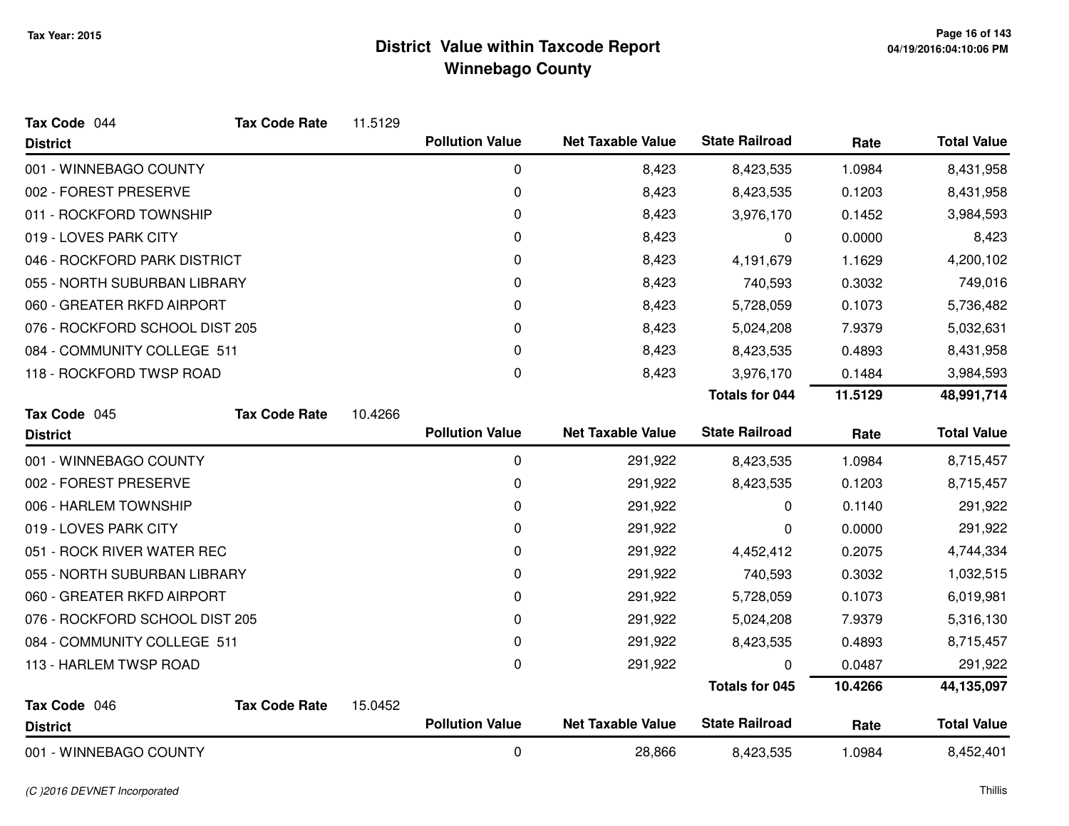# District Value within Taxcode Report
## Winnebago County

Tax Year: 2015

**Tax Code** 044 **Tax Code Rate** 11.5129

| District | Pollution Value | Net Taxable Value | State Railroad | Rate | Total Value |
|---|---|---|---|---|---|
| 001 - WINNEBAGO COUNTY | 0 | 8,423 | 8,423,535 | 1.0984 | 8,431,958 |
| 002 - FOREST PRESERVE | 0 | 8,423 | 8,423,535 | 0.1203 | 8,431,958 |
| 011 - ROCKFORD TOWNSHIP | 0 | 8,423 | 3,976,170 | 0.1452 | 3,984,593 |
| 019 - LOVES PARK CITY | 0 | 8,423 | 0 | 0.0000 | 8,423 |
| 046 - ROCKFORD PARK DISTRICT | 0 | 8,423 | 4,191,679 | 1.1629 | 4,200,102 |
| 055 - NORTH SUBURBAN LIBRARY | 0 | 8,423 | 740,593 | 0.3032 | 749,016 |
| 060 - GREATER RKFD AIRPORT | 0 | 8,423 | 5,728,059 | 0.1073 | 5,736,482 |
| 076 - ROCKFORD SCHOOL DIST 205 | 0 | 8,423 | 5,024,208 | 7.9379 | 5,032,631 |
| 084 - COMMUNITY COLLEGE 511 | 0 | 8,423 | 8,423,535 | 0.4893 | 8,431,958 |
| 118 - ROCKFORD TWSP ROAD | 0 | 8,423 | 3,976,170 | 0.1484 | 3,984,593 |
| | | | **Totals for 044** | **11.5129** | **48,991,714** |

**Tax Code** 045 **Tax Code Rate** 10.4266

| District | Pollution Value | Net Taxable Value | State Railroad | Rate | Total Value |
|---|---|---|---|---|---|
| 001 - WINNEBAGO COUNTY | 0 | 291,922 | 8,423,535 | 1.0984 | 8,715,457 |
| 002 - FOREST PRESERVE | 0 | 291,922 | 8,423,535 | 0.1203 | 8,715,457 |
| 006 - HARLEM TOWNSHIP | 0 | 291,922 | 0 | 0.1140 | 291,922 |
| 019 - LOVES PARK CITY | 0 | 291,922 | 0 | 0.0000 | 291,922 |
| 051 - ROCK RIVER WATER REC | 0 | 291,922 | 4,452,412 | 0.2075 | 4,744,334 |
| 055 - NORTH SUBURBAN LIBRARY | 0 | 291,922 | 740,593 | 0.3032 | 1,032,515 |
| 060 - GREATER RKFD AIRPORT | 0 | 291,922 | 5,728,059 | 0.1073 | 6,019,981 |
| 076 - ROCKFORD SCHOOL DIST 205 | 0 | 291,922 | 5,024,208 | 7.9379 | 5,316,130 |
| 084 - COMMUNITY COLLEGE 511 | 0 | 291,922 | 8,423,535 | 0.4893 | 8,715,457 |
| 113 - HARLEM TWSP ROAD | 0 | 291,922 | 0 | 0.0487 | 291,922 |
| | | | **Totals for 045** | **10.4266** | **44,135,097** |

**Tax Code** 046 **Tax Code Rate** 15.0452

| District | Pollution Value | Net Taxable Value | State Railroad | Rate | Total Value |
|---|---|---|---|---|---|
| 001 - WINNEBAGO COUNTY | 0 | 28,866 | 8,423,535 | 1.0984 | 8,452,401 |

(C )2016 DEVNET Incorporated

Thillis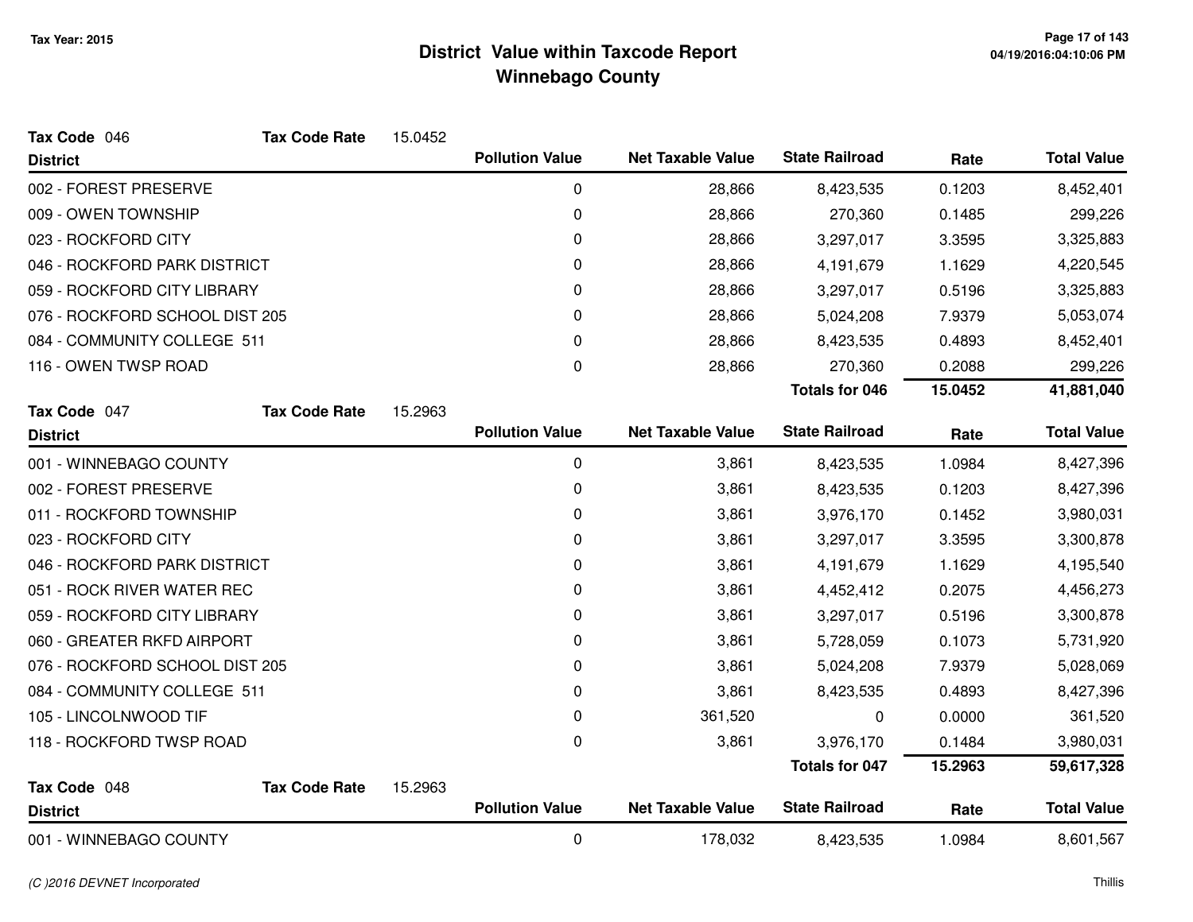# District Value within Taxcode Report
## Winnebago County

Tax Year: 2015

**Tax Code** 046 **Tax Code Rate** 15.0452

| District | Pollution Value | Net Taxable Value | State Railroad | Rate | Total Value |
|---|---|---|---|---|---|
| 002 - FOREST PRESERVE | 0 | 28,866 | 8,423,535 | 0.1203 | 8,452,401 |
| 009 - OWEN TOWNSHIP | 0 | 28,866 | 270,360 | 0.1485 | 299,226 |
| 023 - ROCKFORD CITY | 0 | 28,866 | 3,297,017 | 3.3595 | 3,325,883 |
| 046 - ROCKFORD PARK DISTRICT | 0 | 28,866 | 4,191,679 | 1.1629 | 4,220,545 |
| 059 - ROCKFORD CITY LIBRARY | 0 | 28,866 | 3,297,017 | 0.5196 | 3,325,883 |
| 076 - ROCKFORD SCHOOL DIST 205 | 0 | 28,866 | 5,024,208 | 7.9379 | 5,053,074 |
| 084 - COMMUNITY COLLEGE 511 | 0 | 28,866 | 8,423,535 | 0.4893 | 8,452,401 |
| 116 - OWEN TWSP ROAD | 0 | 28,866 | 270,360 | 0.2088 | 299,226 |
| | | | **Totals for 046** | **15.0452** | **41,881,040** |

**Tax Code** 047 **Tax Code Rate** 15.2963

| District | Pollution Value | Net Taxable Value | State Railroad | Rate | Total Value |
|---|---|---|---|---|---|
| 001 - WINNEBAGO COUNTY | 0 | 3,861 | 8,423,535 | 1.0984 | 8,427,396 |
| 002 - FOREST PRESERVE | 0 | 3,861 | 8,423,535 | 0.1203 | 8,427,396 |
| 011 - ROCKFORD TOWNSHIP | 0 | 3,861 | 3,976,170 | 0.1452 | 3,980,031 |
| 023 - ROCKFORD CITY | 0 | 3,861 | 3,297,017 | 3.3595 | 3,300,878 |
| 046 - ROCKFORD PARK DISTRICT | 0 | 3,861 | 4,191,679 | 1.1629 | 4,195,540 |
| 051 - ROCK RIVER WATER REC | 0 | 3,861 | 4,452,412 | 0.2075 | 4,456,273 |
| 059 - ROCKFORD CITY LIBRARY | 0 | 3,861 | 3,297,017 | 0.5196 | 3,300,878 |
| 060 - GREATER RKFD AIRPORT | 0 | 3,861 | 5,728,059 | 0.1073 | 5,731,920 |
| 076 - ROCKFORD SCHOOL DIST 205 | 0 | 3,861 | 5,024,208 | 7.9379 | 5,028,069 |
| 084 - COMMUNITY COLLEGE 511 | 0 | 3,861 | 8,423,535 | 0.4893 | 8,427,396 |
| 105 - LINCOLNWOOD TIF | 0 | 361,520 | 0 | 0.0000 | 361,520 |
| 118 - ROCKFORD TWSP ROAD | 0 | 3,861 | 3,976,170 | 0.1484 | 3,980,031 |
| | | | **Totals for 047** | **15.2963** | **59,617,328** |

**Tax Code** 048 **Tax Code Rate** 15.2963

| District | Pollution Value | Net Taxable Value | State Railroad | Rate | Total Value |
|---|---|---|---|---|---|
| 001 - WINNEBAGO COUNTY | 0 | 178,032 | 8,423,535 | 1.0984 | 8,601,567 |

(C )2016 DEVNET Incorporated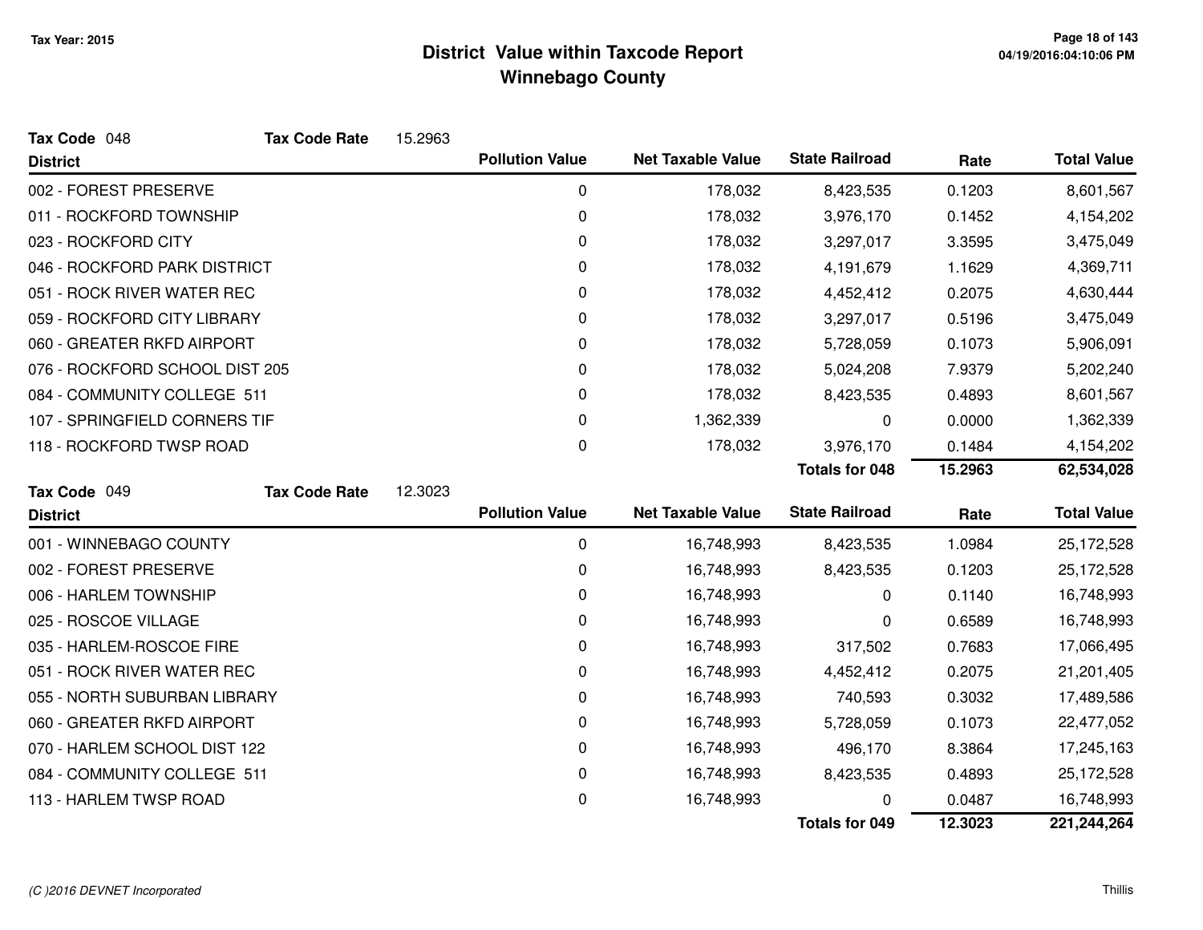# District Value within Taxcode Report
## Winnebago County

Tax Year: 2015

**Tax Code** 048 **Tax Code Rate** 15.2963

| District | Pollution Value | Net Taxable Value | State Railroad | Rate | Total Value |
|---|---|---|---|---|---|
| 002 - FOREST PRESERVE | 0 | 178,032 | 8,423,535 | 0.1203 | 8,601,567 |
| 011 - ROCKFORD TOWNSHIP | 0 | 178,032 | 3,976,170 | 0.1452 | 4,154,202 |
| 023 - ROCKFORD CITY | 0 | 178,032 | 3,297,017 | 3.3595 | 3,475,049 |
| 046 - ROCKFORD PARK DISTRICT | 0 | 178,032 | 4,191,679 | 1.1629 | 4,369,711 |
| 051 - ROCK RIVER WATER REC | 0 | 178,032 | 4,452,412 | 0.2075 | 4,630,444 |
| 059 - ROCKFORD CITY LIBRARY | 0 | 178,032 | 3,297,017 | 0.5196 | 3,475,049 |
| 060 - GREATER RKFD AIRPORT | 0 | 178,032 | 5,728,059 | 0.1073 | 5,906,091 |
| 076 - ROCKFORD SCHOOL DIST 205 | 0 | 178,032 | 5,024,208 | 7.9379 | 5,202,240 |
| 084 - COMMUNITY COLLEGE 511 | 0 | 178,032 | 8,423,535 | 0.4893 | 8,601,567 |
| 107 - SPRINGFIELD CORNERS TIF | 0 | 1,362,339 | 0 | 0.0000 | 1,362,339 |
| 118 - ROCKFORD TWSP ROAD | 0 | 178,032 | 3,976,170 | 0.1484 | 4,154,202 |
| | | | **Totals for 048** | **15.2963** | **62,534,028** |

**Tax Code** 049 **Tax Code Rate** 12.3023

| District | Pollution Value | Net Taxable Value | State Railroad | Rate | Total Value |
|---|---|---|---|---|---|
| 001 - WINNEBAGO COUNTY | 0 | 16,748,993 | 8,423,535 | 1.0984 | 25,172,528 |
| 002 - FOREST PRESERVE | 0 | 16,748,993 | 8,423,535 | 0.1203 | 25,172,528 |
| 006 - HARLEM TOWNSHIP | 0 | 16,748,993 | 0 | 0.1140 | 16,748,993 |
| 025 - ROSCOE VILLAGE | 0 | 16,748,993 | 0 | 0.6589 | 16,748,993 |
| 035 - HARLEM-ROSCOE FIRE | 0 | 16,748,993 | 317,502 | 0.7683 | 17,066,495 |
| 051 - ROCK RIVER WATER REC | 0 | 16,748,993 | 4,452,412 | 0.2075 | 21,201,405 |
| 055 - NORTH SUBURBAN LIBRARY | 0 | 16,748,993 | 740,593 | 0.3032 | 17,489,586 |
| 060 - GREATER RKFD AIRPORT | 0 | 16,748,993 | 5,728,059 | 0.1073 | 22,477,052 |
| 070 - HARLEM SCHOOL DIST 122 | 0 | 16,748,993 | 496,170 | 8.3864 | 17,245,163 |
| 084 - COMMUNITY COLLEGE 511 | 0 | 16,748,993 | 8,423,535 | 0.4893 | 25,172,528 |
| 113 - HARLEM TWSP ROAD | 0 | 16,748,993 | 0 | 0.0487 | 16,748,993 |
| | | | **Totals for 049** | **12.3023** | **221,244,264** |

*(C )2016 DEVNET Incorporated*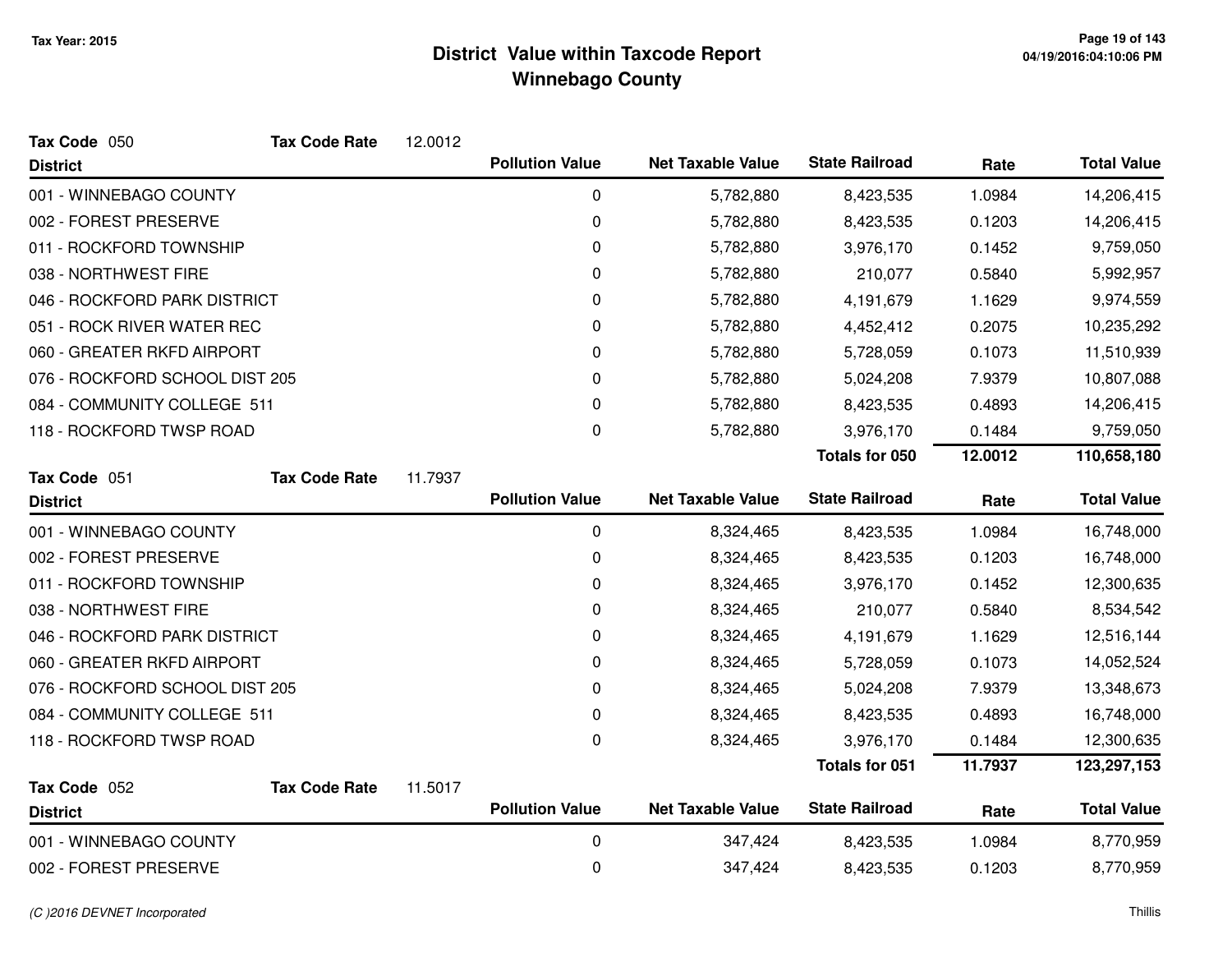# District Value within Taxcode Report
## Winnebago County

Tax Year: 2015

**Tax Code** 050 **Tax Code Rate** 12.0012

| District | Pollution Value | Net Taxable Value | State Railroad | Rate | Total Value |
|---|---|---|---|---|---|
| 001 - WINNEBAGO COUNTY | 0 | 5,782,880 | 8,423,535 | 1.0984 | 14,206,415 |
| 002 - FOREST PRESERVE | 0 | 5,782,880 | 8,423,535 | 0.1203 | 14,206,415 |
| 011 - ROCKFORD TOWNSHIP | 0 | 5,782,880 | 3,976,170 | 0.1452 | 9,759,050 |
| 038 - NORTHWEST FIRE | 0 | 5,782,880 | 210,077 | 0.5840 | 5,992,957 |
| 046 - ROCKFORD PARK DISTRICT | 0 | 5,782,880 | 4,191,679 | 1.1629 | 9,974,559 |
| 051 - ROCK RIVER WATER REC | 0 | 5,782,880 | 4,452,412 | 0.2075 | 10,235,292 |
| 060 - GREATER RKFD AIRPORT | 0 | 5,782,880 | 5,728,059 | 0.1073 | 11,510,939 |
| 076 - ROCKFORD SCHOOL DIST 205 | 0 | 5,782,880 | 5,024,208 | 7.9379 | 10,807,088 |
| 084 - COMMUNITY COLLEGE 511 | 0 | 5,782,880 | 8,423,535 | 0.4893 | 14,206,415 |
| 118 - ROCKFORD TWSP ROAD | 0 | 5,782,880 | 3,976,170 | 0.1484 | 9,759,050 |
| | | | **Totals for 050** | **12.0012** | **110,658,180** |

**Tax Code** 051 **Tax Code Rate** 11.7937

| District | Pollution Value | Net Taxable Value | State Railroad | Rate | Total Value |
|---|---|---|---|---|---|
| 001 - WINNEBAGO COUNTY | 0 | 8,324,465 | 8,423,535 | 1.0984 | 16,748,000 |
| 002 - FOREST PRESERVE | 0 | 8,324,465 | 8,423,535 | 0.1203 | 16,748,000 |
| 011 - ROCKFORD TOWNSHIP | 0 | 8,324,465 | 3,976,170 | 0.1452 | 12,300,635 |
| 038 - NORTHWEST FIRE | 0 | 8,324,465 | 210,077 | 0.5840 | 8,534,542 |
| 046 - ROCKFORD PARK DISTRICT | 0 | 8,324,465 | 4,191,679 | 1.1629 | 12,516,144 |
| 060 - GREATER RKFD AIRPORT | 0 | 8,324,465 | 5,728,059 | 0.1073 | 14,052,524 |
| 076 - ROCKFORD SCHOOL DIST 205 | 0 | 8,324,465 | 5,024,208 | 7.9379 | 13,348,673 |
| 084 - COMMUNITY COLLEGE 511 | 0 | 8,324,465 | 8,423,535 | 0.4893 | 16,748,000 |
| 118 - ROCKFORD TWSP ROAD | 0 | 8,324,465 | 3,976,170 | 0.1484 | 12,300,635 |
| | | | **Totals for 051** | **11.7937** | **123,297,153** |

**Tax Code** 052 **Tax Code Rate** 11.5017

| District | Pollution Value | Net Taxable Value | State Railroad | Rate | Total Value |
|---|---|---|---|---|---|
| 001 - WINNEBAGO COUNTY | 0 | 347,424 | 8,423,535 | 1.0984 | 8,770,959 |
| 002 - FOREST PRESERVE | 0 | 347,424 | 8,423,535 | 0.1203 | 8,770,959 |

*(C )2016 DEVNET Incorporated*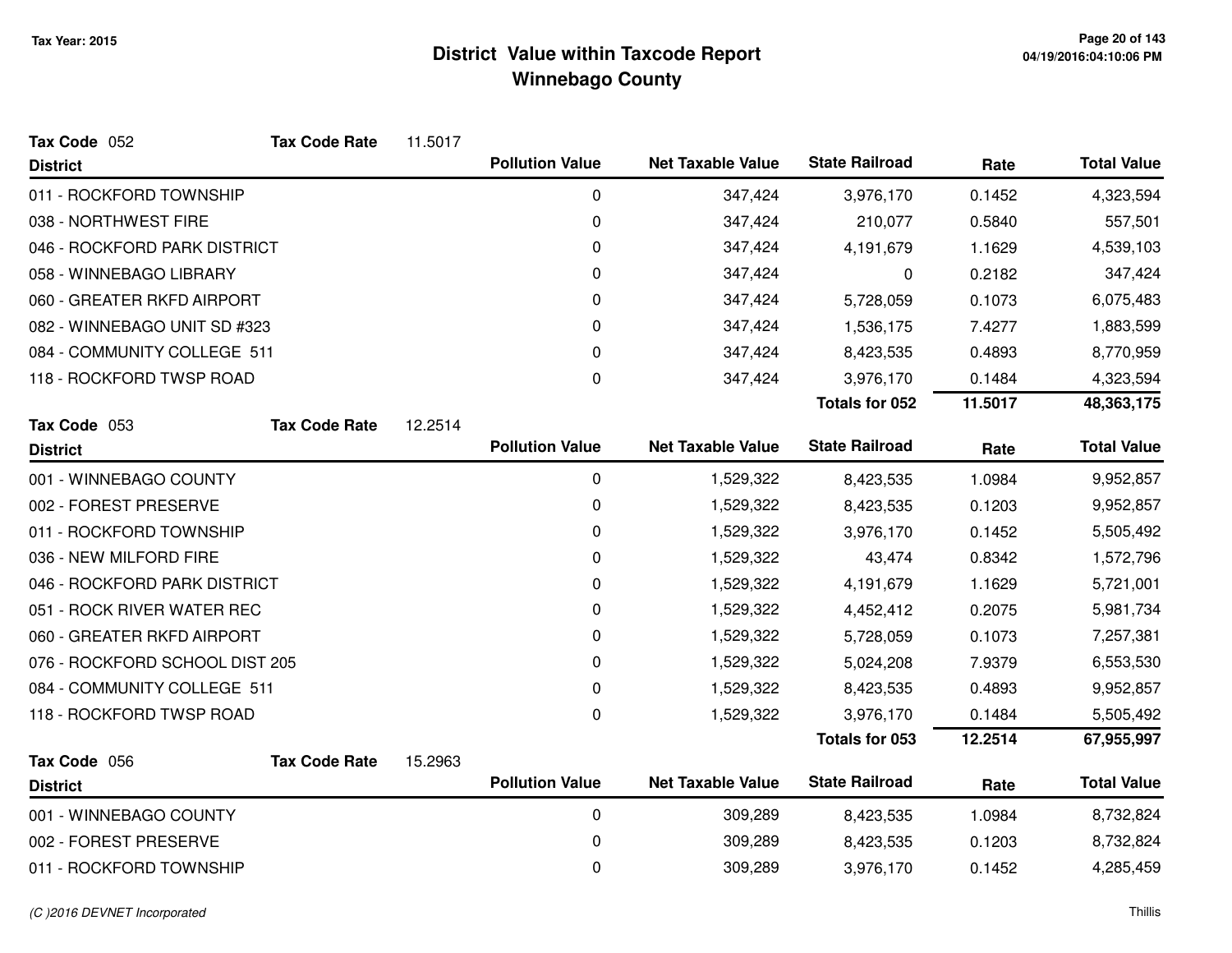**Tax Year: 2015**

# District Value within Taxcode Report
## Winnebago County

**Tax Code** 052 **Tax Code Rate** 11.5017

| District | Pollution Value | Net Taxable Value | State Railroad | Rate | Total Value |
|---|---|---|---|---|---|
| 011 - ROCKFORD TOWNSHIP | 0 | 347,424 | 3,976,170 | 0.1452 | 4,323,594 |
| 038 - NORTHWEST FIRE | 0 | 347,424 | 210,077 | 0.5840 | 557,501 |
| 046 - ROCKFORD PARK DISTRICT | 0 | 347,424 | 4,191,679 | 1.1629 | 4,539,103 |
| 058 - WINNEBAGO LIBRARY | 0 | 347,424 | 0 | 0.2182 | 347,424 |
| 060 - GREATER RKFD AIRPORT | 0 | 347,424 | 5,728,059 | 0.1073 | 6,075,483 |
| 082 - WINNEBAGO UNIT SD #323 | 0 | 347,424 | 1,536,175 | 7.4277 | 1,883,599 |
| 084 - COMMUNITY COLLEGE 511 | 0 | 347,424 | 8,423,535 | 0.4893 | 8,770,959 |
| 118 - ROCKFORD TWSP ROAD | 0 | 347,424 | 3,976,170 | 0.1484 | 4,323,594 |
| | | | **Totals for 052** | **11.5017** | **48,363,175** |

**Tax Code** 053 **Tax Code Rate** 12.2514

| District | Pollution Value | Net Taxable Value | State Railroad | Rate | Total Value |
|---|---|---|---|---|---|
| 001 - WINNEBAGO COUNTY | 0 | 1,529,322 | 8,423,535 | 1.0984 | 9,952,857 |
| 002 - FOREST PRESERVE | 0 | 1,529,322 | 8,423,535 | 0.1203 | 9,952,857 |
| 011 - ROCKFORD TOWNSHIP | 0 | 1,529,322 | 3,976,170 | 0.1452 | 5,505,492 |
| 036 - NEW MILFORD FIRE | 0 | 1,529,322 | 43,474 | 0.8342 | 1,572,796 |
| 046 - ROCKFORD PARK DISTRICT | 0 | 1,529,322 | 4,191,679 | 1.1629 | 5,721,001 |
| 051 - ROCK RIVER WATER REC | 0 | 1,529,322 | 4,452,412 | 0.2075 | 5,981,734 |
| 060 - GREATER RKFD AIRPORT | 0 | 1,529,322 | 5,728,059 | 0.1073 | 7,257,381 |
| 076 - ROCKFORD SCHOOL DIST 205 | 0 | 1,529,322 | 5,024,208 | 7.9379 | 6,553,530 |
| 084 - COMMUNITY COLLEGE 511 | 0 | 1,529,322 | 8,423,535 | 0.4893 | 9,952,857 |
| 118 - ROCKFORD TWSP ROAD | 0 | 1,529,322 | 3,976,170 | 0.1484 | 5,505,492 |
| | | | **Totals for 053** | **12.2514** | **67,955,997** |

**Tax Code** 056 **Tax Code Rate** 15.2963

| District | Pollution Value | Net Taxable Value | State Railroad | Rate | Total Value |
|---|---|---|---|---|---|
| 001 - WINNEBAGO COUNTY | 0 | 309,289 | 8,423,535 | 1.0984 | 8,732,824 |
| 002 - FOREST PRESERVE | 0 | 309,289 | 8,423,535 | 0.1203 | 8,732,824 |
| 011 - ROCKFORD TOWNSHIP | 0 | 309,289 | 3,976,170 | 0.1452 | 4,285,459 |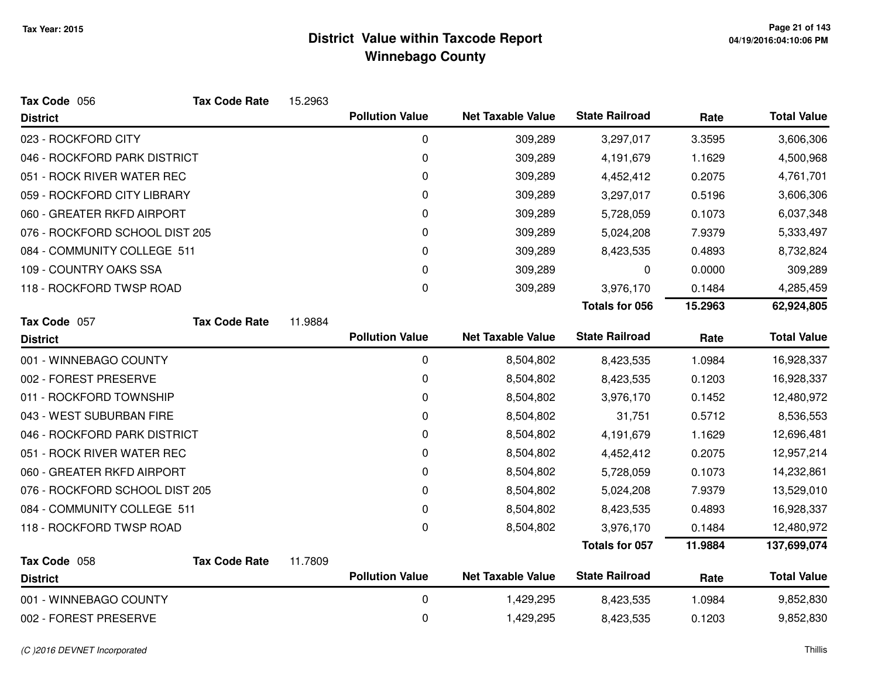# District Value within Taxcode Report

## Winnebago County

Tax Year: 2015

**Tax Code** 056 **Tax Code Rate** 15.2963

| District | Pollution Value | Net Taxable Value | State Railroad | Rate | Total Value |
|---|---|---|---|---|---|
| 023 - ROCKFORD CITY | 0 | 309,289 | 3,297,017 | 3.3595 | 3,606,306 |
| 046 - ROCKFORD PARK DISTRICT | 0 | 309,289 | 4,191,679 | 1.1629 | 4,500,968 |
| 051 - ROCK RIVER WATER REC | 0 | 309,289 | 4,452,412 | 0.2075 | 4,761,701 |
| 059 - ROCKFORD CITY LIBRARY | 0 | 309,289 | 3,297,017 | 0.5196 | 3,606,306 |
| 060 - GREATER RKFD AIRPORT | 0 | 309,289 | 5,728,059 | 0.1073 | 6,037,348 |
| 076 - ROCKFORD SCHOOL DIST 205 | 0 | 309,289 | 5,024,208 | 7.9379 | 5,333,497 |
| 084 - COMMUNITY COLLEGE 511 | 0 | 309,289 | 8,423,535 | 0.4893 | 8,732,824 |
| 109 - COUNTRY OAKS SSA | 0 | 309,289 | 0 | 0.0000 | 309,289 |
| 118 - ROCKFORD TWSP ROAD | 0 | 309,289 | 3,976,170 | 0.1484 | 4,285,459 |
| | | | **Totals for 056** | **15.2963** | **62,924,805** |

**Tax Code** 057 **Tax Code Rate** 11.9884

| District | Pollution Value | Net Taxable Value | State Railroad | Rate | Total Value |
|---|---|---|---|---|---|
| 001 - WINNEBAGO COUNTY | 0 | 8,504,802 | 8,423,535 | 1.0984 | 16,928,337 |
| 002 - FOREST PRESERVE | 0 | 8,504,802 | 8,423,535 | 0.1203 | 16,928,337 |
| 011 - ROCKFORD TOWNSHIP | 0 | 8,504,802 | 3,976,170 | 0.1452 | 12,480,972 |
| 043 - WEST SUBURBAN FIRE | 0 | 8,504,802 | 31,751 | 0.5712 | 8,536,553 |
| 046 - ROCKFORD PARK DISTRICT | 0 | 8,504,802 | 4,191,679 | 1.1629 | 12,696,481 |
| 051 - ROCK RIVER WATER REC | 0 | 8,504,802 | 4,452,412 | 0.2075 | 12,957,214 |
| 060 - GREATER RKFD AIRPORT | 0 | 8,504,802 | 5,728,059 | 0.1073 | 14,232,861 |
| 076 - ROCKFORD SCHOOL DIST 205 | 0 | 8,504,802 | 5,024,208 | 7.9379 | 13,529,010 |
| 084 - COMMUNITY COLLEGE 511 | 0 | 8,504,802 | 8,423,535 | 0.4893 | 16,928,337 |
| 118 - ROCKFORD TWSP ROAD | 0 | 8,504,802 | 3,976,170 | 0.1484 | 12,480,972 |
| | | | **Totals for 057** | **11.9884** | **137,699,074** |

**Tax Code** 058 **Tax Code Rate** 11.7809

| District | Pollution Value | Net Taxable Value | State Railroad | Rate | Total Value |
|---|---|---|---|---|---|
| 001 - WINNEBAGO COUNTY | 0 | 1,429,295 | 8,423,535 | 1.0984 | 9,852,830 |
| 002 - FOREST PRESERVE | 0 | 1,429,295 | 8,423,535 | 0.1203 | 9,852,830 |

*(C )2016 DEVNET Incorporated* Thillis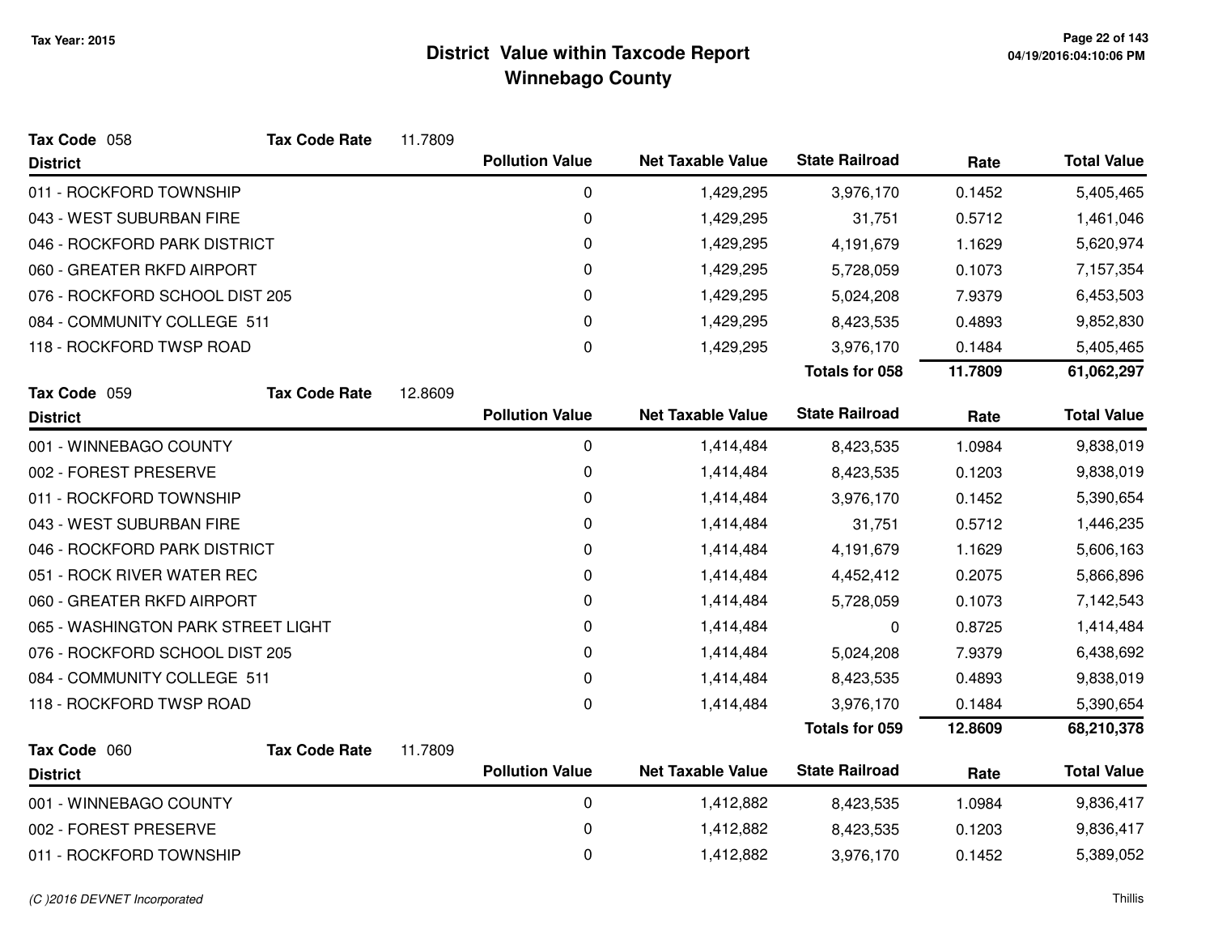# District Value within Taxcode Report
## Winnebago County

Tax Year: 2015

**Tax Code** 058 **Tax Code Rate** 11.7809

| District | Pollution Value | Net Taxable Value | State Railroad | Rate | Total Value |
|---|---|---|---|---|---|
| 011 - ROCKFORD TOWNSHIP | 0 | 1,429,295 | 3,976,170 | 0.1452 | 5,405,465 |
| 043 - WEST SUBURBAN FIRE | 0 | 1,429,295 | 31,751 | 0.5712 | 1,461,046 |
| 046 - ROCKFORD PARK DISTRICT | 0 | 1,429,295 | 4,191,679 | 1.1629 | 5,620,974 |
| 060 - GREATER RKFD AIRPORT | 0 | 1,429,295 | 5,728,059 | 0.1073 | 7,157,354 |
| 076 - ROCKFORD SCHOOL DIST 205 | 0 | 1,429,295 | 5,024,208 | 7.9379 | 6,453,503 |
| 084 - COMMUNITY COLLEGE 511 | 0 | 1,429,295 | 8,423,535 | 0.4893 | 9,852,830 |
| 118 - ROCKFORD TWSP ROAD | 0 | 1,429,295 | 3,976,170 | 0.1484 | 5,405,465 |
| | | | **Totals for 058** | **11.7809** | **61,062,297** |

**Tax Code** 059 **Tax Code Rate** 12.8609

| District | Pollution Value | Net Taxable Value | State Railroad | Rate | Total Value |
|---|---|---|---|---|---|
| 001 - WINNEBAGO COUNTY | 0 | 1,414,484 | 8,423,535 | 1.0984 | 9,838,019 |
| 002 - FOREST PRESERVE | 0 | 1,414,484 | 8,423,535 | 0.1203 | 9,838,019 |
| 011 - ROCKFORD TOWNSHIP | 0 | 1,414,484 | 3,976,170 | 0.1452 | 5,390,654 |
| 043 - WEST SUBURBAN FIRE | 0 | 1,414,484 | 31,751 | 0.5712 | 1,446,235 |
| 046 - ROCKFORD PARK DISTRICT | 0 | 1,414,484 | 4,191,679 | 1.1629 | 5,606,163 |
| 051 - ROCK RIVER WATER REC | 0 | 1,414,484 | 4,452,412 | 0.2075 | 5,866,896 |
| 060 - GREATER RKFD AIRPORT | 0 | 1,414,484 | 5,728,059 | 0.1073 | 7,142,543 |
| 065 - WASHINGTON PARK STREET LIGHT | 0 | 1,414,484 | 0 | 0.8725 | 1,414,484 |
| 076 - ROCKFORD SCHOOL DIST 205 | 0 | 1,414,484 | 5,024,208 | 7.9379 | 6,438,692 |
| 084 - COMMUNITY COLLEGE 511 | 0 | 1,414,484 | 8,423,535 | 0.4893 | 9,838,019 |
| 118 - ROCKFORD TWSP ROAD | 0 | 1,414,484 | 3,976,170 | 0.1484 | 5,390,654 |
| | | | **Totals for 059** | **12.8609** | **68,210,378** |

**Tax Code** 060 **Tax Code Rate** 11.7809

| District | Pollution Value | Net Taxable Value | State Railroad | Rate | Total Value |
|---|---|---|---|---|---|
| 001 - WINNEBAGO COUNTY | 0 | 1,412,882 | 8,423,535 | 1.0984 | 9,836,417 |
| 002 - FOREST PRESERVE | 0 | 1,412,882 | 8,423,535 | 0.1203 | 9,836,417 |
| 011 - ROCKFORD TOWNSHIP | 0 | 1,412,882 | 3,976,170 | 0.1452 | 5,389,052 |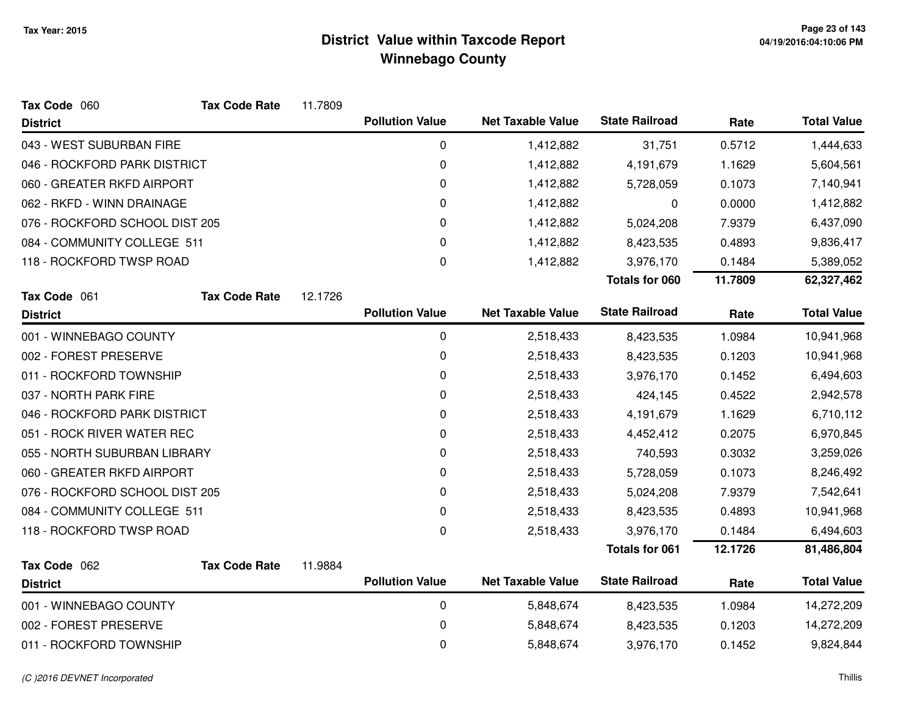# District Value within Taxcode Report
## Winnebago County

Tax Year: 2015

**Tax Code** 060 **Tax Code Rate** 11.7809

| District | Pollution Value | Net Taxable Value | State Railroad | Rate | Total Value |
|---|---|---|---|---|---|
| 043 - WEST SUBURBAN FIRE | 0 | 1,412,882 | 31,751 | 0.5712 | 1,444,633 |
| 046 - ROCKFORD PARK DISTRICT | 0 | 1,412,882 | 4,191,679 | 1.1629 | 5,604,561 |
| 060 - GREATER RKFD AIRPORT | 0 | 1,412,882 | 5,728,059 | 0.1073 | 7,140,941 |
| 062 - RKFD - WINN DRAINAGE | 0 | 1,412,882 | 0 | 0.0000 | 1,412,882 |
| 076 - ROCKFORD SCHOOL DIST 205 | 0 | 1,412,882 | 5,024,208 | 7.9379 | 6,437,090 |
| 084 - COMMUNITY COLLEGE 511 | 0 | 1,412,882 | 8,423,535 | 0.4893 | 9,836,417 |
| 118 - ROCKFORD TWSP ROAD | 0 | 1,412,882 | 3,976,170 | 0.1484 | 5,389,052 |
| | | | **Totals for 060** | **11.7809** | **62,327,462** |

**Tax Code** 061 **Tax Code Rate** 12.1726

| District | Pollution Value | Net Taxable Value | State Railroad | Rate | Total Value |
|---|---|---|---|---|---|
| 001 - WINNEBAGO COUNTY | 0 | 2,518,433 | 8,423,535 | 1.0984 | 10,941,968 |
| 002 - FOREST PRESERVE | 0 | 2,518,433 | 8,423,535 | 0.1203 | 10,941,968 |
| 011 - ROCKFORD TOWNSHIP | 0 | 2,518,433 | 3,976,170 | 0.1452 | 6,494,603 |
| 037 - NORTH PARK FIRE | 0 | 2,518,433 | 424,145 | 0.4522 | 2,942,578 |
| 046 - ROCKFORD PARK DISTRICT | 0 | 2,518,433 | 4,191,679 | 1.1629 | 6,710,112 |
| 051 - ROCK RIVER WATER REC | 0 | 2,518,433 | 4,452,412 | 0.2075 | 6,970,845 |
| 055 - NORTH SUBURBAN LIBRARY | 0 | 2,518,433 | 740,593 | 0.3032 | 3,259,026 |
| 060 - GREATER RKFD AIRPORT | 0 | 2,518,433 | 5,728,059 | 0.1073 | 8,246,492 |
| 076 - ROCKFORD SCHOOL DIST 205 | 0 | 2,518,433 | 5,024,208 | 7.9379 | 7,542,641 |
| 084 - COMMUNITY COLLEGE 511 | 0 | 2,518,433 | 8,423,535 | 0.4893 | 10,941,968 |
| 118 - ROCKFORD TWSP ROAD | 0 | 2,518,433 | 3,976,170 | 0.1484 | 6,494,603 |
| | | | **Totals for 061** | **12.1726** | **81,486,804** |

**Tax Code** 062 **Tax Code Rate** 11.9884

| District | Pollution Value | Net Taxable Value | State Railroad | Rate | Total Value |
|---|---|---|---|---|---|
| 001 - WINNEBAGO COUNTY | 0 | 5,848,674 | 8,423,535 | 1.0984 | 14,272,209 |
| 002 - FOREST PRESERVE | 0 | 5,848,674 | 8,423,535 | 0.1203 | 14,272,209 |
| 011 - ROCKFORD TOWNSHIP | 0 | 5,848,674 | 3,976,170 | 0.1452 | 9,824,844 |

(C )2016 DEVNET Incorporated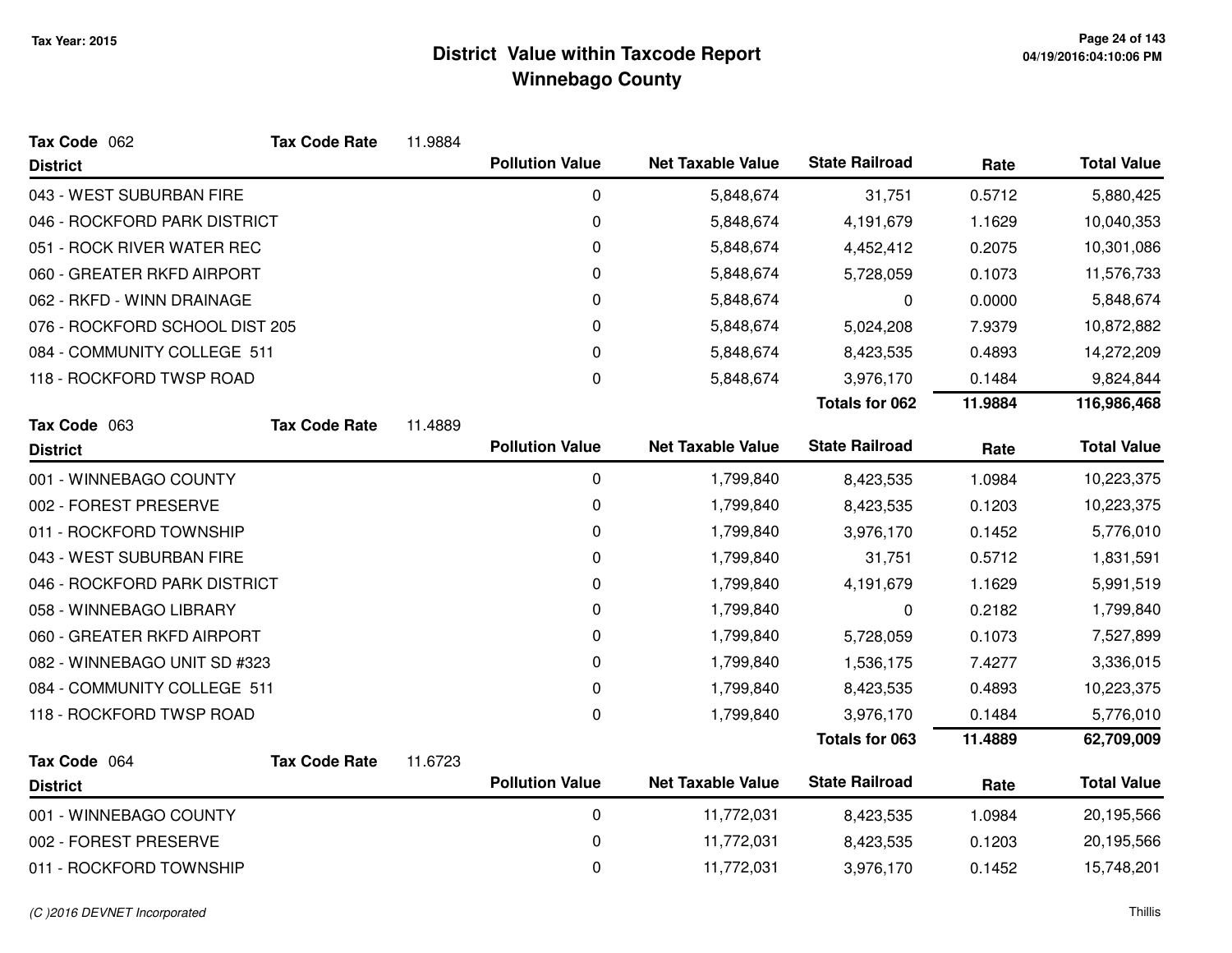# District Value within Taxcode Report
## Winnebago County

Tax Year: 2015

**Tax Code** 062 **Tax Code Rate** 11.9884

| District | Pollution Value | Net Taxable Value | State Railroad | Rate | Total Value |
|---|---|---|---|---|---|
| 043 - WEST SUBURBAN FIRE | 0 | 5,848,674 | 31,751 | 0.5712 | 5,880,425 |
| 046 - ROCKFORD PARK DISTRICT | 0 | 5,848,674 | 4,191,679 | 1.1629 | 10,040,353 |
| 051 - ROCK RIVER WATER REC | 0 | 5,848,674 | 4,452,412 | 0.2075 | 10,301,086 |
| 060 - GREATER RKFD AIRPORT | 0 | 5,848,674 | 5,728,059 | 0.1073 | 11,576,733 |
| 062 - RKFD - WINN DRAINAGE | 0 | 5,848,674 | 0 | 0.0000 | 5,848,674 |
| 076 - ROCKFORD SCHOOL DIST 205 | 0 | 5,848,674 | 5,024,208 | 7.9379 | 10,872,882 |
| 084 - COMMUNITY COLLEGE 511 | 0 | 5,848,674 | 8,423,535 | 0.4893 | 14,272,209 |
| 118 - ROCKFORD TWSP ROAD | 0 | 5,848,674 | 3,976,170 | 0.1484 | 9,824,844 |
| | | | **Totals for 062** | **11.9884** | **116,986,468** |

**Tax Code** 063 **Tax Code Rate** 11.4889

| District | Pollution Value | Net Taxable Value | State Railroad | Rate | Total Value |
|---|---|---|---|---|---|
| 001 - WINNEBAGO COUNTY | 0 | 1,799,840 | 8,423,535 | 1.0984 | 10,223,375 |
| 002 - FOREST PRESERVE | 0 | 1,799,840 | 8,423,535 | 0.1203 | 10,223,375 |
| 011 - ROCKFORD TOWNSHIP | 0 | 1,799,840 | 3,976,170 | 0.1452 | 5,776,010 |
| 043 - WEST SUBURBAN FIRE | 0 | 1,799,840 | 31,751 | 0.5712 | 1,831,591 |
| 046 - ROCKFORD PARK DISTRICT | 0 | 1,799,840 | 4,191,679 | 1.1629 | 5,991,519 |
| 058 - WINNEBAGO LIBRARY | 0 | 1,799,840 | 0 | 0.2182 | 1,799,840 |
| 060 - GREATER RKFD AIRPORT | 0 | 1,799,840 | 5,728,059 | 0.1073 | 7,527,899 |
| 082 - WINNEBAGO UNIT SD #323 | 0 | 1,799,840 | 1,536,175 | 7.4277 | 3,336,015 |
| 084 - COMMUNITY COLLEGE 511 | 0 | 1,799,840 | 8,423,535 | 0.4893 | 10,223,375 |
| 118 - ROCKFORD TWSP ROAD | 0 | 1,799,840 | 3,976,170 | 0.1484 | 5,776,010 |
| | | | **Totals for 063** | **11.4889** | **62,709,009** |

**Tax Code** 064 **Tax Code Rate** 11.6723

| District | Pollution Value | Net Taxable Value | State Railroad | Rate | Total Value |
|---|---|---|---|---|---|
| 001 - WINNEBAGO COUNTY | 0 | 11,772,031 | 8,423,535 | 1.0984 | 20,195,566 |
| 002 - FOREST PRESERVE | 0 | 11,772,031 | 8,423,535 | 0.1203 | 20,195,566 |
| 011 - ROCKFORD TOWNSHIP | 0 | 11,772,031 | 3,976,170 | 0.1452 | 15,748,201 |

*(C )2016 DEVNET Incorporated*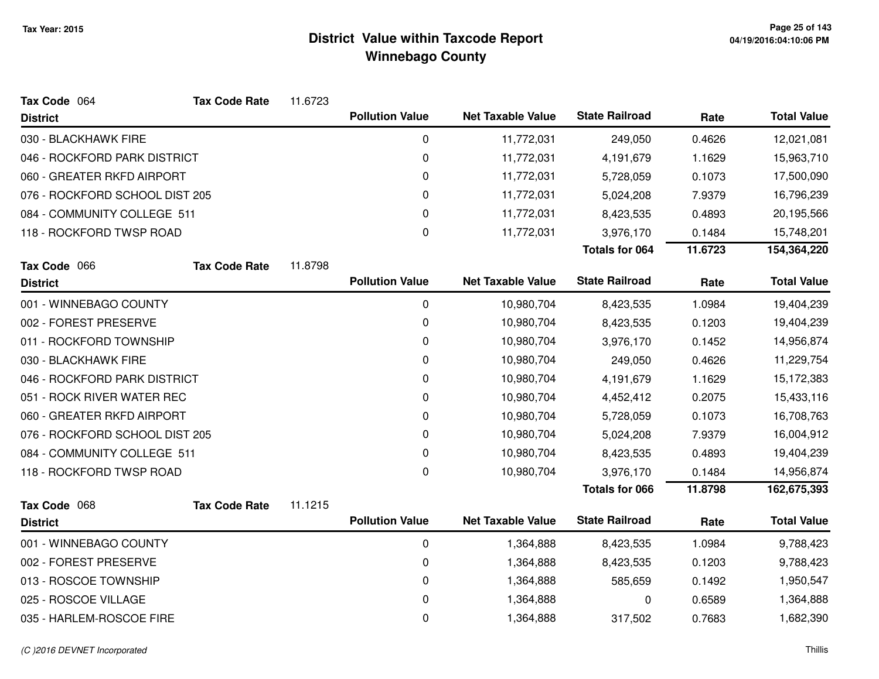# District Value within Taxcode Report
## Winnebago County

Tax Year: 2015

**Tax Code** 064 **Tax Code Rate** 11.6723

| District | Pollution Value | Net Taxable Value | State Railroad | Rate | Total Value |
|---|---|---|---|---|---|
| 030 - BLACKHAWK FIRE | 0 | 11,772,031 | 249,050 | 0.4626 | 12,021,081 |
| 046 - ROCKFORD PARK DISTRICT | 0 | 11,772,031 | 4,191,679 | 1.1629 | 15,963,710 |
| 060 - GREATER RKFD AIRPORT | 0 | 11,772,031 | 5,728,059 | 0.1073 | 17,500,090 |
| 076 - ROCKFORD SCHOOL DIST 205 | 0 | 11,772,031 | 5,024,208 | 7.9379 | 16,796,239 |
| 084 - COMMUNITY COLLEGE 511 | 0 | 11,772,031 | 8,423,535 | 0.4893 | 20,195,566 |
| 118 - ROCKFORD TWSP ROAD | 0 | 11,772,031 | 3,976,170 | 0.1484 | 15,748,201 |
| | | | **Totals for 064** | **11.6723** | **154,364,220** |

**Tax Code** 066 **Tax Code Rate** 11.8798

| District | Pollution Value | Net Taxable Value | State Railroad | Rate | Total Value |
|---|---|---|---|---|---|
| 001 - WINNEBAGO COUNTY | 0 | 10,980,704 | 8,423,535 | 1.0984 | 19,404,239 |
| 002 - FOREST PRESERVE | 0 | 10,980,704 | 8,423,535 | 0.1203 | 19,404,239 |
| 011 - ROCKFORD TOWNSHIP | 0 | 10,980,704 | 3,976,170 | 0.1452 | 14,956,874 |
| 030 - BLACKHAWK FIRE | 0 | 10,980,704 | 249,050 | 0.4626 | 11,229,754 |
| 046 - ROCKFORD PARK DISTRICT | 0 | 10,980,704 | 4,191,679 | 1.1629 | 15,172,383 |
| 051 - ROCK RIVER WATER REC | 0 | 10,980,704 | 4,452,412 | 0.2075 | 15,433,116 |
| 060 - GREATER RKFD AIRPORT | 0 | 10,980,704 | 5,728,059 | 0.1073 | 16,708,763 |
| 076 - ROCKFORD SCHOOL DIST 205 | 0 | 10,980,704 | 5,024,208 | 7.9379 | 16,004,912 |
| 084 - COMMUNITY COLLEGE 511 | 0 | 10,980,704 | 8,423,535 | 0.4893 | 19,404,239 |
| 118 - ROCKFORD TWSP ROAD | 0 | 10,980,704 | 3,976,170 | 0.1484 | 14,956,874 |
| | | | **Totals for 066** | **11.8798** | **162,675,393** |

**Tax Code** 068 **Tax Code Rate** 11.1215

| District | Pollution Value | Net Taxable Value | State Railroad | Rate | Total Value |
|---|---|---|---|---|---|
| 001 - WINNEBAGO COUNTY | 0 | 1,364,888 | 8,423,535 | 1.0984 | 9,788,423 |
| 002 - FOREST PRESERVE | 0 | 1,364,888 | 8,423,535 | 0.1203 | 9,788,423 |
| 013 - ROSCOE TOWNSHIP | 0 | 1,364,888 | 585,659 | 0.1492 | 1,950,547 |
| 025 - ROSCOE VILLAGE | 0 | 1,364,888 | 0 | 0.6589 | 1,364,888 |
| 035 - HARLEM-ROSCOE FIRE | 0 | 1,364,888 | 317,502 | 0.7683 | 1,682,390 |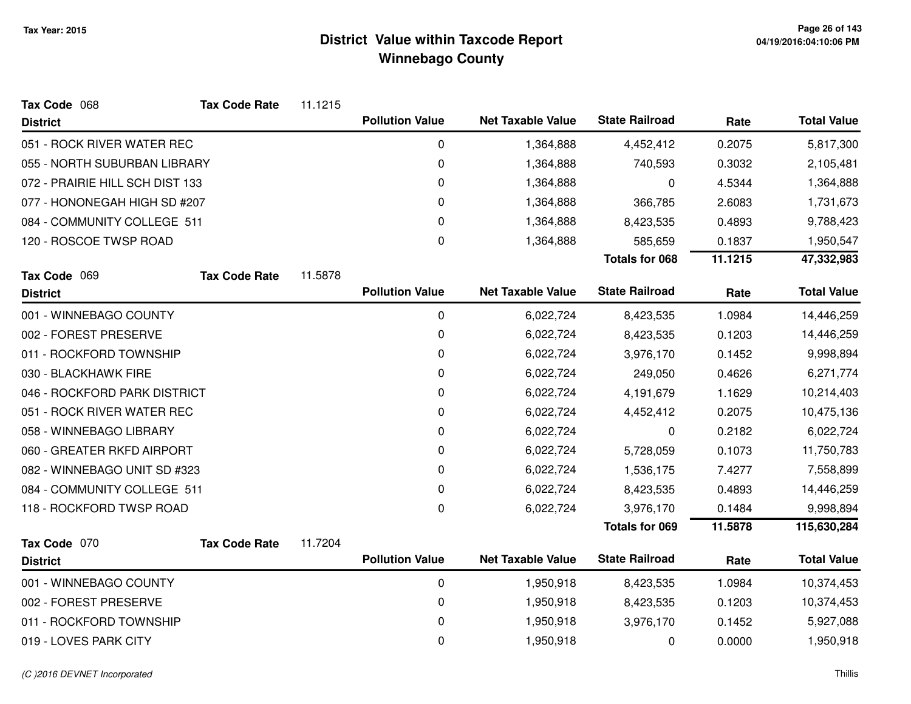# District Value within Taxcode Report
## Winnebago County

Tax Year: 2015

**Tax Code** 068 **Tax Code Rate** 11.1215

| District | Pollution Value | Net Taxable Value | State Railroad | Rate | Total Value |
|---|---|---|---|---|---|
| 051 - ROCK RIVER WATER REC | 0 | 1,364,888 | 4,452,412 | 0.2075 | 5,817,300 |
| 055 - NORTH SUBURBAN LIBRARY | 0 | 1,364,888 | 740,593 | 0.3032 | 2,105,481 |
| 072 - PRAIRIE HILL SCH DIST 133 | 0 | 1,364,888 | 0 | 4.5344 | 1,364,888 |
| 077 - HONONEGAH HIGH SD #207 | 0 | 1,364,888 | 366,785 | 2.6083 | 1,731,673 |
| 084 - COMMUNITY COLLEGE 511 | 0 | 1,364,888 | 8,423,535 | 0.4893 | 9,788,423 |
| 120 - ROSCOE TWSP ROAD | 0 | 1,364,888 | 585,659 | 0.1837 | 1,950,547 |
| | | | **Totals for 068** | **11.1215** | **47,332,983** |

**Tax Code** 069 **Tax Code Rate** 11.5878

| District | Pollution Value | Net Taxable Value | State Railroad | Rate | Total Value |
|---|---|---|---|---|---|
| 001 - WINNEBAGO COUNTY | 0 | 6,022,724 | 8,423,535 | 1.0984 | 14,446,259 |
| 002 - FOREST PRESERVE | 0 | 6,022,724 | 8,423,535 | 0.1203 | 14,446,259 |
| 011 - ROCKFORD TOWNSHIP | 0 | 6,022,724 | 3,976,170 | 0.1452 | 9,998,894 |
| 030 - BLACKHAWK FIRE | 0 | 6,022,724 | 249,050 | 0.4626 | 6,271,774 |
| 046 - ROCKFORD PARK DISTRICT | 0 | 6,022,724 | 4,191,679 | 1.1629 | 10,214,403 |
| 051 - ROCK RIVER WATER REC | 0 | 6,022,724 | 4,452,412 | 0.2075 | 10,475,136 |
| 058 - WINNEBAGO LIBRARY | 0 | 6,022,724 | 0 | 0.2182 | 6,022,724 |
| 060 - GREATER RKFD AIRPORT | 0 | 6,022,724 | 5,728,059 | 0.1073 | 11,750,783 |
| 082 - WINNEBAGO UNIT SD #323 | 0 | 6,022,724 | 1,536,175 | 7.4277 | 7,558,899 |
| 084 - COMMUNITY COLLEGE 511 | 0 | 6,022,724 | 8,423,535 | 0.4893 | 14,446,259 |
| 118 - ROCKFORD TWSP ROAD | 0 | 6,022,724 | 3,976,170 | 0.1484 | 9,998,894 |
| | | | **Totals for 069** | **11.5878** | **115,630,284** |

**Tax Code** 070 **Tax Code Rate** 11.7204

| District | Pollution Value | Net Taxable Value | State Railroad | Rate | Total Value |
|---|---|---|---|---|---|
| 001 - WINNEBAGO COUNTY | 0 | 1,950,918 | 8,423,535 | 1.0984 | 10,374,453 |
| 002 - FOREST PRESERVE | 0 | 1,950,918 | 8,423,535 | 0.1203 | 10,374,453 |
| 011 - ROCKFORD TOWNSHIP | 0 | 1,950,918 | 3,976,170 | 0.1452 | 5,927,088 |
| 019 - LOVES PARK CITY | 0 | 1,950,918 | 0 | 0.0000 | 1,950,918 |

*(C )2016 DEVNET Incorporated* Thillis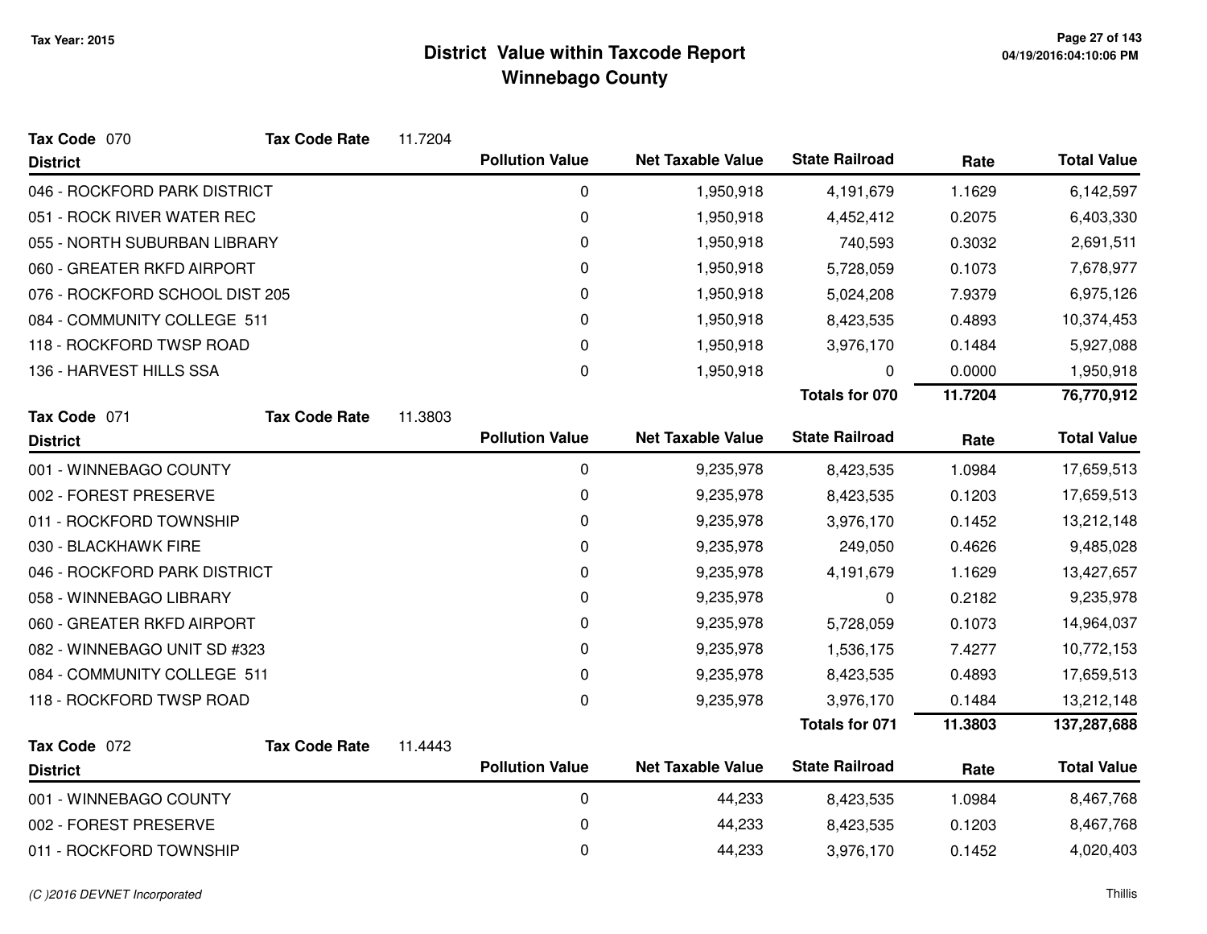Tax Year: 2015

# District Value within Taxcode Report
## Winnebago County

**Tax Code** 070 **Tax Code Rate** 11.7204

| District | Pollution Value | Net Taxable Value | State Railroad | Rate | Total Value |
|---|---|---|---|---|---|
| 046 - ROCKFORD PARK DISTRICT | 0 | 1,950,918 | 4,191,679 | 1.1629 | 6,142,597 |
| 051 - ROCK RIVER WATER REC | 0 | 1,950,918 | 4,452,412 | 0.2075 | 6,403,330 |
| 055 - NORTH SUBURBAN LIBRARY | 0 | 1,950,918 | 740,593 | 0.3032 | 2,691,511 |
| 060 - GREATER RKFD AIRPORT | 0 | 1,950,918 | 5,728,059 | 0.1073 | 7,678,977 |
| 076 - ROCKFORD SCHOOL DIST 205 | 0 | 1,950,918 | 5,024,208 | 7.9379 | 6,975,126 |
| 084 - COMMUNITY COLLEGE 511 | 0 | 1,950,918 | 8,423,535 | 0.4893 | 10,374,453 |
| 118 - ROCKFORD TWSP ROAD | 0 | 1,950,918 | 3,976,170 | 0.1484 | 5,927,088 |
| 136 - HARVEST HILLS SSA | 0 | 1,950,918 | 0 | 0.0000 | 1,950,918 |
| | | | **Totals for 070** | **11.7204** | **76,770,912** |

**Tax Code** 071 **Tax Code Rate** 11.3803

| District | Pollution Value | Net Taxable Value | State Railroad | Rate | Total Value |
|---|---|---|---|---|---|
| 001 - WINNEBAGO COUNTY | 0 | 9,235,978 | 8,423,535 | 1.0984 | 17,659,513 |
| 002 - FOREST PRESERVE | 0 | 9,235,978 | 8,423,535 | 0.1203 | 17,659,513 |
| 011 - ROCKFORD TOWNSHIP | 0 | 9,235,978 | 3,976,170 | 0.1452 | 13,212,148 |
| 030 - BLACKHAWK FIRE | 0 | 9,235,978 | 249,050 | 0.4626 | 9,485,028 |
| 046 - ROCKFORD PARK DISTRICT | 0 | 9,235,978 | 4,191,679 | 1.1629 | 13,427,657 |
| 058 - WINNEBAGO LIBRARY | 0 | 9,235,978 | 0 | 0.2182 | 9,235,978 |
| 060 - GREATER RKFD AIRPORT | 0 | 9,235,978 | 5,728,059 | 0.1073 | 14,964,037 |
| 082 - WINNEBAGO UNIT SD #323 | 0 | 9,235,978 | 1,536,175 | 7.4277 | 10,772,153 |
| 084 - COMMUNITY COLLEGE 511 | 0 | 9,235,978 | 8,423,535 | 0.4893 | 17,659,513 |
| 118 - ROCKFORD TWSP ROAD | 0 | 9,235,978 | 3,976,170 | 0.1484 | 13,212,148 |
| | | | **Totals for 071** | **11.3803** | **137,287,688** |

**Tax Code** 072 **Tax Code Rate** 11.4443

| District | Pollution Value | Net Taxable Value | State Railroad | Rate | Total Value |
|---|---|---|---|---|---|
| 001 - WINNEBAGO COUNTY | 0 | 44,233 | 8,423,535 | 1.0984 | 8,467,768 |
| 002 - FOREST PRESERVE | 0 | 44,233 | 8,423,535 | 0.1203 | 8,467,768 |
| 011 - ROCKFORD TOWNSHIP | 0 | 44,233 | 3,976,170 | 0.1452 | 4,020,403 |

*(C )2016 DEVNET Incorporated*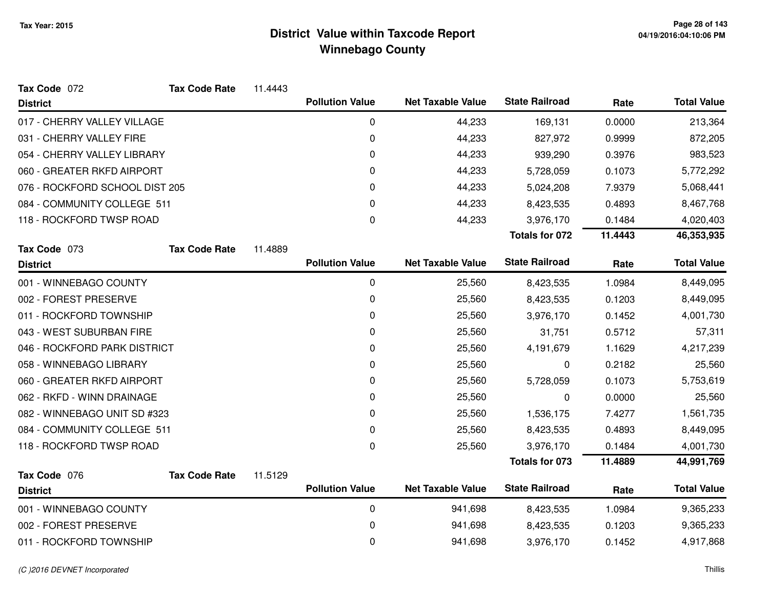# District Value within Taxcode Report
## Winnebago County

Tax Year: 2015

**Tax Code** 072 **Tax Code Rate** 11.4443

| District | Pollution Value | Net Taxable Value | State Railroad | Rate | Total Value |
|---|---|---|---|---|---|
| 017 - CHERRY VALLEY VILLAGE | 0 | 44,233 | 169,131 | 0.0000 | 213,364 |
| 031 - CHERRY VALLEY FIRE | 0 | 44,233 | 827,972 | 0.9999 | 872,205 |
| 054 - CHERRY VALLEY LIBRARY | 0 | 44,233 | 939,290 | 0.3976 | 983,523 |
| 060 - GREATER RKFD AIRPORT | 0 | 44,233 | 5,728,059 | 0.1073 | 5,772,292 |
| 076 - ROCKFORD SCHOOL DIST 205 | 0 | 44,233 | 5,024,208 | 7.9379 | 5,068,441 |
| 084 - COMMUNITY COLLEGE 511 | 0 | 44,233 | 8,423,535 | 0.4893 | 8,467,768 |
| 118 - ROCKFORD TWSP ROAD | 0 | 44,233 | 3,976,170 | 0.1484 | 4,020,403 |
| | | | **Totals for 072** | **11.4443** | **46,353,935** |

**Tax Code** 073 **Tax Code Rate** 11.4889

| District | Pollution Value | Net Taxable Value | State Railroad | Rate | Total Value |
|---|---|---|---|---|---|
| 001 - WINNEBAGO COUNTY | 0 | 25,560 | 8,423,535 | 1.0984 | 8,449,095 |
| 002 - FOREST PRESERVE | 0 | 25,560 | 8,423,535 | 0.1203 | 8,449,095 |
| 011 - ROCKFORD TOWNSHIP | 0 | 25,560 | 3,976,170 | 0.1452 | 4,001,730 |
| 043 - WEST SUBURBAN FIRE | 0 | 25,560 | 31,751 | 0.5712 | 57,311 |
| 046 - ROCKFORD PARK DISTRICT | 0 | 25,560 | 4,191,679 | 1.1629 | 4,217,239 |
| 058 - WINNEBAGO LIBRARY | 0 | 25,560 | 0 | 0.2182 | 25,560 |
| 060 - GREATER RKFD AIRPORT | 0 | 25,560 | 5,728,059 | 0.1073 | 5,753,619 |
| 062 - RKFD - WINN DRAINAGE | 0 | 25,560 | 0 | 0.0000 | 25,560 |
| 082 - WINNEBAGO UNIT SD #323 | 0 | 25,560 | 1,536,175 | 7.4277 | 1,561,735 |
| 084 - COMMUNITY COLLEGE 511 | 0 | 25,560 | 8,423,535 | 0.4893 | 8,449,095 |
| 118 - ROCKFORD TWSP ROAD | 0 | 25,560 | 3,976,170 | 0.1484 | 4,001,730 |
| | | | **Totals for 073** | **11.4889** | **44,991,769** |

**Tax Code** 076 **Tax Code Rate** 11.5129

| District | Pollution Value | Net Taxable Value | State Railroad | Rate | Total Value |
|---|---|---|---|---|---|
| 001 - WINNEBAGO COUNTY | 0 | 941,698 | 8,423,535 | 1.0984 | 9,365,233 |
| 002 - FOREST PRESERVE | 0 | 941,698 | 8,423,535 | 0.1203 | 9,365,233 |
| 011 - ROCKFORD TOWNSHIP | 0 | 941,698 | 3,976,170 | 0.1452 | 4,917,868 |

(C )2016 DEVNET Incorporated

Thillis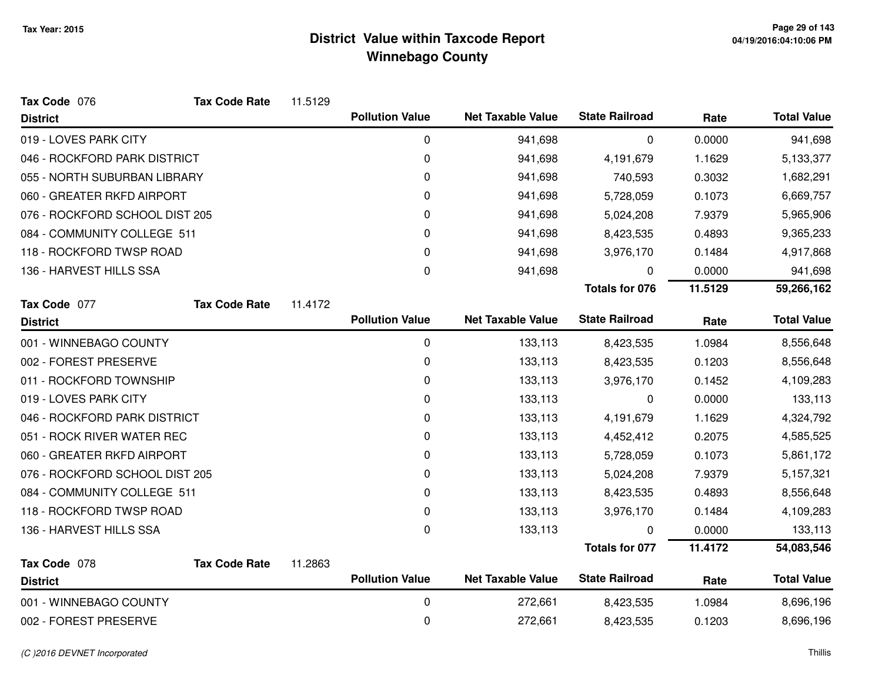# District Value within Taxcode Report
## Winnebago County

Tax Year: 2015

**Tax Code** 076 **Tax Code Rate** 11.5129

| District | Pollution Value | Net Taxable Value | State Railroad | Rate | Total Value |
|---|---|---|---|---|---|
| 019 - LOVES PARK CITY | 0 | 941,698 | 0 | 0.0000 | 941,698 |
| 046 - ROCKFORD PARK DISTRICT | 0 | 941,698 | 4,191,679 | 1.1629 | 5,133,377 |
| 055 - NORTH SUBURBAN LIBRARY | 0 | 941,698 | 740,593 | 0.3032 | 1,682,291 |
| 060 - GREATER RKFD AIRPORT | 0 | 941,698 | 5,728,059 | 0.1073 | 6,669,757 |
| 076 - ROCKFORD SCHOOL DIST 205 | 0 | 941,698 | 5,024,208 | 7.9379 | 5,965,906 |
| 084 - COMMUNITY COLLEGE 511 | 0 | 941,698 | 8,423,535 | 0.4893 | 9,365,233 |
| 118 - ROCKFORD TWSP ROAD | 0 | 941,698 | 3,976,170 | 0.1484 | 4,917,868 |
| 136 - HARVEST HILLS SSA | 0 | 941,698 | 0 | 0.0000 | 941,698 |
| | | | **Totals for 076** | **11.5129** | **59,266,162** |

**Tax Code** 077 **Tax Code Rate** 11.4172

| District | Pollution Value | Net Taxable Value | State Railroad | Rate | Total Value |
|---|---|---|---|---|---|
| 001 - WINNEBAGO COUNTY | 0 | 133,113 | 8,423,535 | 1.0984 | 8,556,648 |
| 002 - FOREST PRESERVE | 0 | 133,113 | 8,423,535 | 0.1203 | 8,556,648 |
| 011 - ROCKFORD TOWNSHIP | 0 | 133,113 | 3,976,170 | 0.1452 | 4,109,283 |
| 019 - LOVES PARK CITY | 0 | 133,113 | 0 | 0.0000 | 133,113 |
| 046 - ROCKFORD PARK DISTRICT | 0 | 133,113 | 4,191,679 | 1.1629 | 4,324,792 |
| 051 - ROCK RIVER WATER REC | 0 | 133,113 | 4,452,412 | 0.2075 | 4,585,525 |
| 060 - GREATER RKFD AIRPORT | 0 | 133,113 | 5,728,059 | 0.1073 | 5,861,172 |
| 076 - ROCKFORD SCHOOL DIST 205 | 0 | 133,113 | 5,024,208 | 7.9379 | 5,157,321 |
| 084 - COMMUNITY COLLEGE 511 | 0 | 133,113 | 8,423,535 | 0.4893 | 8,556,648 |
| 118 - ROCKFORD TWSP ROAD | 0 | 133,113 | 3,976,170 | 0.1484 | 4,109,283 |
| 136 - HARVEST HILLS SSA | 0 | 133,113 | 0 | 0.0000 | 133,113 |
| | | | **Totals for 077** | **11.4172** | **54,083,546** |

**Tax Code** 078 **Tax Code Rate** 11.2863

| District | Pollution Value | Net Taxable Value | State Railroad | Rate | Total Value |
|---|---|---|---|---|---|
| 001 - WINNEBAGO COUNTY | 0 | 272,661 | 8,423,535 | 1.0984 | 8,696,196 |
| 002 - FOREST PRESERVE | 0 | 272,661 | 8,423,535 | 0.1203 | 8,696,196 |

*(C )2016 DEVNET Incorporated* Thillis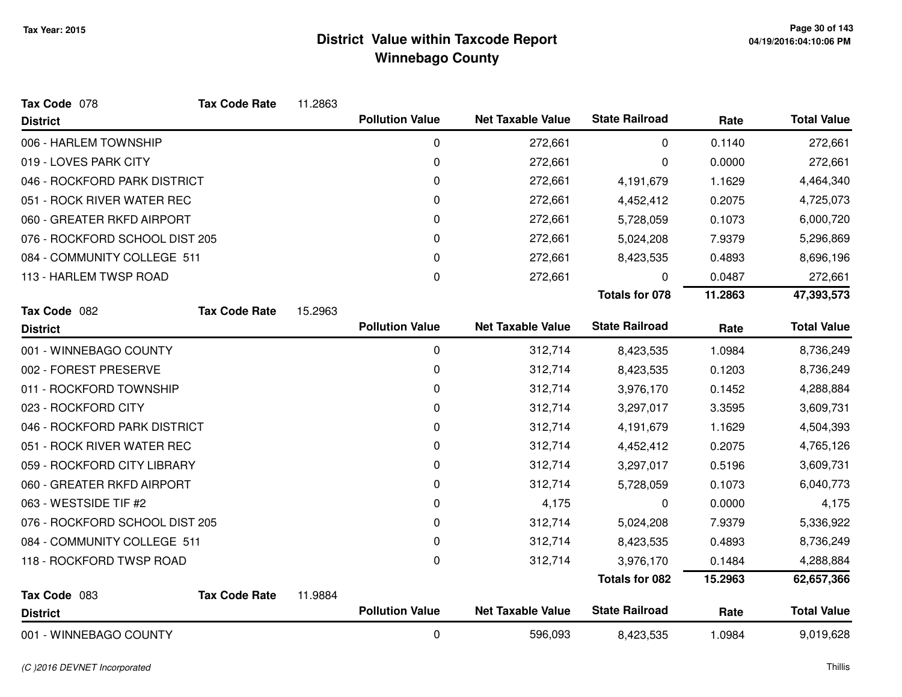# District Value within Taxcode Report
## Winnebago County

Tax Year: 2015

**Tax Code** 078 **Tax Code Rate** 11.2863

| District | Pollution Value | Net Taxable Value | State Railroad | Rate | Total Value |
|---|---|---|---|---|---|
| 006 - HARLEM TOWNSHIP | 0 | 272,661 | 0 | 0.1140 | 272,661 |
| 019 - LOVES PARK CITY | 0 | 272,661 | 0 | 0.0000 | 272,661 |
| 046 - ROCKFORD PARK DISTRICT | 0 | 272,661 | 4,191,679 | 1.1629 | 4,464,340 |
| 051 - ROCK RIVER WATER REC | 0 | 272,661 | 4,452,412 | 0.2075 | 4,725,073 |
| 060 - GREATER RKFD AIRPORT | 0 | 272,661 | 5,728,059 | 0.1073 | 6,000,720 |
| 076 - ROCKFORD SCHOOL DIST 205 | 0 | 272,661 | 5,024,208 | 7.9379 | 5,296,869 |
| 084 - COMMUNITY COLLEGE 511 | 0 | 272,661 | 8,423,535 | 0.4893 | 8,696,196 |
| 113 - HARLEM TWSP ROAD | 0 | 272,661 | 0 | 0.0487 | 272,661 |
| | | | **Totals for 078** | **11.2863** | **47,393,573** |

**Tax Code** 082 **Tax Code Rate** 15.2963

| District | Pollution Value | Net Taxable Value | State Railroad | Rate | Total Value |
|---|---|---|---|---|---|
| 001 - WINNEBAGO COUNTY | 0 | 312,714 | 8,423,535 | 1.0984 | 8,736,249 |
| 002 - FOREST PRESERVE | 0 | 312,714 | 8,423,535 | 0.1203 | 8,736,249 |
| 011 - ROCKFORD TOWNSHIP | 0 | 312,714 | 3,976,170 | 0.1452 | 4,288,884 |
| 023 - ROCKFORD CITY | 0 | 312,714 | 3,297,017 | 3.3595 | 3,609,731 |
| 046 - ROCKFORD PARK DISTRICT | 0 | 312,714 | 4,191,679 | 1.1629 | 4,504,393 |
| 051 - ROCK RIVER WATER REC | 0 | 312,714 | 4,452,412 | 0.2075 | 4,765,126 |
| 059 - ROCKFORD CITY LIBRARY | 0 | 312,714 | 3,297,017 | 0.5196 | 3,609,731 |
| 060 - GREATER RKFD AIRPORT | 0 | 312,714 | 5,728,059 | 0.1073 | 6,040,773 |
| 063 - WESTSIDE TIF #2 | 0 | 4,175 | 0 | 0.0000 | 4,175 |
| 076 - ROCKFORD SCHOOL DIST 205 | 0 | 312,714 | 5,024,208 | 7.9379 | 5,336,922 |
| 084 - COMMUNITY COLLEGE 511 | 0 | 312,714 | 8,423,535 | 0.4893 | 8,736,249 |
| 118 - ROCKFORD TWSP ROAD | 0 | 312,714 | 3,976,170 | 0.1484 | 4,288,884 |
| | | | **Totals for 082** | **15.2963** | **62,657,366** |

**Tax Code** 083 **Tax Code Rate** 11.9884

| District | Pollution Value | Net Taxable Value | State Railroad | Rate | Total Value |
|---|---|---|---|---|---|
| 001 - WINNEBAGO COUNTY | 0 | 596,093 | 8,423,535 | 1.0984 | 9,019,628 |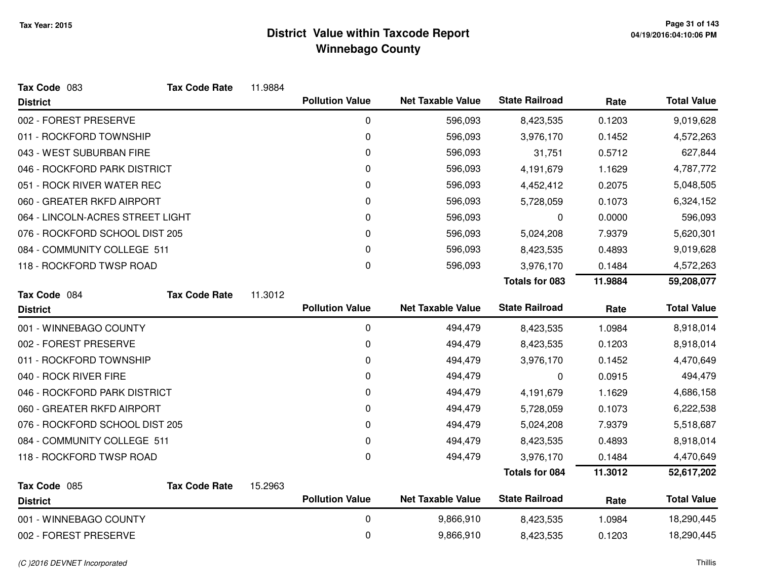# District Value within Taxcode Report
## Winnebago County

Tax Year: 2015

**Tax Code** 083 **Tax Code Rate** 11.9884

| District | Pollution Value | Net Taxable Value | State Railroad | Rate | Total Value |
|---|---|---|---|---|---|
| 002 - FOREST PRESERVE | 0 | 596,093 | 8,423,535 | 0.1203 | 9,019,628 |
| 011 - ROCKFORD TOWNSHIP | 0 | 596,093 | 3,976,170 | 0.1452 | 4,572,263 |
| 043 - WEST SUBURBAN FIRE | 0 | 596,093 | 31,751 | 0.5712 | 627,844 |
| 046 - ROCKFORD PARK DISTRICT | 0 | 596,093 | 4,191,679 | 1.1629 | 4,787,772 |
| 051 - ROCK RIVER WATER REC | 0 | 596,093 | 4,452,412 | 0.2075 | 5,048,505 |
| 060 - GREATER RKFD AIRPORT | 0 | 596,093 | 5,728,059 | 0.1073 | 6,324,152 |
| 064 - LINCOLN-ACRES STREET LIGHT | 0 | 596,093 | 0 | 0.0000 | 596,093 |
| 076 - ROCKFORD SCHOOL DIST 205 | 0 | 596,093 | 5,024,208 | 7.9379 | 5,620,301 |
| 084 - COMMUNITY COLLEGE 511 | 0 | 596,093 | 8,423,535 | 0.4893 | 9,019,628 |
| 118 - ROCKFORD TWSP ROAD | 0 | 596,093 | 3,976,170 | 0.1484 | 4,572,263 |
| | | | **Totals for 083** | **11.9884** | **59,208,077** |

**Tax Code** 084 **Tax Code Rate** 11.3012

| District | Pollution Value | Net Taxable Value | State Railroad | Rate | Total Value |
|---|---|---|---|---|---|
| 001 - WINNEBAGO COUNTY | 0 | 494,479 | 8,423,535 | 1.0984 | 8,918,014 |
| 002 - FOREST PRESERVE | 0 | 494,479 | 8,423,535 | 0.1203 | 8,918,014 |
| 011 - ROCKFORD TOWNSHIP | 0 | 494,479 | 3,976,170 | 0.1452 | 4,470,649 |
| 040 - ROCK RIVER FIRE | 0 | 494,479 | 0 | 0.0915 | 494,479 |
| 046 - ROCKFORD PARK DISTRICT | 0 | 494,479 | 4,191,679 | 1.1629 | 4,686,158 |
| 060 - GREATER RKFD AIRPORT | 0 | 494,479 | 5,728,059 | 0.1073 | 6,222,538 |
| 076 - ROCKFORD SCHOOL DIST 205 | 0 | 494,479 | 5,024,208 | 7.9379 | 5,518,687 |
| 084 - COMMUNITY COLLEGE 511 | 0 | 494,479 | 8,423,535 | 0.4893 | 8,918,014 |
| 118 - ROCKFORD TWSP ROAD | 0 | 494,479 | 3,976,170 | 0.1484 | 4,470,649 |
| | | | **Totals for 084** | **11.3012** | **52,617,202** |

**Tax Code** 085 **Tax Code Rate** 15.2963

| District | Pollution Value | Net Taxable Value | State Railroad | Rate | Total Value |
|---|---|---|---|---|---|
| 001 - WINNEBAGO COUNTY | 0 | 9,866,910 | 8,423,535 | 1.0984 | 18,290,445 |
| 002 - FOREST PRESERVE | 0 | 9,866,910 | 8,423,535 | 0.1203 | 18,290,445 |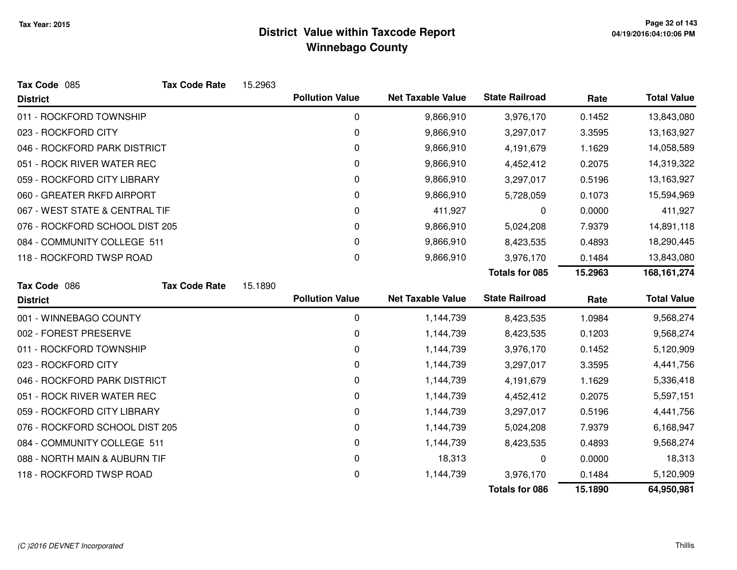# District Value within Taxcode Report
## Winnebago County

Tax Year: 2015

**Tax Code** 085 **Tax Code Rate** 15.2963

| District | Pollution Value | Net Taxable Value | State Railroad | Rate | Total Value |
|---|---|---|---|---|---|
| 011 - ROCKFORD TOWNSHIP | 0 | 9,866,910 | 3,976,170 | 0.1452 | 13,843,080 |
| 023 - ROCKFORD CITY | 0 | 9,866,910 | 3,297,017 | 3.3595 | 13,163,927 |
| 046 - ROCKFORD PARK DISTRICT | 0 | 9,866,910 | 4,191,679 | 1.1629 | 14,058,589 |
| 051 - ROCK RIVER WATER REC | 0 | 9,866,910 | 4,452,412 | 0.2075 | 14,319,322 |
| 059 - ROCKFORD CITY LIBRARY | 0 | 9,866,910 | 3,297,017 | 0.5196 | 13,163,927 |
| 060 - GREATER RKFD AIRPORT | 0 | 9,866,910 | 5,728,059 | 0.1073 | 15,594,969 |
| 067 - WEST STATE & CENTRAL TIF | 0 | 411,927 | 0 | 0.0000 | 411,927 |
| 076 - ROCKFORD SCHOOL DIST 205 | 0 | 9,866,910 | 5,024,208 | 7.9379 | 14,891,118 |
| 084 - COMMUNITY COLLEGE 511 | 0 | 9,866,910 | 8,423,535 | 0.4893 | 18,290,445 |
| 118 - ROCKFORD TWSP ROAD | 0 | 9,866,910 | 3,976,170 | 0.1484 | 13,843,080 |
| | | | **Totals for 085** | **15.2963** | **168,161,274** |

**Tax Code** 086 **Tax Code Rate** 15.1890

| District | Pollution Value | Net Taxable Value | State Railroad | Rate | Total Value |
|---|---|---|---|---|---|
| 001 - WINNEBAGO COUNTY | 0 | 1,144,739 | 8,423,535 | 1.0984 | 9,568,274 |
| 002 - FOREST PRESERVE | 0 | 1,144,739 | 8,423,535 | 0.1203 | 9,568,274 |
| 011 - ROCKFORD TOWNSHIP | 0 | 1,144,739 | 3,976,170 | 0.1452 | 5,120,909 |
| 023 - ROCKFORD CITY | 0 | 1,144,739 | 3,297,017 | 3.3595 | 4,441,756 |
| 046 - ROCKFORD PARK DISTRICT | 0 | 1,144,739 | 4,191,679 | 1.1629 | 5,336,418 |
| 051 - ROCK RIVER WATER REC | 0 | 1,144,739 | 4,452,412 | 0.2075 | 5,597,151 |
| 059 - ROCKFORD CITY LIBRARY | 0 | 1,144,739 | 3,297,017 | 0.5196 | 4,441,756 |
| 076 - ROCKFORD SCHOOL DIST 205 | 0 | 1,144,739 | 5,024,208 | 7.9379 | 6,168,947 |
| 084 - COMMUNITY COLLEGE 511 | 0 | 1,144,739 | 8,423,535 | 0.4893 | 9,568,274 |
| 088 - NORTH MAIN & AUBURN TIF | 0 | 18,313 | 0 | 0.0000 | 18,313 |
| 118 - ROCKFORD TWSP ROAD | 0 | 1,144,739 | 3,976,170 | 0.1484 | 5,120,909 |
| | | | **Totals for 086** | **15.1890** | **64,950,981** |

*(C )2016 DEVNET Incorporated*

Thillis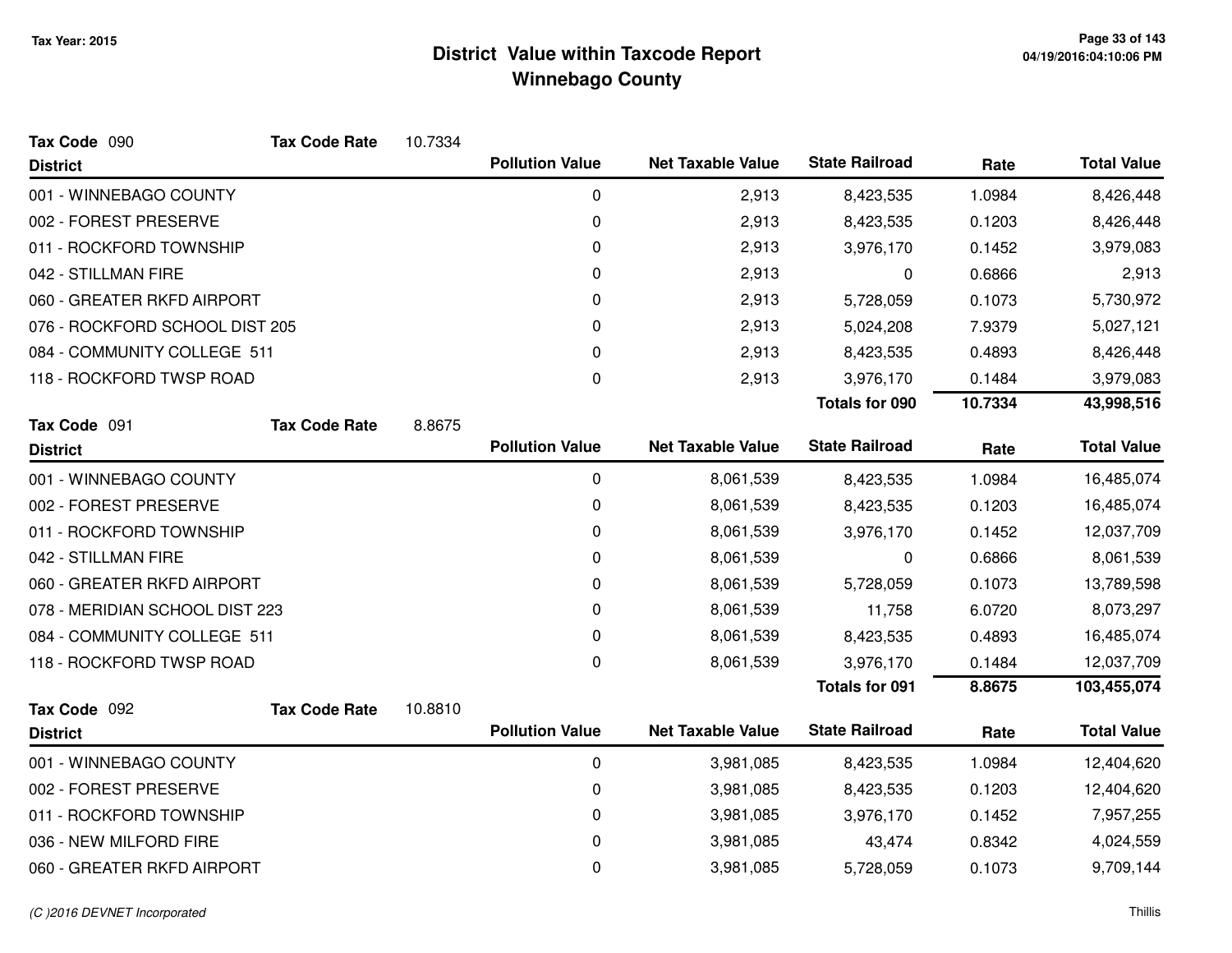# District Value within Taxcode Report
## Winnebago County

Tax Year: 2015

**Tax Code** 090 **Tax Code Rate** 10.7334

| District | Pollution Value | Net Taxable Value | State Railroad | Rate | Total Value |
|---|---|---|---|---|---|
| 001 - WINNEBAGO COUNTY | 0 | 2,913 | 8,423,535 | 1.0984 | 8,426,448 |
| 002 - FOREST PRESERVE | 0 | 2,913 | 8,423,535 | 0.1203 | 8,426,448 |
| 011 - ROCKFORD TOWNSHIP | 0 | 2,913 | 3,976,170 | 0.1452 | 3,979,083 |
| 042 - STILLMAN FIRE | 0 | 2,913 | 0 | 0.6866 | 2,913 |
| 060 - GREATER RKFD AIRPORT | 0 | 2,913 | 5,728,059 | 0.1073 | 5,730,972 |
| 076 - ROCKFORD SCHOOL DIST 205 | 0 | 2,913 | 5,024,208 | 7.9379 | 5,027,121 |
| 084 - COMMUNITY COLLEGE 511 | 0 | 2,913 | 8,423,535 | 0.4893 | 8,426,448 |
| 118 - ROCKFORD TWSP ROAD | 0 | 2,913 | 3,976,170 | 0.1484 | 3,979,083 |
| | | | **Totals for 090** | **10.7334** | **43,998,516** |

**Tax Code** 091 **Tax Code Rate** 8.8675

| District | Pollution Value | Net Taxable Value | State Railroad | Rate | Total Value |
|---|---|---|---|---|---|
| 001 - WINNEBAGO COUNTY | 0 | 8,061,539 | 8,423,535 | 1.0984 | 16,485,074 |
| 002 - FOREST PRESERVE | 0 | 8,061,539 | 8,423,535 | 0.1203 | 16,485,074 |
| 011 - ROCKFORD TOWNSHIP | 0 | 8,061,539 | 3,976,170 | 0.1452 | 12,037,709 |
| 042 - STILLMAN FIRE | 0 | 8,061,539 | 0 | 0.6866 | 8,061,539 |
| 060 - GREATER RKFD AIRPORT | 0 | 8,061,539 | 5,728,059 | 0.1073 | 13,789,598 |
| 078 - MERIDIAN SCHOOL DIST 223 | 0 | 8,061,539 | 11,758 | 6.0720 | 8,073,297 |
| 084 - COMMUNITY COLLEGE 511 | 0 | 8,061,539 | 8,423,535 | 0.4893 | 16,485,074 |
| 118 - ROCKFORD TWSP ROAD | 0 | 8,061,539 | 3,976,170 | 0.1484 | 12,037,709 |
| | | | **Totals for 091** | **8.8675** | **103,455,074** |

**Tax Code** 092 **Tax Code Rate** 10.8810

| District | Pollution Value | Net Taxable Value | State Railroad | Rate | Total Value |
|---|---|---|---|---|---|
| 001 - WINNEBAGO COUNTY | 0 | 3,981,085 | 8,423,535 | 1.0984 | 12,404,620 |
| 002 - FOREST PRESERVE | 0 | 3,981,085 | 8,423,535 | 0.1203 | 12,404,620 |
| 011 - ROCKFORD TOWNSHIP | 0 | 3,981,085 | 3,976,170 | 0.1452 | 7,957,255 |
| 036 - NEW MILFORD FIRE | 0 | 3,981,085 | 43,474 | 0.8342 | 4,024,559 |
| 060 - GREATER RKFD AIRPORT | 0 | 3,981,085 | 5,728,059 | 0.1073 | 9,709,144 |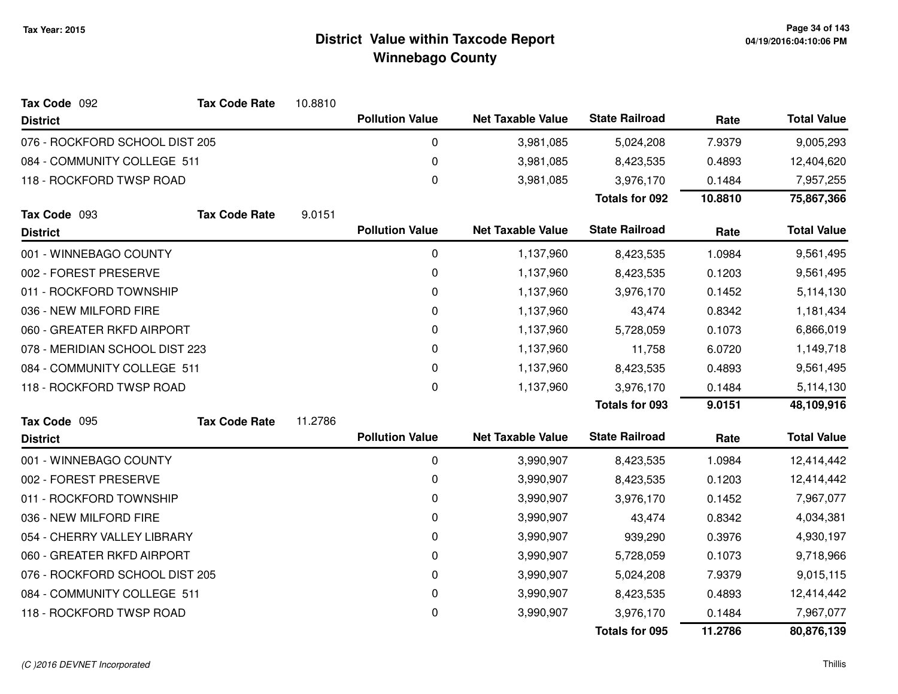**Tax Year: 2015**

# District Value within Taxcode Report
## Winnebago County

**Tax Code** 092 **Tax Code Rate** 10.8810

| District | Pollution Value | Net Taxable Value | State Railroad | Rate | Total Value |
|---|---|---|---|---|---|
| 076 - ROCKFORD SCHOOL DIST 205 | 0 | 3,981,085 | 5,024,208 | 7.9379 | 9,005,293 |
| 084 - COMMUNITY COLLEGE 511 | 0 | 3,981,085 | 8,423,535 | 0.4893 | 12,404,620 |
| 118 - ROCKFORD TWSP ROAD | 0 | 3,981,085 | 3,976,170 | 0.1484 | 7,957,255 |
| | | | **Totals for 092** | **10.8810** | **75,867,366** |

**Tax Code** 093 **Tax Code Rate** 9.0151

| District | Pollution Value | Net Taxable Value | State Railroad | Rate | Total Value |
|---|---|---|---|---|---|
| 001 - WINNEBAGO COUNTY | 0 | 1,137,960 | 8,423,535 | 1.0984 | 9,561,495 |
| 002 - FOREST PRESERVE | 0 | 1,137,960 | 8,423,535 | 0.1203 | 9,561,495 |
| 011 - ROCKFORD TOWNSHIP | 0 | 1,137,960 | 3,976,170 | 0.1452 | 5,114,130 |
| 036 - NEW MILFORD FIRE | 0 | 1,137,960 | 43,474 | 0.8342 | 1,181,434 |
| 060 - GREATER RKFD AIRPORT | 0 | 1,137,960 | 5,728,059 | 0.1073 | 6,866,019 |
| 078 - MERIDIAN SCHOOL DIST 223 | 0 | 1,137,960 | 11,758 | 6.0720 | 1,149,718 |
| 084 - COMMUNITY COLLEGE 511 | 0 | 1,137,960 | 8,423,535 | 0.4893 | 9,561,495 |
| 118 - ROCKFORD TWSP ROAD | 0 | 1,137,960 | 3,976,170 | 0.1484 | 5,114,130 |
| | | | **Totals for 093** | **9.0151** | **48,109,916** |

**Tax Code** 095 **Tax Code Rate** 11.2786

| District | Pollution Value | Net Taxable Value | State Railroad | Rate | Total Value |
|---|---|---|---|---|---|
| 001 - WINNEBAGO COUNTY | 0 | 3,990,907 | 8,423,535 | 1.0984 | 12,414,442 |
| 002 - FOREST PRESERVE | 0 | 3,990,907 | 8,423,535 | 0.1203 | 12,414,442 |
| 011 - ROCKFORD TOWNSHIP | 0 | 3,990,907 | 3,976,170 | 0.1452 | 7,967,077 |
| 036 - NEW MILFORD FIRE | 0 | 3,990,907 | 43,474 | 0.8342 | 4,034,381 |
| 054 - CHERRY VALLEY LIBRARY | 0 | 3,990,907 | 939,290 | 0.3976 | 4,930,197 |
| 060 - GREATER RKFD AIRPORT | 0 | 3,990,907 | 5,728,059 | 0.1073 | 9,718,966 |
| 076 - ROCKFORD SCHOOL DIST 205 | 0 | 3,990,907 | 5,024,208 | 7.9379 | 9,015,115 |
| 084 - COMMUNITY COLLEGE 511 | 0 | 3,990,907 | 8,423,535 | 0.4893 | 12,414,442 |
| 118 - ROCKFORD TWSP ROAD | 0 | 3,990,907 | 3,976,170 | 0.1484 | 7,967,077 |
| | | | **Totals for 095** | **11.2786** | **80,876,139** |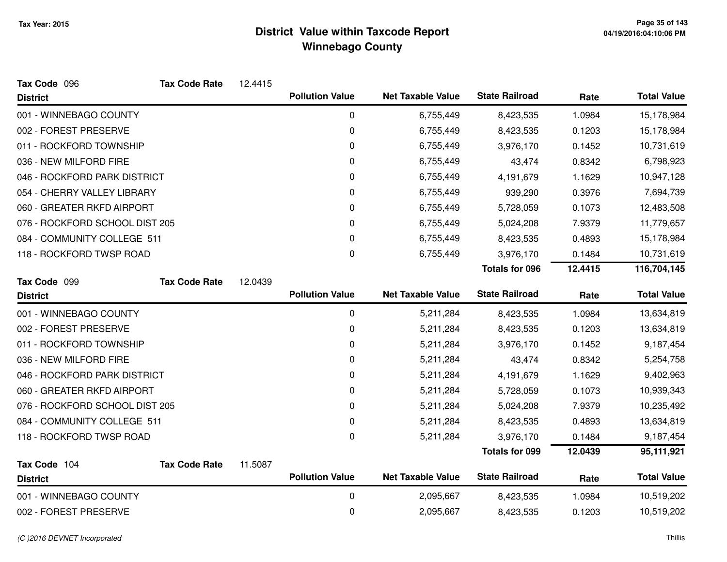# District Value within Taxcode Report
## Winnebago County

Tax Year: 2015

**Tax Code** 096 **Tax Code Rate** 12.4415

| District | Pollution Value | Net Taxable Value | State Railroad | Rate | Total Value |
|---|---|---|---|---|---|
| 001 - WINNEBAGO COUNTY | 0 | 6,755,449 | 8,423,535 | 1.0984 | 15,178,984 |
| 002 - FOREST PRESERVE | 0 | 6,755,449 | 8,423,535 | 0.1203 | 15,178,984 |
| 011 - ROCKFORD TOWNSHIP | 0 | 6,755,449 | 3,976,170 | 0.1452 | 10,731,619 |
| 036 - NEW MILFORD FIRE | 0 | 6,755,449 | 43,474 | 0.8342 | 6,798,923 |
| 046 - ROCKFORD PARK DISTRICT | 0 | 6,755,449 | 4,191,679 | 1.1629 | 10,947,128 |
| 054 - CHERRY VALLEY LIBRARY | 0 | 6,755,449 | 939,290 | 0.3976 | 7,694,739 |
| 060 - GREATER RKFD AIRPORT | 0 | 6,755,449 | 5,728,059 | 0.1073 | 12,483,508 |
| 076 - ROCKFORD SCHOOL DIST 205 | 0 | 6,755,449 | 5,024,208 | 7.9379 | 11,779,657 |
| 084 - COMMUNITY COLLEGE 511 | 0 | 6,755,449 | 8,423,535 | 0.4893 | 15,178,984 |
| 118 - ROCKFORD TWSP ROAD | 0 | 6,755,449 | 3,976,170 | 0.1484 | 10,731,619 |
| | | | **Totals for 096** | **12.4415** | **116,704,145** |

**Tax Code** 099 **Tax Code Rate** 12.0439

| District | Pollution Value | Net Taxable Value | State Railroad | Rate | Total Value |
|---|---|---|---|---|---|
| 001 - WINNEBAGO COUNTY | 0 | 5,211,284 | 8,423,535 | 1.0984 | 13,634,819 |
| 002 - FOREST PRESERVE | 0 | 5,211,284 | 8,423,535 | 0.1203 | 13,634,819 |
| 011 - ROCKFORD TOWNSHIP | 0 | 5,211,284 | 3,976,170 | 0.1452 | 9,187,454 |
| 036 - NEW MILFORD FIRE | 0 | 5,211,284 | 43,474 | 0.8342 | 5,254,758 |
| 046 - ROCKFORD PARK DISTRICT | 0 | 5,211,284 | 4,191,679 | 1.1629 | 9,402,963 |
| 060 - GREATER RKFD AIRPORT | 0 | 5,211,284 | 5,728,059 | 0.1073 | 10,939,343 |
| 076 - ROCKFORD SCHOOL DIST 205 | 0 | 5,211,284 | 5,024,208 | 7.9379 | 10,235,492 |
| 084 - COMMUNITY COLLEGE 511 | 0 | 5,211,284 | 8,423,535 | 0.4893 | 13,634,819 |
| 118 - ROCKFORD TWSP ROAD | 0 | 5,211,284 | 3,976,170 | 0.1484 | 9,187,454 |
| | | | **Totals for 099** | **12.0439** | **95,111,921** |

**Tax Code** 104 **Tax Code Rate** 11.5087

| District | Pollution Value | Net Taxable Value | State Railroad | Rate | Total Value |
|---|---|---|---|---|---|
| 001 - WINNEBAGO COUNTY | 0 | 2,095,667 | 8,423,535 | 1.0984 | 10,519,202 |
| 002 - FOREST PRESERVE | 0 | 2,095,667 | 8,423,535 | 0.1203 | 10,519,202 |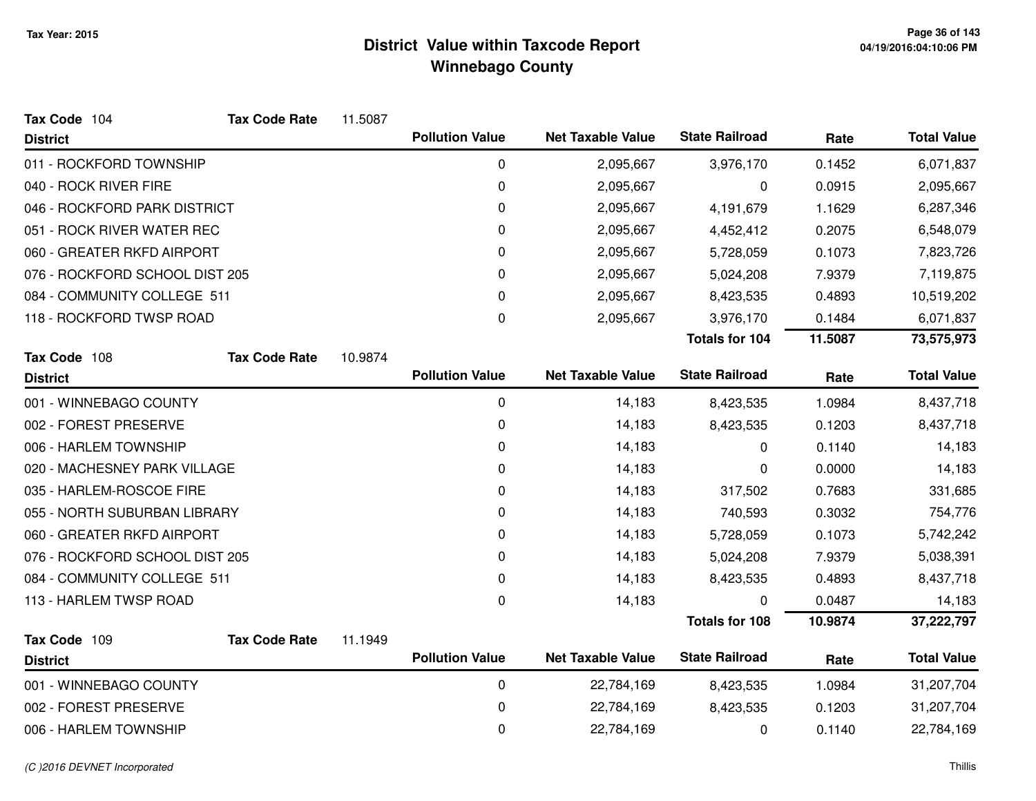# District Value within Taxcode Report
## Winnebago County

Tax Year: 2015

**Tax Code** 104 **Tax Code Rate** 11.5087

| District | Pollution Value | Net Taxable Value | State Railroad | Rate | Total Value |
|---|---|---|---|---|---|
| 011 - ROCKFORD TOWNSHIP | 0 | 2,095,667 | 3,976,170 | 0.1452 | 6,071,837 |
| 040 - ROCK RIVER FIRE | 0 | 2,095,667 | 0 | 0.0915 | 2,095,667 |
| 046 - ROCKFORD PARK DISTRICT | 0 | 2,095,667 | 4,191,679 | 1.1629 | 6,287,346 |
| 051 - ROCK RIVER WATER REC | 0 | 2,095,667 | 4,452,412 | 0.2075 | 6,548,079 |
| 060 - GREATER RKFD AIRPORT | 0 | 2,095,667 | 5,728,059 | 0.1073 | 7,823,726 |
| 076 - ROCKFORD SCHOOL DIST 205 | 0 | 2,095,667 | 5,024,208 | 7.9379 | 7,119,875 |
| 084 - COMMUNITY COLLEGE 511 | 0 | 2,095,667 | 8,423,535 | 0.4893 | 10,519,202 |
| 118 - ROCKFORD TWSP ROAD | 0 | 2,095,667 | 3,976,170 | 0.1484 | 6,071,837 |
| | | | **Totals for 104** | **11.5087** | **73,575,973** |

**Tax Code** 108 **Tax Code Rate** 10.9874

| District | Pollution Value | Net Taxable Value | State Railroad | Rate | Total Value |
|---|---|---|---|---|---|
| 001 - WINNEBAGO COUNTY | 0 | 14,183 | 8,423,535 | 1.0984 | 8,437,718 |
| 002 - FOREST PRESERVE | 0 | 14,183 | 8,423,535 | 0.1203 | 8,437,718 |
| 006 - HARLEM TOWNSHIP | 0 | 14,183 | 0 | 0.1140 | 14,183 |
| 020 - MACHESNEY PARK VILLAGE | 0 | 14,183 | 0 | 0.0000 | 14,183 |
| 035 - HARLEM-ROSCOE FIRE | 0 | 14,183 | 317,502 | 0.7683 | 331,685 |
| 055 - NORTH SUBURBAN LIBRARY | 0 | 14,183 | 740,593 | 0.3032 | 754,776 |
| 060 - GREATER RKFD AIRPORT | 0 | 14,183 | 5,728,059 | 0.1073 | 5,742,242 |
| 076 - ROCKFORD SCHOOL DIST 205 | 0 | 14,183 | 5,024,208 | 7.9379 | 5,038,391 |
| 084 - COMMUNITY COLLEGE 511 | 0 | 14,183 | 8,423,535 | 0.4893 | 8,437,718 |
| 113 - HARLEM TWSP ROAD | 0 | 14,183 | 0 | 0.0487 | 14,183 |
| | | | **Totals for 108** | **10.9874** | **37,222,797** |

**Tax Code** 109 **Tax Code Rate** 11.1949

| District | Pollution Value | Net Taxable Value | State Railroad | Rate | Total Value |
|---|---|---|---|---|---|
| 001 - WINNEBAGO COUNTY | 0 | 22,784,169 | 8,423,535 | 1.0984 | 31,207,704 |
| 002 - FOREST PRESERVE | 0 | 22,784,169 | 8,423,535 | 0.1203 | 31,207,704 |
| 006 - HARLEM TOWNSHIP | 0 | 22,784,169 | 0 | 0.1140 | 22,784,169 |

(C )2016 DEVNET Incorporated

Thillis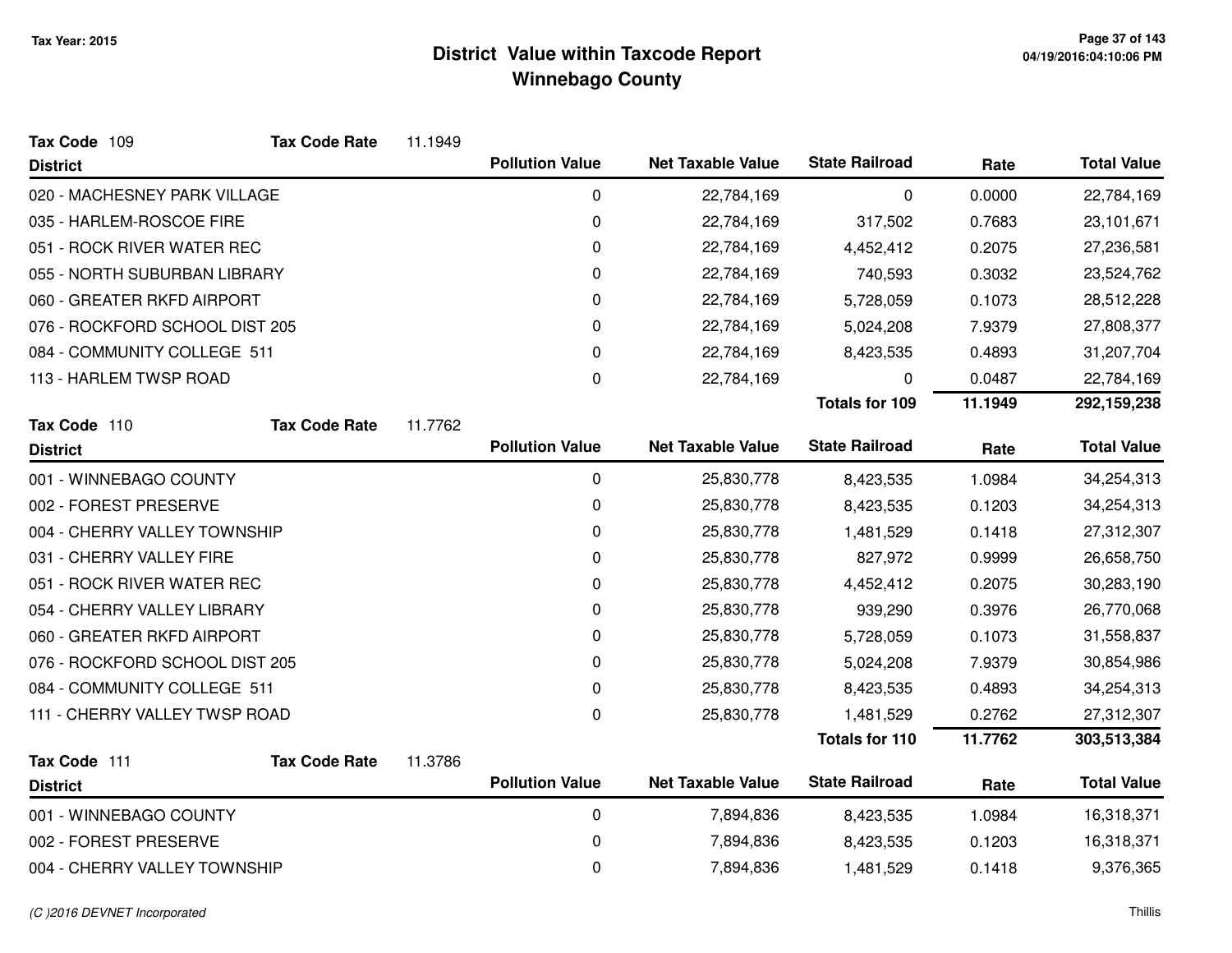# District Value within Taxcode Report
## Winnebago County

Tax Year: 2015

**Tax Code** 109 **Tax Code Rate** 11.1949

| District | Pollution Value | Net Taxable Value | State Railroad | Rate | Total Value |
|---|---|---|---|---|---|
| 020 - MACHESNEY PARK VILLAGE | 0 | 22,784,169 | 0 | 0.0000 | 22,784,169 |
| 035 - HARLEM-ROSCOE FIRE | 0 | 22,784,169 | 317,502 | 0.7683 | 23,101,671 |
| 051 - ROCK RIVER WATER REC | 0 | 22,784,169 | 4,452,412 | 0.2075 | 27,236,581 |
| 055 - NORTH SUBURBAN LIBRARY | 0 | 22,784,169 | 740,593 | 0.3032 | 23,524,762 |
| 060 - GREATER RKFD AIRPORT | 0 | 22,784,169 | 5,728,059 | 0.1073 | 28,512,228 |
| 076 - ROCKFORD SCHOOL DIST 205 | 0 | 22,784,169 | 5,024,208 | 7.9379 | 27,808,377 |
| 084 - COMMUNITY COLLEGE 511 | 0 | 22,784,169 | 8,423,535 | 0.4893 | 31,207,704 |
| 113 - HARLEM TWSP ROAD | 0 | 22,784,169 | 0 | 0.0487 | 22,784,169 |
| | | | **Totals for 109** | **11.1949** | **292,159,238** |

**Tax Code** 110 **Tax Code Rate** 11.7762

| District | Pollution Value | Net Taxable Value | State Railroad | Rate | Total Value |
|---|---|---|---|---|---|
| 001 - WINNEBAGO COUNTY | 0 | 25,830,778 | 8,423,535 | 1.0984 | 34,254,313 |
| 002 - FOREST PRESERVE | 0 | 25,830,778 | 8,423,535 | 0.1203 | 34,254,313 |
| 004 - CHERRY VALLEY TOWNSHIP | 0 | 25,830,778 | 1,481,529 | 0.1418 | 27,312,307 |
| 031 - CHERRY VALLEY FIRE | 0 | 25,830,778 | 827,972 | 0.9999 | 26,658,750 |
| 051 - ROCK RIVER WATER REC | 0 | 25,830,778 | 4,452,412 | 0.2075 | 30,283,190 |
| 054 - CHERRY VALLEY LIBRARY | 0 | 25,830,778 | 939,290 | 0.3976 | 26,770,068 |
| 060 - GREATER RKFD AIRPORT | 0 | 25,830,778 | 5,728,059 | 0.1073 | 31,558,837 |
| 076 - ROCKFORD SCHOOL DIST 205 | 0 | 25,830,778 | 5,024,208 | 7.9379 | 30,854,986 |
| 084 - COMMUNITY COLLEGE 511 | 0 | 25,830,778 | 8,423,535 | 0.4893 | 34,254,313 |
| 111 - CHERRY VALLEY TWSP ROAD | 0 | 25,830,778 | 1,481,529 | 0.2762 | 27,312,307 |
| | | | **Totals for 110** | **11.7762** | **303,513,384** |

**Tax Code** 111 **Tax Code Rate** 11.3786

| District | Pollution Value | Net Taxable Value | State Railroad | Rate | Total Value |
|---|---|---|---|---|---|
| 001 - WINNEBAGO COUNTY | 0 | 7,894,836 | 8,423,535 | 1.0984 | 16,318,371 |
| 002 - FOREST PRESERVE | 0 | 7,894,836 | 8,423,535 | 0.1203 | 16,318,371 |
| 004 - CHERRY VALLEY TOWNSHIP | 0 | 7,894,836 | 1,481,529 | 0.1418 | 9,376,365 |

*(C )2016 DEVNET Incorporated* Thillis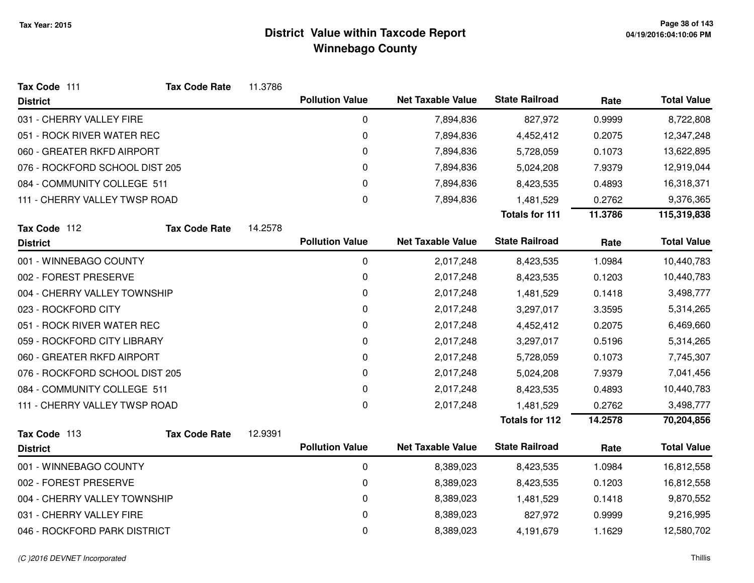# District Value within Taxcode Report
## Winnebago County

Tax Year: 2015

**Tax Code** 111 **Tax Code Rate** 11.3786

| District | Pollution Value | Net Taxable Value | State Railroad | Rate | Total Value |
|---|---|---|---|---|---|
| 031 - CHERRY VALLEY FIRE | 0 | 7,894,836 | 827,972 | 0.9999 | 8,722,808 |
| 051 - ROCK RIVER WATER REC | 0 | 7,894,836 | 4,452,412 | 0.2075 | 12,347,248 |
| 060 - GREATER RKFD AIRPORT | 0 | 7,894,836 | 5,728,059 | 0.1073 | 13,622,895 |
| 076 - ROCKFORD SCHOOL DIST 205 | 0 | 7,894,836 | 5,024,208 | 7.9379 | 12,919,044 |
| 084 - COMMUNITY COLLEGE 511 | 0 | 7,894,836 | 8,423,535 | 0.4893 | 16,318,371 |
| 111 - CHERRY VALLEY TWSP ROAD | 0 | 7,894,836 | 1,481,529 | 0.2762 | 9,376,365 |
| | | | **Totals for 111** | **11.3786** | **115,319,838** |

**Tax Code** 112 **Tax Code Rate** 14.2578

| District | Pollution Value | Net Taxable Value | State Railroad | Rate | Total Value |
|---|---|---|---|---|---|
| 001 - WINNEBAGO COUNTY | 0 | 2,017,248 | 8,423,535 | 1.0984 | 10,440,783 |
| 002 - FOREST PRESERVE | 0 | 2,017,248 | 8,423,535 | 0.1203 | 10,440,783 |
| 004 - CHERRY VALLEY TOWNSHIP | 0 | 2,017,248 | 1,481,529 | 0.1418 | 3,498,777 |
| 023 - ROCKFORD CITY | 0 | 2,017,248 | 3,297,017 | 3.3595 | 5,314,265 |
| 051 - ROCK RIVER WATER REC | 0 | 2,017,248 | 4,452,412 | 0.2075 | 6,469,660 |
| 059 - ROCKFORD CITY LIBRARY | 0 | 2,017,248 | 3,297,017 | 0.5196 | 5,314,265 |
| 060 - GREATER RKFD AIRPORT | 0 | 2,017,248 | 5,728,059 | 0.1073 | 7,745,307 |
| 076 - ROCKFORD SCHOOL DIST 205 | 0 | 2,017,248 | 5,024,208 | 7.9379 | 7,041,456 |
| 084 - COMMUNITY COLLEGE 511 | 0 | 2,017,248 | 8,423,535 | 0.4893 | 10,440,783 |
| 111 - CHERRY VALLEY TWSP ROAD | 0 | 2,017,248 | 1,481,529 | 0.2762 | 3,498,777 |
| | | | **Totals for 112** | **14.2578** | **70,204,856** |

**Tax Code** 113 **Tax Code Rate** 12.9391

| District | Pollution Value | Net Taxable Value | State Railroad | Rate | Total Value |
|---|---|---|---|---|---|
| 001 - WINNEBAGO COUNTY | 0 | 8,389,023 | 8,423,535 | 1.0984 | 16,812,558 |
| 002 - FOREST PRESERVE | 0 | 8,389,023 | 8,423,535 | 0.1203 | 16,812,558 |
| 004 - CHERRY VALLEY TOWNSHIP | 0 | 8,389,023 | 1,481,529 | 0.1418 | 9,870,552 |
| 031 - CHERRY VALLEY FIRE | 0 | 8,389,023 | 827,972 | 0.9999 | 9,216,995 |
| 046 - ROCKFORD PARK DISTRICT | 0 | 8,389,023 | 4,191,679 | 1.1629 | 12,580,702 |

(C )2016 DEVNET Incorporated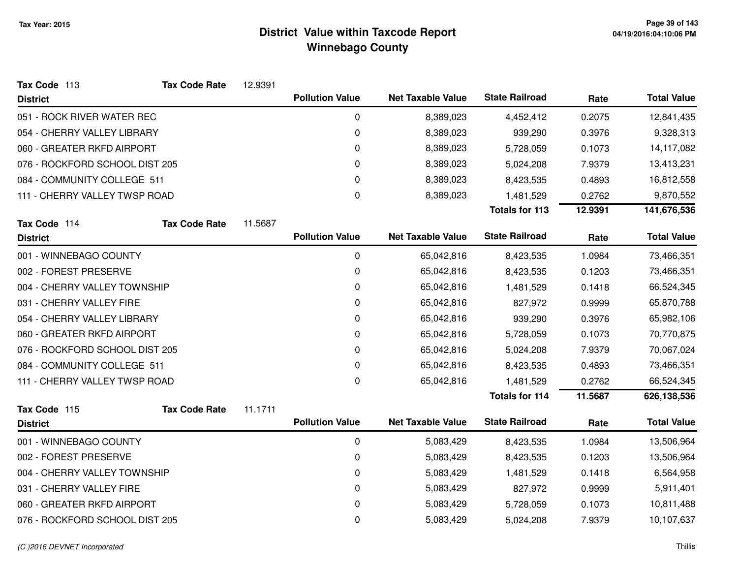# District Value within Taxcode Report
## Winnebago County

Tax Year: 2015

**Tax Code** 113 &nbsp;&nbsp; **Tax Code Rate** 12.9391

| District | Pollution Value | Net Taxable Value | State Railroad | Rate | Total Value |
|---|---|---|---|---|---|
| 051 - ROCK RIVER WATER REC | 0 | 8,389,023 | 4,452,412 | 0.2075 | 12,841,435 |
| 054 - CHERRY VALLEY LIBRARY | 0 | 8,389,023 | 939,290 | 0.3976 | 9,328,313 |
| 060 - GREATER RKFD AIRPORT | 0 | 8,389,023 | 5,728,059 | 0.1073 | 14,117,082 |
| 076 - ROCKFORD SCHOOL DIST 205 | 0 | 8,389,023 | 5,024,208 | 7.9379 | 13,413,231 |
| 084 - COMMUNITY COLLEGE 511 | 0 | 8,389,023 | 8,423,535 | 0.4893 | 16,812,558 |
| 111 - CHERRY VALLEY TWSP ROAD | 0 | 8,389,023 | 1,481,529 | 0.2762 | 9,870,552 |
| | | | **Totals for 113** | **12.9391** | **141,676,536** |

**Tax Code** 114 &nbsp;&nbsp; **Tax Code Rate** 11.5687

| District | Pollution Value | Net Taxable Value | State Railroad | Rate | Total Value |
|---|---|---|---|---|---|
| 001 - WINNEBAGO COUNTY | 0 | 65,042,816 | 8,423,535 | 1.0984 | 73,466,351 |
| 002 - FOREST PRESERVE | 0 | 65,042,816 | 8,423,535 | 0.1203 | 73,466,351 |
| 004 - CHERRY VALLEY TOWNSHIP | 0 | 65,042,816 | 1,481,529 | 0.1418 | 66,524,345 |
| 031 - CHERRY VALLEY FIRE | 0 | 65,042,816 | 827,972 | 0.9999 | 65,870,788 |
| 054 - CHERRY VALLEY LIBRARY | 0 | 65,042,816 | 939,290 | 0.3976 | 65,982,106 |
| 060 - GREATER RKFD AIRPORT | 0 | 65,042,816 | 5,728,059 | 0.1073 | 70,770,875 |
| 076 - ROCKFORD SCHOOL DIST 205 | 0 | 65,042,816 | 5,024,208 | 7.9379 | 70,067,024 |
| 084 - COMMUNITY COLLEGE 511 | 0 | 65,042,816 | 8,423,535 | 0.4893 | 73,466,351 |
| 111 - CHERRY VALLEY TWSP ROAD | 0 | 65,042,816 | 1,481,529 | 0.2762 | 66,524,345 |
| | | | **Totals for 114** | **11.5687** | **626,138,536** |

**Tax Code** 115 &nbsp;&nbsp; **Tax Code Rate** 11.1711

| District | Pollution Value | Net Taxable Value | State Railroad | Rate | Total Value |
|---|---|---|---|---|---|
| 001 - WINNEBAGO COUNTY | 0 | 5,083,429 | 8,423,535 | 1.0984 | 13,506,964 |
| 002 - FOREST PRESERVE | 0 | 5,083,429 | 8,423,535 | 0.1203 | 13,506,964 |
| 004 - CHERRY VALLEY TOWNSHIP | 0 | 5,083,429 | 1,481,529 | 0.1418 | 6,564,958 |
| 031 - CHERRY VALLEY FIRE | 0 | 5,083,429 | 827,972 | 0.9999 | 5,911,401 |
| 060 - GREATER RKFD AIRPORT | 0 | 5,083,429 | 5,728,059 | 0.1073 | 10,811,488 |
| 076 - ROCKFORD SCHOOL DIST 205 | 0 | 5,083,429 | 5,024,208 | 7.9379 | 10,107,637 |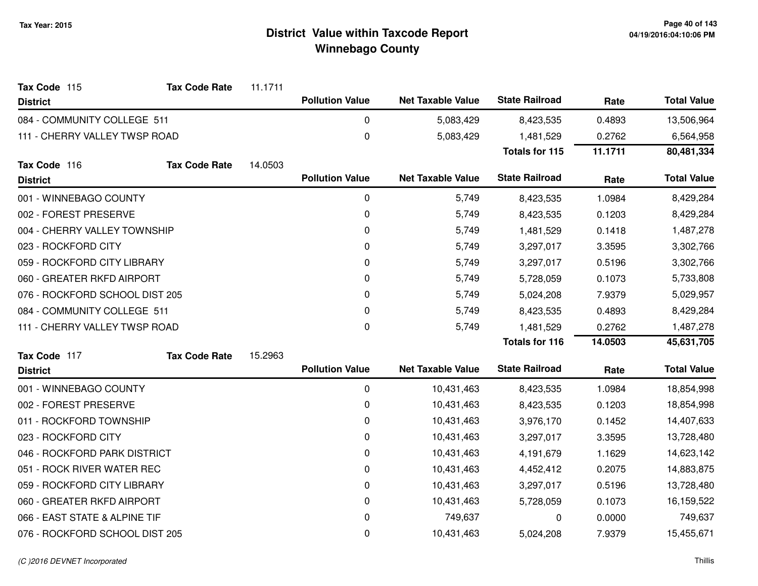# District Value within Taxcode Report
## Winnebago County

Tax Year: 2015

**Tax Code** 115 **Tax Code Rate** 11.1711

| District | Pollution Value | Net Taxable Value | State Railroad | Rate | Total Value |
|---|---|---|---|---|---|
| 084 - COMMUNITY COLLEGE 511 | 0 | 5,083,429 | 8,423,535 | 0.4893 | 13,506,964 |
| 111 - CHERRY VALLEY TWSP ROAD | 0 | 5,083,429 | 1,481,529 | 0.2762 | 6,564,958 |
| | | | **Totals for 115** | **11.1711** | **80,481,334** |

**Tax Code** 116 **Tax Code Rate** 14.0503

| District | Pollution Value | Net Taxable Value | State Railroad | Rate | Total Value |
|---|---|---|---|---|---|
| 001 - WINNEBAGO COUNTY | 0 | 5,749 | 8,423,535 | 1.0984 | 8,429,284 |
| 002 - FOREST PRESERVE | 0 | 5,749 | 8,423,535 | 0.1203 | 8,429,284 |
| 004 - CHERRY VALLEY TOWNSHIP | 0 | 5,749 | 1,481,529 | 0.1418 | 1,487,278 |
| 023 - ROCKFORD CITY | 0 | 5,749 | 3,297,017 | 3.3595 | 3,302,766 |
| 059 - ROCKFORD CITY LIBRARY | 0 | 5,749 | 3,297,017 | 0.5196 | 3,302,766 |
| 060 - GREATER RKFD AIRPORT | 0 | 5,749 | 5,728,059 | 0.1073 | 5,733,808 |
| 076 - ROCKFORD SCHOOL DIST 205 | 0 | 5,749 | 5,024,208 | 7.9379 | 5,029,957 |
| 084 - COMMUNITY COLLEGE 511 | 0 | 5,749 | 8,423,535 | 0.4893 | 8,429,284 |
| 111 - CHERRY VALLEY TWSP ROAD | 0 | 5,749 | 1,481,529 | 0.2762 | 1,487,278 |
| | | | **Totals for 116** | **14.0503** | **45,631,705** |

**Tax Code** 117 **Tax Code Rate** 15.2963

| District | Pollution Value | Net Taxable Value | State Railroad | Rate | Total Value |
|---|---|---|---|---|---|
| 001 - WINNEBAGO COUNTY | 0 | 10,431,463 | 8,423,535 | 1.0984 | 18,854,998 |
| 002 - FOREST PRESERVE | 0 | 10,431,463 | 8,423,535 | 0.1203 | 18,854,998 |
| 011 - ROCKFORD TOWNSHIP | 0 | 10,431,463 | 3,976,170 | 0.1452 | 14,407,633 |
| 023 - ROCKFORD CITY | 0 | 10,431,463 | 3,297,017 | 3.3595 | 13,728,480 |
| 046 - ROCKFORD PARK DISTRICT | 0 | 10,431,463 | 4,191,679 | 1.1629 | 14,623,142 |
| 051 - ROCK RIVER WATER REC | 0 | 10,431,463 | 4,452,412 | 0.2075 | 14,883,875 |
| 059 - ROCKFORD CITY LIBRARY | 0 | 10,431,463 | 3,297,017 | 0.5196 | 13,728,480 |
| 060 - GREATER RKFD AIRPORT | 0 | 10,431,463 | 5,728,059 | 0.1073 | 16,159,522 |
| 066 - EAST STATE & ALPINE TIF | 0 | 749,637 | 0 | 0.0000 | 749,637 |
| 076 - ROCKFORD SCHOOL DIST 205 | 0 | 10,431,463 | 5,024,208 | 7.9379 | 15,455,671 |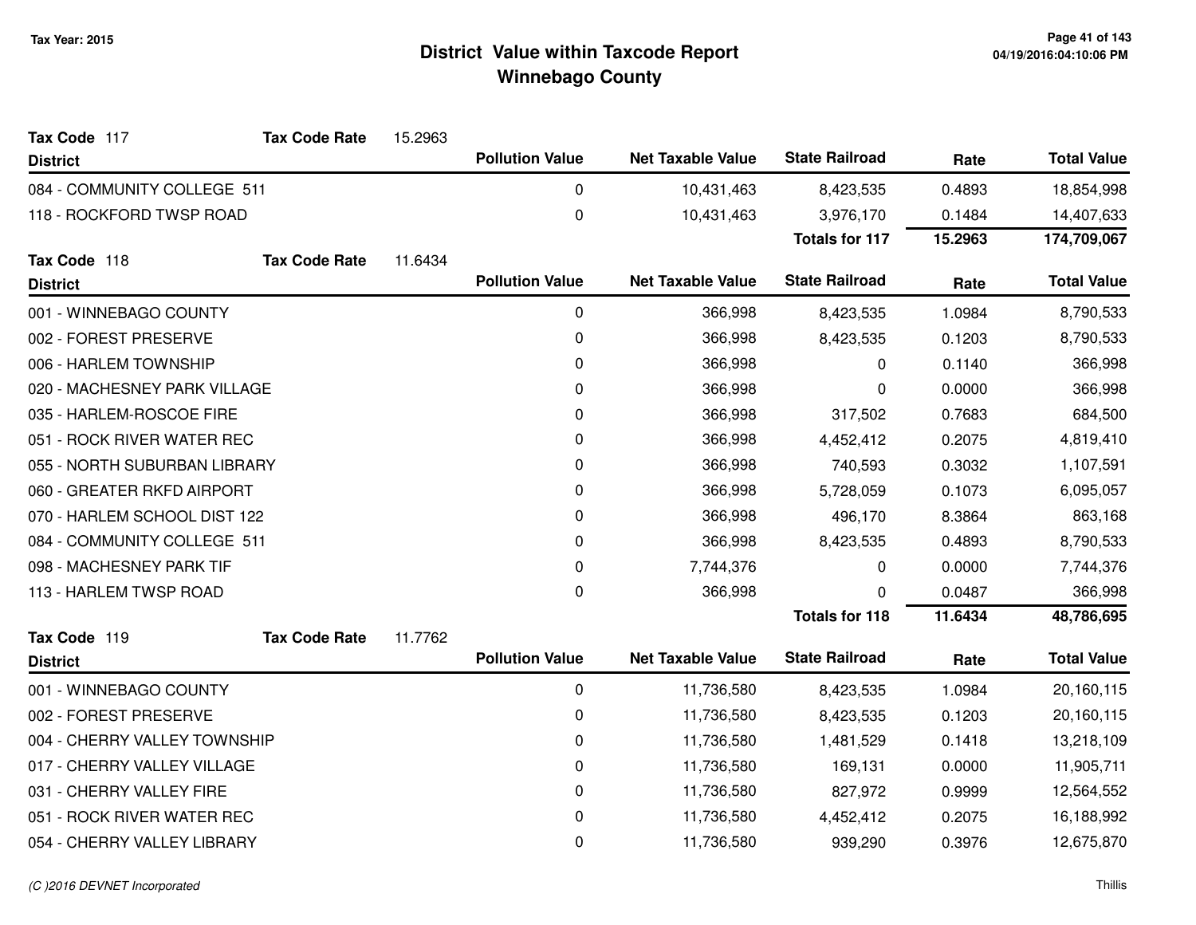Tax Year: 2015

# District Value within Taxcode Report
## Winnebago County

**Tax Code** 117 **Tax Code Rate** 15.2963

| District | Pollution Value | Net Taxable Value | State Railroad | Rate | Total Value |
|---|---|---|---|---|---|
| 084 - COMMUNITY COLLEGE 511 | 0 | 10,431,463 | 8,423,535 | 0.4893 | 18,854,998 |
| 118 - ROCKFORD TWSP ROAD | 0 | 10,431,463 | 3,976,170 | 0.1484 | 14,407,633 |
| | | | **Totals for 117** | **15.2963** | **174,709,067** |

**Tax Code** 118 **Tax Code Rate** 11.6434

| District | Pollution Value | Net Taxable Value | State Railroad | Rate | Total Value |
|---|---|---|---|---|---|
| 001 - WINNEBAGO COUNTY | 0 | 366,998 | 8,423,535 | 1.0984 | 8,790,533 |
| 002 - FOREST PRESERVE | 0 | 366,998 | 8,423,535 | 0.1203 | 8,790,533 |
| 006 - HARLEM TOWNSHIP | 0 | 366,998 | 0 | 0.1140 | 366,998 |
| 020 - MACHESNEY PARK VILLAGE | 0 | 366,998 | 0 | 0.0000 | 366,998 |
| 035 - HARLEM-ROSCOE FIRE | 0 | 366,998 | 317,502 | 0.7683 | 684,500 |
| 051 - ROCK RIVER WATER REC | 0 | 366,998 | 4,452,412 | 0.2075 | 4,819,410 |
| 055 - NORTH SUBURBAN LIBRARY | 0 | 366,998 | 740,593 | 0.3032 | 1,107,591 |
| 060 - GREATER RKFD AIRPORT | 0 | 366,998 | 5,728,059 | 0.1073 | 6,095,057 |
| 070 - HARLEM SCHOOL DIST 122 | 0 | 366,998 | 496,170 | 8.3864 | 863,168 |
| 084 - COMMUNITY COLLEGE 511 | 0 | 366,998 | 8,423,535 | 0.4893 | 8,790,533 |
| 098 - MACHESNEY PARK TIF | 0 | 7,744,376 | 0 | 0.0000 | 7,744,376 |
| 113 - HARLEM TWSP ROAD | 0 | 366,998 | 0 | 0.0487 | 366,998 |
| | | | **Totals for 118** | **11.6434** | **48,786,695** |

**Tax Code** 119 **Tax Code Rate** 11.7762

| District | Pollution Value | Net Taxable Value | State Railroad | Rate | Total Value |
|---|---|---|---|---|---|
| 001 - WINNEBAGO COUNTY | 0 | 11,736,580 | 8,423,535 | 1.0984 | 20,160,115 |
| 002 - FOREST PRESERVE | 0 | 11,736,580 | 8,423,535 | 0.1203 | 20,160,115 |
| 004 - CHERRY VALLEY TOWNSHIP | 0 | 11,736,580 | 1,481,529 | 0.1418 | 13,218,109 |
| 017 - CHERRY VALLEY VILLAGE | 0 | 11,736,580 | 169,131 | 0.0000 | 11,905,711 |
| 031 - CHERRY VALLEY FIRE | 0 | 11,736,580 | 827,972 | 0.9999 | 12,564,552 |
| 051 - ROCK RIVER WATER REC | 0 | 11,736,580 | 4,452,412 | 0.2075 | 16,188,992 |
| 054 - CHERRY VALLEY LIBRARY | 0 | 11,736,580 | 939,290 | 0.3976 | 12,675,870 |

(C )2016 DEVNET Incorporated

Thillis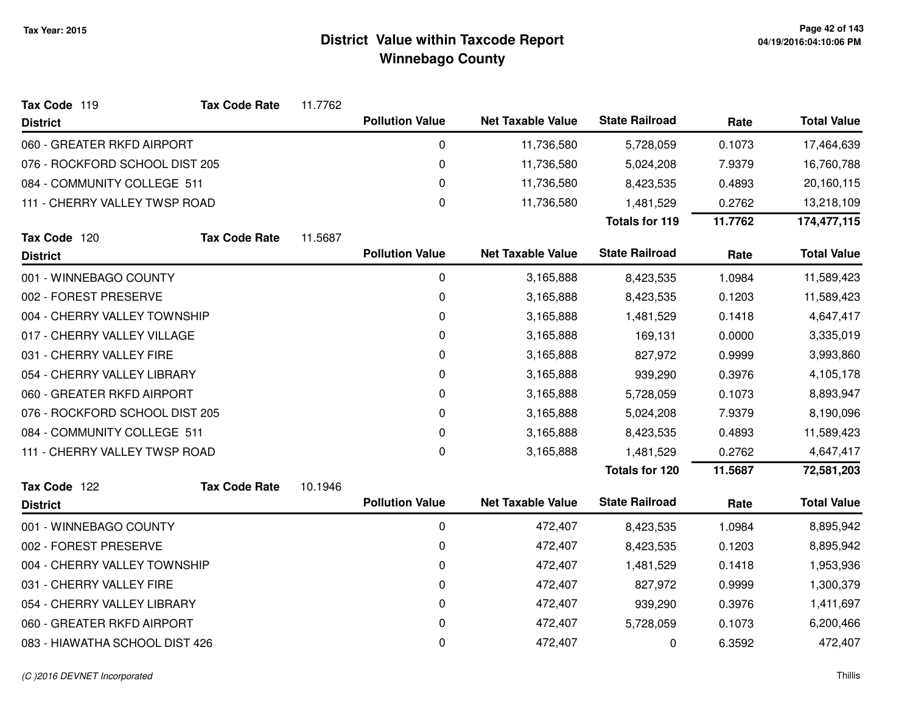Tax Year: 2015

# District Value within Taxcode Report
## Winnebago County

| Tax Code 119 | Tax Code Rate 11.7762 | | | | |
|---|---|---|---|---|---|
| **District** | **Pollution Value** | **Net Taxable Value** | **State Railroad** | **Rate** | **Total Value** |
| 060 - GREATER RKFD AIRPORT | 0 | 11,736,580 | 5,728,059 | 0.1073 | 17,464,639 |
| 076 - ROCKFORD SCHOOL DIST 205 | 0 | 11,736,580 | 5,024,208 | 7.9379 | 16,760,788 |
| 084 - COMMUNITY COLLEGE 511 | 0 | 11,736,580 | 8,423,535 | 0.4893 | 20,160,115 |
| 111 - CHERRY VALLEY TWSP ROAD | 0 | 11,736,580 | 1,481,529 | 0.2762 | 13,218,109 |
| | | | **Totals for 119** | **11.7762** | **174,477,115** |

| Tax Code 120 | Tax Code Rate 11.5687 | | | | |
|---|---|---|---|---|---|
| **District** | **Pollution Value** | **Net Taxable Value** | **State Railroad** | **Rate** | **Total Value** |
| 001 - WINNEBAGO COUNTY | 0 | 3,165,888 | 8,423,535 | 1.0984 | 11,589,423 |
| 002 - FOREST PRESERVE | 0 | 3,165,888 | 8,423,535 | 0.1203 | 11,589,423 |
| 004 - CHERRY VALLEY TOWNSHIP | 0 | 3,165,888 | 1,481,529 | 0.1418 | 4,647,417 |
| 017 - CHERRY VALLEY VILLAGE | 0 | 3,165,888 | 169,131 | 0.0000 | 3,335,019 |
| 031 - CHERRY VALLEY FIRE | 0 | 3,165,888 | 827,972 | 0.9999 | 3,993,860 |
| 054 - CHERRY VALLEY LIBRARY | 0 | 3,165,888 | 939,290 | 0.3976 | 4,105,178 |
| 060 - GREATER RKFD AIRPORT | 0 | 3,165,888 | 5,728,059 | 0.1073 | 8,893,947 |
| 076 - ROCKFORD SCHOOL DIST 205 | 0 | 3,165,888 | 5,024,208 | 7.9379 | 8,190,096 |
| 084 - COMMUNITY COLLEGE 511 | 0 | 3,165,888 | 8,423,535 | 0.4893 | 11,589,423 |
| 111 - CHERRY VALLEY TWSP ROAD | 0 | 3,165,888 | 1,481,529 | 0.2762 | 4,647,417 |
| | | | **Totals for 120** | **11.5687** | **72,581,203** |

| Tax Code 122 | Tax Code Rate 10.1946 | | | | |
|---|---|---|---|---|---|
| **District** | **Pollution Value** | **Net Taxable Value** | **State Railroad** | **Rate** | **Total Value** |
| 001 - WINNEBAGO COUNTY | 0 | 472,407 | 8,423,535 | 1.0984 | 8,895,942 |
| 002 - FOREST PRESERVE | 0 | 472,407 | 8,423,535 | 0.1203 | 8,895,942 |
| 004 - CHERRY VALLEY TOWNSHIP | 0 | 472,407 | 1,481,529 | 0.1418 | 1,953,936 |
| 031 - CHERRY VALLEY FIRE | 0 | 472,407 | 827,972 | 0.9999 | 1,300,379 |
| 054 - CHERRY VALLEY LIBRARY | 0 | 472,407 | 939,290 | 0.3976 | 1,411,697 |
| 060 - GREATER RKFD AIRPORT | 0 | 472,407 | 5,728,059 | 0.1073 | 6,200,466 |
| 083 - HIAWATHA SCHOOL DIST 426 | 0 | 472,407 | 0 | 6.3592 | 472,407 |

(C )2016 DEVNET Incorporated

Thillis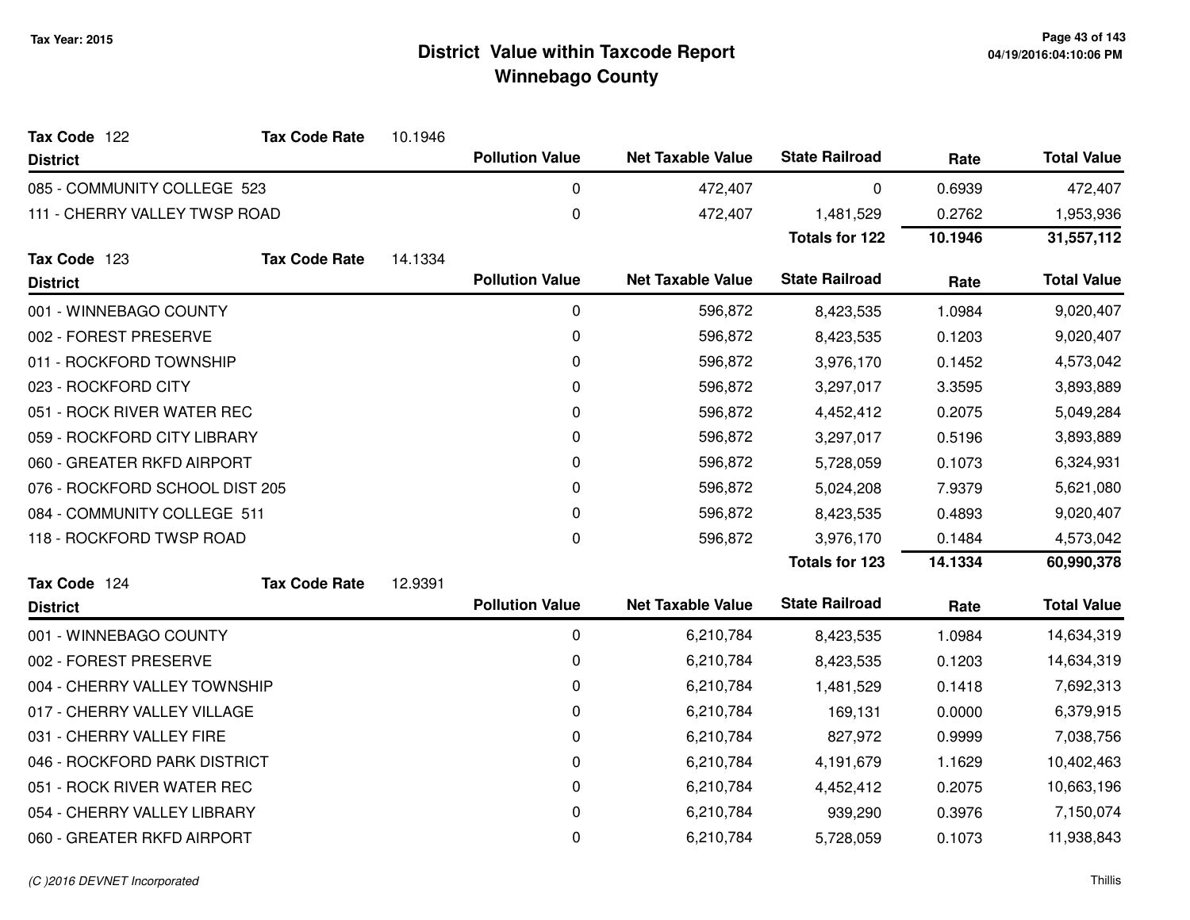# District Value within Taxcode Report
## Winnebago County

Tax Year: 2015

**Tax Code** 122 **Tax Code Rate** 10.1946

| District | Pollution Value | Net Taxable Value | State Railroad | Rate | Total Value |
|---|---|---|---|---|---|
| 085 - COMMUNITY COLLEGE 523 | 0 | 472,407 | 0 | 0.6939 | 472,407 |
| 111 - CHERRY VALLEY TWSP ROAD | 0 | 472,407 | 1,481,529 | 0.2762 | 1,953,936 |
| | | | **Totals for 122** | **10.1946** | **31,557,112** |

**Tax Code** 123 **Tax Code Rate** 14.1334

| District | Pollution Value | Net Taxable Value | State Railroad | Rate | Total Value |
|---|---|---|---|---|---|
| 001 - WINNEBAGO COUNTY | 0 | 596,872 | 8,423,535 | 1.0984 | 9,020,407 |
| 002 - FOREST PRESERVE | 0 | 596,872 | 8,423,535 | 0.1203 | 9,020,407 |
| 011 - ROCKFORD TOWNSHIP | 0 | 596,872 | 3,976,170 | 0.1452 | 4,573,042 |
| 023 - ROCKFORD CITY | 0 | 596,872 | 3,297,017 | 3.3595 | 3,893,889 |
| 051 - ROCK RIVER WATER REC | 0 | 596,872 | 4,452,412 | 0.2075 | 5,049,284 |
| 059 - ROCKFORD CITY LIBRARY | 0 | 596,872 | 3,297,017 | 0.5196 | 3,893,889 |
| 060 - GREATER RKFD AIRPORT | 0 | 596,872 | 5,728,059 | 0.1073 | 6,324,931 |
| 076 - ROCKFORD SCHOOL DIST 205 | 0 | 596,872 | 5,024,208 | 7.9379 | 5,621,080 |
| 084 - COMMUNITY COLLEGE 511 | 0 | 596,872 | 8,423,535 | 0.4893 | 9,020,407 |
| 118 - ROCKFORD TWSP ROAD | 0 | 596,872 | 3,976,170 | 0.1484 | 4,573,042 |
| | | | **Totals for 123** | **14.1334** | **60,990,378** |

**Tax Code** 124 **Tax Code Rate** 12.9391

| District | Pollution Value | Net Taxable Value | State Railroad | Rate | Total Value |
|---|---|---|---|---|---|
| 001 - WINNEBAGO COUNTY | 0 | 6,210,784 | 8,423,535 | 1.0984 | 14,634,319 |
| 002 - FOREST PRESERVE | 0 | 6,210,784 | 8,423,535 | 0.1203 | 14,634,319 |
| 004 - CHERRY VALLEY TOWNSHIP | 0 | 6,210,784 | 1,481,529 | 0.1418 | 7,692,313 |
| 017 - CHERRY VALLEY VILLAGE | 0 | 6,210,784 | 169,131 | 0.0000 | 6,379,915 |
| 031 - CHERRY VALLEY FIRE | 0 | 6,210,784 | 827,972 | 0.9999 | 7,038,756 |
| 046 - ROCKFORD PARK DISTRICT | 0 | 6,210,784 | 4,191,679 | 1.1629 | 10,402,463 |
| 051 - ROCK RIVER WATER REC | 0 | 6,210,784 | 4,452,412 | 0.2075 | 10,663,196 |
| 054 - CHERRY VALLEY LIBRARY | 0 | 6,210,784 | 939,290 | 0.3976 | 7,150,074 |
| 060 - GREATER RKFD AIRPORT | 0 | 6,210,784 | 5,728,059 | 0.1073 | 11,938,843 |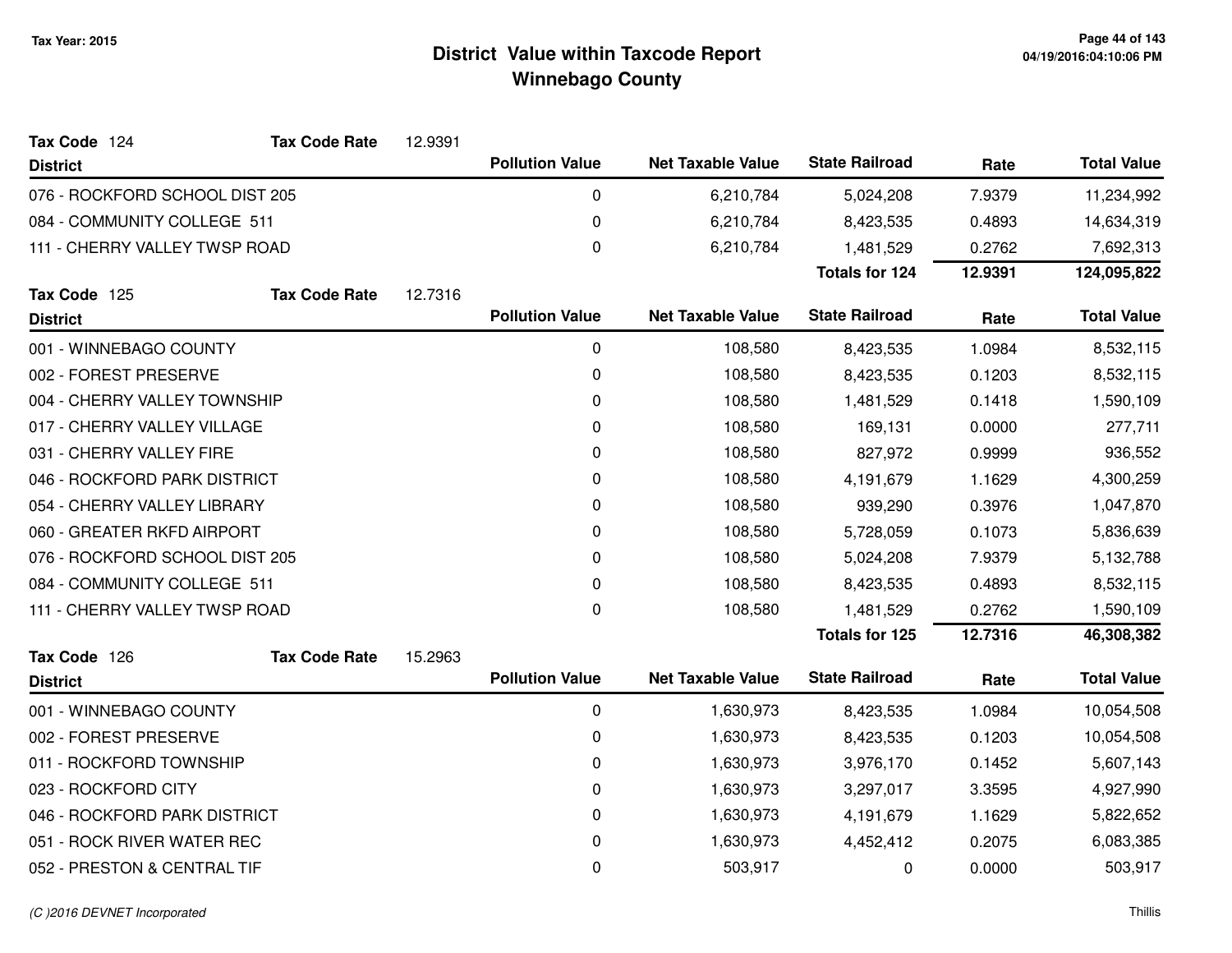Tax Year: 2015

# District Value within Taxcode Report
## Winnebago County

**Tax Code** 124 **Tax Code Rate** 12.9391

| District | Pollution Value | Net Taxable Value | State Railroad | Rate | Total Value |
|---|---|---|---|---|---|
| 076 - ROCKFORD SCHOOL DIST 205 | 0 | 6,210,784 | 5,024,208 | 7.9379 | 11,234,992 |
| 084 - COMMUNITY COLLEGE 511 | 0 | 6,210,784 | 8,423,535 | 0.4893 | 14,634,319 |
| 111 - CHERRY VALLEY TWSP ROAD | 0 | 6,210,784 | 1,481,529 | 0.2762 | 7,692,313 |
| | | | **Totals for 124** | **12.9391** | **124,095,822** |

**Tax Code** 125 **Tax Code Rate** 12.7316

| District | Pollution Value | Net Taxable Value | State Railroad | Rate | Total Value |
|---|---|---|---|---|---|
| 001 - WINNEBAGO COUNTY | 0 | 108,580 | 8,423,535 | 1.0984 | 8,532,115 |
| 002 - FOREST PRESERVE | 0 | 108,580 | 8,423,535 | 0.1203 | 8,532,115 |
| 004 - CHERRY VALLEY TOWNSHIP | 0 | 108,580 | 1,481,529 | 0.1418 | 1,590,109 |
| 017 - CHERRY VALLEY VILLAGE | 0 | 108,580 | 169,131 | 0.0000 | 277,711 |
| 031 - CHERRY VALLEY FIRE | 0 | 108,580 | 827,972 | 0.9999 | 936,552 |
| 046 - ROCKFORD PARK DISTRICT | 0 | 108,580 | 4,191,679 | 1.1629 | 4,300,259 |
| 054 - CHERRY VALLEY LIBRARY | 0 | 108,580 | 939,290 | 0.3976 | 1,047,870 |
| 060 - GREATER RKFD AIRPORT | 0 | 108,580 | 5,728,059 | 0.1073 | 5,836,639 |
| 076 - ROCKFORD SCHOOL DIST 205 | 0 | 108,580 | 5,024,208 | 7.9379 | 5,132,788 |
| 084 - COMMUNITY COLLEGE 511 | 0 | 108,580 | 8,423,535 | 0.4893 | 8,532,115 |
| 111 - CHERRY VALLEY TWSP ROAD | 0 | 108,580 | 1,481,529 | 0.2762 | 1,590,109 |
| | | | **Totals for 125** | **12.7316** | **46,308,382** |

**Tax Code** 126 **Tax Code Rate** 15.2963

| District | Pollution Value | Net Taxable Value | State Railroad | Rate | Total Value |
|---|---|---|---|---|---|
| 001 - WINNEBAGO COUNTY | 0 | 1,630,973 | 8,423,535 | 1.0984 | 10,054,508 |
| 002 - FOREST PRESERVE | 0 | 1,630,973 | 8,423,535 | 0.1203 | 10,054,508 |
| 011 - ROCKFORD TOWNSHIP | 0 | 1,630,973 | 3,976,170 | 0.1452 | 5,607,143 |
| 023 - ROCKFORD CITY | 0 | 1,630,973 | 3,297,017 | 3.3595 | 4,927,990 |
| 046 - ROCKFORD PARK DISTRICT | 0 | 1,630,973 | 4,191,679 | 1.1629 | 5,822,652 |
| 051 - ROCK RIVER WATER REC | 0 | 1,630,973 | 4,452,412 | 0.2075 | 6,083,385 |
| 052 - PRESTON & CENTRAL TIF | 0 | 503,917 | 0 | 0.0000 | 503,917 |

(C )2016 DEVNET Incorporated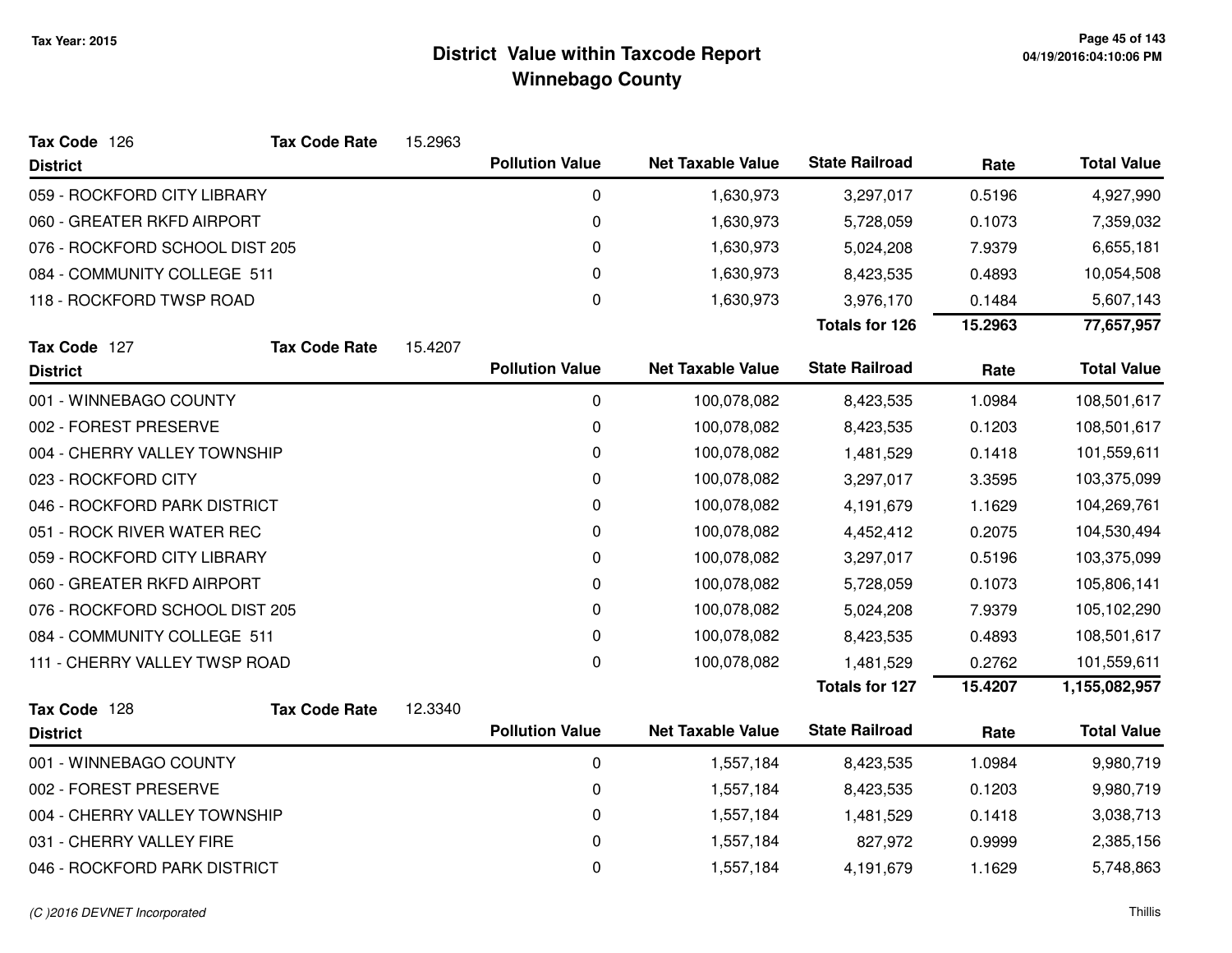# District Value within Taxcode Report

## Winnebago County

Tax Year: 2015

**Tax Code** 126 **Tax Code Rate** 15.2963

| District | Pollution Value | Net Taxable Value | State Railroad | Rate | Total Value |
|---|---|---|---|---|---|
| 059 - ROCKFORD CITY LIBRARY | 0 | 1,630,973 | 3,297,017 | 0.5196 | 4,927,990 |
| 060 - GREATER RKFD AIRPORT | 0 | 1,630,973 | 5,728,059 | 0.1073 | 7,359,032 |
| 076 - ROCKFORD SCHOOL DIST 205 | 0 | 1,630,973 | 5,024,208 | 7.9379 | 6,655,181 |
| 084 - COMMUNITY COLLEGE 511 | 0 | 1,630,973 | 8,423,535 | 0.4893 | 10,054,508 |
| 118 - ROCKFORD TWSP ROAD | 0 | 1,630,973 | 3,976,170 | 0.1484 | 5,607,143 |
| | | | **Totals for 126** | **15.2963** | **77,657,957** |

**Tax Code** 127 **Tax Code Rate** 15.4207

| District | Pollution Value | Net Taxable Value | State Railroad | Rate | Total Value |
|---|---|---|---|---|---|
| 001 - WINNEBAGO COUNTY | 0 | 100,078,082 | 8,423,535 | 1.0984 | 108,501,617 |
| 002 - FOREST PRESERVE | 0 | 100,078,082 | 8,423,535 | 0.1203 | 108,501,617 |
| 004 - CHERRY VALLEY TOWNSHIP | 0 | 100,078,082 | 1,481,529 | 0.1418 | 101,559,611 |
| 023 - ROCKFORD CITY | 0 | 100,078,082 | 3,297,017 | 3.3595 | 103,375,099 |
| 046 - ROCKFORD PARK DISTRICT | 0 | 100,078,082 | 4,191,679 | 1.1629 | 104,269,761 |
| 051 - ROCK RIVER WATER REC | 0 | 100,078,082 | 4,452,412 | 0.2075 | 104,530,494 |
| 059 - ROCKFORD CITY LIBRARY | 0 | 100,078,082 | 3,297,017 | 0.5196 | 103,375,099 |
| 060 - GREATER RKFD AIRPORT | 0 | 100,078,082 | 5,728,059 | 0.1073 | 105,806,141 |
| 076 - ROCKFORD SCHOOL DIST 205 | 0 | 100,078,082 | 5,024,208 | 7.9379 | 105,102,290 |
| 084 - COMMUNITY COLLEGE 511 | 0 | 100,078,082 | 8,423,535 | 0.4893 | 108,501,617 |
| 111 - CHERRY VALLEY TWSP ROAD | 0 | 100,078,082 | 1,481,529 | 0.2762 | 101,559,611 |
| | | | **Totals for 127** | **15.4207** | **1,155,082,957** |

**Tax Code** 128 **Tax Code Rate** 12.3340

| District | Pollution Value | Net Taxable Value | State Railroad | Rate | Total Value |
|---|---|---|---|---|---|
| 001 - WINNEBAGO COUNTY | 0 | 1,557,184 | 8,423,535 | 1.0984 | 9,980,719 |
| 002 - FOREST PRESERVE | 0 | 1,557,184 | 8,423,535 | 0.1203 | 9,980,719 |
| 004 - CHERRY VALLEY TOWNSHIP | 0 | 1,557,184 | 1,481,529 | 0.1418 | 3,038,713 |
| 031 - CHERRY VALLEY FIRE | 0 | 1,557,184 | 827,972 | 0.9999 | 2,385,156 |
| 046 - ROCKFORD PARK DISTRICT | 0 | 1,557,184 | 4,191,679 | 1.1629 | 5,748,863 |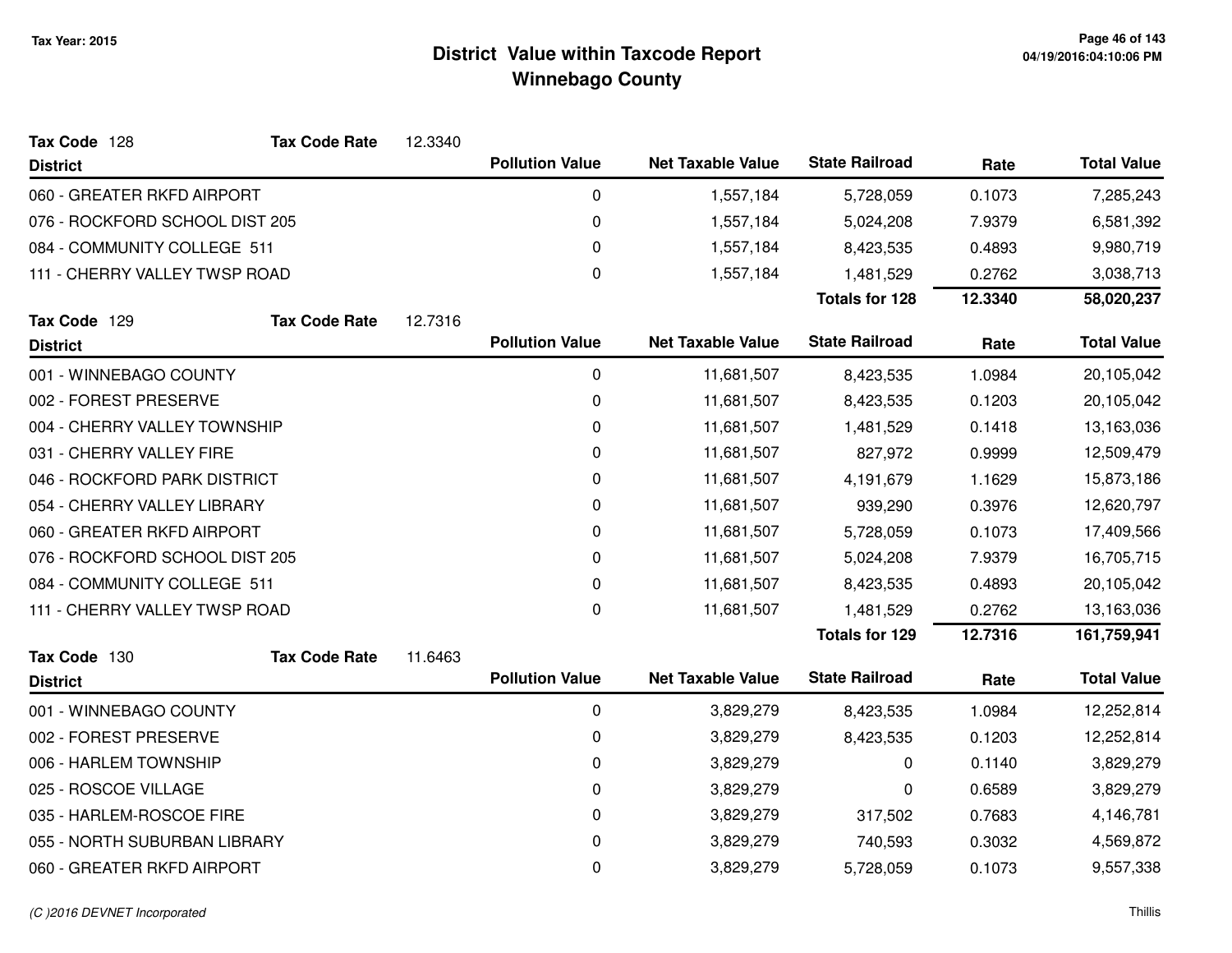# District Value within Taxcode Report
## Winnebago County

Tax Year: 2015

**Tax Code** 128 **Tax Code Rate** 12.3340

| District | Pollution Value | Net Taxable Value | State Railroad | Rate | Total Value |
|---|---|---|---|---|---|
| 060 - GREATER RKFD AIRPORT | 0 | 1,557,184 | 5,728,059 | 0.1073 | 7,285,243 |
| 076 - ROCKFORD SCHOOL DIST 205 | 0 | 1,557,184 | 5,024,208 | 7.9379 | 6,581,392 |
| 084 - COMMUNITY COLLEGE 511 | 0 | 1,557,184 | 8,423,535 | 0.4893 | 9,980,719 |
| 111 - CHERRY VALLEY TWSP ROAD | 0 | 1,557,184 | 1,481,529 | 0.2762 | 3,038,713 |
| | | | **Totals for 128** | **12.3340** | **58,020,237** |

**Tax Code** 129 **Tax Code Rate** 12.7316

| District | Pollution Value | Net Taxable Value | State Railroad | Rate | Total Value |
|---|---|---|---|---|---|
| 001 - WINNEBAGO COUNTY | 0 | 11,681,507 | 8,423,535 | 1.0984 | 20,105,042 |
| 002 - FOREST PRESERVE | 0 | 11,681,507 | 8,423,535 | 0.1203 | 20,105,042 |
| 004 - CHERRY VALLEY TOWNSHIP | 0 | 11,681,507 | 1,481,529 | 0.1418 | 13,163,036 |
| 031 - CHERRY VALLEY FIRE | 0 | 11,681,507 | 827,972 | 0.9999 | 12,509,479 |
| 046 - ROCKFORD PARK DISTRICT | 0 | 11,681,507 | 4,191,679 | 1.1629 | 15,873,186 |
| 054 - CHERRY VALLEY LIBRARY | 0 | 11,681,507 | 939,290 | 0.3976 | 12,620,797 |
| 060 - GREATER RKFD AIRPORT | 0 | 11,681,507 | 5,728,059 | 0.1073 | 17,409,566 |
| 076 - ROCKFORD SCHOOL DIST 205 | 0 | 11,681,507 | 5,024,208 | 7.9379 | 16,705,715 |
| 084 - COMMUNITY COLLEGE 511 | 0 | 11,681,507 | 8,423,535 | 0.4893 | 20,105,042 |
| 111 - CHERRY VALLEY TWSP ROAD | 0 | 11,681,507 | 1,481,529 | 0.2762 | 13,163,036 |
| | | | **Totals for 129** | **12.7316** | **161,759,941** |

**Tax Code** 130 **Tax Code Rate** 11.6463

| District | Pollution Value | Net Taxable Value | State Railroad | Rate | Total Value |
|---|---|---|---|---|---|
| 001 - WINNEBAGO COUNTY | 0 | 3,829,279 | 8,423,535 | 1.0984 | 12,252,814 |
| 002 - FOREST PRESERVE | 0 | 3,829,279 | 8,423,535 | 0.1203 | 12,252,814 |
| 006 - HARLEM TOWNSHIP | 0 | 3,829,279 | 0 | 0.1140 | 3,829,279 |
| 025 - ROSCOE VILLAGE | 0 | 3,829,279 | 0 | 0.6589 | 3,829,279 |
| 035 - HARLEM-ROSCOE FIRE | 0 | 3,829,279 | 317,502 | 0.7683 | 4,146,781 |
| 055 - NORTH SUBURBAN LIBRARY | 0 | 3,829,279 | 740,593 | 0.3032 | 4,569,872 |
| 060 - GREATER RKFD AIRPORT | 0 | 3,829,279 | 5,728,059 | 0.1073 | 9,557,338 |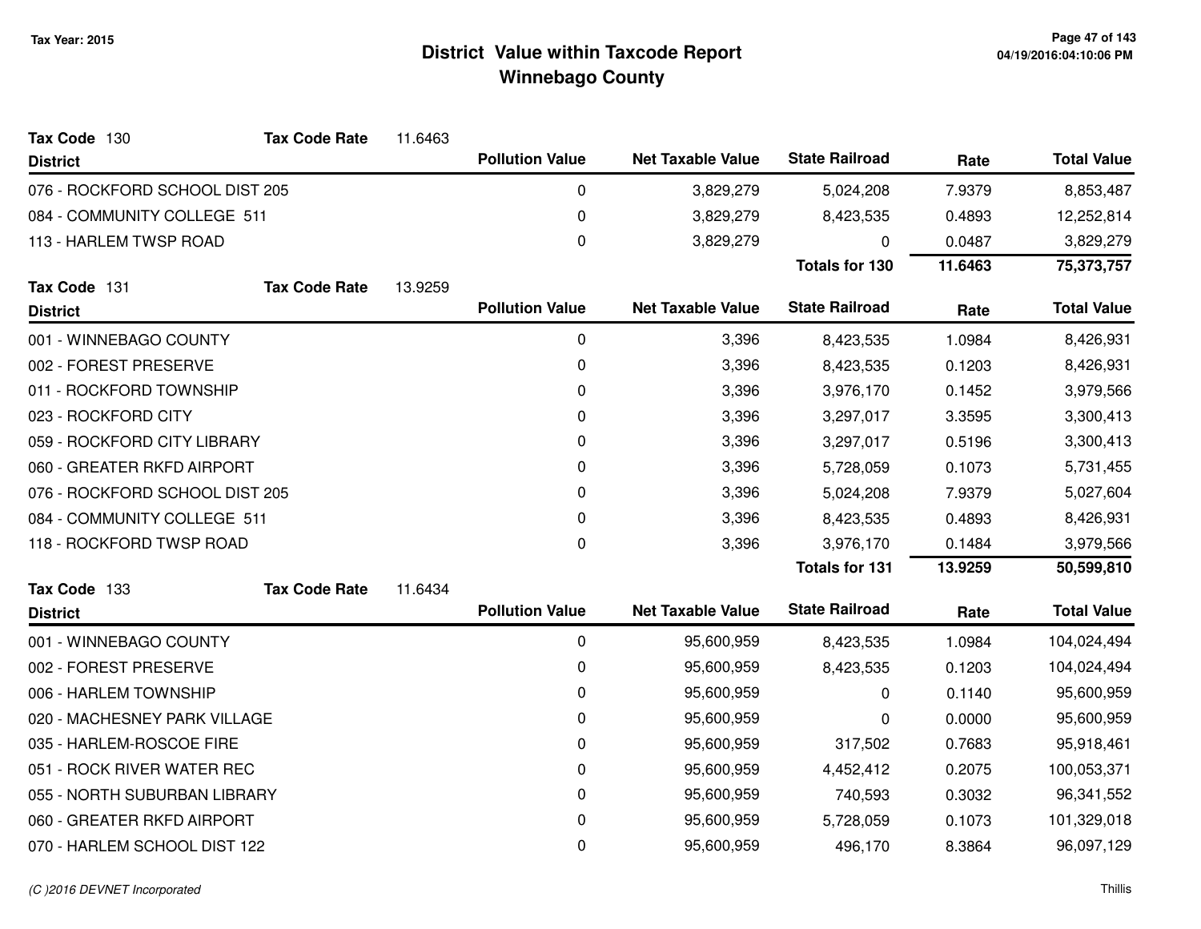# District Value within Taxcode Report
## Winnebago County

Tax Year: 2015

**Tax Code** 130 **Tax Code Rate** 11.6463

| District | Pollution Value | Net Taxable Value | State Railroad | Rate | Total Value |
|---|---|---|---|---|---|
| 076 - ROCKFORD SCHOOL DIST 205 | 0 | 3,829,279 | 5,024,208 | 7.9379 | 8,853,487 |
| 084 - COMMUNITY COLLEGE 511 | 0 | 3,829,279 | 8,423,535 | 0.4893 | 12,252,814 |
| 113 - HARLEM TWSP ROAD | 0 | 3,829,279 | 0 | 0.0487 | 3,829,279 |
| | | | **Totals for 130** | **11.6463** | **75,373,757** |

**Tax Code** 131 **Tax Code Rate** 13.9259

| District | Pollution Value | Net Taxable Value | State Railroad | Rate | Total Value |
|---|---|---|---|---|---|
| 001 - WINNEBAGO COUNTY | 0 | 3,396 | 8,423,535 | 1.0984 | 8,426,931 |
| 002 - FOREST PRESERVE | 0 | 3,396 | 8,423,535 | 0.1203 | 8,426,931 |
| 011 - ROCKFORD TOWNSHIP | 0 | 3,396 | 3,976,170 | 0.1452 | 3,979,566 |
| 023 - ROCKFORD CITY | 0 | 3,396 | 3,297,017 | 3.3595 | 3,300,413 |
| 059 - ROCKFORD CITY LIBRARY | 0 | 3,396 | 3,297,017 | 0.5196 | 3,300,413 |
| 060 - GREATER RKFD AIRPORT | 0 | 3,396 | 5,728,059 | 0.1073 | 5,731,455 |
| 076 - ROCKFORD SCHOOL DIST 205 | 0 | 3,396 | 5,024,208 | 7.9379 | 5,027,604 |
| 084 - COMMUNITY COLLEGE 511 | 0 | 3,396 | 8,423,535 | 0.4893 | 8,426,931 |
| 118 - ROCKFORD TWSP ROAD | 0 | 3,396 | 3,976,170 | 0.1484 | 3,979,566 |
| | | | **Totals for 131** | **13.9259** | **50,599,810** |

**Tax Code** 133 **Tax Code Rate** 11.6434

| District | Pollution Value | Net Taxable Value | State Railroad | Rate | Total Value |
|---|---|---|---|---|---|
| 001 - WINNEBAGO COUNTY | 0 | 95,600,959 | 8,423,535 | 1.0984 | 104,024,494 |
| 002 - FOREST PRESERVE | 0 | 95,600,959 | 8,423,535 | 0.1203 | 104,024,494 |
| 006 - HARLEM TOWNSHIP | 0 | 95,600,959 | 0 | 0.1140 | 95,600,959 |
| 020 - MACHESNEY PARK VILLAGE | 0 | 95,600,959 | 0 | 0.0000 | 95,600,959 |
| 035 - HARLEM-ROSCOE FIRE | 0 | 95,600,959 | 317,502 | 0.7683 | 95,918,461 |
| 051 - ROCK RIVER WATER REC | 0 | 95,600,959 | 4,452,412 | 0.2075 | 100,053,371 |
| 055 - NORTH SUBURBAN LIBRARY | 0 | 95,600,959 | 740,593 | 0.3032 | 96,341,552 |
| 060 - GREATER RKFD AIRPORT | 0 | 95,600,959 | 5,728,059 | 0.1073 | 101,329,018 |
| 070 - HARLEM SCHOOL DIST 122 | 0 | 95,600,959 | 496,170 | 8.3864 | 96,097,129 |

(C )2016 DEVNET Incorporated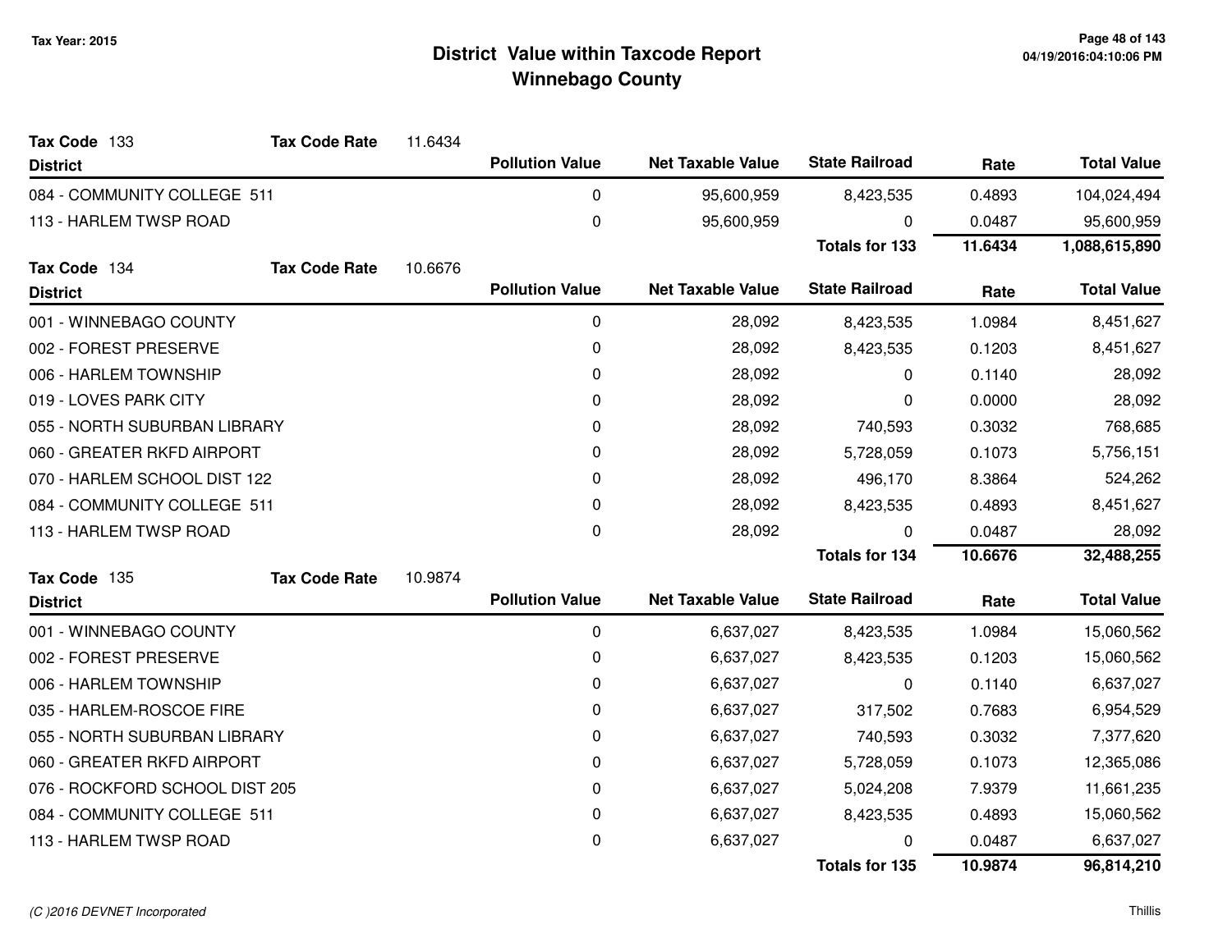# District Value within Taxcode Report
## Winnebago County

Tax Year: 2015

**Tax Code** 133 **Tax Code Rate** 11.6434

| District | Pollution Value | Net Taxable Value | State Railroad | Rate | Total Value |
|---|---|---|---|---|---|
| 084 - COMMUNITY COLLEGE 511 | 0 | 95,600,959 | 8,423,535 | 0.4893 | 104,024,494 |
| 113 - HARLEM TWSP ROAD | 0 | 95,600,959 | 0 | 0.0487 | 95,600,959 |
| | | | **Totals for 133** | **11.6434** | **1,088,615,890** |

**Tax Code** 134 **Tax Code Rate** 10.6676

| District | Pollution Value | Net Taxable Value | State Railroad | Rate | Total Value |
|---|---|---|---|---|---|
| 001 - WINNEBAGO COUNTY | 0 | 28,092 | 8,423,535 | 1.0984 | 8,451,627 |
| 002 - FOREST PRESERVE | 0 | 28,092 | 8,423,535 | 0.1203 | 8,451,627 |
| 006 - HARLEM TOWNSHIP | 0 | 28,092 | 0 | 0.1140 | 28,092 |
| 019 - LOVES PARK CITY | 0 | 28,092 | 0 | 0.0000 | 28,092 |
| 055 - NORTH SUBURBAN LIBRARY | 0 | 28,092 | 740,593 | 0.3032 | 768,685 |
| 060 - GREATER RKFD AIRPORT | 0 | 28,092 | 5,728,059 | 0.1073 | 5,756,151 |
| 070 - HARLEM SCHOOL DIST 122 | 0 | 28,092 | 496,170 | 8.3864 | 524,262 |
| 084 - COMMUNITY COLLEGE 511 | 0 | 28,092 | 8,423,535 | 0.4893 | 8,451,627 |
| 113 - HARLEM TWSP ROAD | 0 | 28,092 | 0 | 0.0487 | 28,092 |
| | | | **Totals for 134** | **10.6676** | **32,488,255** |

**Tax Code** 135 **Tax Code Rate** 10.9874

| District | Pollution Value | Net Taxable Value | State Railroad | Rate | Total Value |
|---|---|---|---|---|---|
| 001 - WINNEBAGO COUNTY | 0 | 6,637,027 | 8,423,535 | 1.0984 | 15,060,562 |
| 002 - FOREST PRESERVE | 0 | 6,637,027 | 8,423,535 | 0.1203 | 15,060,562 |
| 006 - HARLEM TOWNSHIP | 0 | 6,637,027 | 0 | 0.1140 | 6,637,027 |
| 035 - HARLEM-ROSCOE FIRE | 0 | 6,637,027 | 317,502 | 0.7683 | 6,954,529 |
| 055 - NORTH SUBURBAN LIBRARY | 0 | 6,637,027 | 740,593 | 0.3032 | 7,377,620 |
| 060 - GREATER RKFD AIRPORT | 0 | 6,637,027 | 5,728,059 | 0.1073 | 12,365,086 |
| 076 - ROCKFORD SCHOOL DIST 205 | 0 | 6,637,027 | 5,024,208 | 7.9379 | 11,661,235 |
| 084 - COMMUNITY COLLEGE 511 | 0 | 6,637,027 | 8,423,535 | 0.4893 | 15,060,562 |
| 113 - HARLEM TWSP ROAD | 0 | 6,637,027 | 0 | 0.0487 | 6,637,027 |
| | | | **Totals for 135** | **10.9874** | **96,814,210** |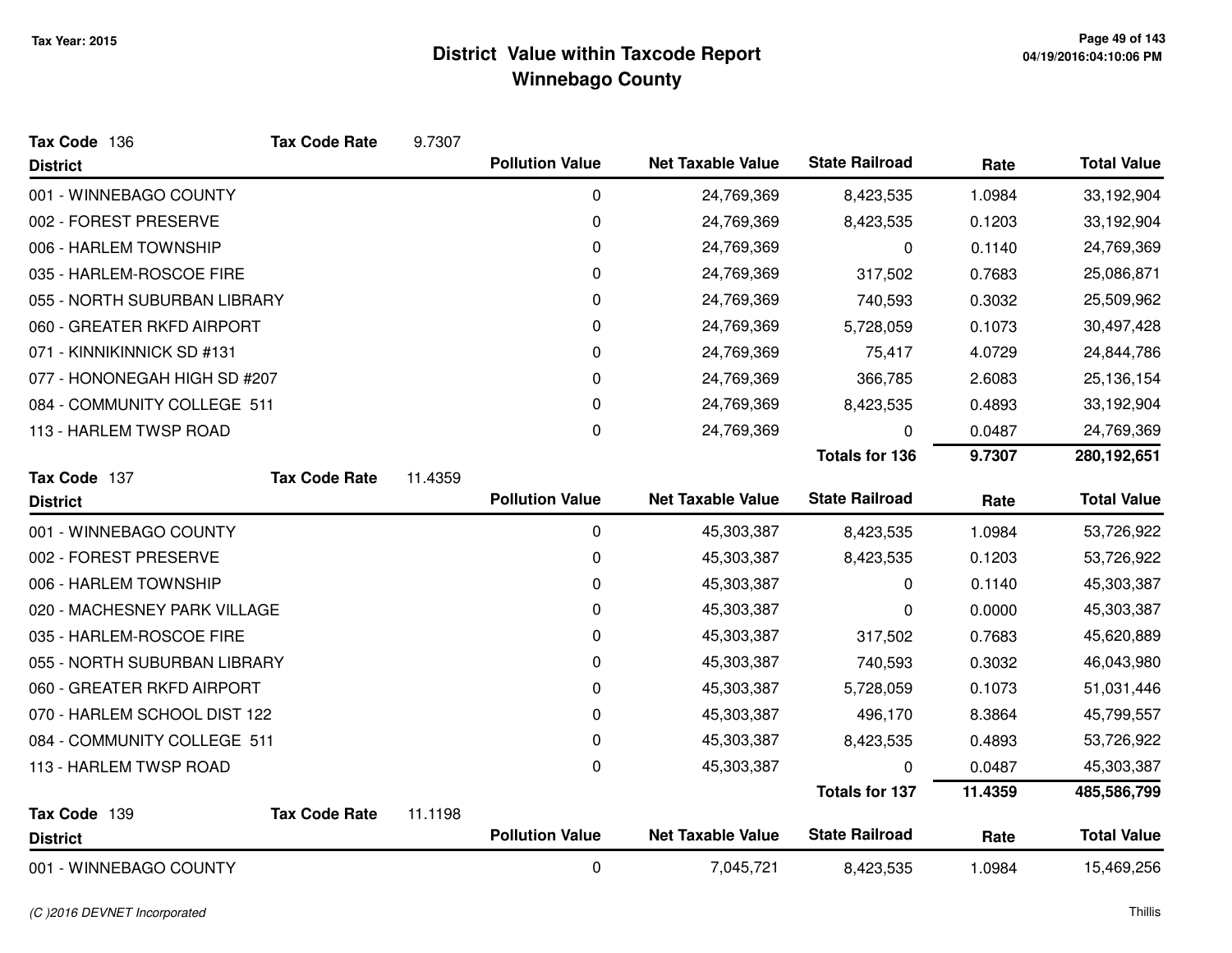# District Value within Taxcode Report
## Winnebago County

Tax Year: 2015

**Tax Code** 136 **Tax Code Rate** 9.7307

| District | Pollution Value | Net Taxable Value | State Railroad | Rate | Total Value |
|---|---|---|---|---|---|
| 001 - WINNEBAGO COUNTY | 0 | 24,769,369 | 8,423,535 | 1.0984 | 33,192,904 |
| 002 - FOREST PRESERVE | 0 | 24,769,369 | 8,423,535 | 0.1203 | 33,192,904 |
| 006 - HARLEM TOWNSHIP | 0 | 24,769,369 | 0 | 0.1140 | 24,769,369 |
| 035 - HARLEM-ROSCOE FIRE | 0 | 24,769,369 | 317,502 | 0.7683 | 25,086,871 |
| 055 - NORTH SUBURBAN LIBRARY | 0 | 24,769,369 | 740,593 | 0.3032 | 25,509,962 |
| 060 - GREATER RKFD AIRPORT | 0 | 24,769,369 | 5,728,059 | 0.1073 | 30,497,428 |
| 071 - KINNIKINNICK SD #131 | 0 | 24,769,369 | 75,417 | 4.0729 | 24,844,786 |
| 077 - HONONEGAH HIGH SD #207 | 0 | 24,769,369 | 366,785 | 2.6083 | 25,136,154 |
| 084 - COMMUNITY COLLEGE 511 | 0 | 24,769,369 | 8,423,535 | 0.4893 | 33,192,904 |
| 113 - HARLEM TWSP ROAD | 0 | 24,769,369 | 0 | 0.0487 | 24,769,369 |
| | | | **Totals for 136** | **9.7307** | **280,192,651** |

**Tax Code** 137 **Tax Code Rate** 11.4359

| District | Pollution Value | Net Taxable Value | State Railroad | Rate | Total Value |
|---|---|---|---|---|---|
| 001 - WINNEBAGO COUNTY | 0 | 45,303,387 | 8,423,535 | 1.0984 | 53,726,922 |
| 002 - FOREST PRESERVE | 0 | 45,303,387 | 8,423,535 | 0.1203 | 53,726,922 |
| 006 - HARLEM TOWNSHIP | 0 | 45,303,387 | 0 | 0.1140 | 45,303,387 |
| 020 - MACHESNEY PARK VILLAGE | 0 | 45,303,387 | 0 | 0.0000 | 45,303,387 |
| 035 - HARLEM-ROSCOE FIRE | 0 | 45,303,387 | 317,502 | 0.7683 | 45,620,889 |
| 055 - NORTH SUBURBAN LIBRARY | 0 | 45,303,387 | 740,593 | 0.3032 | 46,043,980 |
| 060 - GREATER RKFD AIRPORT | 0 | 45,303,387 | 5,728,059 | 0.1073 | 51,031,446 |
| 070 - HARLEM SCHOOL DIST 122 | 0 | 45,303,387 | 496,170 | 8.3864 | 45,799,557 |
| 084 - COMMUNITY COLLEGE 511 | 0 | 45,303,387 | 8,423,535 | 0.4893 | 53,726,922 |
| 113 - HARLEM TWSP ROAD | 0 | 45,303,387 | 0 | 0.0487 | 45,303,387 |
| | | | **Totals for 137** | **11.4359** | **485,586,799** |

**Tax Code** 139 **Tax Code Rate** 11.1198

| District | Pollution Value | Net Taxable Value | State Railroad | Rate | Total Value |
|---|---|---|---|---|---|
| 001 - WINNEBAGO COUNTY | 0 | 7,045,721 | 8,423,535 | 1.0984 | 15,469,256 |

*(C )2016 DEVNET Incorporated* Thillis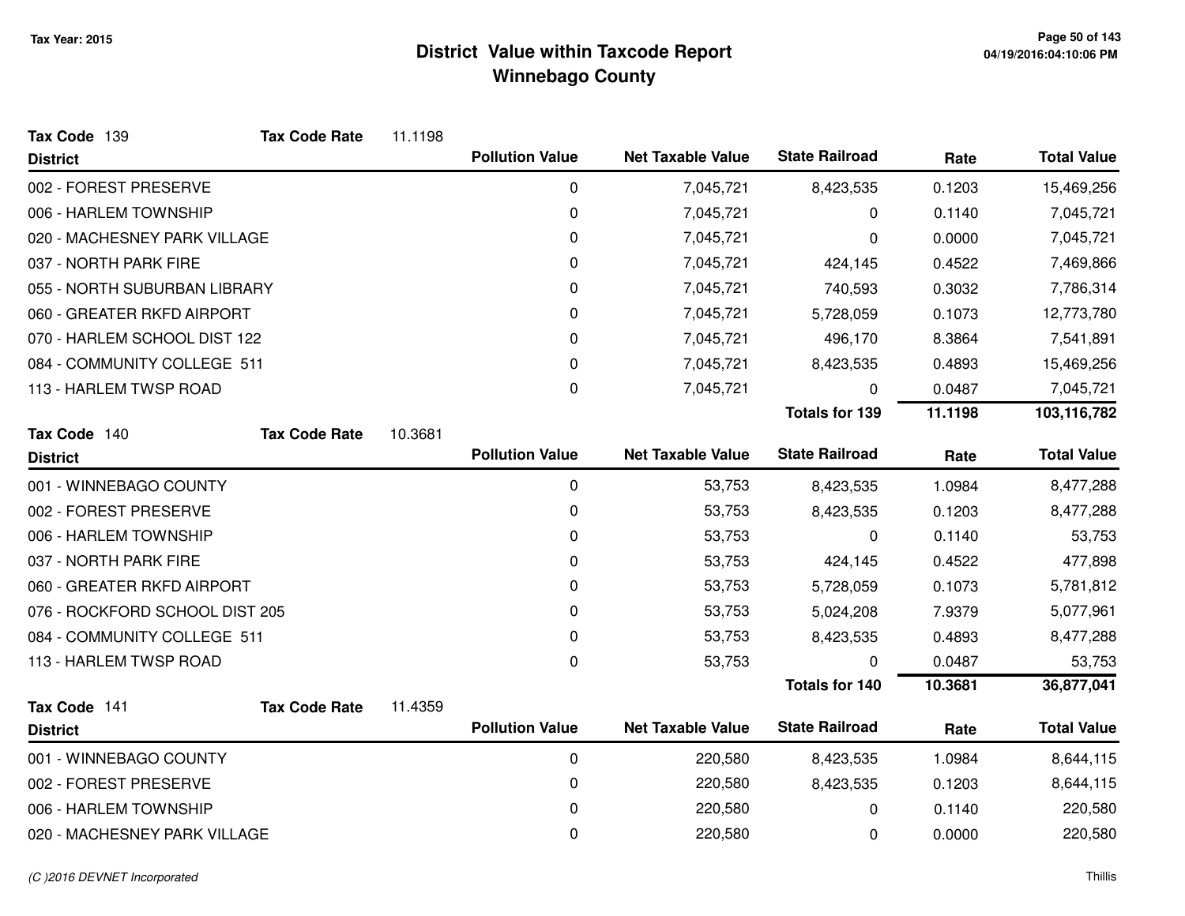# District Value within Taxcode Report
## Winnebago County

Tax Year: 2015

**Tax Code** 139 **Tax Code Rate** 11.1198

| District | Pollution Value | Net Taxable Value | State Railroad | Rate | Total Value |
|---|---|---|---|---|---|
| 002 - FOREST PRESERVE | 0 | 7,045,721 | 8,423,535 | 0.1203 | 15,469,256 |
| 006 - HARLEM TOWNSHIP | 0 | 7,045,721 | 0 | 0.1140 | 7,045,721 |
| 020 - MACHESNEY PARK VILLAGE | 0 | 7,045,721 | 0 | 0.0000 | 7,045,721 |
| 037 - NORTH PARK FIRE | 0 | 7,045,721 | 424,145 | 0.4522 | 7,469,866 |
| 055 - NORTH SUBURBAN LIBRARY | 0 | 7,045,721 | 740,593 | 0.3032 | 7,786,314 |
| 060 - GREATER RKFD AIRPORT | 0 | 7,045,721 | 5,728,059 | 0.1073 | 12,773,780 |
| 070 - HARLEM SCHOOL DIST 122 | 0 | 7,045,721 | 496,170 | 8.3864 | 7,541,891 |
| 084 - COMMUNITY COLLEGE 511 | 0 | 7,045,721 | 8,423,535 | 0.4893 | 15,469,256 |
| 113 - HARLEM TWSP ROAD | 0 | 7,045,721 | 0 | 0.0487 | 7,045,721 |
| | | | **Totals for 139** | **11.1198** | **103,116,782** |

**Tax Code** 140 **Tax Code Rate** 10.3681

| District | Pollution Value | Net Taxable Value | State Railroad | Rate | Total Value |
|---|---|---|---|---|---|
| 001 - WINNEBAGO COUNTY | 0 | 53,753 | 8,423,535 | 1.0984 | 8,477,288 |
| 002 - FOREST PRESERVE | 0 | 53,753 | 8,423,535 | 0.1203 | 8,477,288 |
| 006 - HARLEM TOWNSHIP | 0 | 53,753 | 0 | 0.1140 | 53,753 |
| 037 - NORTH PARK FIRE | 0 | 53,753 | 424,145 | 0.4522 | 477,898 |
| 060 - GREATER RKFD AIRPORT | 0 | 53,753 | 5,728,059 | 0.1073 | 5,781,812 |
| 076 - ROCKFORD SCHOOL DIST 205 | 0 | 53,753 | 5,024,208 | 7.9379 | 5,077,961 |
| 084 - COMMUNITY COLLEGE 511 | 0 | 53,753 | 8,423,535 | 0.4893 | 8,477,288 |
| 113 - HARLEM TWSP ROAD | 0 | 53,753 | 0 | 0.0487 | 53,753 |
| | | | **Totals for 140** | **10.3681** | **36,877,041** |

**Tax Code** 141 **Tax Code Rate** 11.4359

| District | Pollution Value | Net Taxable Value | State Railroad | Rate | Total Value |
|---|---|---|---|---|---|
| 001 - WINNEBAGO COUNTY | 0 | 220,580 | 8,423,535 | 1.0984 | 8,644,115 |
| 002 - FOREST PRESERVE | 0 | 220,580 | 8,423,535 | 0.1203 | 8,644,115 |
| 006 - HARLEM TOWNSHIP | 0 | 220,580 | 0 | 0.1140 | 220,580 |
| 020 - MACHESNEY PARK VILLAGE | 0 | 220,580 | 0 | 0.0000 | 220,580 |

*(C )2016 DEVNET Incorporated* Thillis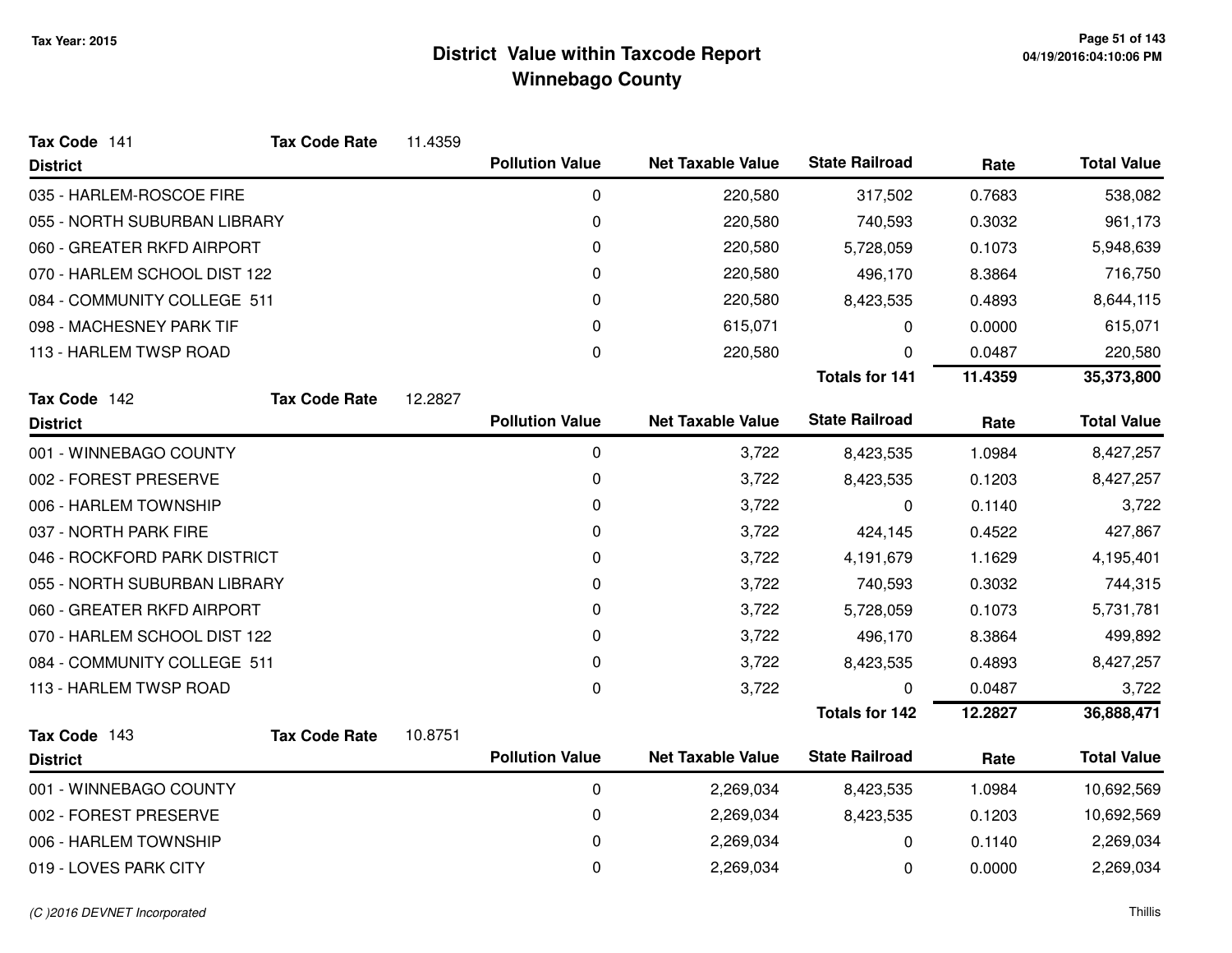Tax Year: 2015

# District Value within Taxcode Report
## Winnebago County

**Tax Code** 141 **Tax Code Rate** 11.4359

| District | Pollution Value | Net Taxable Value | State Railroad | Rate | Total Value |
|---|---|---|---|---|---|
| 035 - HARLEM-ROSCOE FIRE | 0 | 220,580 | 317,502 | 0.7683 | 538,082 |
| 055 - NORTH SUBURBAN LIBRARY | 0 | 220,580 | 740,593 | 0.3032 | 961,173 |
| 060 - GREATER RKFD AIRPORT | 0 | 220,580 | 5,728,059 | 0.1073 | 5,948,639 |
| 070 - HARLEM SCHOOL DIST 122 | 0 | 220,580 | 496,170 | 8.3864 | 716,750 |
| 084 - COMMUNITY COLLEGE 511 | 0 | 220,580 | 8,423,535 | 0.4893 | 8,644,115 |
| 098 - MACHESNEY PARK TIF | 0 | 615,071 | 0 | 0.0000 | 615,071 |
| 113 - HARLEM TWSP ROAD | 0 | 220,580 | 0 | 0.0487 | 220,580 |
| | | | **Totals for 141** | **11.4359** | **35,373,800** |

**Tax Code** 142 **Tax Code Rate** 12.2827

| District | Pollution Value | Net Taxable Value | State Railroad | Rate | Total Value |
|---|---|---|---|---|---|
| 001 - WINNEBAGO COUNTY | 0 | 3,722 | 8,423,535 | 1.0984 | 8,427,257 |
| 002 - FOREST PRESERVE | 0 | 3,722 | 8,423,535 | 0.1203 | 8,427,257 |
| 006 - HARLEM TOWNSHIP | 0 | 3,722 | 0 | 0.1140 | 3,722 |
| 037 - NORTH PARK FIRE | 0 | 3,722 | 424,145 | 0.4522 | 427,867 |
| 046 - ROCKFORD PARK DISTRICT | 0 | 3,722 | 4,191,679 | 1.1629 | 4,195,401 |
| 055 - NORTH SUBURBAN LIBRARY | 0 | 3,722 | 740,593 | 0.3032 | 744,315 |
| 060 - GREATER RKFD AIRPORT | 0 | 3,722 | 5,728,059 | 0.1073 | 5,731,781 |
| 070 - HARLEM SCHOOL DIST 122 | 0 | 3,722 | 496,170 | 8.3864 | 499,892 |
| 084 - COMMUNITY COLLEGE 511 | 0 | 3,722 | 8,423,535 | 0.4893 | 8,427,257 |
| 113 - HARLEM TWSP ROAD | 0 | 3,722 | 0 | 0.0487 | 3,722 |
| | | | **Totals for 142** | **12.2827** | **36,888,471** |

**Tax Code** 143 **Tax Code Rate** 10.8751

| District | Pollution Value | Net Taxable Value | State Railroad | Rate | Total Value |
|---|---|---|---|---|---|
| 001 - WINNEBAGO COUNTY | 0 | 2,269,034 | 8,423,535 | 1.0984 | 10,692,569 |
| 002 - FOREST PRESERVE | 0 | 2,269,034 | 8,423,535 | 0.1203 | 10,692,569 |
| 006 - HARLEM TOWNSHIP | 0 | 2,269,034 | 0 | 0.1140 | 2,269,034 |
| 019 - LOVES PARK CITY | 0 | 2,269,034 | 0 | 0.0000 | 2,269,034 |

(C )2016 DEVNET Incorporated — Thillis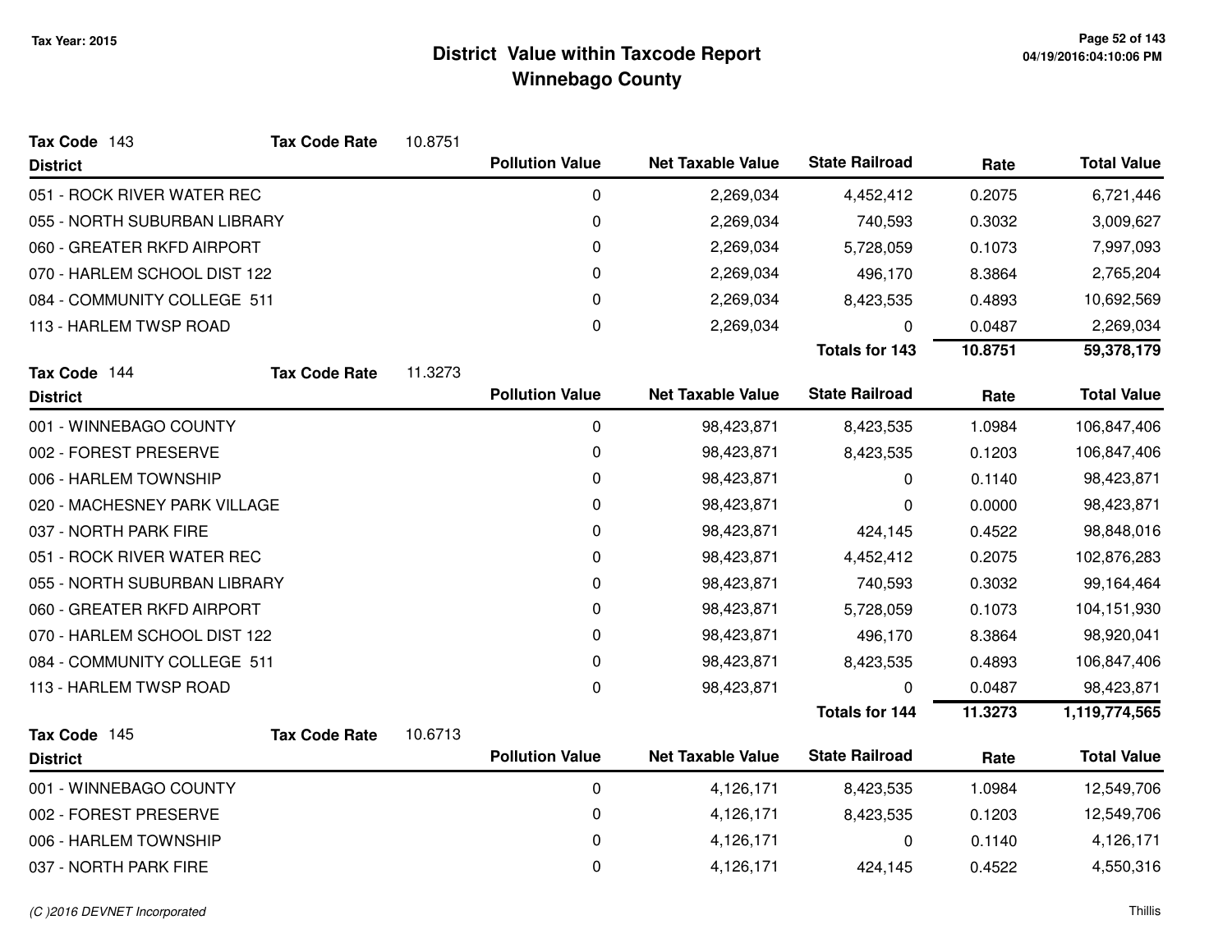# District Value within Taxcode Report
## Winnebago County

Tax Year: 2015

**Tax Code** 143 **Tax Code Rate** 10.8751

| District | Pollution Value | Net Taxable Value | State Railroad | Rate | Total Value |
|---|---|---|---|---|---|
| 051 - ROCK RIVER WATER REC | 0 | 2,269,034 | 4,452,412 | 0.2075 | 6,721,446 |
| 055 - NORTH SUBURBAN LIBRARY | 0 | 2,269,034 | 740,593 | 0.3032 | 3,009,627 |
| 060 - GREATER RKFD AIRPORT | 0 | 2,269,034 | 5,728,059 | 0.1073 | 7,997,093 |
| 070 - HARLEM SCHOOL DIST 122 | 0 | 2,269,034 | 496,170 | 8.3864 | 2,765,204 |
| 084 - COMMUNITY COLLEGE 511 | 0 | 2,269,034 | 8,423,535 | 0.4893 | 10,692,569 |
| 113 - HARLEM TWSP ROAD | 0 | 2,269,034 | 0 | 0.0487 | 2,269,034 |
| | | | **Totals for 143** | **10.8751** | **59,378,179** |

**Tax Code** 144 **Tax Code Rate** 11.3273

| District | Pollution Value | Net Taxable Value | State Railroad | Rate | Total Value |
|---|---|---|---|---|---|
| 001 - WINNEBAGO COUNTY | 0 | 98,423,871 | 8,423,535 | 1.0984 | 106,847,406 |
| 002 - FOREST PRESERVE | 0 | 98,423,871 | 8,423,535 | 0.1203 | 106,847,406 |
| 006 - HARLEM TOWNSHIP | 0 | 98,423,871 | 0 | 0.1140 | 98,423,871 |
| 020 - MACHESNEY PARK VILLAGE | 0 | 98,423,871 | 0 | 0.0000 | 98,423,871 |
| 037 - NORTH PARK FIRE | 0 | 98,423,871 | 424,145 | 0.4522 | 98,848,016 |
| 051 - ROCK RIVER WATER REC | 0 | 98,423,871 | 4,452,412 | 0.2075 | 102,876,283 |
| 055 - NORTH SUBURBAN LIBRARY | 0 | 98,423,871 | 740,593 | 0.3032 | 99,164,464 |
| 060 - GREATER RKFD AIRPORT | 0 | 98,423,871 | 5,728,059 | 0.1073 | 104,151,930 |
| 070 - HARLEM SCHOOL DIST 122 | 0 | 98,423,871 | 496,170 | 8.3864 | 98,920,041 |
| 084 - COMMUNITY COLLEGE 511 | 0 | 98,423,871 | 8,423,535 | 0.4893 | 106,847,406 |
| 113 - HARLEM TWSP ROAD | 0 | 98,423,871 | 0 | 0.0487 | 98,423,871 |
| | | | **Totals for 144** | **11.3273** | **1,119,774,565** |

**Tax Code** 145 **Tax Code Rate** 10.6713

| District | Pollution Value | Net Taxable Value | State Railroad | Rate | Total Value |
|---|---|---|---|---|---|
| 001 - WINNEBAGO COUNTY | 0 | 4,126,171 | 8,423,535 | 1.0984 | 12,549,706 |
| 002 - FOREST PRESERVE | 0 | 4,126,171 | 8,423,535 | 0.1203 | 12,549,706 |
| 006 - HARLEM TOWNSHIP | 0 | 4,126,171 | 0 | 0.1140 | 4,126,171 |
| 037 - NORTH PARK FIRE | 0 | 4,126,171 | 424,145 | 0.4522 | 4,550,316 |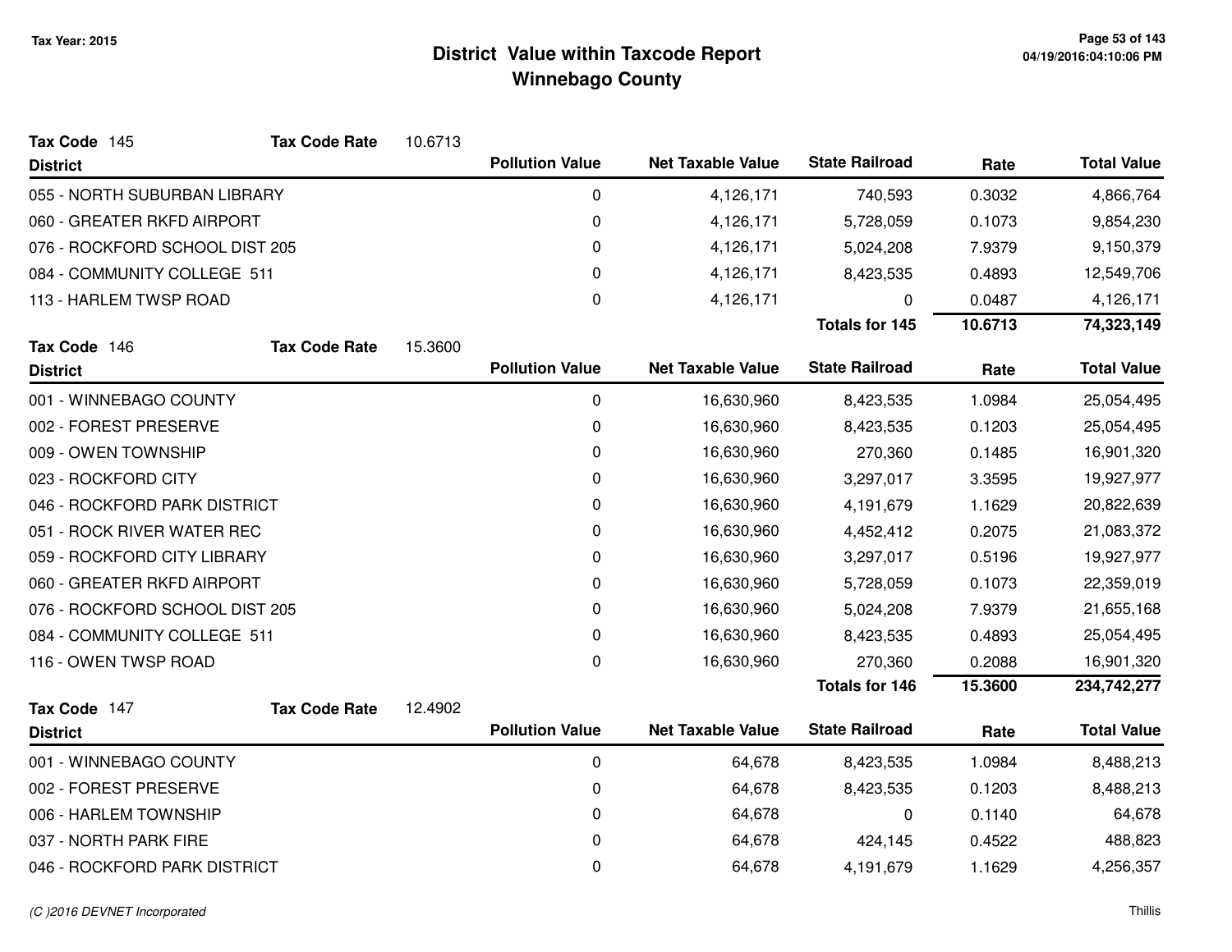# District Value within Taxcode Report
## Winnebago County

Tax Year: 2015

**Tax Code** 145 **Tax Code Rate** 10.6713

| District | Pollution Value | Net Taxable Value | State Railroad | Rate | Total Value |
|---|---|---|---|---|---|
| 055 - NORTH SUBURBAN LIBRARY | 0 | 4,126,171 | 740,593 | 0.3032 | 4,866,764 |
| 060 - GREATER RKFD AIRPORT | 0 | 4,126,171 | 5,728,059 | 0.1073 | 9,854,230 |
| 076 - ROCKFORD SCHOOL DIST 205 | 0 | 4,126,171 | 5,024,208 | 7.9379 | 9,150,379 |
| 084 - COMMUNITY COLLEGE 511 | 0 | 4,126,171 | 8,423,535 | 0.4893 | 12,549,706 |
| 113 - HARLEM TWSP ROAD | 0 | 4,126,171 | 0 | 0.0487 | 4,126,171 |
| | | | **Totals for 145** | **10.6713** | **74,323,149** |

**Tax Code** 146 **Tax Code Rate** 15.3600

| District | Pollution Value | Net Taxable Value | State Railroad | Rate | Total Value |
|---|---|---|---|---|---|
| 001 - WINNEBAGO COUNTY | 0 | 16,630,960 | 8,423,535 | 1.0984 | 25,054,495 |
| 002 - FOREST PRESERVE | 0 | 16,630,960 | 8,423,535 | 0.1203 | 25,054,495 |
| 009 - OWEN TOWNSHIP | 0 | 16,630,960 | 270,360 | 0.1485 | 16,901,320 |
| 023 - ROCKFORD CITY | 0 | 16,630,960 | 3,297,017 | 3.3595 | 19,927,977 |
| 046 - ROCKFORD PARK DISTRICT | 0 | 16,630,960 | 4,191,679 | 1.1629 | 20,822,639 |
| 051 - ROCK RIVER WATER REC | 0 | 16,630,960 | 4,452,412 | 0.2075 | 21,083,372 |
| 059 - ROCKFORD CITY LIBRARY | 0 | 16,630,960 | 3,297,017 | 0.5196 | 19,927,977 |
| 060 - GREATER RKFD AIRPORT | 0 | 16,630,960 | 5,728,059 | 0.1073 | 22,359,019 |
| 076 - ROCKFORD SCHOOL DIST 205 | 0 | 16,630,960 | 5,024,208 | 7.9379 | 21,655,168 |
| 084 - COMMUNITY COLLEGE 511 | 0 | 16,630,960 | 8,423,535 | 0.4893 | 25,054,495 |
| 116 - OWEN TWSP ROAD | 0 | 16,630,960 | 270,360 | 0.2088 | 16,901,320 |
| | | | **Totals for 146** | **15.3600** | **234,742,277** |

**Tax Code** 147 **Tax Code Rate** 12.4902

| District | Pollution Value | Net Taxable Value | State Railroad | Rate | Total Value |
|---|---|---|---|---|---|
| 001 - WINNEBAGO COUNTY | 0 | 64,678 | 8,423,535 | 1.0984 | 8,488,213 |
| 002 - FOREST PRESERVE | 0 | 64,678 | 8,423,535 | 0.1203 | 8,488,213 |
| 006 - HARLEM TOWNSHIP | 0 | 64,678 | 0 | 0.1140 | 64,678 |
| 037 - NORTH PARK FIRE | 0 | 64,678 | 424,145 | 0.4522 | 488,823 |
| 046 - ROCKFORD PARK DISTRICT | 0 | 64,678 | 4,191,679 | 1.1629 | 4,256,357 |

*(C )2016 DEVNET Incorporated*

Thillis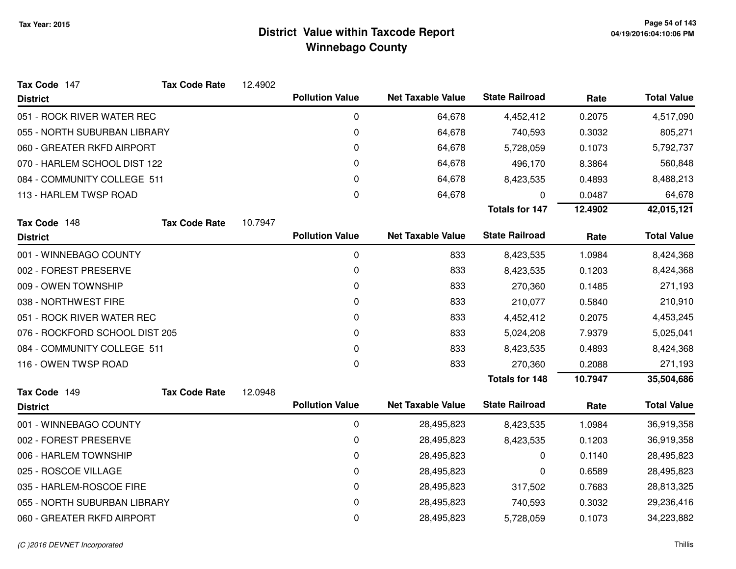# District Value within Taxcode Report
## Winnebago County

Tax Year: 2015

**Tax Code** 147 **Tax Code Rate** 12.4902

| District | Pollution Value | Net Taxable Value | State Railroad | Rate | Total Value |
|---|---|---|---|---|---|
| 051 - ROCK RIVER WATER REC | 0 | 64,678 | 4,452,412 | 0.2075 | 4,517,090 |
| 055 - NORTH SUBURBAN LIBRARY | 0 | 64,678 | 740,593 | 0.3032 | 805,271 |
| 060 - GREATER RKFD AIRPORT | 0 | 64,678 | 5,728,059 | 0.1073 | 5,792,737 |
| 070 - HARLEM SCHOOL DIST 122 | 0 | 64,678 | 496,170 | 8.3864 | 560,848 |
| 084 - COMMUNITY COLLEGE 511 | 0 | 64,678 | 8,423,535 | 0.4893 | 8,488,213 |
| 113 - HARLEM TWSP ROAD | 0 | 64,678 | 0 | 0.0487 | 64,678 |
| | | | **Totals for 147** | **12.4902** | **42,015,121** |

**Tax Code** 148 **Tax Code Rate** 10.7947

| District | Pollution Value | Net Taxable Value | State Railroad | Rate | Total Value |
|---|---|---|---|---|---|
| 001 - WINNEBAGO COUNTY | 0 | 833 | 8,423,535 | 1.0984 | 8,424,368 |
| 002 - FOREST PRESERVE | 0 | 833 | 8,423,535 | 0.1203 | 8,424,368 |
| 009 - OWEN TOWNSHIP | 0 | 833 | 270,360 | 0.1485 | 271,193 |
| 038 - NORTHWEST FIRE | 0 | 833 | 210,077 | 0.5840 | 210,910 |
| 051 - ROCK RIVER WATER REC | 0 | 833 | 4,452,412 | 0.2075 | 4,453,245 |
| 076 - ROCKFORD SCHOOL DIST 205 | 0 | 833 | 5,024,208 | 7.9379 | 5,025,041 |
| 084 - COMMUNITY COLLEGE 511 | 0 | 833 | 8,423,535 | 0.4893 | 8,424,368 |
| 116 - OWEN TWSP ROAD | 0 | 833 | 270,360 | 0.2088 | 271,193 |
| | | | **Totals for 148** | **10.7947** | **35,504,686** |

**Tax Code** 149 **Tax Code Rate** 12.0948

| District | Pollution Value | Net Taxable Value | State Railroad | Rate | Total Value |
|---|---|---|---|---|---|
| 001 - WINNEBAGO COUNTY | 0 | 28,495,823 | 8,423,535 | 1.0984 | 36,919,358 |
| 002 - FOREST PRESERVE | 0 | 28,495,823 | 8,423,535 | 0.1203 | 36,919,358 |
| 006 - HARLEM TOWNSHIP | 0 | 28,495,823 | 0 | 0.1140 | 28,495,823 |
| 025 - ROSCOE VILLAGE | 0 | 28,495,823 | 0 | 0.6589 | 28,495,823 |
| 035 - HARLEM-ROSCOE FIRE | 0 | 28,495,823 | 317,502 | 0.7683 | 28,813,325 |
| 055 - NORTH SUBURBAN LIBRARY | 0 | 28,495,823 | 740,593 | 0.3032 | 29,236,416 |
| 060 - GREATER RKFD AIRPORT | 0 | 28,495,823 | 5,728,059 | 0.1073 | 34,223,882 |

(C )2016 DEVNET Incorporated — Thillis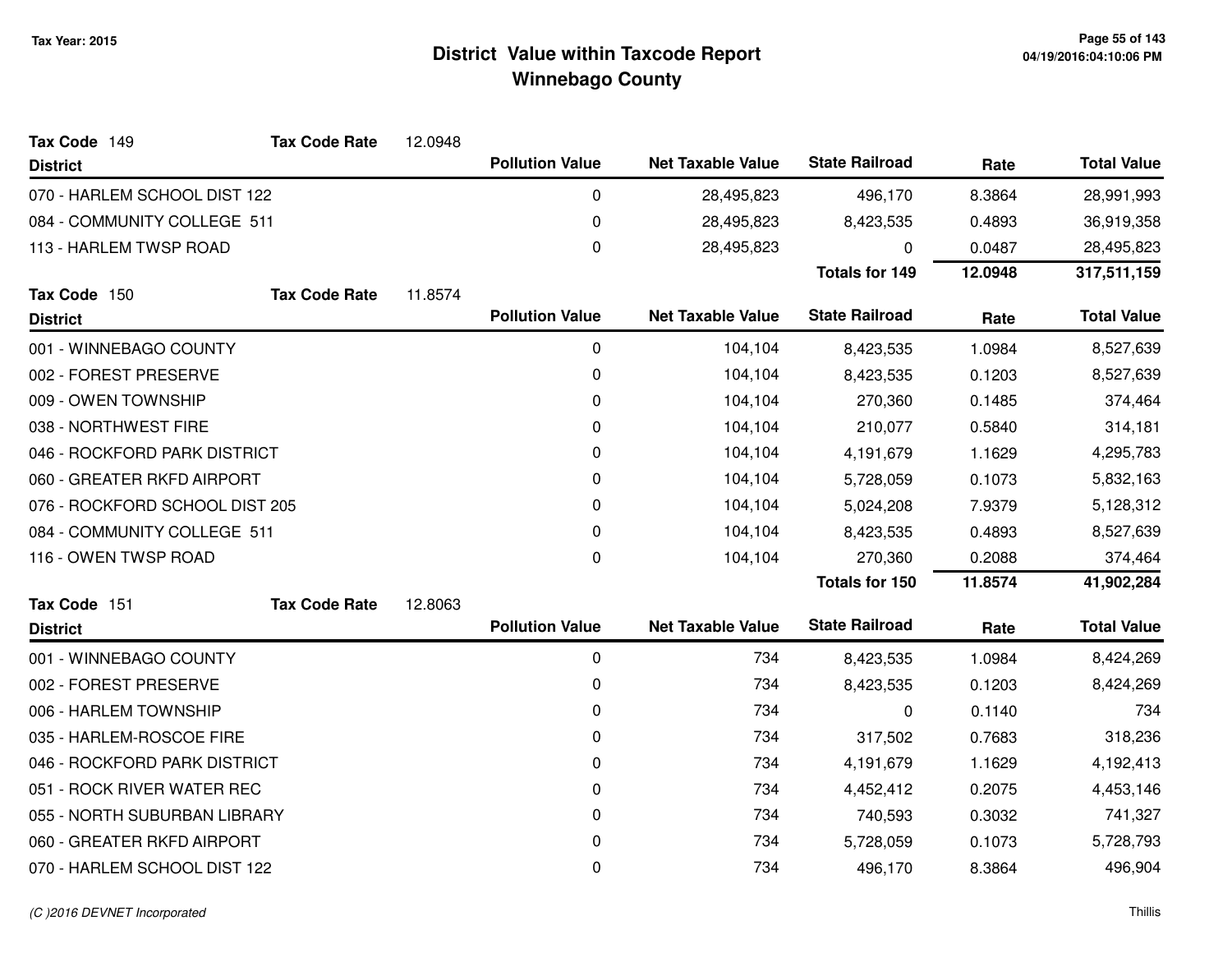Tax Year: 2015

# District Value within Taxcode Report
## Winnebago County

**Tax Code** 149 **Tax Code Rate** 12.0948

| District | Pollution Value | Net Taxable Value | State Railroad | Rate | Total Value |
|---|---|---|---|---|---|
| 070 - HARLEM SCHOOL DIST 122 | 0 | 28,495,823 | 496,170 | 8.3864 | 28,991,993 |
| 084 - COMMUNITY COLLEGE 511 | 0 | 28,495,823 | 8,423,535 | 0.4893 | 36,919,358 |
| 113 - HARLEM TWSP ROAD | 0 | 28,495,823 | 0 | 0.0487 | 28,495,823 |
| | | | **Totals for 149** | **12.0948** | **317,511,159** |

**Tax Code** 150 **Tax Code Rate** 11.8574

| District | Pollution Value | Net Taxable Value | State Railroad | Rate | Total Value |
|---|---|---|---|---|---|
| 001 - WINNEBAGO COUNTY | 0 | 104,104 | 8,423,535 | 1.0984 | 8,527,639 |
| 002 - FOREST PRESERVE | 0 | 104,104 | 8,423,535 | 0.1203 | 8,527,639 |
| 009 - OWEN TOWNSHIP | 0 | 104,104 | 270,360 | 0.1485 | 374,464 |
| 038 - NORTHWEST FIRE | 0 | 104,104 | 210,077 | 0.5840 | 314,181 |
| 046 - ROCKFORD PARK DISTRICT | 0 | 104,104 | 4,191,679 | 1.1629 | 4,295,783 |
| 060 - GREATER RKFD AIRPORT | 0 | 104,104 | 5,728,059 | 0.1073 | 5,832,163 |
| 076 - ROCKFORD SCHOOL DIST 205 | 0 | 104,104 | 5,024,208 | 7.9379 | 5,128,312 |
| 084 - COMMUNITY COLLEGE 511 | 0 | 104,104 | 8,423,535 | 0.4893 | 8,527,639 |
| 116 - OWEN TWSP ROAD | 0 | 104,104 | 270,360 | 0.2088 | 374,464 |
| | | | **Totals for 150** | **11.8574** | **41,902,284** |

**Tax Code** 151 **Tax Code Rate** 12.8063

| District | Pollution Value | Net Taxable Value | State Railroad | Rate | Total Value |
|---|---|---|---|---|---|
| 001 - WINNEBAGO COUNTY | 0 | 734 | 8,423,535 | 1.0984 | 8,424,269 |
| 002 - FOREST PRESERVE | 0 | 734 | 8,423,535 | 0.1203 | 8,424,269 |
| 006 - HARLEM TOWNSHIP | 0 | 734 | 0 | 0.1140 | 734 |
| 035 - HARLEM-ROSCOE FIRE | 0 | 734 | 317,502 | 0.7683 | 318,236 |
| 046 - ROCKFORD PARK DISTRICT | 0 | 734 | 4,191,679 | 1.1629 | 4,192,413 |
| 051 - ROCK RIVER WATER REC | 0 | 734 | 4,452,412 | 0.2075 | 4,453,146 |
| 055 - NORTH SUBURBAN LIBRARY | 0 | 734 | 740,593 | 0.3032 | 741,327 |
| 060 - GREATER RKFD AIRPORT | 0 | 734 | 5,728,059 | 0.1073 | 5,728,793 |
| 070 - HARLEM SCHOOL DIST 122 | 0 | 734 | 496,170 | 8.3864 | 496,904 |

(C )2016 DEVNET Incorporated

Thillis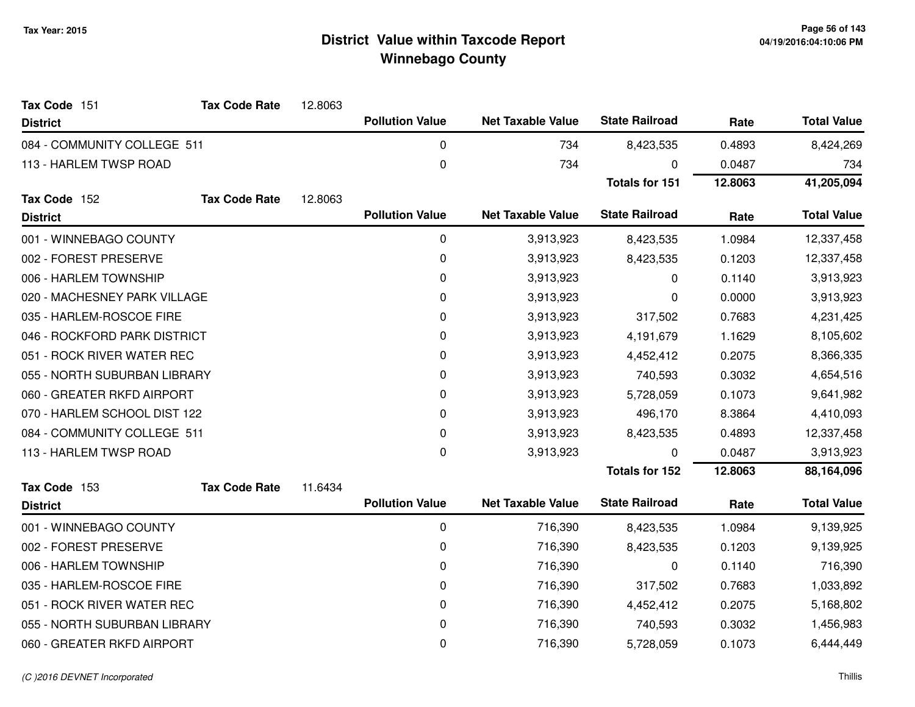# District Value within Taxcode Report
## Winnebago County

Tax Year: 2015

**Tax Code** 151 **Tax Code Rate** 12.8063

| District | Pollution Value | Net Taxable Value | State Railroad | Rate | Total Value |
|---|---|---|---|---|---|
| 084 - COMMUNITY COLLEGE 511 | 0 | 734 | 8,423,535 | 0.4893 | 8,424,269 |
| 113 - HARLEM TWSP ROAD | 0 | 734 | 0 | 0.0487 | 734 |
| | | | **Totals for 151** | **12.8063** | **41,205,094** |

**Tax Code** 152 **Tax Code Rate** 12.8063

| District | Pollution Value | Net Taxable Value | State Railroad | Rate | Total Value |
|---|---|---|---|---|---|
| 001 - WINNEBAGO COUNTY | 0 | 3,913,923 | 8,423,535 | 1.0984 | 12,337,458 |
| 002 - FOREST PRESERVE | 0 | 3,913,923 | 8,423,535 | 0.1203 | 12,337,458 |
| 006 - HARLEM TOWNSHIP | 0 | 3,913,923 | 0 | 0.1140 | 3,913,923 |
| 020 - MACHESNEY PARK VILLAGE | 0 | 3,913,923 | 0 | 0.0000 | 3,913,923 |
| 035 - HARLEM-ROSCOE FIRE | 0 | 3,913,923 | 317,502 | 0.7683 | 4,231,425 |
| 046 - ROCKFORD PARK DISTRICT | 0 | 3,913,923 | 4,191,679 | 1.1629 | 8,105,602 |
| 051 - ROCK RIVER WATER REC | 0 | 3,913,923 | 4,452,412 | 0.2075 | 8,366,335 |
| 055 - NORTH SUBURBAN LIBRARY | 0 | 3,913,923 | 740,593 | 0.3032 | 4,654,516 |
| 060 - GREATER RKFD AIRPORT | 0 | 3,913,923 | 5,728,059 | 0.1073 | 9,641,982 |
| 070 - HARLEM SCHOOL DIST 122 | 0 | 3,913,923 | 496,170 | 8.3864 | 4,410,093 |
| 084 - COMMUNITY COLLEGE 511 | 0 | 3,913,923 | 8,423,535 | 0.4893 | 12,337,458 |
| 113 - HARLEM TWSP ROAD | 0 | 3,913,923 | 0 | 0.0487 | 3,913,923 |
| | | | **Totals for 152** | **12.8063** | **88,164,096** |

**Tax Code** 153 **Tax Code Rate** 11.6434

| District | Pollution Value | Net Taxable Value | State Railroad | Rate | Total Value |
|---|---|---|---|---|---|
| 001 - WINNEBAGO COUNTY | 0 | 716,390 | 8,423,535 | 1.0984 | 9,139,925 |
| 002 - FOREST PRESERVE | 0 | 716,390 | 8,423,535 | 0.1203 | 9,139,925 |
| 006 - HARLEM TOWNSHIP | 0 | 716,390 | 0 | 0.1140 | 716,390 |
| 035 - HARLEM-ROSCOE FIRE | 0 | 716,390 | 317,502 | 0.7683 | 1,033,892 |
| 051 - ROCK RIVER WATER REC | 0 | 716,390 | 4,452,412 | 0.2075 | 5,168,802 |
| 055 - NORTH SUBURBAN LIBRARY | 0 | 716,390 | 740,593 | 0.3032 | 1,456,983 |
| 060 - GREATER RKFD AIRPORT | 0 | 716,390 | 5,728,059 | 0.1073 | 6,444,449 |

(C )2016 DEVNET Incorporated — Thillis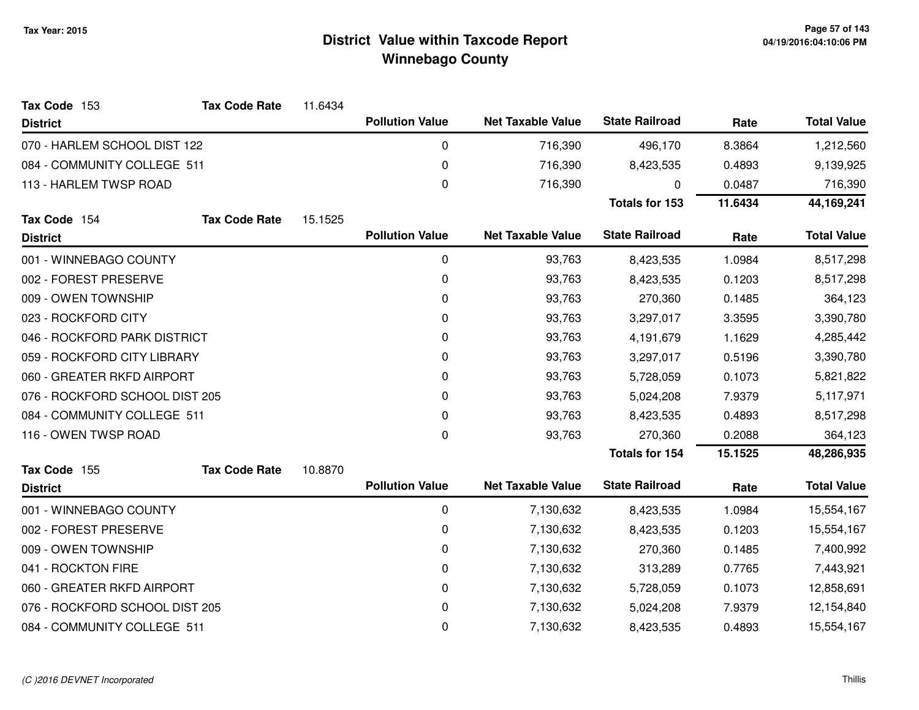# District Value within Taxcode Report
## Winnebago County

Tax Year: 2015

**Tax Code** 153 **Tax Code Rate** 11.6434

| District | Pollution Value | Net Taxable Value | State Railroad | Rate | Total Value |
|---|---|---|---|---|---|
| 070 - HARLEM SCHOOL DIST 122 | 0 | 716,390 | 496,170 | 8.3864 | 1,212,560 |
| 084 - COMMUNITY COLLEGE 511 | 0 | 716,390 | 8,423,535 | 0.4893 | 9,139,925 |
| 113 - HARLEM TWSP ROAD | 0 | 716,390 | 0 | 0.0487 | 716,390 |
| | | | **Totals for 153** | **11.6434** | **44,169,241** |

**Tax Code** 154 **Tax Code Rate** 15.1525

| District | Pollution Value | Net Taxable Value | State Railroad | Rate | Total Value |
|---|---|---|---|---|---|
| 001 - WINNEBAGO COUNTY | 0 | 93,763 | 8,423,535 | 1.0984 | 8,517,298 |
| 002 - FOREST PRESERVE | 0 | 93,763 | 8,423,535 | 0.1203 | 8,517,298 |
| 009 - OWEN TOWNSHIP | 0 | 93,763 | 270,360 | 0.1485 | 364,123 |
| 023 - ROCKFORD CITY | 0 | 93,763 | 3,297,017 | 3.3595 | 3,390,780 |
| 046 - ROCKFORD PARK DISTRICT | 0 | 93,763 | 4,191,679 | 1.1629 | 4,285,442 |
| 059 - ROCKFORD CITY LIBRARY | 0 | 93,763 | 3,297,017 | 0.5196 | 3,390,780 |
| 060 - GREATER RKFD AIRPORT | 0 | 93,763 | 5,728,059 | 0.1073 | 5,821,822 |
| 076 - ROCKFORD SCHOOL DIST 205 | 0 | 93,763 | 5,024,208 | 7.9379 | 5,117,971 |
| 084 - COMMUNITY COLLEGE 511 | 0 | 93,763 | 8,423,535 | 0.4893 | 8,517,298 |
| 116 - OWEN TWSP ROAD | 0 | 93,763 | 270,360 | 0.2088 | 364,123 |
| | | | **Totals for 154** | **15.1525** | **48,286,935** |

**Tax Code** 155 **Tax Code Rate** 10.8870

| District | Pollution Value | Net Taxable Value | State Railroad | Rate | Total Value |
|---|---|---|---|---|---|
| 001 - WINNEBAGO COUNTY | 0 | 7,130,632 | 8,423,535 | 1.0984 | 15,554,167 |
| 002 - FOREST PRESERVE | 0 | 7,130,632 | 8,423,535 | 0.1203 | 15,554,167 |
| 009 - OWEN TOWNSHIP | 0 | 7,130,632 | 270,360 | 0.1485 | 7,400,992 |
| 041 - ROCKTON FIRE | 0 | 7,130,632 | 313,289 | 0.7765 | 7,443,921 |
| 060 - GREATER RKFD AIRPORT | 0 | 7,130,632 | 5,728,059 | 0.1073 | 12,858,691 |
| 076 - ROCKFORD SCHOOL DIST 205 | 0 | 7,130,632 | 5,024,208 | 7.9379 | 12,154,840 |
| 084 - COMMUNITY COLLEGE 511 | 0 | 7,130,632 | 8,423,535 | 0.4893 | 15,554,167 |

(C )2016 DEVNET Incorporated — Thillis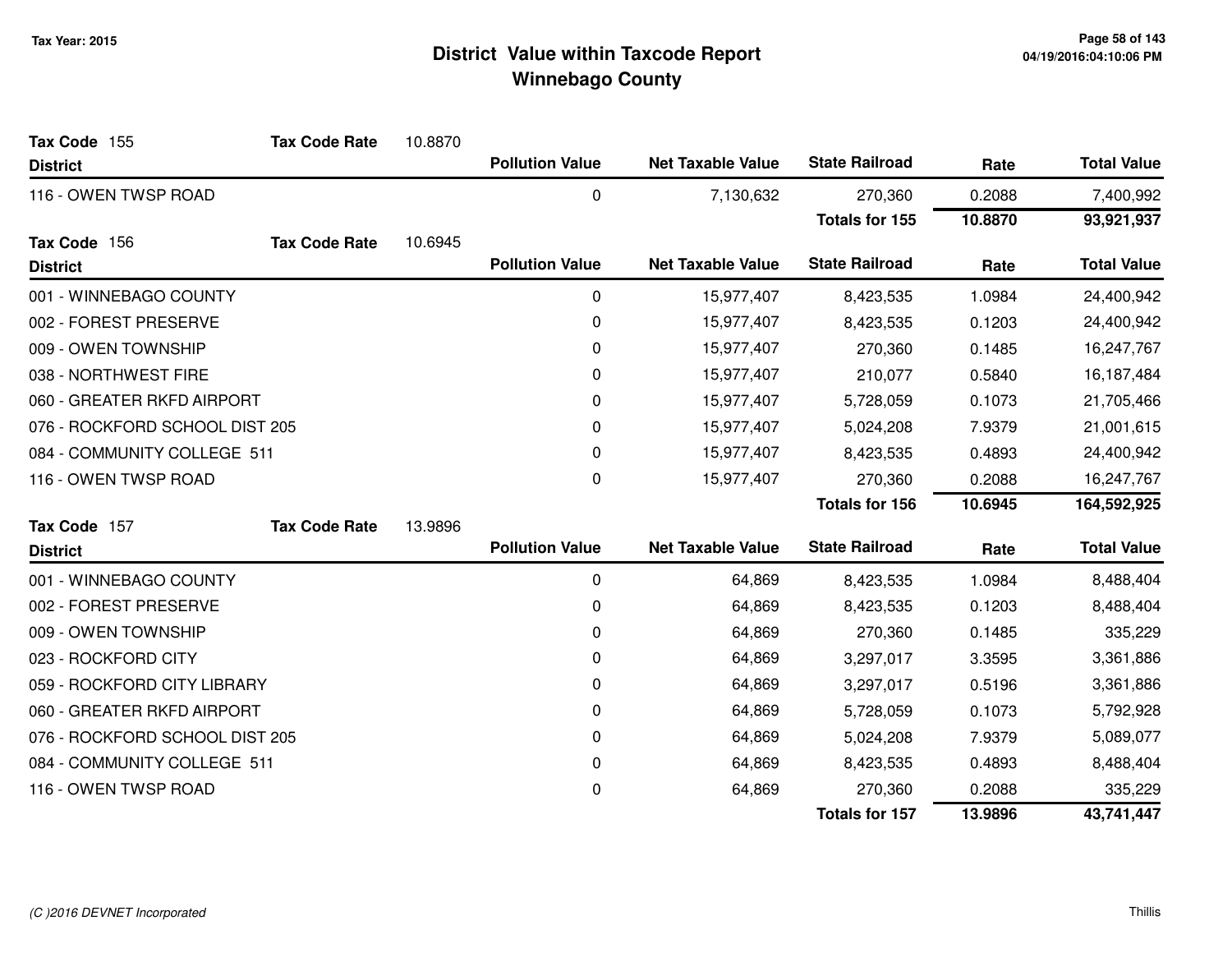# District Value within Taxcode Report
## Winnebago County

Tax Year: 2015

| Tax Code 155 | Tax Code Rate 10.8870 | | | | |
|---|---|---|---|---|---|
| **District** | **Pollution Value** | **Net Taxable Value** | **State Railroad** | **Rate** | **Total Value** |
| 116 - OWEN TWSP ROAD | 0 | 7,130,632 | 270,360 | 0.2088 | 7,400,992 |
| | | | **Totals for 155** | **10.8870** | **93,921,937** |

| Tax Code 156 | Tax Code Rate 10.6945 | | | | |
|---|---|---|---|---|---|
| **District** | **Pollution Value** | **Net Taxable Value** | **State Railroad** | **Rate** | **Total Value** |
| 001 - WINNEBAGO COUNTY | 0 | 15,977,407 | 8,423,535 | 1.0984 | 24,400,942 |
| 002 - FOREST PRESERVE | 0 | 15,977,407 | 8,423,535 | 0.1203 | 24,400,942 |
| 009 - OWEN TOWNSHIP | 0 | 15,977,407 | 270,360 | 0.1485 | 16,247,767 |
| 038 - NORTHWEST FIRE | 0 | 15,977,407 | 210,077 | 0.5840 | 16,187,484 |
| 060 - GREATER RKFD AIRPORT | 0 | 15,977,407 | 5,728,059 | 0.1073 | 21,705,466 |
| 076 - ROCKFORD SCHOOL DIST 205 | 0 | 15,977,407 | 5,024,208 | 7.9379 | 21,001,615 |
| 084 - COMMUNITY COLLEGE 511 | 0 | 15,977,407 | 8,423,535 | 0.4893 | 24,400,942 |
| 116 - OWEN TWSP ROAD | 0 | 15,977,407 | 270,360 | 0.2088 | 16,247,767 |
| | | | **Totals for 156** | **10.6945** | **164,592,925** |

| Tax Code 157 | Tax Code Rate 13.9896 | | | | |
|---|---|---|---|---|---|
| **District** | **Pollution Value** | **Net Taxable Value** | **State Railroad** | **Rate** | **Total Value** |
| 001 - WINNEBAGO COUNTY | 0 | 64,869 | 8,423,535 | 1.0984 | 8,488,404 |
| 002 - FOREST PRESERVE | 0 | 64,869 | 8,423,535 | 0.1203 | 8,488,404 |
| 009 - OWEN TOWNSHIP | 0 | 64,869 | 270,360 | 0.1485 | 335,229 |
| 023 - ROCKFORD CITY | 0 | 64,869 | 3,297,017 | 3.3595 | 3,361,886 |
| 059 - ROCKFORD CITY LIBRARY | 0 | 64,869 | 3,297,017 | 0.5196 | 3,361,886 |
| 060 - GREATER RKFD AIRPORT | 0 | 64,869 | 5,728,059 | 0.1073 | 5,792,928 |
| 076 - ROCKFORD SCHOOL DIST 205 | 0 | 64,869 | 5,024,208 | 7.9379 | 5,089,077 |
| 084 - COMMUNITY COLLEGE 511 | 0 | 64,869 | 8,423,535 | 0.4893 | 8,488,404 |
| 116 - OWEN TWSP ROAD | 0 | 64,869 | 270,360 | 0.2088 | 335,229 |
| | | | **Totals for 157** | **13.9896** | **43,741,447** |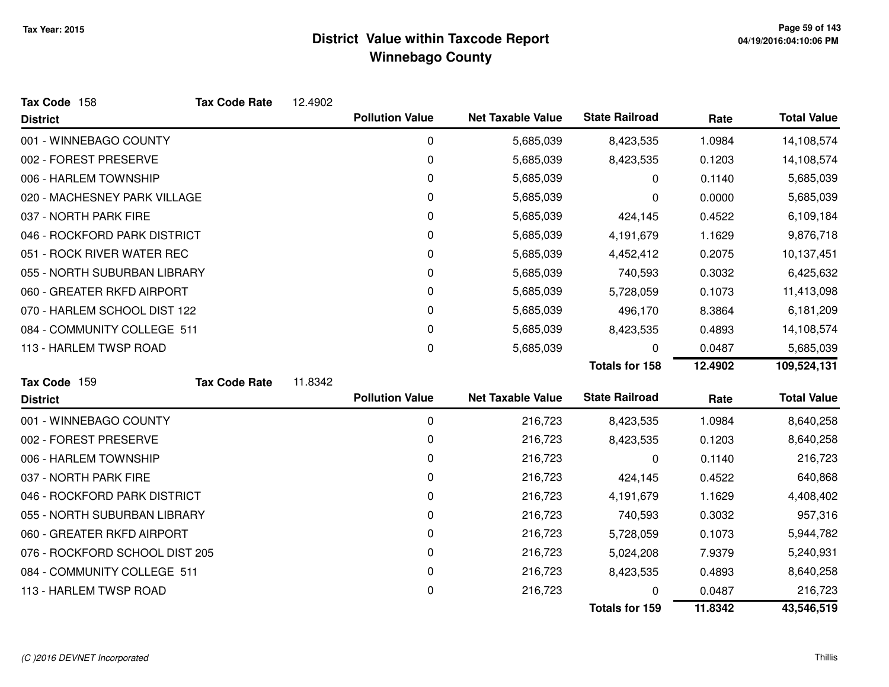# District Value within Taxcode Report
## Winnebago County

Tax Year: 2015

**Tax Code** 158 **Tax Code Rate** 12.4902

| District | Pollution Value | Net Taxable Value | State Railroad | Rate | Total Value |
|---|---|---|---|---|---|
| 001 - WINNEBAGO COUNTY | 0 | 5,685,039 | 8,423,535 | 1.0984 | 14,108,574 |
| 002 - FOREST PRESERVE | 0 | 5,685,039 | 8,423,535 | 0.1203 | 14,108,574 |
| 006 - HARLEM TOWNSHIP | 0 | 5,685,039 | 0 | 0.1140 | 5,685,039 |
| 020 - MACHESNEY PARK VILLAGE | 0 | 5,685,039 | 0 | 0.0000 | 5,685,039 |
| 037 - NORTH PARK FIRE | 0 | 5,685,039 | 424,145 | 0.4522 | 6,109,184 |
| 046 - ROCKFORD PARK DISTRICT | 0 | 5,685,039 | 4,191,679 | 1.1629 | 9,876,718 |
| 051 - ROCK RIVER WATER REC | 0 | 5,685,039 | 4,452,412 | 0.2075 | 10,137,451 |
| 055 - NORTH SUBURBAN LIBRARY | 0 | 5,685,039 | 740,593 | 0.3032 | 6,425,632 |
| 060 - GREATER RKFD AIRPORT | 0 | 5,685,039 | 5,728,059 | 0.1073 | 11,413,098 |
| 070 - HARLEM SCHOOL DIST 122 | 0 | 5,685,039 | 496,170 | 8.3864 | 6,181,209 |
| 084 - COMMUNITY COLLEGE 511 | 0 | 5,685,039 | 8,423,535 | 0.4893 | 14,108,574 |
| 113 - HARLEM TWSP ROAD | 0 | 5,685,039 | 0 | 0.0487 | 5,685,039 |
| | | | **Totals for 158** | **12.4902** | **109,524,131** |

**Tax Code** 159 **Tax Code Rate** 11.8342

| District | Pollution Value | Net Taxable Value | State Railroad | Rate | Total Value |
|---|---|---|---|---|---|
| 001 - WINNEBAGO COUNTY | 0 | 216,723 | 8,423,535 | 1.0984 | 8,640,258 |
| 002 - FOREST PRESERVE | 0 | 216,723 | 8,423,535 | 0.1203 | 8,640,258 |
| 006 - HARLEM TOWNSHIP | 0 | 216,723 | 0 | 0.1140 | 216,723 |
| 037 - NORTH PARK FIRE | 0 | 216,723 | 424,145 | 0.4522 | 640,868 |
| 046 - ROCKFORD PARK DISTRICT | 0 | 216,723 | 4,191,679 | 1.1629 | 4,408,402 |
| 055 - NORTH SUBURBAN LIBRARY | 0 | 216,723 | 740,593 | 0.3032 | 957,316 |
| 060 - GREATER RKFD AIRPORT | 0 | 216,723 | 5,728,059 | 0.1073 | 5,944,782 |
| 076 - ROCKFORD SCHOOL DIST 205 | 0 | 216,723 | 5,024,208 | 7.9379 | 5,240,931 |
| 084 - COMMUNITY COLLEGE 511 | 0 | 216,723 | 8,423,535 | 0.4893 | 8,640,258 |
| 113 - HARLEM TWSP ROAD | 0 | 216,723 | 0 | 0.0487 | 216,723 |
| | | | **Totals for 159** | **11.8342** | **43,546,519** |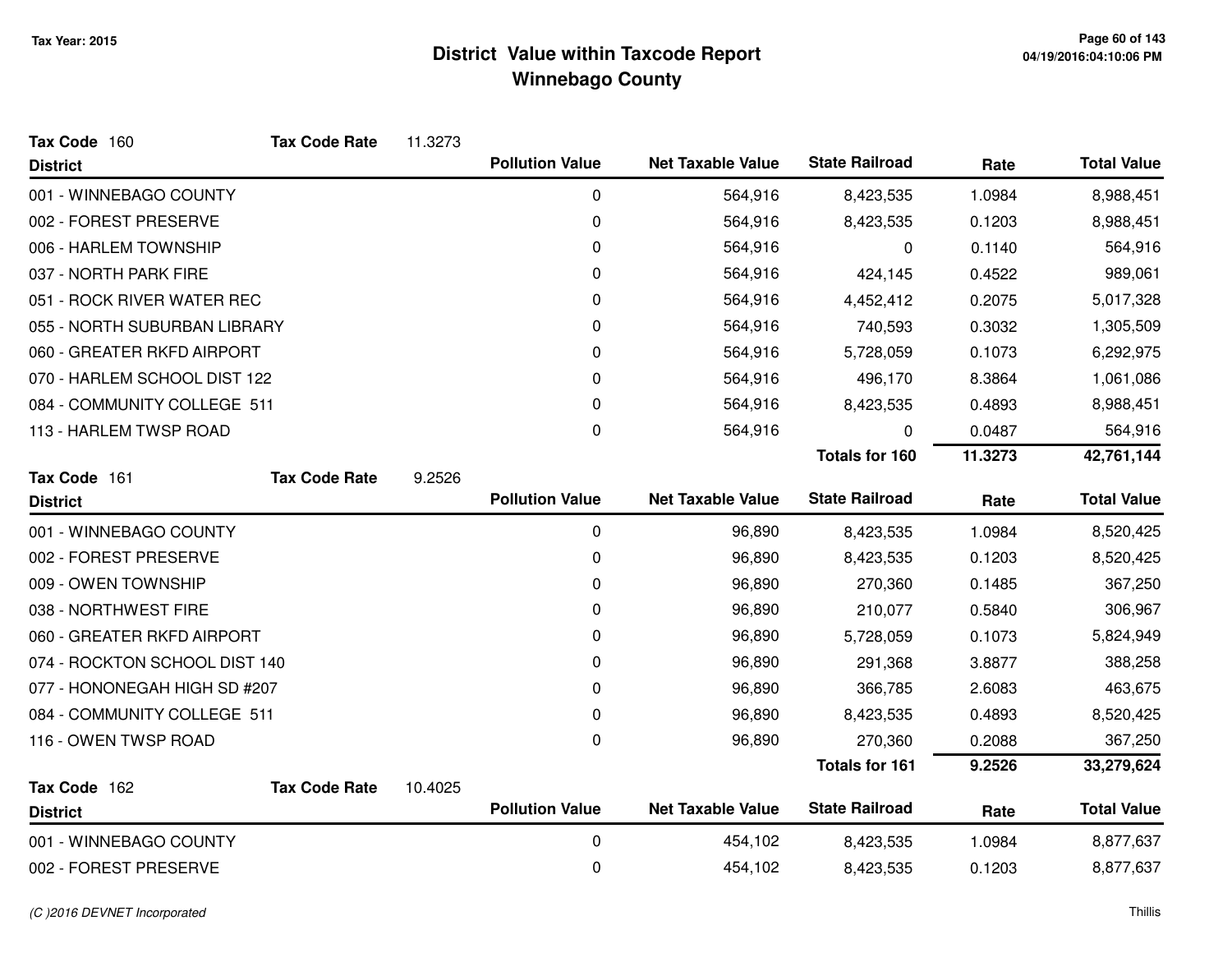# District Value within Taxcode Report
## Winnebago County

Tax Year: 2015

**Tax Code** 160 **Tax Code Rate** 11.3273

| District | Pollution Value | Net Taxable Value | State Railroad | Rate | Total Value |
|---|---|---|---|---|---|
| 001 - WINNEBAGO COUNTY | 0 | 564,916 | 8,423,535 | 1.0984 | 8,988,451 |
| 002 - FOREST PRESERVE | 0 | 564,916 | 8,423,535 | 0.1203 | 8,988,451 |
| 006 - HARLEM TOWNSHIP | 0 | 564,916 | 0 | 0.1140 | 564,916 |
| 037 - NORTH PARK FIRE | 0 | 564,916 | 424,145 | 0.4522 | 989,061 |
| 051 - ROCK RIVER WATER REC | 0 | 564,916 | 4,452,412 | 0.2075 | 5,017,328 |
| 055 - NORTH SUBURBAN LIBRARY | 0 | 564,916 | 740,593 | 0.3032 | 1,305,509 |
| 060 - GREATER RKFD AIRPORT | 0 | 564,916 | 5,728,059 | 0.1073 | 6,292,975 |
| 070 - HARLEM SCHOOL DIST 122 | 0 | 564,916 | 496,170 | 8.3864 | 1,061,086 |
| 084 - COMMUNITY COLLEGE 511 | 0 | 564,916 | 8,423,535 | 0.4893 | 8,988,451 |
| 113 - HARLEM TWSP ROAD | 0 | 564,916 | 0 | 0.0487 | 564,916 |
| | | | **Totals for 160** | **11.3273** | **42,761,144** |

**Tax Code** 161 **Tax Code Rate** 9.2526

| District | Pollution Value | Net Taxable Value | State Railroad | Rate | Total Value |
|---|---|---|---|---|---|
| 001 - WINNEBAGO COUNTY | 0 | 96,890 | 8,423,535 | 1.0984 | 8,520,425 |
| 002 - FOREST PRESERVE | 0 | 96,890 | 8,423,535 | 0.1203 | 8,520,425 |
| 009 - OWEN TOWNSHIP | 0 | 96,890 | 270,360 | 0.1485 | 367,250 |
| 038 - NORTHWEST FIRE | 0 | 96,890 | 210,077 | 0.5840 | 306,967 |
| 060 - GREATER RKFD AIRPORT | 0 | 96,890 | 5,728,059 | 0.1073 | 5,824,949 |
| 074 - ROCKTON SCHOOL DIST 140 | 0 | 96,890 | 291,368 | 3.8877 | 388,258 |
| 077 - HONONEGAH HIGH SD #207 | 0 | 96,890 | 366,785 | 2.6083 | 463,675 |
| 084 - COMMUNITY COLLEGE 511 | 0 | 96,890 | 8,423,535 | 0.4893 | 8,520,425 |
| 116 - OWEN TWSP ROAD | 0 | 96,890 | 270,360 | 0.2088 | 367,250 |
| | | | **Totals for 161** | **9.2526** | **33,279,624** |

**Tax Code** 162 **Tax Code Rate** 10.4025

| District | Pollution Value | Net Taxable Value | State Railroad | Rate | Total Value |
|---|---|---|---|---|---|
| 001 - WINNEBAGO COUNTY | 0 | 454,102 | 8,423,535 | 1.0984 | 8,877,637 |
| 002 - FOREST PRESERVE | 0 | 454,102 | 8,423,535 | 0.1203 | 8,877,637 |

*(C )2016 DEVNET Incorporated*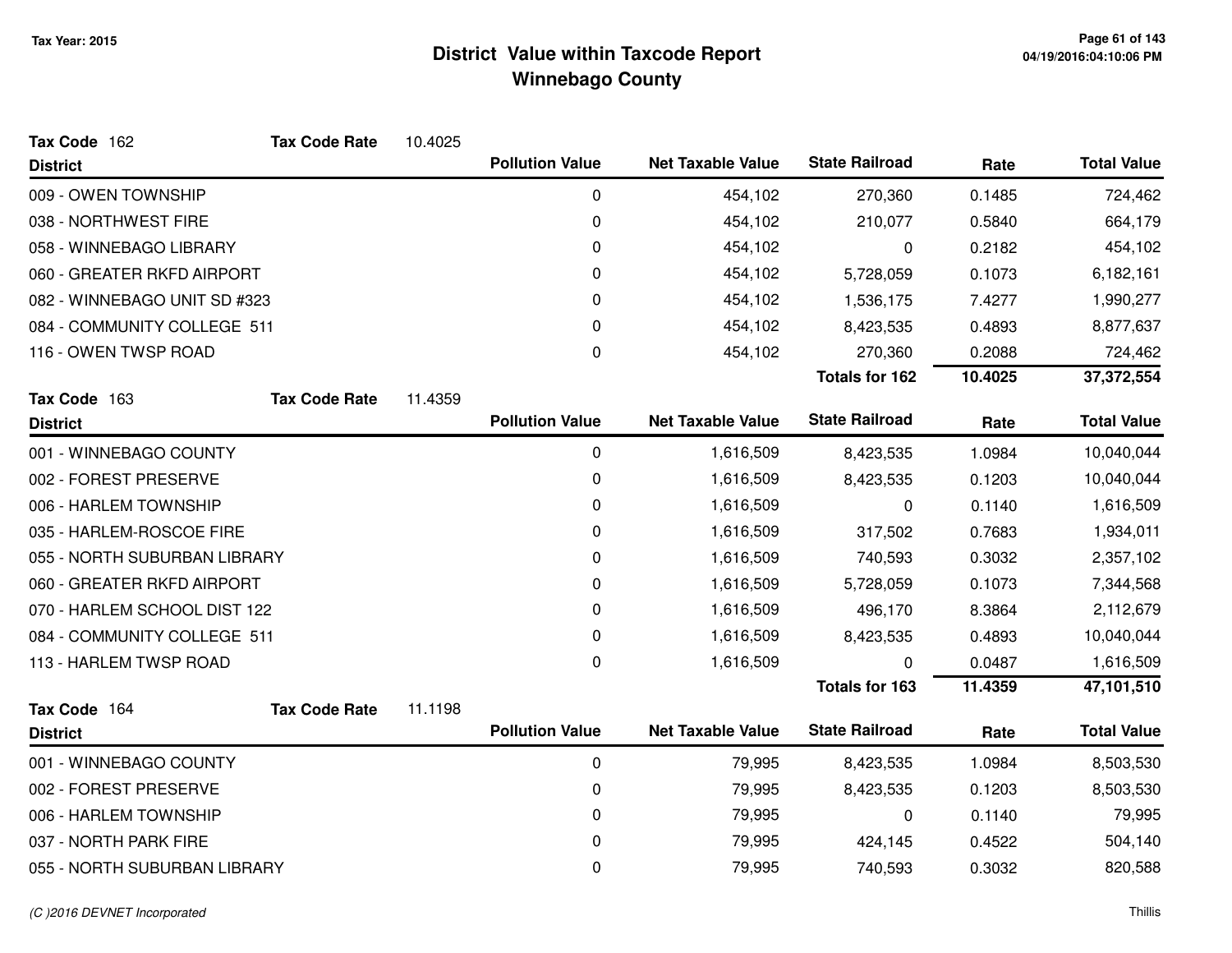# District Value within Taxcode Report
## Winnebago County

Tax Year: 2015

**Tax Code** 162 **Tax Code Rate** 10.4025

| District | Pollution Value | Net Taxable Value | State Railroad | Rate | Total Value |
|---|---|---|---|---|---|
| 009 - OWEN TOWNSHIP | 0 | 454,102 | 270,360 | 0.1485 | 724,462 |
| 038 - NORTHWEST FIRE | 0 | 454,102 | 210,077 | 0.5840 | 664,179 |
| 058 - WINNEBAGO LIBRARY | 0 | 454,102 | 0 | 0.2182 | 454,102 |
| 060 - GREATER RKFD AIRPORT | 0 | 454,102 | 5,728,059 | 0.1073 | 6,182,161 |
| 082 - WINNEBAGO UNIT SD #323 | 0 | 454,102 | 1,536,175 | 7.4277 | 1,990,277 |
| 084 - COMMUNITY COLLEGE 511 | 0 | 454,102 | 8,423,535 | 0.4893 | 8,877,637 |
| 116 - OWEN TWSP ROAD | 0 | 454,102 | 270,360 | 0.2088 | 724,462 |
| | | | **Totals for 162** | **10.4025** | **37,372,554** |

**Tax Code** 163 **Tax Code Rate** 11.4359

| District | Pollution Value | Net Taxable Value | State Railroad | Rate | Total Value |
|---|---|---|---|---|---|
| 001 - WINNEBAGO COUNTY | 0 | 1,616,509 | 8,423,535 | 1.0984 | 10,040,044 |
| 002 - FOREST PRESERVE | 0 | 1,616,509 | 8,423,535 | 0.1203 | 10,040,044 |
| 006 - HARLEM TOWNSHIP | 0 | 1,616,509 | 0 | 0.1140 | 1,616,509 |
| 035 - HARLEM-ROSCOE FIRE | 0 | 1,616,509 | 317,502 | 0.7683 | 1,934,011 |
| 055 - NORTH SUBURBAN LIBRARY | 0 | 1,616,509 | 740,593 | 0.3032 | 2,357,102 |
| 060 - GREATER RKFD AIRPORT | 0 | 1,616,509 | 5,728,059 | 0.1073 | 7,344,568 |
| 070 - HARLEM SCHOOL DIST 122 | 0 | 1,616,509 | 496,170 | 8.3864 | 2,112,679 |
| 084 - COMMUNITY COLLEGE 511 | 0 | 1,616,509 | 8,423,535 | 0.4893 | 10,040,044 |
| 113 - HARLEM TWSP ROAD | 0 | 1,616,509 | 0 | 0.0487 | 1,616,509 |
| | | | **Totals for 163** | **11.4359** | **47,101,510** |

**Tax Code** 164 **Tax Code Rate** 11.1198

| District | Pollution Value | Net Taxable Value | State Railroad | Rate | Total Value |
|---|---|---|---|---|---|
| 001 - WINNEBAGO COUNTY | 0 | 79,995 | 8,423,535 | 1.0984 | 8,503,530 |
| 002 - FOREST PRESERVE | 0 | 79,995 | 8,423,535 | 0.1203 | 8,503,530 |
| 006 - HARLEM TOWNSHIP | 0 | 79,995 | 0 | 0.1140 | 79,995 |
| 037 - NORTH PARK FIRE | 0 | 79,995 | 424,145 | 0.4522 | 504,140 |
| 055 - NORTH SUBURBAN LIBRARY | 0 | 79,995 | 740,593 | 0.3032 | 820,588 |

(C )2016 DEVNET Incorporated — Thillis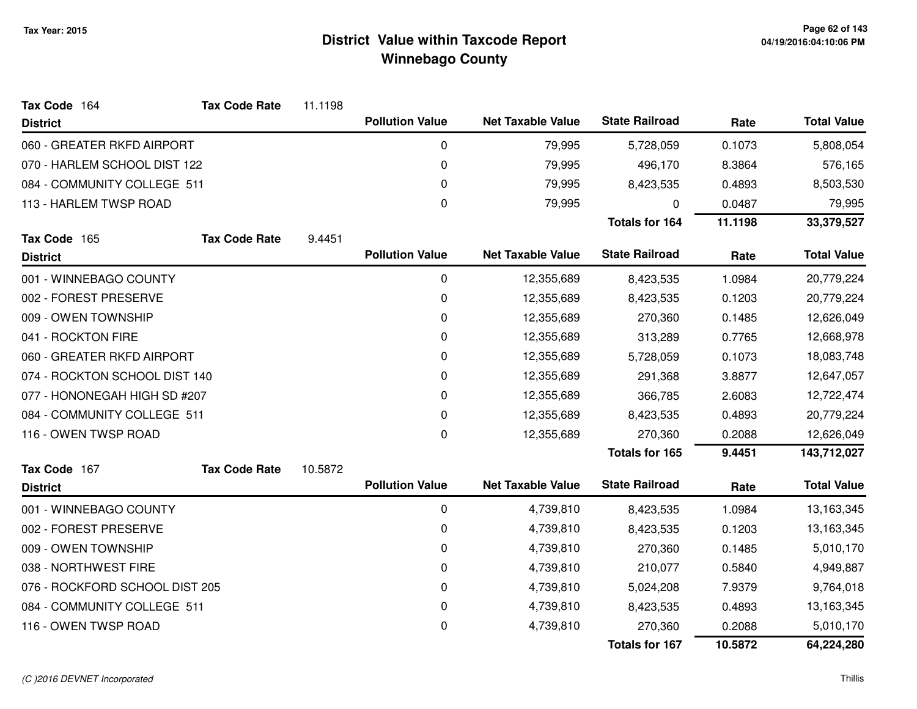# District Value within Taxcode Report
## Winnebago County

Tax Year: 2015

**Tax Code** 164 **Tax Code Rate** 11.1198

| District | Pollution Value | Net Taxable Value | State Railroad | Rate | Total Value |
|---|---|---|---|---|---|
| 060 - GREATER RKFD AIRPORT | 0 | 79,995 | 5,728,059 | 0.1073 | 5,808,054 |
| 070 - HARLEM SCHOOL DIST 122 | 0 | 79,995 | 496,170 | 8.3864 | 576,165 |
| 084 - COMMUNITY COLLEGE 511 | 0 | 79,995 | 8,423,535 | 0.4893 | 8,503,530 |
| 113 - HARLEM TWSP ROAD | 0 | 79,995 | 0 | 0.0487 | 79,995 |
| | | | **Totals for 164** | **11.1198** | **33,379,527** |

**Tax Code** 165 **Tax Code Rate** 9.4451

| District | Pollution Value | Net Taxable Value | State Railroad | Rate | Total Value |
|---|---|---|---|---|---|
| 001 - WINNEBAGO COUNTY | 0 | 12,355,689 | 8,423,535 | 1.0984 | 20,779,224 |
| 002 - FOREST PRESERVE | 0 | 12,355,689 | 8,423,535 | 0.1203 | 20,779,224 |
| 009 - OWEN TOWNSHIP | 0 | 12,355,689 | 270,360 | 0.1485 | 12,626,049 |
| 041 - ROCKTON FIRE | 0 | 12,355,689 | 313,289 | 0.7765 | 12,668,978 |
| 060 - GREATER RKFD AIRPORT | 0 | 12,355,689 | 5,728,059 | 0.1073 | 18,083,748 |
| 074 - ROCKTON SCHOOL DIST 140 | 0 | 12,355,689 | 291,368 | 3.8877 | 12,647,057 |
| 077 - HONONEGAH HIGH SD #207 | 0 | 12,355,689 | 366,785 | 2.6083 | 12,722,474 |
| 084 - COMMUNITY COLLEGE 511 | 0 | 12,355,689 | 8,423,535 | 0.4893 | 20,779,224 |
| 116 - OWEN TWSP ROAD | 0 | 12,355,689 | 270,360 | 0.2088 | 12,626,049 |
| | | | **Totals for 165** | **9.4451** | **143,712,027** |

**Tax Code** 167 **Tax Code Rate** 10.5872

| District | Pollution Value | Net Taxable Value | State Railroad | Rate | Total Value |
|---|---|---|---|---|---|
| 001 - WINNEBAGO COUNTY | 0 | 4,739,810 | 8,423,535 | 1.0984 | 13,163,345 |
| 002 - FOREST PRESERVE | 0 | 4,739,810 | 8,423,535 | 0.1203 | 13,163,345 |
| 009 - OWEN TOWNSHIP | 0 | 4,739,810 | 270,360 | 0.1485 | 5,010,170 |
| 038 - NORTHWEST FIRE | 0 | 4,739,810 | 210,077 | 0.5840 | 4,949,887 |
| 076 - ROCKFORD SCHOOL DIST 205 | 0 | 4,739,810 | 5,024,208 | 7.9379 | 9,764,018 |
| 084 - COMMUNITY COLLEGE 511 | 0 | 4,739,810 | 8,423,535 | 0.4893 | 13,163,345 |
| 116 - OWEN TWSP ROAD | 0 | 4,739,810 | 270,360 | 0.2088 | 5,010,170 |
| | | | **Totals for 167** | **10.5872** | **64,224,280** |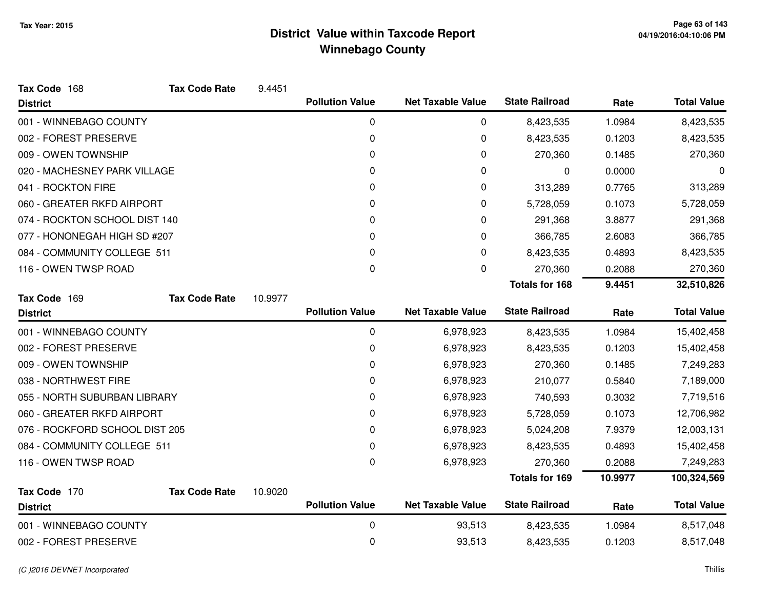Tax Year: 2015

# District Value within Taxcode Report
## Winnebago County

**Tax Code** 168 **Tax Code Rate** 9.4451

| District | Pollution Value | Net Taxable Value | State Railroad | Rate | Total Value |
|---|---|---|---|---|---|
| 001 - WINNEBAGO COUNTY | 0 | 0 | 8,423,535 | 1.0984 | 8,423,535 |
| 002 - FOREST PRESERVE | 0 | 0 | 8,423,535 | 0.1203 | 8,423,535 |
| 009 - OWEN TOWNSHIP | 0 | 0 | 270,360 | 0.1485 | 270,360 |
| 020 - MACHESNEY PARK VILLAGE | 0 | 0 | 0 | 0.0000 | 0 |
| 041 - ROCKTON FIRE | 0 | 0 | 313,289 | 0.7765 | 313,289 |
| 060 - GREATER RKFD AIRPORT | 0 | 0 | 5,728,059 | 0.1073 | 5,728,059 |
| 074 - ROCKTON SCHOOL DIST 140 | 0 | 0 | 291,368 | 3.8877 | 291,368 |
| 077 - HONONEGAH HIGH SD #207 | 0 | 0 | 366,785 | 2.6083 | 366,785 |
| 084 - COMMUNITY COLLEGE 511 | 0 | 0 | 8,423,535 | 0.4893 | 8,423,535 |
| 116 - OWEN TWSP ROAD | 0 | 0 | 270,360 | 0.2088 | 270,360 |
| | | | **Totals for 168** | **9.4451** | **32,510,826** |

**Tax Code** 169 **Tax Code Rate** 10.9977

| District | Pollution Value | Net Taxable Value | State Railroad | Rate | Total Value |
|---|---|---|---|---|---|
| 001 - WINNEBAGO COUNTY | 0 | 6,978,923 | 8,423,535 | 1.0984 | 15,402,458 |
| 002 - FOREST PRESERVE | 0 | 6,978,923 | 8,423,535 | 0.1203 | 15,402,458 |
| 009 - OWEN TOWNSHIP | 0 | 6,978,923 | 270,360 | 0.1485 | 7,249,283 |
| 038 - NORTHWEST FIRE | 0 | 6,978,923 | 210,077 | 0.5840 | 7,189,000 |
| 055 - NORTH SUBURBAN LIBRARY | 0 | 6,978,923 | 740,593 | 0.3032 | 7,719,516 |
| 060 - GREATER RKFD AIRPORT | 0 | 6,978,923 | 5,728,059 | 0.1073 | 12,706,982 |
| 076 - ROCKFORD SCHOOL DIST 205 | 0 | 6,978,923 | 5,024,208 | 7.9379 | 12,003,131 |
| 084 - COMMUNITY COLLEGE 511 | 0 | 6,978,923 | 8,423,535 | 0.4893 | 15,402,458 |
| 116 - OWEN TWSP ROAD | 0 | 6,978,923 | 270,360 | 0.2088 | 7,249,283 |
| | | | **Totals for 169** | **10.9977** | **100,324,569** |

**Tax Code** 170 **Tax Code Rate** 10.9020

| District | Pollution Value | Net Taxable Value | State Railroad | Rate | Total Value |
|---|---|---|---|---|---|
| 001 - WINNEBAGO COUNTY | 0 | 93,513 | 8,423,535 | 1.0984 | 8,517,048 |
| 002 - FOREST PRESERVE | 0 | 93,513 | 8,423,535 | 0.1203 | 8,517,048 |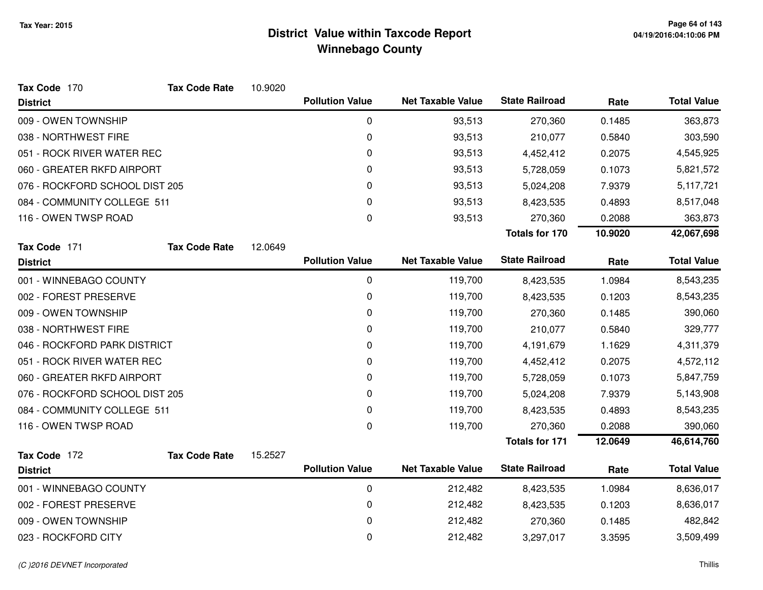# District Value within Taxcode Report
## Winnebago County

Tax Year: 2015

**Tax Code** 170 **Tax Code Rate** 10.9020

| District | Pollution Value | Net Taxable Value | State Railroad | Rate | Total Value |
|---|---|---|---|---|---|
| 009 - OWEN TOWNSHIP | 0 | 93,513 | 270,360 | 0.1485 | 363,873 |
| 038 - NORTHWEST FIRE | 0 | 93,513 | 210,077 | 0.5840 | 303,590 |
| 051 - ROCK RIVER WATER REC | 0 | 93,513 | 4,452,412 | 0.2075 | 4,545,925 |
| 060 - GREATER RKFD AIRPORT | 0 | 93,513 | 5,728,059 | 0.1073 | 5,821,572 |
| 076 - ROCKFORD SCHOOL DIST 205 | 0 | 93,513 | 5,024,208 | 7.9379 | 5,117,721 |
| 084 - COMMUNITY COLLEGE 511 | 0 | 93,513 | 8,423,535 | 0.4893 | 8,517,048 |
| 116 - OWEN TWSP ROAD | 0 | 93,513 | 270,360 | 0.2088 | 363,873 |
| | | | **Totals for 170** | **10.9020** | **42,067,698** |

**Tax Code** 171 **Tax Code Rate** 12.0649

| District | Pollution Value | Net Taxable Value | State Railroad | Rate | Total Value |
|---|---|---|---|---|---|
| 001 - WINNEBAGO COUNTY | 0 | 119,700 | 8,423,535 | 1.0984 | 8,543,235 |
| 002 - FOREST PRESERVE | 0 | 119,700 | 8,423,535 | 0.1203 | 8,543,235 |
| 009 - OWEN TOWNSHIP | 0 | 119,700 | 270,360 | 0.1485 | 390,060 |
| 038 - NORTHWEST FIRE | 0 | 119,700 | 210,077 | 0.5840 | 329,777 |
| 046 - ROCKFORD PARK DISTRICT | 0 | 119,700 | 4,191,679 | 1.1629 | 4,311,379 |
| 051 - ROCK RIVER WATER REC | 0 | 119,700 | 4,452,412 | 0.2075 | 4,572,112 |
| 060 - GREATER RKFD AIRPORT | 0 | 119,700 | 5,728,059 | 0.1073 | 5,847,759 |
| 076 - ROCKFORD SCHOOL DIST 205 | 0 | 119,700 | 5,024,208 | 7.9379 | 5,143,908 |
| 084 - COMMUNITY COLLEGE 511 | 0 | 119,700 | 8,423,535 | 0.4893 | 8,543,235 |
| 116 - OWEN TWSP ROAD | 0 | 119,700 | 270,360 | 0.2088 | 390,060 |
| | | | **Totals for 171** | **12.0649** | **46,614,760** |

**Tax Code** 172 **Tax Code Rate** 15.2527

| District | Pollution Value | Net Taxable Value | State Railroad | Rate | Total Value |
|---|---|---|---|---|---|
| 001 - WINNEBAGO COUNTY | 0 | 212,482 | 8,423,535 | 1.0984 | 8,636,017 |
| 002 - FOREST PRESERVE | 0 | 212,482 | 8,423,535 | 0.1203 | 8,636,017 |
| 009 - OWEN TOWNSHIP | 0 | 212,482 | 270,360 | 0.1485 | 482,842 |
| 023 - ROCKFORD CITY | 0 | 212,482 | 3,297,017 | 3.3595 | 3,509,499 |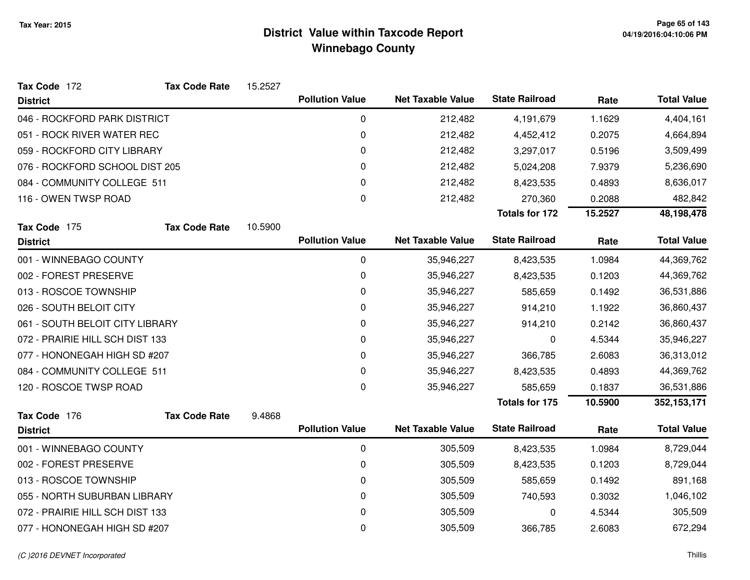# District Value within Taxcode Report
## Winnebago County

Tax Year: 2015

**Tax Code** 172 **Tax Code Rate** 15.2527

| District | Pollution Value | Net Taxable Value | State Railroad | Rate | Total Value |
|---|---|---|---|---|---|
| 046 - ROCKFORD PARK DISTRICT | 0 | 212,482 | 4,191,679 | 1.1629 | 4,404,161 |
| 051 - ROCK RIVER WATER REC | 0 | 212,482 | 4,452,412 | 0.2075 | 4,664,894 |
| 059 - ROCKFORD CITY LIBRARY | 0 | 212,482 | 3,297,017 | 0.5196 | 3,509,499 |
| 076 - ROCKFORD SCHOOL DIST 205 | 0 | 212,482 | 5,024,208 | 7.9379 | 5,236,690 |
| 084 - COMMUNITY COLLEGE 511 | 0 | 212,482 | 8,423,535 | 0.4893 | 8,636,017 |
| 116 - OWEN TWSP ROAD | 0 | 212,482 | 270,360 | 0.2088 | 482,842 |
| | | | **Totals for 172** | **15.2527** | **48,198,478** |

**Tax Code** 175 **Tax Code Rate** 10.5900

| District | Pollution Value | Net Taxable Value | State Railroad | Rate | Total Value |
|---|---|---|---|---|---|
| 001 - WINNEBAGO COUNTY | 0 | 35,946,227 | 8,423,535 | 1.0984 | 44,369,762 |
| 002 - FOREST PRESERVE | 0 | 35,946,227 | 8,423,535 | 0.1203 | 44,369,762 |
| 013 - ROSCOE TOWNSHIP | 0 | 35,946,227 | 585,659 | 0.1492 | 36,531,886 |
| 026 - SOUTH BELOIT CITY | 0 | 35,946,227 | 914,210 | 1.1922 | 36,860,437 |
| 061 - SOUTH BELOIT CITY LIBRARY | 0 | 35,946,227 | 914,210 | 0.2142 | 36,860,437 |
| 072 - PRAIRIE HILL SCH DIST 133 | 0 | 35,946,227 | 0 | 4.5344 | 35,946,227 |
| 077 - HONONEGAH HIGH SD #207 | 0 | 35,946,227 | 366,785 | 2.6083 | 36,313,012 |
| 084 - COMMUNITY COLLEGE 511 | 0 | 35,946,227 | 8,423,535 | 0.4893 | 44,369,762 |
| 120 - ROSCOE TWSP ROAD | 0 | 35,946,227 | 585,659 | 0.1837 | 36,531,886 |
| | | | **Totals for 175** | **10.5900** | **352,153,171** |

**Tax Code** 176 **Tax Code Rate** 9.4868

| District | Pollution Value | Net Taxable Value | State Railroad | Rate | Total Value |
|---|---|---|---|---|---|
| 001 - WINNEBAGO COUNTY | 0 | 305,509 | 8,423,535 | 1.0984 | 8,729,044 |
| 002 - FOREST PRESERVE | 0 | 305,509 | 8,423,535 | 0.1203 | 8,729,044 |
| 013 - ROSCOE TOWNSHIP | 0 | 305,509 | 585,659 | 0.1492 | 891,168 |
| 055 - NORTH SUBURBAN LIBRARY | 0 | 305,509 | 740,593 | 0.3032 | 1,046,102 |
| 072 - PRAIRIE HILL SCH DIST 133 | 0 | 305,509 | 0 | 4.5344 | 305,509 |
| 077 - HONONEGAH HIGH SD #207 | 0 | 305,509 | 366,785 | 2.6083 | 672,294 |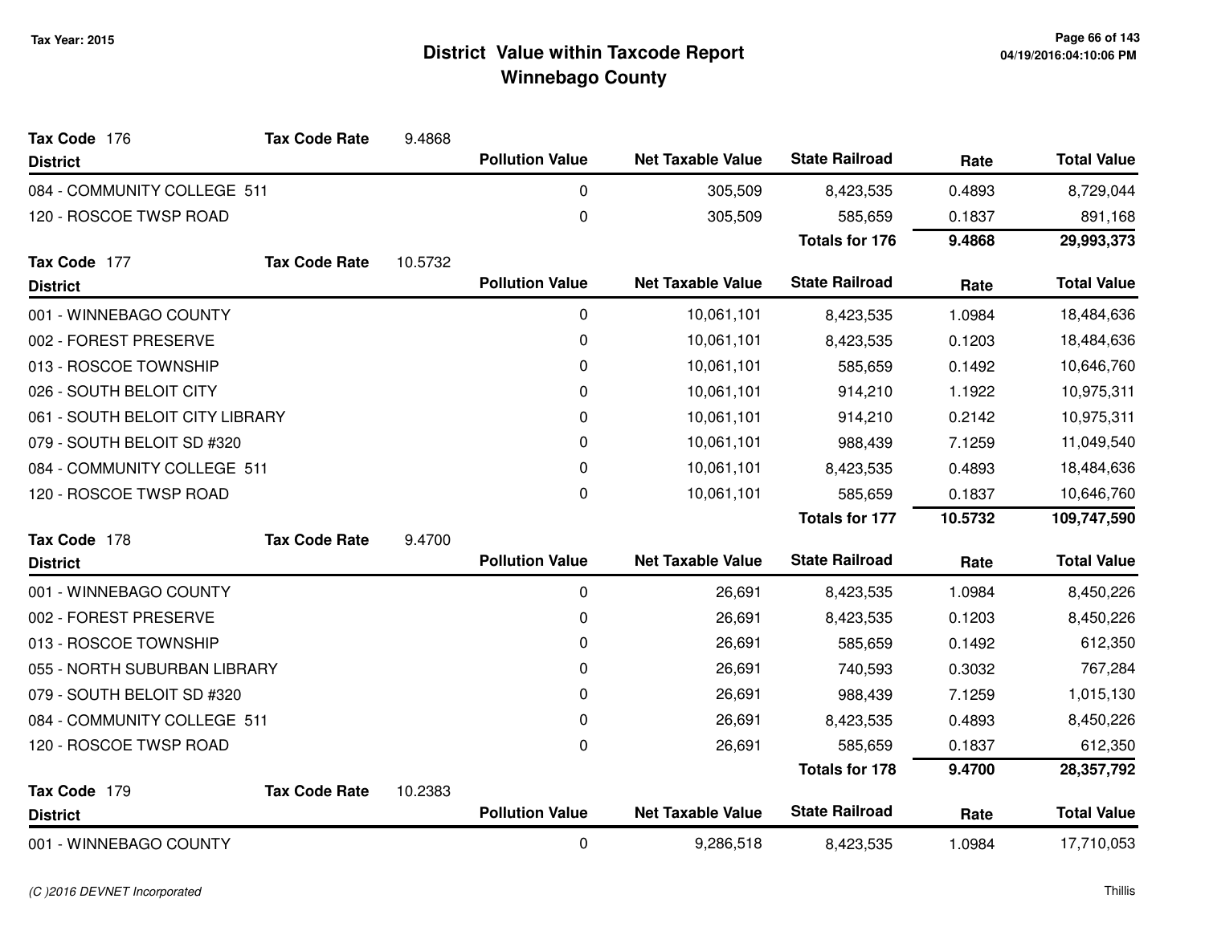# District Value within Taxcode Report
## Winnebago County

Tax Year: 2015

**Tax Code** 176 **Tax Code Rate** 9.4868

| District | Pollution Value | Net Taxable Value | State Railroad | Rate | Total Value |
|---|---|---|---|---|---|
| 084 - COMMUNITY COLLEGE 511 | 0 | 305,509 | 8,423,535 | 0.4893 | 8,729,044 |
| 120 - ROSCOE TWSP ROAD | 0 | 305,509 | 585,659 | 0.1837 | 891,168 |
| | | | **Totals for 176** | **9.4868** | **29,993,373** |

**Tax Code** 177 **Tax Code Rate** 10.5732

| District | Pollution Value | Net Taxable Value | State Railroad | Rate | Total Value |
|---|---|---|---|---|---|
| 001 - WINNEBAGO COUNTY | 0 | 10,061,101 | 8,423,535 | 1.0984 | 18,484,636 |
| 002 - FOREST PRESERVE | 0 | 10,061,101 | 8,423,535 | 0.1203 | 18,484,636 |
| 013 - ROSCOE TOWNSHIP | 0 | 10,061,101 | 585,659 | 0.1492 | 10,646,760 |
| 026 - SOUTH BELOIT CITY | 0 | 10,061,101 | 914,210 | 1.1922 | 10,975,311 |
| 061 - SOUTH BELOIT CITY LIBRARY | 0 | 10,061,101 | 914,210 | 0.2142 | 10,975,311 |
| 079 - SOUTH BELOIT SD #320 | 0 | 10,061,101 | 988,439 | 7.1259 | 11,049,540 |
| 084 - COMMUNITY COLLEGE 511 | 0 | 10,061,101 | 8,423,535 | 0.4893 | 18,484,636 |
| 120 - ROSCOE TWSP ROAD | 0 | 10,061,101 | 585,659 | 0.1837 | 10,646,760 |
| | | | **Totals for 177** | **10.5732** | **109,747,590** |

**Tax Code** 178 **Tax Code Rate** 9.4700

| District | Pollution Value | Net Taxable Value | State Railroad | Rate | Total Value |
|---|---|---|---|---|---|
| 001 - WINNEBAGO COUNTY | 0 | 26,691 | 8,423,535 | 1.0984 | 8,450,226 |
| 002 - FOREST PRESERVE | 0 | 26,691 | 8,423,535 | 0.1203 | 8,450,226 |
| 013 - ROSCOE TOWNSHIP | 0 | 26,691 | 585,659 | 0.1492 | 612,350 |
| 055 - NORTH SUBURBAN LIBRARY | 0 | 26,691 | 740,593 | 0.3032 | 767,284 |
| 079 - SOUTH BELOIT SD #320 | 0 | 26,691 | 988,439 | 7.1259 | 1,015,130 |
| 084 - COMMUNITY COLLEGE 511 | 0 | 26,691 | 8,423,535 | 0.4893 | 8,450,226 |
| 120 - ROSCOE TWSP ROAD | 0 | 26,691 | 585,659 | 0.1837 | 612,350 |
| | | | **Totals for 178** | **9.4700** | **28,357,792** |

**Tax Code** 179 **Tax Code Rate** 10.2383

| District | Pollution Value | Net Taxable Value | State Railroad | Rate | Total Value |
|---|---|---|---|---|---|
| 001 - WINNEBAGO COUNTY | 0 | 9,286,518 | 8,423,535 | 1.0984 | 17,710,053 |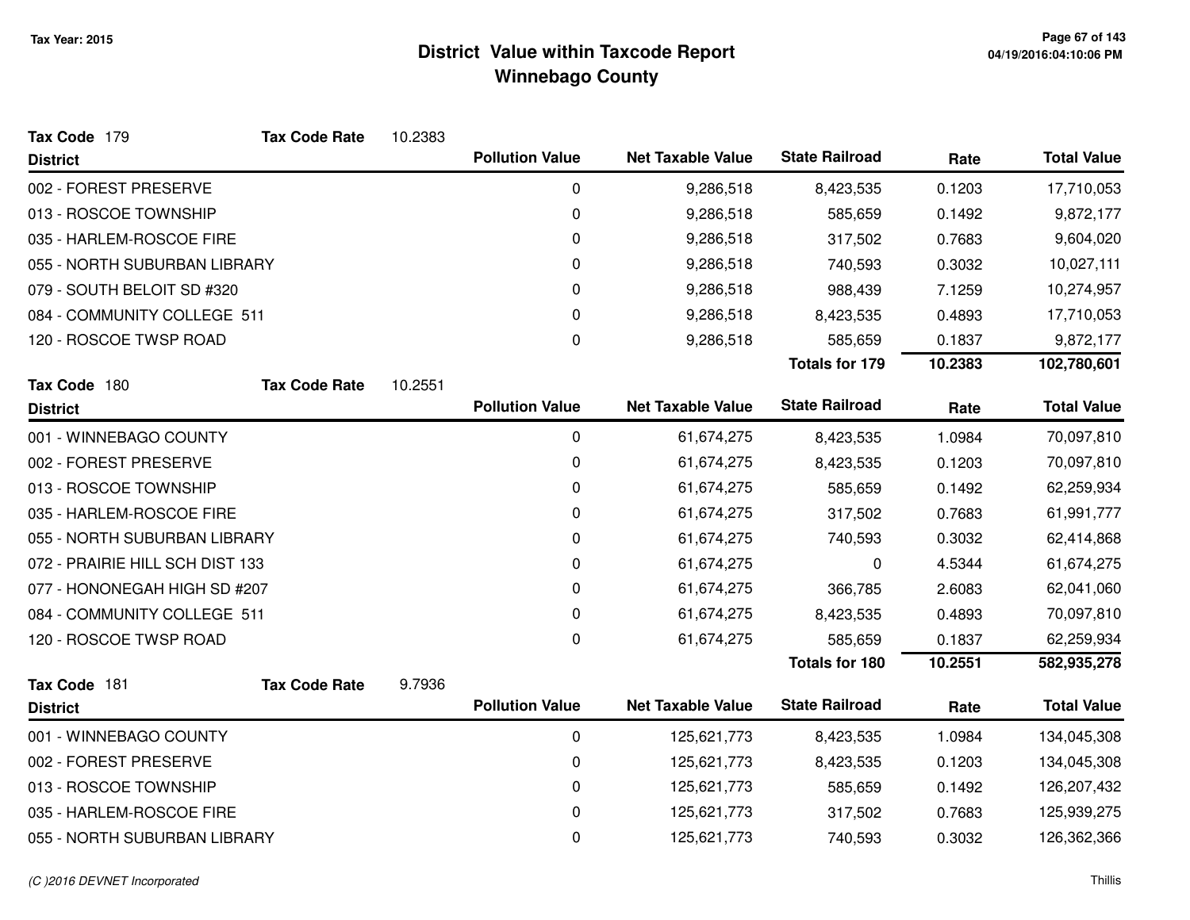# District Value within Taxcode Report
## Winnebago County

Tax Year: 2015

**Tax Code** 179 **Tax Code Rate** 10.2383

| District | Pollution Value | Net Taxable Value | State Railroad | Rate | Total Value |
|---|---|---|---|---|---|
| 002 - FOREST PRESERVE | 0 | 9,286,518 | 8,423,535 | 0.1203 | 17,710,053 |
| 013 - ROSCOE TOWNSHIP | 0 | 9,286,518 | 585,659 | 0.1492 | 9,872,177 |
| 035 - HARLEM-ROSCOE FIRE | 0 | 9,286,518 | 317,502 | 0.7683 | 9,604,020 |
| 055 - NORTH SUBURBAN LIBRARY | 0 | 9,286,518 | 740,593 | 0.3032 | 10,027,111 |
| 079 - SOUTH BELOIT SD #320 | 0 | 9,286,518 | 988,439 | 7.1259 | 10,274,957 |
| 084 - COMMUNITY COLLEGE 511 | 0 | 9,286,518 | 8,423,535 | 0.4893 | 17,710,053 |
| 120 - ROSCOE TWSP ROAD | 0 | 9,286,518 | 585,659 | 0.1837 | 9,872,177 |
| | | | **Totals for 179** | **10.2383** | **102,780,601** |

**Tax Code** 180 **Tax Code Rate** 10.2551

| District | Pollution Value | Net Taxable Value | State Railroad | Rate | Total Value |
|---|---|---|---|---|---|
| 001 - WINNEBAGO COUNTY | 0 | 61,674,275 | 8,423,535 | 1.0984 | 70,097,810 |
| 002 - FOREST PRESERVE | 0 | 61,674,275 | 8,423,535 | 0.1203 | 70,097,810 |
| 013 - ROSCOE TOWNSHIP | 0 | 61,674,275 | 585,659 | 0.1492 | 62,259,934 |
| 035 - HARLEM-ROSCOE FIRE | 0 | 61,674,275 | 317,502 | 0.7683 | 61,991,777 |
| 055 - NORTH SUBURBAN LIBRARY | 0 | 61,674,275 | 740,593 | 0.3032 | 62,414,868 |
| 072 - PRAIRIE HILL SCH DIST 133 | 0 | 61,674,275 | 0 | 4.5344 | 61,674,275 |
| 077 - HONONEGAH HIGH SD #207 | 0 | 61,674,275 | 366,785 | 2.6083 | 62,041,060 |
| 084 - COMMUNITY COLLEGE 511 | 0 | 61,674,275 | 8,423,535 | 0.4893 | 70,097,810 |
| 120 - ROSCOE TWSP ROAD | 0 | 61,674,275 | 585,659 | 0.1837 | 62,259,934 |
| | | | **Totals for 180** | **10.2551** | **582,935,278** |

**Tax Code** 181 **Tax Code Rate** 9.7936

| District | Pollution Value | Net Taxable Value | State Railroad | Rate | Total Value |
|---|---|---|---|---|---|
| 001 - WINNEBAGO COUNTY | 0 | 125,621,773 | 8,423,535 | 1.0984 | 134,045,308 |
| 002 - FOREST PRESERVE | 0 | 125,621,773 | 8,423,535 | 0.1203 | 134,045,308 |
| 013 - ROSCOE TOWNSHIP | 0 | 125,621,773 | 585,659 | 0.1492 | 126,207,432 |
| 035 - HARLEM-ROSCOE FIRE | 0 | 125,621,773 | 317,502 | 0.7683 | 125,939,275 |
| 055 - NORTH SUBURBAN LIBRARY | 0 | 125,621,773 | 740,593 | 0.3032 | 126,362,366 |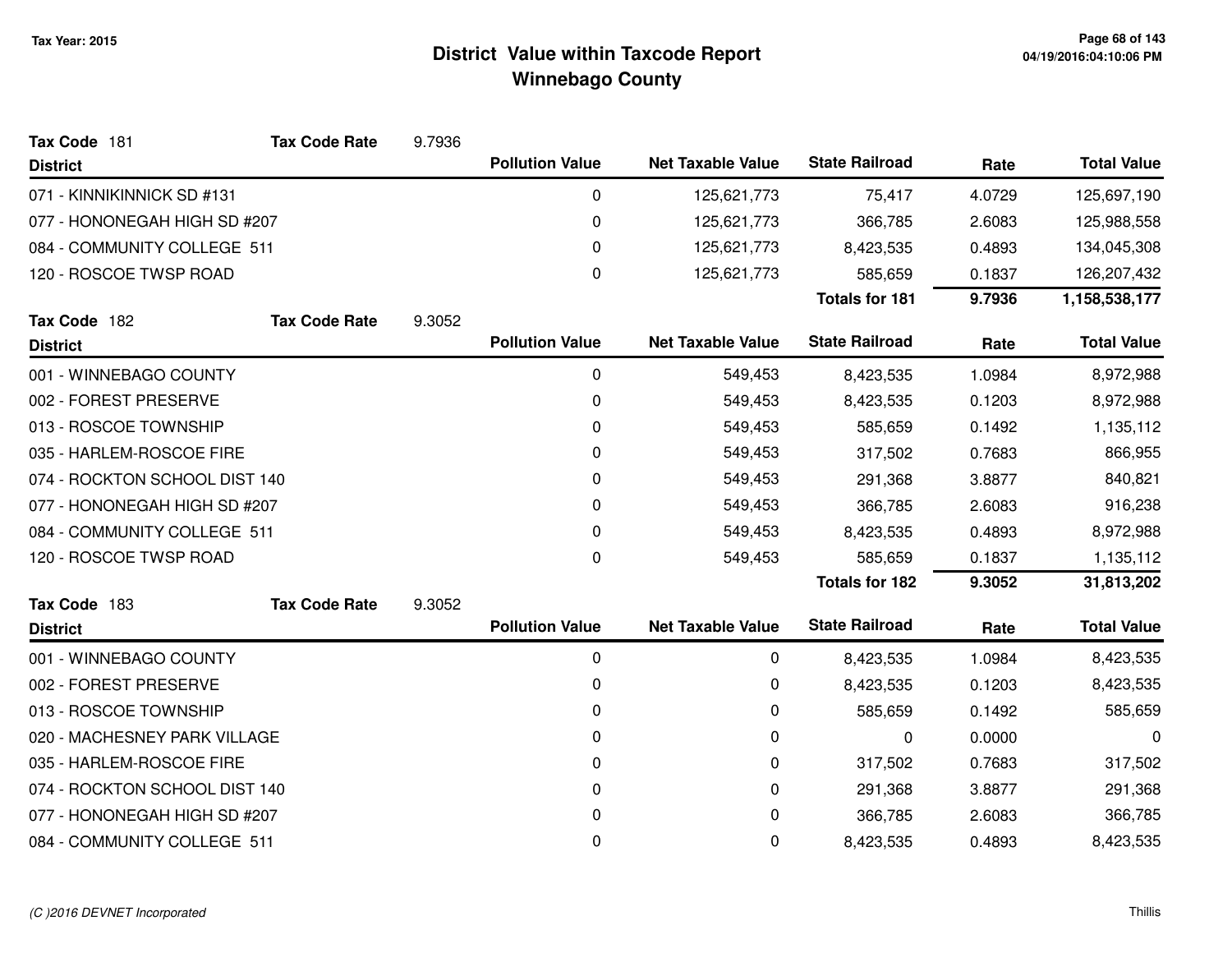# District Value within Taxcode Report
## Winnebago County

Tax Year: 2015

**Tax Code** 181 **Tax Code Rate** 9.7936

| District | Pollution Value | Net Taxable Value | State Railroad | Rate | Total Value |
|---|---|---|---|---|---|
| 071 - KINNIKINNICK SD #131 | 0 | 125,621,773 | 75,417 | 4.0729 | 125,697,190 |
| 077 - HONONEGAH HIGH SD #207 | 0 | 125,621,773 | 366,785 | 2.6083 | 125,988,558 |
| 084 - COMMUNITY COLLEGE 511 | 0 | 125,621,773 | 8,423,535 | 0.4893 | 134,045,308 |
| 120 - ROSCOE TWSP ROAD | 0 | 125,621,773 | 585,659 | 0.1837 | 126,207,432 |
| | | | **Totals for 181** | **9.7936** | **1,158,538,177** |

**Tax Code** 182 **Tax Code Rate** 9.3052

| District | Pollution Value | Net Taxable Value | State Railroad | Rate | Total Value |
|---|---|---|---|---|---|
| 001 - WINNEBAGO COUNTY | 0 | 549,453 | 8,423,535 | 1.0984 | 8,972,988 |
| 002 - FOREST PRESERVE | 0 | 549,453 | 8,423,535 | 0.1203 | 8,972,988 |
| 013 - ROSCOE TOWNSHIP | 0 | 549,453 | 585,659 | 0.1492 | 1,135,112 |
| 035 - HARLEM-ROSCOE FIRE | 0 | 549,453 | 317,502 | 0.7683 | 866,955 |
| 074 - ROCKTON SCHOOL DIST 140 | 0 | 549,453 | 291,368 | 3.8877 | 840,821 |
| 077 - HONONEGAH HIGH SD #207 | 0 | 549,453 | 366,785 | 2.6083 | 916,238 |
| 084 - COMMUNITY COLLEGE 511 | 0 | 549,453 | 8,423,535 | 0.4893 | 8,972,988 |
| 120 - ROSCOE TWSP ROAD | 0 | 549,453 | 585,659 | 0.1837 | 1,135,112 |
| | | | **Totals for 182** | **9.3052** | **31,813,202** |

**Tax Code** 183 **Tax Code Rate** 9.3052

| District | Pollution Value | Net Taxable Value | State Railroad | Rate | Total Value |
|---|---|---|---|---|---|
| 001 - WINNEBAGO COUNTY | 0 | 0 | 8,423,535 | 1.0984 | 8,423,535 |
| 002 - FOREST PRESERVE | 0 | 0 | 8,423,535 | 0.1203 | 8,423,535 |
| 013 - ROSCOE TOWNSHIP | 0 | 0 | 585,659 | 0.1492 | 585,659 |
| 020 - MACHESNEY PARK VILLAGE | 0 | 0 | 0 | 0.0000 | 0 |
| 035 - HARLEM-ROSCOE FIRE | 0 | 0 | 317,502 | 0.7683 | 317,502 |
| 074 - ROCKTON SCHOOL DIST 140 | 0 | 0 | 291,368 | 3.8877 | 291,368 |
| 077 - HONONEGAH HIGH SD #207 | 0 | 0 | 366,785 | 2.6083 | 366,785 |
| 084 - COMMUNITY COLLEGE 511 | 0 | 0 | 8,423,535 | 0.4893 | 8,423,535 |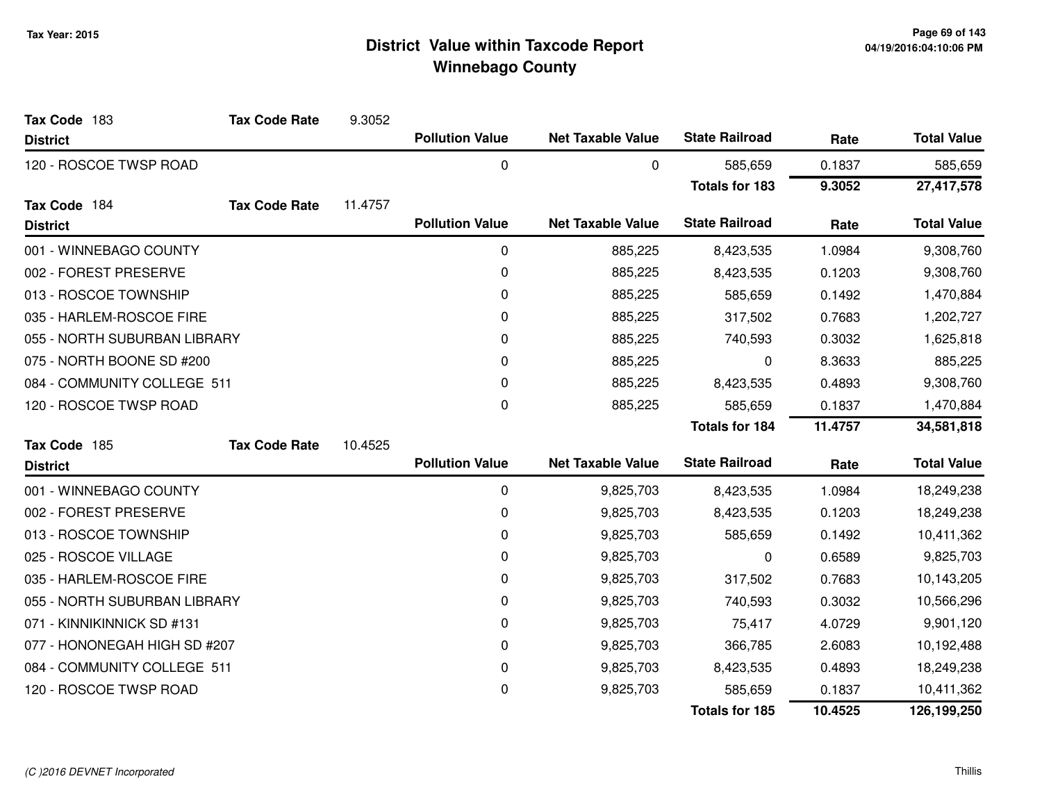# District Value within Taxcode Report
## Winnebago County

Tax Year: 2015

**Tax Code** 183 **Tax Code Rate** 9.3052

| District | Pollution Value | Net Taxable Value | State Railroad | Rate | Total Value |
|---|---|---|---|---|---|
| 120 - ROSCOE TWSP ROAD | 0 | 0 | 585,659 | 0.1837 | 585,659 |
| | | | **Totals for 183** | **9.3052** | **27,417,578** |

**Tax Code** 184 **Tax Code Rate** 11.4757

| District | Pollution Value | Net Taxable Value | State Railroad | Rate | Total Value |
|---|---|---|---|---|---|
| 001 - WINNEBAGO COUNTY | 0 | 885,225 | 8,423,535 | 1.0984 | 9,308,760 |
| 002 - FOREST PRESERVE | 0 | 885,225 | 8,423,535 | 0.1203 | 9,308,760 |
| 013 - ROSCOE TOWNSHIP | 0 | 885,225 | 585,659 | 0.1492 | 1,470,884 |
| 035 - HARLEM-ROSCOE FIRE | 0 | 885,225 | 317,502 | 0.7683 | 1,202,727 |
| 055 - NORTH SUBURBAN LIBRARY | 0 | 885,225 | 740,593 | 0.3032 | 1,625,818 |
| 075 - NORTH BOONE SD #200 | 0 | 885,225 | 0 | 8.3633 | 885,225 |
| 084 - COMMUNITY COLLEGE 511 | 0 | 885,225 | 8,423,535 | 0.4893 | 9,308,760 |
| 120 - ROSCOE TWSP ROAD | 0 | 885,225 | 585,659 | 0.1837 | 1,470,884 |
| | | | **Totals for 184** | **11.4757** | **34,581,818** |

**Tax Code** 185 **Tax Code Rate** 10.4525

| District | Pollution Value | Net Taxable Value | State Railroad | Rate | Total Value |
|---|---|---|---|---|---|
| 001 - WINNEBAGO COUNTY | 0 | 9,825,703 | 8,423,535 | 1.0984 | 18,249,238 |
| 002 - FOREST PRESERVE | 0 | 9,825,703 | 8,423,535 | 0.1203 | 18,249,238 |
| 013 - ROSCOE TOWNSHIP | 0 | 9,825,703 | 585,659 | 0.1492 | 10,411,362 |
| 025 - ROSCOE VILLAGE | 0 | 9,825,703 | 0 | 0.6589 | 9,825,703 |
| 035 - HARLEM-ROSCOE FIRE | 0 | 9,825,703 | 317,502 | 0.7683 | 10,143,205 |
| 055 - NORTH SUBURBAN LIBRARY | 0 | 9,825,703 | 740,593 | 0.3032 | 10,566,296 |
| 071 - KINNIKINNICK SD #131 | 0 | 9,825,703 | 75,417 | 4.0729 | 9,901,120 |
| 077 - HONONEGAH HIGH SD #207 | 0 | 9,825,703 | 366,785 | 2.6083 | 10,192,488 |
| 084 - COMMUNITY COLLEGE 511 | 0 | 9,825,703 | 8,423,535 | 0.4893 | 18,249,238 |
| 120 - ROSCOE TWSP ROAD | 0 | 9,825,703 | 585,659 | 0.1837 | 10,411,362 |
| | | | **Totals for 185** | **10.4525** | **126,199,250** |

*(C )2016 DEVNET Incorporated*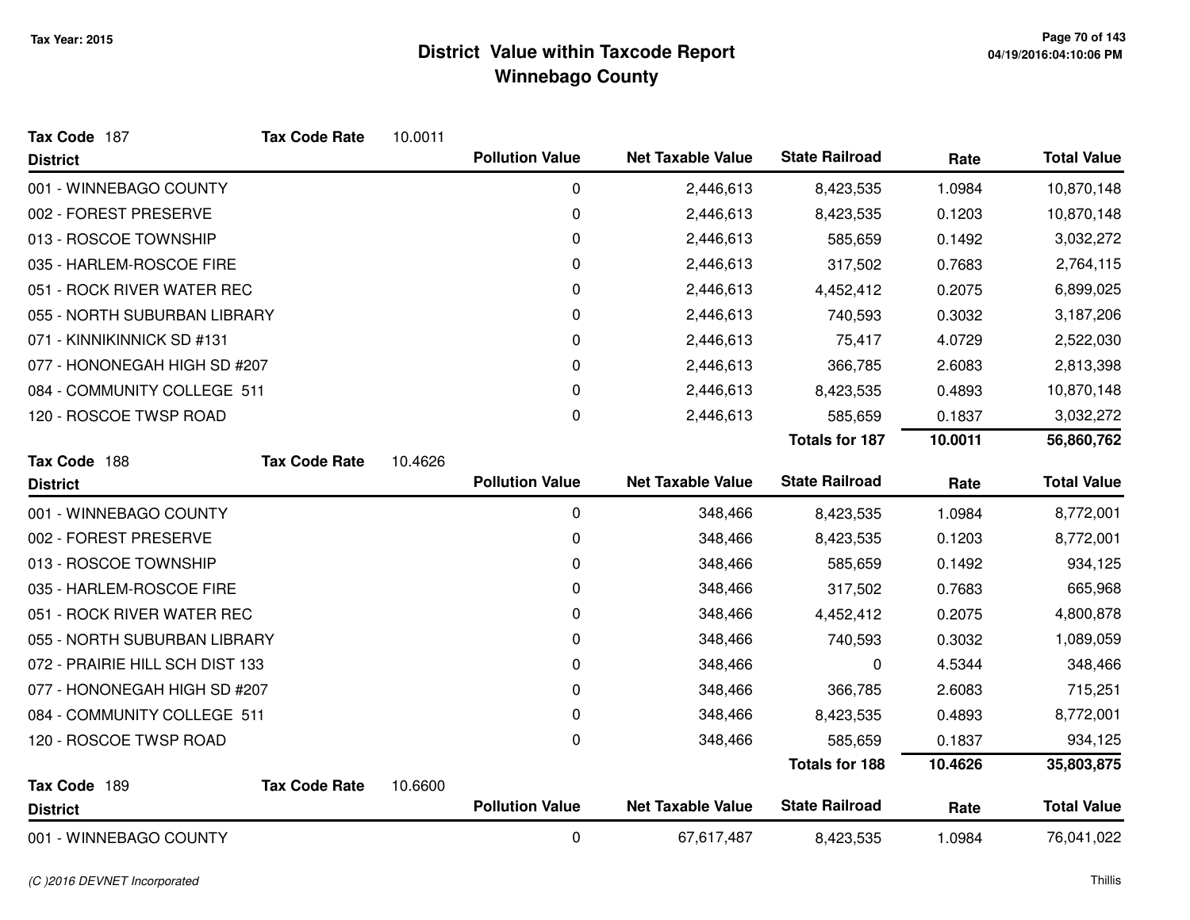Tax Year: 2015

# District Value within Taxcode Report
## Winnebago County

**Tax Code** 187 **Tax Code Rate** 10.0011

| District | Pollution Value | Net Taxable Value | State Railroad | Rate | Total Value |
|---|---|---|---|---|---|
| 001 - WINNEBAGO COUNTY | 0 | 2,446,613 | 8,423,535 | 1.0984 | 10,870,148 |
| 002 - FOREST PRESERVE | 0 | 2,446,613 | 8,423,535 | 0.1203 | 10,870,148 |
| 013 - ROSCOE TOWNSHIP | 0 | 2,446,613 | 585,659 | 0.1492 | 3,032,272 |
| 035 - HARLEM-ROSCOE FIRE | 0 | 2,446,613 | 317,502 | 0.7683 | 2,764,115 |
| 051 - ROCK RIVER WATER REC | 0 | 2,446,613 | 4,452,412 | 0.2075 | 6,899,025 |
| 055 - NORTH SUBURBAN LIBRARY | 0 | 2,446,613 | 740,593 | 0.3032 | 3,187,206 |
| 071 - KINNIKINNICK SD #131 | 0 | 2,446,613 | 75,417 | 4.0729 | 2,522,030 |
| 077 - HONONEGAH HIGH SD #207 | 0 | 2,446,613 | 366,785 | 2.6083 | 2,813,398 |
| 084 - COMMUNITY COLLEGE 511 | 0 | 2,446,613 | 8,423,535 | 0.4893 | 10,870,148 |
| 120 - ROSCOE TWSP ROAD | 0 | 2,446,613 | 585,659 | 0.1837 | 3,032,272 |
| | | | **Totals for 187** | **10.0011** | **56,860,762** |

**Tax Code** 188 **Tax Code Rate** 10.4626

| District | Pollution Value | Net Taxable Value | State Railroad | Rate | Total Value |
|---|---|---|---|---|---|
| 001 - WINNEBAGO COUNTY | 0 | 348,466 | 8,423,535 | 1.0984 | 8,772,001 |
| 002 - FOREST PRESERVE | 0 | 348,466 | 8,423,535 | 0.1203 | 8,772,001 |
| 013 - ROSCOE TOWNSHIP | 0 | 348,466 | 585,659 | 0.1492 | 934,125 |
| 035 - HARLEM-ROSCOE FIRE | 0 | 348,466 | 317,502 | 0.7683 | 665,968 |
| 051 - ROCK RIVER WATER REC | 0 | 348,466 | 4,452,412 | 0.2075 | 4,800,878 |
| 055 - NORTH SUBURBAN LIBRARY | 0 | 348,466 | 740,593 | 0.3032 | 1,089,059 |
| 072 - PRAIRIE HILL SCH DIST 133 | 0 | 348,466 | 0 | 4.5344 | 348,466 |
| 077 - HONONEGAH HIGH SD #207 | 0 | 348,466 | 366,785 | 2.6083 | 715,251 |
| 084 - COMMUNITY COLLEGE 511 | 0 | 348,466 | 8,423,535 | 0.4893 | 8,772,001 |
| 120 - ROSCOE TWSP ROAD | 0 | 348,466 | 585,659 | 0.1837 | 934,125 |
| | | | **Totals for 188** | **10.4626** | **35,803,875** |

**Tax Code** 189 **Tax Code Rate** 10.6600

| District | Pollution Value | Net Taxable Value | State Railroad | Rate | Total Value |
|---|---|---|---|---|---|
| 001 - WINNEBAGO COUNTY | 0 | 67,617,487 | 8,423,535 | 1.0984 | 76,041,022 |

(C )2016 DEVNET Incorporated

Thillis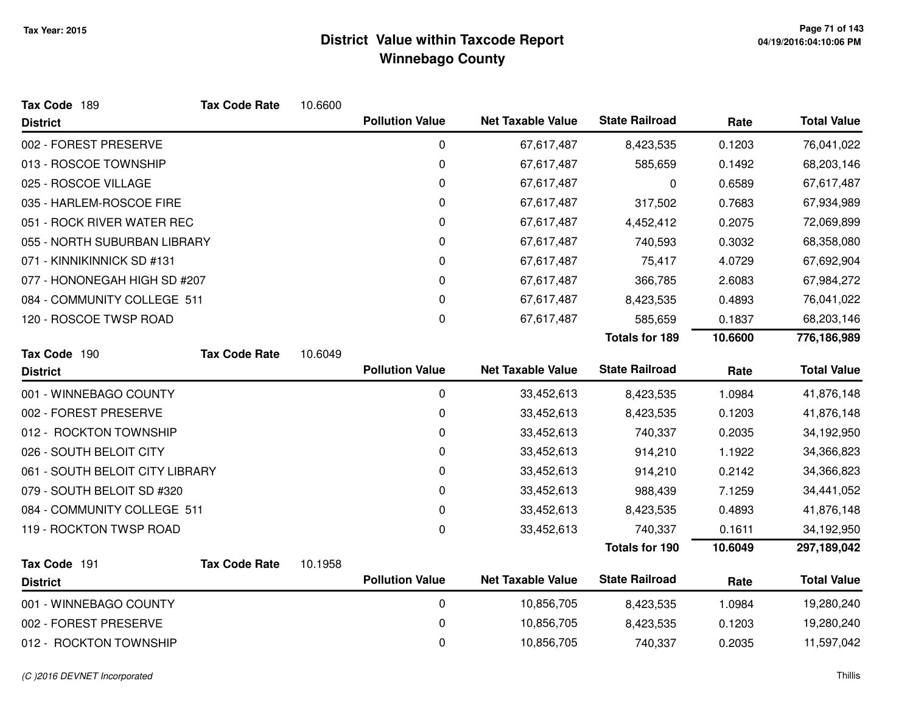# District Value within Taxcode Report
## Winnebago County

Tax Year: 2015

**Tax Code** 189 **Tax Code Rate** 10.6600

| District | Pollution Value | Net Taxable Value | State Railroad | Rate | Total Value |
|---|---|---|---|---|---|
| 002 - FOREST PRESERVE | 0 | 67,617,487 | 8,423,535 | 0.1203 | 76,041,022 |
| 013 - ROSCOE TOWNSHIP | 0 | 67,617,487 | 585,659 | 0.1492 | 68,203,146 |
| 025 - ROSCOE VILLAGE | 0 | 67,617,487 | 0 | 0.6589 | 67,617,487 |
| 035 - HARLEM-ROSCOE FIRE | 0 | 67,617,487 | 317,502 | 0.7683 | 67,934,989 |
| 051 - ROCK RIVER WATER REC | 0 | 67,617,487 | 4,452,412 | 0.2075 | 72,069,899 |
| 055 - NORTH SUBURBAN LIBRARY | 0 | 67,617,487 | 740,593 | 0.3032 | 68,358,080 |
| 071 - KINNIKINNICK SD #131 | 0 | 67,617,487 | 75,417 | 4.0729 | 67,692,904 |
| 077 - HONONEGAH HIGH SD #207 | 0 | 67,617,487 | 366,785 | 2.6083 | 67,984,272 |
| 084 - COMMUNITY COLLEGE 511 | 0 | 67,617,487 | 8,423,535 | 0.4893 | 76,041,022 |
| 120 - ROSCOE TWSP ROAD | 0 | 67,617,487 | 585,659 | 0.1837 | 68,203,146 |
| | | | **Totals for 189** | **10.6600** | **776,186,989** |

**Tax Code** 190 **Tax Code Rate** 10.6049

| District | Pollution Value | Net Taxable Value | State Railroad | Rate | Total Value |
|---|---|---|---|---|---|
| 001 - WINNEBAGO COUNTY | 0 | 33,452,613 | 8,423,535 | 1.0984 | 41,876,148 |
| 002 - FOREST PRESERVE | 0 | 33,452,613 | 8,423,535 | 0.1203 | 41,876,148 |
| 012 - ROCKTON TOWNSHIP | 0 | 33,452,613 | 740,337 | 0.2035 | 34,192,950 |
| 026 - SOUTH BELOIT CITY | 0 | 33,452,613 | 914,210 | 1.1922 | 34,366,823 |
| 061 - SOUTH BELOIT CITY LIBRARY | 0 | 33,452,613 | 914,210 | 0.2142 | 34,366,823 |
| 079 - SOUTH BELOIT SD #320 | 0 | 33,452,613 | 988,439 | 7.1259 | 34,441,052 |
| 084 - COMMUNITY COLLEGE 511 | 0 | 33,452,613 | 8,423,535 | 0.4893 | 41,876,148 |
| 119 - ROCKTON TWSP ROAD | 0 | 33,452,613 | 740,337 | 0.1611 | 34,192,950 |
| | | | **Totals for 190** | **10.6049** | **297,189,042** |

**Tax Code** 191 **Tax Code Rate** 10.1958

| District | Pollution Value | Net Taxable Value | State Railroad | Rate | Total Value |
|---|---|---|---|---|---|
| 001 - WINNEBAGO COUNTY | 0 | 10,856,705 | 8,423,535 | 1.0984 | 19,280,240 |
| 002 - FOREST PRESERVE | 0 | 10,856,705 | 8,423,535 | 0.1203 | 19,280,240 |
| 012 - ROCKTON TOWNSHIP | 0 | 10,856,705 | 740,337 | 0.2035 | 11,597,042 |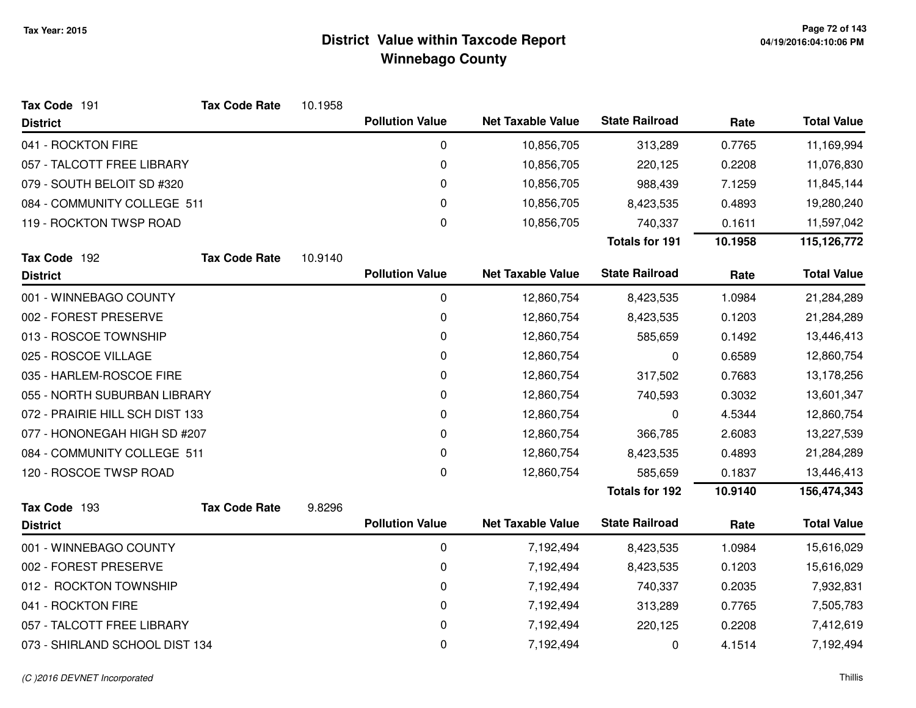# District Value within Taxcode Report

## Winnebago County

Tax Year: 2015

**Tax Code** 191 **Tax Code Rate** 10.1958

| District | Pollution Value | Net Taxable Value | State Railroad | Rate | Total Value |
|---|---|---|---|---|---|
| 041 - ROCKTON FIRE | 0 | 10,856,705 | 313,289 | 0.7765 | 11,169,994 |
| 057 - TALCOTT FREE LIBRARY | 0 | 10,856,705 | 220,125 | 0.2208 | 11,076,830 |
| 079 - SOUTH BELOIT SD #320 | 0 | 10,856,705 | 988,439 | 7.1259 | 11,845,144 |
| 084 - COMMUNITY COLLEGE 511 | 0 | 10,856,705 | 8,423,535 | 0.4893 | 19,280,240 |
| 119 - ROCKTON TWSP ROAD | 0 | 10,856,705 | 740,337 | 0.1611 | 11,597,042 |
| | | | **Totals for 191** | **10.1958** | **115,126,772** |

**Tax Code** 192 **Tax Code Rate** 10.9140

| District | Pollution Value | Net Taxable Value | State Railroad | Rate | Total Value |
|---|---|---|---|---|---|
| 001 - WINNEBAGO COUNTY | 0 | 12,860,754 | 8,423,535 | 1.0984 | 21,284,289 |
| 002 - FOREST PRESERVE | 0 | 12,860,754 | 8,423,535 | 0.1203 | 21,284,289 |
| 013 - ROSCOE TOWNSHIP | 0 | 12,860,754 | 585,659 | 0.1492 | 13,446,413 |
| 025 - ROSCOE VILLAGE | 0 | 12,860,754 | 0 | 0.6589 | 12,860,754 |
| 035 - HARLEM-ROSCOE FIRE | 0 | 12,860,754 | 317,502 | 0.7683 | 13,178,256 |
| 055 - NORTH SUBURBAN LIBRARY | 0 | 12,860,754 | 740,593 | 0.3032 | 13,601,347 |
| 072 - PRAIRIE HILL SCH DIST 133 | 0 | 12,860,754 | 0 | 4.5344 | 12,860,754 |
| 077 - HONONEGAH HIGH SD #207 | 0 | 12,860,754 | 366,785 | 2.6083 | 13,227,539 |
| 084 - COMMUNITY COLLEGE 511 | 0 | 12,860,754 | 8,423,535 | 0.4893 | 21,284,289 |
| 120 - ROSCOE TWSP ROAD | 0 | 12,860,754 | 585,659 | 0.1837 | 13,446,413 |
| | | | **Totals for 192** | **10.9140** | **156,474,343** |

**Tax Code** 193 **Tax Code Rate** 9.8296

| District | Pollution Value | Net Taxable Value | State Railroad | Rate | Total Value |
|---|---|---|---|---|---|
| 001 - WINNEBAGO COUNTY | 0 | 7,192,494 | 8,423,535 | 1.0984 | 15,616,029 |
| 002 - FOREST PRESERVE | 0 | 7,192,494 | 8,423,535 | 0.1203 | 15,616,029 |
| 012 - ROCKTON TOWNSHIP | 0 | 7,192,494 | 740,337 | 0.2035 | 7,932,831 |
| 041 - ROCKTON FIRE | 0 | 7,192,494 | 313,289 | 0.7765 | 7,505,783 |
| 057 - TALCOTT FREE LIBRARY | 0 | 7,192,494 | 220,125 | 0.2208 | 7,412,619 |
| 073 - SHIRLAND SCHOOL DIST 134 | 0 | 7,192,494 | 0 | 4.1514 | 7,192,494 |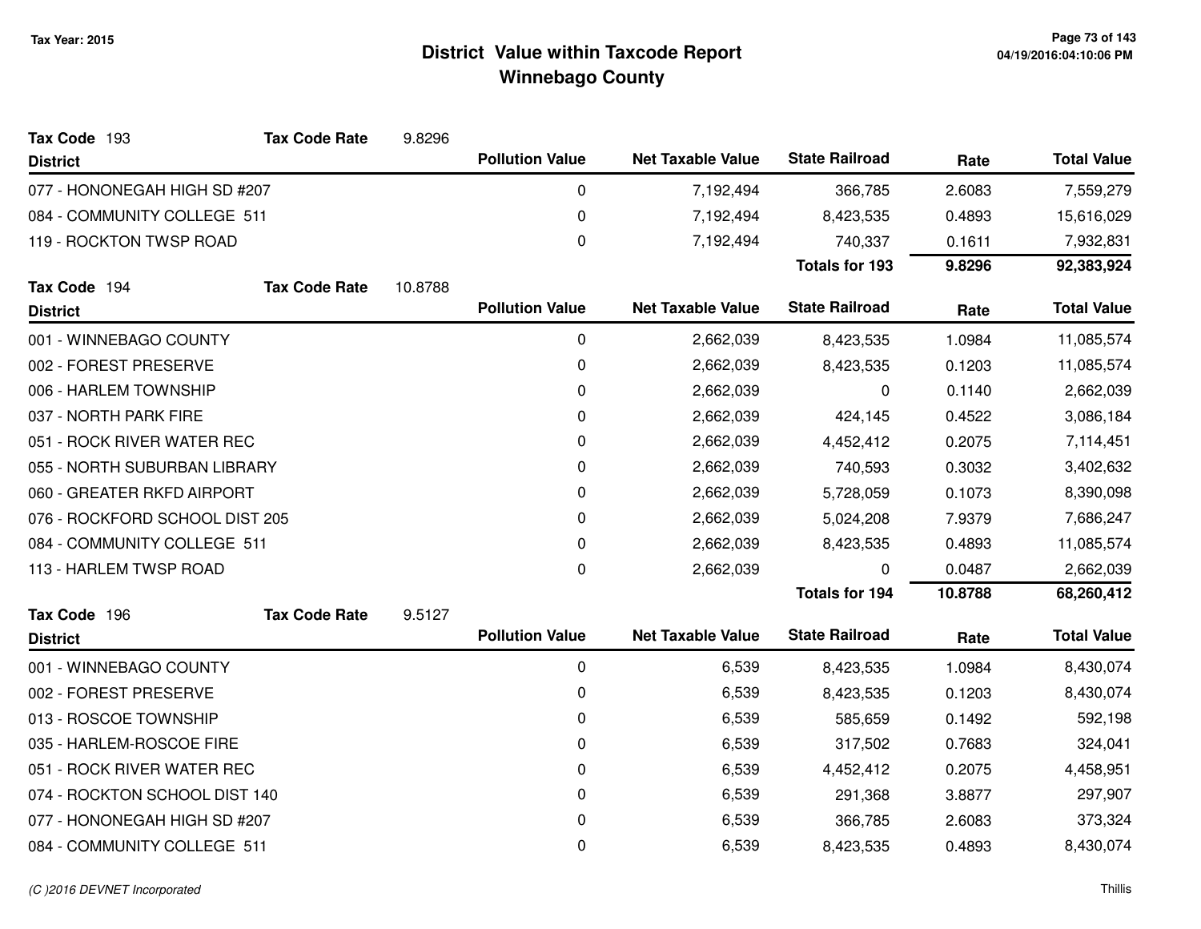# District Value within Taxcode Report
## Winnebago County

Tax Year: 2015

**Tax Code** 193 **Tax Code Rate** 9.8296

| District | Pollution Value | Net Taxable Value | State Railroad | Rate | Total Value |
|---|---|---|---|---|---|
| 077 - HONONEGAH HIGH SD #207 | 0 | 7,192,494 | 366,785 | 2.6083 | 7,559,279 |
| 084 - COMMUNITY COLLEGE 511 | 0 | 7,192,494 | 8,423,535 | 0.4893 | 15,616,029 |
| 119 - ROCKTON TWSP ROAD | 0 | 7,192,494 | 740,337 | 0.1611 | 7,932,831 |
| | | | **Totals for 193** | **9.8296** | **92,383,924** |

**Tax Code** 194 **Tax Code Rate** 10.8788

| District | Pollution Value | Net Taxable Value | State Railroad | Rate | Total Value |
|---|---|---|---|---|---|
| 001 - WINNEBAGO COUNTY | 0 | 2,662,039 | 8,423,535 | 1.0984 | 11,085,574 |
| 002 - FOREST PRESERVE | 0 | 2,662,039 | 8,423,535 | 0.1203 | 11,085,574 |
| 006 - HARLEM TOWNSHIP | 0 | 2,662,039 | 0 | 0.1140 | 2,662,039 |
| 037 - NORTH PARK FIRE | 0 | 2,662,039 | 424,145 | 0.4522 | 3,086,184 |
| 051 - ROCK RIVER WATER REC | 0 | 2,662,039 | 4,452,412 | 0.2075 | 7,114,451 |
| 055 - NORTH SUBURBAN LIBRARY | 0 | 2,662,039 | 740,593 | 0.3032 | 3,402,632 |
| 060 - GREATER RKFD AIRPORT | 0 | 2,662,039 | 5,728,059 | 0.1073 | 8,390,098 |
| 076 - ROCKFORD SCHOOL DIST 205 | 0 | 2,662,039 | 5,024,208 | 7.9379 | 7,686,247 |
| 084 - COMMUNITY COLLEGE 511 | 0 | 2,662,039 | 8,423,535 | 0.4893 | 11,085,574 |
| 113 - HARLEM TWSP ROAD | 0 | 2,662,039 | 0 | 0.0487 | 2,662,039 |
| | | | **Totals for 194** | **10.8788** | **68,260,412** |

**Tax Code** 196 **Tax Code Rate** 9.5127

| District | Pollution Value | Net Taxable Value | State Railroad | Rate | Total Value |
|---|---|---|---|---|---|
| 001 - WINNEBAGO COUNTY | 0 | 6,539 | 8,423,535 | 1.0984 | 8,430,074 |
| 002 - FOREST PRESERVE | 0 | 6,539 | 8,423,535 | 0.1203 | 8,430,074 |
| 013 - ROSCOE TOWNSHIP | 0 | 6,539 | 585,659 | 0.1492 | 592,198 |
| 035 - HARLEM-ROSCOE FIRE | 0 | 6,539 | 317,502 | 0.7683 | 324,041 |
| 051 - ROCK RIVER WATER REC | 0 | 6,539 | 4,452,412 | 0.2075 | 4,458,951 |
| 074 - ROCKTON SCHOOL DIST 140 | 0 | 6,539 | 291,368 | 3.8877 | 297,907 |
| 077 - HONONEGAH HIGH SD #207 | 0 | 6,539 | 366,785 | 2.6083 | 373,324 |
| 084 - COMMUNITY COLLEGE 511 | 0 | 6,539 | 8,423,535 | 0.4893 | 8,430,074 |

(C )2016 DEVNET Incorporated

Thillis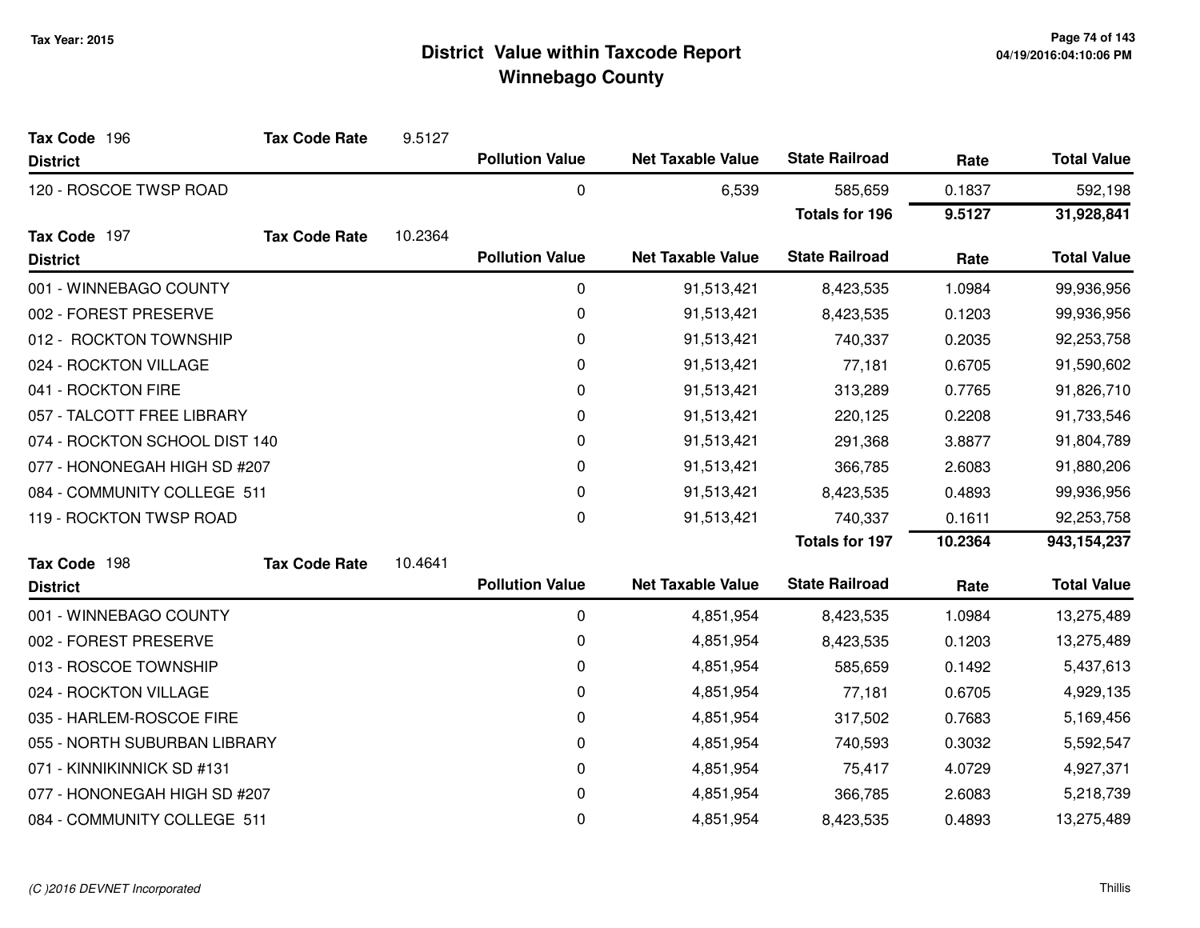Tax Year: 2015

# District Value within Taxcode Report
## Winnebago County

**Tax Code** 196 **Tax Code Rate** 9.5127

| District | Pollution Value | Net Taxable Value | State Railroad | Rate | Total Value |
|---|---|---|---|---|---|
| 120 - ROSCOE TWSP ROAD | 0 | 6,539 | 585,659 | 0.1837 | 592,198 |
| | | | **Totals for 196** | **9.5127** | **31,928,841** |

**Tax Code** 197 **Tax Code Rate** 10.2364

| District | Pollution Value | Net Taxable Value | State Railroad | Rate | Total Value |
|---|---|---|---|---|---|
| 001 - WINNEBAGO COUNTY | 0 | 91,513,421 | 8,423,535 | 1.0984 | 99,936,956 |
| 002 - FOREST PRESERVE | 0 | 91,513,421 | 8,423,535 | 0.1203 | 99,936,956 |
| 012 - ROCKTON TOWNSHIP | 0 | 91,513,421 | 740,337 | 0.2035 | 92,253,758 |
| 024 - ROCKTON VILLAGE | 0 | 91,513,421 | 77,181 | 0.6705 | 91,590,602 |
| 041 - ROCKTON FIRE | 0 | 91,513,421 | 313,289 | 0.7765 | 91,826,710 |
| 057 - TALCOTT FREE LIBRARY | 0 | 91,513,421 | 220,125 | 0.2208 | 91,733,546 |
| 074 - ROCKTON SCHOOL DIST 140 | 0 | 91,513,421 | 291,368 | 3.8877 | 91,804,789 |
| 077 - HONONEGAH HIGH SD #207 | 0 | 91,513,421 | 366,785 | 2.6083 | 91,880,206 |
| 084 - COMMUNITY COLLEGE 511 | 0 | 91,513,421 | 8,423,535 | 0.4893 | 99,936,956 |
| 119 - ROCKTON TWSP ROAD | 0 | 91,513,421 | 740,337 | 0.1611 | 92,253,758 |
| | | | **Totals for 197** | **10.2364** | **943,154,237** |

**Tax Code** 198 **Tax Code Rate** 10.4641

| District | Pollution Value | Net Taxable Value | State Railroad | Rate | Total Value |
|---|---|---|---|---|---|
| 001 - WINNEBAGO COUNTY | 0 | 4,851,954 | 8,423,535 | 1.0984 | 13,275,489 |
| 002 - FOREST PRESERVE | 0 | 4,851,954 | 8,423,535 | 0.1203 | 13,275,489 |
| 013 - ROSCOE TOWNSHIP | 0 | 4,851,954 | 585,659 | 0.1492 | 5,437,613 |
| 024 - ROCKTON VILLAGE | 0 | 4,851,954 | 77,181 | 0.6705 | 4,929,135 |
| 035 - HARLEM-ROSCOE FIRE | 0 | 4,851,954 | 317,502 | 0.7683 | 5,169,456 |
| 055 - NORTH SUBURBAN LIBRARY | 0 | 4,851,954 | 740,593 | 0.3032 | 5,592,547 |
| 071 - KINNIKINNICK SD #131 | 0 | 4,851,954 | 75,417 | 4.0729 | 4,927,371 |
| 077 - HONONEGAH HIGH SD #207 | 0 | 4,851,954 | 366,785 | 2.6083 | 5,218,739 |
| 084 - COMMUNITY COLLEGE 511 | 0 | 4,851,954 | 8,423,535 | 0.4893 | 13,275,489 |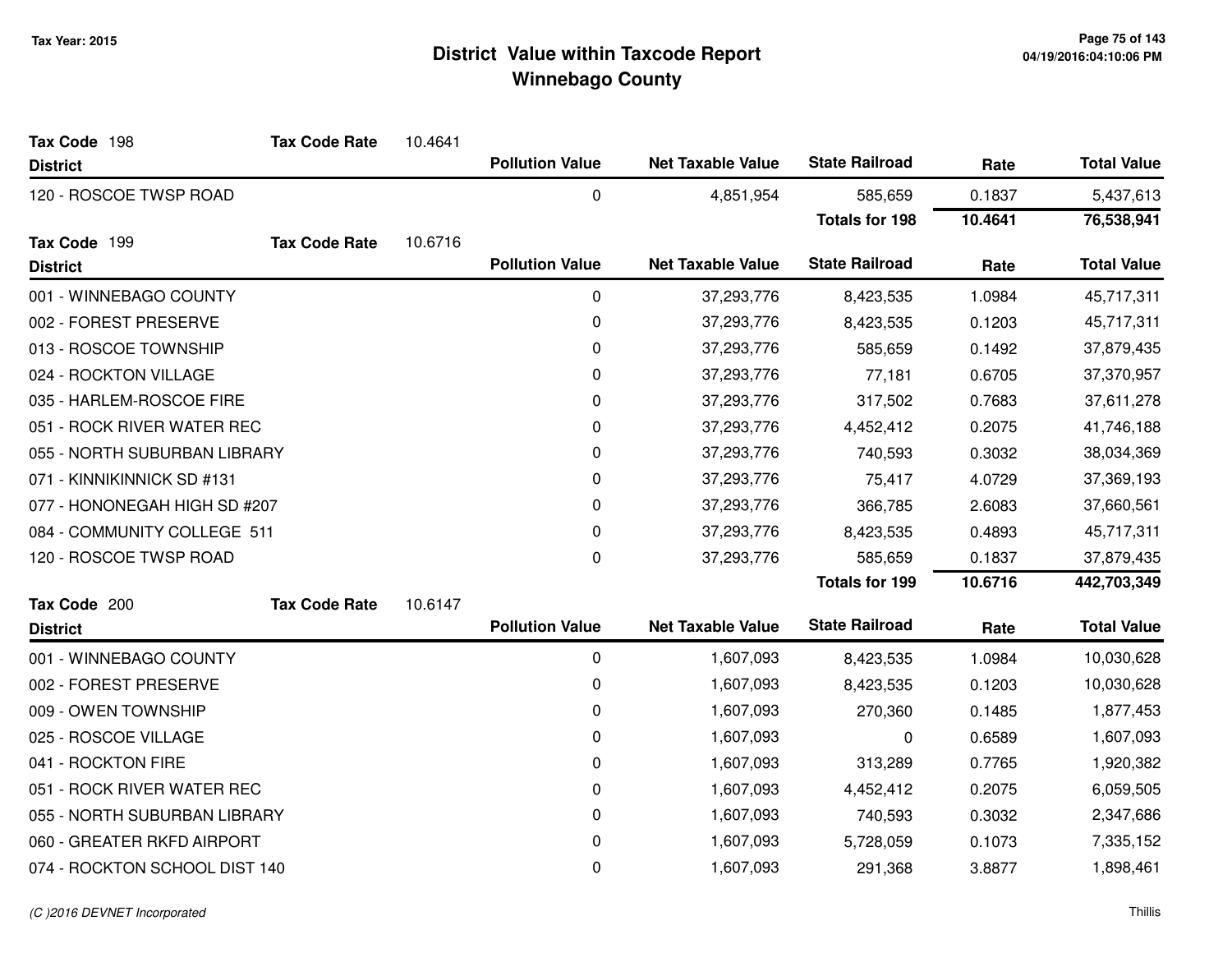# District Value within Taxcode Report

## Winnebago County

Tax Year: 2015

**Tax Code** 198 **Tax Code Rate** 10.4641

| District | Pollution Value | Net Taxable Value | State Railroad | Rate | Total Value |
|---|---|---|---|---|---|
| 120 - ROSCOE TWSP ROAD | 0 | 4,851,954 | 585,659 | 0.1837 | 5,437,613 |
| | | | **Totals for 198** | **10.4641** | **76,538,941** |

**Tax Code** 199 **Tax Code Rate** 10.6716

| District | Pollution Value | Net Taxable Value | State Railroad | Rate | Total Value |
|---|---|---|---|---|---|
| 001 - WINNEBAGO COUNTY | 0 | 37,293,776 | 8,423,535 | 1.0984 | 45,717,311 |
| 002 - FOREST PRESERVE | 0 | 37,293,776 | 8,423,535 | 0.1203 | 45,717,311 |
| 013 - ROSCOE TOWNSHIP | 0 | 37,293,776 | 585,659 | 0.1492 | 37,879,435 |
| 024 - ROCKTON VILLAGE | 0 | 37,293,776 | 77,181 | 0.6705 | 37,370,957 |
| 035 - HARLEM-ROSCOE FIRE | 0 | 37,293,776 | 317,502 | 0.7683 | 37,611,278 |
| 051 - ROCK RIVER WATER REC | 0 | 37,293,776 | 4,452,412 | 0.2075 | 41,746,188 |
| 055 - NORTH SUBURBAN LIBRARY | 0 | 37,293,776 | 740,593 | 0.3032 | 38,034,369 |
| 071 - KINNIKINNICK SD #131 | 0 | 37,293,776 | 75,417 | 4.0729 | 37,369,193 |
| 077 - HONONEGAH HIGH SD #207 | 0 | 37,293,776 | 366,785 | 2.6083 | 37,660,561 |
| 084 - COMMUNITY COLLEGE 511 | 0 | 37,293,776 | 8,423,535 | 0.4893 | 45,717,311 |
| 120 - ROSCOE TWSP ROAD | 0 | 37,293,776 | 585,659 | 0.1837 | 37,879,435 |
| | | | **Totals for 199** | **10.6716** | **442,703,349** |

**Tax Code** 200 **Tax Code Rate** 10.6147

| District | Pollution Value | Net Taxable Value | State Railroad | Rate | Total Value |
|---|---|---|---|---|---|
| 001 - WINNEBAGO COUNTY | 0 | 1,607,093 | 8,423,535 | 1.0984 | 10,030,628 |
| 002 - FOREST PRESERVE | 0 | 1,607,093 | 8,423,535 | 0.1203 | 10,030,628 |
| 009 - OWEN TOWNSHIP | 0 | 1,607,093 | 270,360 | 0.1485 | 1,877,453 |
| 025 - ROSCOE VILLAGE | 0 | 1,607,093 | 0 | 0.6589 | 1,607,093 |
| 041 - ROCKTON FIRE | 0 | 1,607,093 | 313,289 | 0.7765 | 1,920,382 |
| 051 - ROCK RIVER WATER REC | 0 | 1,607,093 | 4,452,412 | 0.2075 | 6,059,505 |
| 055 - NORTH SUBURBAN LIBRARY | 0 | 1,607,093 | 740,593 | 0.3032 | 2,347,686 |
| 060 - GREATER RKFD AIRPORT | 0 | 1,607,093 | 5,728,059 | 0.1073 | 7,335,152 |
| 074 - ROCKTON SCHOOL DIST 140 | 0 | 1,607,093 | 291,368 | 3.8877 | 1,898,461 |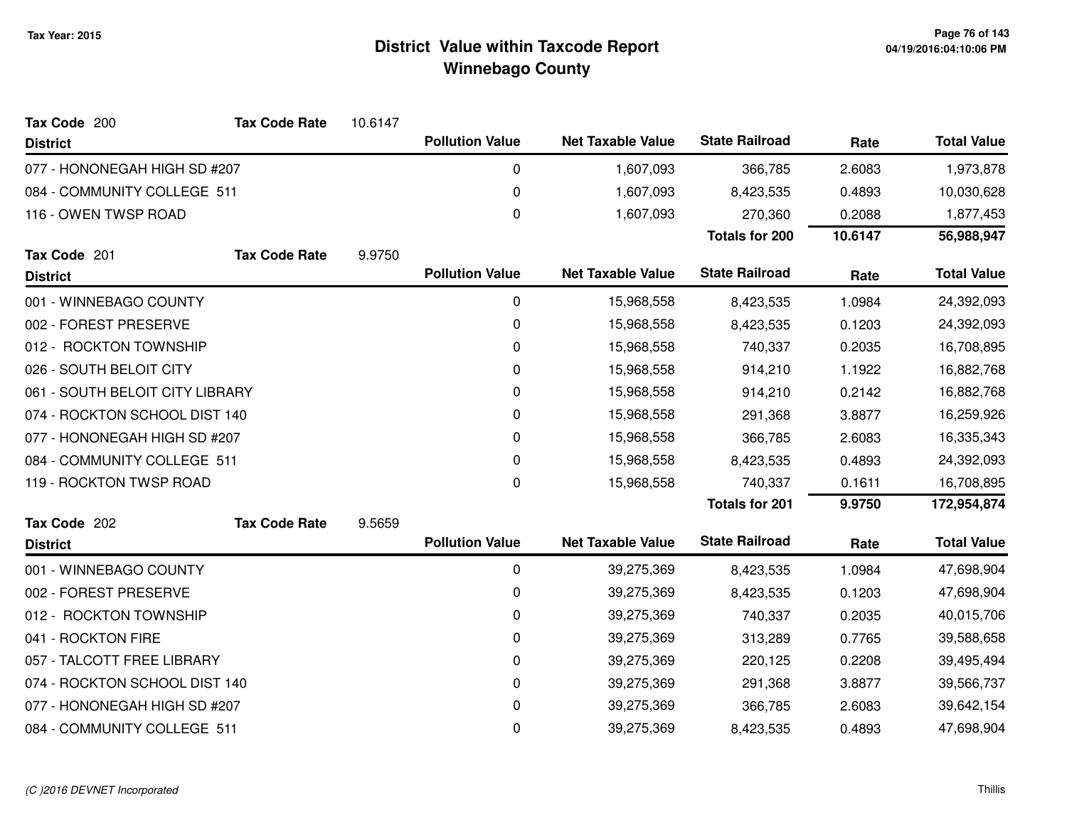# District Value within Taxcode Report

## Winnebago County

Tax Year: 2015

**Tax Code** 200 **Tax Code Rate** 10.6147

| District | Pollution Value | Net Taxable Value | State Railroad | Rate | Total Value |
|---|---|---|---|---|---|
| 077 - HONONEGAH HIGH SD #207 | 0 | 1,607,093 | 366,785 | 2.6083 | 1,973,878 |
| 084 - COMMUNITY COLLEGE 511 | 0 | 1,607,093 | 8,423,535 | 0.4893 | 10,030,628 |
| 116 - OWEN TWSP ROAD | 0 | 1,607,093 | 270,360 | 0.2088 | 1,877,453 |
| | | | **Totals for 200** | **10.6147** | **56,988,947** |

**Tax Code** 201 **Tax Code Rate** 9.9750

| District | Pollution Value | Net Taxable Value | State Railroad | Rate | Total Value |
|---|---|---|---|---|---|
| 001 - WINNEBAGO COUNTY | 0 | 15,968,558 | 8,423,535 | 1.0984 | 24,392,093 |
| 002 - FOREST PRESERVE | 0 | 15,968,558 | 8,423,535 | 0.1203 | 24,392,093 |
| 012 - ROCKTON TOWNSHIP | 0 | 15,968,558 | 740,337 | 0.2035 | 16,708,895 |
| 026 - SOUTH BELOIT CITY | 0 | 15,968,558 | 914,210 | 1.1922 | 16,882,768 |
| 061 - SOUTH BELOIT CITY LIBRARY | 0 | 15,968,558 | 914,210 | 0.2142 | 16,882,768 |
| 074 - ROCKTON SCHOOL DIST 140 | 0 | 15,968,558 | 291,368 | 3.8877 | 16,259,926 |
| 077 - HONONEGAH HIGH SD #207 | 0 | 15,968,558 | 366,785 | 2.6083 | 16,335,343 |
| 084 - COMMUNITY COLLEGE 511 | 0 | 15,968,558 | 8,423,535 | 0.4893 | 24,392,093 |
| 119 - ROCKTON TWSP ROAD | 0 | 15,968,558 | 740,337 | 0.1611 | 16,708,895 |
| | | | **Totals for 201** | **9.9750** | **172,954,874** |

**Tax Code** 202 **Tax Code Rate** 9.5659

| District | Pollution Value | Net Taxable Value | State Railroad | Rate | Total Value |
|---|---|---|---|---|---|
| 001 - WINNEBAGO COUNTY | 0 | 39,275,369 | 8,423,535 | 1.0984 | 47,698,904 |
| 002 - FOREST PRESERVE | 0 | 39,275,369 | 8,423,535 | 0.1203 | 47,698,904 |
| 012 - ROCKTON TOWNSHIP | 0 | 39,275,369 | 740,337 | 0.2035 | 40,015,706 |
| 041 - ROCKTON FIRE | 0 | 39,275,369 | 313,289 | 0.7765 | 39,588,658 |
| 057 - TALCOTT FREE LIBRARY | 0 | 39,275,369 | 220,125 | 0.2208 | 39,495,494 |
| 074 - ROCKTON SCHOOL DIST 140 | 0 | 39,275,369 | 291,368 | 3.8877 | 39,566,737 |
| 077 - HONONEGAH HIGH SD #207 | 0 | 39,275,369 | 366,785 | 2.6083 | 39,642,154 |
| 084 - COMMUNITY COLLEGE 511 | 0 | 39,275,369 | 8,423,535 | 0.4893 | 47,698,904 |

(C )2016 DEVNET Incorporated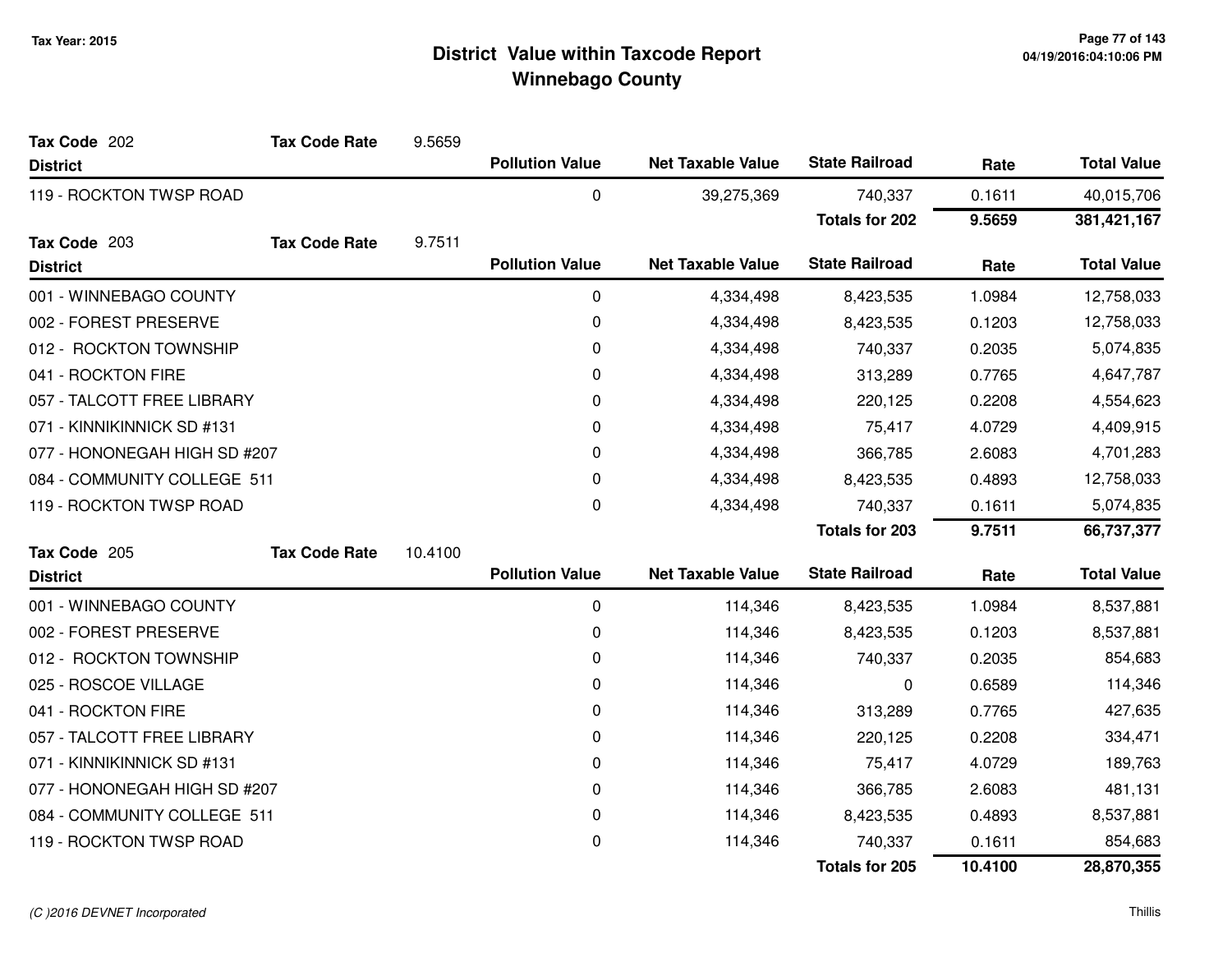# District Value within Taxcode Report
## Winnebago County

Tax Year: 2015

**Tax Code** 202 **Tax Code Rate** 9.5659

| District | Pollution Value | Net Taxable Value | State Railroad | Rate | Total Value |
|---|---|---|---|---|---|
| 119 - ROCKTON TWSP ROAD | 0 | 39,275,369 | 740,337 | 0.1611 | 40,015,706 |
| | | | **Totals for 202** | **9.5659** | **381,421,167** |

**Tax Code** 203 **Tax Code Rate** 9.7511

| District | Pollution Value | Net Taxable Value | State Railroad | Rate | Total Value |
|---|---|---|---|---|---|
| 001 - WINNEBAGO COUNTY | 0 | 4,334,498 | 8,423,535 | 1.0984 | 12,758,033 |
| 002 - FOREST PRESERVE | 0 | 4,334,498 | 8,423,535 | 0.1203 | 12,758,033 |
| 012 - ROCKTON TOWNSHIP | 0 | 4,334,498 | 740,337 | 0.2035 | 5,074,835 |
| 041 - ROCKTON FIRE | 0 | 4,334,498 | 313,289 | 0.7765 | 4,647,787 |
| 057 - TALCOTT FREE LIBRARY | 0 | 4,334,498 | 220,125 | 0.2208 | 4,554,623 |
| 071 - KINNIKINNICK SD #131 | 0 | 4,334,498 | 75,417 | 4.0729 | 4,409,915 |
| 077 - HONONEGAH HIGH SD #207 | 0 | 4,334,498 | 366,785 | 2.6083 | 4,701,283 |
| 084 - COMMUNITY COLLEGE 511 | 0 | 4,334,498 | 8,423,535 | 0.4893 | 12,758,033 |
| 119 - ROCKTON TWSP ROAD | 0 | 4,334,498 | 740,337 | 0.1611 | 5,074,835 |
| | | | **Totals for 203** | **9.7511** | **66,737,377** |

**Tax Code** 205 **Tax Code Rate** 10.4100

| District | Pollution Value | Net Taxable Value | State Railroad | Rate | Total Value |
|---|---|---|---|---|---|
| 001 - WINNEBAGO COUNTY | 0 | 114,346 | 8,423,535 | 1.0984 | 8,537,881 |
| 002 - FOREST PRESERVE | 0 | 114,346 | 8,423,535 | 0.1203 | 8,537,881 |
| 012 - ROCKTON TOWNSHIP | 0 | 114,346 | 740,337 | 0.2035 | 854,683 |
| 025 - ROSCOE VILLAGE | 0 | 114,346 | 0 | 0.6589 | 114,346 |
| 041 - ROCKTON FIRE | 0 | 114,346 | 313,289 | 0.7765 | 427,635 |
| 057 - TALCOTT FREE LIBRARY | 0 | 114,346 | 220,125 | 0.2208 | 334,471 |
| 071 - KINNIKINNICK SD #131 | 0 | 114,346 | 75,417 | 4.0729 | 189,763 |
| 077 - HONONEGAH HIGH SD #207 | 0 | 114,346 | 366,785 | 2.6083 | 481,131 |
| 084 - COMMUNITY COLLEGE 511 | 0 | 114,346 | 8,423,535 | 0.4893 | 8,537,881 |
| 119 - ROCKTON TWSP ROAD | 0 | 114,346 | 740,337 | 0.1611 | 854,683 |
| | | | **Totals for 205** | **10.4100** | **28,870,355** |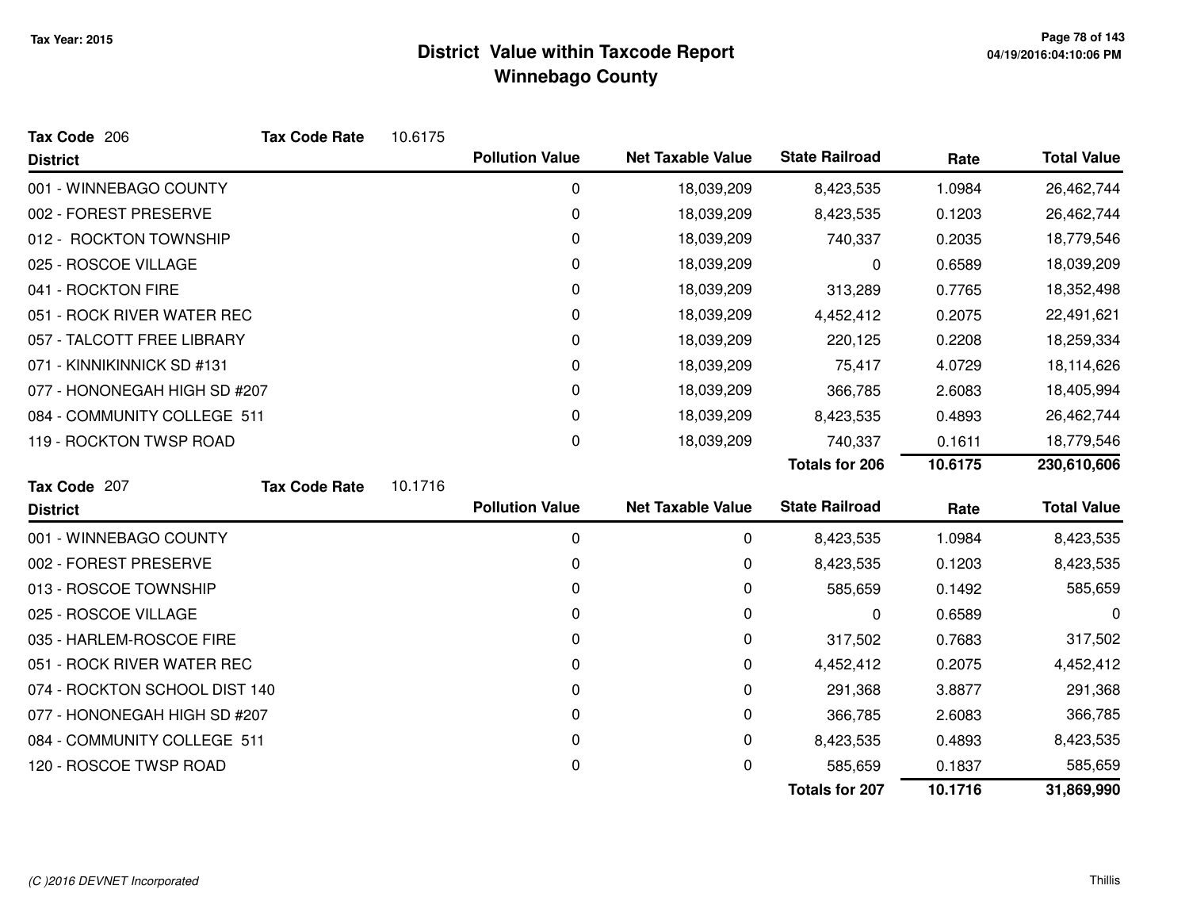# District Value within Taxcode Report
## Winnebago County

Tax Year: 2015

**Tax Code** 206 **Tax Code Rate** 10.6175

| District | Pollution Value | Net Taxable Value | State Railroad | Rate | Total Value |
|---|---|---|---|---|---|
| 001 - WINNEBAGO COUNTY | 0 | 18,039,209 | 8,423,535 | 1.0984 | 26,462,744 |
| 002 - FOREST PRESERVE | 0 | 18,039,209 | 8,423,535 | 0.1203 | 26,462,744 |
| 012 - ROCKTON TOWNSHIP | 0 | 18,039,209 | 740,337 | 0.2035 | 18,779,546 |
| 025 - ROSCOE VILLAGE | 0 | 18,039,209 | 0 | 0.6589 | 18,039,209 |
| 041 - ROCKTON FIRE | 0 | 18,039,209 | 313,289 | 0.7765 | 18,352,498 |
| 051 - ROCK RIVER WATER REC | 0 | 18,039,209 | 4,452,412 | 0.2075 | 22,491,621 |
| 057 - TALCOTT FREE LIBRARY | 0 | 18,039,209 | 220,125 | 0.2208 | 18,259,334 |
| 071 - KINNIKINNICK SD #131 | 0 | 18,039,209 | 75,417 | 4.0729 | 18,114,626 |
| 077 - HONONEGAH HIGH SD #207 | 0 | 18,039,209 | 366,785 | 2.6083 | 18,405,994 |
| 084 - COMMUNITY COLLEGE 511 | 0 | 18,039,209 | 8,423,535 | 0.4893 | 26,462,744 |
| 119 - ROCKTON TWSP ROAD | 0 | 18,039,209 | 740,337 | 0.1611 | 18,779,546 |
| | | | **Totals for 206** | **10.6175** | **230,610,606** |

**Tax Code** 207 **Tax Code Rate** 10.1716

| District | Pollution Value | Net Taxable Value | State Railroad | Rate | Total Value |
|---|---|---|---|---|---|
| 001 - WINNEBAGO COUNTY | 0 | 0 | 8,423,535 | 1.0984 | 8,423,535 |
| 002 - FOREST PRESERVE | 0 | 0 | 8,423,535 | 0.1203 | 8,423,535 |
| 013 - ROSCOE TOWNSHIP | 0 | 0 | 585,659 | 0.1492 | 585,659 |
| 025 - ROSCOE VILLAGE | 0 | 0 | 0 | 0.6589 | 0 |
| 035 - HARLEM-ROSCOE FIRE | 0 | 0 | 317,502 | 0.7683 | 317,502 |
| 051 - ROCK RIVER WATER REC | 0 | 0 | 4,452,412 | 0.2075 | 4,452,412 |
| 074 - ROCKTON SCHOOL DIST 140 | 0 | 0 | 291,368 | 3.8877 | 291,368 |
| 077 - HONONEGAH HIGH SD #207 | 0 | 0 | 366,785 | 2.6083 | 366,785 |
| 084 - COMMUNITY COLLEGE 511 | 0 | 0 | 8,423,535 | 0.4893 | 8,423,535 |
| 120 - ROSCOE TWSP ROAD | 0 | 0 | 585,659 | 0.1837 | 585,659 |
| | | | **Totals for 207** | **10.1716** | **31,869,990** |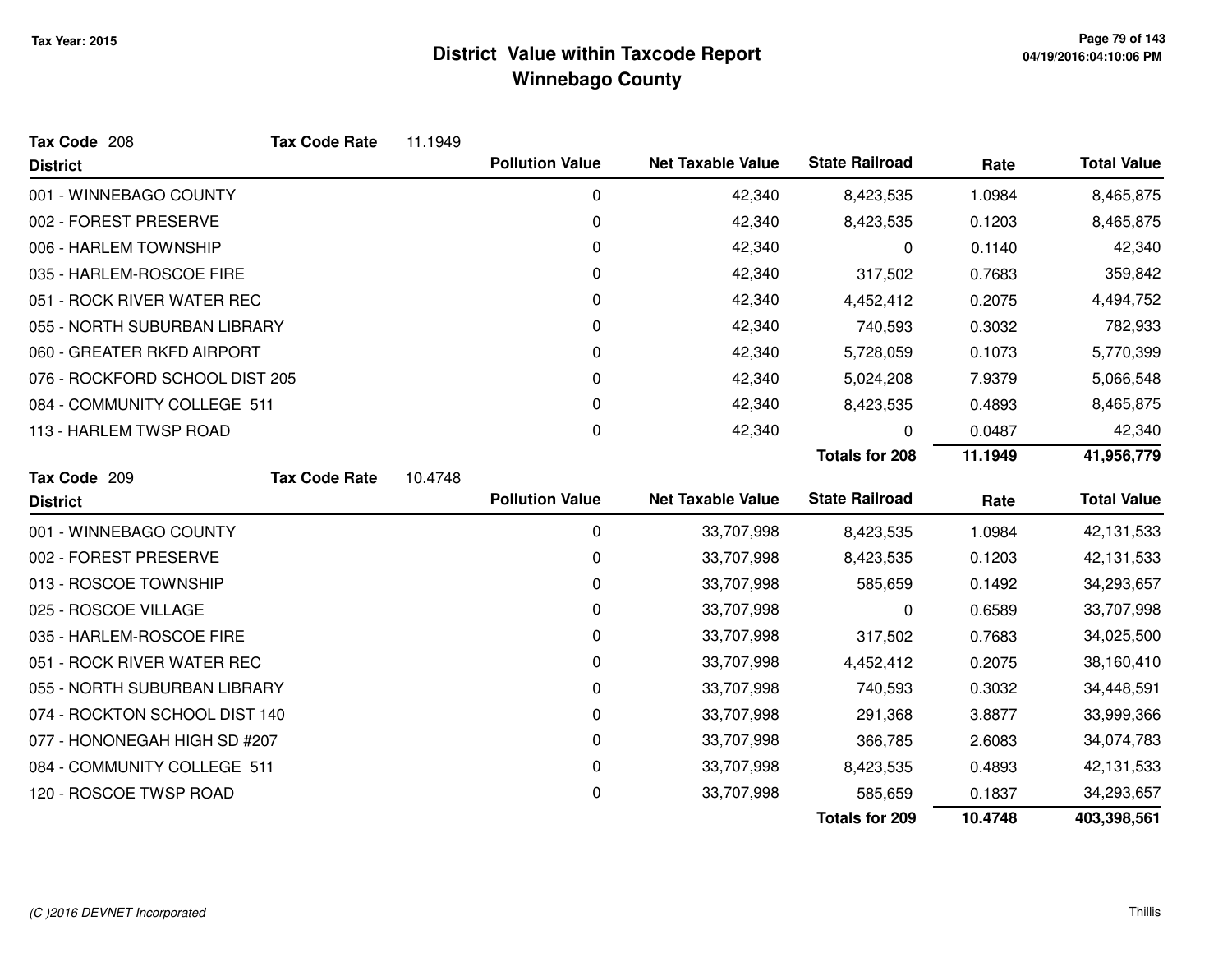# District Value within Taxcode Report
## Winnebago County

Tax Year: 2015

**Tax Code** 208 **Tax Code Rate** 11.1949

| District | Pollution Value | Net Taxable Value | State Railroad | Rate | Total Value |
|---|---|---|---|---|---|
| 001 - WINNEBAGO COUNTY | 0 | 42,340 | 8,423,535 | 1.0984 | 8,465,875 |
| 002 - FOREST PRESERVE | 0 | 42,340 | 8,423,535 | 0.1203 | 8,465,875 |
| 006 - HARLEM TOWNSHIP | 0 | 42,340 | 0 | 0.1140 | 42,340 |
| 035 - HARLEM-ROSCOE FIRE | 0 | 42,340 | 317,502 | 0.7683 | 359,842 |
| 051 - ROCK RIVER WATER REC | 0 | 42,340 | 4,452,412 | 0.2075 | 4,494,752 |
| 055 - NORTH SUBURBAN LIBRARY | 0 | 42,340 | 740,593 | 0.3032 | 782,933 |
| 060 - GREATER RKFD AIRPORT | 0 | 42,340 | 5,728,059 | 0.1073 | 5,770,399 |
| 076 - ROCKFORD SCHOOL DIST 205 | 0 | 42,340 | 5,024,208 | 7.9379 | 5,066,548 |
| 084 - COMMUNITY COLLEGE 511 | 0 | 42,340 | 8,423,535 | 0.4893 | 8,465,875 |
| 113 - HARLEM TWSP ROAD | 0 | 42,340 | 0 | 0.0487 | 42,340 |
| | | | **Totals for 208** | **11.1949** | **41,956,779** |

**Tax Code** 209 **Tax Code Rate** 10.4748

| District | Pollution Value | Net Taxable Value | State Railroad | Rate | Total Value |
|---|---|---|---|---|---|
| 001 - WINNEBAGO COUNTY | 0 | 33,707,998 | 8,423,535 | 1.0984 | 42,131,533 |
| 002 - FOREST PRESERVE | 0 | 33,707,998 | 8,423,535 | 0.1203 | 42,131,533 |
| 013 - ROSCOE TOWNSHIP | 0 | 33,707,998 | 585,659 | 0.1492 | 34,293,657 |
| 025 - ROSCOE VILLAGE | 0 | 33,707,998 | 0 | 0.6589 | 33,707,998 |
| 035 - HARLEM-ROSCOE FIRE | 0 | 33,707,998 | 317,502 | 0.7683 | 34,025,500 |
| 051 - ROCK RIVER WATER REC | 0 | 33,707,998 | 4,452,412 | 0.2075 | 38,160,410 |
| 055 - NORTH SUBURBAN LIBRARY | 0 | 33,707,998 | 740,593 | 0.3032 | 34,448,591 |
| 074 - ROCKTON SCHOOL DIST 140 | 0 | 33,707,998 | 291,368 | 3.8877 | 33,999,366 |
| 077 - HONONEGAH HIGH SD #207 | 0 | 33,707,998 | 366,785 | 2.6083 | 34,074,783 |
| 084 - COMMUNITY COLLEGE 511 | 0 | 33,707,998 | 8,423,535 | 0.4893 | 42,131,533 |
| 120 - ROSCOE TWSP ROAD | 0 | 33,707,998 | 585,659 | 0.1837 | 34,293,657 |
| | | | **Totals for 209** | **10.4748** | **403,398,561** |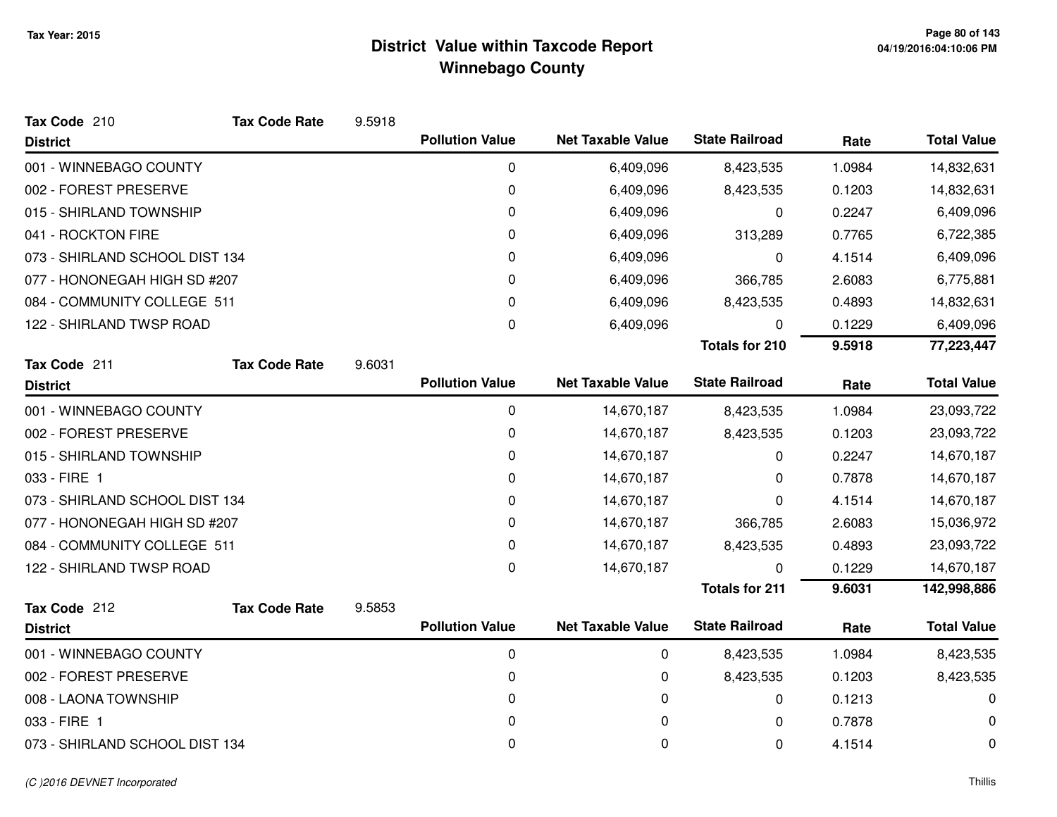# District Value within Taxcode Report
## Winnebago County

Tax Year: 2015

**Tax Code** 210 **Tax Code Rate** 9.5918

| District | Pollution Value | Net Taxable Value | State Railroad | Rate | Total Value |
|---|---|---|---|---|---|
| 001 - WINNEBAGO COUNTY | 0 | 6,409,096 | 8,423,535 | 1.0984 | 14,832,631 |
| 002 - FOREST PRESERVE | 0 | 6,409,096 | 8,423,535 | 0.1203 | 14,832,631 |
| 015 - SHIRLAND TOWNSHIP | 0 | 6,409,096 | 0 | 0.2247 | 6,409,096 |
| 041 - ROCKTON FIRE | 0 | 6,409,096 | 313,289 | 0.7765 | 6,722,385 |
| 073 - SHIRLAND SCHOOL DIST 134 | 0 | 6,409,096 | 0 | 4.1514 | 6,409,096 |
| 077 - HONONEGAH HIGH SD #207 | 0 | 6,409,096 | 366,785 | 2.6083 | 6,775,881 |
| 084 - COMMUNITY COLLEGE 511 | 0 | 6,409,096 | 8,423,535 | 0.4893 | 14,832,631 |
| 122 - SHIRLAND TWSP ROAD | 0 | 6,409,096 | 0 | 0.1229 | 6,409,096 |
| | | | **Totals for 210** | **9.5918** | **77,223,447** |

**Tax Code** 211 **Tax Code Rate** 9.6031

| District | Pollution Value | Net Taxable Value | State Railroad | Rate | Total Value |
|---|---|---|---|---|---|
| 001 - WINNEBAGO COUNTY | 0 | 14,670,187 | 8,423,535 | 1.0984 | 23,093,722 |
| 002 - FOREST PRESERVE | 0 | 14,670,187 | 8,423,535 | 0.1203 | 23,093,722 |
| 015 - SHIRLAND TOWNSHIP | 0 | 14,670,187 | 0 | 0.2247 | 14,670,187 |
| 033 - FIRE 1 | 0 | 14,670,187 | 0 | 0.7878 | 14,670,187 |
| 073 - SHIRLAND SCHOOL DIST 134 | 0 | 14,670,187 | 0 | 4.1514 | 14,670,187 |
| 077 - HONONEGAH HIGH SD #207 | 0 | 14,670,187 | 366,785 | 2.6083 | 15,036,972 |
| 084 - COMMUNITY COLLEGE 511 | 0 | 14,670,187 | 8,423,535 | 0.4893 | 23,093,722 |
| 122 - SHIRLAND TWSP ROAD | 0 | 14,670,187 | 0 | 0.1229 | 14,670,187 |
| | | | **Totals for 211** | **9.6031** | **142,998,886** |

**Tax Code** 212 **Tax Code Rate** 9.5853

| District | Pollution Value | Net Taxable Value | State Railroad | Rate | Total Value |
|---|---|---|---|---|---|
| 001 - WINNEBAGO COUNTY | 0 | 0 | 8,423,535 | 1.0984 | 8,423,535 |
| 002 - FOREST PRESERVE | 0 | 0 | 8,423,535 | 0.1203 | 8,423,535 |
| 008 - LAONA TOWNSHIP | 0 | 0 | 0 | 0.1213 | 0 |
| 033 - FIRE 1 | 0 | 0 | 0 | 0.7878 | 0 |
| 073 - SHIRLAND SCHOOL DIST 134 | 0 | 0 | 0 | 4.1514 | 0 |

*(C )2016 DEVNET Incorporated* Thillis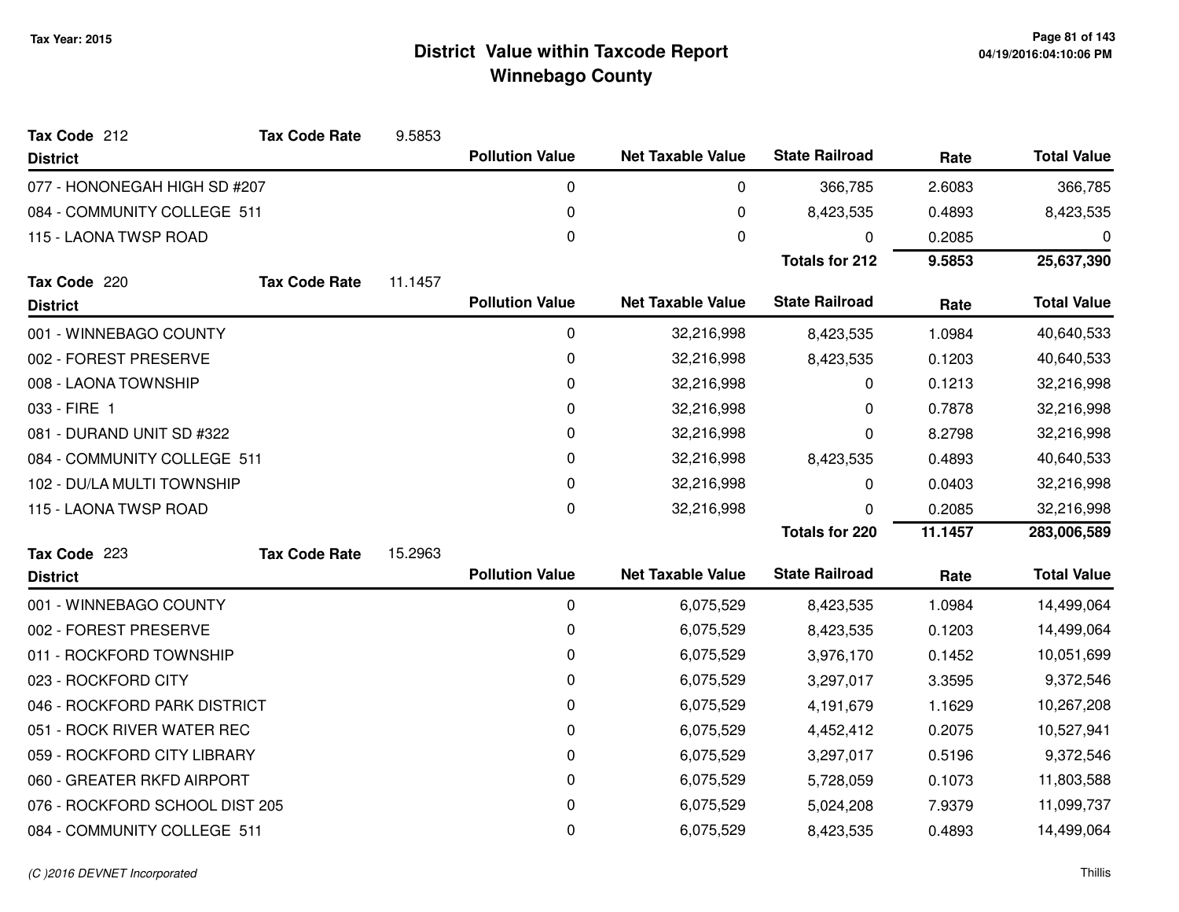Tax Year: 2015

# District Value within Taxcode Report
## Winnebago County

**Tax Code** 212 **Tax Code Rate** 9.5853

| District | Pollution Value | Net Taxable Value | State Railroad | Rate | Total Value |
|---|---|---|---|---|---|
| 077 - HONONEGAH HIGH SD #207 | 0 | 0 | 366,785 | 2.6083 | 366,785 |
| 084 - COMMUNITY COLLEGE 511 | 0 | 0 | 8,423,535 | 0.4893 | 8,423,535 |
| 115 - LAONA TWSP ROAD | 0 | 0 | 0 | 0.2085 | 0 |
| | | | **Totals for 212** | **9.5853** | **25,637,390** |

**Tax Code** 220 **Tax Code Rate** 11.1457

| District | Pollution Value | Net Taxable Value | State Railroad | Rate | Total Value |
|---|---|---|---|---|---|
| 001 - WINNEBAGO COUNTY | 0 | 32,216,998 | 8,423,535 | 1.0984 | 40,640,533 |
| 002 - FOREST PRESERVE | 0 | 32,216,998 | 8,423,535 | 0.1203 | 40,640,533 |
| 008 - LAONA TOWNSHIP | 0 | 32,216,998 | 0 | 0.1213 | 32,216,998 |
| 033 - FIRE 1 | 0 | 32,216,998 | 0 | 0.7878 | 32,216,998 |
| 081 - DURAND UNIT SD #322 | 0 | 32,216,998 | 0 | 8.2798 | 32,216,998 |
| 084 - COMMUNITY COLLEGE 511 | 0 | 32,216,998 | 8,423,535 | 0.4893 | 40,640,533 |
| 102 - DU/LA MULTI TOWNSHIP | 0 | 32,216,998 | 0 | 0.0403 | 32,216,998 |
| 115 - LAONA TWSP ROAD | 0 | 32,216,998 | 0 | 0.2085 | 32,216,998 |
| | | | **Totals for 220** | **11.1457** | **283,006,589** |

**Tax Code** 223 **Tax Code Rate** 15.2963

| District | Pollution Value | Net Taxable Value | State Railroad | Rate | Total Value |
|---|---|---|---|---|---|
| 001 - WINNEBAGO COUNTY | 0 | 6,075,529 | 8,423,535 | 1.0984 | 14,499,064 |
| 002 - FOREST PRESERVE | 0 | 6,075,529 | 8,423,535 | 0.1203 | 14,499,064 |
| 011 - ROCKFORD TOWNSHIP | 0 | 6,075,529 | 3,976,170 | 0.1452 | 10,051,699 |
| 023 - ROCKFORD CITY | 0 | 6,075,529 | 3,297,017 | 3.3595 | 9,372,546 |
| 046 - ROCKFORD PARK DISTRICT | 0 | 6,075,529 | 4,191,679 | 1.1629 | 10,267,208 |
| 051 - ROCK RIVER WATER REC | 0 | 6,075,529 | 4,452,412 | 0.2075 | 10,527,941 |
| 059 - ROCKFORD CITY LIBRARY | 0 | 6,075,529 | 3,297,017 | 0.5196 | 9,372,546 |
| 060 - GREATER RKFD AIRPORT | 0 | 6,075,529 | 5,728,059 | 0.1073 | 11,803,588 |
| 076 - ROCKFORD SCHOOL DIST 205 | 0 | 6,075,529 | 5,024,208 | 7.9379 | 11,099,737 |
| 084 - COMMUNITY COLLEGE 511 | 0 | 6,075,529 | 8,423,535 | 0.4893 | 14,499,064 |

(C )2016 DEVNET Incorporated Thillis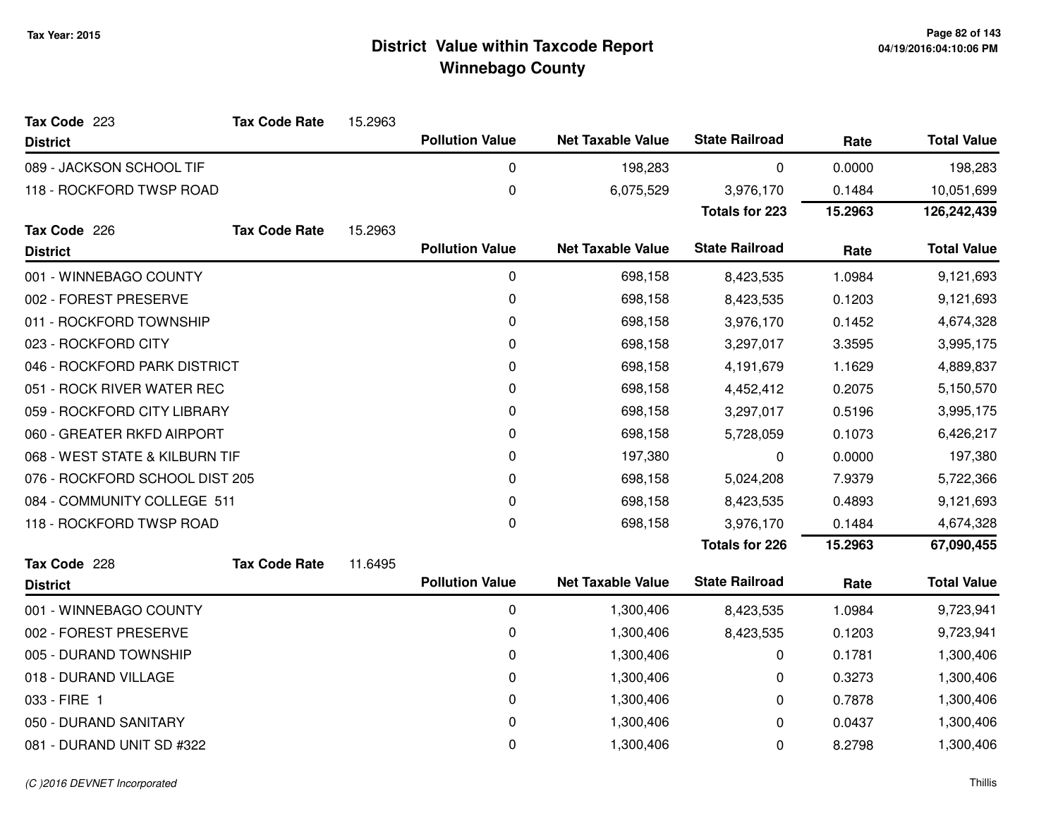# District Value within Taxcode Report
## Winnebago County

Tax Year: 2015

**Tax Code** 223 **Tax Code Rate** 15.2963

| District | Pollution Value | Net Taxable Value | State Railroad | Rate | Total Value |
|---|---|---|---|---|---|
| 089 - JACKSON SCHOOL TIF | 0 | 198,283 | 0 | 0.0000 | 198,283 |
| 118 - ROCKFORD TWSP ROAD | 0 | 6,075,529 | 3,976,170 | 0.1484 | 10,051,699 |
| | | | **Totals for 223** | **15.2963** | **126,242,439** |

**Tax Code** 226 **Tax Code Rate** 15.2963

| District | Pollution Value | Net Taxable Value | State Railroad | Rate | Total Value |
|---|---|---|---|---|---|
| 001 - WINNEBAGO COUNTY | 0 | 698,158 | 8,423,535 | 1.0984 | 9,121,693 |
| 002 - FOREST PRESERVE | 0 | 698,158 | 8,423,535 | 0.1203 | 9,121,693 |
| 011 - ROCKFORD TOWNSHIP | 0 | 698,158 | 3,976,170 | 0.1452 | 4,674,328 |
| 023 - ROCKFORD CITY | 0 | 698,158 | 3,297,017 | 3.3595 | 3,995,175 |
| 046 - ROCKFORD PARK DISTRICT | 0 | 698,158 | 4,191,679 | 1.1629 | 4,889,837 |
| 051 - ROCK RIVER WATER REC | 0 | 698,158 | 4,452,412 | 0.2075 | 5,150,570 |
| 059 - ROCKFORD CITY LIBRARY | 0 | 698,158 | 3,297,017 | 0.5196 | 3,995,175 |
| 060 - GREATER RKFD AIRPORT | 0 | 698,158 | 5,728,059 | 0.1073 | 6,426,217 |
| 068 - WEST STATE & KILBURN TIF | 0 | 197,380 | 0 | 0.0000 | 197,380 |
| 076 - ROCKFORD SCHOOL DIST 205 | 0 | 698,158 | 5,024,208 | 7.9379 | 5,722,366 |
| 084 - COMMUNITY COLLEGE 511 | 0 | 698,158 | 8,423,535 | 0.4893 | 9,121,693 |
| 118 - ROCKFORD TWSP ROAD | 0 | 698,158 | 3,976,170 | 0.1484 | 4,674,328 |
| | | | **Totals for 226** | **15.2963** | **67,090,455** |

**Tax Code** 228 **Tax Code Rate** 11.6495

| District | Pollution Value | Net Taxable Value | State Railroad | Rate | Total Value |
|---|---|---|---|---|---|
| 001 - WINNEBAGO COUNTY | 0 | 1,300,406 | 8,423,535 | 1.0984 | 9,723,941 |
| 002 - FOREST PRESERVE | 0 | 1,300,406 | 8,423,535 | 0.1203 | 9,723,941 |
| 005 - DURAND TOWNSHIP | 0 | 1,300,406 | 0 | 0.1781 | 1,300,406 |
| 018 - DURAND VILLAGE | 0 | 1,300,406 | 0 | 0.3273 | 1,300,406 |
| 033 - FIRE 1 | 0 | 1,300,406 | 0 | 0.7878 | 1,300,406 |
| 050 - DURAND SANITARY | 0 | 1,300,406 | 0 | 0.0437 | 1,300,406 |
| 081 - DURAND UNIT SD #322 | 0 | 1,300,406 | 0 | 8.2798 | 1,300,406 |

(C )2016 DEVNET Incorporated — Thillis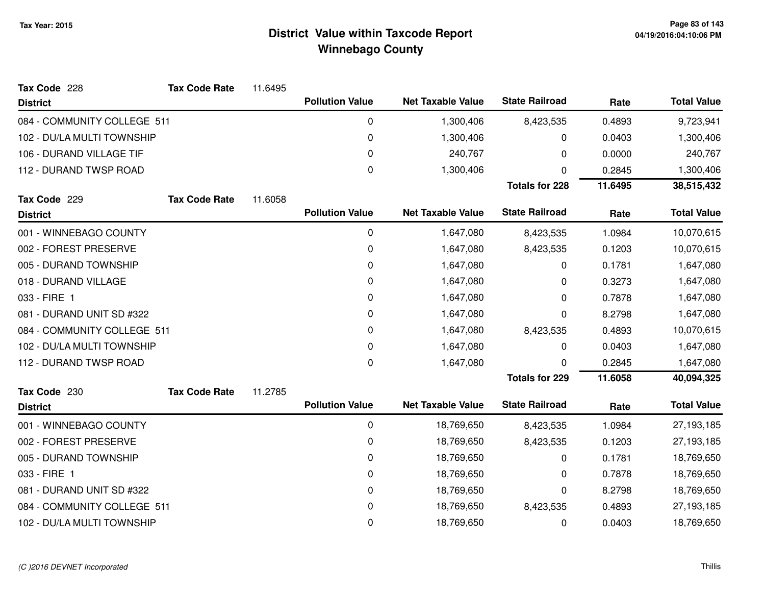# District Value within Taxcode Report
## Winnebago County

Tax Year: 2015

**Tax Code** 228 **Tax Code Rate** 11.6495

| District | Pollution Value | Net Taxable Value | State Railroad | Rate | Total Value |
|---|---|---|---|---|---|
| 084 - COMMUNITY COLLEGE 511 | 0 | 1,300,406 | 8,423,535 | 0.4893 | 9,723,941 |
| 102 - DU/LA MULTI TOWNSHIP | 0 | 1,300,406 | 0 | 0.0403 | 1,300,406 |
| 106 - DURAND VILLAGE TIF | 0 | 240,767 | 0 | 0.0000 | 240,767 |
| 112 - DURAND TWSP ROAD | 0 | 1,300,406 | 0 | 0.2845 | 1,300,406 |
| | | | **Totals for 228** | **11.6495** | **38,515,432** |

**Tax Code** 229 **Tax Code Rate** 11.6058

| District | Pollution Value | Net Taxable Value | State Railroad | Rate | Total Value |
|---|---|---|---|---|---|
| 001 - WINNEBAGO COUNTY | 0 | 1,647,080 | 8,423,535 | 1.0984 | 10,070,615 |
| 002 - FOREST PRESERVE | 0 | 1,647,080 | 8,423,535 | 0.1203 | 10,070,615 |
| 005 - DURAND TOWNSHIP | 0 | 1,647,080 | 0 | 0.1781 | 1,647,080 |
| 018 - DURAND VILLAGE | 0 | 1,647,080 | 0 | 0.3273 | 1,647,080 |
| 033 - FIRE 1 | 0 | 1,647,080 | 0 | 0.7878 | 1,647,080 |
| 081 - DURAND UNIT SD #322 | 0 | 1,647,080 | 0 | 8.2798 | 1,647,080 |
| 084 - COMMUNITY COLLEGE 511 | 0 | 1,647,080 | 8,423,535 | 0.4893 | 10,070,615 |
| 102 - DU/LA MULTI TOWNSHIP | 0 | 1,647,080 | 0 | 0.0403 | 1,647,080 |
| 112 - DURAND TWSP ROAD | 0 | 1,647,080 | 0 | 0.2845 | 1,647,080 |
| | | | **Totals for 229** | **11.6058** | **40,094,325** |

**Tax Code** 230 **Tax Code Rate** 11.2785

| District | Pollution Value | Net Taxable Value | State Railroad | Rate | Total Value |
|---|---|---|---|---|---|
| 001 - WINNEBAGO COUNTY | 0 | 18,769,650 | 8,423,535 | 1.0984 | 27,193,185 |
| 002 - FOREST PRESERVE | 0 | 18,769,650 | 8,423,535 | 0.1203 | 27,193,185 |
| 005 - DURAND TOWNSHIP | 0 | 18,769,650 | 0 | 0.1781 | 18,769,650 |
| 033 - FIRE 1 | 0 | 18,769,650 | 0 | 0.7878 | 18,769,650 |
| 081 - DURAND UNIT SD #322 | 0 | 18,769,650 | 0 | 8.2798 | 18,769,650 |
| 084 - COMMUNITY COLLEGE 511 | 0 | 18,769,650 | 8,423,535 | 0.4893 | 27,193,185 |
| 102 - DU/LA MULTI TOWNSHIP | 0 | 18,769,650 | 0 | 0.0403 | 18,769,650 |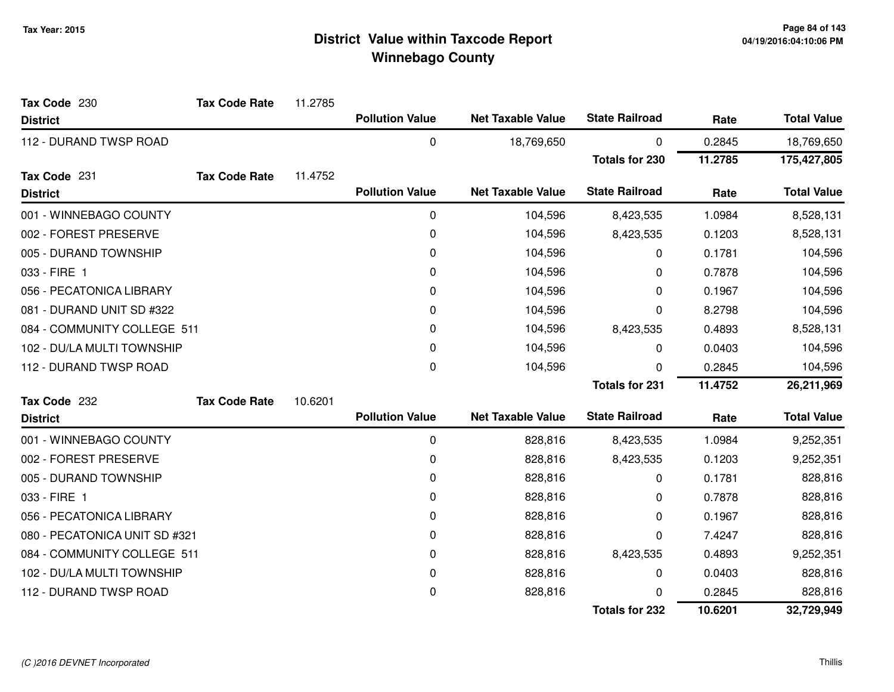# District Value within Taxcode Report
## Winnebago County

Tax Year: 2015

**Tax Code** 230 **Tax Code Rate** 11.2785

| District | Pollution Value | Net Taxable Value | State Railroad | Rate | Total Value |
|---|---|---|---|---|---|
| 112 - DURAND TWSP ROAD | 0 | 18,769,650 | 0 | 0.2845 | 18,769,650 |
| | | | **Totals for 230** | **11.2785** | **175,427,805** |

**Tax Code** 231 **Tax Code Rate** 11.4752

| District | Pollution Value | Net Taxable Value | State Railroad | Rate | Total Value |
|---|---|---|---|---|---|
| 001 - WINNEBAGO COUNTY | 0 | 104,596 | 8,423,535 | 1.0984 | 8,528,131 |
| 002 - FOREST PRESERVE | 0 | 104,596 | 8,423,535 | 0.1203 | 8,528,131 |
| 005 - DURAND TOWNSHIP | 0 | 104,596 | 0 | 0.1781 | 104,596 |
| 033 - FIRE 1 | 0 | 104,596 | 0 | 0.7878 | 104,596 |
| 056 - PECATONICA LIBRARY | 0 | 104,596 | 0 | 0.1967 | 104,596 |
| 081 - DURAND UNIT SD #322 | 0 | 104,596 | 0 | 8.2798 | 104,596 |
| 084 - COMMUNITY COLLEGE 511 | 0 | 104,596 | 8,423,535 | 0.4893 | 8,528,131 |
| 102 - DU/LA MULTI TOWNSHIP | 0 | 104,596 | 0 | 0.0403 | 104,596 |
| 112 - DURAND TWSP ROAD | 0 | 104,596 | 0 | 0.2845 | 104,596 |
| | | | **Totals for 231** | **11.4752** | **26,211,969** |

**Tax Code** 232 **Tax Code Rate** 10.6201

| District | Pollution Value | Net Taxable Value | State Railroad | Rate | Total Value |
|---|---|---|---|---|---|
| 001 - WINNEBAGO COUNTY | 0 | 828,816 | 8,423,535 | 1.0984 | 9,252,351 |
| 002 - FOREST PRESERVE | 0 | 828,816 | 8,423,535 | 0.1203 | 9,252,351 |
| 005 - DURAND TOWNSHIP | 0 | 828,816 | 0 | 0.1781 | 828,816 |
| 033 - FIRE 1 | 0 | 828,816 | 0 | 0.7878 | 828,816 |
| 056 - PECATONICA LIBRARY | 0 | 828,816 | 0 | 0.1967 | 828,816 |
| 080 - PECATONICA UNIT SD #321 | 0 | 828,816 | 0 | 7.4247 | 828,816 |
| 084 - COMMUNITY COLLEGE 511 | 0 | 828,816 | 8,423,535 | 0.4893 | 9,252,351 |
| 102 - DU/LA MULTI TOWNSHIP | 0 | 828,816 | 0 | 0.0403 | 828,816 |
| 112 - DURAND TWSP ROAD | 0 | 828,816 | 0 | 0.2845 | 828,816 |
| | | | **Totals for 232** | **10.6201** | **32,729,949** |

*(C )2016 DEVNET Incorporated*

Thillis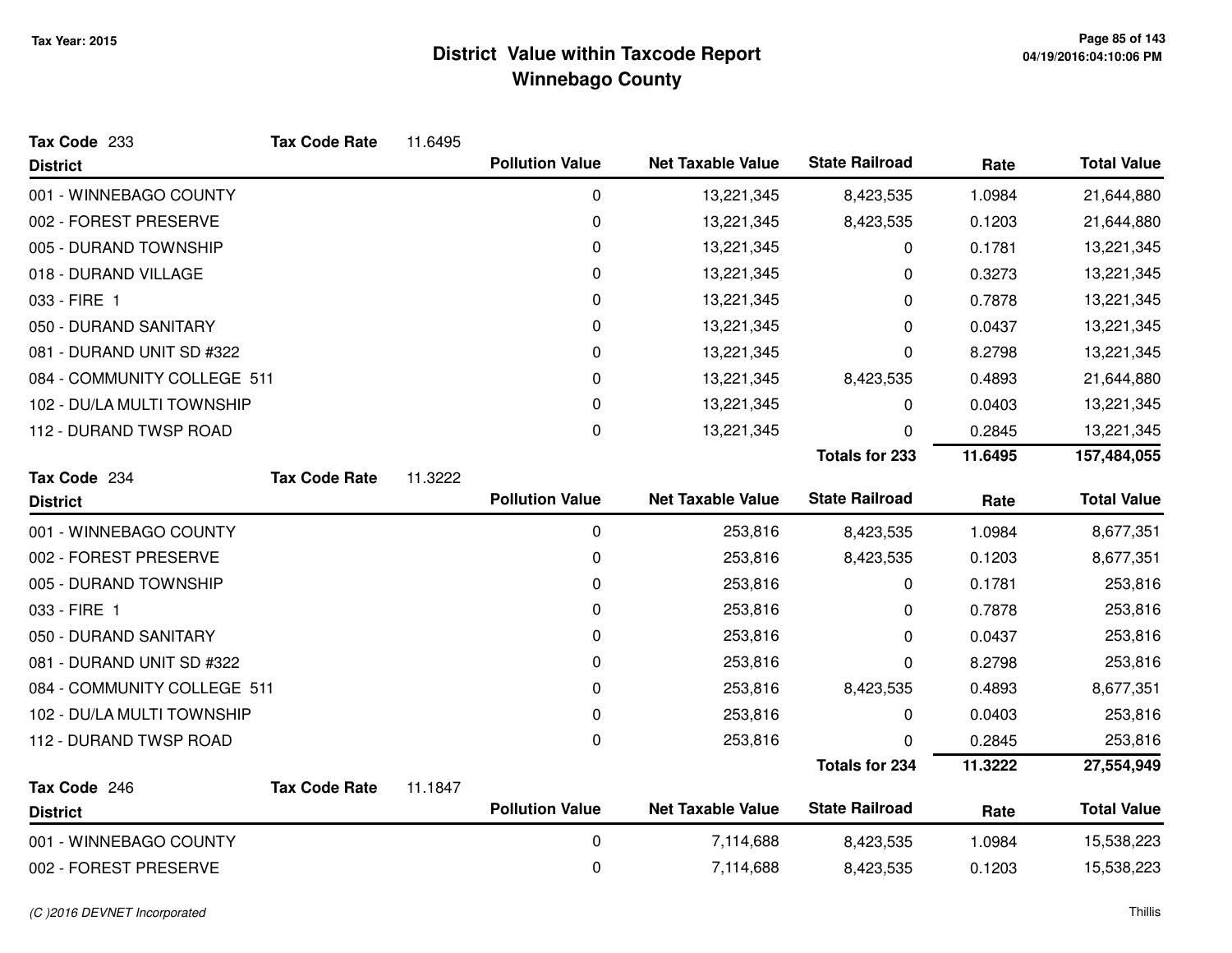# District Value within Taxcode Report
## Winnebago County

Tax Year: 2015

**Tax Code** 233 **Tax Code Rate** 11.6495

| District | Pollution Value | Net Taxable Value | State Railroad | Rate | Total Value |
|---|---|---|---|---|---|
| 001 - WINNEBAGO COUNTY | 0 | 13,221,345 | 8,423,535 | 1.0984 | 21,644,880 |
| 002 - FOREST PRESERVE | 0 | 13,221,345 | 8,423,535 | 0.1203 | 21,644,880 |
| 005 - DURAND TOWNSHIP | 0 | 13,221,345 | 0 | 0.1781 | 13,221,345 |
| 018 - DURAND VILLAGE | 0 | 13,221,345 | 0 | 0.3273 | 13,221,345 |
| 033 - FIRE 1 | 0 | 13,221,345 | 0 | 0.7878 | 13,221,345 |
| 050 - DURAND SANITARY | 0 | 13,221,345 | 0 | 0.0437 | 13,221,345 |
| 081 - DURAND UNIT SD #322 | 0 | 13,221,345 | 0 | 8.2798 | 13,221,345 |
| 084 - COMMUNITY COLLEGE 511 | 0 | 13,221,345 | 8,423,535 | 0.4893 | 21,644,880 |
| 102 - DU/LA MULTI TOWNSHIP | 0 | 13,221,345 | 0 | 0.0403 | 13,221,345 |
| 112 - DURAND TWSP ROAD | 0 | 13,221,345 | 0 | 0.2845 | 13,221,345 |
| | | | **Totals for 233** | **11.6495** | **157,484,055** |

**Tax Code** 234 **Tax Code Rate** 11.3222

| District | Pollution Value | Net Taxable Value | State Railroad | Rate | Total Value |
|---|---|---|---|---|---|
| 001 - WINNEBAGO COUNTY | 0 | 253,816 | 8,423,535 | 1.0984 | 8,677,351 |
| 002 - FOREST PRESERVE | 0 | 253,816 | 8,423,535 | 0.1203 | 8,677,351 |
| 005 - DURAND TOWNSHIP | 0 | 253,816 | 0 | 0.1781 | 253,816 |
| 033 - FIRE 1 | 0 | 253,816 | 0 | 0.7878 | 253,816 |
| 050 - DURAND SANITARY | 0 | 253,816 | 0 | 0.0437 | 253,816 |
| 081 - DURAND UNIT SD #322 | 0 | 253,816 | 0 | 8.2798 | 253,816 |
| 084 - COMMUNITY COLLEGE 511 | 0 | 253,816 | 8,423,535 | 0.4893 | 8,677,351 |
| 102 - DU/LA MULTI TOWNSHIP | 0 | 253,816 | 0 | 0.0403 | 253,816 |
| 112 - DURAND TWSP ROAD | 0 | 253,816 | 0 | 0.2845 | 253,816 |
| | | | **Totals for 234** | **11.3222** | **27,554,949** |

**Tax Code** 246 **Tax Code Rate** 11.1847

| District | Pollution Value | Net Taxable Value | State Railroad | Rate | Total Value |
|---|---|---|---|---|---|
| 001 - WINNEBAGO COUNTY | 0 | 7,114,688 | 8,423,535 | 1.0984 | 15,538,223 |
| 002 - FOREST PRESERVE | 0 | 7,114,688 | 8,423,535 | 0.1203 | 15,538,223 |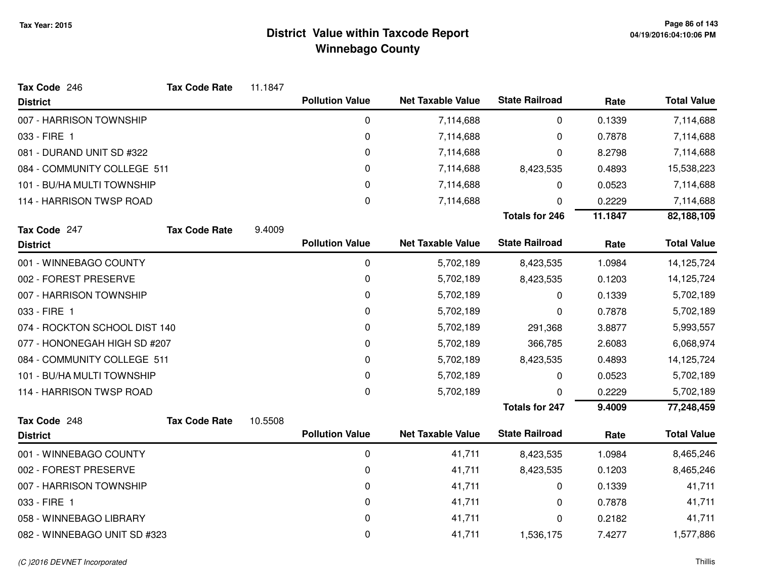# District Value within Taxcode Report
## Winnebago County

Tax Year: 2015

**Tax Code** 246 **Tax Code Rate** 11.1847

| District | Pollution Value | Net Taxable Value | State Railroad | Rate | Total Value |
|---|---|---|---|---|---|
| 007 - HARRISON TOWNSHIP | 0 | 7,114,688 | 0 | 0.1339 | 7,114,688 |
| 033 - FIRE 1 | 0 | 7,114,688 | 0 | 0.7878 | 7,114,688 |
| 081 - DURAND UNIT SD #322 | 0 | 7,114,688 | 0 | 8.2798 | 7,114,688 |
| 084 - COMMUNITY COLLEGE 511 | 0 | 7,114,688 | 8,423,535 | 0.4893 | 15,538,223 |
| 101 - BU/HA MULTI TOWNSHIP | 0 | 7,114,688 | 0 | 0.0523 | 7,114,688 |
| 114 - HARRISON TWSP ROAD | 0 | 7,114,688 | 0 | 0.2229 | 7,114,688 |
| | | | **Totals for 246** | **11.1847** | **82,188,109** |

**Tax Code** 247 **Tax Code Rate** 9.4009

| District | Pollution Value | Net Taxable Value | State Railroad | Rate | Total Value |
|---|---|---|---|---|---|
| 001 - WINNEBAGO COUNTY | 0 | 5,702,189 | 8,423,535 | 1.0984 | 14,125,724 |
| 002 - FOREST PRESERVE | 0 | 5,702,189 | 8,423,535 | 0.1203 | 14,125,724 |
| 007 - HARRISON TOWNSHIP | 0 | 5,702,189 | 0 | 0.1339 | 5,702,189 |
| 033 - FIRE 1 | 0 | 5,702,189 | 0 | 0.7878 | 5,702,189 |
| 074 - ROCKTON SCHOOL DIST 140 | 0 | 5,702,189 | 291,368 | 3.8877 | 5,993,557 |
| 077 - HONONEGAH HIGH SD #207 | 0 | 5,702,189 | 366,785 | 2.6083 | 6,068,974 |
| 084 - COMMUNITY COLLEGE 511 | 0 | 5,702,189 | 8,423,535 | 0.4893 | 14,125,724 |
| 101 - BU/HA MULTI TOWNSHIP | 0 | 5,702,189 | 0 | 0.0523 | 5,702,189 |
| 114 - HARRISON TWSP ROAD | 0 | 5,702,189 | 0 | 0.2229 | 5,702,189 |
| | | | **Totals for 247** | **9.4009** | **77,248,459** |

**Tax Code** 248 **Tax Code Rate** 10.5508

| District | Pollution Value | Net Taxable Value | State Railroad | Rate | Total Value |
|---|---|---|---|---|---|
| 001 - WINNEBAGO COUNTY | 0 | 41,711 | 8,423,535 | 1.0984 | 8,465,246 |
| 002 - FOREST PRESERVE | 0 | 41,711 | 8,423,535 | 0.1203 | 8,465,246 |
| 007 - HARRISON TOWNSHIP | 0 | 41,711 | 0 | 0.1339 | 41,711 |
| 033 - FIRE 1 | 0 | 41,711 | 0 | 0.7878 | 41,711 |
| 058 - WINNEBAGO LIBRARY | 0 | 41,711 | 0 | 0.2182 | 41,711 |
| 082 - WINNEBAGO UNIT SD #323 | 0 | 41,711 | 1,536,175 | 7.4277 | 1,577,886 |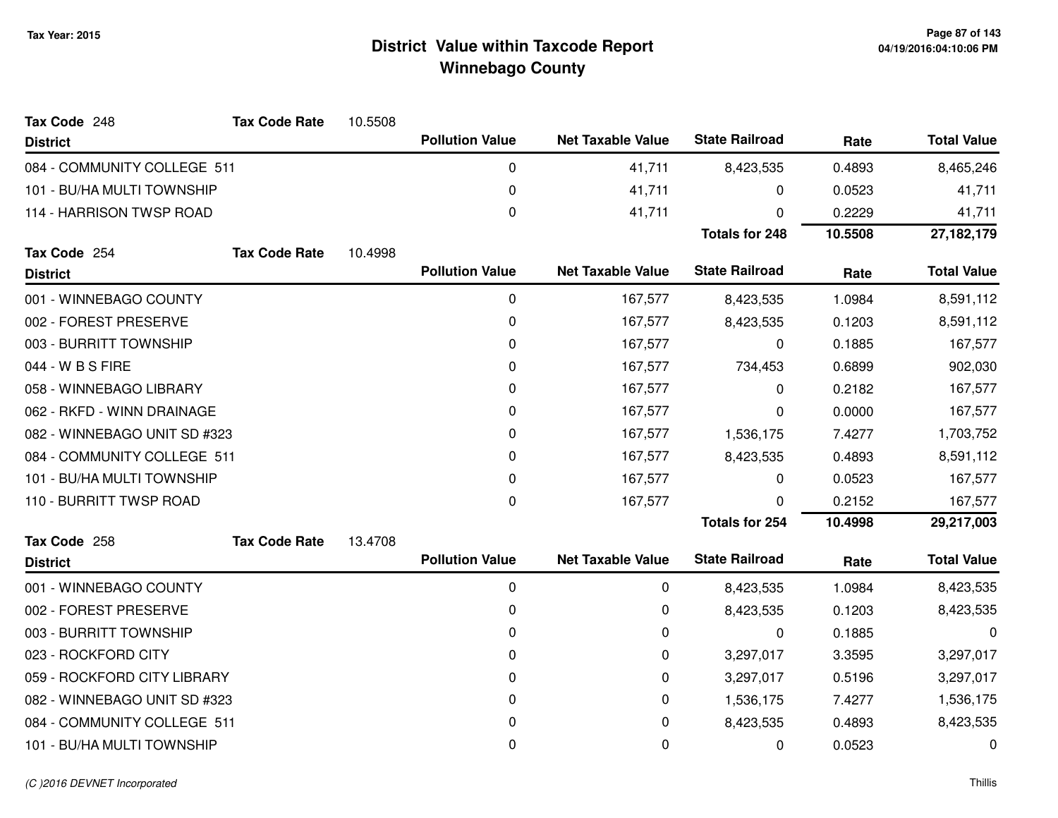# District Value within Taxcode Report

## Winnebago County

Tax Year: 2015

| District | Pollution Value | Net Taxable Value | State Railroad | Rate | Total Value |
|---|---|---|---|---|---|
| **Tax Code 248** — **Tax Code Rate** 10.5508 | | | | | |
| 084 - COMMUNITY COLLEGE 511 | 0 | 41,711 | 8,423,535 | 0.4893 | 8,465,246 |
| 101 - BU/HA MULTI TOWNSHIP | 0 | 41,711 | 0 | 0.0523 | 41,711 |
| 114 - HARRISON TWSP ROAD | 0 | 41,711 | 0 | 0.2229 | 41,711 |
| | | | **Totals for 248** | **10.5508** | **27,182,179** |

| District | Pollution Value | Net Taxable Value | State Railroad | Rate | Total Value |
|---|---|---|---|---|---|
| **Tax Code 254** — **Tax Code Rate** 10.4998 | | | | | |
| 001 - WINNEBAGO COUNTY | 0 | 167,577 | 8,423,535 | 1.0984 | 8,591,112 |
| 002 - FOREST PRESERVE | 0 | 167,577 | 8,423,535 | 0.1203 | 8,591,112 |
| 003 - BURRITT TOWNSHIP | 0 | 167,577 | 0 | 0.1885 | 167,577 |
| 044 - W B S FIRE | 0 | 167,577 | 734,453 | 0.6899 | 902,030 |
| 058 - WINNEBAGO LIBRARY | 0 | 167,577 | 0 | 0.2182 | 167,577 |
| 062 - RKFD - WINN DRAINAGE | 0 | 167,577 | 0 | 0.0000 | 167,577 |
| 082 - WINNEBAGO UNIT SD #323 | 0 | 167,577 | 1,536,175 | 7.4277 | 1,703,752 |
| 084 - COMMUNITY COLLEGE 511 | 0 | 167,577 | 8,423,535 | 0.4893 | 8,591,112 |
| 101 - BU/HA MULTI TOWNSHIP | 0 | 167,577 | 0 | 0.0523 | 167,577 |
| 110 - BURRITT TWSP ROAD | 0 | 167,577 | 0 | 0.2152 | 167,577 |
| | | | **Totals for 254** | **10.4998** | **29,217,003** |

| District | Pollution Value | Net Taxable Value | State Railroad | Rate | Total Value |
|---|---|---|---|---|---|
| **Tax Code 258** — **Tax Code Rate** 13.4708 | | | | | |
| 001 - WINNEBAGO COUNTY | 0 | 0 | 8,423,535 | 1.0984 | 8,423,535 |
| 002 - FOREST PRESERVE | 0 | 0 | 8,423,535 | 0.1203 | 8,423,535 |
| 003 - BURRITT TOWNSHIP | 0 | 0 | 0 | 0.1885 | 0 |
| 023 - ROCKFORD CITY | 0 | 0 | 3,297,017 | 3.3595 | 3,297,017 |
| 059 - ROCKFORD CITY LIBRARY | 0 | 0 | 3,297,017 | 0.5196 | 3,297,017 |
| 082 - WINNEBAGO UNIT SD #323 | 0 | 0 | 1,536,175 | 7.4277 | 1,536,175 |
| 084 - COMMUNITY COLLEGE 511 | 0 | 0 | 8,423,535 | 0.4893 | 8,423,535 |
| 101 - BU/HA MULTI TOWNSHIP | 0 | 0 | 0 | 0.0523 | 0 |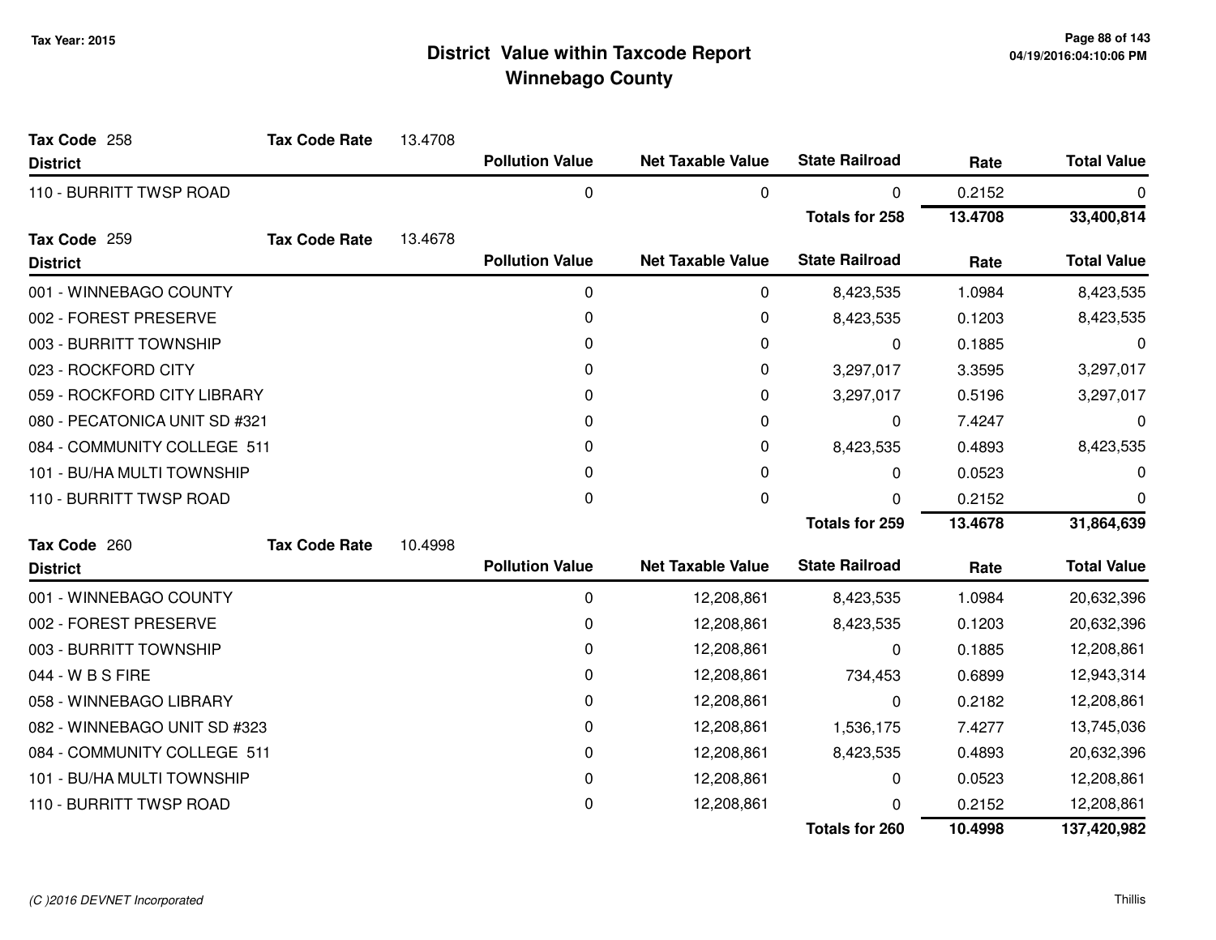**Tax Year: 2015**

# District Value within Taxcode Report
## Winnebago County

**Tax Code** 258 **Tax Code Rate** 13.4708

| District | Pollution Value | Net Taxable Value | State Railroad | Rate | Total Value |
|---|---|---|---|---|---|
| 110 - BURRITT TWSP ROAD | 0 | 0 | 0 | 0.2152 | 0 |
| | | | **Totals for 258** | **13.4708** | **33,400,814** |

**Tax Code** 259 **Tax Code Rate** 13.4678

| District | Pollution Value | Net Taxable Value | State Railroad | Rate | Total Value |
|---|---|---|---|---|---|
| 001 - WINNEBAGO COUNTY | 0 | 0 | 8,423,535 | 1.0984 | 8,423,535 |
| 002 - FOREST PRESERVE | 0 | 0 | 8,423,535 | 0.1203 | 8,423,535 |
| 003 - BURRITT TOWNSHIP | 0 | 0 | 0 | 0.1885 | 0 |
| 023 - ROCKFORD CITY | 0 | 0 | 3,297,017 | 3.3595 | 3,297,017 |
| 059 - ROCKFORD CITY LIBRARY | 0 | 0 | 3,297,017 | 0.5196 | 3,297,017 |
| 080 - PECATONICA UNIT SD #321 | 0 | 0 | 0 | 7.4247 | 0 |
| 084 - COMMUNITY COLLEGE 511 | 0 | 0 | 8,423,535 | 0.4893 | 8,423,535 |
| 101 - BU/HA MULTI TOWNSHIP | 0 | 0 | 0 | 0.0523 | 0 |
| 110 - BURRITT TWSP ROAD | 0 | 0 | 0 | 0.2152 | 0 |
| | | | **Totals for 259** | **13.4678** | **31,864,639** |

**Tax Code** 260 **Tax Code Rate** 10.4998

| District | Pollution Value | Net Taxable Value | State Railroad | Rate | Total Value |
|---|---|---|---|---|---|
| 001 - WINNEBAGO COUNTY | 0 | 12,208,861 | 8,423,535 | 1.0984 | 20,632,396 |
| 002 - FOREST PRESERVE | 0 | 12,208,861 | 8,423,535 | 0.1203 | 20,632,396 |
| 003 - BURRITT TOWNSHIP | 0 | 12,208,861 | 0 | 0.1885 | 12,208,861 |
| 044 - W B S FIRE | 0 | 12,208,861 | 734,453 | 0.6899 | 12,943,314 |
| 058 - WINNEBAGO LIBRARY | 0 | 12,208,861 | 0 | 0.2182 | 12,208,861 |
| 082 - WINNEBAGO UNIT SD #323 | 0 | 12,208,861 | 1,536,175 | 7.4277 | 13,745,036 |
| 084 - COMMUNITY COLLEGE 511 | 0 | 12,208,861 | 8,423,535 | 0.4893 | 20,632,396 |
| 101 - BU/HA MULTI TOWNSHIP | 0 | 12,208,861 | 0 | 0.0523 | 12,208,861 |
| 110 - BURRITT TWSP ROAD | 0 | 12,208,861 | 0 | 0.2152 | 12,208,861 |
| | | | **Totals for 260** | **10.4998** | **137,420,982** |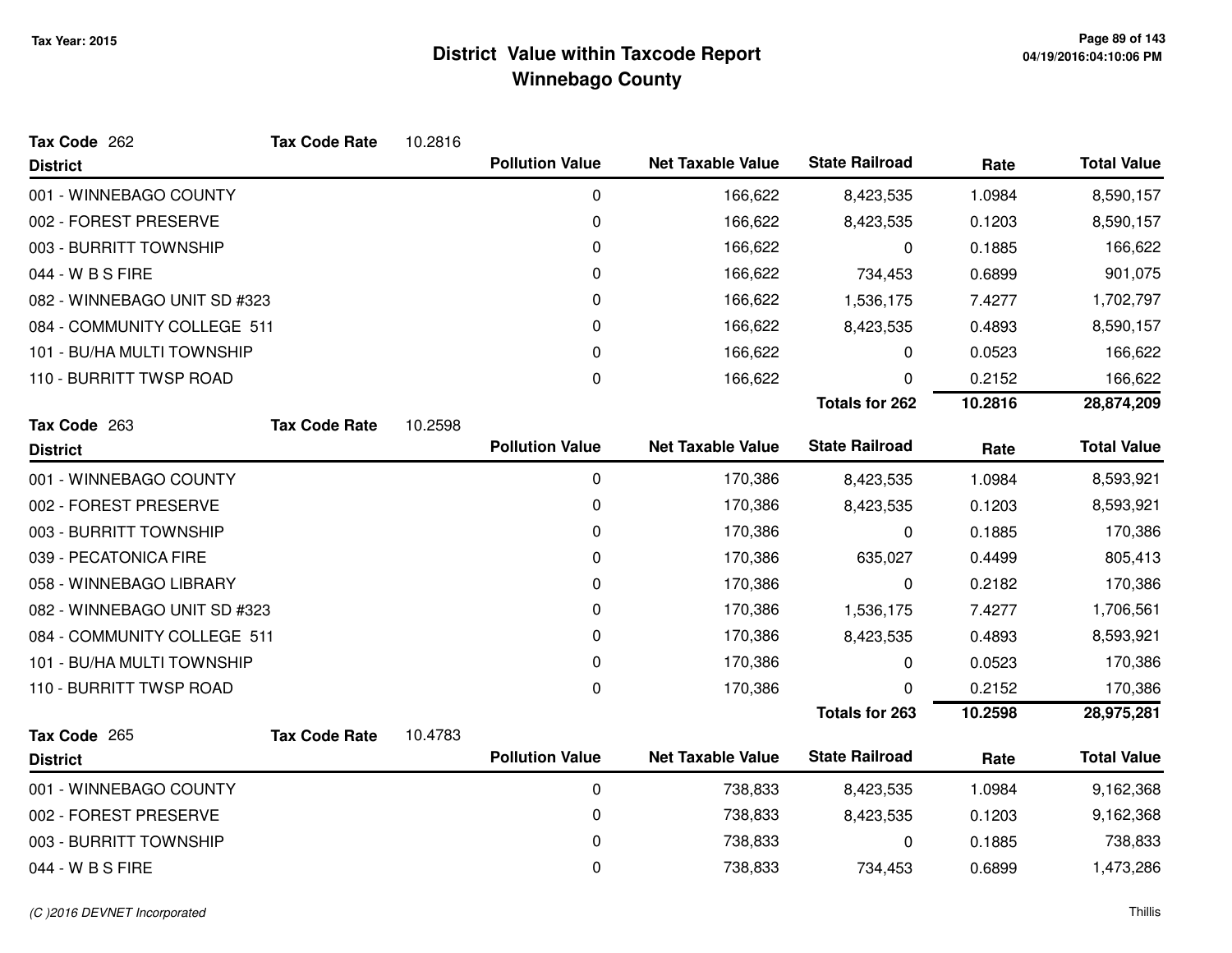# District Value within Taxcode Report
## Winnebago County

Tax Year: 2015

**Tax Code** 262 **Tax Code Rate** 10.2816

| District | Pollution Value | Net Taxable Value | State Railroad | Rate | Total Value |
|---|---|---|---|---|---|
| 001 - WINNEBAGO COUNTY | 0 | 166,622 | 8,423,535 | 1.0984 | 8,590,157 |
| 002 - FOREST PRESERVE | 0 | 166,622 | 8,423,535 | 0.1203 | 8,590,157 |
| 003 - BURRITT TOWNSHIP | 0 | 166,622 | 0 | 0.1885 | 166,622 |
| 044 - W B S FIRE | 0 | 166,622 | 734,453 | 0.6899 | 901,075 |
| 082 - WINNEBAGO UNIT SD #323 | 0 | 166,622 | 1,536,175 | 7.4277 | 1,702,797 |
| 084 - COMMUNITY COLLEGE 511 | 0 | 166,622 | 8,423,535 | 0.4893 | 8,590,157 |
| 101 - BU/HA MULTI TOWNSHIP | 0 | 166,622 | 0 | 0.0523 | 166,622 |
| 110 - BURRITT TWSP ROAD | 0 | 166,622 | 0 | 0.2152 | 166,622 |
| | | | **Totals for 262** | **10.2816** | **28,874,209** |

**Tax Code** 263 **Tax Code Rate** 10.2598

| District | Pollution Value | Net Taxable Value | State Railroad | Rate | Total Value |
|---|---|---|---|---|---|
| 001 - WINNEBAGO COUNTY | 0 | 170,386 | 8,423,535 | 1.0984 | 8,593,921 |
| 002 - FOREST PRESERVE | 0 | 170,386 | 8,423,535 | 0.1203 | 8,593,921 |
| 003 - BURRITT TOWNSHIP | 0 | 170,386 | 0 | 0.1885 | 170,386 |
| 039 - PECATONICA FIRE | 0 | 170,386 | 635,027 | 0.4499 | 805,413 |
| 058 - WINNEBAGO LIBRARY | 0 | 170,386 | 0 | 0.2182 | 170,386 |
| 082 - WINNEBAGO UNIT SD #323 | 0 | 170,386 | 1,536,175 | 7.4277 | 1,706,561 |
| 084 - COMMUNITY COLLEGE 511 | 0 | 170,386 | 8,423,535 | 0.4893 | 8,593,921 |
| 101 - BU/HA MULTI TOWNSHIP | 0 | 170,386 | 0 | 0.0523 | 170,386 |
| 110 - BURRITT TWSP ROAD | 0 | 170,386 | 0 | 0.2152 | 170,386 |
| | | | **Totals for 263** | **10.2598** | **28,975,281** |

**Tax Code** 265 **Tax Code Rate** 10.4783

| District | Pollution Value | Net Taxable Value | State Railroad | Rate | Total Value |
|---|---|---|---|---|---|
| 001 - WINNEBAGO COUNTY | 0 | 738,833 | 8,423,535 | 1.0984 | 9,162,368 |
| 002 - FOREST PRESERVE | 0 | 738,833 | 8,423,535 | 0.1203 | 9,162,368 |
| 003 - BURRITT TOWNSHIP | 0 | 738,833 | 0 | 0.1885 | 738,833 |
| 044 - W B S FIRE | 0 | 738,833 | 734,453 | 0.6899 | 1,473,286 |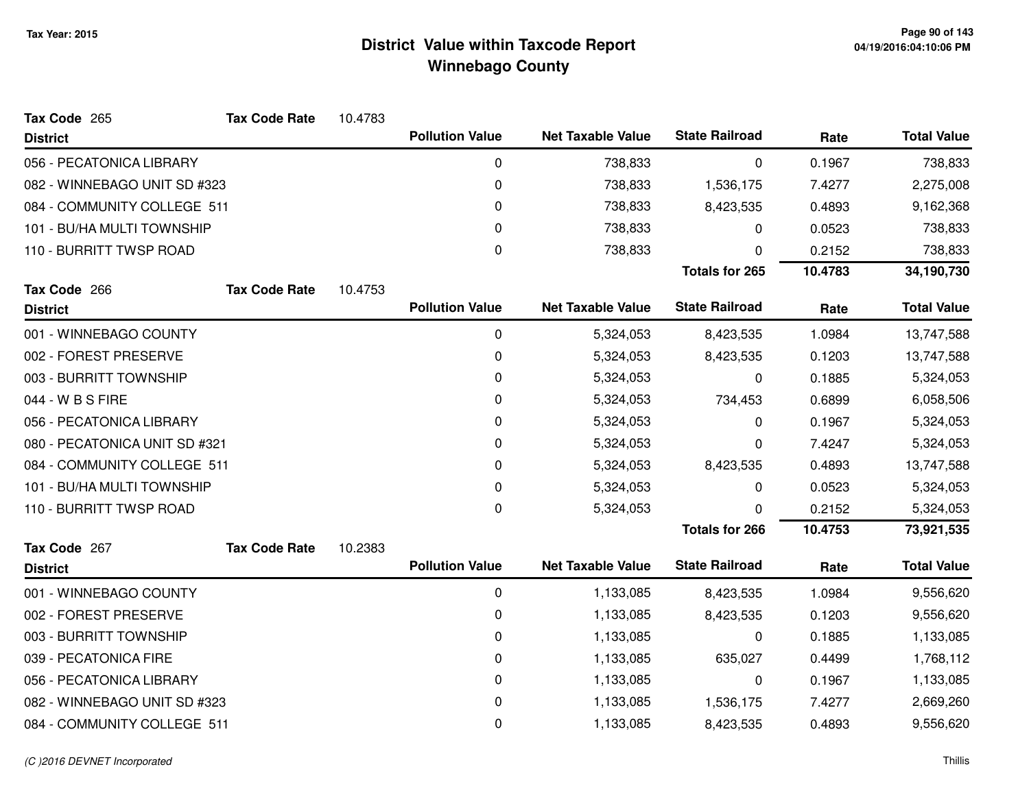# District Value within Taxcode Report
## Winnebago County

Tax Year: 2015

**Tax Code** 265 **Tax Code Rate** 10.4783

| District | Pollution Value | Net Taxable Value | State Railroad | Rate | Total Value |
|---|---|---|---|---|---|
| 056 - PECATONICA LIBRARY | 0 | 738,833 | 0 | 0.1967 | 738,833 |
| 082 - WINNEBAGO UNIT SD #323 | 0 | 738,833 | 1,536,175 | 7.4277 | 2,275,008 |
| 084 - COMMUNITY COLLEGE 511 | 0 | 738,833 | 8,423,535 | 0.4893 | 9,162,368 |
| 101 - BU/HA MULTI TOWNSHIP | 0 | 738,833 | 0 | 0.0523 | 738,833 |
| 110 - BURRITT TWSP ROAD | 0 | 738,833 | 0 | 0.2152 | 738,833 |
| | | | **Totals for 265** | **10.4783** | **34,190,730** |

**Tax Code** 266 **Tax Code Rate** 10.4753

| District | Pollution Value | Net Taxable Value | State Railroad | Rate | Total Value |
|---|---|---|---|---|---|
| 001 - WINNEBAGO COUNTY | 0 | 5,324,053 | 8,423,535 | 1.0984 | 13,747,588 |
| 002 - FOREST PRESERVE | 0 | 5,324,053 | 8,423,535 | 0.1203 | 13,747,588 |
| 003 - BURRITT TOWNSHIP | 0 | 5,324,053 | 0 | 0.1885 | 5,324,053 |
| 044 - W B S FIRE | 0 | 5,324,053 | 734,453 | 0.6899 | 6,058,506 |
| 056 - PECATONICA LIBRARY | 0 | 5,324,053 | 0 | 0.1967 | 5,324,053 |
| 080 - PECATONICA UNIT SD #321 | 0 | 5,324,053 | 0 | 7.4247 | 5,324,053 |
| 084 - COMMUNITY COLLEGE 511 | 0 | 5,324,053 | 8,423,535 | 0.4893 | 13,747,588 |
| 101 - BU/HA MULTI TOWNSHIP | 0 | 5,324,053 | 0 | 0.0523 | 5,324,053 |
| 110 - BURRITT TWSP ROAD | 0 | 5,324,053 | 0 | 0.2152 | 5,324,053 |
| | | | **Totals for 266** | **10.4753** | **73,921,535** |

**Tax Code** 267 **Tax Code Rate** 10.2383

| District | Pollution Value | Net Taxable Value | State Railroad | Rate | Total Value |
|---|---|---|---|---|---|
| 001 - WINNEBAGO COUNTY | 0 | 1,133,085 | 8,423,535 | 1.0984 | 9,556,620 |
| 002 - FOREST PRESERVE | 0 | 1,133,085 | 8,423,535 | 0.1203 | 9,556,620 |
| 003 - BURRITT TOWNSHIP | 0 | 1,133,085 | 0 | 0.1885 | 1,133,085 |
| 039 - PECATONICA FIRE | 0 | 1,133,085 | 635,027 | 0.4499 | 1,768,112 |
| 056 - PECATONICA LIBRARY | 0 | 1,133,085 | 0 | 0.1967 | 1,133,085 |
| 082 - WINNEBAGO UNIT SD #323 | 0 | 1,133,085 | 1,536,175 | 7.4277 | 2,669,260 |
| 084 - COMMUNITY COLLEGE 511 | 0 | 1,133,085 | 8,423,535 | 0.4893 | 9,556,620 |

(C )2016 DEVNET Incorporated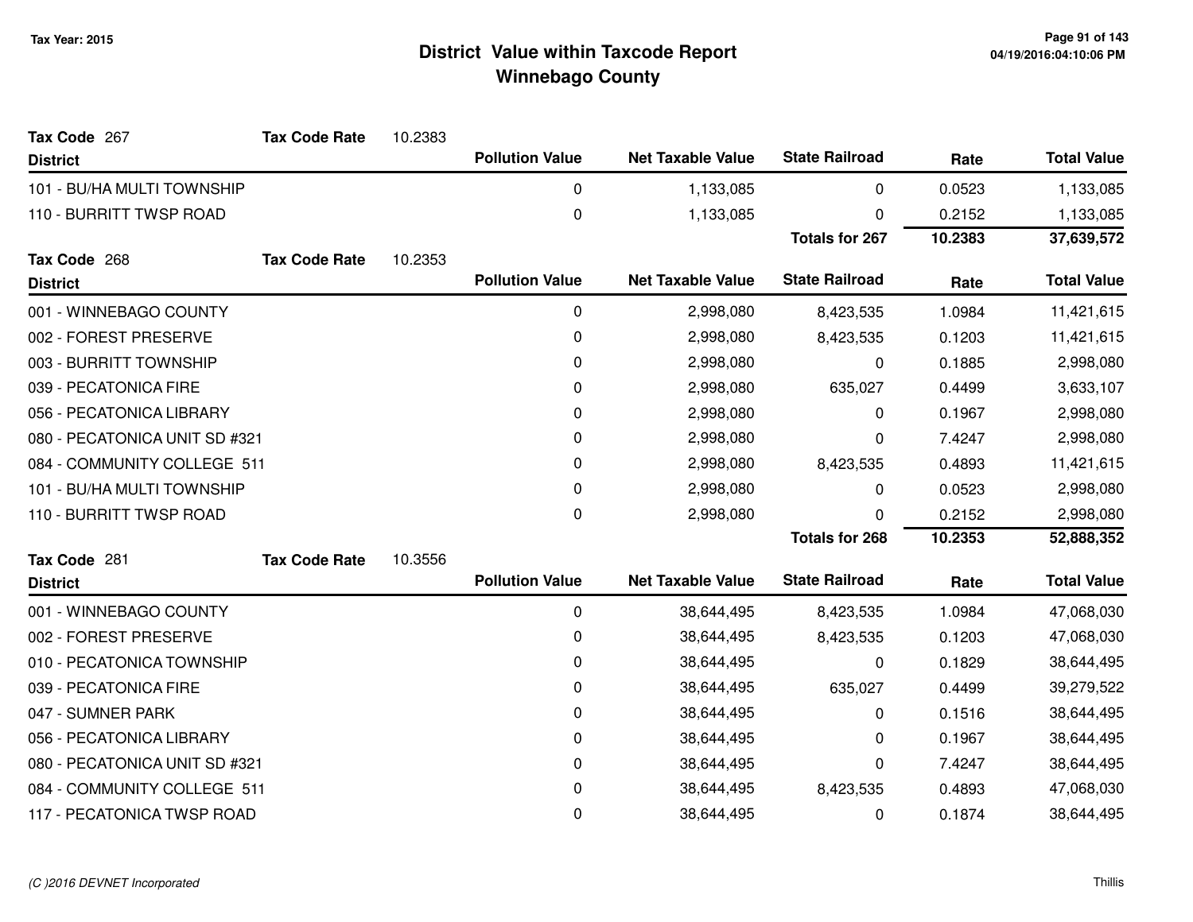# District Value within Taxcode Report
## Winnebago County

Tax Year: 2015

**Tax Code** 267 **Tax Code Rate** 10.2383

| District | Pollution Value | Net Taxable Value | State Railroad | Rate | Total Value |
|---|---|---|---|---|---|
| 101 - BU/HA MULTI TOWNSHIP | 0 | 1,133,085 | 0 | 0.0523 | 1,133,085 |
| 110 - BURRITT TWSP ROAD | 0 | 1,133,085 | 0 | 0.2152 | 1,133,085 |
| | | | **Totals for 267** | **10.2383** | **37,639,572** |

**Tax Code** 268 **Tax Code Rate** 10.2353

| District | Pollution Value | Net Taxable Value | State Railroad | Rate | Total Value |
|---|---|---|---|---|---|
| 001 - WINNEBAGO COUNTY | 0 | 2,998,080 | 8,423,535 | 1.0984 | 11,421,615 |
| 002 - FOREST PRESERVE | 0 | 2,998,080 | 8,423,535 | 0.1203 | 11,421,615 |
| 003 - BURRITT TOWNSHIP | 0 | 2,998,080 | 0 | 0.1885 | 2,998,080 |
| 039 - PECATONICA FIRE | 0 | 2,998,080 | 635,027 | 0.4499 | 3,633,107 |
| 056 - PECATONICA LIBRARY | 0 | 2,998,080 | 0 | 0.1967 | 2,998,080 |
| 080 - PECATONICA UNIT SD #321 | 0 | 2,998,080 | 0 | 7.4247 | 2,998,080 |
| 084 - COMMUNITY COLLEGE 511 | 0 | 2,998,080 | 8,423,535 | 0.4893 | 11,421,615 |
| 101 - BU/HA MULTI TOWNSHIP | 0 | 2,998,080 | 0 | 0.0523 | 2,998,080 |
| 110 - BURRITT TWSP ROAD | 0 | 2,998,080 | 0 | 0.2152 | 2,998,080 |
| | | | **Totals for 268** | **10.2353** | **52,888,352** |

**Tax Code** 281 **Tax Code Rate** 10.3556

| District | Pollution Value | Net Taxable Value | State Railroad | Rate | Total Value |
|---|---|---|---|---|---|
| 001 - WINNEBAGO COUNTY | 0 | 38,644,495 | 8,423,535 | 1.0984 | 47,068,030 |
| 002 - FOREST PRESERVE | 0 | 38,644,495 | 8,423,535 | 0.1203 | 47,068,030 |
| 010 - PECATONICA TOWNSHIP | 0 | 38,644,495 | 0 | 0.1829 | 38,644,495 |
| 039 - PECATONICA FIRE | 0 | 38,644,495 | 635,027 | 0.4499 | 39,279,522 |
| 047 - SUMNER PARK | 0 | 38,644,495 | 0 | 0.1516 | 38,644,495 |
| 056 - PECATONICA LIBRARY | 0 | 38,644,495 | 0 | 0.1967 | 38,644,495 |
| 080 - PECATONICA UNIT SD #321 | 0 | 38,644,495 | 0 | 7.4247 | 38,644,495 |
| 084 - COMMUNITY COLLEGE 511 | 0 | 38,644,495 | 8,423,535 | 0.4893 | 47,068,030 |
| 117 - PECATONICA TWSP ROAD | 0 | 38,644,495 | 0 | 0.1874 | 38,644,495 |

(C )2016 DEVNET Incorporated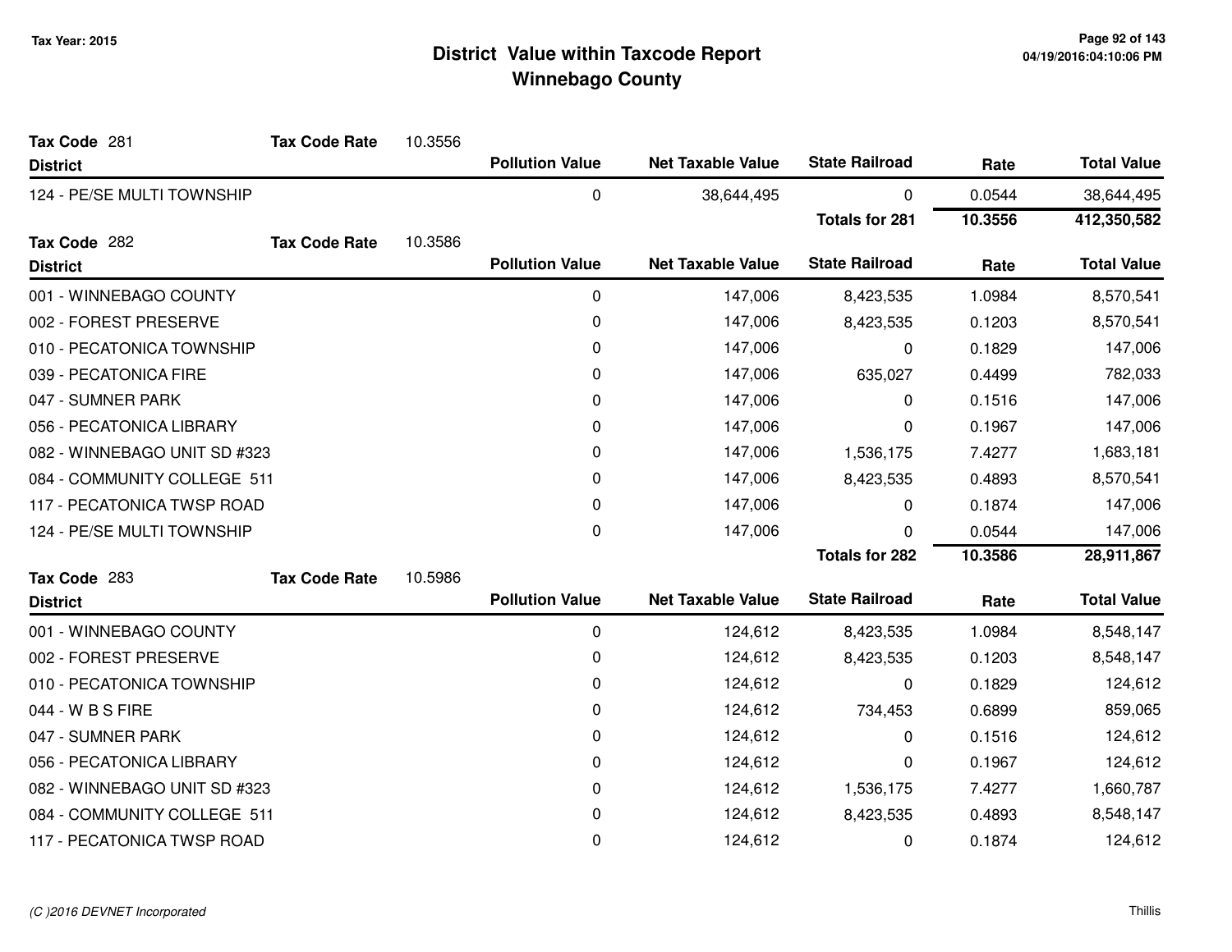# District Value within Taxcode Report
## Winnebago County

Tax Year: 2015

**Tax Code** 281 **Tax Code Rate** 10.3556

| District | Pollution Value | Net Taxable Value | State Railroad | Rate | Total Value |
|---|---|---|---|---|---|
| 124 - PE/SE MULTI TOWNSHIP | 0 | 38,644,495 | 0 | 0.0544 | 38,644,495 |
| | | | **Totals for 281** | **10.3556** | **412,350,582** |

**Tax Code** 282 **Tax Code Rate** 10.3586

| District | Pollution Value | Net Taxable Value | State Railroad | Rate | Total Value |
|---|---|---|---|---|---|
| 001 - WINNEBAGO COUNTY | 0 | 147,006 | 8,423,535 | 1.0984 | 8,570,541 |
| 002 - FOREST PRESERVE | 0 | 147,006 | 8,423,535 | 0.1203 | 8,570,541 |
| 010 - PECATONICA TOWNSHIP | 0 | 147,006 | 0 | 0.1829 | 147,006 |
| 039 - PECATONICA FIRE | 0 | 147,006 | 635,027 | 0.4499 | 782,033 |
| 047 - SUMNER PARK | 0 | 147,006 | 0 | 0.1516 | 147,006 |
| 056 - PECATONICA LIBRARY | 0 | 147,006 | 0 | 0.1967 | 147,006 |
| 082 - WINNEBAGO UNIT SD #323 | 0 | 147,006 | 1,536,175 | 7.4277 | 1,683,181 |
| 084 - COMMUNITY COLLEGE 511 | 0 | 147,006 | 8,423,535 | 0.4893 | 8,570,541 |
| 117 - PECATONICA TWSP ROAD | 0 | 147,006 | 0 | 0.1874 | 147,006 |
| 124 - PE/SE MULTI TOWNSHIP | 0 | 147,006 | 0 | 0.0544 | 147,006 |
| | | | **Totals for 282** | **10.3586** | **28,911,867** |

**Tax Code** 283 **Tax Code Rate** 10.5986

| District | Pollution Value | Net Taxable Value | State Railroad | Rate | Total Value |
|---|---|---|---|---|---|
| 001 - WINNEBAGO COUNTY | 0 | 124,612 | 8,423,535 | 1.0984 | 8,548,147 |
| 002 - FOREST PRESERVE | 0 | 124,612 | 8,423,535 | 0.1203 | 8,548,147 |
| 010 - PECATONICA TOWNSHIP | 0 | 124,612 | 0 | 0.1829 | 124,612 |
| 044 - W B S FIRE | 0 | 124,612 | 734,453 | 0.6899 | 859,065 |
| 047 - SUMNER PARK | 0 | 124,612 | 0 | 0.1516 | 124,612 |
| 056 - PECATONICA LIBRARY | 0 | 124,612 | 0 | 0.1967 | 124,612 |
| 082 - WINNEBAGO UNIT SD #323 | 0 | 124,612 | 1,536,175 | 7.4277 | 1,660,787 |
| 084 - COMMUNITY COLLEGE 511 | 0 | 124,612 | 8,423,535 | 0.4893 | 8,548,147 |
| 117 - PECATONICA TWSP ROAD | 0 | 124,612 | 0 | 0.1874 | 124,612 |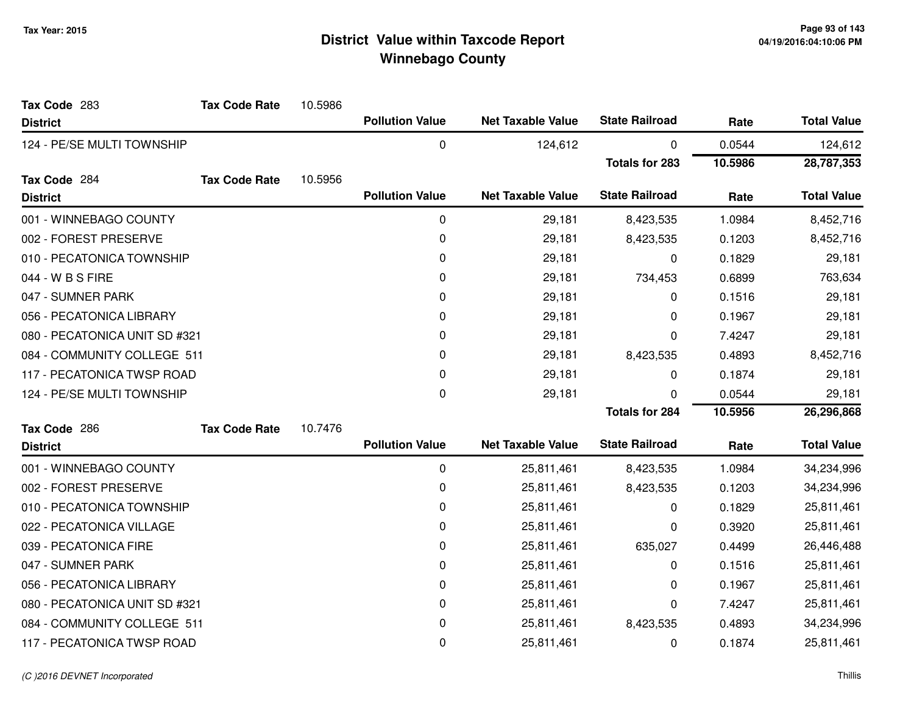**Tax Year: 2015**

# District Value within Taxcode Report
## Winnebago County

**Tax Code** 283 **Tax Code Rate** 10.5986

| District | Pollution Value | Net Taxable Value | State Railroad | Rate | Total Value |
|---|---|---|---|---|---|
| 124 - PE/SE MULTI TOWNSHIP | 0 | 124,612 | 0 | 0.0544 | 124,612 |
| | | | **Totals for 283** | **10.5986** | **28,787,353** |

**Tax Code** 284 **Tax Code Rate** 10.5956

| District | Pollution Value | Net Taxable Value | State Railroad | Rate | Total Value |
|---|---|---|---|---|---|
| 001 - WINNEBAGO COUNTY | 0 | 29,181 | 8,423,535 | 1.0984 | 8,452,716 |
| 002 - FOREST PRESERVE | 0 | 29,181 | 8,423,535 | 0.1203 | 8,452,716 |
| 010 - PECATONICA TOWNSHIP | 0 | 29,181 | 0 | 0.1829 | 29,181 |
| 044 - W B S FIRE | 0 | 29,181 | 734,453 | 0.6899 | 763,634 |
| 047 - SUMNER PARK | 0 | 29,181 | 0 | 0.1516 | 29,181 |
| 056 - PECATONICA LIBRARY | 0 | 29,181 | 0 | 0.1967 | 29,181 |
| 080 - PECATONICA UNIT SD #321 | 0 | 29,181 | 0 | 7.4247 | 29,181 |
| 084 - COMMUNITY COLLEGE 511 | 0 | 29,181 | 8,423,535 | 0.4893 | 8,452,716 |
| 117 - PECATONICA TWSP ROAD | 0 | 29,181 | 0 | 0.1874 | 29,181 |
| 124 - PE/SE MULTI TOWNSHIP | 0 | 29,181 | 0 | 0.0544 | 29,181 |
| | | | **Totals for 284** | **10.5956** | **26,296,868** |

**Tax Code** 286 **Tax Code Rate** 10.7476

| District | Pollution Value | Net Taxable Value | State Railroad | Rate | Total Value |
|---|---|---|---|---|---|
| 001 - WINNEBAGO COUNTY | 0 | 25,811,461 | 8,423,535 | 1.0984 | 34,234,996 |
| 002 - FOREST PRESERVE | 0 | 25,811,461 | 8,423,535 | 0.1203 | 34,234,996 |
| 010 - PECATONICA TOWNSHIP | 0 | 25,811,461 | 0 | 0.1829 | 25,811,461 |
| 022 - PECATONICA VILLAGE | 0 | 25,811,461 | 0 | 0.3920 | 25,811,461 |
| 039 - PECATONICA FIRE | 0 | 25,811,461 | 635,027 | 0.4499 | 26,446,488 |
| 047 - SUMNER PARK | 0 | 25,811,461 | 0 | 0.1516 | 25,811,461 |
| 056 - PECATONICA LIBRARY | 0 | 25,811,461 | 0 | 0.1967 | 25,811,461 |
| 080 - PECATONICA UNIT SD #321 | 0 | 25,811,461 | 0 | 7.4247 | 25,811,461 |
| 084 - COMMUNITY COLLEGE 511 | 0 | 25,811,461 | 8,423,535 | 0.4893 | 34,234,996 |
| 117 - PECATONICA TWSP ROAD | 0 | 25,811,461 | 0 | 0.1874 | 25,811,461 |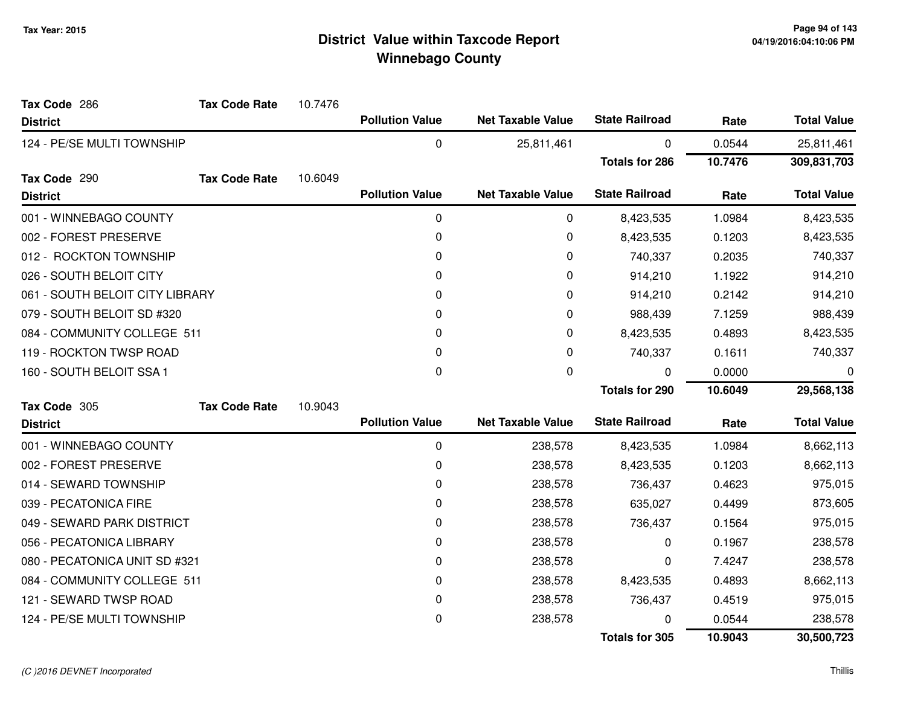# District Value within Taxcode Report
## Winnebago County

Tax Year: 2015

**Tax Code** 286 **Tax Code Rate** 10.7476

| District | Pollution Value | Net Taxable Value | State Railroad | Rate | Total Value |
|---|---|---|---|---|---|
| 124 - PE/SE MULTI TOWNSHIP | 0 | 25,811,461 | 0 | 0.0544 | 25,811,461 |
| | | | **Totals for 286** | **10.7476** | **309,831,703** |

**Tax Code** 290 **Tax Code Rate** 10.6049

| District | Pollution Value | Net Taxable Value | State Railroad | Rate | Total Value |
|---|---|---|---|---|---|
| 001 - WINNEBAGO COUNTY | 0 | 0 | 8,423,535 | 1.0984 | 8,423,535 |
| 002 - FOREST PRESERVE | 0 | 0 | 8,423,535 | 0.1203 | 8,423,535 |
| 012 - ROCKTON TOWNSHIP | 0 | 0 | 740,337 | 0.2035 | 740,337 |
| 026 - SOUTH BELOIT CITY | 0 | 0 | 914,210 | 1.1922 | 914,210 |
| 061 - SOUTH BELOIT CITY LIBRARY | 0 | 0 | 914,210 | 0.2142 | 914,210 |
| 079 - SOUTH BELOIT SD #320 | 0 | 0 | 988,439 | 7.1259 | 988,439 |
| 084 - COMMUNITY COLLEGE 511 | 0 | 0 | 8,423,535 | 0.4893 | 8,423,535 |
| 119 - ROCKTON TWSP ROAD | 0 | 0 | 740,337 | 0.1611 | 740,337 |
| 160 - SOUTH BELOIT SSA 1 | 0 | 0 | 0 | 0.0000 | 0 |
| | | | **Totals for 290** | **10.6049** | **29,568,138** |

**Tax Code** 305 **Tax Code Rate** 10.9043

| District | Pollution Value | Net Taxable Value | State Railroad | Rate | Total Value |
|---|---|---|---|---|---|
| 001 - WINNEBAGO COUNTY | 0 | 238,578 | 8,423,535 | 1.0984 | 8,662,113 |
| 002 - FOREST PRESERVE | 0 | 238,578 | 8,423,535 | 0.1203 | 8,662,113 |
| 014 - SEWARD TOWNSHIP | 0 | 238,578 | 736,437 | 0.4623 | 975,015 |
| 039 - PECATONICA FIRE | 0 | 238,578 | 635,027 | 0.4499 | 873,605 |
| 049 - SEWARD PARK DISTRICT | 0 | 238,578 | 736,437 | 0.1564 | 975,015 |
| 056 - PECATONICA LIBRARY | 0 | 238,578 | 0 | 0.1967 | 238,578 |
| 080 - PECATONICA UNIT SD #321 | 0 | 238,578 | 0 | 7.4247 | 238,578 |
| 084 - COMMUNITY COLLEGE 511 | 0 | 238,578 | 8,423,535 | 0.4893 | 8,662,113 |
| 121 - SEWARD TWSP ROAD | 0 | 238,578 | 736,437 | 0.4519 | 975,015 |
| 124 - PE/SE MULTI TOWNSHIP | 0 | 238,578 | 0 | 0.0544 | 238,578 |
| | | | **Totals for 305** | **10.9043** | **30,500,723** |

(C )2016 DEVNET Incorporated

Thillis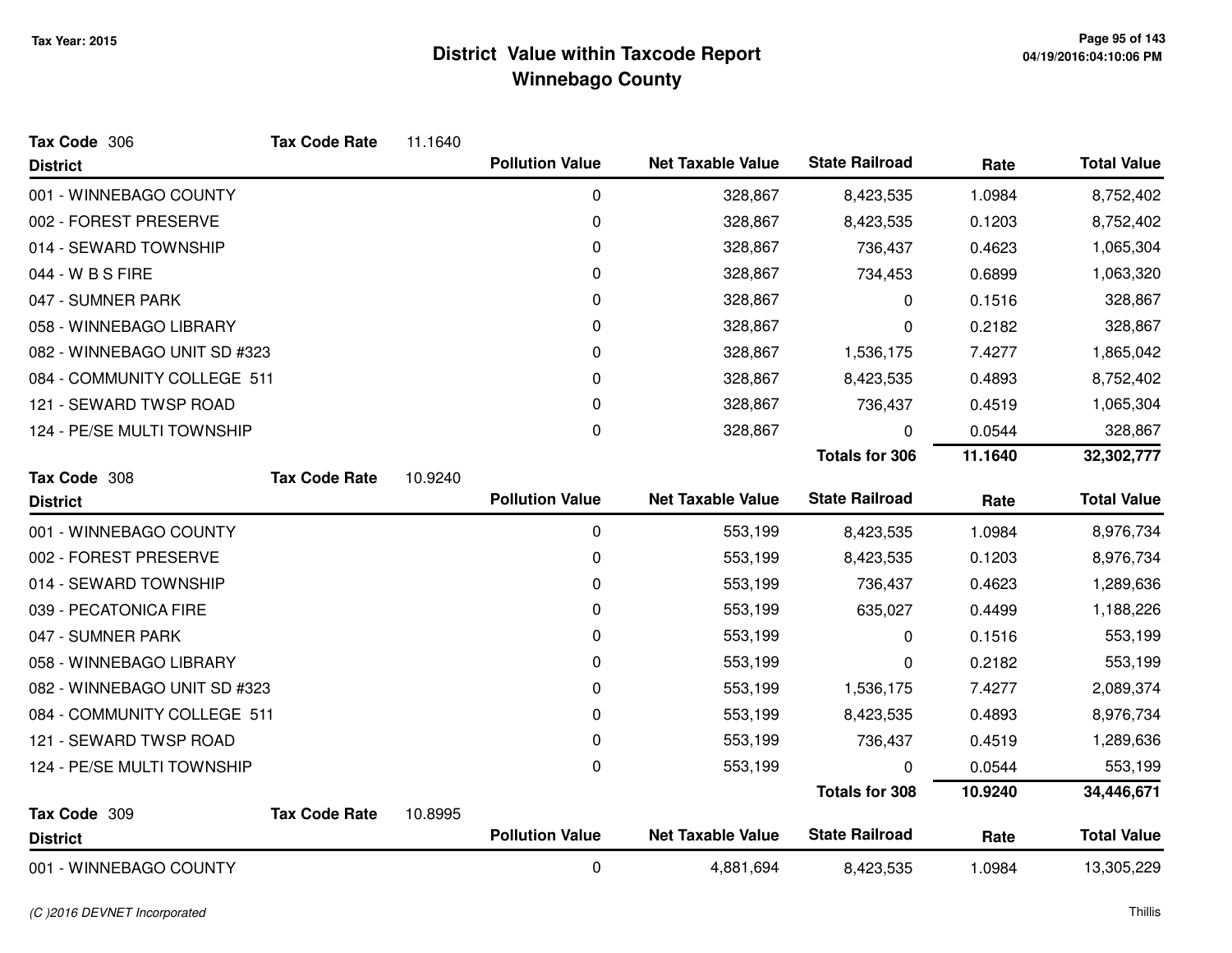# District Value within Taxcode Report
## Winnebago County

Tax Year: 2015

**Tax Code** 306 **Tax Code Rate** 11.1640

| District | Pollution Value | Net Taxable Value | State Railroad | Rate | Total Value |
|---|---|---|---|---|---|
| 001 - WINNEBAGO COUNTY | 0 | 328,867 | 8,423,535 | 1.0984 | 8,752,402 |
| 002 - FOREST PRESERVE | 0 | 328,867 | 8,423,535 | 0.1203 | 8,752,402 |
| 014 - SEWARD TOWNSHIP | 0 | 328,867 | 736,437 | 0.4623 | 1,065,304 |
| 044 - W B S FIRE | 0 | 328,867 | 734,453 | 0.6899 | 1,063,320 |
| 047 - SUMNER PARK | 0 | 328,867 | 0 | 0.1516 | 328,867 |
| 058 - WINNEBAGO LIBRARY | 0 | 328,867 | 0 | 0.2182 | 328,867 |
| 082 - WINNEBAGO UNIT SD #323 | 0 | 328,867 | 1,536,175 | 7.4277 | 1,865,042 |
| 084 - COMMUNITY COLLEGE 511 | 0 | 328,867 | 8,423,535 | 0.4893 | 8,752,402 |
| 121 - SEWARD TWSP ROAD | 0 | 328,867 | 736,437 | 0.4519 | 1,065,304 |
| 124 - PE/SE MULTI TOWNSHIP | 0 | 328,867 | 0 | 0.0544 | 328,867 |
| | | | **Totals for 306** | **11.1640** | **32,302,777** |

**Tax Code** 308 **Tax Code Rate** 10.9240

| District | Pollution Value | Net Taxable Value | State Railroad | Rate | Total Value |
|---|---|---|---|---|---|
| 001 - WINNEBAGO COUNTY | 0 | 553,199 | 8,423,535 | 1.0984 | 8,976,734 |
| 002 - FOREST PRESERVE | 0 | 553,199 | 8,423,535 | 0.1203 | 8,976,734 |
| 014 - SEWARD TOWNSHIP | 0 | 553,199 | 736,437 | 0.4623 | 1,289,636 |
| 039 - PECATONICA FIRE | 0 | 553,199 | 635,027 | 0.4499 | 1,188,226 |
| 047 - SUMNER PARK | 0 | 553,199 | 0 | 0.1516 | 553,199 |
| 058 - WINNEBAGO LIBRARY | 0 | 553,199 | 0 | 0.2182 | 553,199 |
| 082 - WINNEBAGO UNIT SD #323 | 0 | 553,199 | 1,536,175 | 7.4277 | 2,089,374 |
| 084 - COMMUNITY COLLEGE 511 | 0 | 553,199 | 8,423,535 | 0.4893 | 8,976,734 |
| 121 - SEWARD TWSP ROAD | 0 | 553,199 | 736,437 | 0.4519 | 1,289,636 |
| 124 - PE/SE MULTI TOWNSHIP | 0 | 553,199 | 0 | 0.0544 | 553,199 |
| | | | **Totals for 308** | **10.9240** | **34,446,671** |

**Tax Code** 309 **Tax Code Rate** 10.8995

| District | Pollution Value | Net Taxable Value | State Railroad | Rate | Total Value |
|---|---|---|---|---|---|
| 001 - WINNEBAGO COUNTY | 0 | 4,881,694 | 8,423,535 | 1.0984 | 13,305,229 |

(C )2016 DEVNET Incorporated

Thillis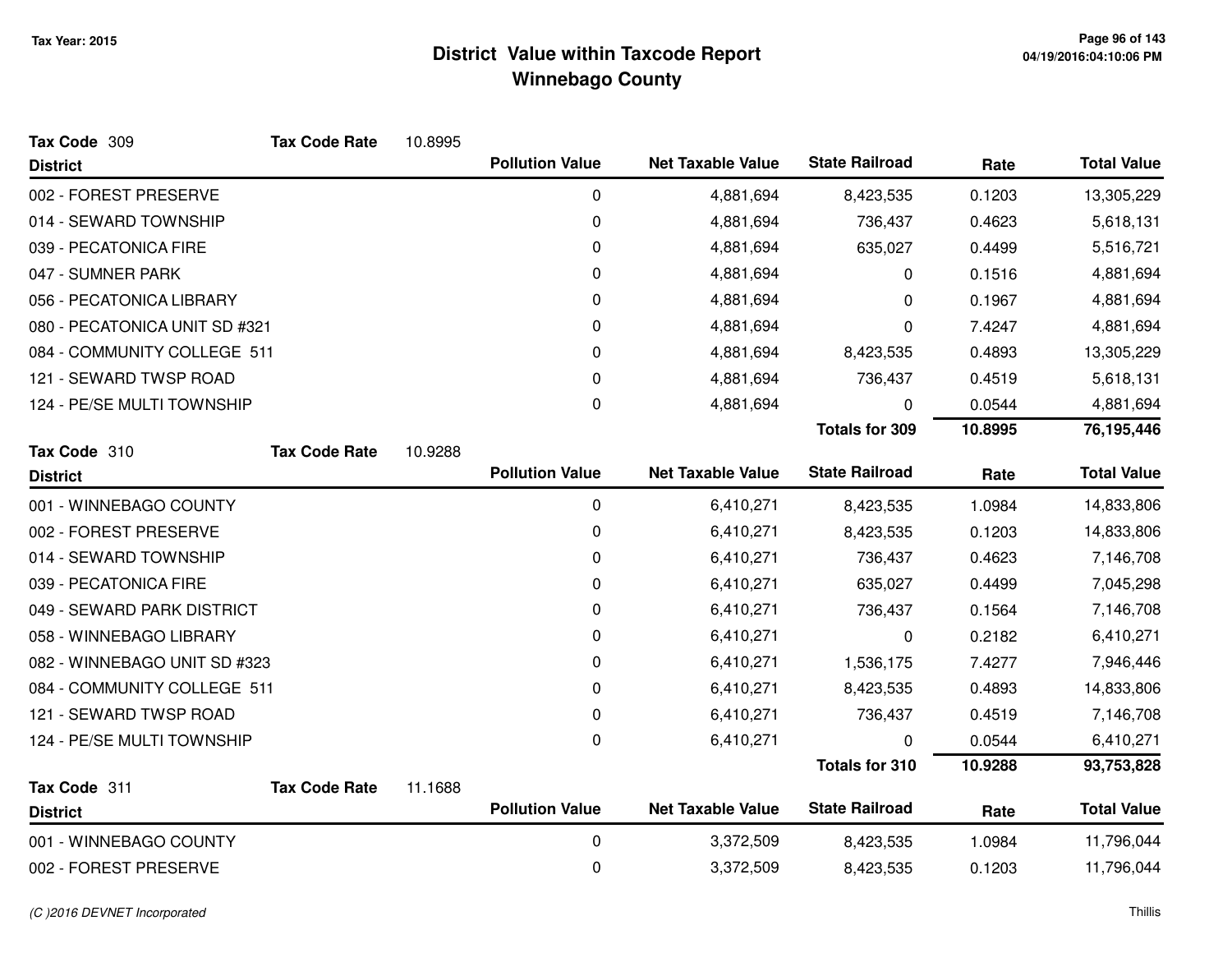# District Value within Taxcode Report
## Winnebago County

Tax Year: 2015

**Tax Code** 309 | **Tax Code Rate** 10.8995

| District | Pollution Value | Net Taxable Value | State Railroad | Rate | Total Value |
|---|---|---|---|---|---|
| 002 - FOREST PRESERVE | 0 | 4,881,694 | 8,423,535 | 0.1203 | 13,305,229 |
| 014 - SEWARD TOWNSHIP | 0 | 4,881,694 | 736,437 | 0.4623 | 5,618,131 |
| 039 - PECATONICA FIRE | 0 | 4,881,694 | 635,027 | 0.4499 | 5,516,721 |
| 047 - SUMNER PARK | 0 | 4,881,694 | 0 | 0.1516 | 4,881,694 |
| 056 - PECATONICA LIBRARY | 0 | 4,881,694 | 0 | 0.1967 | 4,881,694 |
| 080 - PECATONICA UNIT SD #321 | 0 | 4,881,694 | 0 | 7.4247 | 4,881,694 |
| 084 - COMMUNITY COLLEGE 511 | 0 | 4,881,694 | 8,423,535 | 0.4893 | 13,305,229 |
| 121 - SEWARD TWSP ROAD | 0 | 4,881,694 | 736,437 | 0.4519 | 5,618,131 |
| 124 - PE/SE MULTI TOWNSHIP | 0 | 4,881,694 | 0 | 0.0544 | 4,881,694 |
| | | | **Totals for 309** | **10.8995** | **76,195,446** |

**Tax Code** 310 | **Tax Code Rate** 10.9288

| District | Pollution Value | Net Taxable Value | State Railroad | Rate | Total Value |
|---|---|---|---|---|---|
| 001 - WINNEBAGO COUNTY | 0 | 6,410,271 | 8,423,535 | 1.0984 | 14,833,806 |
| 002 - FOREST PRESERVE | 0 | 6,410,271 | 8,423,535 | 0.1203 | 14,833,806 |
| 014 - SEWARD TOWNSHIP | 0 | 6,410,271 | 736,437 | 0.4623 | 7,146,708 |
| 039 - PECATONICA FIRE | 0 | 6,410,271 | 635,027 | 0.4499 | 7,045,298 |
| 049 - SEWARD PARK DISTRICT | 0 | 6,410,271 | 736,437 | 0.1564 | 7,146,708 |
| 058 - WINNEBAGO LIBRARY | 0 | 6,410,271 | 0 | 0.2182 | 6,410,271 |
| 082 - WINNEBAGO UNIT SD #323 | 0 | 6,410,271 | 1,536,175 | 7.4277 | 7,946,446 |
| 084 - COMMUNITY COLLEGE 511 | 0 | 6,410,271 | 8,423,535 | 0.4893 | 14,833,806 |
| 121 - SEWARD TWSP ROAD | 0 | 6,410,271 | 736,437 | 0.4519 | 7,146,708 |
| 124 - PE/SE MULTI TOWNSHIP | 0 | 6,410,271 | 0 | 0.0544 | 6,410,271 |
| | | | **Totals for 310** | **10.9288** | **93,753,828** |

**Tax Code** 311 | **Tax Code Rate** 11.1688

| District | Pollution Value | Net Taxable Value | State Railroad | Rate | Total Value |
|---|---|---|---|---|---|
| 001 - WINNEBAGO COUNTY | 0 | 3,372,509 | 8,423,535 | 1.0984 | 11,796,044 |
| 002 - FOREST PRESERVE | 0 | 3,372,509 | 8,423,535 | 0.1203 | 11,796,044 |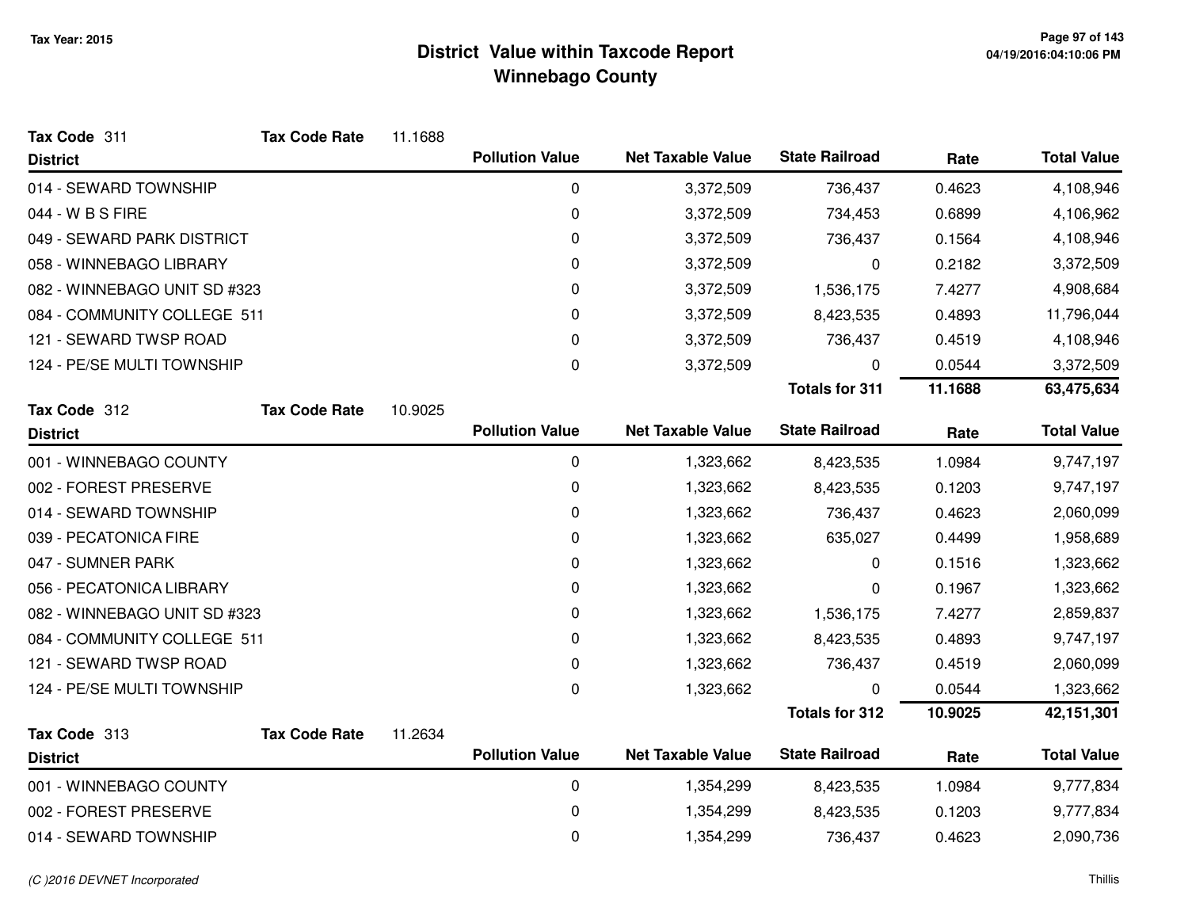# District Value within Taxcode Report
## Winnebago County

Tax Year: 2015

**Tax Code** 311 **Tax Code Rate** 11.1688

| District | Pollution Value | Net Taxable Value | State Railroad | Rate | Total Value |
|---|---|---|---|---|---|
| 014 - SEWARD TOWNSHIP | 0 | 3,372,509 | 736,437 | 0.4623 | 4,108,946 |
| 044 - W B S FIRE | 0 | 3,372,509 | 734,453 | 0.6899 | 4,106,962 |
| 049 - SEWARD PARK DISTRICT | 0 | 3,372,509 | 736,437 | 0.1564 | 4,108,946 |
| 058 - WINNEBAGO LIBRARY | 0 | 3,372,509 | 0 | 0.2182 | 3,372,509 |
| 082 - WINNEBAGO UNIT SD #323 | 0 | 3,372,509 | 1,536,175 | 7.4277 | 4,908,684 |
| 084 - COMMUNITY COLLEGE 511 | 0 | 3,372,509 | 8,423,535 | 0.4893 | 11,796,044 |
| 121 - SEWARD TWSP ROAD | 0 | 3,372,509 | 736,437 | 0.4519 | 4,108,946 |
| 124 - PE/SE MULTI TOWNSHIP | 0 | 3,372,509 | 0 | 0.0544 | 3,372,509 |
| | | | **Totals for 311** | **11.1688** | **63,475,634** |

**Tax Code** 312 **Tax Code Rate** 10.9025

| District | Pollution Value | Net Taxable Value | State Railroad | Rate | Total Value |
|---|---|---|---|---|---|
| 001 - WINNEBAGO COUNTY | 0 | 1,323,662 | 8,423,535 | 1.0984 | 9,747,197 |
| 002 - FOREST PRESERVE | 0 | 1,323,662 | 8,423,535 | 0.1203 | 9,747,197 |
| 014 - SEWARD TOWNSHIP | 0 | 1,323,662 | 736,437 | 0.4623 | 2,060,099 |
| 039 - PECATONICA FIRE | 0 | 1,323,662 | 635,027 | 0.4499 | 1,958,689 |
| 047 - SUMNER PARK | 0 | 1,323,662 | 0 | 0.1516 | 1,323,662 |
| 056 - PECATONICA LIBRARY | 0 | 1,323,662 | 0 | 0.1967 | 1,323,662 |
| 082 - WINNEBAGO UNIT SD #323 | 0 | 1,323,662 | 1,536,175 | 7.4277 | 2,859,837 |
| 084 - COMMUNITY COLLEGE 511 | 0 | 1,323,662 | 8,423,535 | 0.4893 | 9,747,197 |
| 121 - SEWARD TWSP ROAD | 0 | 1,323,662 | 736,437 | 0.4519 | 2,060,099 |
| 124 - PE/SE MULTI TOWNSHIP | 0 | 1,323,662 | 0 | 0.0544 | 1,323,662 |
| | | | **Totals for 312** | **10.9025** | **42,151,301** |

**Tax Code** 313 **Tax Code Rate** 11.2634

| District | Pollution Value | Net Taxable Value | State Railroad | Rate | Total Value |
|---|---|---|---|---|---|
| 001 - WINNEBAGO COUNTY | 0 | 1,354,299 | 8,423,535 | 1.0984 | 9,777,834 |
| 002 - FOREST PRESERVE | 0 | 1,354,299 | 8,423,535 | 0.1203 | 9,777,834 |
| 014 - SEWARD TOWNSHIP | 0 | 1,354,299 | 736,437 | 0.4623 | 2,090,736 |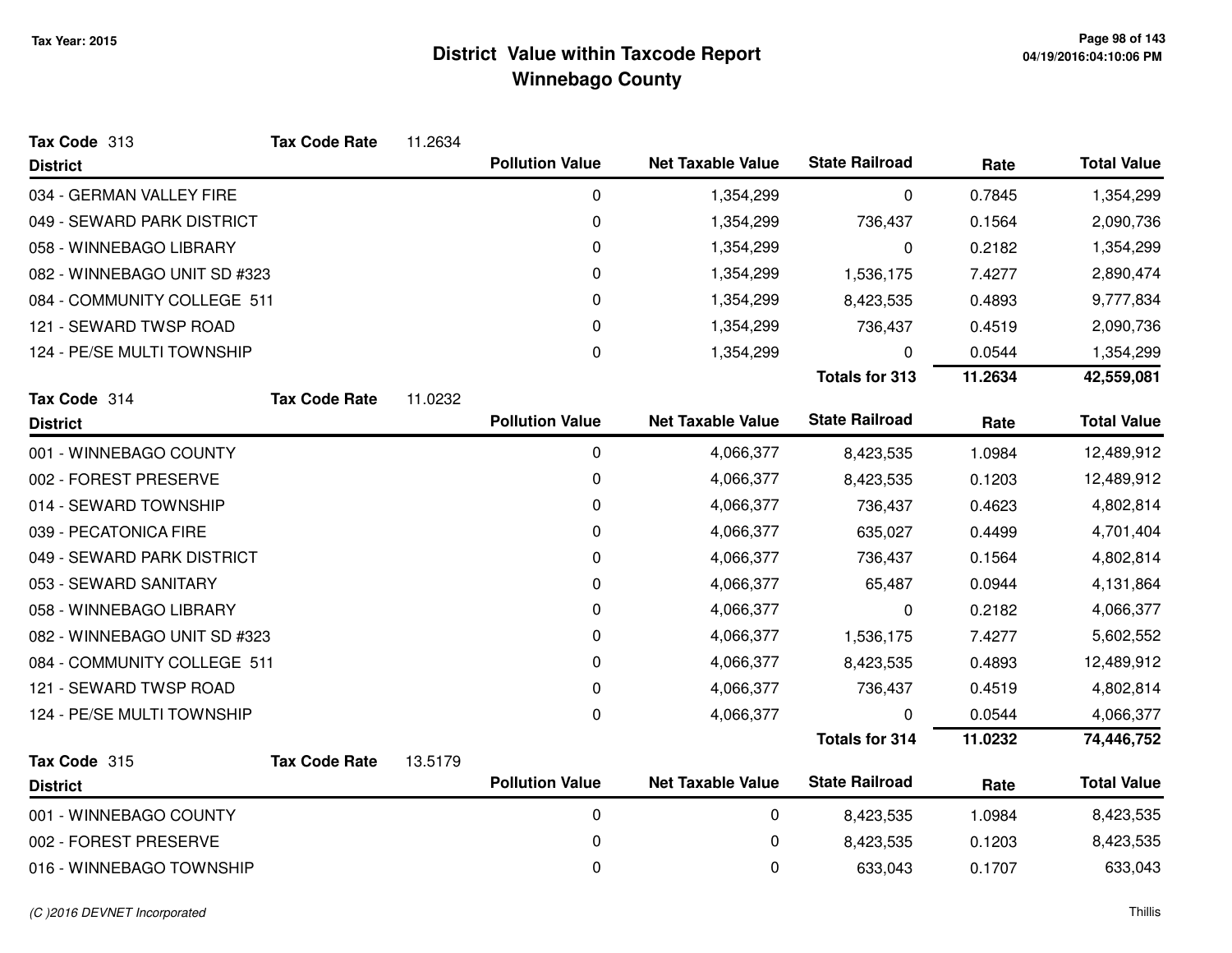# District Value within Taxcode Report
## Winnebago County

Tax Year: 2015

**Tax Code** 313 **Tax Code Rate** 11.2634

| District | Pollution Value | Net Taxable Value | State Railroad | Rate | Total Value |
|---|---|---|---|---|---|
| 034 - GERMAN VALLEY FIRE | 0 | 1,354,299 | 0 | 0.7845 | 1,354,299 |
| 049 - SEWARD PARK DISTRICT | 0 | 1,354,299 | 736,437 | 0.1564 | 2,090,736 |
| 058 - WINNEBAGO LIBRARY | 0 | 1,354,299 | 0 | 0.2182 | 1,354,299 |
| 082 - WINNEBAGO UNIT SD #323 | 0 | 1,354,299 | 1,536,175 | 7.4277 | 2,890,474 |
| 084 - COMMUNITY COLLEGE 511 | 0 | 1,354,299 | 8,423,535 | 0.4893 | 9,777,834 |
| 121 - SEWARD TWSP ROAD | 0 | 1,354,299 | 736,437 | 0.4519 | 2,090,736 |
| 124 - PE/SE MULTI TOWNSHIP | 0 | 1,354,299 | 0 | 0.0544 | 1,354,299 |
| | | | **Totals for 313** | **11.2634** | **42,559,081** |

**Tax Code** 314 **Tax Code Rate** 11.0232

| District | Pollution Value | Net Taxable Value | State Railroad | Rate | Total Value |
|---|---|---|---|---|---|
| 001 - WINNEBAGO COUNTY | 0 | 4,066,377 | 8,423,535 | 1.0984 | 12,489,912 |
| 002 - FOREST PRESERVE | 0 | 4,066,377 | 8,423,535 | 0.1203 | 12,489,912 |
| 014 - SEWARD TOWNSHIP | 0 | 4,066,377 | 736,437 | 0.4623 | 4,802,814 |
| 039 - PECATONICA FIRE | 0 | 4,066,377 | 635,027 | 0.4499 | 4,701,404 |
| 049 - SEWARD PARK DISTRICT | 0 | 4,066,377 | 736,437 | 0.1564 | 4,802,814 |
| 053 - SEWARD SANITARY | 0 | 4,066,377 | 65,487 | 0.0944 | 4,131,864 |
| 058 - WINNEBAGO LIBRARY | 0 | 4,066,377 | 0 | 0.2182 | 4,066,377 |
| 082 - WINNEBAGO UNIT SD #323 | 0 | 4,066,377 | 1,536,175 | 7.4277 | 5,602,552 |
| 084 - COMMUNITY COLLEGE 511 | 0 | 4,066,377 | 8,423,535 | 0.4893 | 12,489,912 |
| 121 - SEWARD TWSP ROAD | 0 | 4,066,377 | 736,437 | 0.4519 | 4,802,814 |
| 124 - PE/SE MULTI TOWNSHIP | 0 | 4,066,377 | 0 | 0.0544 | 4,066,377 |
| | | | **Totals for 314** | **11.0232** | **74,446,752** |

**Tax Code** 315 **Tax Code Rate** 13.5179

| District | Pollution Value | Net Taxable Value | State Railroad | Rate | Total Value |
|---|---|---|---|---|---|
| 001 - WINNEBAGO COUNTY | 0 | 0 | 8,423,535 | 1.0984 | 8,423,535 |
| 002 - FOREST PRESERVE | 0 | 0 | 8,423,535 | 0.1203 | 8,423,535 |
| 016 - WINNEBAGO TOWNSHIP | 0 | 0 | 633,043 | 0.1707 | 633,043 |

(C )2016 DEVNET Incorporated

Thillis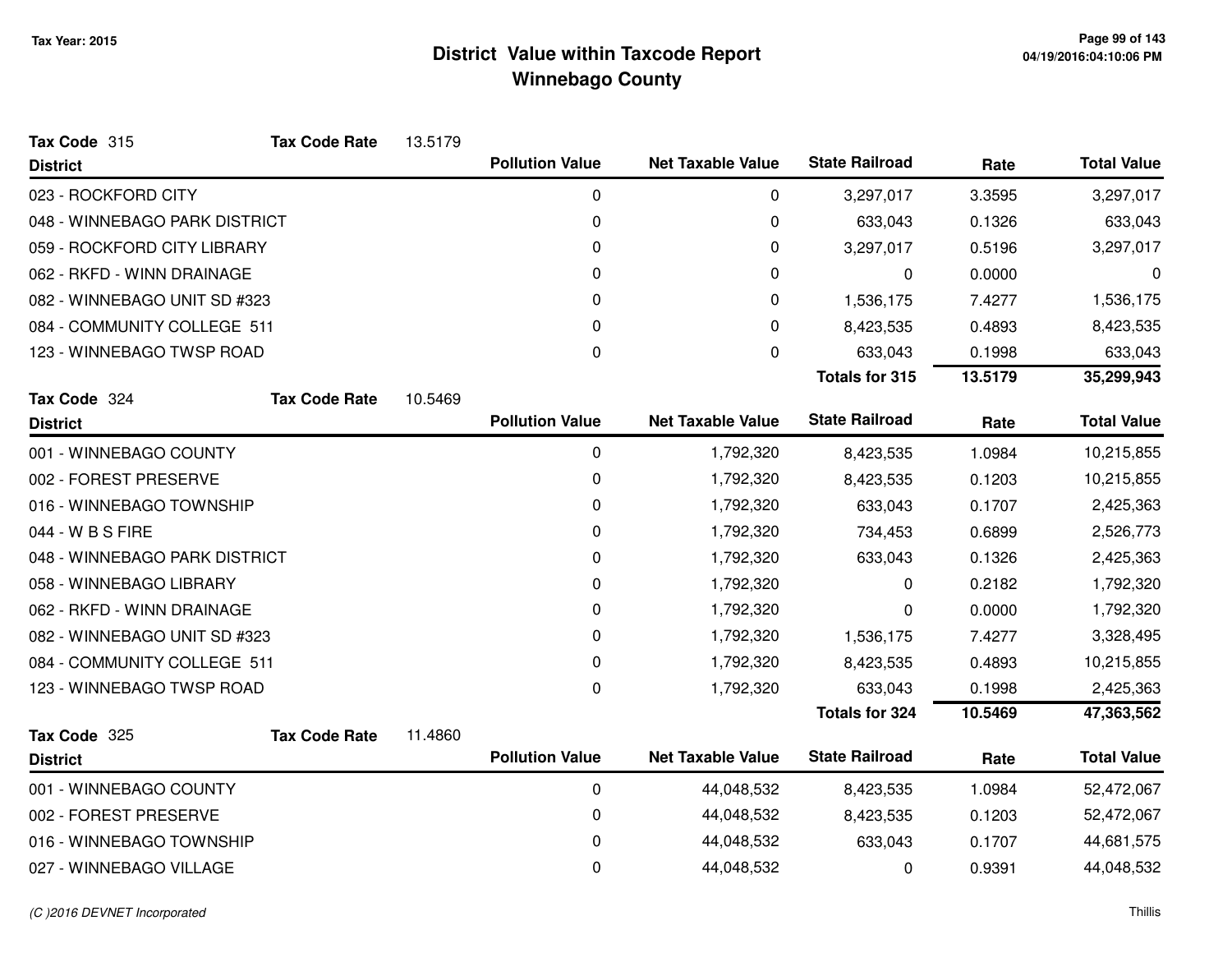# District Value within Taxcode Report
## Winnebago County

Tax Year: 2015

**Tax Code** 315 **Tax Code Rate** 13.5179

| District | Pollution Value | Net Taxable Value | State Railroad | Rate | Total Value |
|---|---|---|---|---|---|
| 023 - ROCKFORD CITY | 0 | 0 | 3,297,017 | 3.3595 | 3,297,017 |
| 048 - WINNEBAGO PARK DISTRICT | 0 | 0 | 633,043 | 0.1326 | 633,043 |
| 059 - ROCKFORD CITY LIBRARY | 0 | 0 | 3,297,017 | 0.5196 | 3,297,017 |
| 062 - RKFD - WINN DRAINAGE | 0 | 0 | 0 | 0.0000 | 0 |
| 082 - WINNEBAGO UNIT SD #323 | 0 | 0 | 1,536,175 | 7.4277 | 1,536,175 |
| 084 - COMMUNITY COLLEGE 511 | 0 | 0 | 8,423,535 | 0.4893 | 8,423,535 |
| 123 - WINNEBAGO TWSP ROAD | 0 | 0 | 633,043 | 0.1998 | 633,043 |
| | | | **Totals for 315** | **13.5179** | **35,299,943** |

**Tax Code** 324 **Tax Code Rate** 10.5469

| District | Pollution Value | Net Taxable Value | State Railroad | Rate | Total Value |
|---|---|---|---|---|---|
| 001 - WINNEBAGO COUNTY | 0 | 1,792,320 | 8,423,535 | 1.0984 | 10,215,855 |
| 002 - FOREST PRESERVE | 0 | 1,792,320 | 8,423,535 | 0.1203 | 10,215,855 |
| 016 - WINNEBAGO TOWNSHIP | 0 | 1,792,320 | 633,043 | 0.1707 | 2,425,363 |
| 044 - W B S FIRE | 0 | 1,792,320 | 734,453 | 0.6899 | 2,526,773 |
| 048 - WINNEBAGO PARK DISTRICT | 0 | 1,792,320 | 633,043 | 0.1326 | 2,425,363 |
| 058 - WINNEBAGO LIBRARY | 0 | 1,792,320 | 0 | 0.2182 | 1,792,320 |
| 062 - RKFD - WINN DRAINAGE | 0 | 1,792,320 | 0 | 0.0000 | 1,792,320 |
| 082 - WINNEBAGO UNIT SD #323 | 0 | 1,792,320 | 1,536,175 | 7.4277 | 3,328,495 |
| 084 - COMMUNITY COLLEGE 511 | 0 | 1,792,320 | 8,423,535 | 0.4893 | 10,215,855 |
| 123 - WINNEBAGO TWSP ROAD | 0 | 1,792,320 | 633,043 | 0.1998 | 2,425,363 |
| | | | **Totals for 324** | **10.5469** | **47,363,562** |

**Tax Code** 325 **Tax Code Rate** 11.4860

| District | Pollution Value | Net Taxable Value | State Railroad | Rate | Total Value |
|---|---|---|---|---|---|
| 001 - WINNEBAGO COUNTY | 0 | 44,048,532 | 8,423,535 | 1.0984 | 52,472,067 |
| 002 - FOREST PRESERVE | 0 | 44,048,532 | 8,423,535 | 0.1203 | 52,472,067 |
| 016 - WINNEBAGO TOWNSHIP | 0 | 44,048,532 | 633,043 | 0.1707 | 44,681,575 |
| 027 - WINNEBAGO VILLAGE | 0 | 44,048,532 | 0 | 0.9391 | 44,048,532 |

*(C )2016 DEVNET Incorporated*

Thillis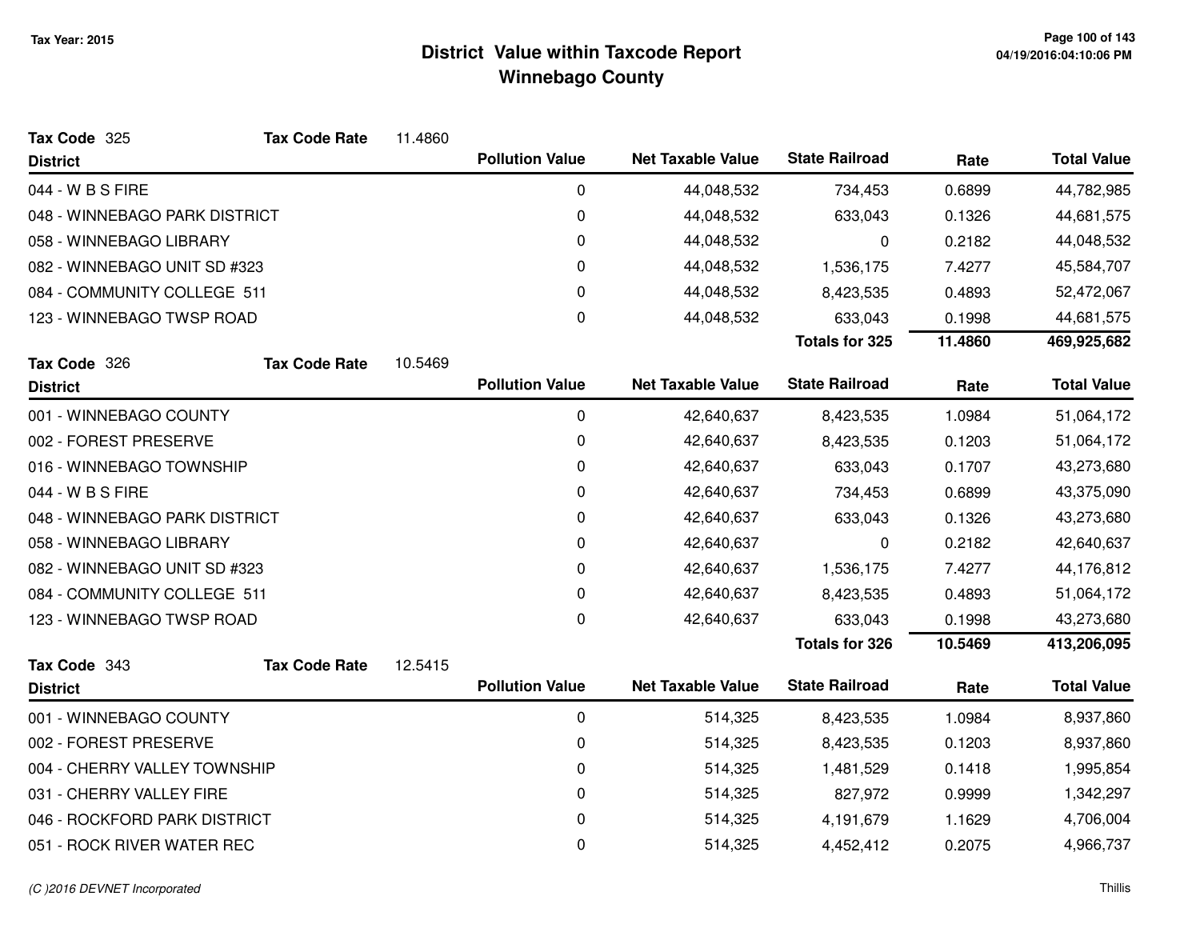# District Value within Taxcode Report
## Winnebago County

Tax Year: 2015

**Tax Code** 325 **Tax Code Rate** 11.4860

| District | Pollution Value | Net Taxable Value | State Railroad | Rate | Total Value |
|---|---|---|---|---|---|
| 044 - W B S FIRE | 0 | 44,048,532 | 734,453 | 0.6899 | 44,782,985 |
| 048 - WINNEBAGO PARK DISTRICT | 0 | 44,048,532 | 633,043 | 0.1326 | 44,681,575 |
| 058 - WINNEBAGO LIBRARY | 0 | 44,048,532 | 0 | 0.2182 | 44,048,532 |
| 082 - WINNEBAGO UNIT SD #323 | 0 | 44,048,532 | 1,536,175 | 7.4277 | 45,584,707 |
| 084 - COMMUNITY COLLEGE 511 | 0 | 44,048,532 | 8,423,535 | 0.4893 | 52,472,067 |
| 123 - WINNEBAGO TWSP ROAD | 0 | 44,048,532 | 633,043 | 0.1998 | 44,681,575 |
| | | | **Totals for 325** | **11.4860** | **469,925,682** |

**Tax Code** 326 **Tax Code Rate** 10.5469

| District | Pollution Value | Net Taxable Value | State Railroad | Rate | Total Value |
|---|---|---|---|---|---|
| 001 - WINNEBAGO COUNTY | 0 | 42,640,637 | 8,423,535 | 1.0984 | 51,064,172 |
| 002 - FOREST PRESERVE | 0 | 42,640,637 | 8,423,535 | 0.1203 | 51,064,172 |
| 016 - WINNEBAGO TOWNSHIP | 0 | 42,640,637 | 633,043 | 0.1707 | 43,273,680 |
| 044 - W B S FIRE | 0 | 42,640,637 | 734,453 | 0.6899 | 43,375,090 |
| 048 - WINNEBAGO PARK DISTRICT | 0 | 42,640,637 | 633,043 | 0.1326 | 43,273,680 |
| 058 - WINNEBAGO LIBRARY | 0 | 42,640,637 | 0 | 0.2182 | 42,640,637 |
| 082 - WINNEBAGO UNIT SD #323 | 0 | 42,640,637 | 1,536,175 | 7.4277 | 44,176,812 |
| 084 - COMMUNITY COLLEGE 511 | 0 | 42,640,637 | 8,423,535 | 0.4893 | 51,064,172 |
| 123 - WINNEBAGO TWSP ROAD | 0 | 42,640,637 | 633,043 | 0.1998 | 43,273,680 |
| | | | **Totals for 326** | **10.5469** | **413,206,095** |

**Tax Code** 343 **Tax Code Rate** 12.5415

| District | Pollution Value | Net Taxable Value | State Railroad | Rate | Total Value |
|---|---|---|---|---|---|
| 001 - WINNEBAGO COUNTY | 0 | 514,325 | 8,423,535 | 1.0984 | 8,937,860 |
| 002 - FOREST PRESERVE | 0 | 514,325 | 8,423,535 | 0.1203 | 8,937,860 |
| 004 - CHERRY VALLEY TOWNSHIP | 0 | 514,325 | 1,481,529 | 0.1418 | 1,995,854 |
| 031 - CHERRY VALLEY FIRE | 0 | 514,325 | 827,972 | 0.9999 | 1,342,297 |
| 046 - ROCKFORD PARK DISTRICT | 0 | 514,325 | 4,191,679 | 1.1629 | 4,706,004 |
| 051 - ROCK RIVER WATER REC | 0 | 514,325 | 4,452,412 | 0.2075 | 4,966,737 |

(C )2016 DEVNET Incorporated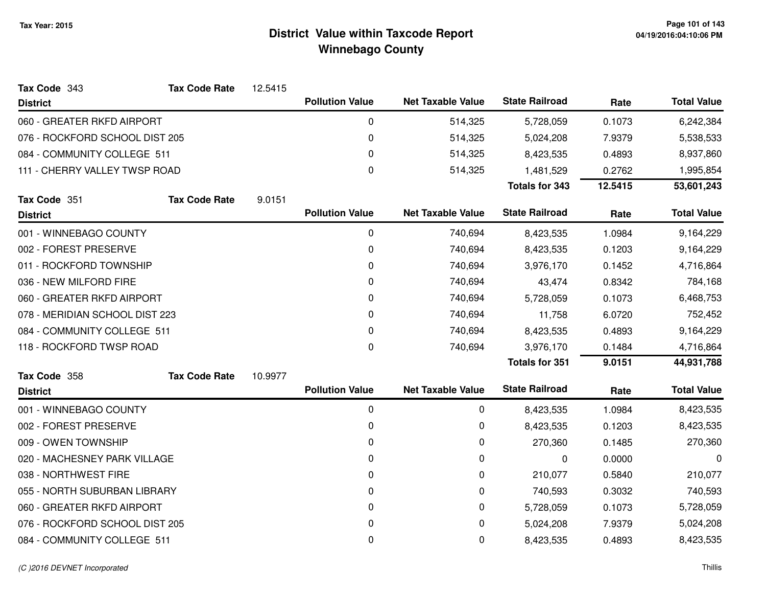# District Value within Taxcode Report
## Winnebago County

Tax Year: 2015

**Tax Code** 343 **Tax Code Rate** 12.5415

| District | Pollution Value | Net Taxable Value | State Railroad | Rate | Total Value |
|---|---|---|---|---|---|
| 060 - GREATER RKFD AIRPORT | 0 | 514,325 | 5,728,059 | 0.1073 | 6,242,384 |
| 076 - ROCKFORD SCHOOL DIST 205 | 0 | 514,325 | 5,024,208 | 7.9379 | 5,538,533 |
| 084 - COMMUNITY COLLEGE 511 | 0 | 514,325 | 8,423,535 | 0.4893 | 8,937,860 |
| 111 - CHERRY VALLEY TWSP ROAD | 0 | 514,325 | 1,481,529 | 0.2762 | 1,995,854 |
| | | | **Totals for 343** | **12.5415** | **53,601,243** |

**Tax Code** 351 **Tax Code Rate** 9.0151

| District | Pollution Value | Net Taxable Value | State Railroad | Rate | Total Value |
|---|---|---|---|---|---|
| 001 - WINNEBAGO COUNTY | 0 | 740,694 | 8,423,535 | 1.0984 | 9,164,229 |
| 002 - FOREST PRESERVE | 0 | 740,694 | 8,423,535 | 0.1203 | 9,164,229 |
| 011 - ROCKFORD TOWNSHIP | 0 | 740,694 | 3,976,170 | 0.1452 | 4,716,864 |
| 036 - NEW MILFORD FIRE | 0 | 740,694 | 43,474 | 0.8342 | 784,168 |
| 060 - GREATER RKFD AIRPORT | 0 | 740,694 | 5,728,059 | 0.1073 | 6,468,753 |
| 078 - MERIDIAN SCHOOL DIST 223 | 0 | 740,694 | 11,758 | 6.0720 | 752,452 |
| 084 - COMMUNITY COLLEGE 511 | 0 | 740,694 | 8,423,535 | 0.4893 | 9,164,229 |
| 118 - ROCKFORD TWSP ROAD | 0 | 740,694 | 3,976,170 | 0.1484 | 4,716,864 |
| | | | **Totals for 351** | **9.0151** | **44,931,788** |

**Tax Code** 358 **Tax Code Rate** 10.9977

| District | Pollution Value | Net Taxable Value | State Railroad | Rate | Total Value |
|---|---|---|---|---|---|
| 001 - WINNEBAGO COUNTY | 0 | 0 | 8,423,535 | 1.0984 | 8,423,535 |
| 002 - FOREST PRESERVE | 0 | 0 | 8,423,535 | 0.1203 | 8,423,535 |
| 009 - OWEN TOWNSHIP | 0 | 0 | 270,360 | 0.1485 | 270,360 |
| 020 - MACHESNEY PARK VILLAGE | 0 | 0 | 0 | 0.0000 | 0 |
| 038 - NORTHWEST FIRE | 0 | 0 | 210,077 | 0.5840 | 210,077 |
| 055 - NORTH SUBURBAN LIBRARY | 0 | 0 | 740,593 | 0.3032 | 740,593 |
| 060 - GREATER RKFD AIRPORT | 0 | 0 | 5,728,059 | 0.1073 | 5,728,059 |
| 076 - ROCKFORD SCHOOL DIST 205 | 0 | 0 | 5,024,208 | 7.9379 | 5,024,208 |
| 084 - COMMUNITY COLLEGE 511 | 0 | 0 | 8,423,535 | 0.4893 | 8,423,535 |

*(C )2016 DEVNET Incorporated* Thillis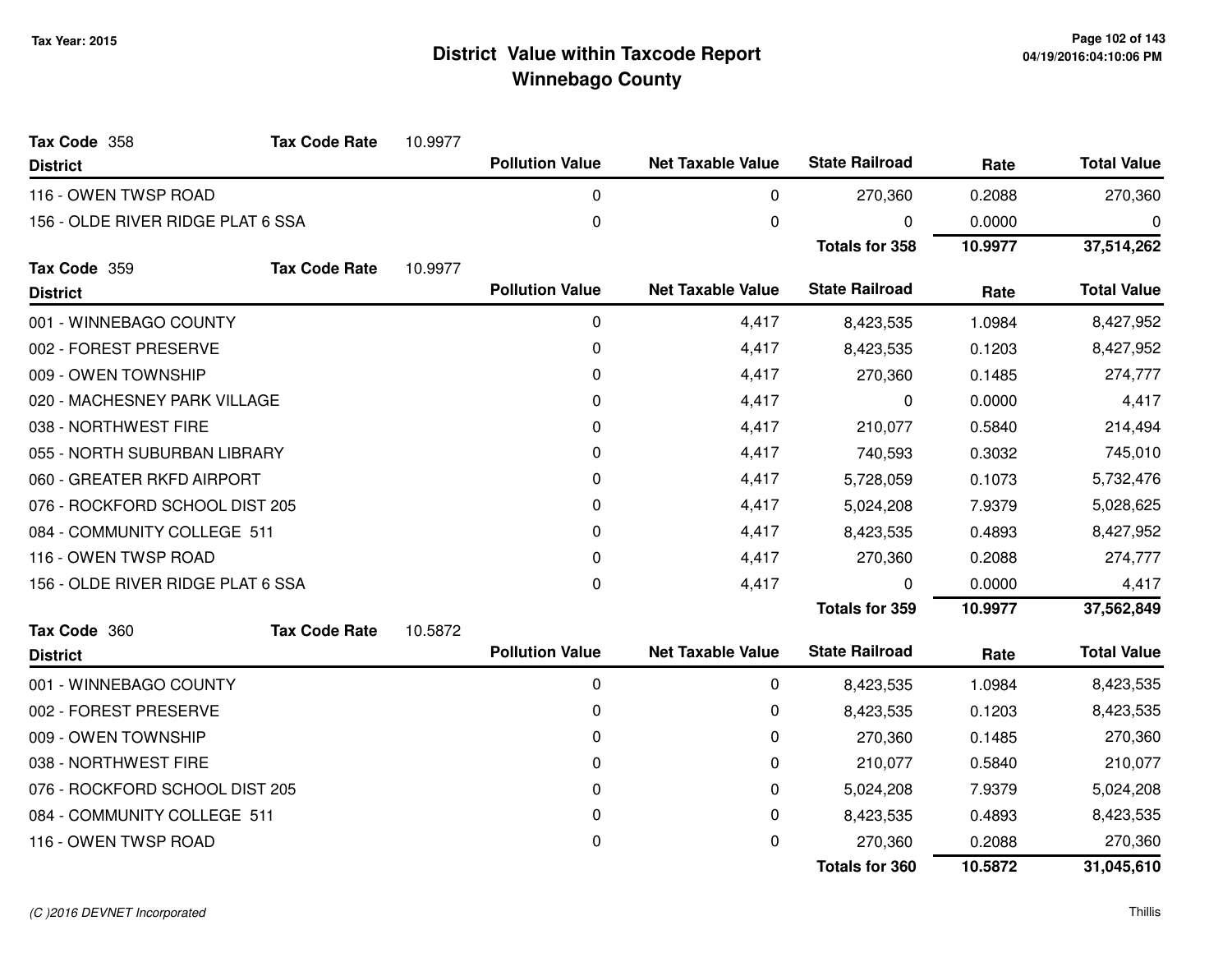# District Value within Taxcode Report
## Winnebago County

Tax Year: 2015

**Tax Code** 358 — **Tax Code Rate** 10.9977

| District | Pollution Value | Net Taxable Value | State Railroad | Rate | Total Value |
|---|---|---|---|---|---|
| 116 - OWEN TWSP ROAD | 0 | 0 | 270,360 | 0.2088 | 270,360 |
| 156 - OLDE RIVER RIDGE PLAT 6 SSA | 0 | 0 | 0 | 0.0000 | 0 |
| | | | **Totals for 358** | **10.9977** | **37,514,262** |

**Tax Code** 359 — **Tax Code Rate** 10.9977

| District | Pollution Value | Net Taxable Value | State Railroad | Rate | Total Value |
|---|---|---|---|---|---|
| 001 - WINNEBAGO COUNTY | 0 | 4,417 | 8,423,535 | 1.0984 | 8,427,952 |
| 002 - FOREST PRESERVE | 0 | 4,417 | 8,423,535 | 0.1203 | 8,427,952 |
| 009 - OWEN TOWNSHIP | 0 | 4,417 | 270,360 | 0.1485 | 274,777 |
| 020 - MACHESNEY PARK VILLAGE | 0 | 4,417 | 0 | 0.0000 | 4,417 |
| 038 - NORTHWEST FIRE | 0 | 4,417 | 210,077 | 0.5840 | 214,494 |
| 055 - NORTH SUBURBAN LIBRARY | 0 | 4,417 | 740,593 | 0.3032 | 745,010 |
| 060 - GREATER RKFD AIRPORT | 0 | 4,417 | 5,728,059 | 0.1073 | 5,732,476 |
| 076 - ROCKFORD SCHOOL DIST 205 | 0 | 4,417 | 5,024,208 | 7.9379 | 5,028,625 |
| 084 - COMMUNITY COLLEGE 511 | 0 | 4,417 | 8,423,535 | 0.4893 | 8,427,952 |
| 116 - OWEN TWSP ROAD | 0 | 4,417 | 270,360 | 0.2088 | 274,777 |
| 156 - OLDE RIVER RIDGE PLAT 6 SSA | 0 | 4,417 | 0 | 0.0000 | 4,417 |
| | | | **Totals for 359** | **10.9977** | **37,562,849** |

**Tax Code** 360 — **Tax Code Rate** 10.5872

| District | Pollution Value | Net Taxable Value | State Railroad | Rate | Total Value |
|---|---|---|---|---|---|
| 001 - WINNEBAGO COUNTY | 0 | 0 | 8,423,535 | 1.0984 | 8,423,535 |
| 002 - FOREST PRESERVE | 0 | 0 | 8,423,535 | 0.1203 | 8,423,535 |
| 009 - OWEN TOWNSHIP | 0 | 0 | 270,360 | 0.1485 | 270,360 |
| 038 - NORTHWEST FIRE | 0 | 0 | 210,077 | 0.5840 | 210,077 |
| 076 - ROCKFORD SCHOOL DIST 205 | 0 | 0 | 5,024,208 | 7.9379 | 5,024,208 |
| 084 - COMMUNITY COLLEGE 511 | 0 | 0 | 8,423,535 | 0.4893 | 8,423,535 |
| 116 - OWEN TWSP ROAD | 0 | 0 | 270,360 | 0.2088 | 270,360 |
| | | | **Totals for 360** | **10.5872** | **31,045,610** |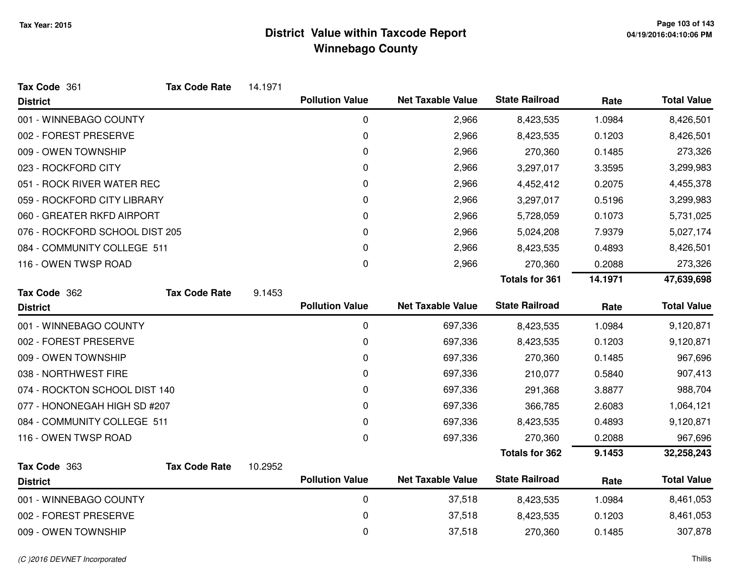# District Value within Taxcode Report
## Winnebago County

Tax Year: 2015

**Tax Code** 361 **Tax Code Rate** 14.1971

| District | Pollution Value | Net Taxable Value | State Railroad | Rate | Total Value |
|---|---|---|---|---|---|
| 001 - WINNEBAGO COUNTY | 0 | 2,966 | 8,423,535 | 1.0984 | 8,426,501 |
| 002 - FOREST PRESERVE | 0 | 2,966 | 8,423,535 | 0.1203 | 8,426,501 |
| 009 - OWEN TOWNSHIP | 0 | 2,966 | 270,360 | 0.1485 | 273,326 |
| 023 - ROCKFORD CITY | 0 | 2,966 | 3,297,017 | 3.3595 | 3,299,983 |
| 051 - ROCK RIVER WATER REC | 0 | 2,966 | 4,452,412 | 0.2075 | 4,455,378 |
| 059 - ROCKFORD CITY LIBRARY | 0 | 2,966 | 3,297,017 | 0.5196 | 3,299,983 |
| 060 - GREATER RKFD AIRPORT | 0 | 2,966 | 5,728,059 | 0.1073 | 5,731,025 |
| 076 - ROCKFORD SCHOOL DIST 205 | 0 | 2,966 | 5,024,208 | 7.9379 | 5,027,174 |
| 084 - COMMUNITY COLLEGE 511 | 0 | 2,966 | 8,423,535 | 0.4893 | 8,426,501 |
| 116 - OWEN TWSP ROAD | 0 | 2,966 | 270,360 | 0.2088 | 273,326 |
| | | | **Totals for 361** | **14.1971** | **47,639,698** |

**Tax Code** 362 **Tax Code Rate** 9.1453

| District | Pollution Value | Net Taxable Value | State Railroad | Rate | Total Value |
|---|---|---|---|---|---|
| 001 - WINNEBAGO COUNTY | 0 | 697,336 | 8,423,535 | 1.0984 | 9,120,871 |
| 002 - FOREST PRESERVE | 0 | 697,336 | 8,423,535 | 0.1203 | 9,120,871 |
| 009 - OWEN TOWNSHIP | 0 | 697,336 | 270,360 | 0.1485 | 967,696 |
| 038 - NORTHWEST FIRE | 0 | 697,336 | 210,077 | 0.5840 | 907,413 |
| 074 - ROCKTON SCHOOL DIST 140 | 0 | 697,336 | 291,368 | 3.8877 | 988,704 |
| 077 - HONONEGAH HIGH SD #207 | 0 | 697,336 | 366,785 | 2.6083 | 1,064,121 |
| 084 - COMMUNITY COLLEGE 511 | 0 | 697,336 | 8,423,535 | 0.4893 | 9,120,871 |
| 116 - OWEN TWSP ROAD | 0 | 697,336 | 270,360 | 0.2088 | 967,696 |
| | | | **Totals for 362** | **9.1453** | **32,258,243** |

**Tax Code** 363 **Tax Code Rate** 10.2952

| District | Pollution Value | Net Taxable Value | State Railroad | Rate | Total Value |
|---|---|---|---|---|---|
| 001 - WINNEBAGO COUNTY | 0 | 37,518 | 8,423,535 | 1.0984 | 8,461,053 |
| 002 - FOREST PRESERVE | 0 | 37,518 | 8,423,535 | 0.1203 | 8,461,053 |
| 009 - OWEN TOWNSHIP | 0 | 37,518 | 270,360 | 0.1485 | 307,878 |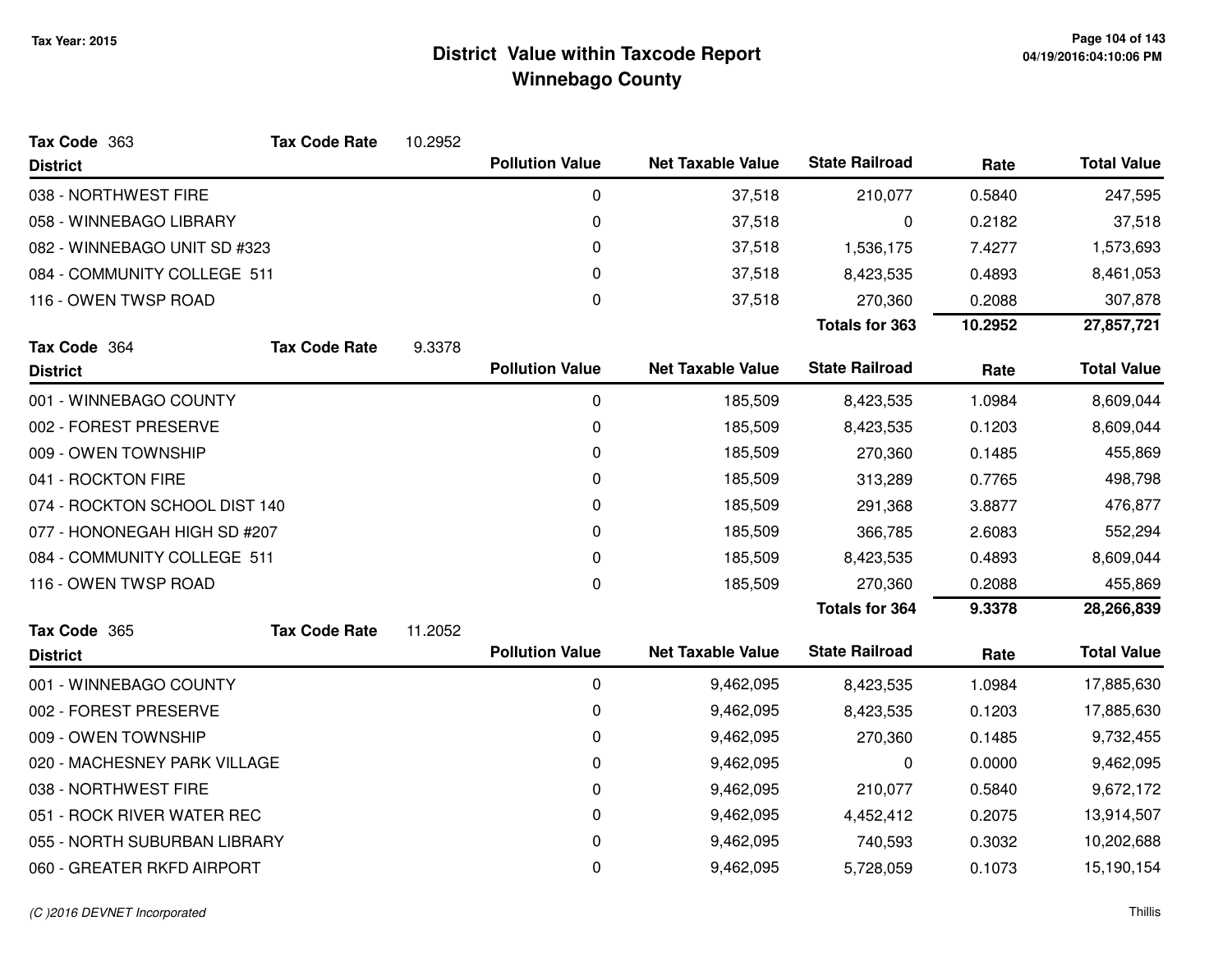# District Value within Taxcode Report
## Winnebago County

Tax Year: 2015

**Tax Code** 363 **Tax Code Rate** 10.2952

| District | Pollution Value | Net Taxable Value | State Railroad | Rate | Total Value |
|---|---|---|---|---|---|
| 038 - NORTHWEST FIRE | 0 | 37,518 | 210,077 | 0.5840 | 247,595 |
| 058 - WINNEBAGO LIBRARY | 0 | 37,518 | 0 | 0.2182 | 37,518 |
| 082 - WINNEBAGO UNIT SD #323 | 0 | 37,518 | 1,536,175 | 7.4277 | 1,573,693 |
| 084 - COMMUNITY COLLEGE 511 | 0 | 37,518 | 8,423,535 | 0.4893 | 8,461,053 |
| 116 - OWEN TWSP ROAD | 0 | 37,518 | 270,360 | 0.2088 | 307,878 |
| | | | **Totals for 363** | **10.2952** | **27,857,721** |

**Tax Code** 364 **Tax Code Rate** 9.3378

| District | Pollution Value | Net Taxable Value | State Railroad | Rate | Total Value |
|---|---|---|---|---|---|
| 001 - WINNEBAGO COUNTY | 0 | 185,509 | 8,423,535 | 1.0984 | 8,609,044 |
| 002 - FOREST PRESERVE | 0 | 185,509 | 8,423,535 | 0.1203 | 8,609,044 |
| 009 - OWEN TOWNSHIP | 0 | 185,509 | 270,360 | 0.1485 | 455,869 |
| 041 - ROCKTON FIRE | 0 | 185,509 | 313,289 | 0.7765 | 498,798 |
| 074 - ROCKTON SCHOOL DIST 140 | 0 | 185,509 | 291,368 | 3.8877 | 476,877 |
| 077 - HONONEGAH HIGH SD #207 | 0 | 185,509 | 366,785 | 2.6083 | 552,294 |
| 084 - COMMUNITY COLLEGE 511 | 0 | 185,509 | 8,423,535 | 0.4893 | 8,609,044 |
| 116 - OWEN TWSP ROAD | 0 | 185,509 | 270,360 | 0.2088 | 455,869 |
| | | | **Totals for 364** | **9.3378** | **28,266,839** |

**Tax Code** 365 **Tax Code Rate** 11.2052

| District | Pollution Value | Net Taxable Value | State Railroad | Rate | Total Value |
|---|---|---|---|---|---|
| 001 - WINNEBAGO COUNTY | 0 | 9,462,095 | 8,423,535 | 1.0984 | 17,885,630 |
| 002 - FOREST PRESERVE | 0 | 9,462,095 | 8,423,535 | 0.1203 | 17,885,630 |
| 009 - OWEN TOWNSHIP | 0 | 9,462,095 | 270,360 | 0.1485 | 9,732,455 |
| 020 - MACHESNEY PARK VILLAGE | 0 | 9,462,095 | 0 | 0.0000 | 9,462,095 |
| 038 - NORTHWEST FIRE | 0 | 9,462,095 | 210,077 | 0.5840 | 9,672,172 |
| 051 - ROCK RIVER WATER REC | 0 | 9,462,095 | 4,452,412 | 0.2075 | 13,914,507 |
| 055 - NORTH SUBURBAN LIBRARY | 0 | 9,462,095 | 740,593 | 0.3032 | 10,202,688 |
| 060 - GREATER RKFD AIRPORT | 0 | 9,462,095 | 5,728,059 | 0.1073 | 15,190,154 |

(C )2016 DEVNET Incorporated

Thillis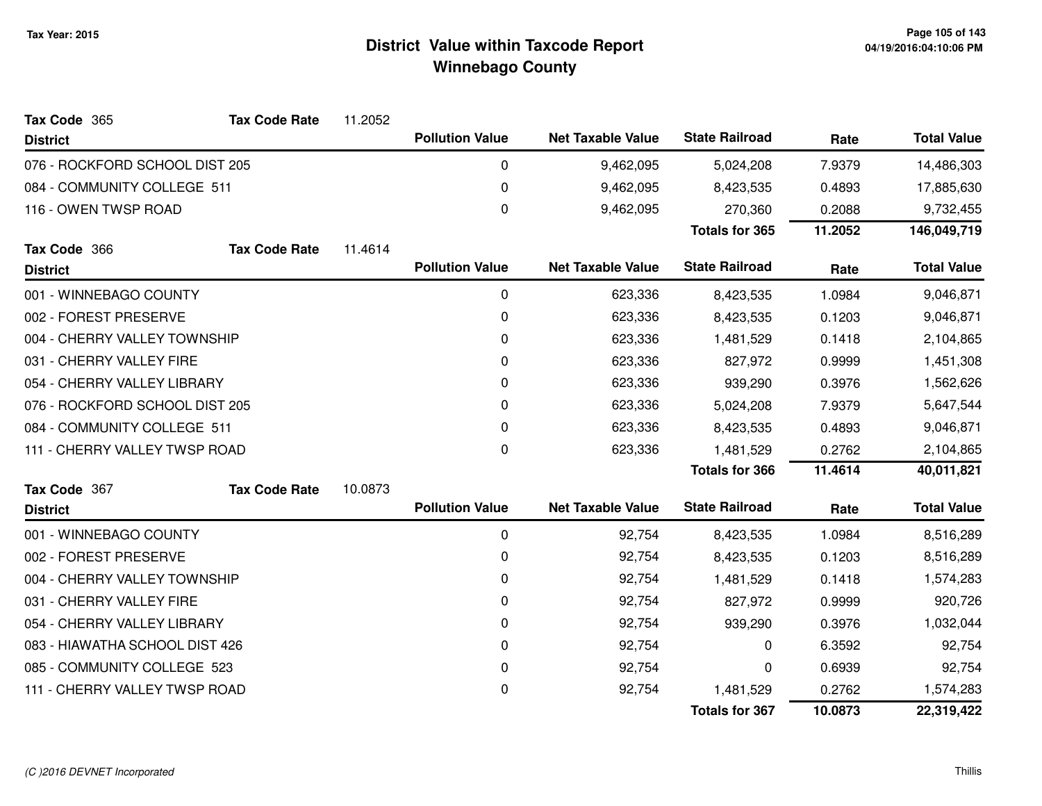## District Value within Taxcode Report
## Winnebago County

Tax Year: 2015

**Tax Code** 365 **Tax Code Rate** 11.2052

| District | Pollution Value | Net Taxable Value | State Railroad | Rate | Total Value |
|---|---|---|---|---|---|
| 076 - ROCKFORD SCHOOL DIST 205 | 0 | 9,462,095 | 5,024,208 | 7.9379 | 14,486,303 |
| 084 - COMMUNITY COLLEGE 511 | 0 | 9,462,095 | 8,423,535 | 0.4893 | 17,885,630 |
| 116 - OWEN TWSP ROAD | 0 | 9,462,095 | 270,360 | 0.2088 | 9,732,455 |
| | | | **Totals for 365** | **11.2052** | **146,049,719** |

**Tax Code** 366 **Tax Code Rate** 11.4614

| District | Pollution Value | Net Taxable Value | State Railroad | Rate | Total Value |
|---|---|---|---|---|---|
| 001 - WINNEBAGO COUNTY | 0 | 623,336 | 8,423,535 | 1.0984 | 9,046,871 |
| 002 - FOREST PRESERVE | 0 | 623,336 | 8,423,535 | 0.1203 | 9,046,871 |
| 004 - CHERRY VALLEY TOWNSHIP | 0 | 623,336 | 1,481,529 | 0.1418 | 2,104,865 |
| 031 - CHERRY VALLEY FIRE | 0 | 623,336 | 827,972 | 0.9999 | 1,451,308 |
| 054 - CHERRY VALLEY LIBRARY | 0 | 623,336 | 939,290 | 0.3976 | 1,562,626 |
| 076 - ROCKFORD SCHOOL DIST 205 | 0 | 623,336 | 5,024,208 | 7.9379 | 5,647,544 |
| 084 - COMMUNITY COLLEGE 511 | 0 | 623,336 | 8,423,535 | 0.4893 | 9,046,871 |
| 111 - CHERRY VALLEY TWSP ROAD | 0 | 623,336 | 1,481,529 | 0.2762 | 2,104,865 |
| | | | **Totals for 366** | **11.4614** | **40,011,821** |

**Tax Code** 367 **Tax Code Rate** 10.0873

| District | Pollution Value | Net Taxable Value | State Railroad | Rate | Total Value |
|---|---|---|---|---|---|
| 001 - WINNEBAGO COUNTY | 0 | 92,754 | 8,423,535 | 1.0984 | 8,516,289 |
| 002 - FOREST PRESERVE | 0 | 92,754 | 8,423,535 | 0.1203 | 8,516,289 |
| 004 - CHERRY VALLEY TOWNSHIP | 0 | 92,754 | 1,481,529 | 0.1418 | 1,574,283 |
| 031 - CHERRY VALLEY FIRE | 0 | 92,754 | 827,972 | 0.9999 | 920,726 |
| 054 - CHERRY VALLEY LIBRARY | 0 | 92,754 | 939,290 | 0.3976 | 1,032,044 |
| 083 - HIAWATHA SCHOOL DIST 426 | 0 | 92,754 | 0 | 6.3592 | 92,754 |
| 085 - COMMUNITY COLLEGE 523 | 0 | 92,754 | 0 | 0.6939 | 92,754 |
| 111 - CHERRY VALLEY TWSP ROAD | 0 | 92,754 | 1,481,529 | 0.2762 | 1,574,283 |
| | | | **Totals for 367** | **10.0873** | **22,319,422** |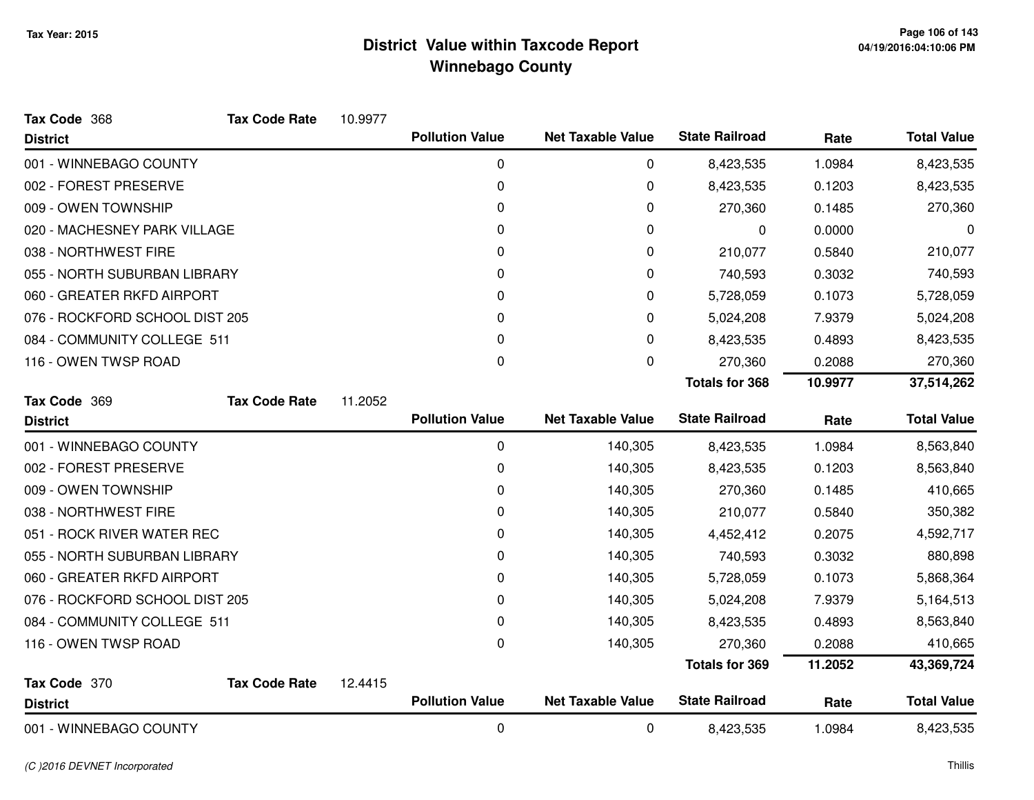# District Value within Taxcode Report
## Winnebago County

Tax Year: 2015

**Tax Code** 368 **Tax Code Rate** 10.9977

| District | Pollution Value | Net Taxable Value | State Railroad | Rate | Total Value |
|---|---|---|---|---|---|
| 001 - WINNEBAGO COUNTY | 0 | 0 | 8,423,535 | 1.0984 | 8,423,535 |
| 002 - FOREST PRESERVE | 0 | 0 | 8,423,535 | 0.1203 | 8,423,535 |
| 009 - OWEN TOWNSHIP | 0 | 0 | 270,360 | 0.1485 | 270,360 |
| 020 - MACHESNEY PARK VILLAGE | 0 | 0 | 0 | 0.0000 | 0 |
| 038 - NORTHWEST FIRE | 0 | 0 | 210,077 | 0.5840 | 210,077 |
| 055 - NORTH SUBURBAN LIBRARY | 0 | 0 | 740,593 | 0.3032 | 740,593 |
| 060 - GREATER RKFD AIRPORT | 0 | 0 | 5,728,059 | 0.1073 | 5,728,059 |
| 076 - ROCKFORD SCHOOL DIST 205 | 0 | 0 | 5,024,208 | 7.9379 | 5,024,208 |
| 084 - COMMUNITY COLLEGE 511 | 0 | 0 | 8,423,535 | 0.4893 | 8,423,535 |
| 116 - OWEN TWSP ROAD | 0 | 0 | 270,360 | 0.2088 | 270,360 |
| | | | **Totals for 368** | **10.9977** | **37,514,262** |

**Tax Code** 369 **Tax Code Rate** 11.2052

| District | Pollution Value | Net Taxable Value | State Railroad | Rate | Total Value |
|---|---|---|---|---|---|
| 001 - WINNEBAGO COUNTY | 0 | 140,305 | 8,423,535 | 1.0984 | 8,563,840 |
| 002 - FOREST PRESERVE | 0 | 140,305 | 8,423,535 | 0.1203 | 8,563,840 |
| 009 - OWEN TOWNSHIP | 0 | 140,305 | 270,360 | 0.1485 | 410,665 |
| 038 - NORTHWEST FIRE | 0 | 140,305 | 210,077 | 0.5840 | 350,382 |
| 051 - ROCK RIVER WATER REC | 0 | 140,305 | 4,452,412 | 0.2075 | 4,592,717 |
| 055 - NORTH SUBURBAN LIBRARY | 0 | 140,305 | 740,593 | 0.3032 | 880,898 |
| 060 - GREATER RKFD AIRPORT | 0 | 140,305 | 5,728,059 | 0.1073 | 5,868,364 |
| 076 - ROCKFORD SCHOOL DIST 205 | 0 | 140,305 | 5,024,208 | 7.9379 | 5,164,513 |
| 084 - COMMUNITY COLLEGE 511 | 0 | 140,305 | 8,423,535 | 0.4893 | 8,563,840 |
| 116 - OWEN TWSP ROAD | 0 | 140,305 | 270,360 | 0.2088 | 410,665 |
| | | | **Totals for 369** | **11.2052** | **43,369,724** |

**Tax Code** 370 **Tax Code Rate** 12.4415

| District | Pollution Value | Net Taxable Value | State Railroad | Rate | Total Value |
|---|---|---|---|---|---|
| 001 - WINNEBAGO COUNTY | 0 | 0 | 8,423,535 | 1.0984 | 8,423,535 |

*(C )2016 DEVNET Incorporated* Thillis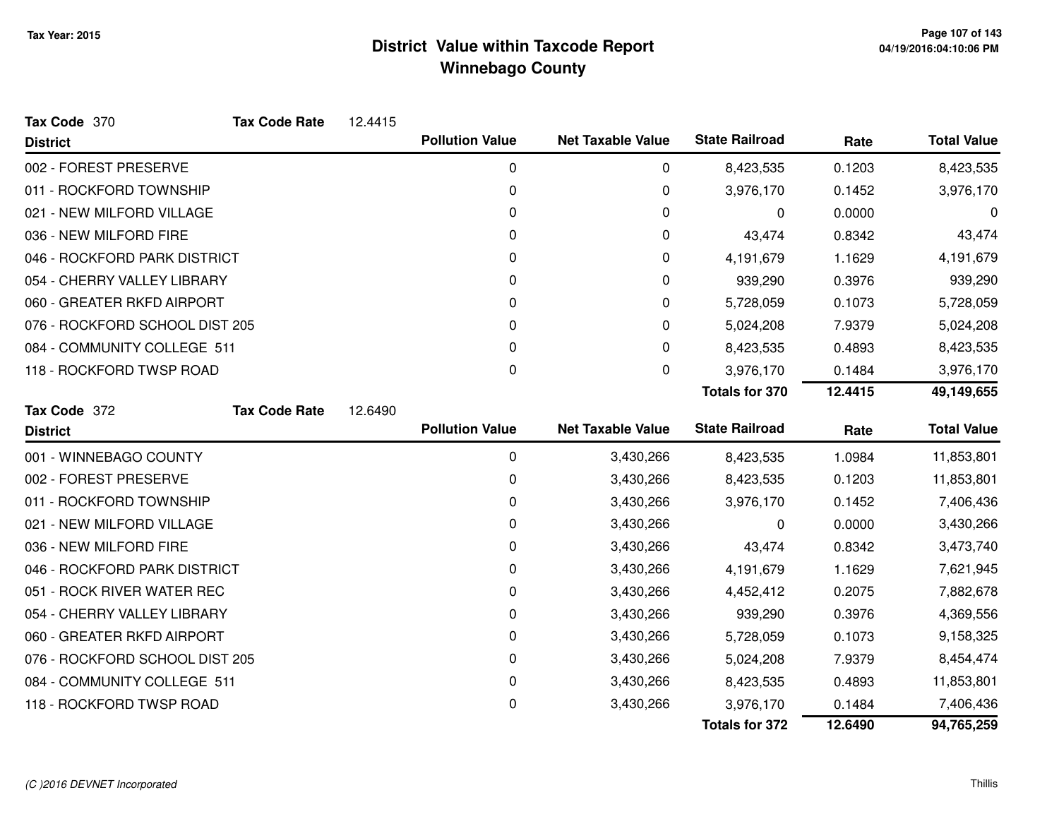# District Value within Taxcode Report
## Winnebago County

Tax Year: 2015

**Tax Code** 370 **Tax Code Rate** 12.4415

| District | Pollution Value | Net Taxable Value | State Railroad | Rate | Total Value |
|---|---|---|---|---|---|
| 002 - FOREST PRESERVE | 0 | 0 | 8,423,535 | 0.1203 | 8,423,535 |
| 011 - ROCKFORD TOWNSHIP | 0 | 0 | 3,976,170 | 0.1452 | 3,976,170 |
| 021 - NEW MILFORD VILLAGE | 0 | 0 | 0 | 0.0000 | 0 |
| 036 - NEW MILFORD FIRE | 0 | 0 | 43,474 | 0.8342 | 43,474 |
| 046 - ROCKFORD PARK DISTRICT | 0 | 0 | 4,191,679 | 1.1629 | 4,191,679 |
| 054 - CHERRY VALLEY LIBRARY | 0 | 0 | 939,290 | 0.3976 | 939,290 |
| 060 - GREATER RKFD AIRPORT | 0 | 0 | 5,728,059 | 0.1073 | 5,728,059 |
| 076 - ROCKFORD SCHOOL DIST 205 | 0 | 0 | 5,024,208 | 7.9379 | 5,024,208 |
| 084 - COMMUNITY COLLEGE 511 | 0 | 0 | 8,423,535 | 0.4893 | 8,423,535 |
| 118 - ROCKFORD TWSP ROAD | 0 | 0 | 3,976,170 | 0.1484 | 3,976,170 |
| | | | **Totals for 370** | **12.4415** | **49,149,655** |

**Tax Code** 372 **Tax Code Rate** 12.6490

| District | Pollution Value | Net Taxable Value | State Railroad | Rate | Total Value |
|---|---|---|---|---|---|
| 001 - WINNEBAGO COUNTY | 0 | 3,430,266 | 8,423,535 | 1.0984 | 11,853,801 |
| 002 - FOREST PRESERVE | 0 | 3,430,266 | 8,423,535 | 0.1203 | 11,853,801 |
| 011 - ROCKFORD TOWNSHIP | 0 | 3,430,266 | 3,976,170 | 0.1452 | 7,406,436 |
| 021 - NEW MILFORD VILLAGE | 0 | 3,430,266 | 0 | 0.0000 | 3,430,266 |
| 036 - NEW MILFORD FIRE | 0 | 3,430,266 | 43,474 | 0.8342 | 3,473,740 |
| 046 - ROCKFORD PARK DISTRICT | 0 | 3,430,266 | 4,191,679 | 1.1629 | 7,621,945 |
| 051 - ROCK RIVER WATER REC | 0 | 3,430,266 | 4,452,412 | 0.2075 | 7,882,678 |
| 054 - CHERRY VALLEY LIBRARY | 0 | 3,430,266 | 939,290 | 0.3976 | 4,369,556 |
| 060 - GREATER RKFD AIRPORT | 0 | 3,430,266 | 5,728,059 | 0.1073 | 9,158,325 |
| 076 - ROCKFORD SCHOOL DIST 205 | 0 | 3,430,266 | 5,024,208 | 7.9379 | 8,454,474 |
| 084 - COMMUNITY COLLEGE 511 | 0 | 3,430,266 | 8,423,535 | 0.4893 | 11,853,801 |
| 118 - ROCKFORD TWSP ROAD | 0 | 3,430,266 | 3,976,170 | 0.1484 | 7,406,436 |
| | | | **Totals for 372** | **12.6490** | **94,765,259** |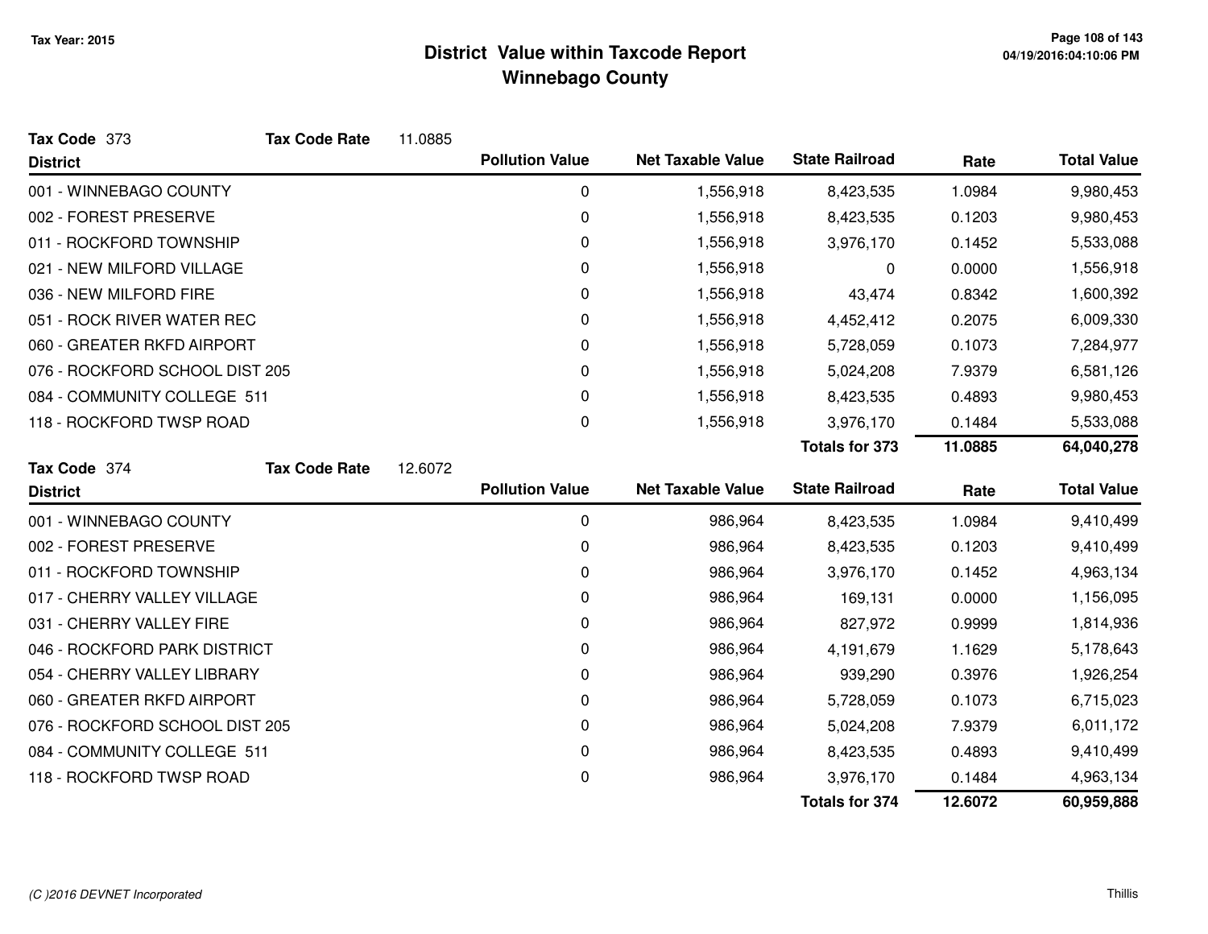# District Value within Taxcode Report
## Winnebago County

Tax Year: 2015

**Tax Code** 373 **Tax Code Rate** 11.0885

| District | Pollution Value | Net Taxable Value | State Railroad | Rate | Total Value |
|---|---|---|---|---|---|
| 001 - WINNEBAGO COUNTY | 0 | 1,556,918 | 8,423,535 | 1.0984 | 9,980,453 |
| 002 - FOREST PRESERVE | 0 | 1,556,918 | 8,423,535 | 0.1203 | 9,980,453 |
| 011 - ROCKFORD TOWNSHIP | 0 | 1,556,918 | 3,976,170 | 0.1452 | 5,533,088 |
| 021 - NEW MILFORD VILLAGE | 0 | 1,556,918 | 0 | 0.0000 | 1,556,918 |
| 036 - NEW MILFORD FIRE | 0 | 1,556,918 | 43,474 | 0.8342 | 1,600,392 |
| 051 - ROCK RIVER WATER REC | 0 | 1,556,918 | 4,452,412 | 0.2075 | 6,009,330 |
| 060 - GREATER RKFD AIRPORT | 0 | 1,556,918 | 5,728,059 | 0.1073 | 7,284,977 |
| 076 - ROCKFORD SCHOOL DIST 205 | 0 | 1,556,918 | 5,024,208 | 7.9379 | 6,581,126 |
| 084 - COMMUNITY COLLEGE 511 | 0 | 1,556,918 | 8,423,535 | 0.4893 | 9,980,453 |
| 118 - ROCKFORD TWSP ROAD | 0 | 1,556,918 | 3,976,170 | 0.1484 | 5,533,088 |
| | | | **Totals for 373** | **11.0885** | **64,040,278** |

**Tax Code** 374 **Tax Code Rate** 12.6072

| District | Pollution Value | Net Taxable Value | State Railroad | Rate | Total Value |
|---|---|---|---|---|---|
| 001 - WINNEBAGO COUNTY | 0 | 986,964 | 8,423,535 | 1.0984 | 9,410,499 |
| 002 - FOREST PRESERVE | 0 | 986,964 | 8,423,535 | 0.1203 | 9,410,499 |
| 011 - ROCKFORD TOWNSHIP | 0 | 986,964 | 3,976,170 | 0.1452 | 4,963,134 |
| 017 - CHERRY VALLEY VILLAGE | 0 | 986,964 | 169,131 | 0.0000 | 1,156,095 |
| 031 - CHERRY VALLEY FIRE | 0 | 986,964 | 827,972 | 0.9999 | 1,814,936 |
| 046 - ROCKFORD PARK DISTRICT | 0 | 986,964 | 4,191,679 | 1.1629 | 5,178,643 |
| 054 - CHERRY VALLEY LIBRARY | 0 | 986,964 | 939,290 | 0.3976 | 1,926,254 |
| 060 - GREATER RKFD AIRPORT | 0 | 986,964 | 5,728,059 | 0.1073 | 6,715,023 |
| 076 - ROCKFORD SCHOOL DIST 205 | 0 | 986,964 | 5,024,208 | 7.9379 | 6,011,172 |
| 084 - COMMUNITY COLLEGE 511 | 0 | 986,964 | 8,423,535 | 0.4893 | 9,410,499 |
| 118 - ROCKFORD TWSP ROAD | 0 | 986,964 | 3,976,170 | 0.1484 | 4,963,134 |
| | | | **Totals for 374** | **12.6072** | **60,959,888** |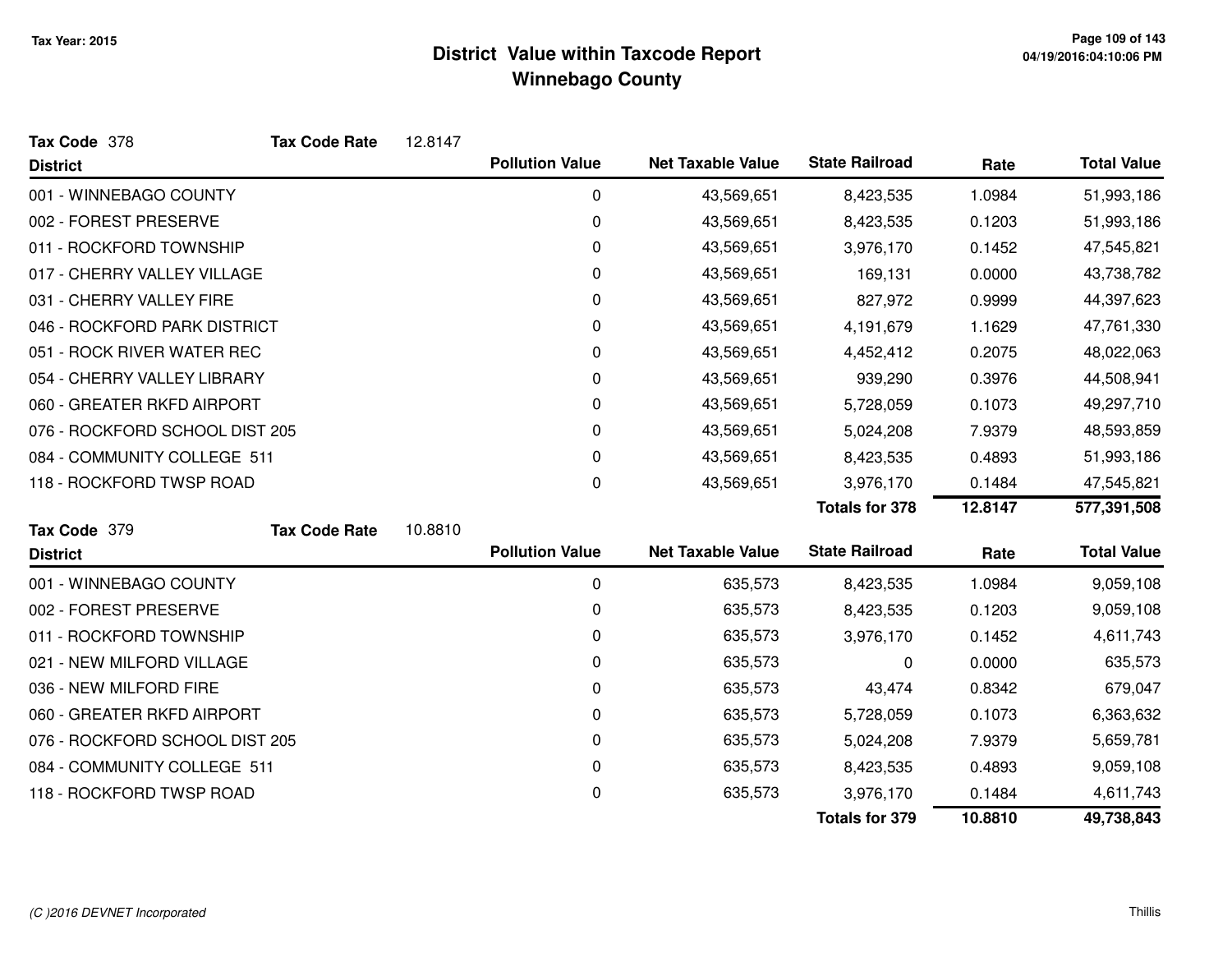# District Value within Taxcode Report
## Winnebago County

Tax Year: 2015

**Tax Code** 378 **Tax Code Rate** 12.8147

| District | Pollution Value | Net Taxable Value | State Railroad | Rate | Total Value |
|---|---|---|---|---|---|
| 001 - WINNEBAGO COUNTY | 0 | 43,569,651 | 8,423,535 | 1.0984 | 51,993,186 |
| 002 - FOREST PRESERVE | 0 | 43,569,651 | 8,423,535 | 0.1203 | 51,993,186 |
| 011 - ROCKFORD TOWNSHIP | 0 | 43,569,651 | 3,976,170 | 0.1452 | 47,545,821 |
| 017 - CHERRY VALLEY VILLAGE | 0 | 43,569,651 | 169,131 | 0.0000 | 43,738,782 |
| 031 - CHERRY VALLEY FIRE | 0 | 43,569,651 | 827,972 | 0.9999 | 44,397,623 |
| 046 - ROCKFORD PARK DISTRICT | 0 | 43,569,651 | 4,191,679 | 1.1629 | 47,761,330 |
| 051 - ROCK RIVER WATER REC | 0 | 43,569,651 | 4,452,412 | 0.2075 | 48,022,063 |
| 054 - CHERRY VALLEY LIBRARY | 0 | 43,569,651 | 939,290 | 0.3976 | 44,508,941 |
| 060 - GREATER RKFD AIRPORT | 0 | 43,569,651 | 5,728,059 | 0.1073 | 49,297,710 |
| 076 - ROCKFORD SCHOOL DIST 205 | 0 | 43,569,651 | 5,024,208 | 7.9379 | 48,593,859 |
| 084 - COMMUNITY COLLEGE 511 | 0 | 43,569,651 | 8,423,535 | 0.4893 | 51,993,186 |
| 118 - ROCKFORD TWSP ROAD | 0 | 43,569,651 | 3,976,170 | 0.1484 | 47,545,821 |
| | | | **Totals for 378** | **12.8147** | **577,391,508** |

**Tax Code** 379 **Tax Code Rate** 10.8810

| District | Pollution Value | Net Taxable Value | State Railroad | Rate | Total Value |
|---|---|---|---|---|---|
| 001 - WINNEBAGO COUNTY | 0 | 635,573 | 8,423,535 | 1.0984 | 9,059,108 |
| 002 - FOREST PRESERVE | 0 | 635,573 | 8,423,535 | 0.1203 | 9,059,108 |
| 011 - ROCKFORD TOWNSHIP | 0 | 635,573 | 3,976,170 | 0.1452 | 4,611,743 |
| 021 - NEW MILFORD VILLAGE | 0 | 635,573 | 0 | 0.0000 | 635,573 |
| 036 - NEW MILFORD FIRE | 0 | 635,573 | 43,474 | 0.8342 | 679,047 |
| 060 - GREATER RKFD AIRPORT | 0 | 635,573 | 5,728,059 | 0.1073 | 6,363,632 |
| 076 - ROCKFORD SCHOOL DIST 205 | 0 | 635,573 | 5,024,208 | 7.9379 | 5,659,781 |
| 084 - COMMUNITY COLLEGE 511 | 0 | 635,573 | 8,423,535 | 0.4893 | 9,059,108 |
| 118 - ROCKFORD TWSP ROAD | 0 | 635,573 | 3,976,170 | 0.1484 | 4,611,743 |
| | | | **Totals for 379** | **10.8810** | **49,738,843** |

*(C )2016 DEVNET Incorporated*

Thillis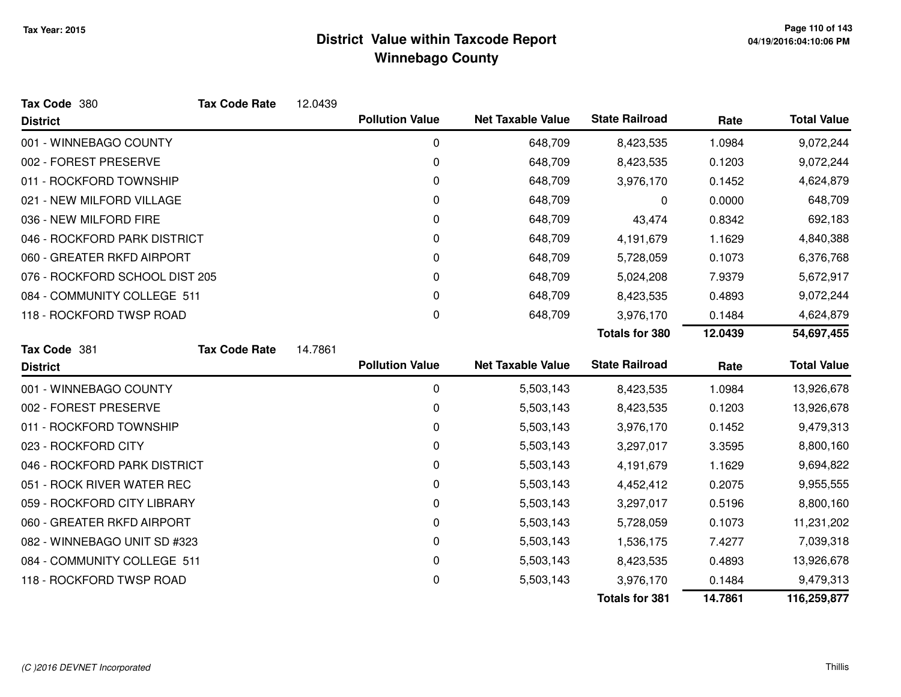# District Value within Taxcode Report

## Winnebago County

Tax Year: 2015

**Tax Code** 380 **Tax Code Rate** 12.0439

| District | Pollution Value | Net Taxable Value | State Railroad | Rate | Total Value |
|---|---|---|---|---|---|
| 001 - WINNEBAGO COUNTY | 0 | 648,709 | 8,423,535 | 1.0984 | 9,072,244 |
| 002 - FOREST PRESERVE | 0 | 648,709 | 8,423,535 | 0.1203 | 9,072,244 |
| 011 - ROCKFORD TOWNSHIP | 0 | 648,709 | 3,976,170 | 0.1452 | 4,624,879 |
| 021 - NEW MILFORD VILLAGE | 0 | 648,709 | 0 | 0.0000 | 648,709 |
| 036 - NEW MILFORD FIRE | 0 | 648,709 | 43,474 | 0.8342 | 692,183 |
| 046 - ROCKFORD PARK DISTRICT | 0 | 648,709 | 4,191,679 | 1.1629 | 4,840,388 |
| 060 - GREATER RKFD AIRPORT | 0 | 648,709 | 5,728,059 | 0.1073 | 6,376,768 |
| 076 - ROCKFORD SCHOOL DIST 205 | 0 | 648,709 | 5,024,208 | 7.9379 | 5,672,917 |
| 084 - COMMUNITY COLLEGE 511 | 0 | 648,709 | 8,423,535 | 0.4893 | 9,072,244 |
| 118 - ROCKFORD TWSP ROAD | 0 | 648,709 | 3,976,170 | 0.1484 | 4,624,879 |
| | | | **Totals for 380** | **12.0439** | **54,697,455** |

**Tax Code** 381 **Tax Code Rate** 14.7861

| District | Pollution Value | Net Taxable Value | State Railroad | Rate | Total Value |
|---|---|---|---|---|---|
| 001 - WINNEBAGO COUNTY | 0 | 5,503,143 | 8,423,535 | 1.0984 | 13,926,678 |
| 002 - FOREST PRESERVE | 0 | 5,503,143 | 8,423,535 | 0.1203 | 13,926,678 |
| 011 - ROCKFORD TOWNSHIP | 0 | 5,503,143 | 3,976,170 | 0.1452 | 9,479,313 |
| 023 - ROCKFORD CITY | 0 | 5,503,143 | 3,297,017 | 3.3595 | 8,800,160 |
| 046 - ROCKFORD PARK DISTRICT | 0 | 5,503,143 | 4,191,679 | 1.1629 | 9,694,822 |
| 051 - ROCK RIVER WATER REC | 0 | 5,503,143 | 4,452,412 | 0.2075 | 9,955,555 |
| 059 - ROCKFORD CITY LIBRARY | 0 | 5,503,143 | 3,297,017 | 0.5196 | 8,800,160 |
| 060 - GREATER RKFD AIRPORT | 0 | 5,503,143 | 5,728,059 | 0.1073 | 11,231,202 |
| 082 - WINNEBAGO UNIT SD #323 | 0 | 5,503,143 | 1,536,175 | 7.4277 | 7,039,318 |
| 084 - COMMUNITY COLLEGE 511 | 0 | 5,503,143 | 8,423,535 | 0.4893 | 13,926,678 |
| 118 - ROCKFORD TWSP ROAD | 0 | 5,503,143 | 3,976,170 | 0.1484 | 9,479,313 |
| | | | **Totals for 381** | **14.7861** | **116,259,877** |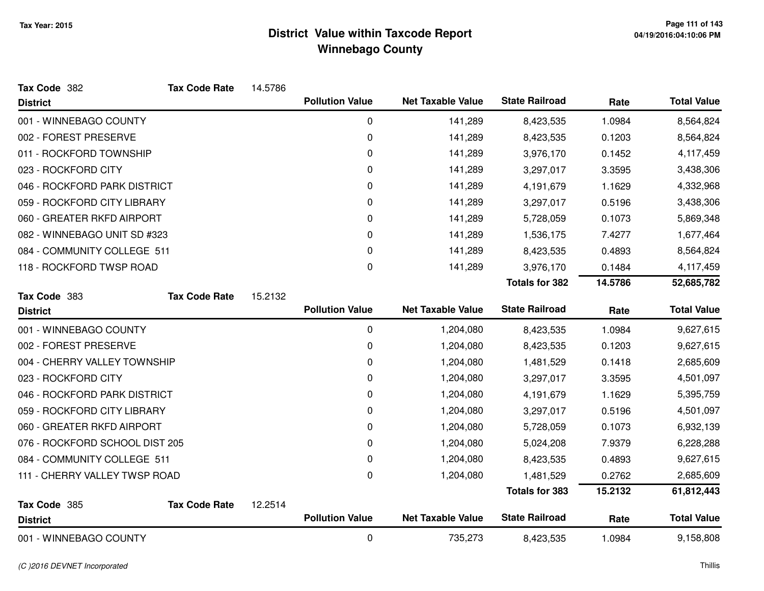# District Value within Taxcode Report
## Winnebago County

Tax Year: 2015

**Tax Code** 382 **Tax Code Rate** 14.5786

| District | Pollution Value | Net Taxable Value | State Railroad | Rate | Total Value |
|---|---|---|---|---|---|
| 001 - WINNEBAGO COUNTY | 0 | 141,289 | 8,423,535 | 1.0984 | 8,564,824 |
| 002 - FOREST PRESERVE | 0 | 141,289 | 8,423,535 | 0.1203 | 8,564,824 |
| 011 - ROCKFORD TOWNSHIP | 0 | 141,289 | 3,976,170 | 0.1452 | 4,117,459 |
| 023 - ROCKFORD CITY | 0 | 141,289 | 3,297,017 | 3.3595 | 3,438,306 |
| 046 - ROCKFORD PARK DISTRICT | 0 | 141,289 | 4,191,679 | 1.1629 | 4,332,968 |
| 059 - ROCKFORD CITY LIBRARY | 0 | 141,289 | 3,297,017 | 0.5196 | 3,438,306 |
| 060 - GREATER RKFD AIRPORT | 0 | 141,289 | 5,728,059 | 0.1073 | 5,869,348 |
| 082 - WINNEBAGO UNIT SD #323 | 0 | 141,289 | 1,536,175 | 7.4277 | 1,677,464 |
| 084 - COMMUNITY COLLEGE 511 | 0 | 141,289 | 8,423,535 | 0.4893 | 8,564,824 |
| 118 - ROCKFORD TWSP ROAD | 0 | 141,289 | 3,976,170 | 0.1484 | 4,117,459 |
| | | | **Totals for 382** | **14.5786** | **52,685,782** |

**Tax Code** 383 **Tax Code Rate** 15.2132

| District | Pollution Value | Net Taxable Value | State Railroad | Rate | Total Value |
|---|---|---|---|---|---|
| 001 - WINNEBAGO COUNTY | 0 | 1,204,080 | 8,423,535 | 1.0984 | 9,627,615 |
| 002 - FOREST PRESERVE | 0 | 1,204,080 | 8,423,535 | 0.1203 | 9,627,615 |
| 004 - CHERRY VALLEY TOWNSHIP | 0 | 1,204,080 | 1,481,529 | 0.1418 | 2,685,609 |
| 023 - ROCKFORD CITY | 0 | 1,204,080 | 3,297,017 | 3.3595 | 4,501,097 |
| 046 - ROCKFORD PARK DISTRICT | 0 | 1,204,080 | 4,191,679 | 1.1629 | 5,395,759 |
| 059 - ROCKFORD CITY LIBRARY | 0 | 1,204,080 | 3,297,017 | 0.5196 | 4,501,097 |
| 060 - GREATER RKFD AIRPORT | 0 | 1,204,080 | 5,728,059 | 0.1073 | 6,932,139 |
| 076 - ROCKFORD SCHOOL DIST 205 | 0 | 1,204,080 | 5,024,208 | 7.9379 | 6,228,288 |
| 084 - COMMUNITY COLLEGE 511 | 0 | 1,204,080 | 8,423,535 | 0.4893 | 9,627,615 |
| 111 - CHERRY VALLEY TWSP ROAD | 0 | 1,204,080 | 1,481,529 | 0.2762 | 2,685,609 |
| | | | **Totals for 383** | **15.2132** | **61,812,443** |

**Tax Code** 385 **Tax Code Rate** 12.2514

| District | Pollution Value | Net Taxable Value | State Railroad | Rate | Total Value |
|---|---|---|---|---|---|
| 001 - WINNEBAGO COUNTY | 0 | 735,273 | 8,423,535 | 1.0984 | 9,158,808 |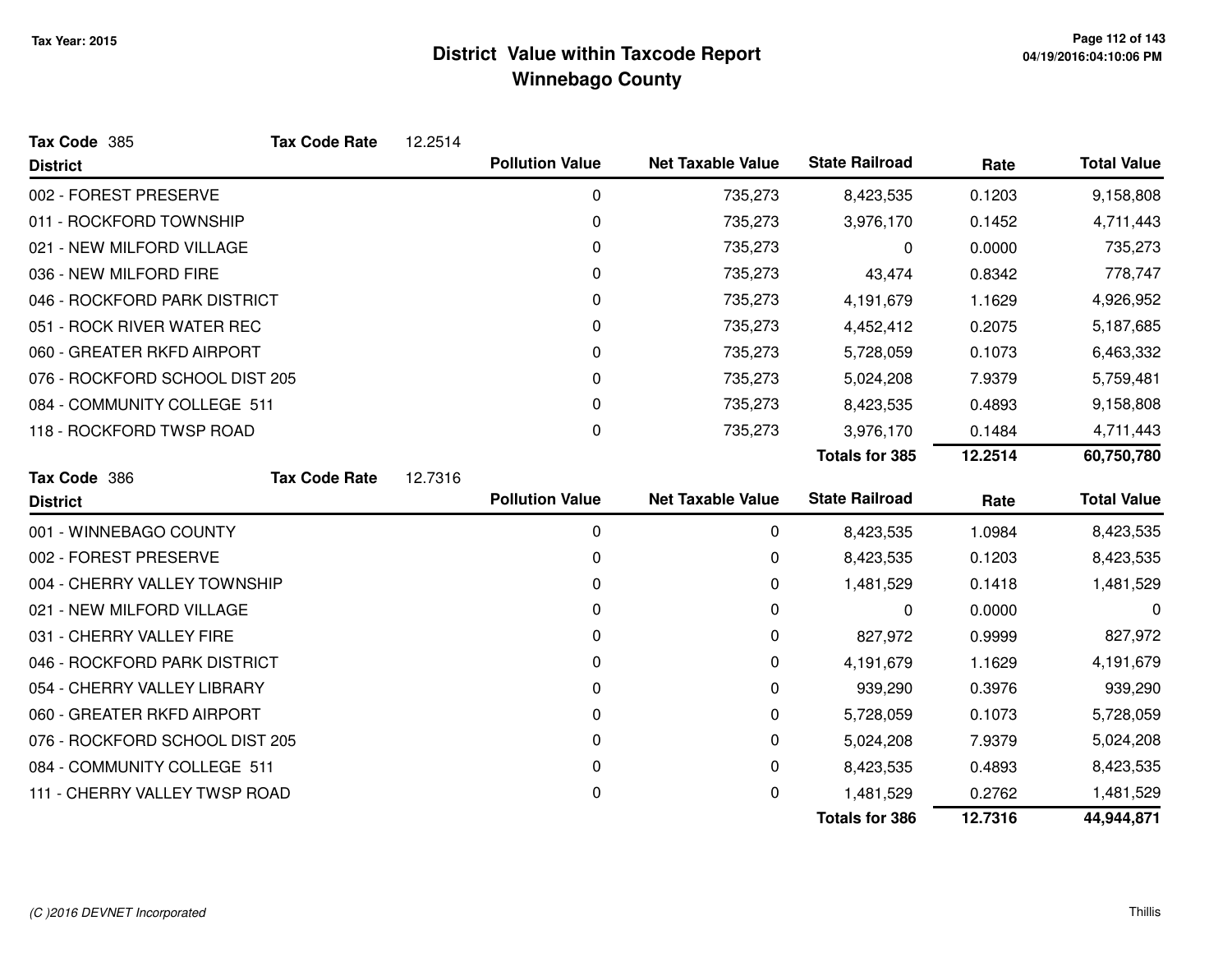# District Value within Taxcode Report
## Winnebago County

Tax Year: 2015

**Tax Code** 385 **Tax Code Rate** 12.2514

| District | Pollution Value | Net Taxable Value | State Railroad | Rate | Total Value |
|---|---|---|---|---|---|
| 002 - FOREST PRESERVE | 0 | 735,273 | 8,423,535 | 0.1203 | 9,158,808 |
| 011 - ROCKFORD TOWNSHIP | 0 | 735,273 | 3,976,170 | 0.1452 | 4,711,443 |
| 021 - NEW MILFORD VILLAGE | 0 | 735,273 | 0 | 0.0000 | 735,273 |
| 036 - NEW MILFORD FIRE | 0 | 735,273 | 43,474 | 0.8342 | 778,747 |
| 046 - ROCKFORD PARK DISTRICT | 0 | 735,273 | 4,191,679 | 1.1629 | 4,926,952 |
| 051 - ROCK RIVER WATER REC | 0 | 735,273 | 4,452,412 | 0.2075 | 5,187,685 |
| 060 - GREATER RKFD AIRPORT | 0 | 735,273 | 5,728,059 | 0.1073 | 6,463,332 |
| 076 - ROCKFORD SCHOOL DIST 205 | 0 | 735,273 | 5,024,208 | 7.9379 | 5,759,481 |
| 084 - COMMUNITY COLLEGE 511 | 0 | 735,273 | 8,423,535 | 0.4893 | 9,158,808 |
| 118 - ROCKFORD TWSP ROAD | 0 | 735,273 | 3,976,170 | 0.1484 | 4,711,443 |
| | | | **Totals for 385** | **12.2514** | **60,750,780** |

**Tax Code** 386 **Tax Code Rate** 12.7316

| District | Pollution Value | Net Taxable Value | State Railroad | Rate | Total Value |
|---|---|---|---|---|---|
| 001 - WINNEBAGO COUNTY | 0 | 0 | 8,423,535 | 1.0984 | 8,423,535 |
| 002 - FOREST PRESERVE | 0 | 0 | 8,423,535 | 0.1203 | 8,423,535 |
| 004 - CHERRY VALLEY TOWNSHIP | 0 | 0 | 1,481,529 | 0.1418 | 1,481,529 |
| 021 - NEW MILFORD VILLAGE | 0 | 0 | 0 | 0.0000 | 0 |
| 031 - CHERRY VALLEY FIRE | 0 | 0 | 827,972 | 0.9999 | 827,972 |
| 046 - ROCKFORD PARK DISTRICT | 0 | 0 | 4,191,679 | 1.1629 | 4,191,679 |
| 054 - CHERRY VALLEY LIBRARY | 0 | 0 | 939,290 | 0.3976 | 939,290 |
| 060 - GREATER RKFD AIRPORT | 0 | 0 | 5,728,059 | 0.1073 | 5,728,059 |
| 076 - ROCKFORD SCHOOL DIST 205 | 0 | 0 | 5,024,208 | 7.9379 | 5,024,208 |
| 084 - COMMUNITY COLLEGE 511 | 0 | 0 | 8,423,535 | 0.4893 | 8,423,535 |
| 111 - CHERRY VALLEY TWSP ROAD | 0 | 0 | 1,481,529 | 0.2762 | 1,481,529 |
| | | | **Totals for 386** | **12.7316** | **44,944,871** |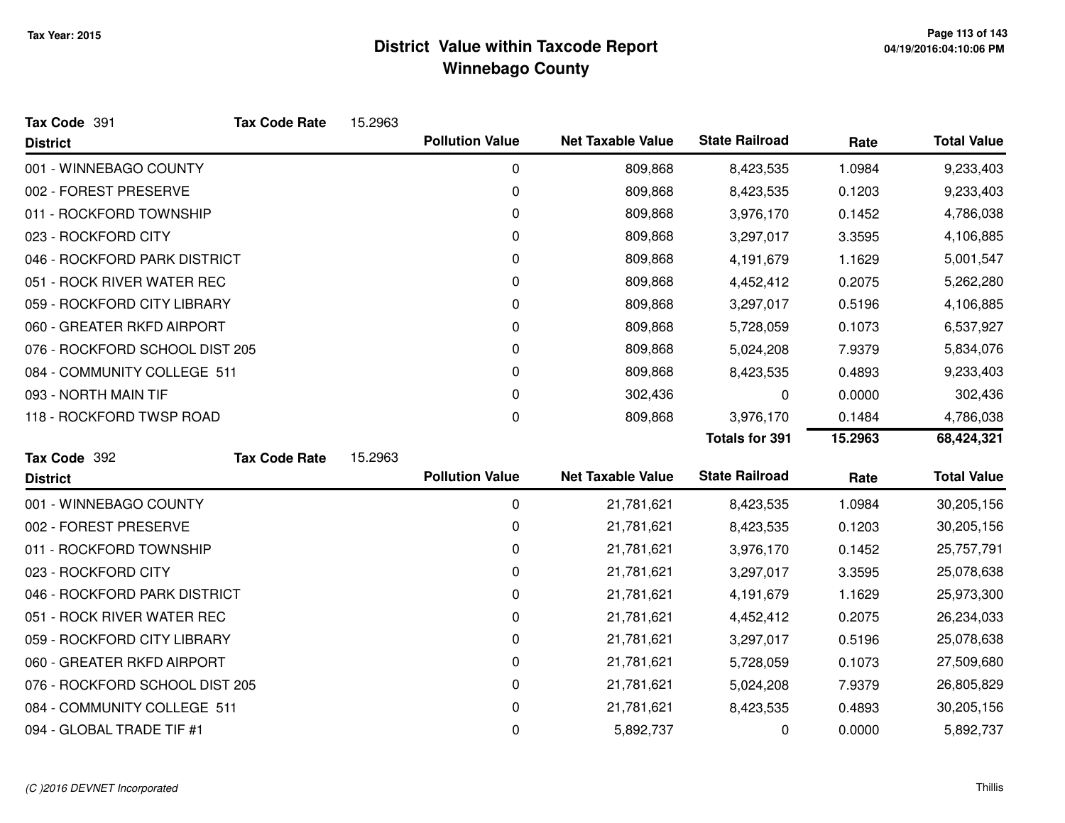**Tax Year: 2015**

# District Value within Taxcode Report
## Winnebago County

**Tax Code** 391 **Tax Code Rate** 15.2963

| District | Pollution Value | Net Taxable Value | State Railroad | Rate | Total Value |
|---|---|---|---|---|---|
| 001 - WINNEBAGO COUNTY | 0 | 809,868 | 8,423,535 | 1.0984 | 9,233,403 |
| 002 - FOREST PRESERVE | 0 | 809,868 | 8,423,535 | 0.1203 | 9,233,403 |
| 011 - ROCKFORD TOWNSHIP | 0 | 809,868 | 3,976,170 | 0.1452 | 4,786,038 |
| 023 - ROCKFORD CITY | 0 | 809,868 | 3,297,017 | 3.3595 | 4,106,885 |
| 046 - ROCKFORD PARK DISTRICT | 0 | 809,868 | 4,191,679 | 1.1629 | 5,001,547 |
| 051 - ROCK RIVER WATER REC | 0 | 809,868 | 4,452,412 | 0.2075 | 5,262,280 |
| 059 - ROCKFORD CITY LIBRARY | 0 | 809,868 | 3,297,017 | 0.5196 | 4,106,885 |
| 060 - GREATER RKFD AIRPORT | 0 | 809,868 | 5,728,059 | 0.1073 | 6,537,927 |
| 076 - ROCKFORD SCHOOL DIST 205 | 0 | 809,868 | 5,024,208 | 7.9379 | 5,834,076 |
| 084 - COMMUNITY COLLEGE 511 | 0 | 809,868 | 8,423,535 | 0.4893 | 9,233,403 |
| 093 - NORTH MAIN TIF | 0 | 302,436 | 0 | 0.0000 | 302,436 |
| 118 - ROCKFORD TWSP ROAD | 0 | 809,868 | 3,976,170 | 0.1484 | 4,786,038 |
| | | | **Totals for 391** | **15.2963** | **68,424,321** |

**Tax Code** 392 **Tax Code Rate** 15.2963

| District | Pollution Value | Net Taxable Value | State Railroad | Rate | Total Value |
|---|---|---|---|---|---|
| 001 - WINNEBAGO COUNTY | 0 | 21,781,621 | 8,423,535 | 1.0984 | 30,205,156 |
| 002 - FOREST PRESERVE | 0 | 21,781,621 | 8,423,535 | 0.1203 | 30,205,156 |
| 011 - ROCKFORD TOWNSHIP | 0 | 21,781,621 | 3,976,170 | 0.1452 | 25,757,791 |
| 023 - ROCKFORD CITY | 0 | 21,781,621 | 3,297,017 | 3.3595 | 25,078,638 |
| 046 - ROCKFORD PARK DISTRICT | 0 | 21,781,621 | 4,191,679 | 1.1629 | 25,973,300 |
| 051 - ROCK RIVER WATER REC | 0 | 21,781,621 | 4,452,412 | 0.2075 | 26,234,033 |
| 059 - ROCKFORD CITY LIBRARY | 0 | 21,781,621 | 3,297,017 | 0.5196 | 25,078,638 |
| 060 - GREATER RKFD AIRPORT | 0 | 21,781,621 | 5,728,059 | 0.1073 | 27,509,680 |
| 076 - ROCKFORD SCHOOL DIST 205 | 0 | 21,781,621 | 5,024,208 | 7.9379 | 26,805,829 |
| 084 - COMMUNITY COLLEGE 511 | 0 | 21,781,621 | 8,423,535 | 0.4893 | 30,205,156 |
| 094 - GLOBAL TRADE TIF #1 | 0 | 5,892,737 | 0 | 0.0000 | 5,892,737 |

*(C )2016 DEVNET Incorporated*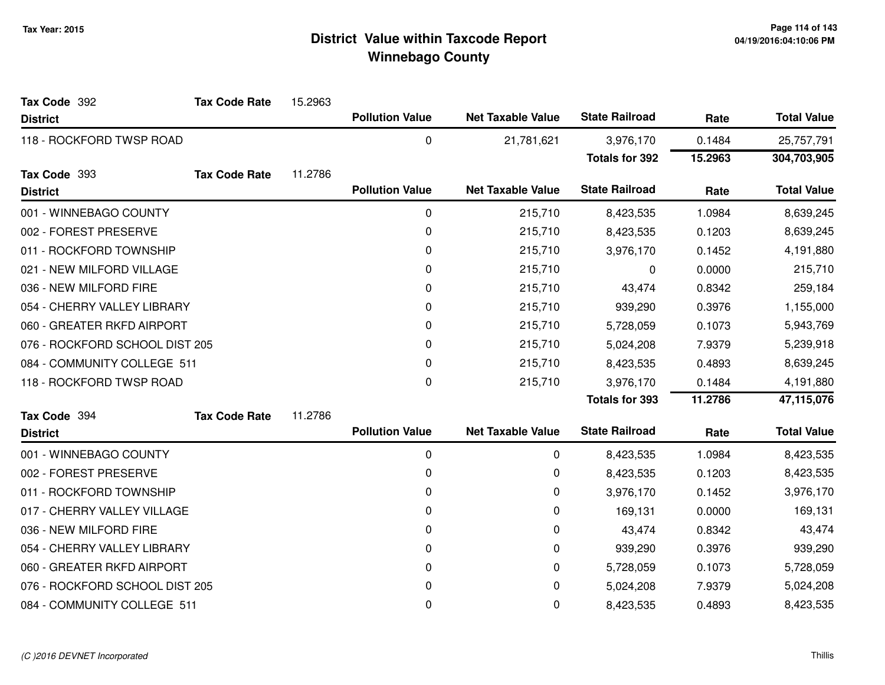# District Value within Taxcode Report
## Winnebago County

Tax Year: 2015

**Tax Code** 392 **Tax Code Rate** 15.2963

| District | Pollution Value | Net Taxable Value | State Railroad | Rate | Total Value |
|---|---|---|---|---|---|
| 118 - ROCKFORD TWSP ROAD | 0 | 21,781,621 | 3,976,170 | 0.1484 | 25,757,791 |
| | | | **Totals for 392** | **15.2963** | **304,703,905** |

**Tax Code** 393 **Tax Code Rate** 11.2786

| District | Pollution Value | Net Taxable Value | State Railroad | Rate | Total Value |
|---|---|---|---|---|---|
| 001 - WINNEBAGO COUNTY | 0 | 215,710 | 8,423,535 | 1.0984 | 8,639,245 |
| 002 - FOREST PRESERVE | 0 | 215,710 | 8,423,535 | 0.1203 | 8,639,245 |
| 011 - ROCKFORD TOWNSHIP | 0 | 215,710 | 3,976,170 | 0.1452 | 4,191,880 |
| 021 - NEW MILFORD VILLAGE | 0 | 215,710 | 0 | 0.0000 | 215,710 |
| 036 - NEW MILFORD FIRE | 0 | 215,710 | 43,474 | 0.8342 | 259,184 |
| 054 - CHERRY VALLEY LIBRARY | 0 | 215,710 | 939,290 | 0.3976 | 1,155,000 |
| 060 - GREATER RKFD AIRPORT | 0 | 215,710 | 5,728,059 | 0.1073 | 5,943,769 |
| 076 - ROCKFORD SCHOOL DIST 205 | 0 | 215,710 | 5,024,208 | 7.9379 | 5,239,918 |
| 084 - COMMUNITY COLLEGE 511 | 0 | 215,710 | 8,423,535 | 0.4893 | 8,639,245 |
| 118 - ROCKFORD TWSP ROAD | 0 | 215,710 | 3,976,170 | 0.1484 | 4,191,880 |
| | | | **Totals for 393** | **11.2786** | **47,115,076** |

**Tax Code** 394 **Tax Code Rate** 11.2786

| District | Pollution Value | Net Taxable Value | State Railroad | Rate | Total Value |
|---|---|---|---|---|---|
| 001 - WINNEBAGO COUNTY | 0 | 0 | 8,423,535 | 1.0984 | 8,423,535 |
| 002 - FOREST PRESERVE | 0 | 0 | 8,423,535 | 0.1203 | 8,423,535 |
| 011 - ROCKFORD TOWNSHIP | 0 | 0 | 3,976,170 | 0.1452 | 3,976,170 |
| 017 - CHERRY VALLEY VILLAGE | 0 | 0 | 169,131 | 0.0000 | 169,131 |
| 036 - NEW MILFORD FIRE | 0 | 0 | 43,474 | 0.8342 | 43,474 |
| 054 - CHERRY VALLEY LIBRARY | 0 | 0 | 939,290 | 0.3976 | 939,290 |
| 060 - GREATER RKFD AIRPORT | 0 | 0 | 5,728,059 | 0.1073 | 5,728,059 |
| 076 - ROCKFORD SCHOOL DIST 205 | 0 | 0 | 5,024,208 | 7.9379 | 5,024,208 |
| 084 - COMMUNITY COLLEGE 511 | 0 | 0 | 8,423,535 | 0.4893 | 8,423,535 |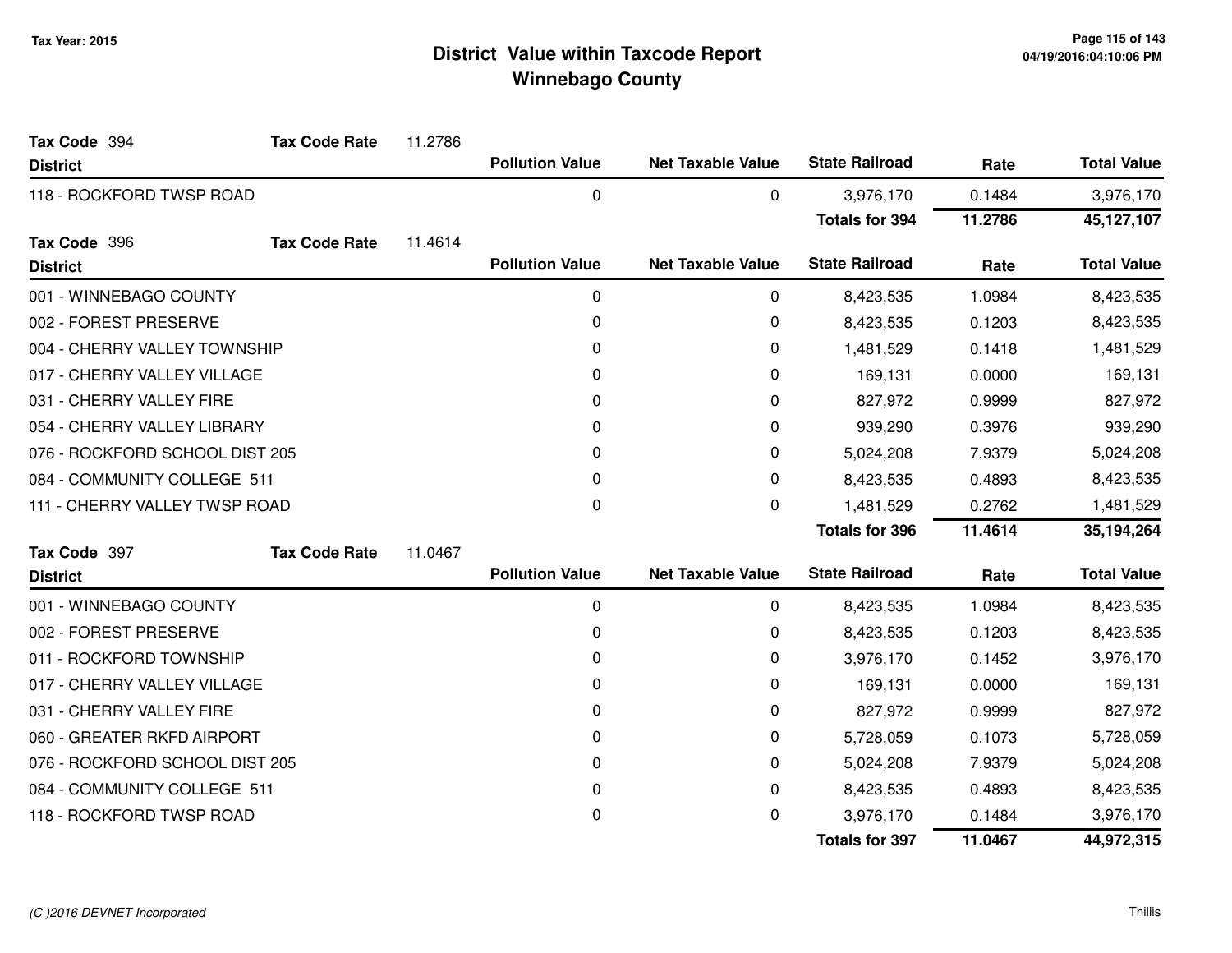# District Value within Taxcode Report
## Winnebago County

Tax Year: 2015

**Tax Code** 394 **Tax Code Rate** 11.2786

| District | Pollution Value | Net Taxable Value | State Railroad | Rate | Total Value |
|---|---|---|---|---|---|
| 118 - ROCKFORD TWSP ROAD | 0 | 0 | 3,976,170 | 0.1484 | 3,976,170 |
| | | | **Totals for 394** | **11.2786** | **45,127,107** |

**Tax Code** 396 **Tax Code Rate** 11.4614

| District | Pollution Value | Net Taxable Value | State Railroad | Rate | Total Value |
|---|---|---|---|---|---|
| 001 - WINNEBAGO COUNTY | 0 | 0 | 8,423,535 | 1.0984 | 8,423,535 |
| 002 - FOREST PRESERVE | 0 | 0 | 8,423,535 | 0.1203 | 8,423,535 |
| 004 - CHERRY VALLEY TOWNSHIP | 0 | 0 | 1,481,529 | 0.1418 | 1,481,529 |
| 017 - CHERRY VALLEY VILLAGE | 0 | 0 | 169,131 | 0.0000 | 169,131 |
| 031 - CHERRY VALLEY FIRE | 0 | 0 | 827,972 | 0.9999 | 827,972 |
| 054 - CHERRY VALLEY LIBRARY | 0 | 0 | 939,290 | 0.3976 | 939,290 |
| 076 - ROCKFORD SCHOOL DIST 205 | 0 | 0 | 5,024,208 | 7.9379 | 5,024,208 |
| 084 - COMMUNITY COLLEGE 511 | 0 | 0 | 8,423,535 | 0.4893 | 8,423,535 |
| 111 - CHERRY VALLEY TWSP ROAD | 0 | 0 | 1,481,529 | 0.2762 | 1,481,529 |
| | | | **Totals for 396** | **11.4614** | **35,194,264** |

**Tax Code** 397 **Tax Code Rate** 11.0467

| District | Pollution Value | Net Taxable Value | State Railroad | Rate | Total Value |
|---|---|---|---|---|---|
| 001 - WINNEBAGO COUNTY | 0 | 0 | 8,423,535 | 1.0984 | 8,423,535 |
| 002 - FOREST PRESERVE | 0 | 0 | 8,423,535 | 0.1203 | 8,423,535 |
| 011 - ROCKFORD TOWNSHIP | 0 | 0 | 3,976,170 | 0.1452 | 3,976,170 |
| 017 - CHERRY VALLEY VILLAGE | 0 | 0 | 169,131 | 0.0000 | 169,131 |
| 031 - CHERRY VALLEY FIRE | 0 | 0 | 827,972 | 0.9999 | 827,972 |
| 060 - GREATER RKFD AIRPORT | 0 | 0 | 5,728,059 | 0.1073 | 5,728,059 |
| 076 - ROCKFORD SCHOOL DIST 205 | 0 | 0 | 5,024,208 | 7.9379 | 5,024,208 |
| 084 - COMMUNITY COLLEGE 511 | 0 | 0 | 8,423,535 | 0.4893 | 8,423,535 |
| 118 - ROCKFORD TWSP ROAD | 0 | 0 | 3,976,170 | 0.1484 | 3,976,170 |
| | | | **Totals for 397** | **11.0467** | **44,972,315** |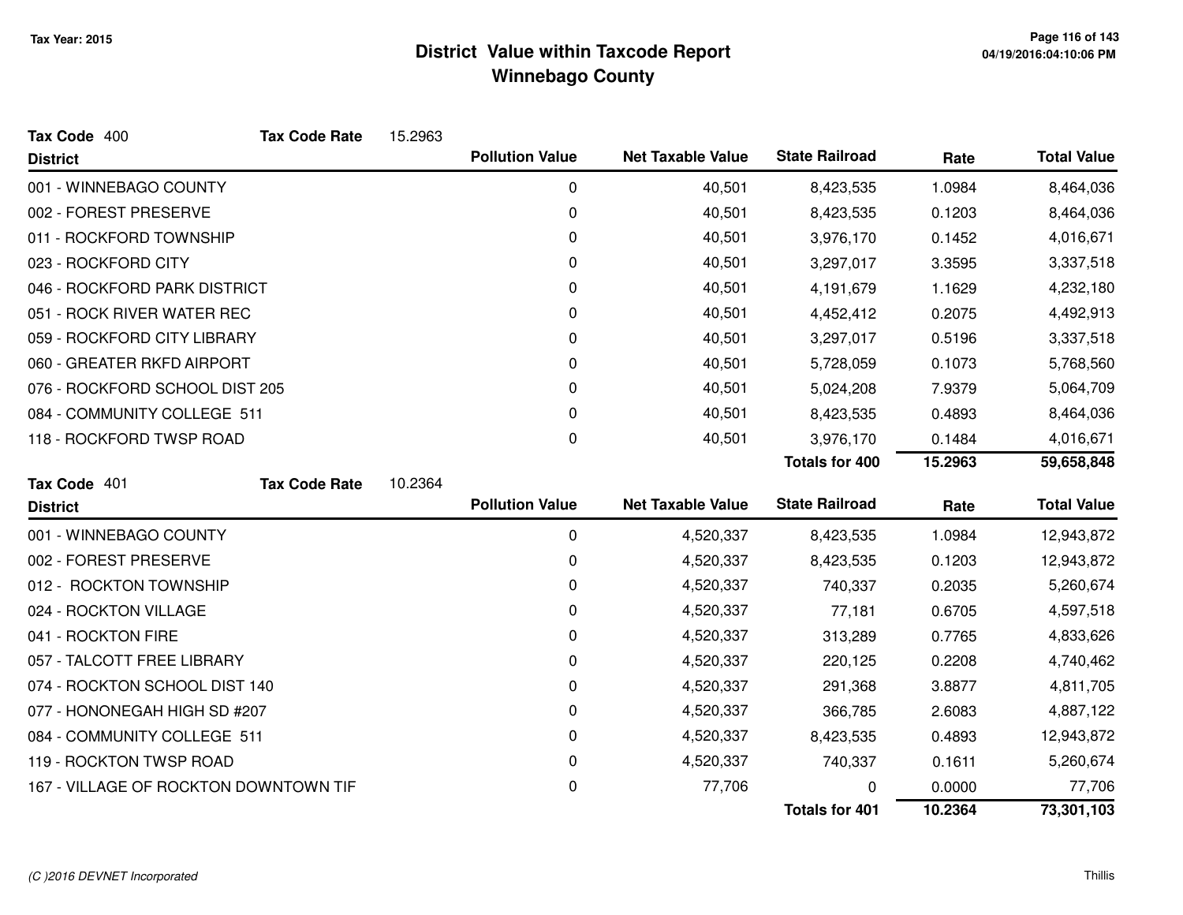Tax Year: 2015

# District Value within Taxcode Report
## Winnebago County

**Tax Code** 400 **Tax Code Rate** 15.2963

| District | Pollution Value | Net Taxable Value | State Railroad | Rate | Total Value |
|---|---|---|---|---|---|
| 001 - WINNEBAGO COUNTY | 0 | 40,501 | 8,423,535 | 1.0984 | 8,464,036 |
| 002 - FOREST PRESERVE | 0 | 40,501 | 8,423,535 | 0.1203 | 8,464,036 |
| 011 - ROCKFORD TOWNSHIP | 0 | 40,501 | 3,976,170 | 0.1452 | 4,016,671 |
| 023 - ROCKFORD CITY | 0 | 40,501 | 3,297,017 | 3.3595 | 3,337,518 |
| 046 - ROCKFORD PARK DISTRICT | 0 | 40,501 | 4,191,679 | 1.1629 | 4,232,180 |
| 051 - ROCK RIVER WATER REC | 0 | 40,501 | 4,452,412 | 0.2075 | 4,492,913 |
| 059 - ROCKFORD CITY LIBRARY | 0 | 40,501 | 3,297,017 | 0.5196 | 3,337,518 |
| 060 - GREATER RKFD AIRPORT | 0 | 40,501 | 5,728,059 | 0.1073 | 5,768,560 |
| 076 - ROCKFORD SCHOOL DIST 205 | 0 | 40,501 | 5,024,208 | 7.9379 | 5,064,709 |
| 084 - COMMUNITY COLLEGE 511 | 0 | 40,501 | 8,423,535 | 0.4893 | 8,464,036 |
| 118 - ROCKFORD TWSP ROAD | 0 | 40,501 | 3,976,170 | 0.1484 | 4,016,671 |
| | | | **Totals for 400** | **15.2963** | **59,658,848** |

**Tax Code** 401 **Tax Code Rate** 10.2364

| District | Pollution Value | Net Taxable Value | State Railroad | Rate | Total Value |
|---|---|---|---|---|---|
| 001 - WINNEBAGO COUNTY | 0 | 4,520,337 | 8,423,535 | 1.0984 | 12,943,872 |
| 002 - FOREST PRESERVE | 0 | 4,520,337 | 8,423,535 | 0.1203 | 12,943,872 |
| 012 - ROCKTON TOWNSHIP | 0 | 4,520,337 | 740,337 | 0.2035 | 5,260,674 |
| 024 - ROCKTON VILLAGE | 0 | 4,520,337 | 77,181 | 0.6705 | 4,597,518 |
| 041 - ROCKTON FIRE | 0 | 4,520,337 | 313,289 | 0.7765 | 4,833,626 |
| 057 - TALCOTT FREE LIBRARY | 0 | 4,520,337 | 220,125 | 0.2208 | 4,740,462 |
| 074 - ROCKTON SCHOOL DIST 140 | 0 | 4,520,337 | 291,368 | 3.8877 | 4,811,705 |
| 077 - HONONEGAH HIGH SD #207 | 0 | 4,520,337 | 366,785 | 2.6083 | 4,887,122 |
| 084 - COMMUNITY COLLEGE 511 | 0 | 4,520,337 | 8,423,535 | 0.4893 | 12,943,872 |
| 119 - ROCKTON TWSP ROAD | 0 | 4,520,337 | 740,337 | 0.1611 | 5,260,674 |
| 167 - VILLAGE OF ROCKTON DOWNTOWN TIF | 0 | 77,706 | 0 | 0.0000 | 77,706 |
| | | | **Totals for 401** | **10.2364** | **73,301,103** |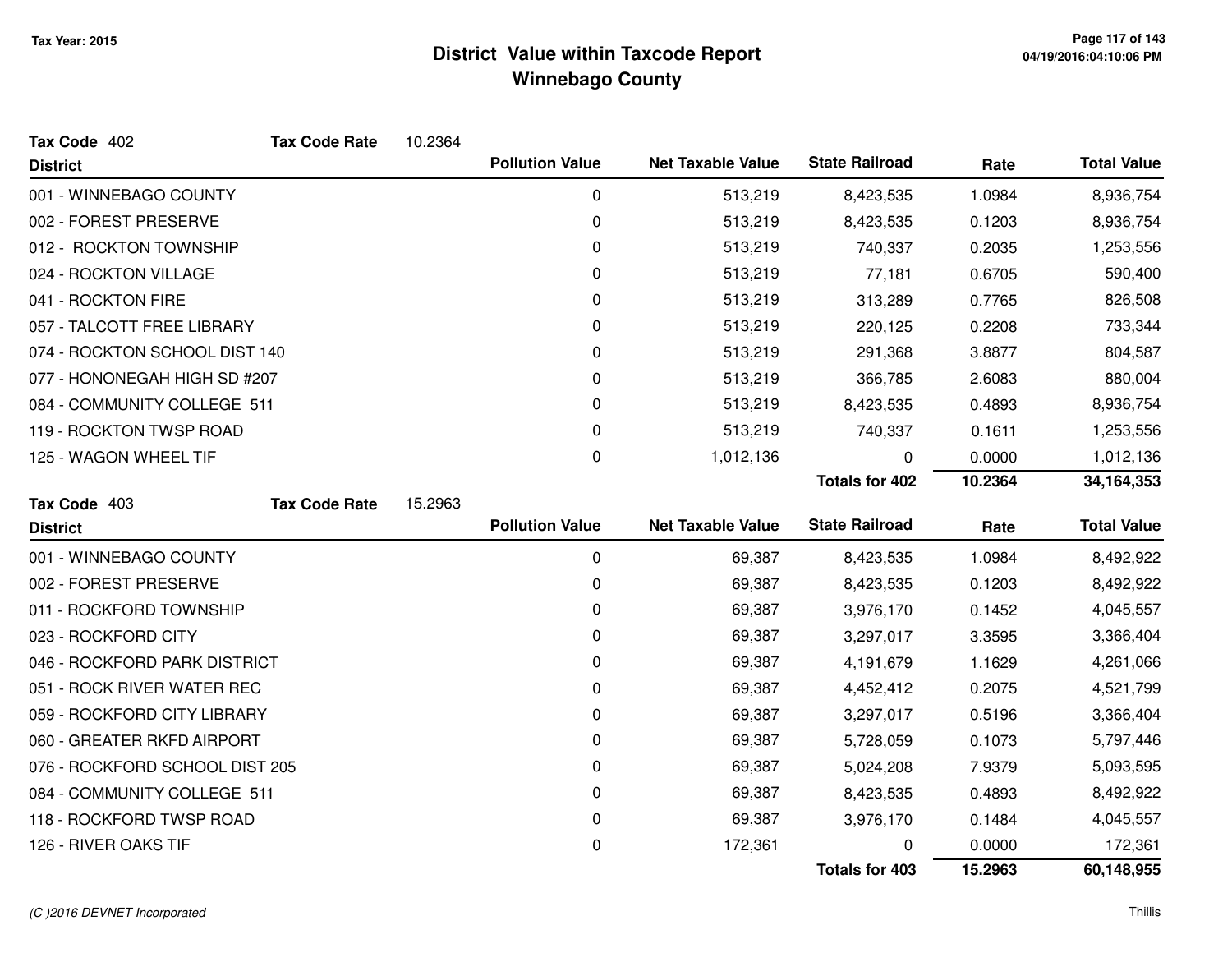# District Value within Taxcode Report
## Winnebago County

Tax Year: 2015

**Tax Code** 402 **Tax Code Rate** 10.2364

| District | Pollution Value | Net Taxable Value | State Railroad | Rate | Total Value |
|---|---|---|---|---|---|
| 001 - WINNEBAGO COUNTY | 0 | 513,219 | 8,423,535 | 1.0984 | 8,936,754 |
| 002 - FOREST PRESERVE | 0 | 513,219 | 8,423,535 | 0.1203 | 8,936,754 |
| 012 - ROCKTON TOWNSHIP | 0 | 513,219 | 740,337 | 0.2035 | 1,253,556 |
| 024 - ROCKTON VILLAGE | 0 | 513,219 | 77,181 | 0.6705 | 590,400 |
| 041 - ROCKTON FIRE | 0 | 513,219 | 313,289 | 0.7765 | 826,508 |
| 057 - TALCOTT FREE LIBRARY | 0 | 513,219 | 220,125 | 0.2208 | 733,344 |
| 074 - ROCKTON SCHOOL DIST 140 | 0 | 513,219 | 291,368 | 3.8877 | 804,587 |
| 077 - HONONEGAH HIGH SD #207 | 0 | 513,219 | 366,785 | 2.6083 | 880,004 |
| 084 - COMMUNITY COLLEGE 511 | 0 | 513,219 | 8,423,535 | 0.4893 | 8,936,754 |
| 119 - ROCKTON TWSP ROAD | 0 | 513,219 | 740,337 | 0.1611 | 1,253,556 |
| 125 - WAGON WHEEL TIF | 0 | 1,012,136 | 0 | 0.0000 | 1,012,136 |
| | | | **Totals for 402** | **10.2364** | **34,164,353** |

**Tax Code** 403 **Tax Code Rate** 15.2963

| District | Pollution Value | Net Taxable Value | State Railroad | Rate | Total Value |
|---|---|---|---|---|---|
| 001 - WINNEBAGO COUNTY | 0 | 69,387 | 8,423,535 | 1.0984 | 8,492,922 |
| 002 - FOREST PRESERVE | 0 | 69,387 | 8,423,535 | 0.1203 | 8,492,922 |
| 011 - ROCKFORD TOWNSHIP | 0 | 69,387 | 3,976,170 | 0.1452 | 4,045,557 |
| 023 - ROCKFORD CITY | 0 | 69,387 | 3,297,017 | 3.3595 | 3,366,404 |
| 046 - ROCKFORD PARK DISTRICT | 0 | 69,387 | 4,191,679 | 1.1629 | 4,261,066 |
| 051 - ROCK RIVER WATER REC | 0 | 69,387 | 4,452,412 | 0.2075 | 4,521,799 |
| 059 - ROCKFORD CITY LIBRARY | 0 | 69,387 | 3,297,017 | 0.5196 | 3,366,404 |
| 060 - GREATER RKFD AIRPORT | 0 | 69,387 | 5,728,059 | 0.1073 | 5,797,446 |
| 076 - ROCKFORD SCHOOL DIST 205 | 0 | 69,387 | 5,024,208 | 7.9379 | 5,093,595 |
| 084 - COMMUNITY COLLEGE 511 | 0 | 69,387 | 8,423,535 | 0.4893 | 8,492,922 |
| 118 - ROCKFORD TWSP ROAD | 0 | 69,387 | 3,976,170 | 0.1484 | 4,045,557 |
| 126 - RIVER OAKS TIF | 0 | 172,361 | 0 | 0.0000 | 172,361 |
| | | | **Totals for 403** | **15.2963** | **60,148,955** |

*(C )2016 DEVNET Incorporated* Thillis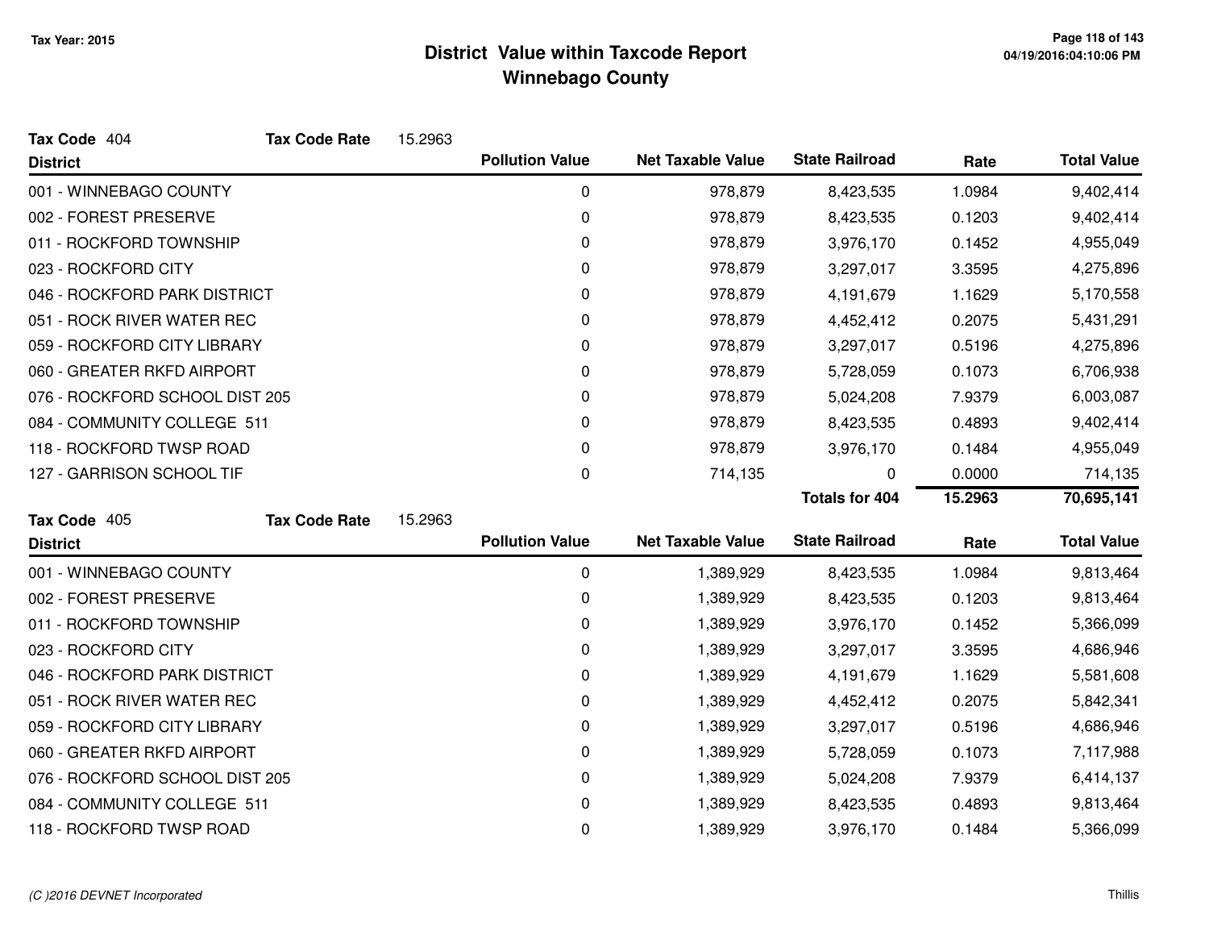# District Value within Taxcode Report
## Winnebago County

Tax Year: 2015

**Tax Code** 404 **Tax Code Rate** 15.2963

| District | Pollution Value | Net Taxable Value | State Railroad | Rate | Total Value |
|---|---|---|---|---|---|
| 001 - WINNEBAGO COUNTY | 0 | 978,879 | 8,423,535 | 1.0984 | 9,402,414 |
| 002 - FOREST PRESERVE | 0 | 978,879 | 8,423,535 | 0.1203 | 9,402,414 |
| 011 - ROCKFORD TOWNSHIP | 0 | 978,879 | 3,976,170 | 0.1452 | 4,955,049 |
| 023 - ROCKFORD CITY | 0 | 978,879 | 3,297,017 | 3.3595 | 4,275,896 |
| 046 - ROCKFORD PARK DISTRICT | 0 | 978,879 | 4,191,679 | 1.1629 | 5,170,558 |
| 051 - ROCK RIVER WATER REC | 0 | 978,879 | 4,452,412 | 0.2075 | 5,431,291 |
| 059 - ROCKFORD CITY LIBRARY | 0 | 978,879 | 3,297,017 | 0.5196 | 4,275,896 |
| 060 - GREATER RKFD AIRPORT | 0 | 978,879 | 5,728,059 | 0.1073 | 6,706,938 |
| 076 - ROCKFORD SCHOOL DIST 205 | 0 | 978,879 | 5,024,208 | 7.9379 | 6,003,087 |
| 084 - COMMUNITY COLLEGE 511 | 0 | 978,879 | 8,423,535 | 0.4893 | 9,402,414 |
| 118 - ROCKFORD TWSP ROAD | 0 | 978,879 | 3,976,170 | 0.1484 | 4,955,049 |
| 127 - GARRISON SCHOOL TIF | 0 | 714,135 | 0 | 0.0000 | 714,135 |
| | | | **Totals for 404** | **15.2963** | **70,695,141** |

**Tax Code** 405 **Tax Code Rate** 15.2963

| District | Pollution Value | Net Taxable Value | State Railroad | Rate | Total Value |
|---|---|---|---|---|---|
| 001 - WINNEBAGO COUNTY | 0 | 1,389,929 | 8,423,535 | 1.0984 | 9,813,464 |
| 002 - FOREST PRESERVE | 0 | 1,389,929 | 8,423,535 | 0.1203 | 9,813,464 |
| 011 - ROCKFORD TOWNSHIP | 0 | 1,389,929 | 3,976,170 | 0.1452 | 5,366,099 |
| 023 - ROCKFORD CITY | 0 | 1,389,929 | 3,297,017 | 3.3595 | 4,686,946 |
| 046 - ROCKFORD PARK DISTRICT | 0 | 1,389,929 | 4,191,679 | 1.1629 | 5,581,608 |
| 051 - ROCK RIVER WATER REC | 0 | 1,389,929 | 4,452,412 | 0.2075 | 5,842,341 |
| 059 - ROCKFORD CITY LIBRARY | 0 | 1,389,929 | 3,297,017 | 0.5196 | 4,686,946 |
| 060 - GREATER RKFD AIRPORT | 0 | 1,389,929 | 5,728,059 | 0.1073 | 7,117,988 |
| 076 - ROCKFORD SCHOOL DIST 205 | 0 | 1,389,929 | 5,024,208 | 7.9379 | 6,414,137 |
| 084 - COMMUNITY COLLEGE 511 | 0 | 1,389,929 | 8,423,535 | 0.4893 | 9,813,464 |
| 118 - ROCKFORD TWSP ROAD | 0 | 1,389,929 | 3,976,170 | 0.1484 | 5,366,099 |

*(C )2016 DEVNET Incorporated*

Thillis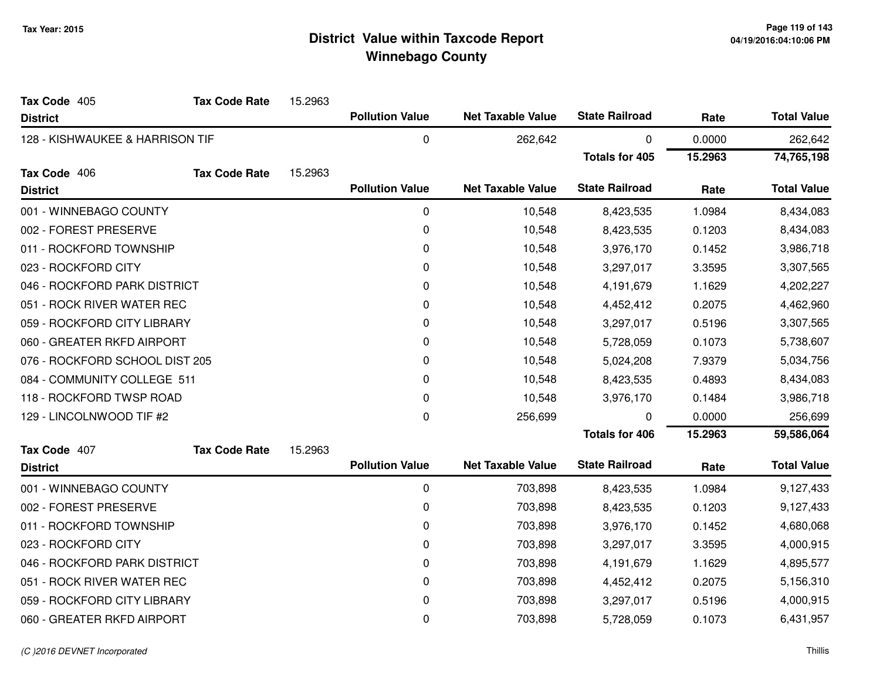**Tax Year: 2015**

# District Value within Taxcode Report
## Winnebago County

**Tax Code** 405 **Tax Code Rate** 15.2963

| District | Pollution Value | Net Taxable Value | State Railroad | Rate | Total Value |
|---|---|---|---|---|---|
| 128 - KISHWAUKEE & HARRISON TIF | 0 | 262,642 | 0 | 0.0000 | 262,642 |
| | | | **Totals for 405** | **15.2963** | **74,765,198** |

**Tax Code** 406 **Tax Code Rate** 15.2963

| District | Pollution Value | Net Taxable Value | State Railroad | Rate | Total Value |
|---|---|---|---|---|---|
| 001 - WINNEBAGO COUNTY | 0 | 10,548 | 8,423,535 | 1.0984 | 8,434,083 |
| 002 - FOREST PRESERVE | 0 | 10,548 | 8,423,535 | 0.1203 | 8,434,083 |
| 011 - ROCKFORD TOWNSHIP | 0 | 10,548 | 3,976,170 | 0.1452 | 3,986,718 |
| 023 - ROCKFORD CITY | 0 | 10,548 | 3,297,017 | 3.3595 | 3,307,565 |
| 046 - ROCKFORD PARK DISTRICT | 0 | 10,548 | 4,191,679 | 1.1629 | 4,202,227 |
| 051 - ROCK RIVER WATER REC | 0 | 10,548 | 4,452,412 | 0.2075 | 4,462,960 |
| 059 - ROCKFORD CITY LIBRARY | 0 | 10,548 | 3,297,017 | 0.5196 | 3,307,565 |
| 060 - GREATER RKFD AIRPORT | 0 | 10,548 | 5,728,059 | 0.1073 | 5,738,607 |
| 076 - ROCKFORD SCHOOL DIST 205 | 0 | 10,548 | 5,024,208 | 7.9379 | 5,034,756 |
| 084 - COMMUNITY COLLEGE 511 | 0 | 10,548 | 8,423,535 | 0.4893 | 8,434,083 |
| 118 - ROCKFORD TWSP ROAD | 0 | 10,548 | 3,976,170 | 0.1484 | 3,986,718 |
| 129 - LINCOLNWOOD TIF #2 | 0 | 256,699 | 0 | 0.0000 | 256,699 |
| | | | **Totals for 406** | **15.2963** | **59,586,064** |

**Tax Code** 407 **Tax Code Rate** 15.2963

| District | Pollution Value | Net Taxable Value | State Railroad | Rate | Total Value |
|---|---|---|---|---|---|
| 001 - WINNEBAGO COUNTY | 0 | 703,898 | 8,423,535 | 1.0984 | 9,127,433 |
| 002 - FOREST PRESERVE | 0 | 703,898 | 8,423,535 | 0.1203 | 9,127,433 |
| 011 - ROCKFORD TOWNSHIP | 0 | 703,898 | 3,976,170 | 0.1452 | 4,680,068 |
| 023 - ROCKFORD CITY | 0 | 703,898 | 3,297,017 | 3.3595 | 4,000,915 |
| 046 - ROCKFORD PARK DISTRICT | 0 | 703,898 | 4,191,679 | 1.1629 | 4,895,577 |
| 051 - ROCK RIVER WATER REC | 0 | 703,898 | 4,452,412 | 0.2075 | 5,156,310 |
| 059 - ROCKFORD CITY LIBRARY | 0 | 703,898 | 3,297,017 | 0.5196 | 4,000,915 |
| 060 - GREATER RKFD AIRPORT | 0 | 703,898 | 5,728,059 | 0.1073 | 6,431,957 |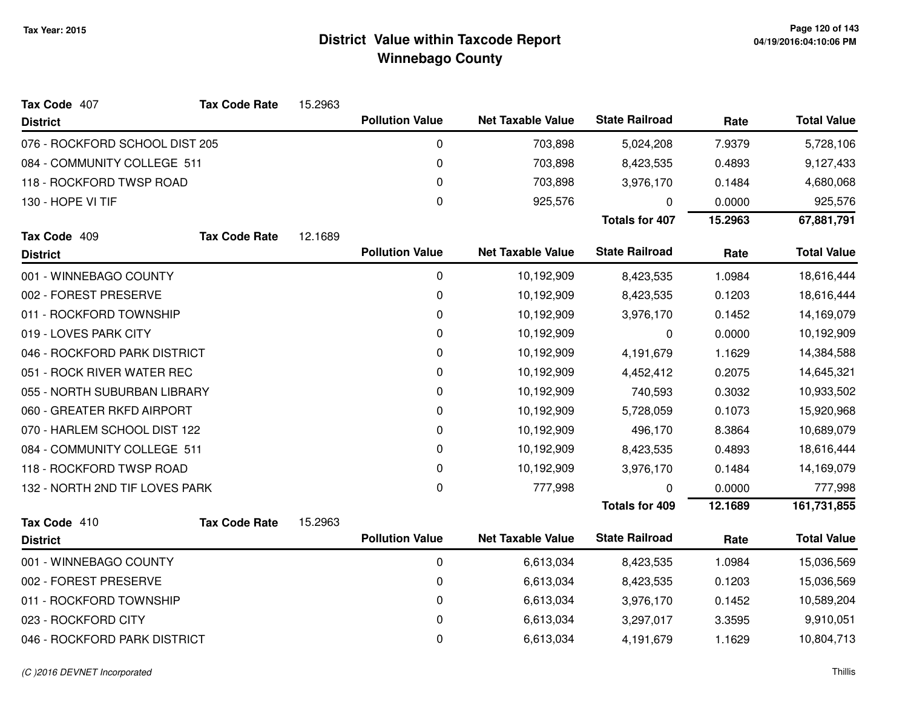# District Value within Taxcode Report
## Winnebago County

Tax Year: 2015

**Tax Code** 407 **Tax Code Rate** 15.2963

| District | Pollution Value | Net Taxable Value | State Railroad | Rate | Total Value |
|---|---|---|---|---|---|
| 076 - ROCKFORD SCHOOL DIST 205 | 0 | 703,898 | 5,024,208 | 7.9379 | 5,728,106 |
| 084 - COMMUNITY COLLEGE 511 | 0 | 703,898 | 8,423,535 | 0.4893 | 9,127,433 |
| 118 - ROCKFORD TWSP ROAD | 0 | 703,898 | 3,976,170 | 0.1484 | 4,680,068 |
| 130 - HOPE VI TIF | 0 | 925,576 | 0 | 0.0000 | 925,576 |
| | | | **Totals for 407** | **15.2963** | **67,881,791** |

**Tax Code** 409 **Tax Code Rate** 12.1689

| District | Pollution Value | Net Taxable Value | State Railroad | Rate | Total Value |
|---|---|---|---|---|---|
| 001 - WINNEBAGO COUNTY | 0 | 10,192,909 | 8,423,535 | 1.0984 | 18,616,444 |
| 002 - FOREST PRESERVE | 0 | 10,192,909 | 8,423,535 | 0.1203 | 18,616,444 |
| 011 - ROCKFORD TOWNSHIP | 0 | 10,192,909 | 3,976,170 | 0.1452 | 14,169,079 |
| 019 - LOVES PARK CITY | 0 | 10,192,909 | 0 | 0.0000 | 10,192,909 |
| 046 - ROCKFORD PARK DISTRICT | 0 | 10,192,909 | 4,191,679 | 1.1629 | 14,384,588 |
| 051 - ROCK RIVER WATER REC | 0 | 10,192,909 | 4,452,412 | 0.2075 | 14,645,321 |
| 055 - NORTH SUBURBAN LIBRARY | 0 | 10,192,909 | 740,593 | 0.3032 | 10,933,502 |
| 060 - GREATER RKFD AIRPORT | 0 | 10,192,909 | 5,728,059 | 0.1073 | 15,920,968 |
| 070 - HARLEM SCHOOL DIST 122 | 0 | 10,192,909 | 496,170 | 8.3864 | 10,689,079 |
| 084 - COMMUNITY COLLEGE 511 | 0 | 10,192,909 | 8,423,535 | 0.4893 | 18,616,444 |
| 118 - ROCKFORD TWSP ROAD | 0 | 10,192,909 | 3,976,170 | 0.1484 | 14,169,079 |
| 132 - NORTH 2ND TIF LOVES PARK | 0 | 777,998 | 0 | 0.0000 | 777,998 |
| | | | **Totals for 409** | **12.1689** | **161,731,855** |

**Tax Code** 410 **Tax Code Rate** 15.2963

| District | Pollution Value | Net Taxable Value | State Railroad | Rate | Total Value |
|---|---|---|---|---|---|
| 001 - WINNEBAGO COUNTY | 0 | 6,613,034 | 8,423,535 | 1.0984 | 15,036,569 |
| 002 - FOREST PRESERVE | 0 | 6,613,034 | 8,423,535 | 0.1203 | 15,036,569 |
| 011 - ROCKFORD TOWNSHIP | 0 | 6,613,034 | 3,976,170 | 0.1452 | 10,589,204 |
| 023 - ROCKFORD CITY | 0 | 6,613,034 | 3,297,017 | 3.3595 | 9,910,051 |
| 046 - ROCKFORD PARK DISTRICT | 0 | 6,613,034 | 4,191,679 | 1.1629 | 10,804,713 |

*(C )2016 DEVNET Incorporated* Thillis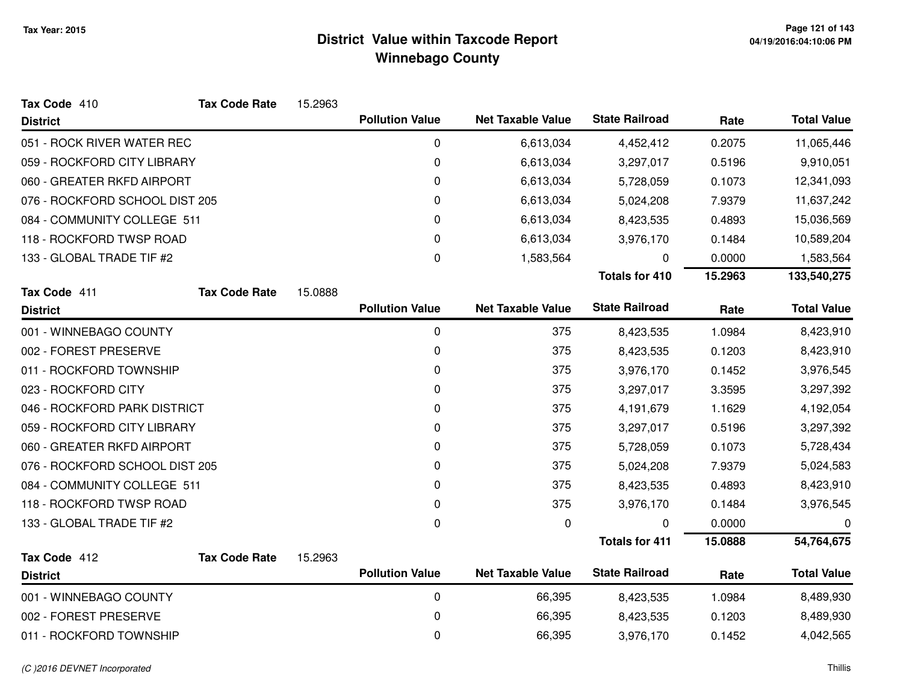# District Value within Taxcode Report
## Winnebago County

Tax Year: 2015

**Tax Code** 410 **Tax Code Rate** 15.2963

| District | Pollution Value | Net Taxable Value | State Railroad | Rate | Total Value |
|---|---|---|---|---|---|
| 051 - ROCK RIVER WATER REC | 0 | 6,613,034 | 4,452,412 | 0.2075 | 11,065,446 |
| 059 - ROCKFORD CITY LIBRARY | 0 | 6,613,034 | 3,297,017 | 0.5196 | 9,910,051 |
| 060 - GREATER RKFD AIRPORT | 0 | 6,613,034 | 5,728,059 | 0.1073 | 12,341,093 |
| 076 - ROCKFORD SCHOOL DIST 205 | 0 | 6,613,034 | 5,024,208 | 7.9379 | 11,637,242 |
| 084 - COMMUNITY COLLEGE 511 | 0 | 6,613,034 | 8,423,535 | 0.4893 | 15,036,569 |
| 118 - ROCKFORD TWSP ROAD | 0 | 6,613,034 | 3,976,170 | 0.1484 | 10,589,204 |
| 133 - GLOBAL TRADE TIF #2 | 0 | 1,583,564 | 0 | 0.0000 | 1,583,564 |
| | | | **Totals for 410** | **15.2963** | **133,540,275** |

**Tax Code** 411 **Tax Code Rate** 15.0888

| District | Pollution Value | Net Taxable Value | State Railroad | Rate | Total Value |
|---|---|---|---|---|---|
| 001 - WINNEBAGO COUNTY | 0 | 375 | 8,423,535 | 1.0984 | 8,423,910 |
| 002 - FOREST PRESERVE | 0 | 375 | 8,423,535 | 0.1203 | 8,423,910 |
| 011 - ROCKFORD TOWNSHIP | 0 | 375 | 3,976,170 | 0.1452 | 3,976,545 |
| 023 - ROCKFORD CITY | 0 | 375 | 3,297,017 | 3.3595 | 3,297,392 |
| 046 - ROCKFORD PARK DISTRICT | 0 | 375 | 4,191,679 | 1.1629 | 4,192,054 |
| 059 - ROCKFORD CITY LIBRARY | 0 | 375 | 3,297,017 | 0.5196 | 3,297,392 |
| 060 - GREATER RKFD AIRPORT | 0 | 375 | 5,728,059 | 0.1073 | 5,728,434 |
| 076 - ROCKFORD SCHOOL DIST 205 | 0 | 375 | 5,024,208 | 7.9379 | 5,024,583 |
| 084 - COMMUNITY COLLEGE 511 | 0 | 375 | 8,423,535 | 0.4893 | 8,423,910 |
| 118 - ROCKFORD TWSP ROAD | 0 | 375 | 3,976,170 | 0.1484 | 3,976,545 |
| 133 - GLOBAL TRADE TIF #2 | 0 | 0 | 0 | 0.0000 | 0 |
| | | | **Totals for 411** | **15.0888** | **54,764,675** |

**Tax Code** 412 **Tax Code Rate** 15.2963

| District | Pollution Value | Net Taxable Value | State Railroad | Rate | Total Value |
|---|---|---|---|---|---|
| 001 - WINNEBAGO COUNTY | 0 | 66,395 | 8,423,535 | 1.0984 | 8,489,930 |
| 002 - FOREST PRESERVE | 0 | 66,395 | 8,423,535 | 0.1203 | 8,489,930 |
| 011 - ROCKFORD TOWNSHIP | 0 | 66,395 | 3,976,170 | 0.1452 | 4,042,565 |

*(C )2016 DEVNET Incorporated* Thillis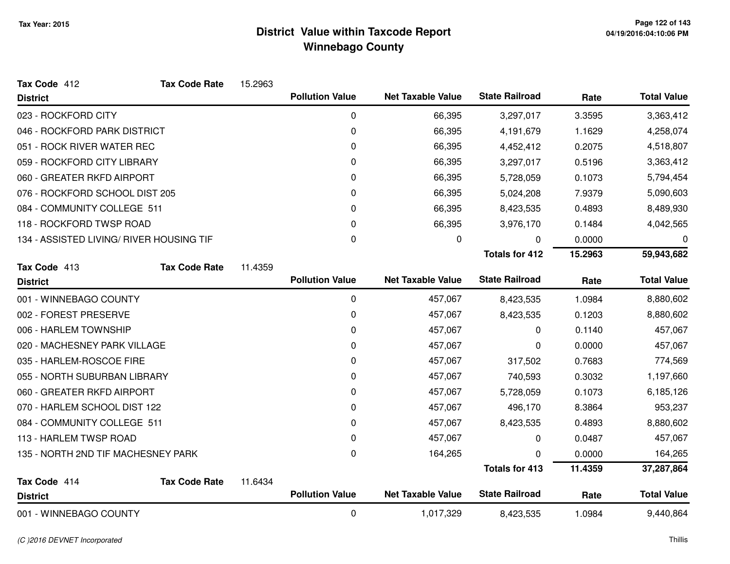# District Value within Taxcode Report
## Winnebago County

Tax Year: 2015

**Tax Code** 412 **Tax Code Rate** 15.2963

| District | Pollution Value | Net Taxable Value | State Railroad | Rate | Total Value |
|---|---|---|---|---|---|
| 023 - ROCKFORD CITY | 0 | 66,395 | 3,297,017 | 3.3595 | 3,363,412 |
| 046 - ROCKFORD PARK DISTRICT | 0 | 66,395 | 4,191,679 | 1.1629 | 4,258,074 |
| 051 - ROCK RIVER WATER REC | 0 | 66,395 | 4,452,412 | 0.2075 | 4,518,807 |
| 059 - ROCKFORD CITY LIBRARY | 0 | 66,395 | 3,297,017 | 0.5196 | 3,363,412 |
| 060 - GREATER RKFD AIRPORT | 0 | 66,395 | 5,728,059 | 0.1073 | 5,794,454 |
| 076 - ROCKFORD SCHOOL DIST 205 | 0 | 66,395 | 5,024,208 | 7.9379 | 5,090,603 |
| 084 - COMMUNITY COLLEGE 511 | 0 | 66,395 | 8,423,535 | 0.4893 | 8,489,930 |
| 118 - ROCKFORD TWSP ROAD | 0 | 66,395 | 3,976,170 | 0.1484 | 4,042,565 |
| 134 - ASSISTED LIVING/ RIVER HOUSING TIF | 0 | 0 | 0 | 0.0000 | 0 |
| | | | **Totals for 412** | **15.2963** | **59,943,682** |

**Tax Code** 413 **Tax Code Rate** 11.4359

| District | Pollution Value | Net Taxable Value | State Railroad | Rate | Total Value |
|---|---|---|---|---|---|
| 001 - WINNEBAGO COUNTY | 0 | 457,067 | 8,423,535 | 1.0984 | 8,880,602 |
| 002 - FOREST PRESERVE | 0 | 457,067 | 8,423,535 | 0.1203 | 8,880,602 |
| 006 - HARLEM TOWNSHIP | 0 | 457,067 | 0 | 0.1140 | 457,067 |
| 020 - MACHESNEY PARK VILLAGE | 0 | 457,067 | 0 | 0.0000 | 457,067 |
| 035 - HARLEM-ROSCOE FIRE | 0 | 457,067 | 317,502 | 0.7683 | 774,569 |
| 055 - NORTH SUBURBAN LIBRARY | 0 | 457,067 | 740,593 | 0.3032 | 1,197,660 |
| 060 - GREATER RKFD AIRPORT | 0 | 457,067 | 5,728,059 | 0.1073 | 6,185,126 |
| 070 - HARLEM SCHOOL DIST 122 | 0 | 457,067 | 496,170 | 8.3864 | 953,237 |
| 084 - COMMUNITY COLLEGE 511 | 0 | 457,067 | 8,423,535 | 0.4893 | 8,880,602 |
| 113 - HARLEM TWSP ROAD | 0 | 457,067 | 0 | 0.0487 | 457,067 |
| 135 - NORTH 2ND TIF MACHESNEY PARK | 0 | 164,265 | 0 | 0.0000 | 164,265 |
| | | | **Totals for 413** | **11.4359** | **37,287,864** |

**Tax Code** 414 **Tax Code Rate** 11.6434

| District | Pollution Value | Net Taxable Value | State Railroad | Rate | Total Value |
|---|---|---|---|---|---|
| 001 - WINNEBAGO COUNTY | 0 | 1,017,329 | 8,423,535 | 1.0984 | 9,440,864 |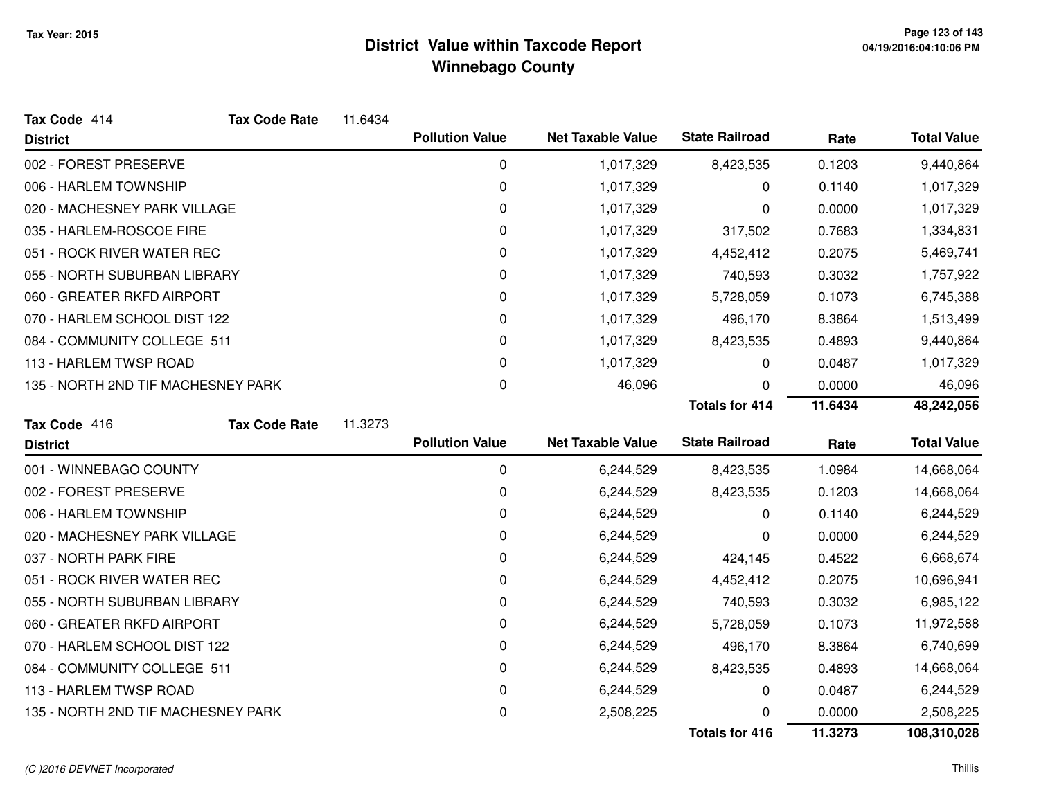# District Value within Taxcode Report
## Winnebago County

Tax Year: 2015

**Tax Code** 414 **Tax Code Rate** 11.6434

| District | Pollution Value | Net Taxable Value | State Railroad | Rate | Total Value |
|---|---|---|---|---|---|
| 002 - FOREST PRESERVE | 0 | 1,017,329 | 8,423,535 | 0.1203 | 9,440,864 |
| 006 - HARLEM TOWNSHIP | 0 | 1,017,329 | 0 | 0.1140 | 1,017,329 |
| 020 - MACHESNEY PARK VILLAGE | 0 | 1,017,329 | 0 | 0.0000 | 1,017,329 |
| 035 - HARLEM-ROSCOE FIRE | 0 | 1,017,329 | 317,502 | 0.7683 | 1,334,831 |
| 051 - ROCK RIVER WATER REC | 0 | 1,017,329 | 4,452,412 | 0.2075 | 5,469,741 |
| 055 - NORTH SUBURBAN LIBRARY | 0 | 1,017,329 | 740,593 | 0.3032 | 1,757,922 |
| 060 - GREATER RKFD AIRPORT | 0 | 1,017,329 | 5,728,059 | 0.1073 | 6,745,388 |
| 070 - HARLEM SCHOOL DIST 122 | 0 | 1,017,329 | 496,170 | 8.3864 | 1,513,499 |
| 084 - COMMUNITY COLLEGE 511 | 0 | 1,017,329 | 8,423,535 | 0.4893 | 9,440,864 |
| 113 - HARLEM TWSP ROAD | 0 | 1,017,329 | 0 | 0.0487 | 1,017,329 |
| 135 - NORTH 2ND TIF MACHESNEY PARK | 0 | 46,096 | 0 | 0.0000 | 46,096 |
| | | | **Totals for 414** | **11.6434** | **48,242,056** |

**Tax Code** 416 **Tax Code Rate** 11.3273

| District | Pollution Value | Net Taxable Value | State Railroad | Rate | Total Value |
|---|---|---|---|---|---|
| 001 - WINNEBAGO COUNTY | 0 | 6,244,529 | 8,423,535 | 1.0984 | 14,668,064 |
| 002 - FOREST PRESERVE | 0 | 6,244,529 | 8,423,535 | 0.1203 | 14,668,064 |
| 006 - HARLEM TOWNSHIP | 0 | 6,244,529 | 0 | 0.1140 | 6,244,529 |
| 020 - MACHESNEY PARK VILLAGE | 0 | 6,244,529 | 0 | 0.0000 | 6,244,529 |
| 037 - NORTH PARK FIRE | 0 | 6,244,529 | 424,145 | 0.4522 | 6,668,674 |
| 051 - ROCK RIVER WATER REC | 0 | 6,244,529 | 4,452,412 | 0.2075 | 10,696,941 |
| 055 - NORTH SUBURBAN LIBRARY | 0 | 6,244,529 | 740,593 | 0.3032 | 6,985,122 |
| 060 - GREATER RKFD AIRPORT | 0 | 6,244,529 | 5,728,059 | 0.1073 | 11,972,588 |
| 070 - HARLEM SCHOOL DIST 122 | 0 | 6,244,529 | 496,170 | 8.3864 | 6,740,699 |
| 084 - COMMUNITY COLLEGE 511 | 0 | 6,244,529 | 8,423,535 | 0.4893 | 14,668,064 |
| 113 - HARLEM TWSP ROAD | 0 | 6,244,529 | 0 | 0.0487 | 6,244,529 |
| 135 - NORTH 2ND TIF MACHESNEY PARK | 0 | 2,508,225 | 0 | 0.0000 | 2,508,225 |
| | | | **Totals for 416** | **11.3273** | **108,310,028** |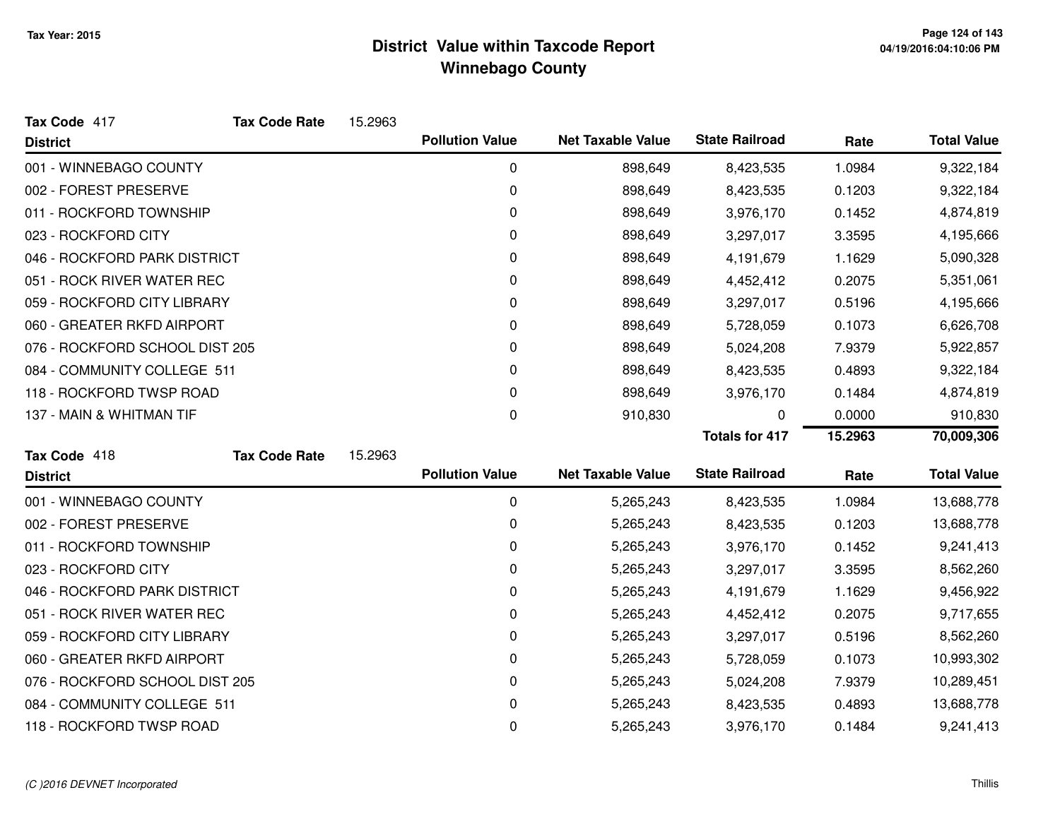# District Value within Taxcode Report
## Winnebago County

Tax Year: 2015

**Tax Code** 417 **Tax Code Rate** 15.2963

| District | Pollution Value | Net Taxable Value | State Railroad | Rate | Total Value |
|---|---|---|---|---|---|
| 001 - WINNEBAGO COUNTY | 0 | 898,649 | 8,423,535 | 1.0984 | 9,322,184 |
| 002 - FOREST PRESERVE | 0 | 898,649 | 8,423,535 | 0.1203 | 9,322,184 |
| 011 - ROCKFORD TOWNSHIP | 0 | 898,649 | 3,976,170 | 0.1452 | 4,874,819 |
| 023 - ROCKFORD CITY | 0 | 898,649 | 3,297,017 | 3.3595 | 4,195,666 |
| 046 - ROCKFORD PARK DISTRICT | 0 | 898,649 | 4,191,679 | 1.1629 | 5,090,328 |
| 051 - ROCK RIVER WATER REC | 0 | 898,649 | 4,452,412 | 0.2075 | 5,351,061 |
| 059 - ROCKFORD CITY LIBRARY | 0 | 898,649 | 3,297,017 | 0.5196 | 4,195,666 |
| 060 - GREATER RKFD AIRPORT | 0 | 898,649 | 5,728,059 | 0.1073 | 6,626,708 |
| 076 - ROCKFORD SCHOOL DIST 205 | 0 | 898,649 | 5,024,208 | 7.9379 | 5,922,857 |
| 084 - COMMUNITY COLLEGE 511 | 0 | 898,649 | 8,423,535 | 0.4893 | 9,322,184 |
| 118 - ROCKFORD TWSP ROAD | 0 | 898,649 | 3,976,170 | 0.1484 | 4,874,819 |
| 137 - MAIN & WHITMAN TIF | 0 | 910,830 | 0 | 0.0000 | 910,830 |
| | | | **Totals for 417** | **15.2963** | **70,009,306** |

**Tax Code** 418 **Tax Code Rate** 15.2963

| District | Pollution Value | Net Taxable Value | State Railroad | Rate | Total Value |
|---|---|---|---|---|---|
| 001 - WINNEBAGO COUNTY | 0 | 5,265,243 | 8,423,535 | 1.0984 | 13,688,778 |
| 002 - FOREST PRESERVE | 0 | 5,265,243 | 8,423,535 | 0.1203 | 13,688,778 |
| 011 - ROCKFORD TOWNSHIP | 0 | 5,265,243 | 3,976,170 | 0.1452 | 9,241,413 |
| 023 - ROCKFORD CITY | 0 | 5,265,243 | 3,297,017 | 3.3595 | 8,562,260 |
| 046 - ROCKFORD PARK DISTRICT | 0 | 5,265,243 | 4,191,679 | 1.1629 | 9,456,922 |
| 051 - ROCK RIVER WATER REC | 0 | 5,265,243 | 4,452,412 | 0.2075 | 9,717,655 |
| 059 - ROCKFORD CITY LIBRARY | 0 | 5,265,243 | 3,297,017 | 0.5196 | 8,562,260 |
| 060 - GREATER RKFD AIRPORT | 0 | 5,265,243 | 5,728,059 | 0.1073 | 10,993,302 |
| 076 - ROCKFORD SCHOOL DIST 205 | 0 | 5,265,243 | 5,024,208 | 7.9379 | 10,289,451 |
| 084 - COMMUNITY COLLEGE 511 | 0 | 5,265,243 | 8,423,535 | 0.4893 | 13,688,778 |
| 118 - ROCKFORD TWSP ROAD | 0 | 5,265,243 | 3,976,170 | 0.1484 | 9,241,413 |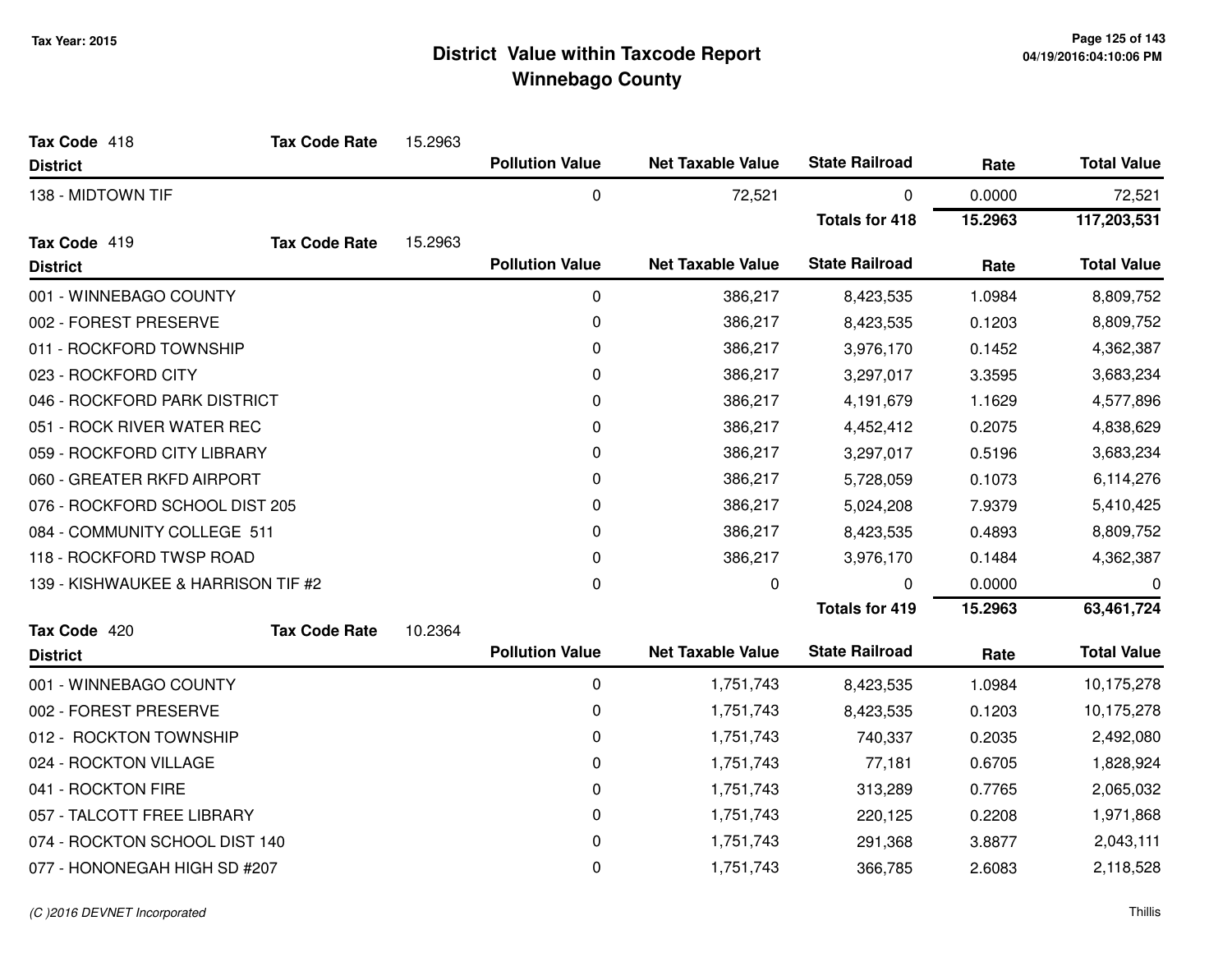# District Value within Taxcode Report
## Winnebago County

Tax Year: 2015

**Tax Code** 418 **Tax Code Rate** 15.2963

| District | Pollution Value | Net Taxable Value | State Railroad | Rate | Total Value |
|---|---|---|---|---|---|
| 138 - MIDTOWN TIF | 0 | 72,521 | 0 | 0.0000 | 72,521 |
| | | | **Totals for 418** | **15.2963** | **117,203,531** |

**Tax Code** 419 **Tax Code Rate** 15.2963

| District | Pollution Value | Net Taxable Value | State Railroad | Rate | Total Value |
|---|---|---|---|---|---|
| 001 - WINNEBAGO COUNTY | 0 | 386,217 | 8,423,535 | 1.0984 | 8,809,752 |
| 002 - FOREST PRESERVE | 0 | 386,217 | 8,423,535 | 0.1203 | 8,809,752 |
| 011 - ROCKFORD TOWNSHIP | 0 | 386,217 | 3,976,170 | 0.1452 | 4,362,387 |
| 023 - ROCKFORD CITY | 0 | 386,217 | 3,297,017 | 3.3595 | 3,683,234 |
| 046 - ROCKFORD PARK DISTRICT | 0 | 386,217 | 4,191,679 | 1.1629 | 4,577,896 |
| 051 - ROCK RIVER WATER REC | 0 | 386,217 | 4,452,412 | 0.2075 | 4,838,629 |
| 059 - ROCKFORD CITY LIBRARY | 0 | 386,217 | 3,297,017 | 0.5196 | 3,683,234 |
| 060 - GREATER RKFD AIRPORT | 0 | 386,217 | 5,728,059 | 0.1073 | 6,114,276 |
| 076 - ROCKFORD SCHOOL DIST 205 | 0 | 386,217 | 5,024,208 | 7.9379 | 5,410,425 |
| 084 - COMMUNITY COLLEGE 511 | 0 | 386,217 | 8,423,535 | 0.4893 | 8,809,752 |
| 118 - ROCKFORD TWSP ROAD | 0 | 386,217 | 3,976,170 | 0.1484 | 4,362,387 |
| 139 - KISHWAUKEE & HARRISON TIF #2 | 0 | 0 | 0 | 0.0000 | 0 |
| | | | **Totals for 419** | **15.2963** | **63,461,724** |

**Tax Code** 420 **Tax Code Rate** 10.2364

| District | Pollution Value | Net Taxable Value | State Railroad | Rate | Total Value |
|---|---|---|---|---|---|
| 001 - WINNEBAGO COUNTY | 0 | 1,751,743 | 8,423,535 | 1.0984 | 10,175,278 |
| 002 - FOREST PRESERVE | 0 | 1,751,743 | 8,423,535 | 0.1203 | 10,175,278 |
| 012 - ROCKTON TOWNSHIP | 0 | 1,751,743 | 740,337 | 0.2035 | 2,492,080 |
| 024 - ROCKTON VILLAGE | 0 | 1,751,743 | 77,181 | 0.6705 | 1,828,924 |
| 041 - ROCKTON FIRE | 0 | 1,751,743 | 313,289 | 0.7765 | 2,065,032 |
| 057 - TALCOTT FREE LIBRARY | 0 | 1,751,743 | 220,125 | 0.2208 | 1,971,868 |
| 074 - ROCKTON SCHOOL DIST 140 | 0 | 1,751,743 | 291,368 | 3.8877 | 2,043,111 |
| 077 - HONONEGAH HIGH SD #207 | 0 | 1,751,743 | 366,785 | 2.6083 | 2,118,528 |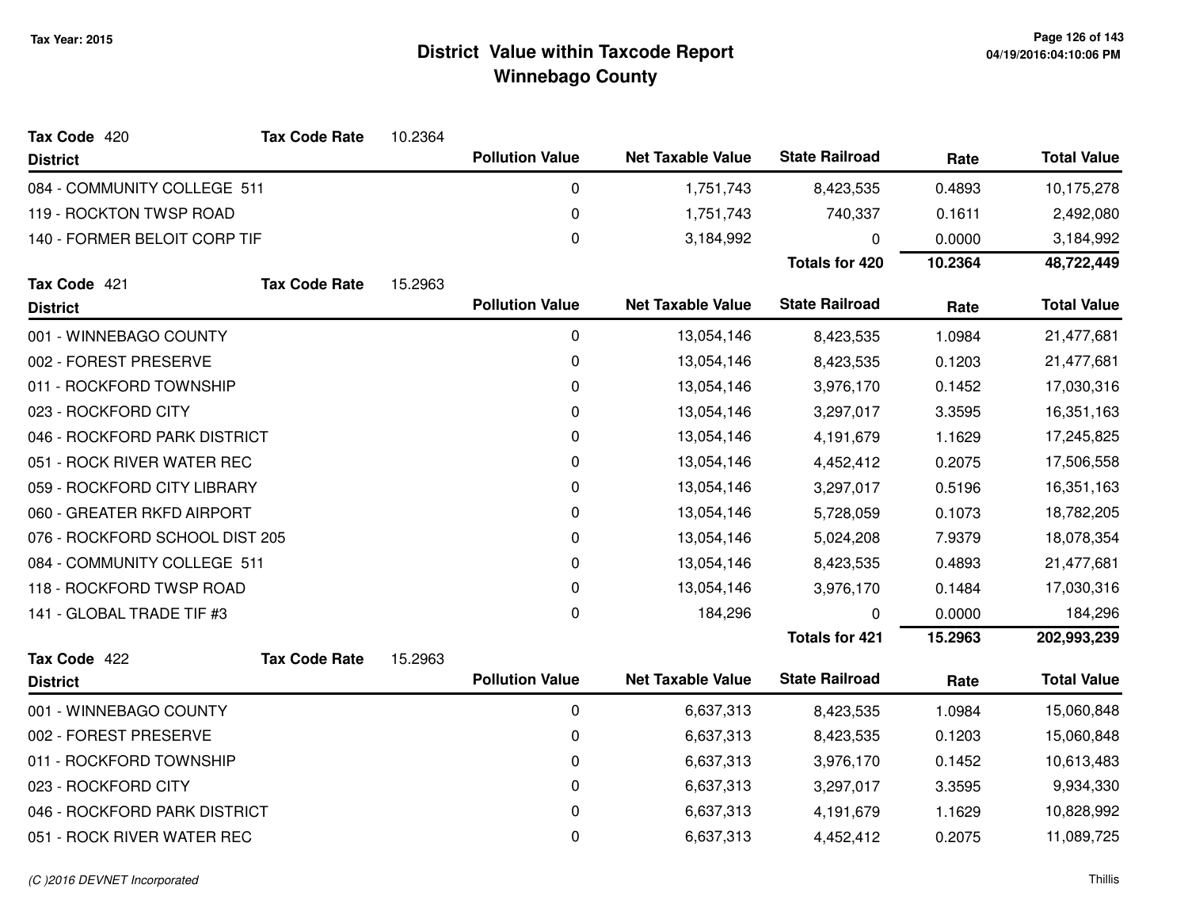# District Value within Taxcode Report
## Winnebago County

Tax Year: 2015

**Tax Code** 420 **Tax Code Rate** 10.2364

| District | Pollution Value | Net Taxable Value | State Railroad | Rate | Total Value |
|---|---|---|---|---|---|
| 084 - COMMUNITY COLLEGE 511 | 0 | 1,751,743 | 8,423,535 | 0.4893 | 10,175,278 |
| 119 - ROCKTON TWSP ROAD | 0 | 1,751,743 | 740,337 | 0.1611 | 2,492,080 |
| 140 - FORMER BELOIT CORP TIF | 0 | 3,184,992 | 0 | 0.0000 | 3,184,992 |
| | | | **Totals for 420** | **10.2364** | **48,722,449** |

**Tax Code** 421 **Tax Code Rate** 15.2963

| District | Pollution Value | Net Taxable Value | State Railroad | Rate | Total Value |
|---|---|---|---|---|---|
| 001 - WINNEBAGO COUNTY | 0 | 13,054,146 | 8,423,535 | 1.0984 | 21,477,681 |
| 002 - FOREST PRESERVE | 0 | 13,054,146 | 8,423,535 | 0.1203 | 21,477,681 |
| 011 - ROCKFORD TOWNSHIP | 0 | 13,054,146 | 3,976,170 | 0.1452 | 17,030,316 |
| 023 - ROCKFORD CITY | 0 | 13,054,146 | 3,297,017 | 3.3595 | 16,351,163 |
| 046 - ROCKFORD PARK DISTRICT | 0 | 13,054,146 | 4,191,679 | 1.1629 | 17,245,825 |
| 051 - ROCK RIVER WATER REC | 0 | 13,054,146 | 4,452,412 | 0.2075 | 17,506,558 |
| 059 - ROCKFORD CITY LIBRARY | 0 | 13,054,146 | 3,297,017 | 0.5196 | 16,351,163 |
| 060 - GREATER RKFD AIRPORT | 0 | 13,054,146 | 5,728,059 | 0.1073 | 18,782,205 |
| 076 - ROCKFORD SCHOOL DIST 205 | 0 | 13,054,146 | 5,024,208 | 7.9379 | 18,078,354 |
| 084 - COMMUNITY COLLEGE 511 | 0 | 13,054,146 | 8,423,535 | 0.4893 | 21,477,681 |
| 118 - ROCKFORD TWSP ROAD | 0 | 13,054,146 | 3,976,170 | 0.1484 | 17,030,316 |
| 141 - GLOBAL TRADE TIF #3 | 0 | 184,296 | 0 | 0.0000 | 184,296 |
| | | | **Totals for 421** | **15.2963** | **202,993,239** |

**Tax Code** 422 **Tax Code Rate** 15.2963

| District | Pollution Value | Net Taxable Value | State Railroad | Rate | Total Value |
|---|---|---|---|---|---|
| 001 - WINNEBAGO COUNTY | 0 | 6,637,313 | 8,423,535 | 1.0984 | 15,060,848 |
| 002 - FOREST PRESERVE | 0 | 6,637,313 | 8,423,535 | 0.1203 | 15,060,848 |
| 011 - ROCKFORD TOWNSHIP | 0 | 6,637,313 | 3,976,170 | 0.1452 | 10,613,483 |
| 023 - ROCKFORD CITY | 0 | 6,637,313 | 3,297,017 | 3.3595 | 9,934,330 |
| 046 - ROCKFORD PARK DISTRICT | 0 | 6,637,313 | 4,191,679 | 1.1629 | 10,828,992 |
| 051 - ROCK RIVER WATER REC | 0 | 6,637,313 | 4,452,412 | 0.2075 | 11,089,725 |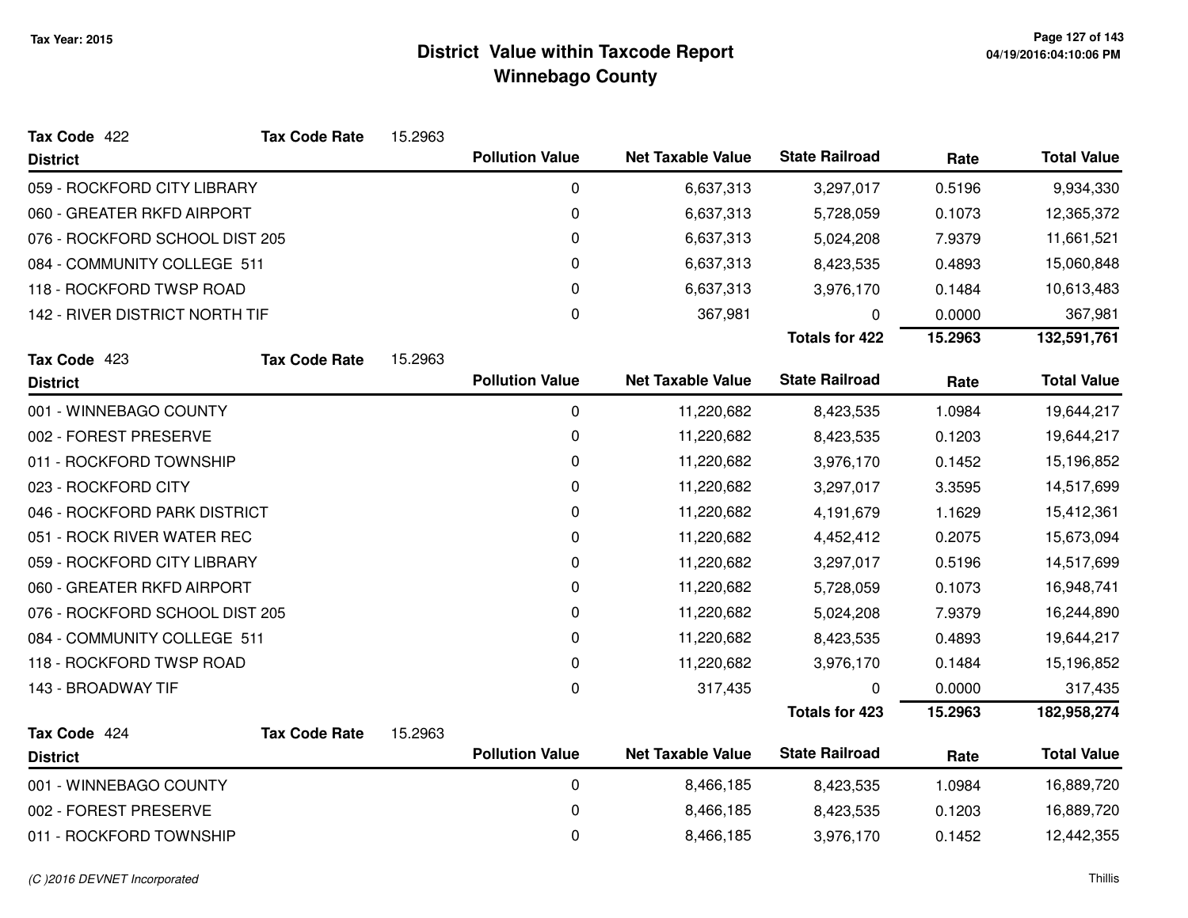# District Value within Taxcode Report
## Winnebago County

Tax Year: 2015

**Tax Code** 422 **Tax Code Rate** 15.2963

| District | Pollution Value | Net Taxable Value | State Railroad | Rate | Total Value |
|---|---|---|---|---|---|
| 059 - ROCKFORD CITY LIBRARY | 0 | 6,637,313 | 3,297,017 | 0.5196 | 9,934,330 |
| 060 - GREATER RKFD AIRPORT | 0 | 6,637,313 | 5,728,059 | 0.1073 | 12,365,372 |
| 076 - ROCKFORD SCHOOL DIST 205 | 0 | 6,637,313 | 5,024,208 | 7.9379 | 11,661,521 |
| 084 - COMMUNITY COLLEGE 511 | 0 | 6,637,313 | 8,423,535 | 0.4893 | 15,060,848 |
| 118 - ROCKFORD TWSP ROAD | 0 | 6,637,313 | 3,976,170 | 0.1484 | 10,613,483 |
| 142 - RIVER DISTRICT NORTH TIF | 0 | 367,981 | 0 | 0.0000 | 367,981 |
| | | | **Totals for 422** | **15.2963** | **132,591,761** |

**Tax Code** 423 **Tax Code Rate** 15.2963

| District | Pollution Value | Net Taxable Value | State Railroad | Rate | Total Value |
|---|---|---|---|---|---|
| 001 - WINNEBAGO COUNTY | 0 | 11,220,682 | 8,423,535 | 1.0984 | 19,644,217 |
| 002 - FOREST PRESERVE | 0 | 11,220,682 | 8,423,535 | 0.1203 | 19,644,217 |
| 011 - ROCKFORD TOWNSHIP | 0 | 11,220,682 | 3,976,170 | 0.1452 | 15,196,852 |
| 023 - ROCKFORD CITY | 0 | 11,220,682 | 3,297,017 | 3.3595 | 14,517,699 |
| 046 - ROCKFORD PARK DISTRICT | 0 | 11,220,682 | 4,191,679 | 1.1629 | 15,412,361 |
| 051 - ROCK RIVER WATER REC | 0 | 11,220,682 | 4,452,412 | 0.2075 | 15,673,094 |
| 059 - ROCKFORD CITY LIBRARY | 0 | 11,220,682 | 3,297,017 | 0.5196 | 14,517,699 |
| 060 - GREATER RKFD AIRPORT | 0 | 11,220,682 | 5,728,059 | 0.1073 | 16,948,741 |
| 076 - ROCKFORD SCHOOL DIST 205 | 0 | 11,220,682 | 5,024,208 | 7.9379 | 16,244,890 |
| 084 - COMMUNITY COLLEGE 511 | 0 | 11,220,682 | 8,423,535 | 0.4893 | 19,644,217 |
| 118 - ROCKFORD TWSP ROAD | 0 | 11,220,682 | 3,976,170 | 0.1484 | 15,196,852 |
| 143 - BROADWAY TIF | 0 | 317,435 | 0 | 0.0000 | 317,435 |
| | | | **Totals for 423** | **15.2963** | **182,958,274** |

**Tax Code** 424 **Tax Code Rate** 15.2963

| District | Pollution Value | Net Taxable Value | State Railroad | Rate | Total Value |
|---|---|---|---|---|---|
| 001 - WINNEBAGO COUNTY | 0 | 8,466,185 | 8,423,535 | 1.0984 | 16,889,720 |
| 002 - FOREST PRESERVE | 0 | 8,466,185 | 8,423,535 | 0.1203 | 16,889,720 |
| 011 - ROCKFORD TOWNSHIP | 0 | 8,466,185 | 3,976,170 | 0.1452 | 12,442,355 |

(C )2016 DEVNET Incorporated

Thillis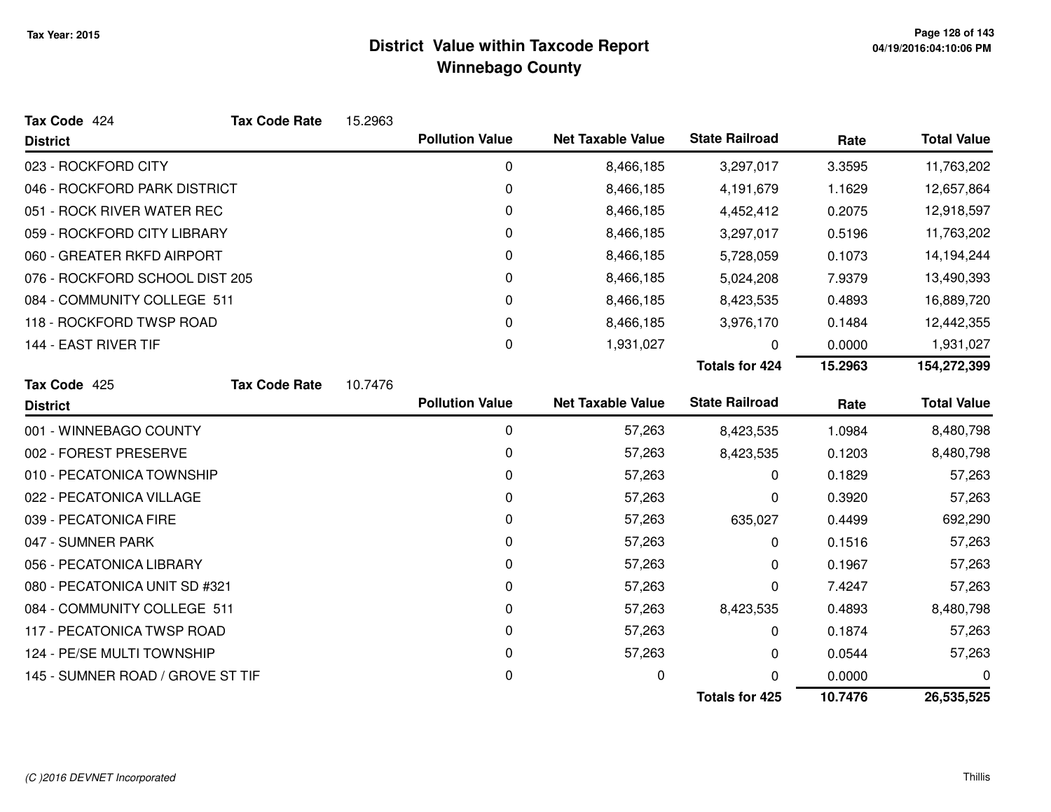# District Value within Taxcode Report
## Winnebago County

Tax Year: 2015

**Tax Code** 424 **Tax Code Rate** 15.2963

| District | Pollution Value | Net Taxable Value | State Railroad | Rate | Total Value |
|---|---|---|---|---|---|
| 023 - ROCKFORD CITY | 0 | 8,466,185 | 3,297,017 | 3.3595 | 11,763,202 |
| 046 - ROCKFORD PARK DISTRICT | 0 | 8,466,185 | 4,191,679 | 1.1629 | 12,657,864 |
| 051 - ROCK RIVER WATER REC | 0 | 8,466,185 | 4,452,412 | 0.2075 | 12,918,597 |
| 059 - ROCKFORD CITY LIBRARY | 0 | 8,466,185 | 3,297,017 | 0.5196 | 11,763,202 |
| 060 - GREATER RKFD AIRPORT | 0 | 8,466,185 | 5,728,059 | 0.1073 | 14,194,244 |
| 076 - ROCKFORD SCHOOL DIST 205 | 0 | 8,466,185 | 5,024,208 | 7.9379 | 13,490,393 |
| 084 - COMMUNITY COLLEGE 511 | 0 | 8,466,185 | 8,423,535 | 0.4893 | 16,889,720 |
| 118 - ROCKFORD TWSP ROAD | 0 | 8,466,185 | 3,976,170 | 0.1484 | 12,442,355 |
| 144 - EAST RIVER TIF | 0 | 1,931,027 | 0 | 0.0000 | 1,931,027 |
| | | | **Totals for 424** | **15.2963** | **154,272,399** |

**Tax Code** 425 **Tax Code Rate** 10.7476

| District | Pollution Value | Net Taxable Value | State Railroad | Rate | Total Value |
|---|---|---|---|---|---|
| 001 - WINNEBAGO COUNTY | 0 | 57,263 | 8,423,535 | 1.0984 | 8,480,798 |
| 002 - FOREST PRESERVE | 0 | 57,263 | 8,423,535 | 0.1203 | 8,480,798 |
| 010 - PECATONICA TOWNSHIP | 0 | 57,263 | 0 | 0.1829 | 57,263 |
| 022 - PECATONICA VILLAGE | 0 | 57,263 | 0 | 0.3920 | 57,263 |
| 039 - PECATONICA FIRE | 0 | 57,263 | 635,027 | 0.4499 | 692,290 |
| 047 - SUMNER PARK | 0 | 57,263 | 0 | 0.1516 | 57,263 |
| 056 - PECATONICA LIBRARY | 0 | 57,263 | 0 | 0.1967 | 57,263 |
| 080 - PECATONICA UNIT SD #321 | 0 | 57,263 | 0 | 7.4247 | 57,263 |
| 084 - COMMUNITY COLLEGE 511 | 0 | 57,263 | 8,423,535 | 0.4893 | 8,480,798 |
| 117 - PECATONICA TWSP ROAD | 0 | 57,263 | 0 | 0.1874 | 57,263 |
| 124 - PE/SE MULTI TOWNSHIP | 0 | 57,263 | 0 | 0.0544 | 57,263 |
| 145 - SUMNER ROAD / GROVE ST TIF | 0 | 0 | 0 | 0.0000 | 0 |
| | | | **Totals for 425** | **10.7476** | **26,535,525** |

*(C )2016 DEVNET Incorporated* Thillis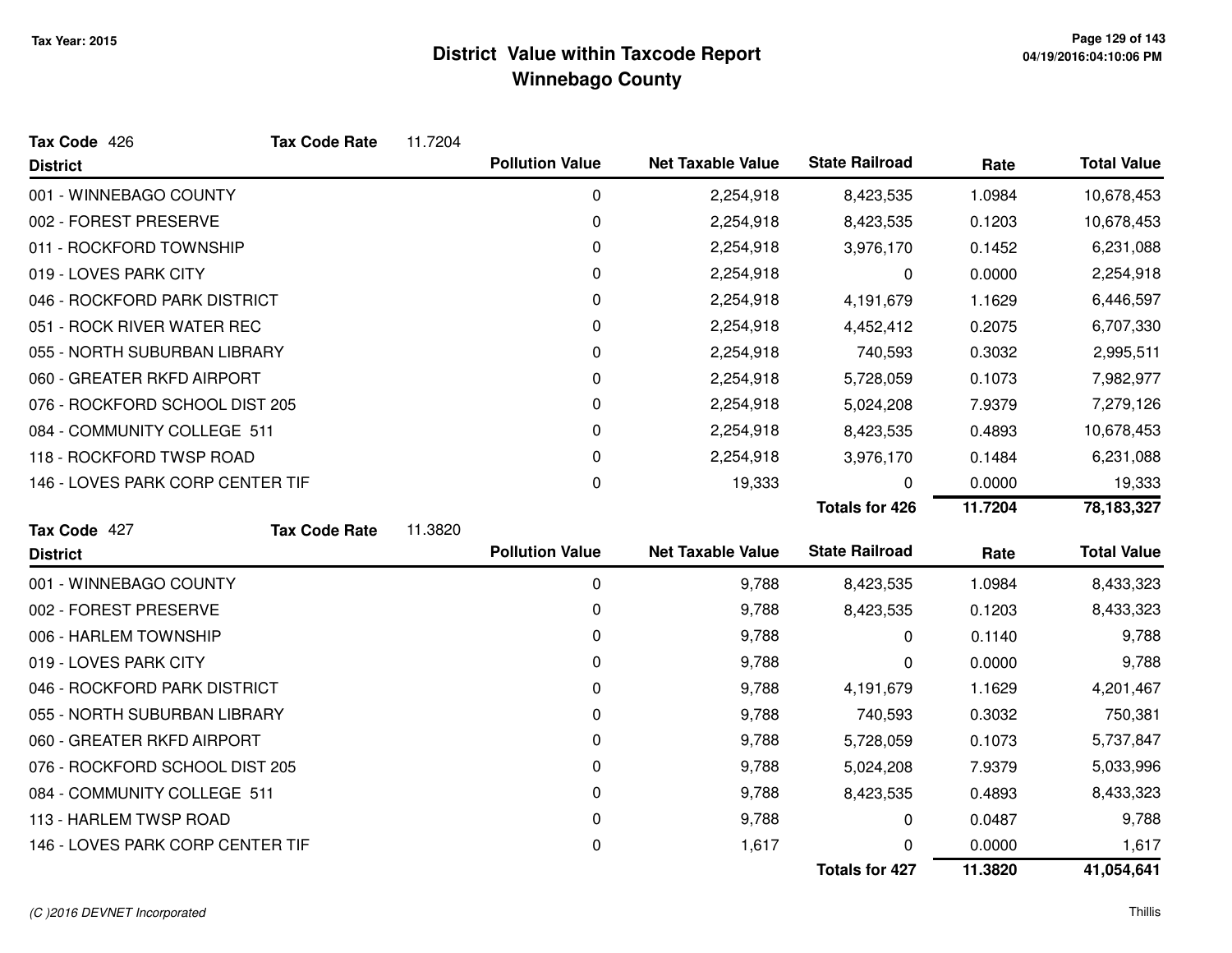# District Value within Taxcode Report
## Winnebago County

Tax Year: 2015

**Tax Code** 426 **Tax Code Rate** 11.7204

| District | Pollution Value | Net Taxable Value | State Railroad | Rate | Total Value |
|---|---|---|---|---|---|
| 001 - WINNEBAGO COUNTY | 0 | 2,254,918 | 8,423,535 | 1.0984 | 10,678,453 |
| 002 - FOREST PRESERVE | 0 | 2,254,918 | 8,423,535 | 0.1203 | 10,678,453 |
| 011 - ROCKFORD TOWNSHIP | 0 | 2,254,918 | 3,976,170 | 0.1452 | 6,231,088 |
| 019 - LOVES PARK CITY | 0 | 2,254,918 | 0 | 0.0000 | 2,254,918 |
| 046 - ROCKFORD PARK DISTRICT | 0 | 2,254,918 | 4,191,679 | 1.1629 | 6,446,597 |
| 051 - ROCK RIVER WATER REC | 0 | 2,254,918 | 4,452,412 | 0.2075 | 6,707,330 |
| 055 - NORTH SUBURBAN LIBRARY | 0 | 2,254,918 | 740,593 | 0.3032 | 2,995,511 |
| 060 - GREATER RKFD AIRPORT | 0 | 2,254,918 | 5,728,059 | 0.1073 | 7,982,977 |
| 076 - ROCKFORD SCHOOL DIST 205 | 0 | 2,254,918 | 5,024,208 | 7.9379 | 7,279,126 |
| 084 - COMMUNITY COLLEGE 511 | 0 | 2,254,918 | 8,423,535 | 0.4893 | 10,678,453 |
| 118 - ROCKFORD TWSP ROAD | 0 | 2,254,918 | 3,976,170 | 0.1484 | 6,231,088 |
| 146 - LOVES PARK CORP CENTER TIF | 0 | 19,333 | 0 | 0.0000 | 19,333 |
| | | | **Totals for 426** | **11.7204** | **78,183,327** |

**Tax Code** 427 **Tax Code Rate** 11.3820

| District | Pollution Value | Net Taxable Value | State Railroad | Rate | Total Value |
|---|---|---|---|---|---|
| 001 - WINNEBAGO COUNTY | 0 | 9,788 | 8,423,535 | 1.0984 | 8,433,323 |
| 002 - FOREST PRESERVE | 0 | 9,788 | 8,423,535 | 0.1203 | 8,433,323 |
| 006 - HARLEM TOWNSHIP | 0 | 9,788 | 0 | 0.1140 | 9,788 |
| 019 - LOVES PARK CITY | 0 | 9,788 | 0 | 0.0000 | 9,788 |
| 046 - ROCKFORD PARK DISTRICT | 0 | 9,788 | 4,191,679 | 1.1629 | 4,201,467 |
| 055 - NORTH SUBURBAN LIBRARY | 0 | 9,788 | 740,593 | 0.3032 | 750,381 |
| 060 - GREATER RKFD AIRPORT | 0 | 9,788 | 5,728,059 | 0.1073 | 5,737,847 |
| 076 - ROCKFORD SCHOOL DIST 205 | 0 | 9,788 | 5,024,208 | 7.9379 | 5,033,996 |
| 084 - COMMUNITY COLLEGE 511 | 0 | 9,788 | 8,423,535 | 0.4893 | 8,433,323 |
| 113 - HARLEM TWSP ROAD | 0 | 9,788 | 0 | 0.0487 | 9,788 |
| 146 - LOVES PARK CORP CENTER TIF | 0 | 1,617 | 0 | 0.0000 | 1,617 |
| | | | **Totals for 427** | **11.3820** | **41,054,641** |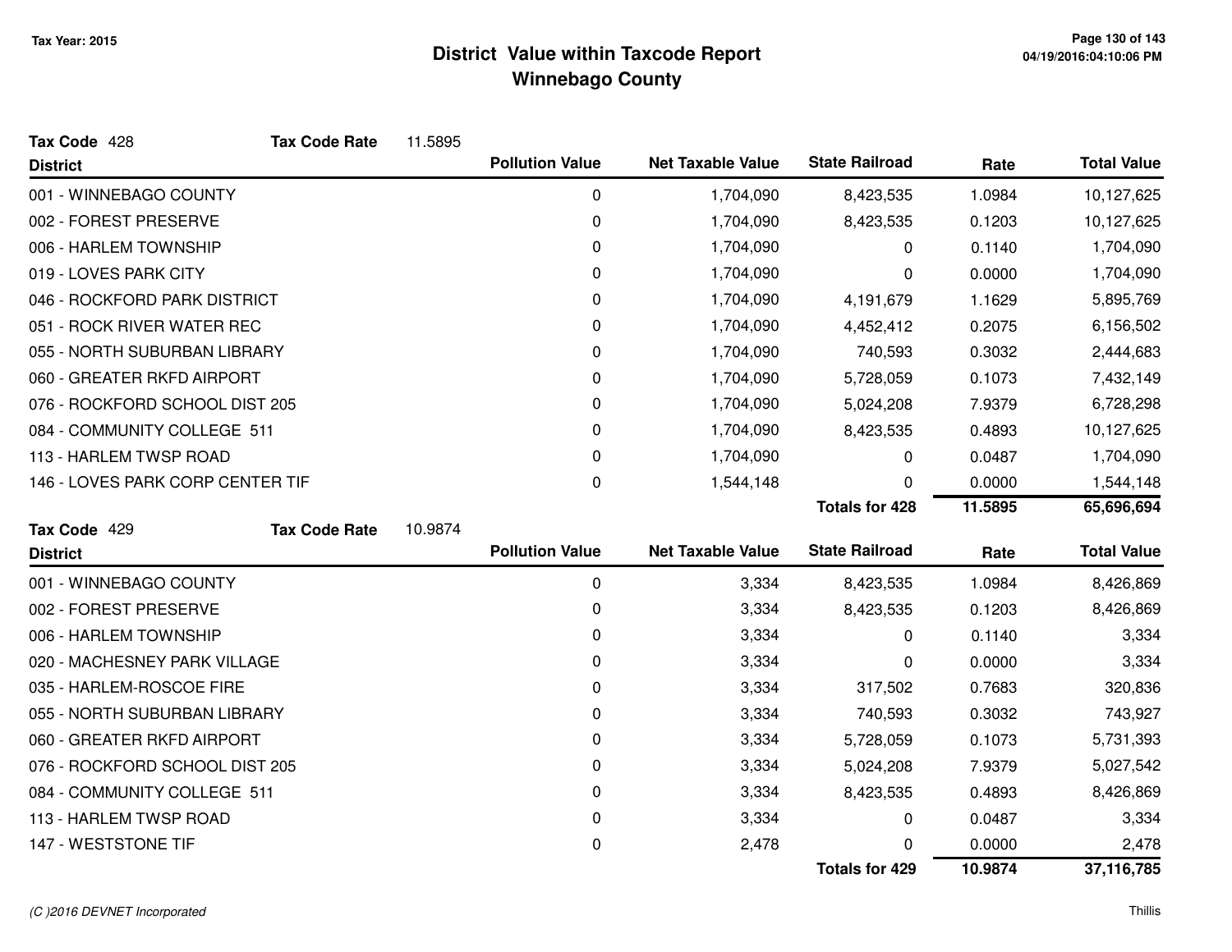# District Value within Taxcode Report

## Winnebago County

Tax Year: 2015

**Tax Code** 428 **Tax Code Rate** 11.5895

| District | Pollution Value | Net Taxable Value | State Railroad | Rate | Total Value |
|---|---|---|---|---|---|
| 001 - WINNEBAGO COUNTY | 0 | 1,704,090 | 8,423,535 | 1.0984 | 10,127,625 |
| 002 - FOREST PRESERVE | 0 | 1,704,090 | 8,423,535 | 0.1203 | 10,127,625 |
| 006 - HARLEM TOWNSHIP | 0 | 1,704,090 | 0 | 0.1140 | 1,704,090 |
| 019 - LOVES PARK CITY | 0 | 1,704,090 | 0 | 0.0000 | 1,704,090 |
| 046 - ROCKFORD PARK DISTRICT | 0 | 1,704,090 | 4,191,679 | 1.1629 | 5,895,769 |
| 051 - ROCK RIVER WATER REC | 0 | 1,704,090 | 4,452,412 | 0.2075 | 6,156,502 |
| 055 - NORTH SUBURBAN LIBRARY | 0 | 1,704,090 | 740,593 | 0.3032 | 2,444,683 |
| 060 - GREATER RKFD AIRPORT | 0 | 1,704,090 | 5,728,059 | 0.1073 | 7,432,149 |
| 076 - ROCKFORD SCHOOL DIST 205 | 0 | 1,704,090 | 5,024,208 | 7.9379 | 6,728,298 |
| 084 - COMMUNITY COLLEGE 511 | 0 | 1,704,090 | 8,423,535 | 0.4893 | 10,127,625 |
| 113 - HARLEM TWSP ROAD | 0 | 1,704,090 | 0 | 0.0487 | 1,704,090 |
| 146 - LOVES PARK CORP CENTER TIF | 0 | 1,544,148 | 0 | 0.0000 | 1,544,148 |
| | | | **Totals for 428** | **11.5895** | **65,696,694** |

**Tax Code** 429 **Tax Code Rate** 10.9874

| District | Pollution Value | Net Taxable Value | State Railroad | Rate | Total Value |
|---|---|---|---|---|---|
| 001 - WINNEBAGO COUNTY | 0 | 3,334 | 8,423,535 | 1.0984 | 8,426,869 |
| 002 - FOREST PRESERVE | 0 | 3,334 | 8,423,535 | 0.1203 | 8,426,869 |
| 006 - HARLEM TOWNSHIP | 0 | 3,334 | 0 | 0.1140 | 3,334 |
| 020 - MACHESNEY PARK VILLAGE | 0 | 3,334 | 0 | 0.0000 | 3,334 |
| 035 - HARLEM-ROSCOE FIRE | 0 | 3,334 | 317,502 | 0.7683 | 320,836 |
| 055 - NORTH SUBURBAN LIBRARY | 0 | 3,334 | 740,593 | 0.3032 | 743,927 |
| 060 - GREATER RKFD AIRPORT | 0 | 3,334 | 5,728,059 | 0.1073 | 5,731,393 |
| 076 - ROCKFORD SCHOOL DIST 205 | 0 | 3,334 | 5,024,208 | 7.9379 | 5,027,542 |
| 084 - COMMUNITY COLLEGE 511 | 0 | 3,334 | 8,423,535 | 0.4893 | 8,426,869 |
| 113 - HARLEM TWSP ROAD | 0 | 3,334 | 0 | 0.0487 | 3,334 |
| 147 - WESTSTONE TIF | 0 | 2,478 | 0 | 0.0000 | 2,478 |
| | | | **Totals for 429** | **10.9874** | **37,116,785** |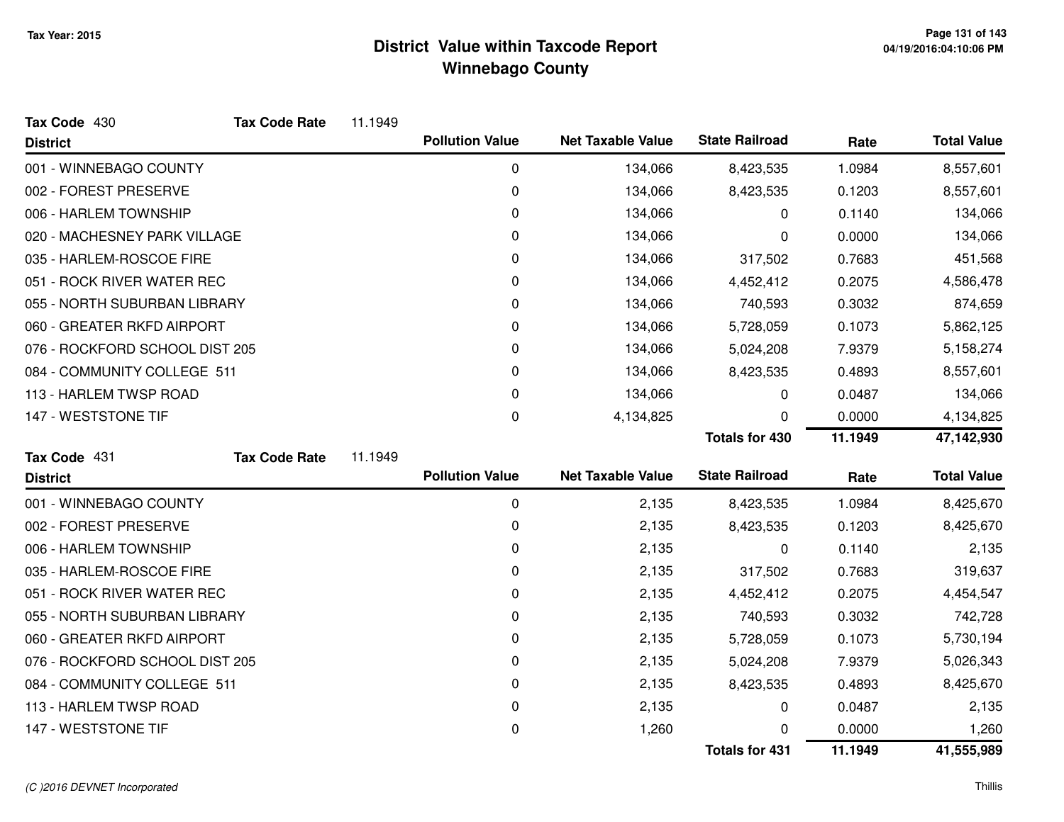# District Value within Taxcode Report
## Winnebago County

Tax Year: 2015

**Tax Code** 430 **Tax Code Rate** 11.1949

| District | Pollution Value | Net Taxable Value | State Railroad | Rate | Total Value |
|---|---|---|---|---|---|
| 001 - WINNEBAGO COUNTY | 0 | 134,066 | 8,423,535 | 1.0984 | 8,557,601 |
| 002 - FOREST PRESERVE | 0 | 134,066 | 8,423,535 | 0.1203 | 8,557,601 |
| 006 - HARLEM TOWNSHIP | 0 | 134,066 | 0 | 0.1140 | 134,066 |
| 020 - MACHESNEY PARK VILLAGE | 0 | 134,066 | 0 | 0.0000 | 134,066 |
| 035 - HARLEM-ROSCOE FIRE | 0 | 134,066 | 317,502 | 0.7683 | 451,568 |
| 051 - ROCK RIVER WATER REC | 0 | 134,066 | 4,452,412 | 0.2075 | 4,586,478 |
| 055 - NORTH SUBURBAN LIBRARY | 0 | 134,066 | 740,593 | 0.3032 | 874,659 |
| 060 - GREATER RKFD AIRPORT | 0 | 134,066 | 5,728,059 | 0.1073 | 5,862,125 |
| 076 - ROCKFORD SCHOOL DIST 205 | 0 | 134,066 | 5,024,208 | 7.9379 | 5,158,274 |
| 084 - COMMUNITY COLLEGE 511 | 0 | 134,066 | 8,423,535 | 0.4893 | 8,557,601 |
| 113 - HARLEM TWSP ROAD | 0 | 134,066 | 0 | 0.0487 | 134,066 |
| 147 - WESTSTONE TIF | 0 | 4,134,825 | 0 | 0.0000 | 4,134,825 |
| | | | **Totals for 430** | **11.1949** | **47,142,930** |

**Tax Code** 431 **Tax Code Rate** 11.1949

| District | Pollution Value | Net Taxable Value | State Railroad | Rate | Total Value |
|---|---|---|---|---|---|
| 001 - WINNEBAGO COUNTY | 0 | 2,135 | 8,423,535 | 1.0984 | 8,425,670 |
| 002 - FOREST PRESERVE | 0 | 2,135 | 8,423,535 | 0.1203 | 8,425,670 |
| 006 - HARLEM TOWNSHIP | 0 | 2,135 | 0 | 0.1140 | 2,135 |
| 035 - HARLEM-ROSCOE FIRE | 0 | 2,135 | 317,502 | 0.7683 | 319,637 |
| 051 - ROCK RIVER WATER REC | 0 | 2,135 | 4,452,412 | 0.2075 | 4,454,547 |
| 055 - NORTH SUBURBAN LIBRARY | 0 | 2,135 | 740,593 | 0.3032 | 742,728 |
| 060 - GREATER RKFD AIRPORT | 0 | 2,135 | 5,728,059 | 0.1073 | 5,730,194 |
| 076 - ROCKFORD SCHOOL DIST 205 | 0 | 2,135 | 5,024,208 | 7.9379 | 5,026,343 |
| 084 - COMMUNITY COLLEGE 511 | 0 | 2,135 | 8,423,535 | 0.4893 | 8,425,670 |
| 113 - HARLEM TWSP ROAD | 0 | 2,135 | 0 | 0.0487 | 2,135 |
| 147 - WESTSTONE TIF | 0 | 1,260 | 0 | 0.0000 | 1,260 |
| | | | **Totals for 431** | **11.1949** | **41,555,989** |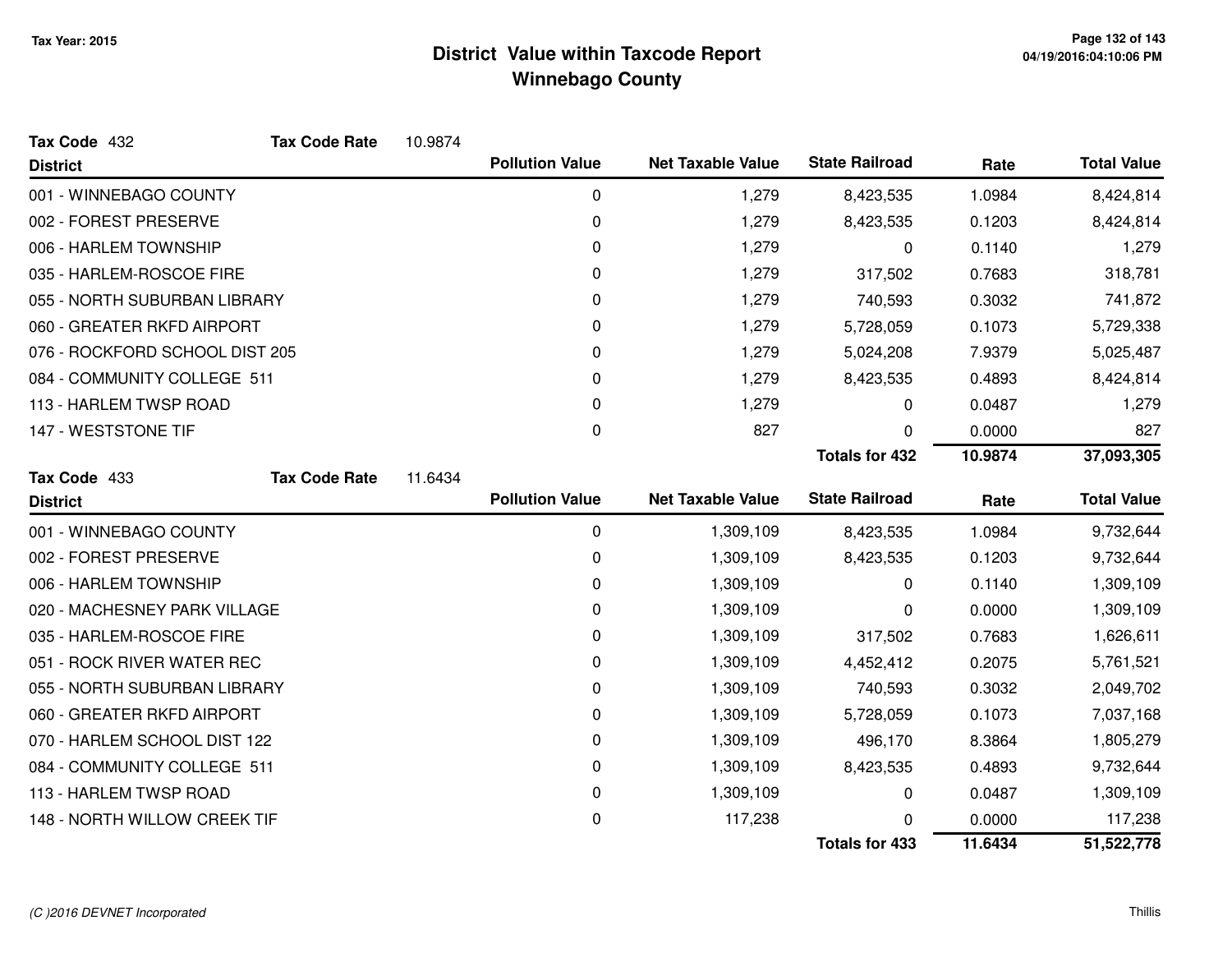**Tax Year: 2015**

# District Value within Taxcode Report
## Winnebago County

**Tax Code** 432 **Tax Code Rate** 10.9874

| District | Pollution Value | Net Taxable Value | State Railroad | Rate | Total Value |
|---|---|---|---|---|---|
| 001 - WINNEBAGO COUNTY | 0 | 1,279 | 8,423,535 | 1.0984 | 8,424,814 |
| 002 - FOREST PRESERVE | 0 | 1,279 | 8,423,535 | 0.1203 | 8,424,814 |
| 006 - HARLEM TOWNSHIP | 0 | 1,279 | 0 | 0.1140 | 1,279 |
| 035 - HARLEM-ROSCOE FIRE | 0 | 1,279 | 317,502 | 0.7683 | 318,781 |
| 055 - NORTH SUBURBAN LIBRARY | 0 | 1,279 | 740,593 | 0.3032 | 741,872 |
| 060 - GREATER RKFD AIRPORT | 0 | 1,279 | 5,728,059 | 0.1073 | 5,729,338 |
| 076 - ROCKFORD SCHOOL DIST 205 | 0 | 1,279 | 5,024,208 | 7.9379 | 5,025,487 |
| 084 - COMMUNITY COLLEGE 511 | 0 | 1,279 | 8,423,535 | 0.4893 | 8,424,814 |
| 113 - HARLEM TWSP ROAD | 0 | 1,279 | 0 | 0.0487 | 1,279 |
| 147 - WESTSTONE TIF | 0 | 827 | 0 | 0.0000 | 827 |
| | | | **Totals for 432** | **10.9874** | **37,093,305** |

**Tax Code** 433 **Tax Code Rate** 11.6434

| District | Pollution Value | Net Taxable Value | State Railroad | Rate | Total Value |
|---|---|---|---|---|---|
| 001 - WINNEBAGO COUNTY | 0 | 1,309,109 | 8,423,535 | 1.0984 | 9,732,644 |
| 002 - FOREST PRESERVE | 0 | 1,309,109 | 8,423,535 | 0.1203 | 9,732,644 |
| 006 - HARLEM TOWNSHIP | 0 | 1,309,109 | 0 | 0.1140 | 1,309,109 |
| 020 - MACHESNEY PARK VILLAGE | 0 | 1,309,109 | 0 | 0.0000 | 1,309,109 |
| 035 - HARLEM-ROSCOE FIRE | 0 | 1,309,109 | 317,502 | 0.7683 | 1,626,611 |
| 051 - ROCK RIVER WATER REC | 0 | 1,309,109 | 4,452,412 | 0.2075 | 5,761,521 |
| 055 - NORTH SUBURBAN LIBRARY | 0 | 1,309,109 | 740,593 | 0.3032 | 2,049,702 |
| 060 - GREATER RKFD AIRPORT | 0 | 1,309,109 | 5,728,059 | 0.1073 | 7,037,168 |
| 070 - HARLEM SCHOOL DIST 122 | 0 | 1,309,109 | 496,170 | 8.3864 | 1,805,279 |
| 084 - COMMUNITY COLLEGE 511 | 0 | 1,309,109 | 8,423,535 | 0.4893 | 9,732,644 |
| 113 - HARLEM TWSP ROAD | 0 | 1,309,109 | 0 | 0.0487 | 1,309,109 |
| 148 - NORTH WILLOW CREEK TIF | 0 | 117,238 | 0 | 0.0000 | 117,238 |
| | | | **Totals for 433** | **11.6434** | **51,522,778** |

*(C )2016 DEVNET Incorporated*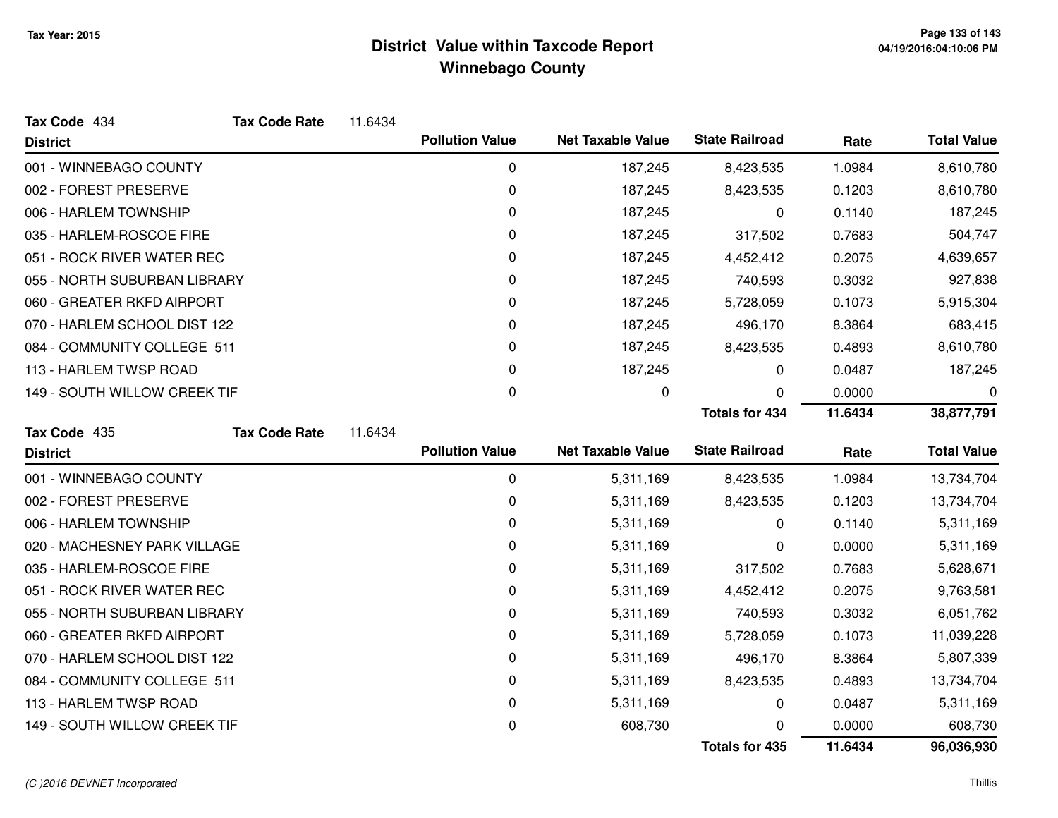# District Value within Taxcode Report
## Winnebago County

Tax Year: 2015

**Tax Code** 434 **Tax Code Rate** 11.6434

| District | Pollution Value | Net Taxable Value | State Railroad | Rate | Total Value |
|---|---|---|---|---|---|
| 001 - WINNEBAGO COUNTY | 0 | 187,245 | 8,423,535 | 1.0984 | 8,610,780 |
| 002 - FOREST PRESERVE | 0 | 187,245 | 8,423,535 | 0.1203 | 8,610,780 |
| 006 - HARLEM TOWNSHIP | 0 | 187,245 | 0 | 0.1140 | 187,245 |
| 035 - HARLEM-ROSCOE FIRE | 0 | 187,245 | 317,502 | 0.7683 | 504,747 |
| 051 - ROCK RIVER WATER REC | 0 | 187,245 | 4,452,412 | 0.2075 | 4,639,657 |
| 055 - NORTH SUBURBAN LIBRARY | 0 | 187,245 | 740,593 | 0.3032 | 927,838 |
| 060 - GREATER RKFD AIRPORT | 0 | 187,245 | 5,728,059 | 0.1073 | 5,915,304 |
| 070 - HARLEM SCHOOL DIST 122 | 0 | 187,245 | 496,170 | 8.3864 | 683,415 |
| 084 - COMMUNITY COLLEGE 511 | 0 | 187,245 | 8,423,535 | 0.4893 | 8,610,780 |
| 113 - HARLEM TWSP ROAD | 0 | 187,245 | 0 | 0.0487 | 187,245 |
| 149 - SOUTH WILLOW CREEK TIF | 0 | 0 | 0 | 0.0000 | 0 |
| | | | **Totals for 434** | **11.6434** | **38,877,791** |

**Tax Code** 435 **Tax Code Rate** 11.6434

| District | Pollution Value | Net Taxable Value | State Railroad | Rate | Total Value |
|---|---|---|---|---|---|
| 001 - WINNEBAGO COUNTY | 0 | 5,311,169 | 8,423,535 | 1.0984 | 13,734,704 |
| 002 - FOREST PRESERVE | 0 | 5,311,169 | 8,423,535 | 0.1203 | 13,734,704 |
| 006 - HARLEM TOWNSHIP | 0 | 5,311,169 | 0 | 0.1140 | 5,311,169 |
| 020 - MACHESNEY PARK VILLAGE | 0 | 5,311,169 | 0 | 0.0000 | 5,311,169 |
| 035 - HARLEM-ROSCOE FIRE | 0 | 5,311,169 | 317,502 | 0.7683 | 5,628,671 |
| 051 - ROCK RIVER WATER REC | 0 | 5,311,169 | 4,452,412 | 0.2075 | 9,763,581 |
| 055 - NORTH SUBURBAN LIBRARY | 0 | 5,311,169 | 740,593 | 0.3032 | 6,051,762 |
| 060 - GREATER RKFD AIRPORT | 0 | 5,311,169 | 5,728,059 | 0.1073 | 11,039,228 |
| 070 - HARLEM SCHOOL DIST 122 | 0 | 5,311,169 | 496,170 | 8.3864 | 5,807,339 |
| 084 - COMMUNITY COLLEGE 511 | 0 | 5,311,169 | 8,423,535 | 0.4893 | 13,734,704 |
| 113 - HARLEM TWSP ROAD | 0 | 5,311,169 | 0 | 0.0487 | 5,311,169 |
| 149 - SOUTH WILLOW CREEK TIF | 0 | 608,730 | 0 | 0.0000 | 608,730 |
| | | | **Totals for 435** | **11.6434** | **96,036,930** |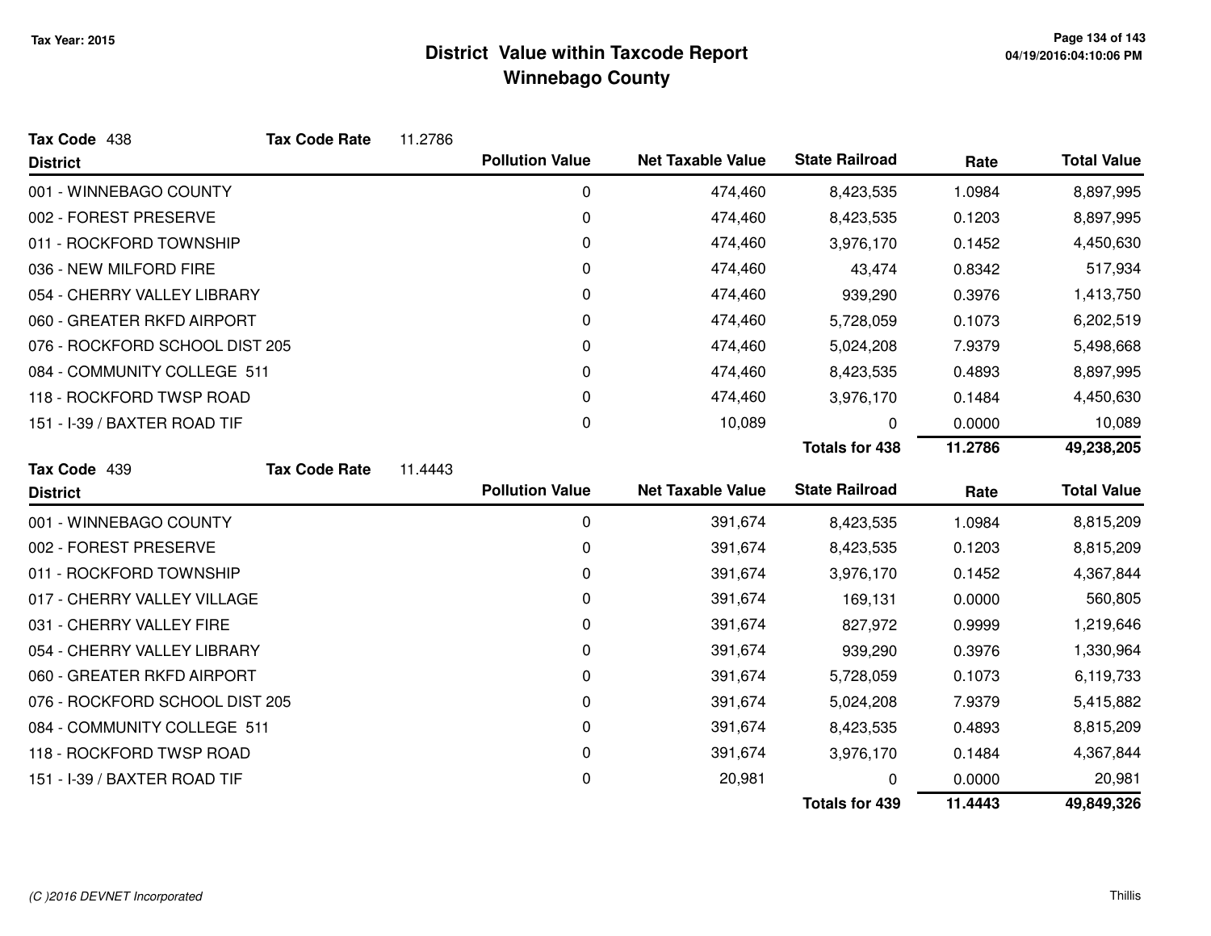# District Value within Taxcode Report
## Winnebago County

Tax Year: 2015

**Tax Code** 438 **Tax Code Rate** 11.2786

| District | Pollution Value | Net Taxable Value | State Railroad | Rate | Total Value |
|---|---|---|---|---|---|
| 001 - WINNEBAGO COUNTY | 0 | 474,460 | 8,423,535 | 1.0984 | 8,897,995 |
| 002 - FOREST PRESERVE | 0 | 474,460 | 8,423,535 | 0.1203 | 8,897,995 |
| 011 - ROCKFORD TOWNSHIP | 0 | 474,460 | 3,976,170 | 0.1452 | 4,450,630 |
| 036 - NEW MILFORD FIRE | 0 | 474,460 | 43,474 | 0.8342 | 517,934 |
| 054 - CHERRY VALLEY LIBRARY | 0 | 474,460 | 939,290 | 0.3976 | 1,413,750 |
| 060 - GREATER RKFD AIRPORT | 0 | 474,460 | 5,728,059 | 0.1073 | 6,202,519 |
| 076 - ROCKFORD SCHOOL DIST 205 | 0 | 474,460 | 5,024,208 | 7.9379 | 5,498,668 |
| 084 - COMMUNITY COLLEGE 511 | 0 | 474,460 | 8,423,535 | 0.4893 | 8,897,995 |
| 118 - ROCKFORD TWSP ROAD | 0 | 474,460 | 3,976,170 | 0.1484 | 4,450,630 |
| 151 - I-39 / BAXTER ROAD TIF | 0 | 10,089 | 0 | 0.0000 | 10,089 |
| | | | **Totals for 438** | **11.2786** | **49,238,205** |

**Tax Code** 439 **Tax Code Rate** 11.4443

| District | Pollution Value | Net Taxable Value | State Railroad | Rate | Total Value |
|---|---|---|---|---|---|
| 001 - WINNEBAGO COUNTY | 0 | 391,674 | 8,423,535 | 1.0984 | 8,815,209 |
| 002 - FOREST PRESERVE | 0 | 391,674 | 8,423,535 | 0.1203 | 8,815,209 |
| 011 - ROCKFORD TOWNSHIP | 0 | 391,674 | 3,976,170 | 0.1452 | 4,367,844 |
| 017 - CHERRY VALLEY VILLAGE | 0 | 391,674 | 169,131 | 0.0000 | 560,805 |
| 031 - CHERRY VALLEY FIRE | 0 | 391,674 | 827,972 | 0.9999 | 1,219,646 |
| 054 - CHERRY VALLEY LIBRARY | 0 | 391,674 | 939,290 | 0.3976 | 1,330,964 |
| 060 - GREATER RKFD AIRPORT | 0 | 391,674 | 5,728,059 | 0.1073 | 6,119,733 |
| 076 - ROCKFORD SCHOOL DIST 205 | 0 | 391,674 | 5,024,208 | 7.9379 | 5,415,882 |
| 084 - COMMUNITY COLLEGE 511 | 0 | 391,674 | 8,423,535 | 0.4893 | 8,815,209 |
| 118 - ROCKFORD TWSP ROAD | 0 | 391,674 | 3,976,170 | 0.1484 | 4,367,844 |
| 151 - I-39 / BAXTER ROAD TIF | 0 | 20,981 | 0 | 0.0000 | 20,981 |
| | | | **Totals for 439** | **11.4443** | **49,849,326** |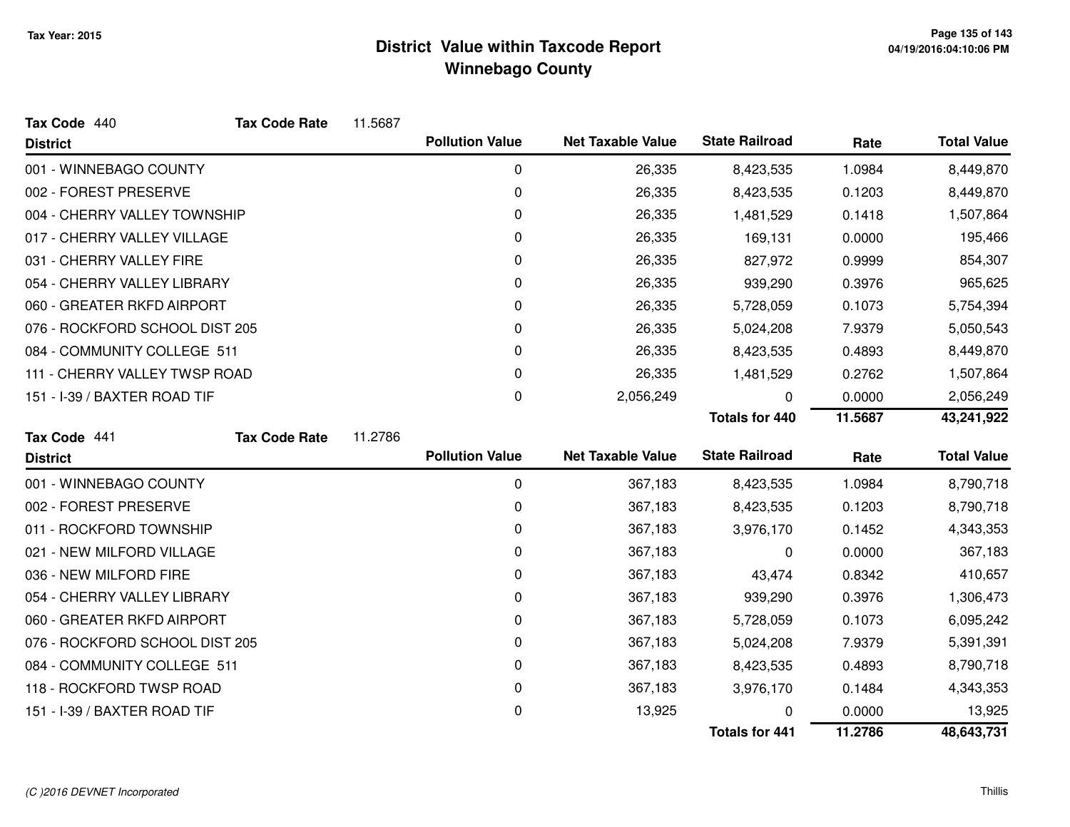# District Value within Taxcode Report
## Winnebago County

Tax Year: 2015

**Tax Code** 440 **Tax Code Rate** 11.5687

| District | Pollution Value | Net Taxable Value | State Railroad | Rate | Total Value |
|---|---|---|---|---|---|
| 001 - WINNEBAGO COUNTY | 0 | 26,335 | 8,423,535 | 1.0984 | 8,449,870 |
| 002 - FOREST PRESERVE | 0 | 26,335 | 8,423,535 | 0.1203 | 8,449,870 |
| 004 - CHERRY VALLEY TOWNSHIP | 0 | 26,335 | 1,481,529 | 0.1418 | 1,507,864 |
| 017 - CHERRY VALLEY VILLAGE | 0 | 26,335 | 169,131 | 0.0000 | 195,466 |
| 031 - CHERRY VALLEY FIRE | 0 | 26,335 | 827,972 | 0.9999 | 854,307 |
| 054 - CHERRY VALLEY LIBRARY | 0 | 26,335 | 939,290 | 0.3976 | 965,625 |
| 060 - GREATER RKFD AIRPORT | 0 | 26,335 | 5,728,059 | 0.1073 | 5,754,394 |
| 076 - ROCKFORD SCHOOL DIST 205 | 0 | 26,335 | 5,024,208 | 7.9379 | 5,050,543 |
| 084 - COMMUNITY COLLEGE 511 | 0 | 26,335 | 8,423,535 | 0.4893 | 8,449,870 |
| 111 - CHERRY VALLEY TWSP ROAD | 0 | 26,335 | 1,481,529 | 0.2762 | 1,507,864 |
| 151 - I-39 / BAXTER ROAD TIF | 0 | 2,056,249 | 0 | 0.0000 | 2,056,249 |
| | | | **Totals for 440** | **11.5687** | **43,241,922** |

**Tax Code** 441 **Tax Code Rate** 11.2786

| District | Pollution Value | Net Taxable Value | State Railroad | Rate | Total Value |
|---|---|---|---|---|---|
| 001 - WINNEBAGO COUNTY | 0 | 367,183 | 8,423,535 | 1.0984 | 8,790,718 |
| 002 - FOREST PRESERVE | 0 | 367,183 | 8,423,535 | 0.1203 | 8,790,718 |
| 011 - ROCKFORD TOWNSHIP | 0 | 367,183 | 3,976,170 | 0.1452 | 4,343,353 |
| 021 - NEW MILFORD VILLAGE | 0 | 367,183 | 0 | 0.0000 | 367,183 |
| 036 - NEW MILFORD FIRE | 0 | 367,183 | 43,474 | 0.8342 | 410,657 |
| 054 - CHERRY VALLEY LIBRARY | 0 | 367,183 | 939,290 | 0.3976 | 1,306,473 |
| 060 - GREATER RKFD AIRPORT | 0 | 367,183 | 5,728,059 | 0.1073 | 6,095,242 |
| 076 - ROCKFORD SCHOOL DIST 205 | 0 | 367,183 | 5,024,208 | 7.9379 | 5,391,391 |
| 084 - COMMUNITY COLLEGE 511 | 0 | 367,183 | 8,423,535 | 0.4893 | 8,790,718 |
| 118 - ROCKFORD TWSP ROAD | 0 | 367,183 | 3,976,170 | 0.1484 | 4,343,353 |
| 151 - I-39 / BAXTER ROAD TIF | 0 | 13,925 | 0 | 0.0000 | 13,925 |
| | | | **Totals for 441** | **11.2786** | **48,643,731** |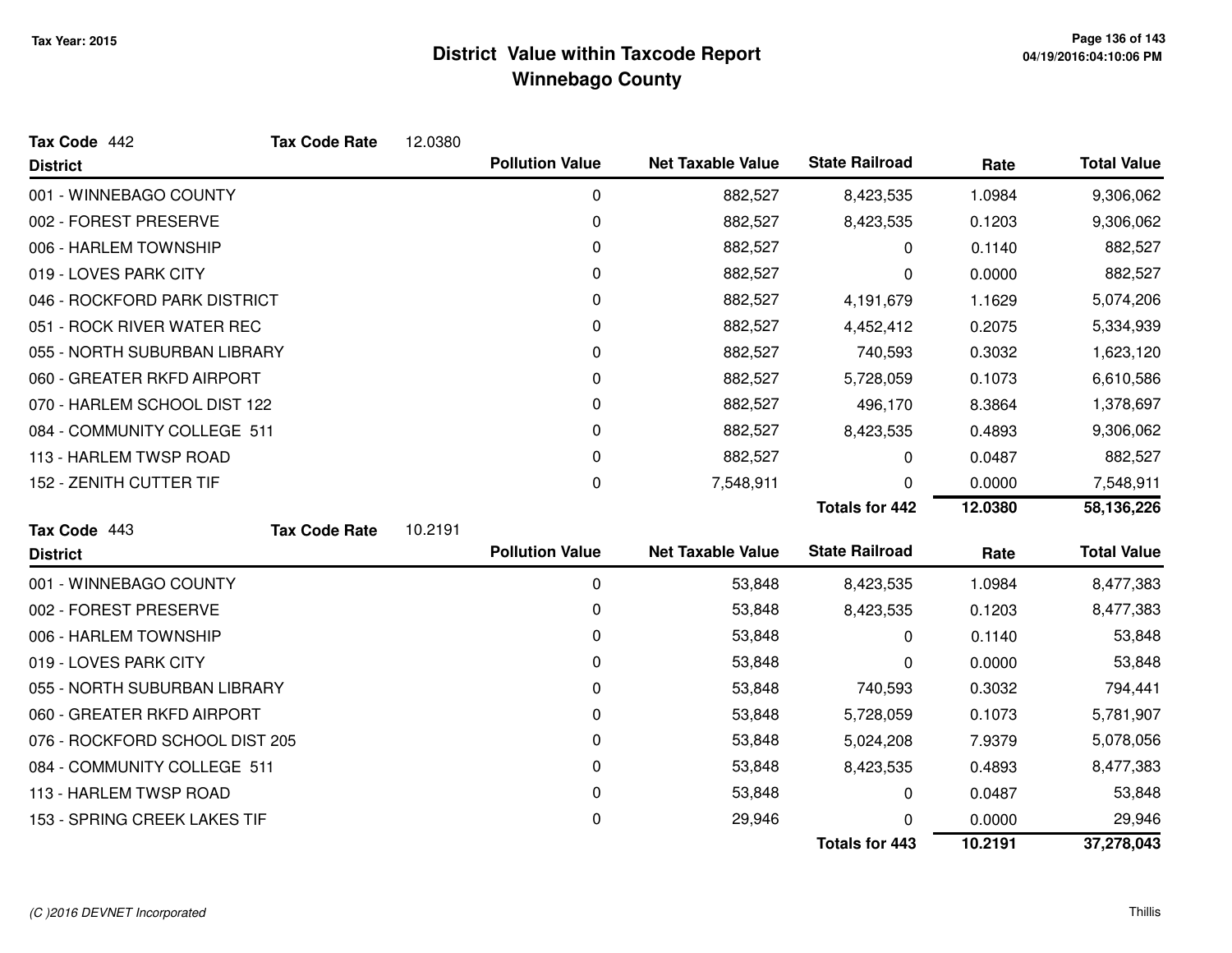# District Value within Taxcode Report
## Winnebago County

Tax Year: 2015

**Tax Code** 442 **Tax Code Rate** 12.0380

| District | Pollution Value | Net Taxable Value | State Railroad | Rate | Total Value |
|---|---|---|---|---|---|
| 001 - WINNEBAGO COUNTY | 0 | 882,527 | 8,423,535 | 1.0984 | 9,306,062 |
| 002 - FOREST PRESERVE | 0 | 882,527 | 8,423,535 | 0.1203 | 9,306,062 |
| 006 - HARLEM TOWNSHIP | 0 | 882,527 | 0 | 0.1140 | 882,527 |
| 019 - LOVES PARK CITY | 0 | 882,527 | 0 | 0.0000 | 882,527 |
| 046 - ROCKFORD PARK DISTRICT | 0 | 882,527 | 4,191,679 | 1.1629 | 5,074,206 |
| 051 - ROCK RIVER WATER REC | 0 | 882,527 | 4,452,412 | 0.2075 | 5,334,939 |
| 055 - NORTH SUBURBAN LIBRARY | 0 | 882,527 | 740,593 | 0.3032 | 1,623,120 |
| 060 - GREATER RKFD AIRPORT | 0 | 882,527 | 5,728,059 | 0.1073 | 6,610,586 |
| 070 - HARLEM SCHOOL DIST 122 | 0 | 882,527 | 496,170 | 8.3864 | 1,378,697 |
| 084 - COMMUNITY COLLEGE 511 | 0 | 882,527 | 8,423,535 | 0.4893 | 9,306,062 |
| 113 - HARLEM TWSP ROAD | 0 | 882,527 | 0 | 0.0487 | 882,527 |
| 152 - ZENITH CUTTER TIF | 0 | 7,548,911 | 0 | 0.0000 | 7,548,911 |
| | | | **Totals for 442** | **12.0380** | **58,136,226** |

**Tax Code** 443 **Tax Code Rate** 10.2191

| District | Pollution Value | Net Taxable Value | State Railroad | Rate | Total Value |
|---|---|---|---|---|---|
| 001 - WINNEBAGO COUNTY | 0 | 53,848 | 8,423,535 | 1.0984 | 8,477,383 |
| 002 - FOREST PRESERVE | 0 | 53,848 | 8,423,535 | 0.1203 | 8,477,383 |
| 006 - HARLEM TOWNSHIP | 0 | 53,848 | 0 | 0.1140 | 53,848 |
| 019 - LOVES PARK CITY | 0 | 53,848 | 0 | 0.0000 | 53,848 |
| 055 - NORTH SUBURBAN LIBRARY | 0 | 53,848 | 740,593 | 0.3032 | 794,441 |
| 060 - GREATER RKFD AIRPORT | 0 | 53,848 | 5,728,059 | 0.1073 | 5,781,907 |
| 076 - ROCKFORD SCHOOL DIST 205 | 0 | 53,848 | 5,024,208 | 7.9379 | 5,078,056 |
| 084 - COMMUNITY COLLEGE 511 | 0 | 53,848 | 8,423,535 | 0.4893 | 8,477,383 |
| 113 - HARLEM TWSP ROAD | 0 | 53,848 | 0 | 0.0487 | 53,848 |
| 153 - SPRING CREEK LAKES TIF | 0 | 29,946 | 0 | 0.0000 | 29,946 |
| | | | **Totals for 443** | **10.2191** | **37,278,043** |

*(C )2016 DEVNET Incorporated*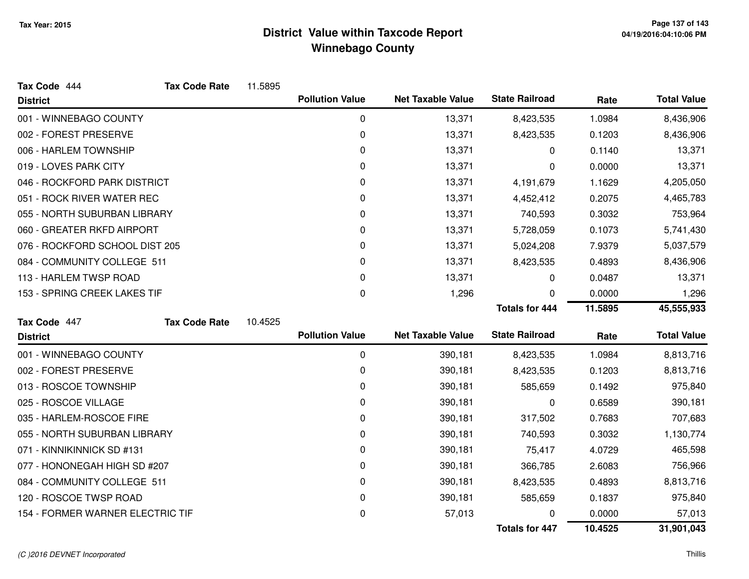# District Value within Taxcode Report
## Winnebago County

Tax Year: 2015

**Tax Code** 444 **Tax Code Rate** 11.5895

| District | Pollution Value | Net Taxable Value | State Railroad | Rate | Total Value |
|---|---|---|---|---|---|
| 001 - WINNEBAGO COUNTY | 0 | 13,371 | 8,423,535 | 1.0984 | 8,436,906 |
| 002 - FOREST PRESERVE | 0 | 13,371 | 8,423,535 | 0.1203 | 8,436,906 |
| 006 - HARLEM TOWNSHIP | 0 | 13,371 | 0 | 0.1140 | 13,371 |
| 019 - LOVES PARK CITY | 0 | 13,371 | 0 | 0.0000 | 13,371 |
| 046 - ROCKFORD PARK DISTRICT | 0 | 13,371 | 4,191,679 | 1.1629 | 4,205,050 |
| 051 - ROCK RIVER WATER REC | 0 | 13,371 | 4,452,412 | 0.2075 | 4,465,783 |
| 055 - NORTH SUBURBAN LIBRARY | 0 | 13,371 | 740,593 | 0.3032 | 753,964 |
| 060 - GREATER RKFD AIRPORT | 0 | 13,371 | 5,728,059 | 0.1073 | 5,741,430 |
| 076 - ROCKFORD SCHOOL DIST 205 | 0 | 13,371 | 5,024,208 | 7.9379 | 5,037,579 |
| 084 - COMMUNITY COLLEGE 511 | 0 | 13,371 | 8,423,535 | 0.4893 | 8,436,906 |
| 113 - HARLEM TWSP ROAD | 0 | 13,371 | 0 | 0.0487 | 13,371 |
| 153 - SPRING CREEK LAKES TIF | 0 | 1,296 | 0 | 0.0000 | 1,296 |
| | | | **Totals for 444** | **11.5895** | **45,555,933** |

**Tax Code** 447 **Tax Code Rate** 10.4525

| District | Pollution Value | Net Taxable Value | State Railroad | Rate | Total Value |
|---|---|---|---|---|---|
| 001 - WINNEBAGO COUNTY | 0 | 390,181 | 8,423,535 | 1.0984 | 8,813,716 |
| 002 - FOREST PRESERVE | 0 | 390,181 | 8,423,535 | 0.1203 | 8,813,716 |
| 013 - ROSCOE TOWNSHIP | 0 | 390,181 | 585,659 | 0.1492 | 975,840 |
| 025 - ROSCOE VILLAGE | 0 | 390,181 | 0 | 0.6589 | 390,181 |
| 035 - HARLEM-ROSCOE FIRE | 0 | 390,181 | 317,502 | 0.7683 | 707,683 |
| 055 - NORTH SUBURBAN LIBRARY | 0 | 390,181 | 740,593 | 0.3032 | 1,130,774 |
| 071 - KINNIKINNICK SD #131 | 0 | 390,181 | 75,417 | 4.0729 | 465,598 |
| 077 - HONONEGAH HIGH SD #207 | 0 | 390,181 | 366,785 | 2.6083 | 756,966 |
| 084 - COMMUNITY COLLEGE 511 | 0 | 390,181 | 8,423,535 | 0.4893 | 8,813,716 |
| 120 - ROSCOE TWSP ROAD | 0 | 390,181 | 585,659 | 0.1837 | 975,840 |
| 154 - FORMER WARNER ELECTRIC TIF | 0 | 57,013 | 0 | 0.0000 | 57,013 |
| | | | **Totals for 447** | **10.4525** | **31,901,043** |

(C )2016 DEVNET Incorporated

Thillis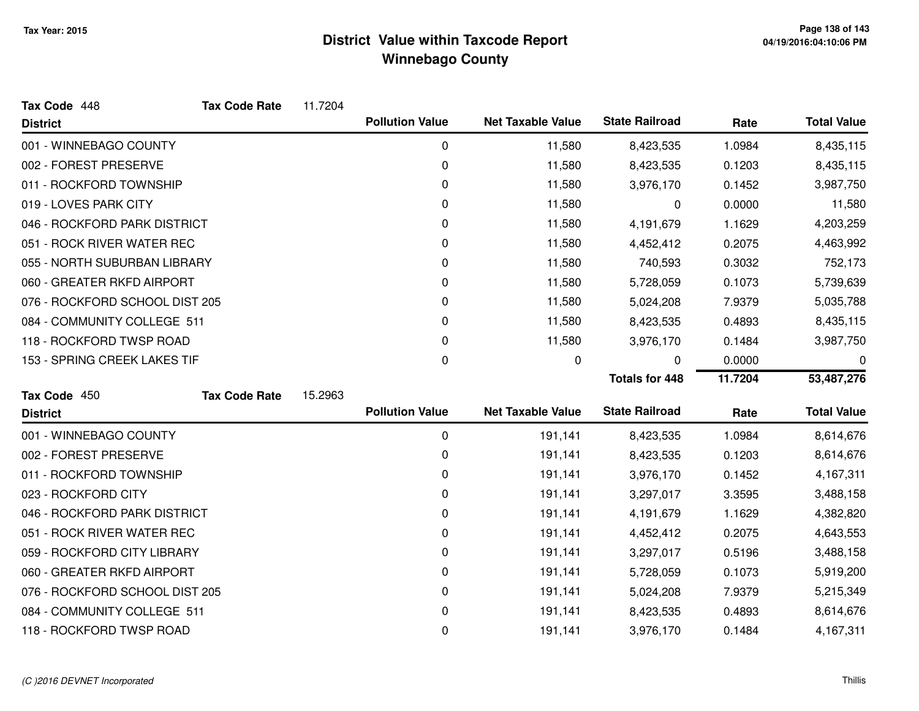# District Value within Taxcode Report
## Winnebago County

Tax Year: 2015

**Tax Code** 448 **Tax Code Rate** 11.7204

| District | Pollution Value | Net Taxable Value | State Railroad | Rate | Total Value |
|---|---|---|---|---|---|
| 001 - WINNEBAGO COUNTY | 0 | 11,580 | 8,423,535 | 1.0984 | 8,435,115 |
| 002 - FOREST PRESERVE | 0 | 11,580 | 8,423,535 | 0.1203 | 8,435,115 |
| 011 - ROCKFORD TOWNSHIP | 0 | 11,580 | 3,976,170 | 0.1452 | 3,987,750 |
| 019 - LOVES PARK CITY | 0 | 11,580 | 0 | 0.0000 | 11,580 |
| 046 - ROCKFORD PARK DISTRICT | 0 | 11,580 | 4,191,679 | 1.1629 | 4,203,259 |
| 051 - ROCK RIVER WATER REC | 0 | 11,580 | 4,452,412 | 0.2075 | 4,463,992 |
| 055 - NORTH SUBURBAN LIBRARY | 0 | 11,580 | 740,593 | 0.3032 | 752,173 |
| 060 - GREATER RKFD AIRPORT | 0 | 11,580 | 5,728,059 | 0.1073 | 5,739,639 |
| 076 - ROCKFORD SCHOOL DIST 205 | 0 | 11,580 | 5,024,208 | 7.9379 | 5,035,788 |
| 084 - COMMUNITY COLLEGE 511 | 0 | 11,580 | 8,423,535 | 0.4893 | 8,435,115 |
| 118 - ROCKFORD TWSP ROAD | 0 | 11,580 | 3,976,170 | 0.1484 | 3,987,750 |
| 153 - SPRING CREEK LAKES TIF | 0 | 0 | 0 | 0.0000 | 0 |
| | | | **Totals for 448** | **11.7204** | **53,487,276** |

**Tax Code** 450 **Tax Code Rate** 15.2963

| District | Pollution Value | Net Taxable Value | State Railroad | Rate | Total Value |
|---|---|---|---|---|---|
| 001 - WINNEBAGO COUNTY | 0 | 191,141 | 8,423,535 | 1.0984 | 8,614,676 |
| 002 - FOREST PRESERVE | 0 | 191,141 | 8,423,535 | 0.1203 | 8,614,676 |
| 011 - ROCKFORD TOWNSHIP | 0 | 191,141 | 3,976,170 | 0.1452 | 4,167,311 |
| 023 - ROCKFORD CITY | 0 | 191,141 | 3,297,017 | 3.3595 | 3,488,158 |
| 046 - ROCKFORD PARK DISTRICT | 0 | 191,141 | 4,191,679 | 1.1629 | 4,382,820 |
| 051 - ROCK RIVER WATER REC | 0 | 191,141 | 4,452,412 | 0.2075 | 4,643,553 |
| 059 - ROCKFORD CITY LIBRARY | 0 | 191,141 | 3,297,017 | 0.5196 | 3,488,158 |
| 060 - GREATER RKFD AIRPORT | 0 | 191,141 | 5,728,059 | 0.1073 | 5,919,200 |
| 076 - ROCKFORD SCHOOL DIST 205 | 0 | 191,141 | 5,024,208 | 7.9379 | 5,215,349 |
| 084 - COMMUNITY COLLEGE 511 | 0 | 191,141 | 8,423,535 | 0.4893 | 8,614,676 |
| 118 - ROCKFORD TWSP ROAD | 0 | 191,141 | 3,976,170 | 0.1484 | 4,167,311 |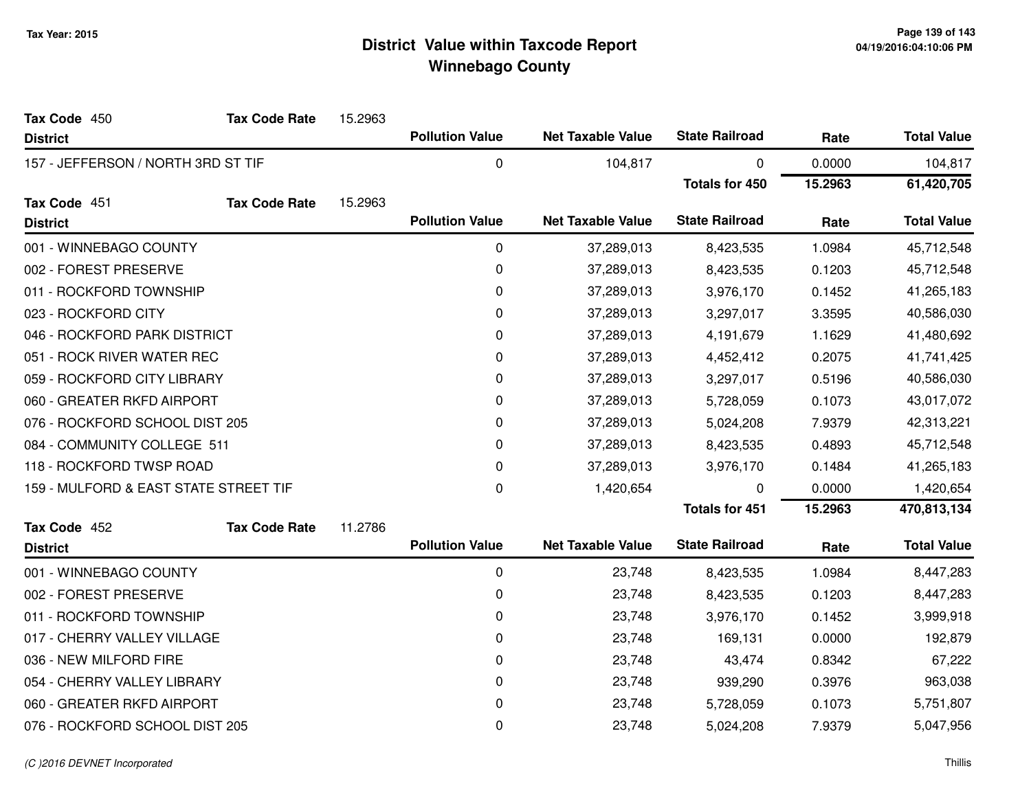# District Value within Taxcode Report
## Winnebago County

Tax Year: 2015

**Tax Code** 450 **Tax Code Rate** 15.2963

| District | Pollution Value | Net Taxable Value | State Railroad | Rate | Total Value |
|---|---|---|---|---|---|
| 157 - JEFFERSON / NORTH 3RD ST TIF | 0 | 104,817 | 0 | 0.0000 | 104,817 |
| | | | **Totals for 450** | **15.2963** | **61,420,705** |

**Tax Code** 451 **Tax Code Rate** 15.2963

| District | Pollution Value | Net Taxable Value | State Railroad | Rate | Total Value |
|---|---|---|---|---|---|
| 001 - WINNEBAGO COUNTY | 0 | 37,289,013 | 8,423,535 | 1.0984 | 45,712,548 |
| 002 - FOREST PRESERVE | 0 | 37,289,013 | 8,423,535 | 0.1203 | 45,712,548 |
| 011 - ROCKFORD TOWNSHIP | 0 | 37,289,013 | 3,976,170 | 0.1452 | 41,265,183 |
| 023 - ROCKFORD CITY | 0 | 37,289,013 | 3,297,017 | 3.3595 | 40,586,030 |
| 046 - ROCKFORD PARK DISTRICT | 0 | 37,289,013 | 4,191,679 | 1.1629 | 41,480,692 |
| 051 - ROCK RIVER WATER REC | 0 | 37,289,013 | 4,452,412 | 0.2075 | 41,741,425 |
| 059 - ROCKFORD CITY LIBRARY | 0 | 37,289,013 | 3,297,017 | 0.5196 | 40,586,030 |
| 060 - GREATER RKFD AIRPORT | 0 | 37,289,013 | 5,728,059 | 0.1073 | 43,017,072 |
| 076 - ROCKFORD SCHOOL DIST 205 | 0 | 37,289,013 | 5,024,208 | 7.9379 | 42,313,221 |
| 084 - COMMUNITY COLLEGE 511 | 0 | 37,289,013 | 8,423,535 | 0.4893 | 45,712,548 |
| 118 - ROCKFORD TWSP ROAD | 0 | 37,289,013 | 3,976,170 | 0.1484 | 41,265,183 |
| 159 - MULFORD & EAST STATE STREET TIF | 0 | 1,420,654 | 0 | 0.0000 | 1,420,654 |
| | | | **Totals for 451** | **15.2963** | **470,813,134** |

**Tax Code** 452 **Tax Code Rate** 11.2786

| District | Pollution Value | Net Taxable Value | State Railroad | Rate | Total Value |
|---|---|---|---|---|---|
| 001 - WINNEBAGO COUNTY | 0 | 23,748 | 8,423,535 | 1.0984 | 8,447,283 |
| 002 - FOREST PRESERVE | 0 | 23,748 | 8,423,535 | 0.1203 | 8,447,283 |
| 011 - ROCKFORD TOWNSHIP | 0 | 23,748 | 3,976,170 | 0.1452 | 3,999,918 |
| 017 - CHERRY VALLEY VILLAGE | 0 | 23,748 | 169,131 | 0.0000 | 192,879 |
| 036 - NEW MILFORD FIRE | 0 | 23,748 | 43,474 | 0.8342 | 67,222 |
| 054 - CHERRY VALLEY LIBRARY | 0 | 23,748 | 939,290 | 0.3976 | 963,038 |
| 060 - GREATER RKFD AIRPORT | 0 | 23,748 | 5,728,059 | 0.1073 | 5,751,807 |
| 076 - ROCKFORD SCHOOL DIST 205 | 0 | 23,748 | 5,024,208 | 7.9379 | 5,047,956 |

(C )2016 DEVNET Incorporated

Thillis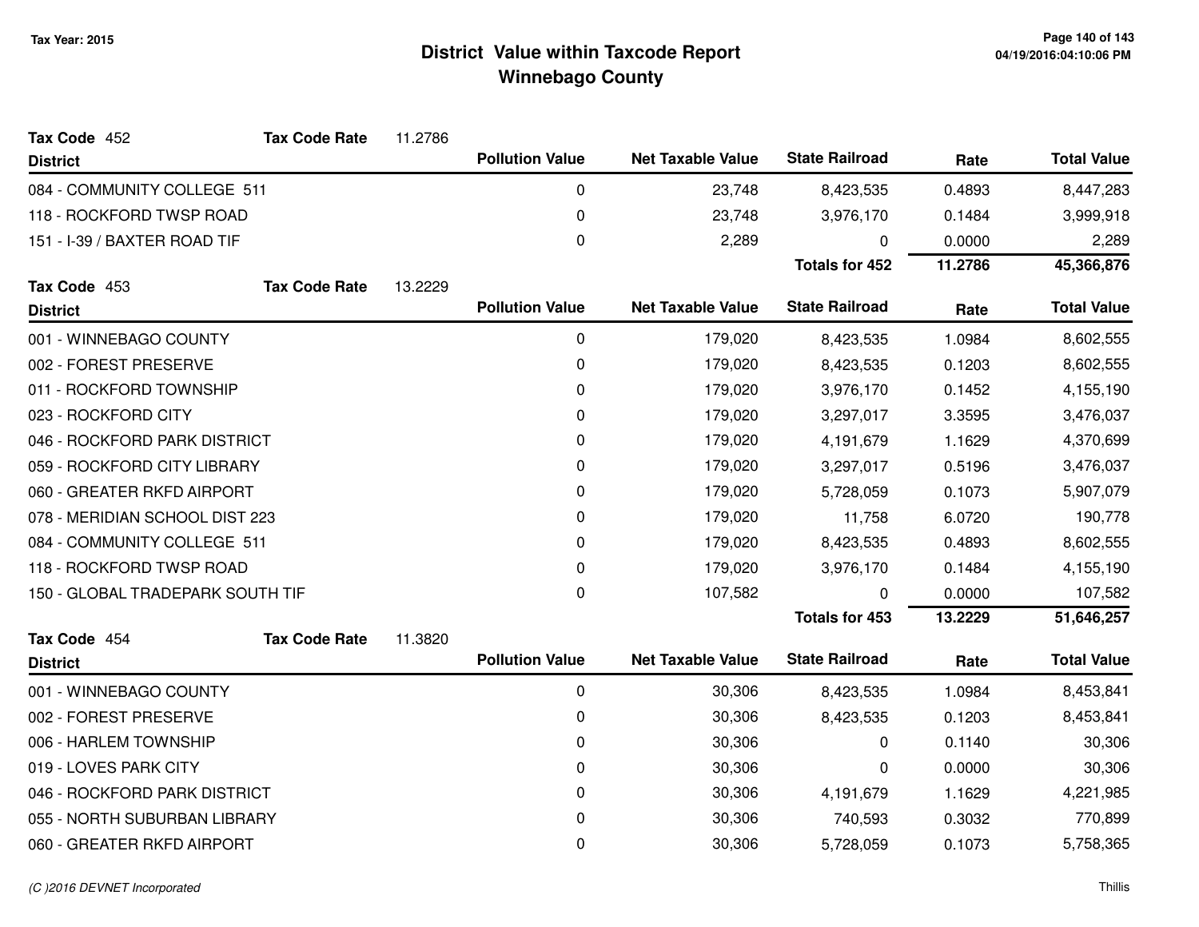# District Value within Taxcode Report
## Winnebago County

Tax Year: 2015

**Tax Code** 452 **Tax Code Rate** 11.2786

| District | Pollution Value | Net Taxable Value | State Railroad | Rate | Total Value |
|---|---|---|---|---|---|
| 084 - COMMUNITY COLLEGE 511 | 0 | 23,748 | 8,423,535 | 0.4893 | 8,447,283 |
| 118 - ROCKFORD TWSP ROAD | 0 | 23,748 | 3,976,170 | 0.1484 | 3,999,918 |
| 151 - I-39 / BAXTER ROAD TIF | 0 | 2,289 | 0 | 0.0000 | 2,289 |
| | | | **Totals for 452** | **11.2786** | **45,366,876** |

**Tax Code** 453 **Tax Code Rate** 13.2229

| District | Pollution Value | Net Taxable Value | State Railroad | Rate | Total Value |
|---|---|---|---|---|---|
| 001 - WINNEBAGO COUNTY | 0 | 179,020 | 8,423,535 | 1.0984 | 8,602,555 |
| 002 - FOREST PRESERVE | 0 | 179,020 | 8,423,535 | 0.1203 | 8,602,555 |
| 011 - ROCKFORD TOWNSHIP | 0 | 179,020 | 3,976,170 | 0.1452 | 4,155,190 |
| 023 - ROCKFORD CITY | 0 | 179,020 | 3,297,017 | 3.3595 | 3,476,037 |
| 046 - ROCKFORD PARK DISTRICT | 0 | 179,020 | 4,191,679 | 1.1629 | 4,370,699 |
| 059 - ROCKFORD CITY LIBRARY | 0 | 179,020 | 3,297,017 | 0.5196 | 3,476,037 |
| 060 - GREATER RKFD AIRPORT | 0 | 179,020 | 5,728,059 | 0.1073 | 5,907,079 |
| 078 - MERIDIAN SCHOOL DIST 223 | 0 | 179,020 | 11,758 | 6.0720 | 190,778 |
| 084 - COMMUNITY COLLEGE 511 | 0 | 179,020 | 8,423,535 | 0.4893 | 8,602,555 |
| 118 - ROCKFORD TWSP ROAD | 0 | 179,020 | 3,976,170 | 0.1484 | 4,155,190 |
| 150 - GLOBAL TRADEPARK SOUTH TIF | 0 | 107,582 | 0 | 0.0000 | 107,582 |
| | | | **Totals for 453** | **13.2229** | **51,646,257** |

**Tax Code** 454 **Tax Code Rate** 11.3820

| District | Pollution Value | Net Taxable Value | State Railroad | Rate | Total Value |
|---|---|---|---|---|---|
| 001 - WINNEBAGO COUNTY | 0 | 30,306 | 8,423,535 | 1.0984 | 8,453,841 |
| 002 - FOREST PRESERVE | 0 | 30,306 | 8,423,535 | 0.1203 | 8,453,841 |
| 006 - HARLEM TOWNSHIP | 0 | 30,306 | 0 | 0.1140 | 30,306 |
| 019 - LOVES PARK CITY | 0 | 30,306 | 0 | 0.0000 | 30,306 |
| 046 - ROCKFORD PARK DISTRICT | 0 | 30,306 | 4,191,679 | 1.1629 | 4,221,985 |
| 055 - NORTH SUBURBAN LIBRARY | 0 | 30,306 | 740,593 | 0.3032 | 770,899 |
| 060 - GREATER RKFD AIRPORT | 0 | 30,306 | 5,728,059 | 0.1073 | 5,758,365 |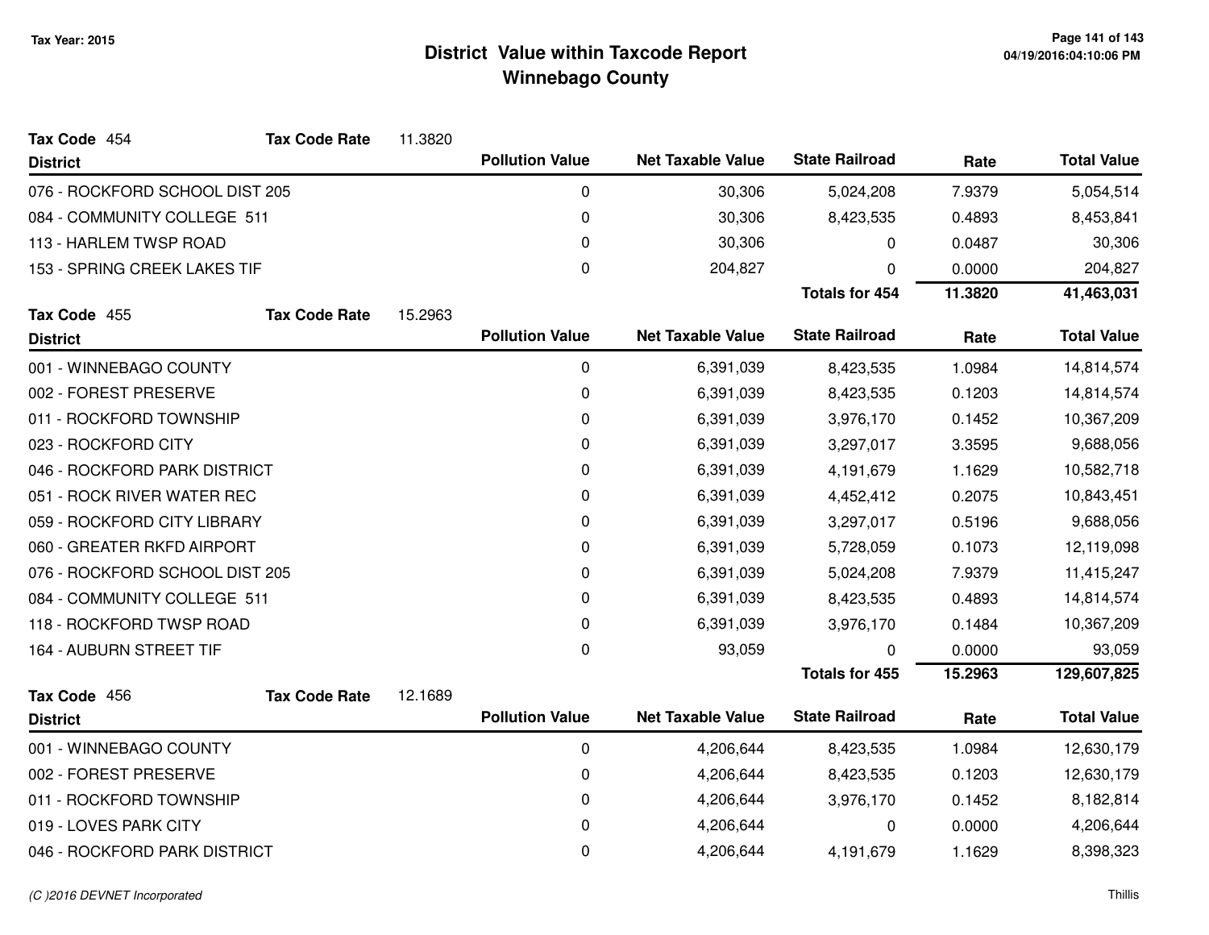# District Value within Taxcode Report
## Winnebago County

Tax Year: 2015

**Tax Code** 454 **Tax Code Rate** 11.3820

| District | Pollution Value | Net Taxable Value | State Railroad | Rate | Total Value |
|---|---|---|---|---|---|
| 076 - ROCKFORD SCHOOL DIST 205 | 0 | 30,306 | 5,024,208 | 7.9379 | 5,054,514 |
| 084 - COMMUNITY COLLEGE 511 | 0 | 30,306 | 8,423,535 | 0.4893 | 8,453,841 |
| 113 - HARLEM TWSP ROAD | 0 | 30,306 | 0 | 0.0487 | 30,306 |
| 153 - SPRING CREEK LAKES TIF | 0 | 204,827 | 0 | 0.0000 | 204,827 |
| | | | **Totals for 454** | **11.3820** | **41,463,031** |

**Tax Code** 455 **Tax Code Rate** 15.2963

| District | Pollution Value | Net Taxable Value | State Railroad | Rate | Total Value |
|---|---|---|---|---|---|
| 001 - WINNEBAGO COUNTY | 0 | 6,391,039 | 8,423,535 | 1.0984 | 14,814,574 |
| 002 - FOREST PRESERVE | 0 | 6,391,039 | 8,423,535 | 0.1203 | 14,814,574 |
| 011 - ROCKFORD TOWNSHIP | 0 | 6,391,039 | 3,976,170 | 0.1452 | 10,367,209 |
| 023 - ROCKFORD CITY | 0 | 6,391,039 | 3,297,017 | 3.3595 | 9,688,056 |
| 046 - ROCKFORD PARK DISTRICT | 0 | 6,391,039 | 4,191,679 | 1.1629 | 10,582,718 |
| 051 - ROCK RIVER WATER REC | 0 | 6,391,039 | 4,452,412 | 0.2075 | 10,843,451 |
| 059 - ROCKFORD CITY LIBRARY | 0 | 6,391,039 | 3,297,017 | 0.5196 | 9,688,056 |
| 060 - GREATER RKFD AIRPORT | 0 | 6,391,039 | 5,728,059 | 0.1073 | 12,119,098 |
| 076 - ROCKFORD SCHOOL DIST 205 | 0 | 6,391,039 | 5,024,208 | 7.9379 | 11,415,247 |
| 084 - COMMUNITY COLLEGE 511 | 0 | 6,391,039 | 8,423,535 | 0.4893 | 14,814,574 |
| 118 - ROCKFORD TWSP ROAD | 0 | 6,391,039 | 3,976,170 | 0.1484 | 10,367,209 |
| 164 - AUBURN STREET TIF | 0 | 93,059 | 0 | 0.0000 | 93,059 |
| | | | **Totals for 455** | **15.2963** | **129,607,825** |

**Tax Code** 456 **Tax Code Rate** 12.1689

| District | Pollution Value | Net Taxable Value | State Railroad | Rate | Total Value |
|---|---|---|---|---|---|
| 001 - WINNEBAGO COUNTY | 0 | 4,206,644 | 8,423,535 | 1.0984 | 12,630,179 |
| 002 - FOREST PRESERVE | 0 | 4,206,644 | 8,423,535 | 0.1203 | 12,630,179 |
| 011 - ROCKFORD TOWNSHIP | 0 | 4,206,644 | 3,976,170 | 0.1452 | 8,182,814 |
| 019 - LOVES PARK CITY | 0 | 4,206,644 | 0 | 0.0000 | 4,206,644 |
| 046 - ROCKFORD PARK DISTRICT | 0 | 4,206,644 | 4,191,679 | 1.1629 | 8,398,323 |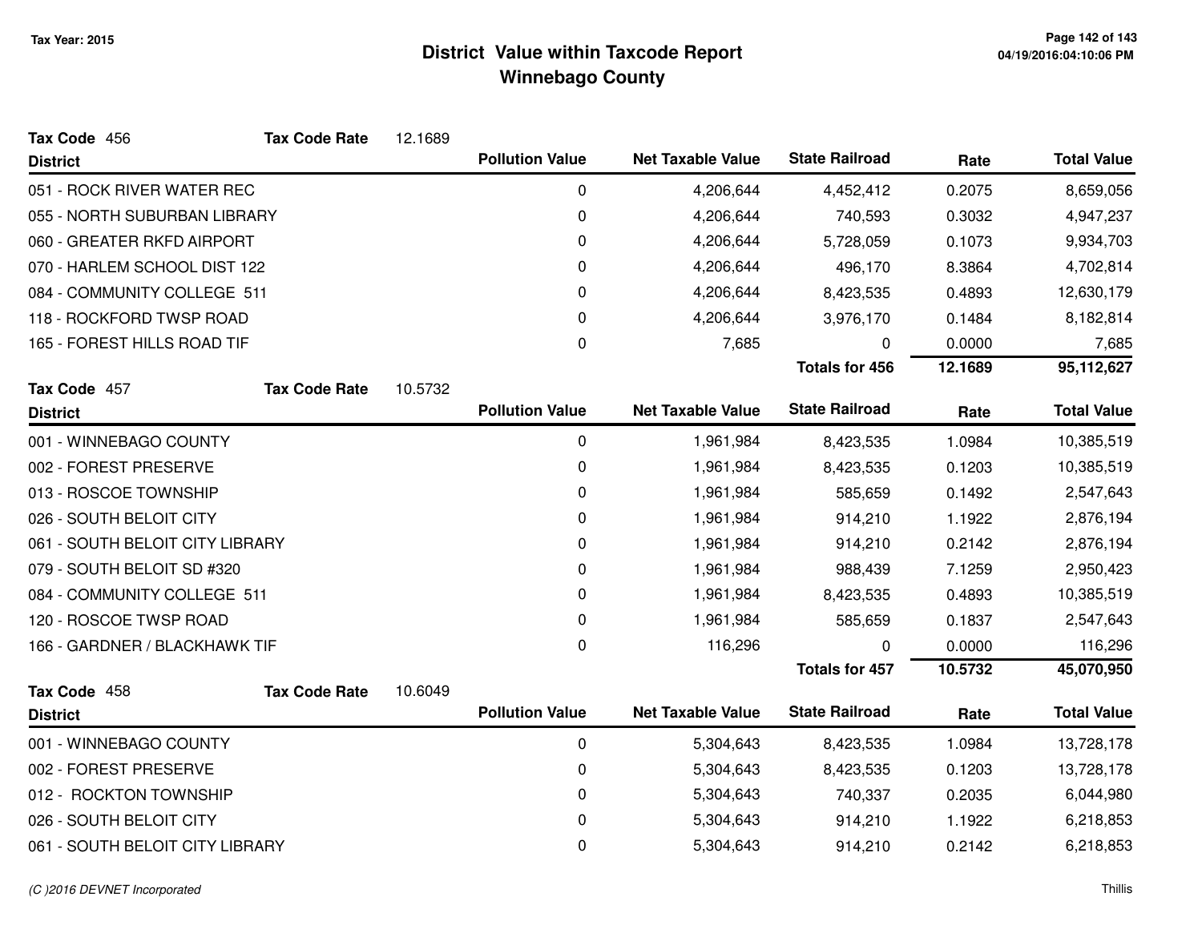# District Value within Taxcode Report
## Winnebago County

Tax Year: 2015

**Tax Code** 456 **Tax Code Rate** 12.1689

| District | Pollution Value | Net Taxable Value | State Railroad | Rate | Total Value |
|---|---|---|---|---|---|
| 051 - ROCK RIVER WATER REC | 0 | 4,206,644 | 4,452,412 | 0.2075 | 8,659,056 |
| 055 - NORTH SUBURBAN LIBRARY | 0 | 4,206,644 | 740,593 | 0.3032 | 4,947,237 |
| 060 - GREATER RKFD AIRPORT | 0 | 4,206,644 | 5,728,059 | 0.1073 | 9,934,703 |
| 070 - HARLEM SCHOOL DIST 122 | 0 | 4,206,644 | 496,170 | 8.3864 | 4,702,814 |
| 084 - COMMUNITY COLLEGE 511 | 0 | 4,206,644 | 8,423,535 | 0.4893 | 12,630,179 |
| 118 - ROCKFORD TWSP ROAD | 0 | 4,206,644 | 3,976,170 | 0.1484 | 8,182,814 |
| 165 - FOREST HILLS ROAD TIF | 0 | 7,685 | 0 | 0.0000 | 7,685 |
| | | | **Totals for 456** | **12.1689** | **95,112,627** |

**Tax Code** 457 **Tax Code Rate** 10.5732

| District | Pollution Value | Net Taxable Value | State Railroad | Rate | Total Value |
|---|---|---|---|---|---|
| 001 - WINNEBAGO COUNTY | 0 | 1,961,984 | 8,423,535 | 1.0984 | 10,385,519 |
| 002 - FOREST PRESERVE | 0 | 1,961,984 | 8,423,535 | 0.1203 | 10,385,519 |
| 013 - ROSCOE TOWNSHIP | 0 | 1,961,984 | 585,659 | 0.1492 | 2,547,643 |
| 026 - SOUTH BELOIT CITY | 0 | 1,961,984 | 914,210 | 1.1922 | 2,876,194 |
| 061 - SOUTH BELOIT CITY LIBRARY | 0 | 1,961,984 | 914,210 | 0.2142 | 2,876,194 |
| 079 - SOUTH BELOIT SD #320 | 0 | 1,961,984 | 988,439 | 7.1259 | 2,950,423 |
| 084 - COMMUNITY COLLEGE 511 | 0 | 1,961,984 | 8,423,535 | 0.4893 | 10,385,519 |
| 120 - ROSCOE TWSP ROAD | 0 | 1,961,984 | 585,659 | 0.1837 | 2,547,643 |
| 166 - GARDNER / BLACKHAWK TIF | 0 | 116,296 | 0 | 0.0000 | 116,296 |
| | | | **Totals for 457** | **10.5732** | **45,070,950** |

**Tax Code** 458 **Tax Code Rate** 10.6049

| District | Pollution Value | Net Taxable Value | State Railroad | Rate | Total Value |
|---|---|---|---|---|---|
| 001 - WINNEBAGO COUNTY | 0 | 5,304,643 | 8,423,535 | 1.0984 | 13,728,178 |
| 002 - FOREST PRESERVE | 0 | 5,304,643 | 8,423,535 | 0.1203 | 13,728,178 |
| 012 - ROCKTON TOWNSHIP | 0 | 5,304,643 | 740,337 | 0.2035 | 6,044,980 |
| 026 - SOUTH BELOIT CITY | 0 | 5,304,643 | 914,210 | 1.1922 | 6,218,853 |
| 061 - SOUTH BELOIT CITY LIBRARY | 0 | 5,304,643 | 914,210 | 0.2142 | 6,218,853 |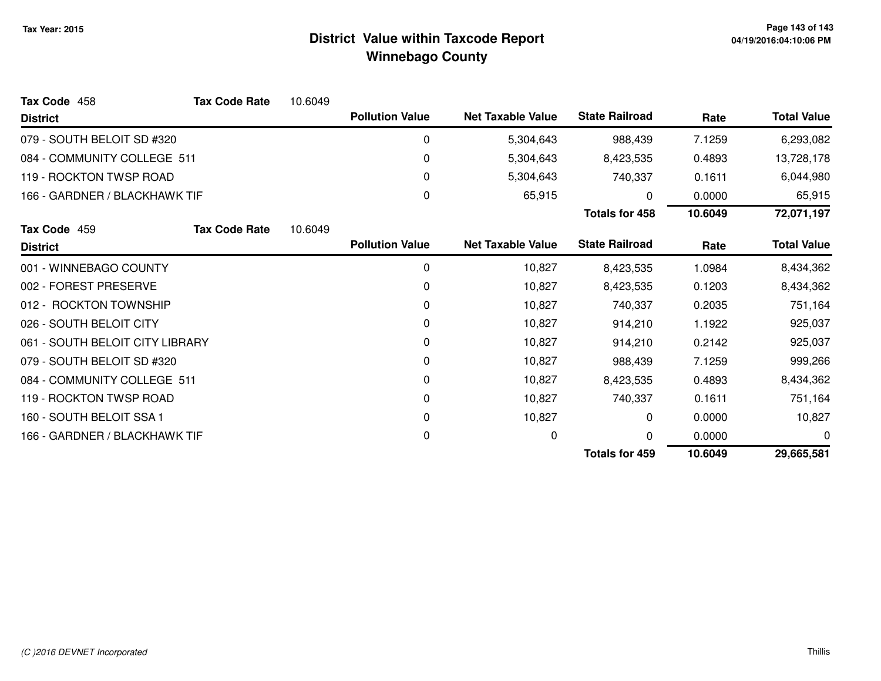**Tax Year: 2015**

# District Value within Taxcode Report
## Winnebago County

**Tax Code** 458 **Tax Code Rate** 10.6049

| District | Pollution Value | Net Taxable Value | State Railroad | Rate | Total Value |
|---|---|---|---|---|---|
| 079 - SOUTH BELOIT SD #320 | 0 | 5,304,643 | 988,439 | 7.1259 | 6,293,082 |
| 084 - COMMUNITY COLLEGE 511 | 0 | 5,304,643 | 8,423,535 | 0.4893 | 13,728,178 |
| 119 - ROCKTON TWSP ROAD | 0 | 5,304,643 | 740,337 | 0.1611 | 6,044,980 |
| 166 - GARDNER / BLACKHAWK TIF | 0 | 65,915 | 0 | 0.0000 | 65,915 |
| | | | **Totals for 458** | **10.6049** | **72,071,197** |

**Tax Code** 459 **Tax Code Rate** 10.6049

| District | Pollution Value | Net Taxable Value | State Railroad | Rate | Total Value |
|---|---|---|---|---|---|
| 001 - WINNEBAGO COUNTY | 0 | 10,827 | 8,423,535 | 1.0984 | 8,434,362 |
| 002 - FOREST PRESERVE | 0 | 10,827 | 8,423,535 | 0.1203 | 8,434,362 |
| 012 - ROCKTON TOWNSHIP | 0 | 10,827 | 740,337 | 0.2035 | 751,164 |
| 026 - SOUTH BELOIT CITY | 0 | 10,827 | 914,210 | 1.1922 | 925,037 |
| 061 - SOUTH BELOIT CITY LIBRARY | 0 | 10,827 | 914,210 | 0.2142 | 925,037 |
| 079 - SOUTH BELOIT SD #320 | 0 | 10,827 | 988,439 | 7.1259 | 999,266 |
| 084 - COMMUNITY COLLEGE 511 | 0 | 10,827 | 8,423,535 | 0.4893 | 8,434,362 |
| 119 - ROCKTON TWSP ROAD | 0 | 10,827 | 740,337 | 0.1611 | 751,164 |
| 160 - SOUTH BELOIT SSA 1 | 0 | 10,827 | 0 | 0.0000 | 10,827 |
| 166 - GARDNER / BLACKHAWK TIF | 0 | 0 | 0 | 0.0000 | 0 |
| | | | **Totals for 459** | **10.6049** | **29,665,581** |

*(C )2016 DEVNET Incorporated*

Thillis